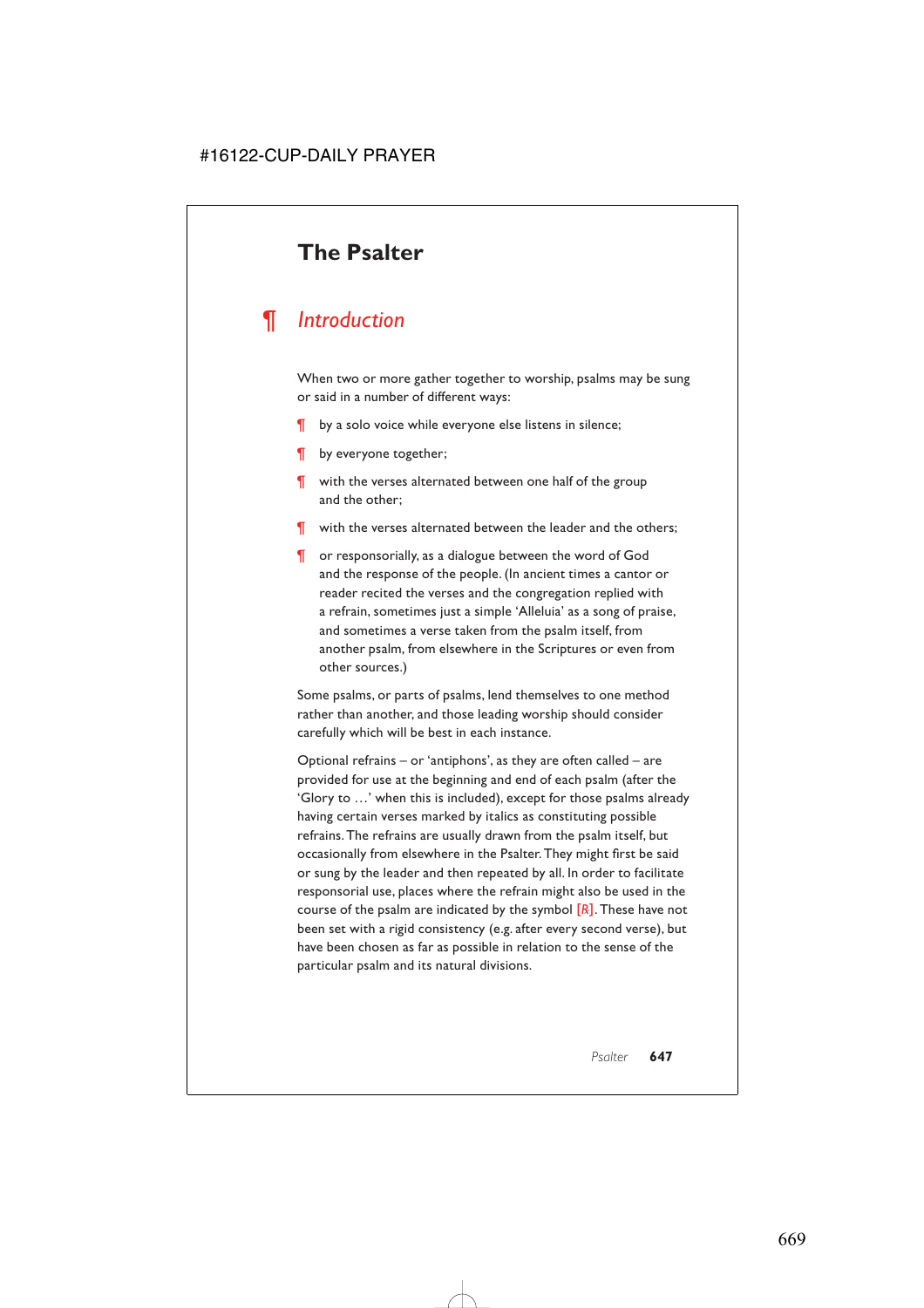# The Psalter

## ¶ *Introduction*

When two or more gather together to worship, psalms may be sung or said in a number of different ways:

¶ by a solo voice while everyone else listens in silence;

¶ by everyone together;

¶ with the verses alternated between one half of the group and the other;

¶ with the verses alternated between the leader and the others;

¶ or responsorially, as a dialogue between the word of God and the response of the people. (In ancient times a cantor or reader recited the verses and the congregation replied with a refrain, sometimes just a simple 'Alleluia' as a song of praise, and sometimes a verse taken from the psalm itself, from another psalm, from elsewhere in the Scriptures or even from other sources.)

Some psalms, or parts of psalms, lend themselves to one method rather than another, and those leading worship should consider carefully which will be best in each instance.

Optional refrains – or 'antiphons', as they are often called – are provided for use at the beginning and end of each psalm (after the 'Glory to …' when this is included), except for those psalms already having certain verses marked by italics as constituting possible refrains. The refrains are usually drawn from the psalm itself, but occasionally from elsewhere in the Psalter. They might first be said or sung by the leader and then repeated by all. In order to facilitate responsorial use, places where the refrain might also be used in the course of the psalm are indicated by the symbol [*R*]. These have not been set with a rigid consistency (e.g. after every second verse), but have been chosen as far as possible in relation to the sense of the particular psalm and its natural divisions.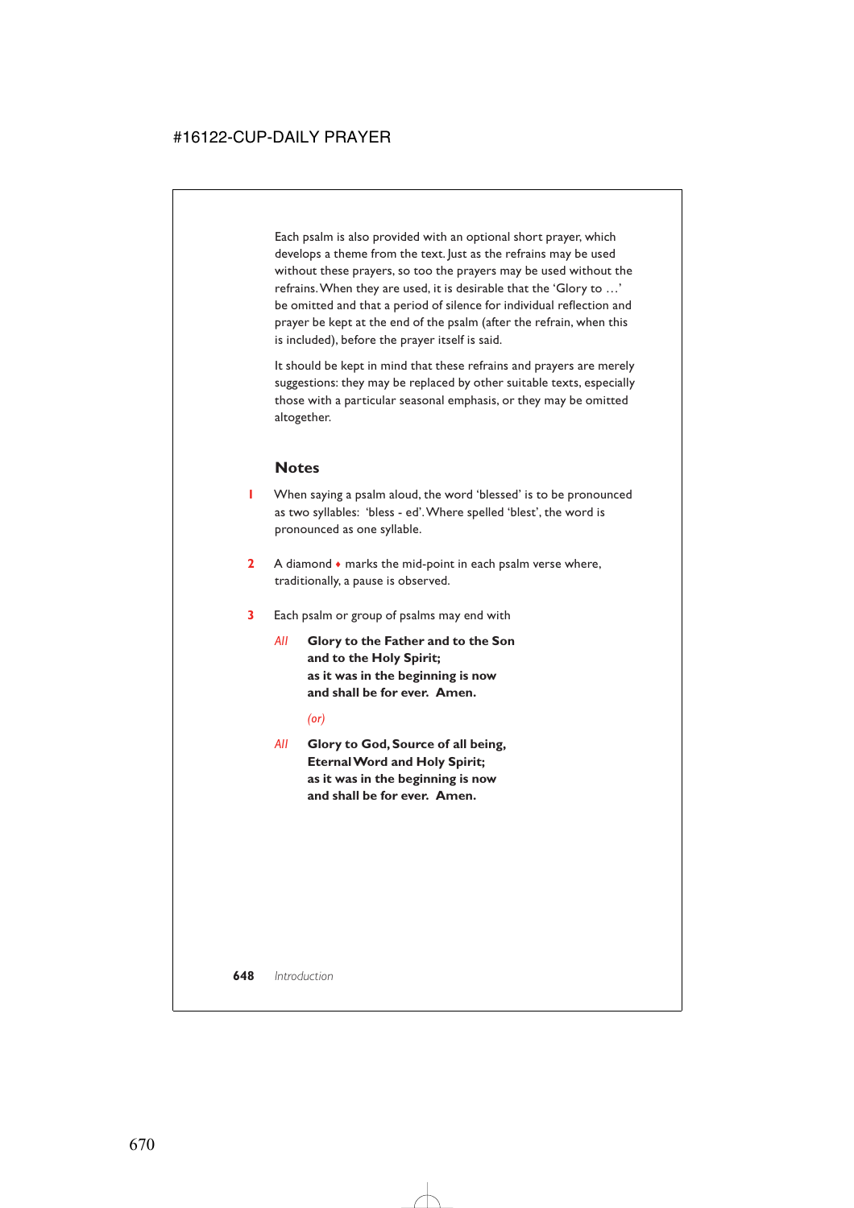Each psalm is also provided with an optional short prayer, which develops a theme from the text. Just as the refrains may be used without these prayers, so too the prayers may be used without the refrains. When they are used, it is desirable that the 'Glory to …' be omitted and that a period of silence for individual reflection and prayer be kept at the end of the psalm (after the refrain, when this is included), before the prayer itself is said.

It should be kept in mind that these refrains and prayers are merely suggestions: they may be replaced by other suitable texts, especially those with a particular seasonal emphasis, or they may be omitted altogether.

## Notes

1. When saying a psalm aloud, the word 'blessed' is to be pronounced as two syllables: 'bless - ed'. Where spelled 'blest', the word is pronounced as one syllable.

2. A diamond ♦ marks the mid-point in each psalm verse where, traditionally, a pause is observed.

3. Each psalm or group of psalms may end with

*All* **Glory to the Father and to the Son**
**and to the Holy Spirit;**
**as it was in the beginning is now**
**and shall be for ever. Amen.**

*(or)*

*All* **Glory to God, Source of all being,**
**Eternal Word and Holy Spirit;**
**as it was in the beginning is now**
**and shall be for ever. Amen.**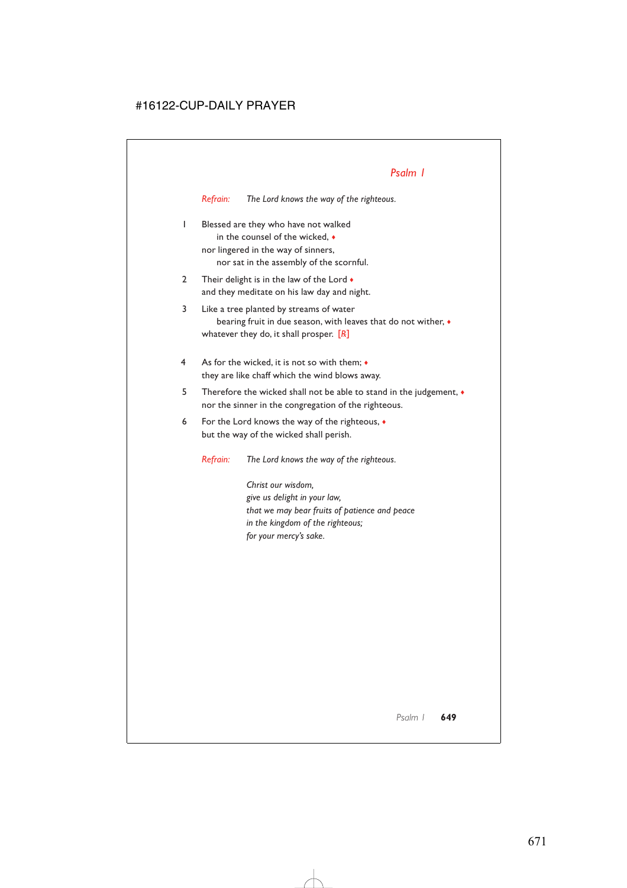## *Psalm 1*

*Refrain:* *The Lord knows the way of the righteous.*

1 Blessed are they who have not walked
  in the counsel of the wicked, ♦
nor lingered in the way of sinners,
  nor sat in the assembly of the scornful.

2 Their delight is in the law of the Lord ♦
and they meditate on his law day and night.

3 Like a tree planted by streams of water
  bearing fruit in due season, with leaves that do not wither, ♦
whatever they do, it shall prosper. [R]

4 As for the wicked, it is not so with them; ♦
they are like chaff which the wind blows away.

5 Therefore the wicked shall not be able to stand in the judgement, ♦
nor the sinner in the congregation of the righteous.

6 For the Lord knows the way of the righteous, ♦
but the way of the wicked shall perish.

*Refrain:* *The Lord knows the way of the righteous.*

*Christ our wisdom,*
*give us delight in your law,*
*that we may bear fruits of patience and peace*
*in the kingdom of the righteous;*
*for your mercy's sake.*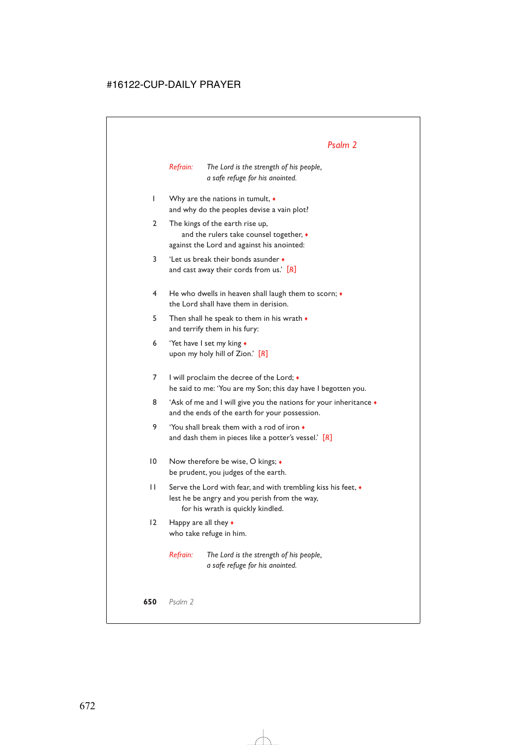## *Psalm 2*

*Refrain:* *The Lord is the strength of his people,*
*a safe refuge for his anointed.*

1 Why are the nations in tumult, ♦
and why do the peoples devise a vain plot?

2 The kings of the earth rise up,
and the rulers take counsel together, ♦
against the Lord and against his anointed:

3 'Let us break their bonds asunder ♦
and cast away their cords from us.' [R]

4 He who dwells in heaven shall laugh them to scorn; ♦
the Lord shall have them in derision.

5 Then shall he speak to them in his wrath ♦
and terrify them in his fury:

6 'Yet have I set my king ♦
upon my holy hill of Zion.' [R]

7 I will proclaim the decree of the Lord; ♦
he said to me: 'You are my Son; this day have I begotten you.

8 'Ask of me and I will give you the nations for your inheritance ♦
and the ends of the earth for your possession.

9 'You shall break them with a rod of iron ♦
and dash them in pieces like a potter's vessel.' [R]

10 Now therefore be wise, O kings; ♦
be prudent, you judges of the earth.

11 Serve the Lord with fear, and with trembling kiss his feet, ♦
lest he be angry and you perish from the way,
for his wrath is quickly kindled.

12 Happy are all they ♦
who take refuge in him.

*Refrain:* *The Lord is the strength of his people,*
*a safe refuge for his anointed.*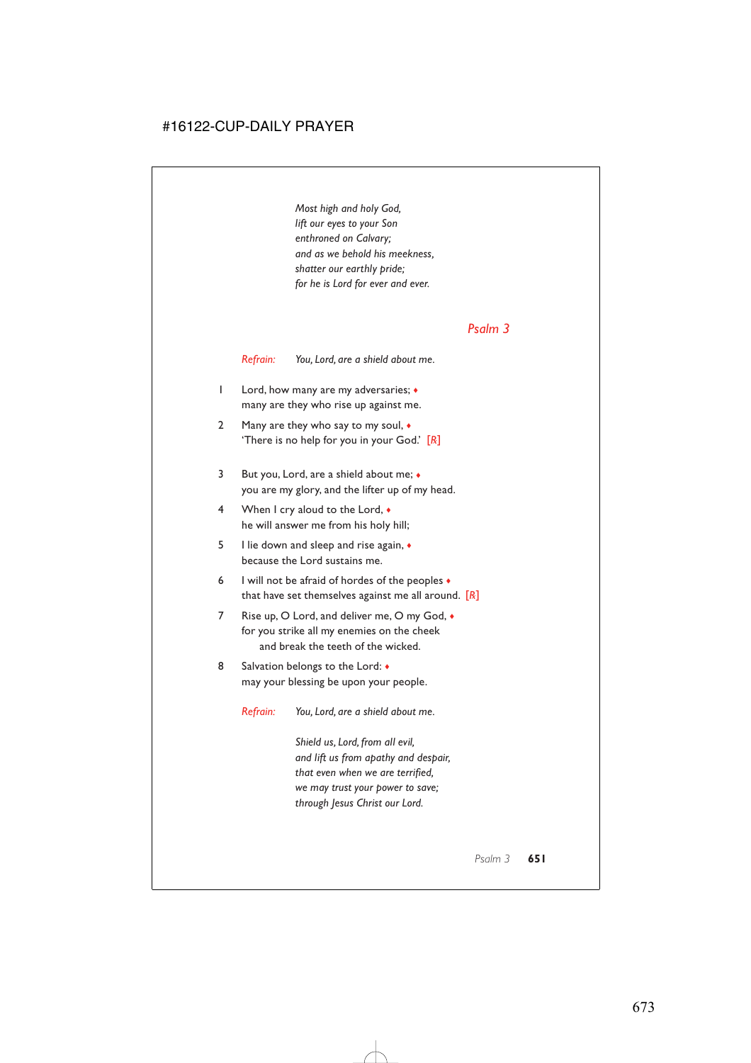*Most high and holy God,*
*lift our eyes to your Son*
*enthroned on Calvary;*
*and as we behold his meekness,*
*shatter our earthly pride;*
*for he is Lord for ever and ever.*

## *Psalm 3*

*Refrain:* *You, Lord, are a shield about me.*

1 Lord, how many are my adversaries; ♦
many are they who rise up against me.

2 Many are they who say to my soul, ♦
'There is no help for you in your God.' [R]

3 But you, Lord, are a shield about me; ♦
you are my glory, and the lifter up of my head.

4 When I cry aloud to the Lord, ♦
he will answer me from his holy hill;

5 I lie down and sleep and rise again, ♦
because the Lord sustains me.

6 I will not be afraid of hordes of the peoples ♦
that have set themselves against me all around. [R]

7 Rise up, O Lord, and deliver me, O my God, ♦
for you strike all my enemies on the cheek
and break the teeth of the wicked.

8 Salvation belongs to the Lord: ♦
may your blessing be upon your people.

*Refrain:* *You, Lord, are a shield about me.*

*Shield us, Lord, from all evil,*
*and lift us from apathy and despair,*
*that even when we are terrified,*
*we may trust your power to save;*
*through Jesus Christ our Lord.*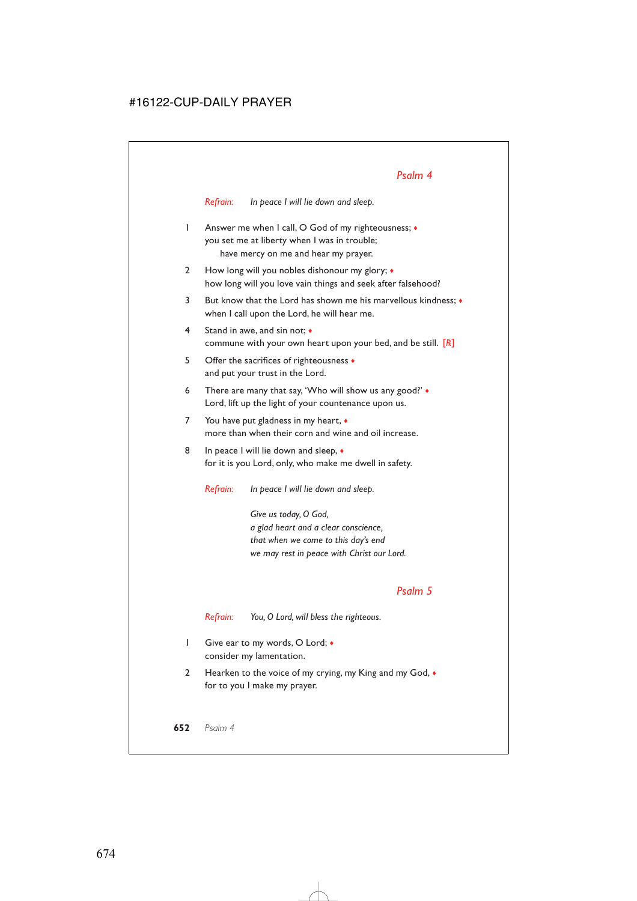## *Psalm 4*

*Refrain:* *In peace I will lie down and sleep.*

1 Answer me when I call, O God of my righteousness; ♦
you set me at liberty when I was in trouble;
  have mercy on me and hear my prayer.

2 How long will you nobles dishonour my glory; ♦
how long will you love vain things and seek after falsehood?

3 But know that the Lord has shown me his marvellous kindness; ♦
when I call upon the Lord, he will hear me.

4 Stand in awe, and sin not; ♦
commune with your own heart upon your bed, and be still. [*R*]

5 Offer the sacrifices of righteousness ♦
and put your trust in the Lord.

6 There are many that say, 'Who will show us any good?' ♦
Lord, lift up the light of your countenance upon us.

7 You have put gladness in my heart, ♦
more than when their corn and wine and oil increase.

8 In peace I will lie down and sleep, ♦
for it is you Lord, only, who make me dwell in safety.

*Refrain:* *In peace I will lie down and sleep.*

*Give us today, O God,*
*a glad heart and a clear conscience,*
*that when we come to this day's end*
*we may rest in peace with Christ our Lord.*

## *Psalm 5*

*Refrain:* *You, O Lord, will bless the righteous.*

1 Give ear to my words, O Lord; ♦
consider my lamentation.

2 Hearken to the voice of my crying, my King and my God, ♦
for to you I make my prayer.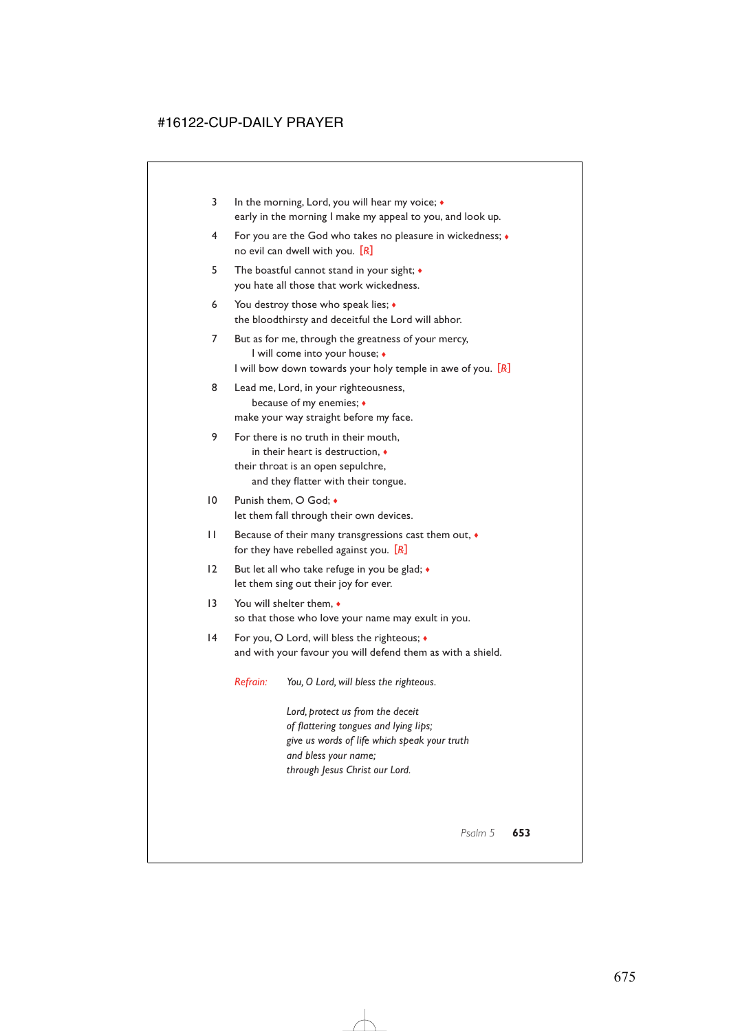3 In the morning, Lord, you will hear my voice; ♦
early in the morning I make my appeal to you, and look up.

4 For you are the God who takes no pleasure in wickedness; ♦
no evil can dwell with you. [℟]

5 The boastful cannot stand in your sight; ♦
you hate all those that work wickedness.

6 You destroy those who speak lies; ♦
the bloodthirsty and deceitful the Lord will abhor.

7 But as for me, through the greatness of your mercy,
I will come into your house; ♦
I will bow down towards your holy temple in awe of you. [℟]

8 Lead me, Lord, in your righteousness,
because of my enemies; ♦
make your way straight before my face.

9 For there is no truth in their mouth,
in their heart is destruction, ♦
their throat is an open sepulchre,
and they flatter with their tongue.

10 Punish them, O God; ♦
let them fall through their own devices.

11 Because of their many transgressions cast them out, ♦
for they have rebelled against you. [℟]

12 But let all who take refuge in you be glad; ♦
let them sing out their joy for ever.

13 You will shelter them, ♦
so that those who love your name may exult in you.

14 For you, O Lord, will bless the righteous; ♦
and with your favour you will defend them as with a shield.

*Refrain:* *You, O Lord, will bless the righteous.*

*Lord, protect us from the deceit*
*of flattering tongues and lying lips;*
*give us words of life which speak your truth*
*and bless your name;*
*through Jesus Christ our Lord.*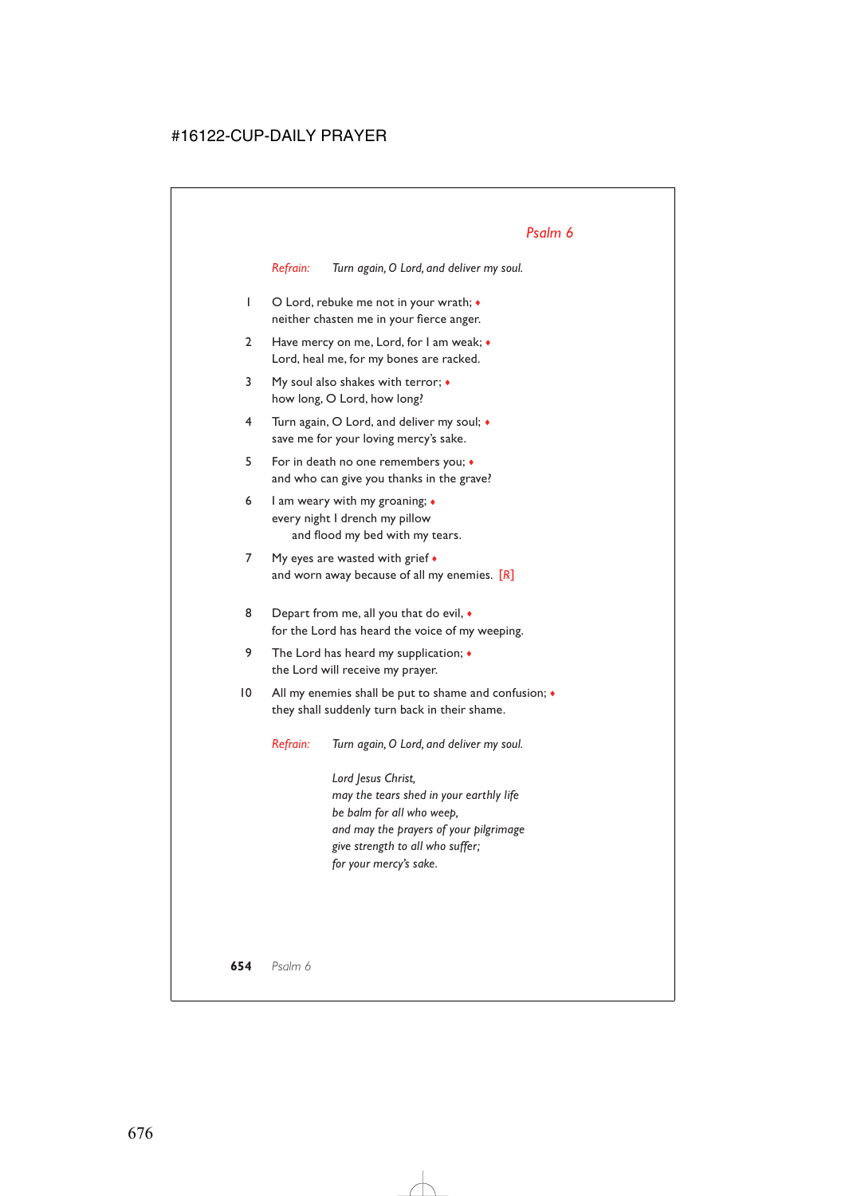## *Psalm 6*

*Refrain:* *Turn again, O Lord, and deliver my soul.*

1 O Lord, rebuke me not in your wrath; ♦
neither chasten me in your fierce anger.

2 Have mercy on me, Lord, for I am weak; ♦
Lord, heal me, for my bones are racked.

3 My soul also shakes with terror; ♦
how long, O Lord, how long?

4 Turn again, O Lord, and deliver my soul; ♦
save me for your loving mercy's sake.

5 For in death no one remembers you; ♦
and who can give you thanks in the grave?

6 I am weary with my groaning; ♦
every night I drench my pillow
  and flood my bed with my tears.

7 My eyes are wasted with grief ♦
and worn away because of all my enemies. [*R*]

8 Depart from me, all you that do evil, ♦
for the Lord has heard the voice of my weeping.

9 The Lord has heard my supplication; ♦
the Lord will receive my prayer.

10 All my enemies shall be put to shame and confusion; ♦
they shall suddenly turn back in their shame.

*Refrain:* *Turn again, O Lord, and deliver my soul.*

*Lord Jesus Christ,*
*may the tears shed in your earthly life*
*be balm for all who weep,*
*and may the prayers of your pilgrimage*
*give strength to all who suffer;*
*for your mercy's sake.*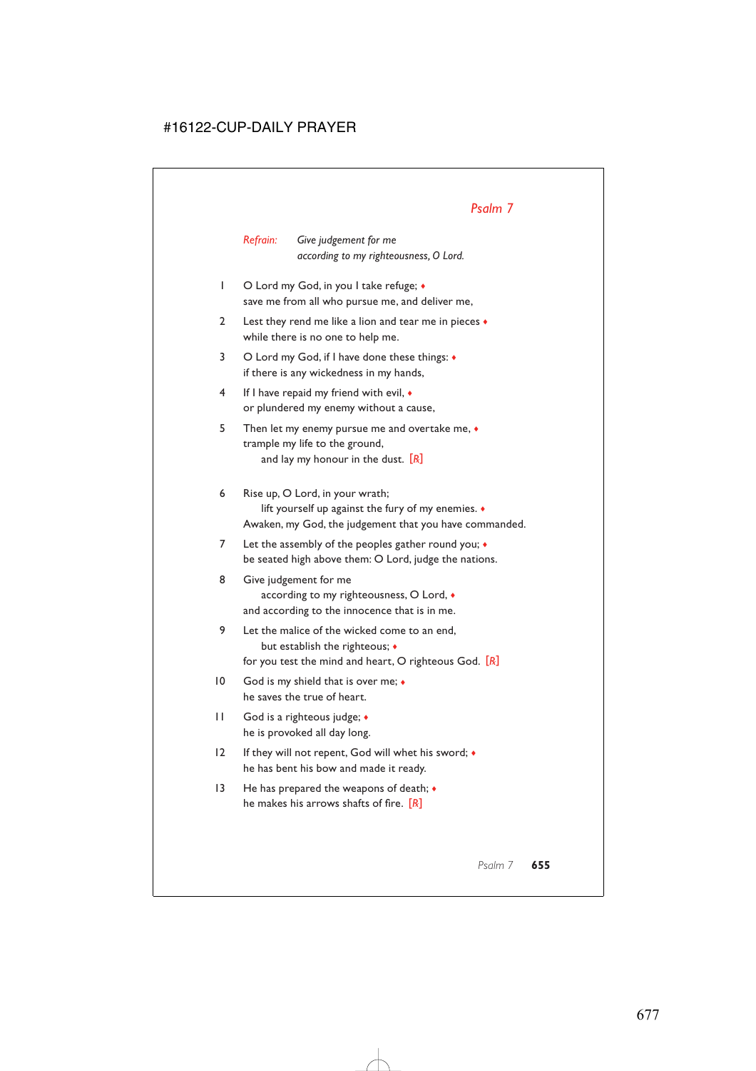# *Psalm 7*

*Refrain:* *Give judgement for me*
*according to my righteousness, O Lord.*

1 O Lord my God, in you I take refuge; ♦
save me from all who pursue me, and deliver me,

2 Lest they rend me like a lion and tear me in pieces ♦
while there is no one to help me.

3 O Lord my God, if I have done these things: ♦
if there is any wickedness in my hands,

4 If I have repaid my friend with evil, ♦
or plundered my enemy without a cause,

5 Then let my enemy pursue me and overtake me, ♦
trample my life to the ground,
  and lay my honour in the dust. [R]

6 Rise up, O Lord, in your wrath;
  lift yourself up against the fury of my enemies. ♦
Awaken, my God, the judgement that you have commanded.

7 Let the assembly of the peoples gather round you; ♦
be seated high above them: O Lord, judge the nations.

8 Give judgement for me
  according to my righteousness, O Lord, ♦
and according to the innocence that is in me.

9 Let the malice of the wicked come to an end,
  but establish the righteous; ♦
for you test the mind and heart, O righteous God. [R]

10 God is my shield that is over me; ♦
he saves the true of heart.

11 God is a righteous judge; ♦
he is provoked all day long.

12 If they will not repent, God will whet his sword; ♦
he has bent his bow and made it ready.

13 He has prepared the weapons of death; ♦
he makes his arrows shafts of fire. [R]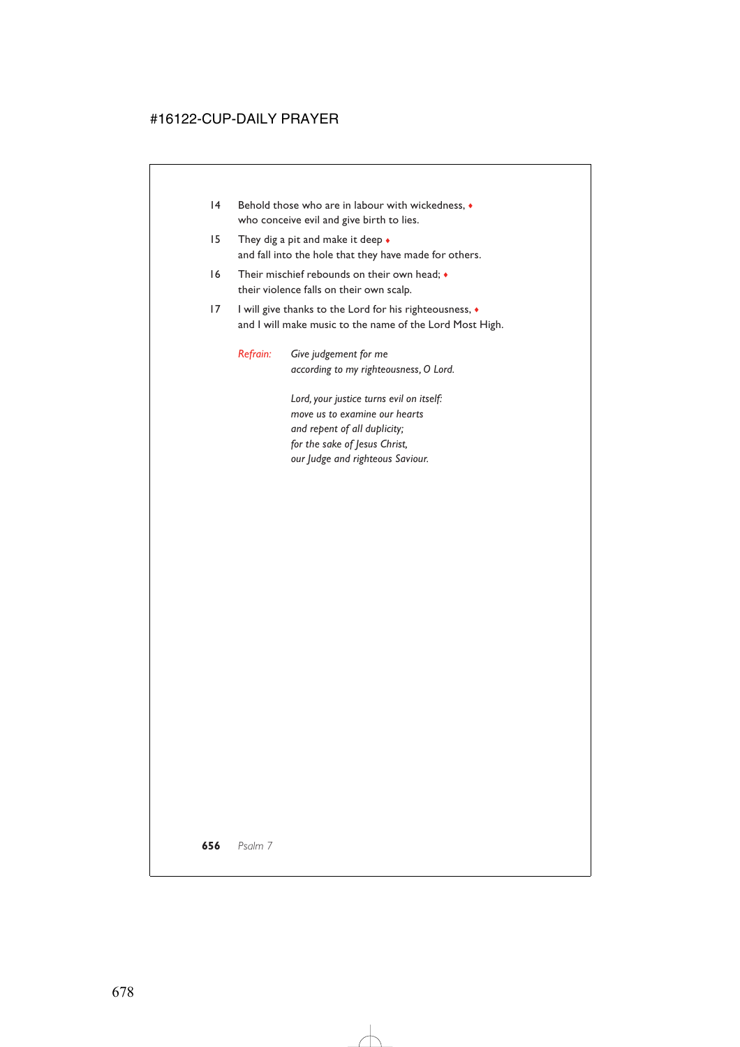14 Behold those who are in labour with wickedness, ♦
who conceive evil and give birth to lies.

15 They dig a pit and make it deep ♦
and fall into the hole that they have made for others.

16 Their mischief rebounds on their own head; ♦
their violence falls on their own scalp.

17 I will give thanks to the Lord for his righteousness, ♦
and I will make music to the name of the Lord Most High.

*Refrain:* *Give judgement for me*
*according to my righteousness, O Lord.*

*Lord, your justice turns evil on itself:*
*move us to examine our hearts*
*and repent of all duplicity;*
*for the sake of Jesus Christ,*
*our Judge and righteous Saviour.*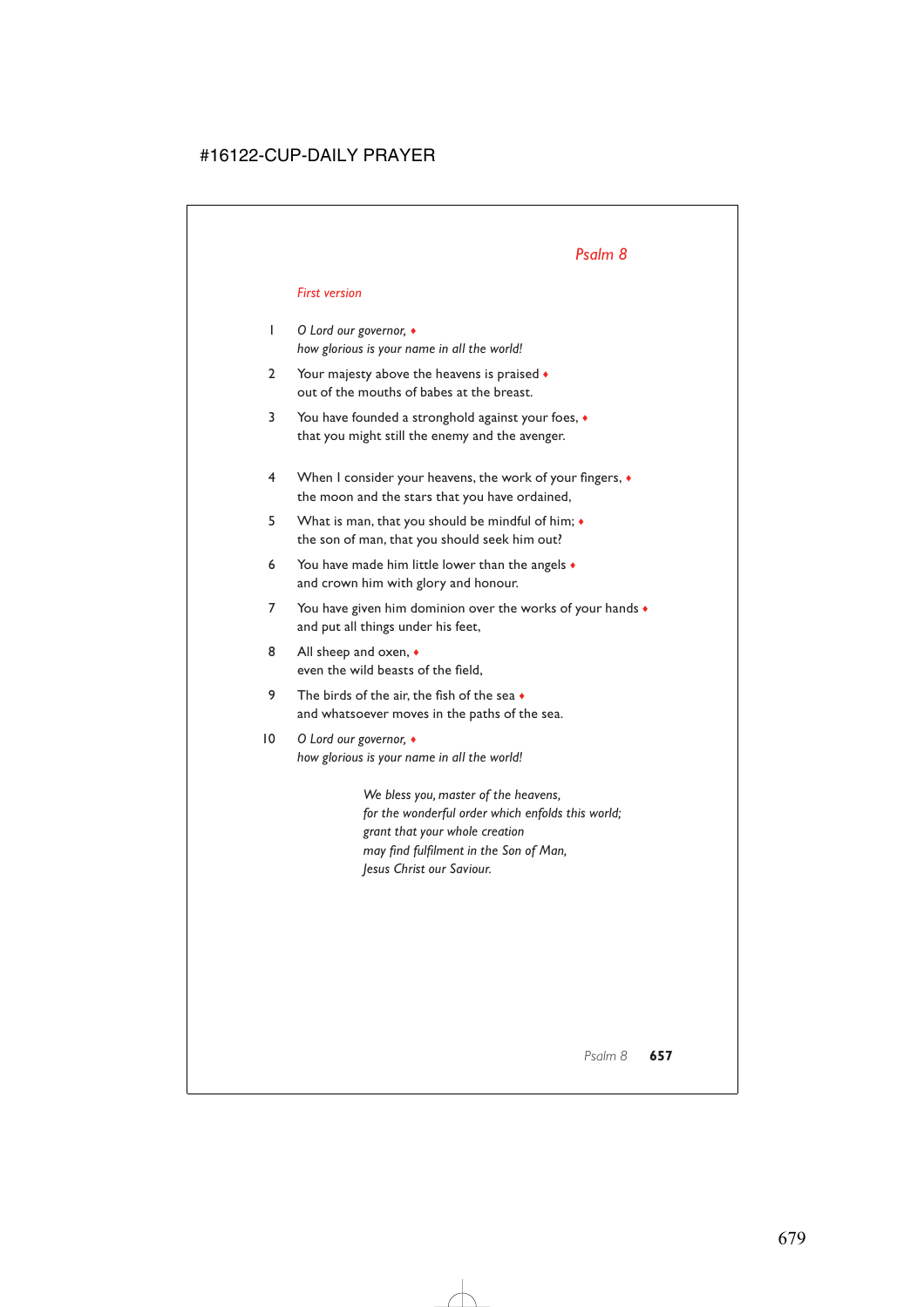## Psalm 8

*First version*

1 *O Lord our governor,* ♦
*how glorious is your name in all the world!*

2 Your majesty above the heavens is praised ♦
out of the mouths of babes at the breast.

3 You have founded a stronghold against your foes, ♦
that you might still the enemy and the avenger.

4 When I consider your heavens, the work of your fingers, ♦
the moon and the stars that you have ordained,

5 What is man, that you should be mindful of him; ♦
the son of man, that you should seek him out?

6 You have made him little lower than the angels ♦
and crown him with glory and honour.

7 You have given him dominion over the works of your hands ♦
and put all things under his feet,

8 All sheep and oxen, ♦
even the wild beasts of the field,

9 The birds of the air, the fish of the sea ♦
and whatsoever moves in the paths of the sea.

10 *O Lord our governor,* ♦
*how glorious is your name in all the world!*

*We bless you, master of the heavens,*
*for the wonderful order which enfolds this world;*
*grant that your whole creation*
*may find fulfilment in the Son of Man,*
*Jesus Christ our Saviour.*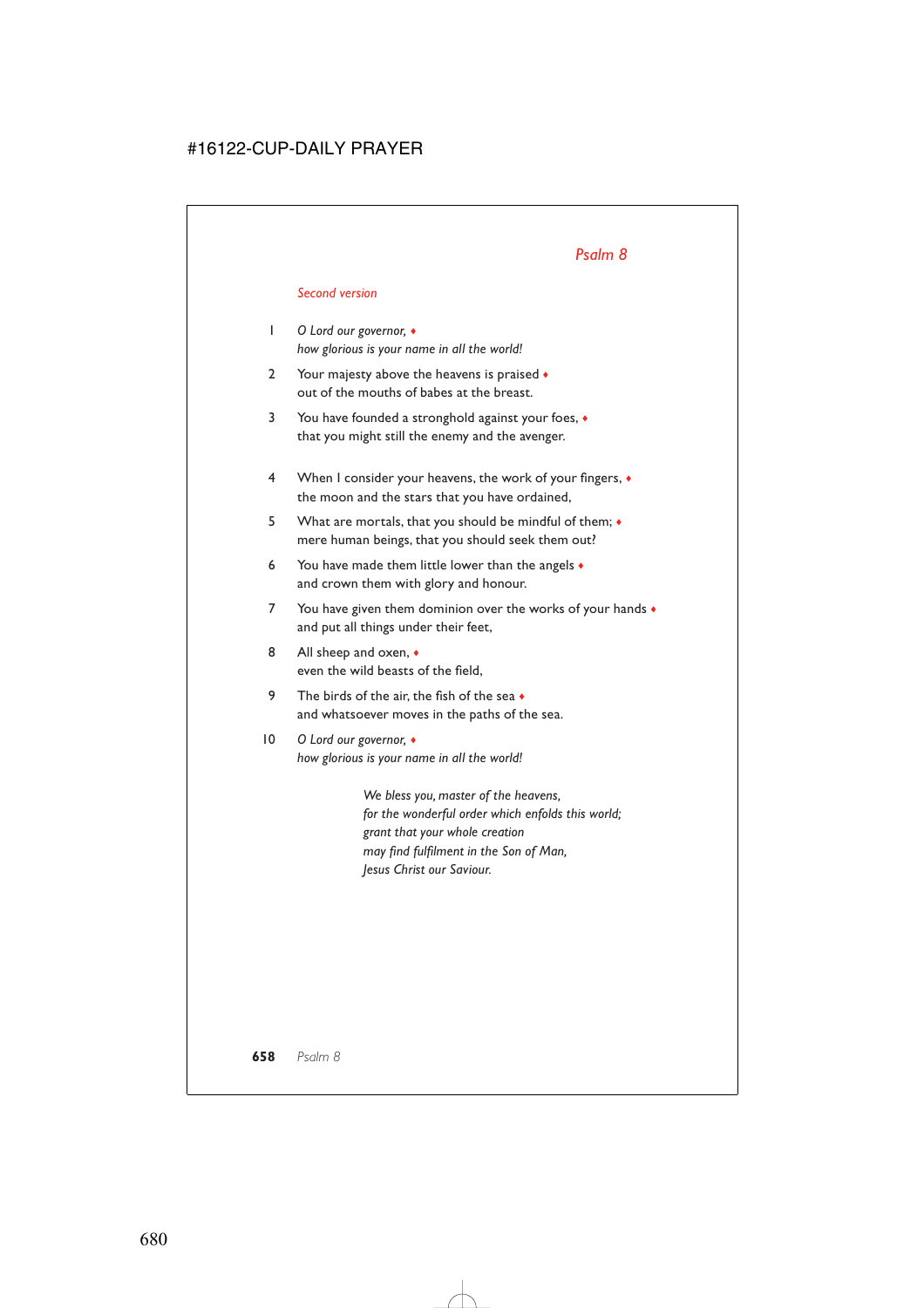# Psalm 8

*Second version*

1 *O Lord our governor,* ♦
*how glorious is your name in all the world!*

2 Your majesty above the heavens is praised ♦
out of the mouths of babes at the breast.

3 You have founded a stronghold against your foes, ♦
that you might still the enemy and the avenger.

4 When I consider your heavens, the work of your fingers, ♦
the moon and the stars that you have ordained,

5 What are mortals, that you should be mindful of them; ♦
mere human beings, that you should seek them out?

6 You have made them little lower than the angels ♦
and crown them with glory and honour.

7 You have given them dominion over the works of your hands ♦
and put all things under their feet,

8 All sheep and oxen, ♦
even the wild beasts of the field,

9 The birds of the air, the fish of the sea ♦
and whatsoever moves in the paths of the sea.

10 *O Lord our governor,* ♦
*how glorious is your name in all the world!*

*We bless you, master of the heavens,*
*for the wonderful order which enfolds this world;*
*grant that your whole creation*
*may find fulfilment in the Son of Man,*
*Jesus Christ our Saviour.*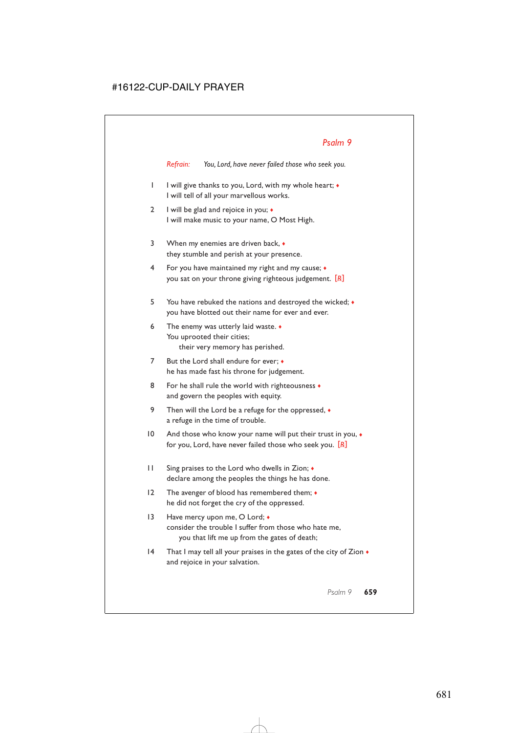## *Psalm 9*

*Refrain:* *You, Lord, have never failed those who seek you.*

1 I will give thanks to you, Lord, with my whole heart; ♦
I will tell of all your marvellous works.

2 I will be glad and rejoice in you; ♦
I will make music to your name, O Most High.

3 When my enemies are driven back, ♦
they stumble and perish at your presence.

4 For you have maintained my right and my cause; ♦
you sat on your throne giving righteous judgement. [℟]

5 You have rebuked the nations and destroyed the wicked; ♦
you have blotted out their name for ever and ever.

6 The enemy was utterly laid waste. ♦
You uprooted their cities;
  their very memory has perished.

7 But the Lord shall endure for ever; ♦
he has made fast his throne for judgement.

8 For he shall rule the world with righteousness ♦
and govern the peoples with equity.

9 Then will the Lord be a refuge for the oppressed, ♦
a refuge in the time of trouble.

10 And those who know your name will put their trust in you, ♦
for you, Lord, have never failed those who seek you. [℟]

11 Sing praises to the Lord who dwells in Zion; ♦
declare among the peoples the things he has done.

12 The avenger of blood has remembered them; ♦
he did not forget the cry of the oppressed.

13 Have mercy upon me, O Lord; ♦
consider the trouble I suffer from those who hate me,
  you that lift me up from the gates of death;

14 That I may tell all your praises in the gates of the city of Zion ♦
and rejoice in your salvation.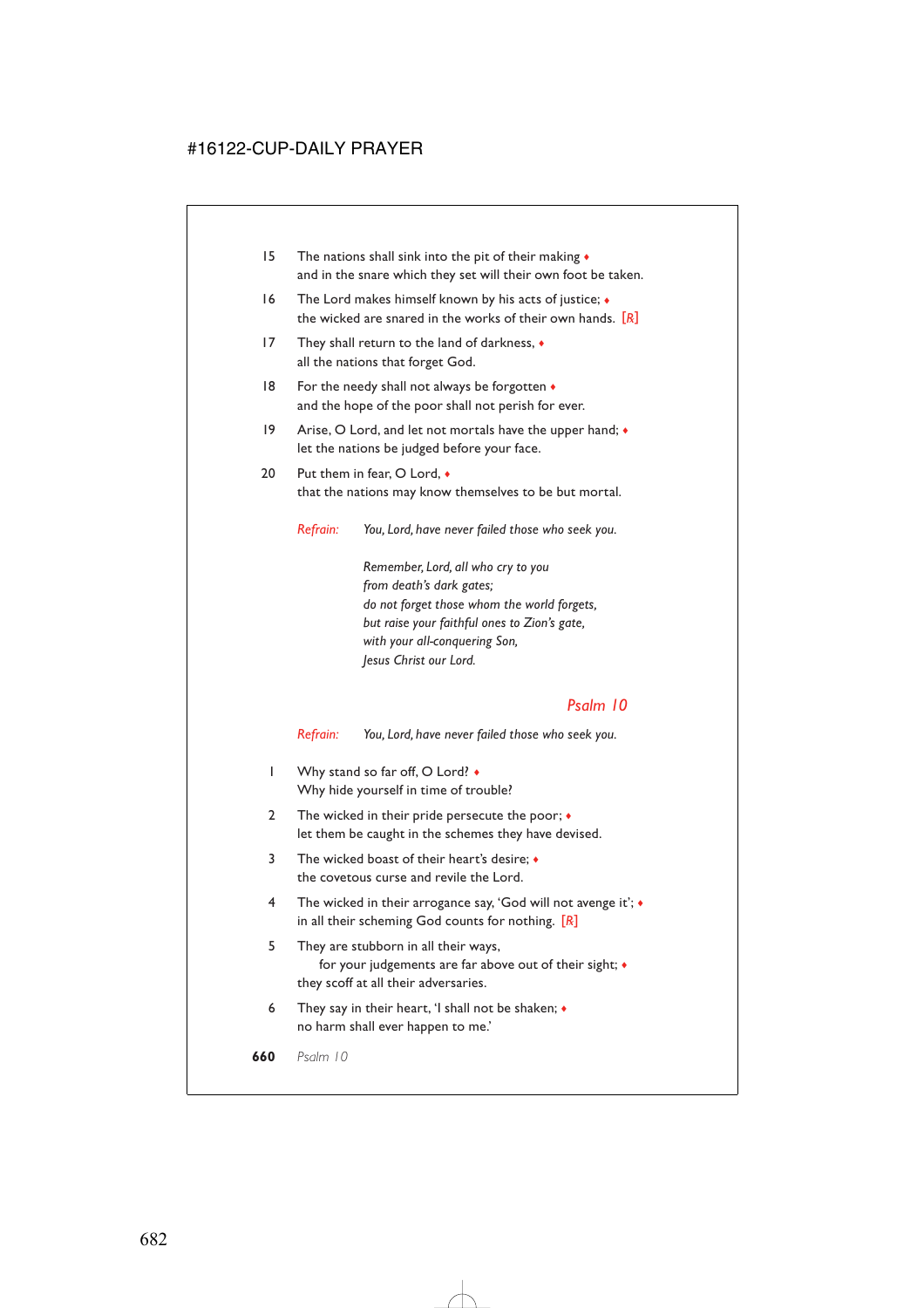15 The nations shall sink into the pit of their making ♦
and in the snare which they set will their own foot be taken.

16 The Lord makes himself known by his acts of justice; ♦
the wicked are snared in the works of their own hands. [R]

17 They shall return to the land of darkness, ♦
all the nations that forget God.

18 For the needy shall not always be forgotten ♦
and the hope of the poor shall not perish for ever.

19 Arise, O Lord, and let not mortals have the upper hand; ♦
let the nations be judged before your face.

20 Put them in fear, O Lord, ♦
that the nations may know themselves to be but mortal.

*Refrain:* *You, Lord, have never failed those who seek you.*

*Remember, Lord, all who cry to you*
*from death's dark gates;*
*do not forget those whom the world forgets,*
*but raise your faithful ones to Zion's gate,*
*with your all-conquering Son,*
*Jesus Christ our Lord.*

## Psalm 10

*Refrain:* *You, Lord, have never failed those who seek you.*

1 Why stand so far off, O Lord? ♦
Why hide yourself in time of trouble?

2 The wicked in their pride persecute the poor; ♦
let them be caught in the schemes they have devised.

3 The wicked boast of their heart's desire; ♦
the covetous curse and revile the Lord.

4 The wicked in their arrogance say, 'God will not avenge it'; ♦
in all their scheming God counts for nothing. [R]

5 They are stubborn in all their ways,
for your judgements are far above out of their sight; ♦
they scoff at all their adversaries.

6 They say in their heart, 'I shall not be shaken; ♦
no harm shall ever happen to me.'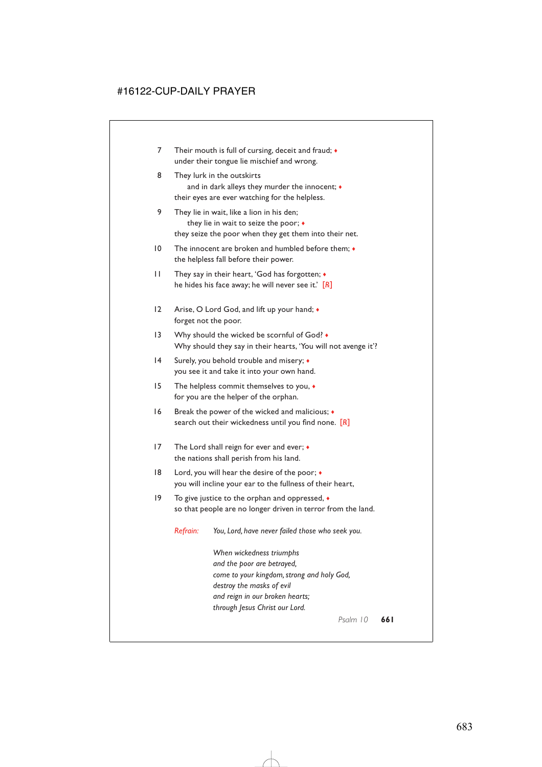7 Their mouth is full of cursing, deceit and fraud; ♦
under their tongue lie mischief and wrong.

8 They lurk in the outskirts
  and in dark alleys they murder the innocent; ♦
their eyes are ever watching for the helpless.

9 They lie in wait, like a lion in his den;
  they lie in wait to seize the poor; ♦
they seize the poor when they get them into their net.

10 The innocent are broken and humbled before them; ♦
the helpless fall before their power.

11 They say in their heart, 'God has forgotten; ♦
he hides his face away; he will never see it.' [R]

12 Arise, O Lord God, and lift up your hand; ♦
forget not the poor.

13 Why should the wicked be scornful of God? ♦
Why should they say in their hearts, 'You will not avenge it'?

14 Surely, you behold trouble and misery; ♦
you see it and take it into your own hand.

15 The helpless commit themselves to you, ♦
for you are the helper of the orphan.

16 Break the power of the wicked and malicious; ♦
search out their wickedness until you find none. [R]

17 The Lord shall reign for ever and ever; ♦
the nations shall perish from his land.

18 Lord, you will hear the desire of the poor; ♦
you will incline your ear to the fullness of their heart,

19 To give justice to the orphan and oppressed, ♦
so that people are no longer driven in terror from the land.

*Refrain:* *You, Lord, have never failed those who seek you.*

*When wickedness triumphs*
*and the poor are betrayed,*
*come to your kingdom, strong and holy God,*
*destroy the masks of evil*
*and reign in our broken hearts;*
*through Jesus Christ our Lord.*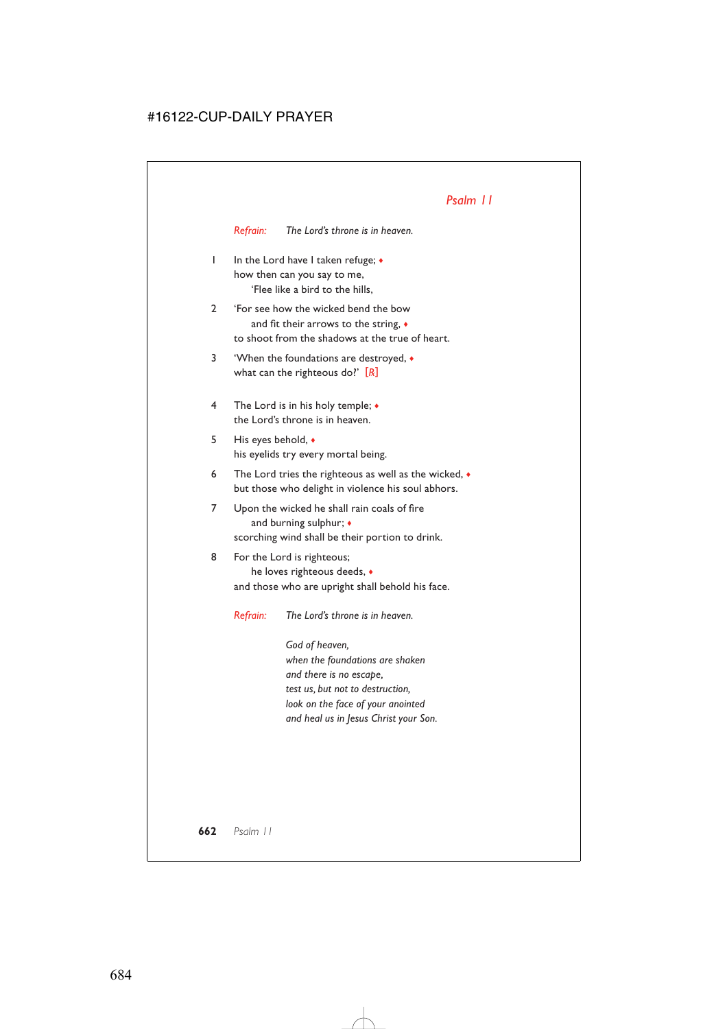## *Psalm 11*

*Refrain:* *The Lord's throne is in heaven.*

1 In the Lord have I taken refuge; ♦
how then can you say to me,
  'Flee like a bird to the hills,

2 'For see how the wicked bend the bow
  and fit their arrows to the string, ♦
to shoot from the shadows at the true of heart.

3 'When the foundations are destroyed, ♦
what can the righteous do?' [R]

4 The Lord is in his holy temple; ♦
the Lord's throne is in heaven.

5 His eyes behold, ♦
his eyelids try every mortal being.

6 The Lord tries the righteous as well as the wicked, ♦
but those who delight in violence his soul abhors.

7 Upon the wicked he shall rain coals of fire
  and burning sulphur; ♦
scorching wind shall be their portion to drink.

8 For the Lord is righteous;
  he loves righteous deeds, ♦
and those who are upright shall behold his face.

*Refrain:* *The Lord's throne is in heaven.*

*God of heaven,*
*when the foundations are shaken*
*and there is no escape,*
*test us, but not to destruction,*
*look on the face of your anointed*
*and heal us in Jesus Christ your Son.*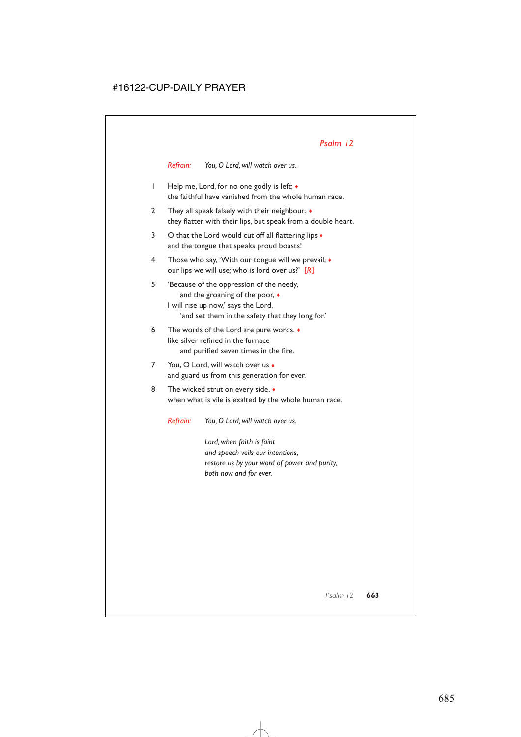## *Psalm 12*

*Refrain:* *You, O Lord, will watch over us.*

1 Help me, Lord, for no one godly is left; ♦
the faithful have vanished from the whole human race.

2 They all speak falsely with their neighbour; ♦
they flatter with their lips, but speak from a double heart.

3 O that the Lord would cut off all flattering lips ♦
and the tongue that speaks proud boasts!

4 Those who say, 'With our tongue will we prevail; ♦
our lips we will use; who is lord over us?' [R]

5 'Because of the oppression of the needy,
and the groaning of the poor, ♦
I will rise up now,' says the Lord,
'and set them in the safety that they long for.'

6 The words of the Lord are pure words, ♦
like silver refined in the furnace
and purified seven times in the fire.

7 You, O Lord, will watch over us ♦
and guard us from this generation for ever.

8 The wicked strut on every side, ♦
when what is vile is exalted by the whole human race.

*Refrain:* *You, O Lord, will watch over us.*

*Lord, when faith is faint*
*and speech veils our intentions,*
*restore us by your word of power and purity,*
*both now and for ever.*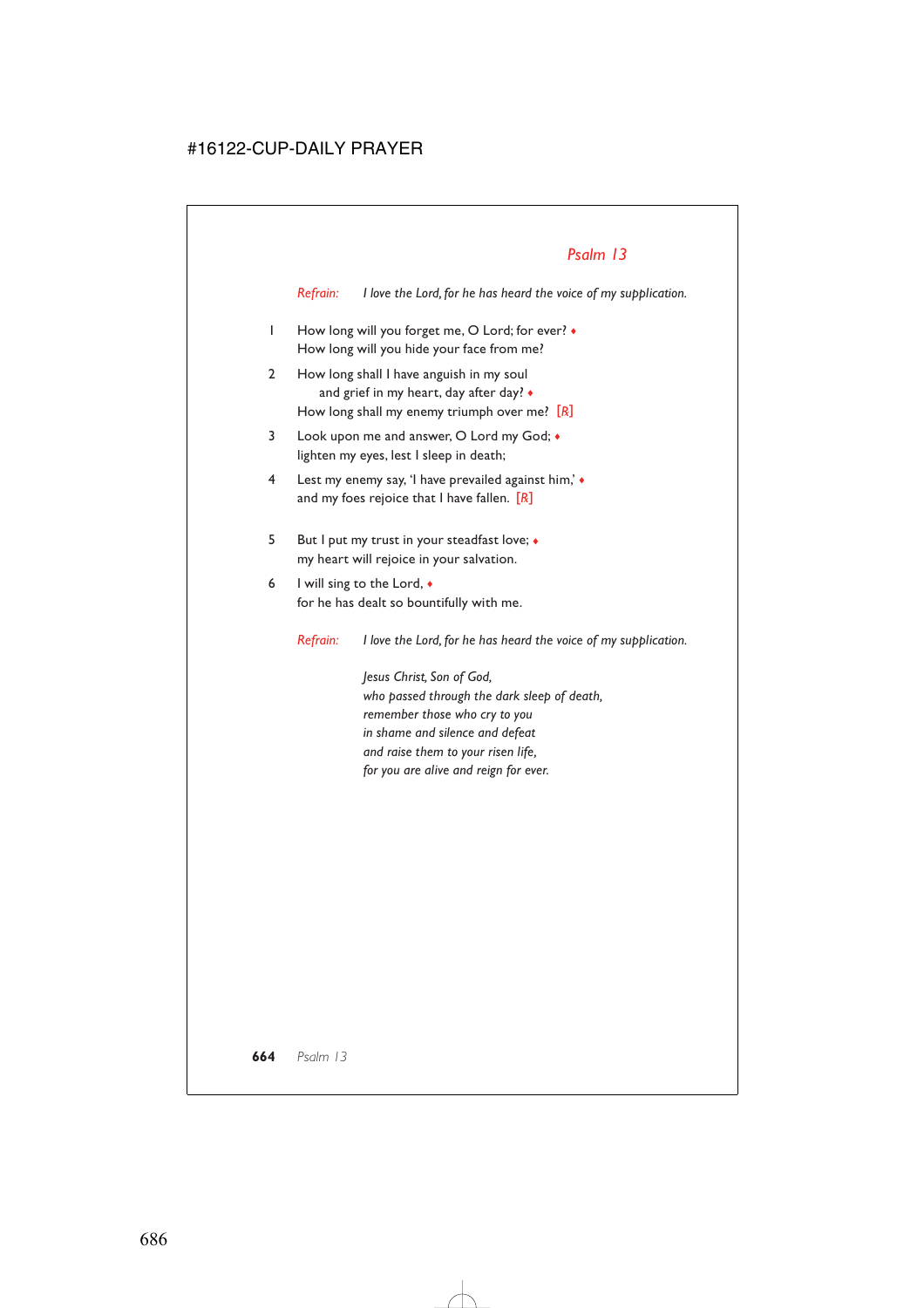## *Psalm 13*

*Refrain:* *I love the Lord, for he has heard the voice of my supplication.*

1 How long will you forget me, O Lord; for ever? ♦
How long will you hide your face from me?

2 How long shall I have anguish in my soul
and grief in my heart, day after day? ♦
How long shall my enemy triumph over me? *[R]*

3 Look upon me and answer, O Lord my God; ♦
lighten my eyes, lest I sleep in death;

4 Lest my enemy say, 'I have prevailed against him,' ♦
and my foes rejoice that I have fallen. *[R]*

5 But I put my trust in your steadfast love; ♦
my heart will rejoice in your salvation.

6 I will sing to the Lord, ♦
for he has dealt so bountifully with me.

*Refrain:* *I love the Lord, for he has heard the voice of my supplication.*

*Jesus Christ, Son of God,*
*who passed through the dark sleep of death,*
*remember those who cry to you*
*in shame and silence and defeat*
*and raise them to your risen life,*
*for you are alive and reign for ever.*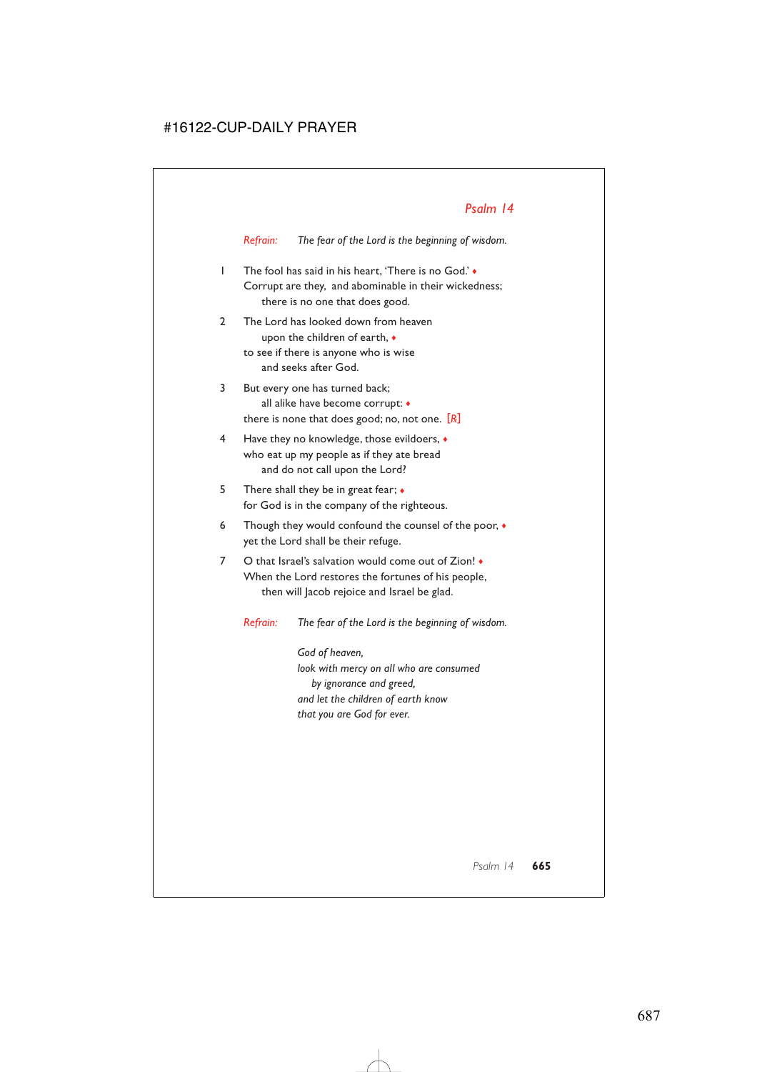## *Psalm 14*

*Refrain:* *The fear of the Lord is the beginning of wisdom.*

1 The fool has said in his heart, 'There is no God.' ♦
Corrupt are they, and abominable in their wickedness;
  there is no one that does good.

2 The Lord has looked down from heaven
  upon the children of earth, ♦
to see if there is anyone who is wise
  and seeks after God.

3 But every one has turned back;
  all alike have become corrupt: ♦
there is none that does good; no, not one. [R]

4 Have they no knowledge, those evildoers, ♦
who eat up my people as if they ate bread
  and do not call upon the Lord?

5 There shall they be in great fear; ♦
for God is in the company of the righteous.

6 Though they would confound the counsel of the poor, ♦
yet the Lord shall be their refuge.

7 O that Israel's salvation would come out of Zion! ♦
When the Lord restores the fortunes of his people,
  then will Jacob rejoice and Israel be glad.

*Refrain:* *The fear of the Lord is the beginning of wisdom.*

*God of heaven,*
*look with mercy on all who are consumed*
  *by ignorance and greed,*
*and let the children of earth know*
*that you are God for ever.*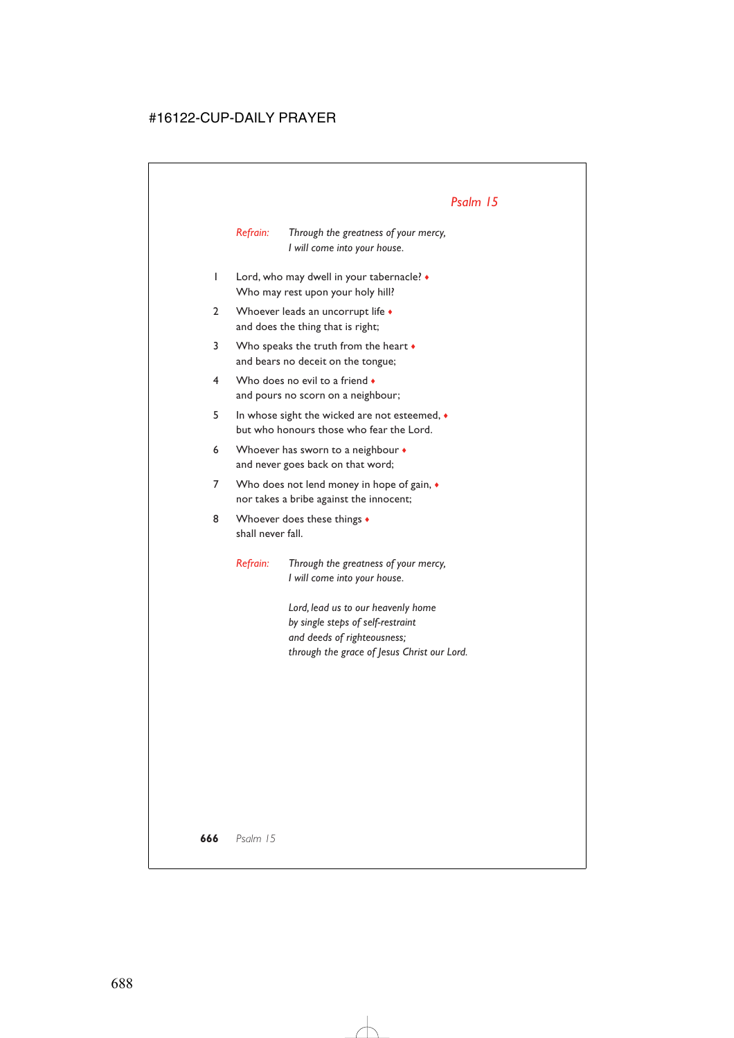## *Psalm 15*

*Refrain:* *Through the greatness of your mercy,*
*I will come into your house.*

1 Lord, who may dwell in your tabernacle? ♦
Who may rest upon your holy hill?

2 Whoever leads an uncorrupt life ♦
and does the thing that is right;

3 Who speaks the truth from the heart ♦
and bears no deceit on the tongue;

4 Who does no evil to a friend ♦
and pours no scorn on a neighbour;

5 In whose sight the wicked are not esteemed, ♦
but who honours those who fear the Lord.

6 Whoever has sworn to a neighbour ♦
and never goes back on that word;

7 Who does not lend money in hope of gain, ♦
nor takes a bribe against the innocent;

8 Whoever does these things ♦
shall never fall.

*Refrain:* *Through the greatness of your mercy,*
*I will come into your house.*

*Lord, lead us to our heavenly home*
*by single steps of self-restraint*
*and deeds of righteousness;*
*through the grace of Jesus Christ our Lord.*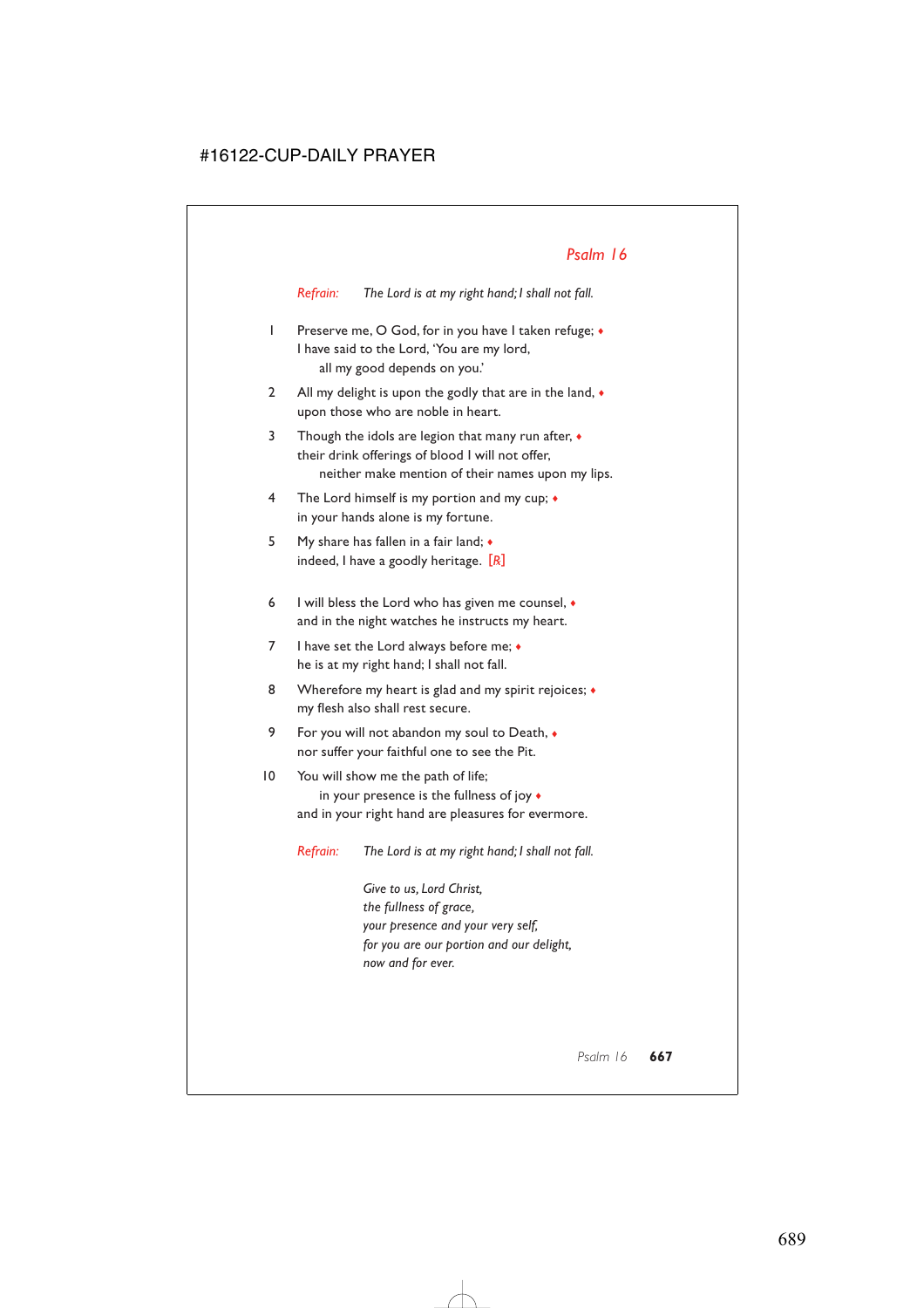## *Psalm 16*

*Refrain:* *The Lord is at my right hand; I shall not fall.*

1 Preserve me, O God, for in you have I taken refuge; ♦
I have said to the Lord, 'You are my lord,
  all my good depends on you.'

2 All my delight is upon the godly that are in the land, ♦
upon those who are noble in heart.

3 Though the idols are legion that many run after, ♦
their drink offerings of blood I will not offer,
  neither make mention of their names upon my lips.

4 The Lord himself is my portion and my cup; ♦
in your hands alone is my fortune.

5 My share has fallen in a fair land; ♦
indeed, I have a goodly heritage. [℟]

6 I will bless the Lord who has given me counsel, ♦
and in the night watches he instructs my heart.

7 I have set the Lord always before me; ♦
he is at my right hand; I shall not fall.

8 Wherefore my heart is glad and my spirit rejoices; ♦
my flesh also shall rest secure.

9 For you will not abandon my soul to Death, ♦
nor suffer your faithful one to see the Pit.

10 You will show me the path of life;
  in your presence is the fullness of joy ♦
and in your right hand are pleasures for evermore.

*Refrain:* *The Lord is at my right hand; I shall not fall.*

*Give to us, Lord Christ,*
*the fullness of grace,*
*your presence and your very self,*
*for you are our portion and our delight,*
*now and for ever.*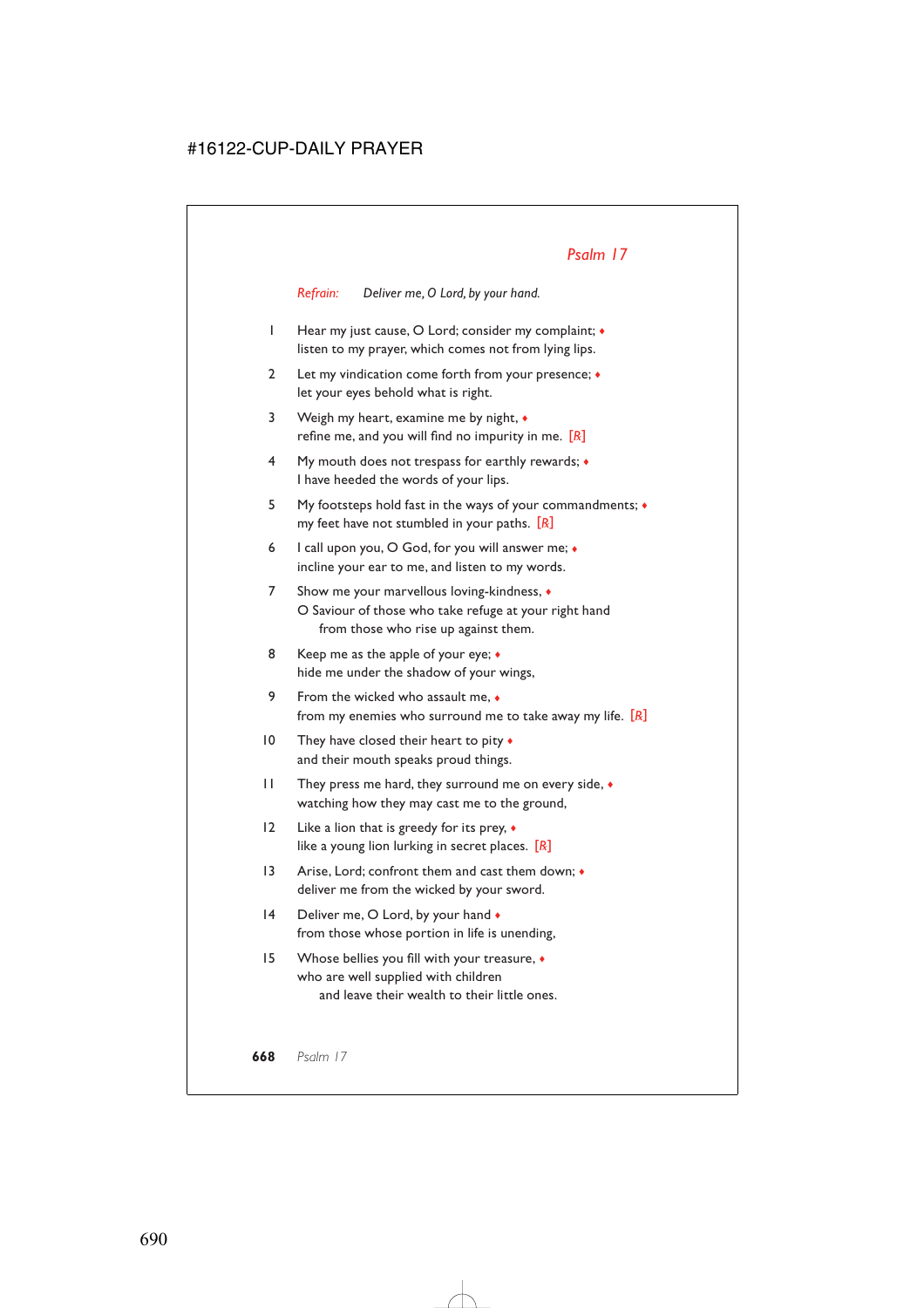## Psalm 17

*Refrain:* *Deliver me, O Lord, by your hand.*

1 Hear my just cause, O Lord; consider my complaint; ♦
listen to my prayer, which comes not from lying lips.

2 Let my vindication come forth from your presence; ♦
let your eyes behold what is right.

3 Weigh my heart, examine me by night, ♦
refine me, and you will find no impurity in me. [R]

4 My mouth does not trespass for earthly rewards; ♦
I have heeded the words of your lips.

5 My footsteps hold fast in the ways of your commandments; ♦
my feet have not stumbled in your paths. [R]

6 I call upon you, O God, for you will answer me; ♦
incline your ear to me, and listen to my words.

7 Show me your marvellous loving-kindness, ♦
O Saviour of those who take refuge at your right hand
from those who rise up against them.

8 Keep me as the apple of your eye; ♦
hide me under the shadow of your wings,

9 From the wicked who assault me, ♦
from my enemies who surround me to take away my life. [R]

10 They have closed their heart to pity ♦
and their mouth speaks proud things.

11 They press me hard, they surround me on every side, ♦
watching how they may cast me to the ground,

12 Like a lion that is greedy for its prey, ♦
like a young lion lurking in secret places. [R]

13 Arise, Lord; confront them and cast them down; ♦
deliver me from the wicked by your sword.

14 Deliver me, O Lord, by your hand ♦
from those whose portion in life is unending,

15 Whose bellies you fill with your treasure, ♦
who are well supplied with children
and leave their wealth to their little ones.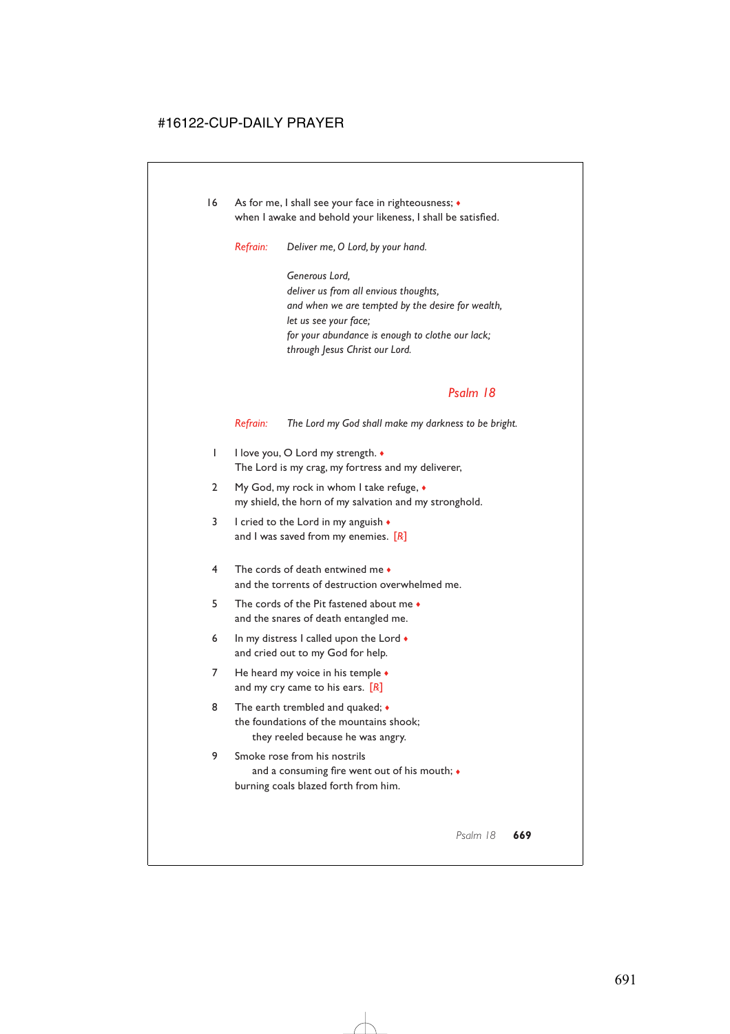16 As for me, I shall see your face in righteousness; ♦
when I awake and behold your likeness, I shall be satisfied.

*Refrain:* *Deliver me, O Lord, by your hand.*

*Generous Lord,*
*deliver us from all envious thoughts,*
*and when we are tempted by the desire for wealth,*
*let us see your face;*
*for your abundance is enough to clothe our lack;*
*through Jesus Christ our Lord.*

## Psalm 18

*Refrain:* *The Lord my God shall make my darkness to be bright.*

1 I love you, O Lord my strength. ♦
The Lord is my crag, my fortress and my deliverer,

2 My God, my rock in whom I take refuge, ♦
my shield, the horn of my salvation and my stronghold.

3 I cried to the Lord in my anguish ♦
and I was saved from my enemies. [*R*]

4 The cords of death entwined me ♦
and the torrents of destruction overwhelmed me.

5 The cords of the Pit fastened about me ♦
and the snares of death entangled me.

6 In my distress I called upon the Lord ♦
and cried out to my God for help.

7 He heard my voice in his temple ♦
and my cry came to his ears. [*R*]

8 The earth trembled and quaked; ♦
the foundations of the mountains shook;
they reeled because he was angry.

9 Smoke rose from his nostrils
and a consuming fire went out of his mouth; ♦
burning coals blazed forth from him.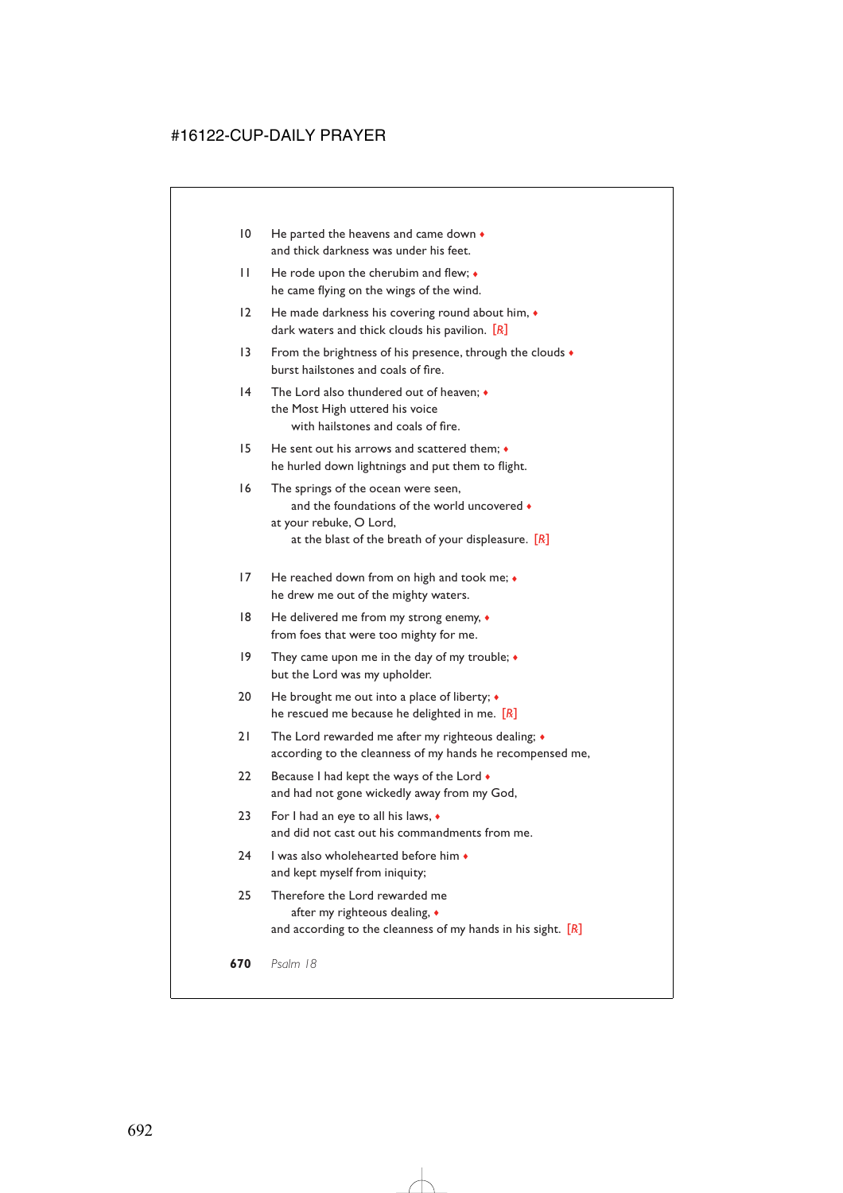10 He parted the heavens and came down ♦
and thick darkness was under his feet.

11 He rode upon the cherubim and flew; ♦
he came flying on the wings of the wind.

12 He made darkness his covering round about him, ♦
dark waters and thick clouds his pavilion. [R]

13 From the brightness of his presence, through the clouds ♦
burst hailstones and coals of fire.

14 The Lord also thundered out of heaven; ♦
the Most High uttered his voice
with hailstones and coals of fire.

15 He sent out his arrows and scattered them; ♦
he hurled down lightnings and put them to flight.

16 The springs of the ocean were seen,
and the foundations of the world uncovered ♦
at your rebuke, O Lord,
at the blast of the breath of your displeasure. [R]

17 He reached down from on high and took me; ♦
he drew me out of the mighty waters.

18 He delivered me from my strong enemy, ♦
from foes that were too mighty for me.

19 They came upon me in the day of my trouble; ♦
but the Lord was my upholder.

20 He brought me out into a place of liberty; ♦
he rescued me because he delighted in me. [R]

21 The Lord rewarded me after my righteous dealing; ♦
according to the cleanness of my hands he recompensed me,

22 Because I had kept the ways of the Lord ♦
and had not gone wickedly away from my God,

23 For I had an eye to all his laws, ♦
and did not cast out his commandments from me.

24 I was also wholehearted before him ♦
and kept myself from iniquity;

25 Therefore the Lord rewarded me
after my righteous dealing, ♦
and according to the cleanness of my hands in his sight. [R]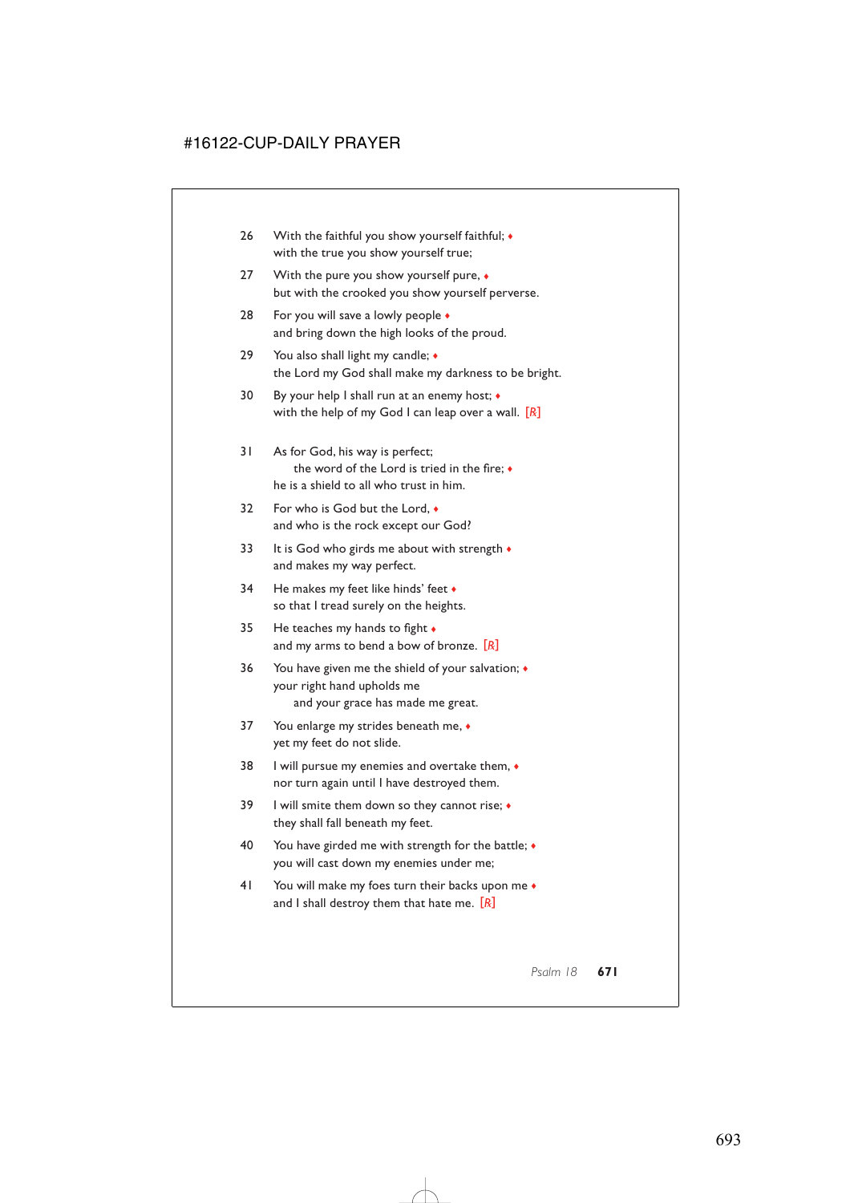26 With the faithful you show yourself faithful; ♦
with the true you show yourself true;

27 With the pure you show yourself pure, ♦
but with the crooked you show yourself perverse.

28 For you will save a lowly people ♦
and bring down the high looks of the proud.

29 You also shall light my candle; ♦
the Lord my God shall make my darkness to be bright.

30 By your help I shall run at an enemy host; ♦
with the help of my God I can leap over a wall. [℟]

31 As for God, his way is perfect;
the word of the Lord is tried in the fire; ♦
he is a shield to all who trust in him.

32 For who is God but the Lord, ♦
and who is the rock except our God?

33 It is God who girds me about with strength ♦
and makes my way perfect.

34 He makes my feet like hinds' feet ♦
so that I tread surely on the heights.

35 He teaches my hands to fight ♦
and my arms to bend a bow of bronze. [℟]

36 You have given me the shield of your salvation; ♦
your right hand upholds me
and your grace has made me great.

37 You enlarge my strides beneath me, ♦
yet my feet do not slide.

38 I will pursue my enemies and overtake them, ♦
nor turn again until I have destroyed them.

39 I will smite them down so they cannot rise; ♦
they shall fall beneath my feet.

40 You have girded me with strength for the battle; ♦
you will cast down my enemies under me;

41 You will make my foes turn their backs upon me ♦
and I shall destroy them that hate me. [℟]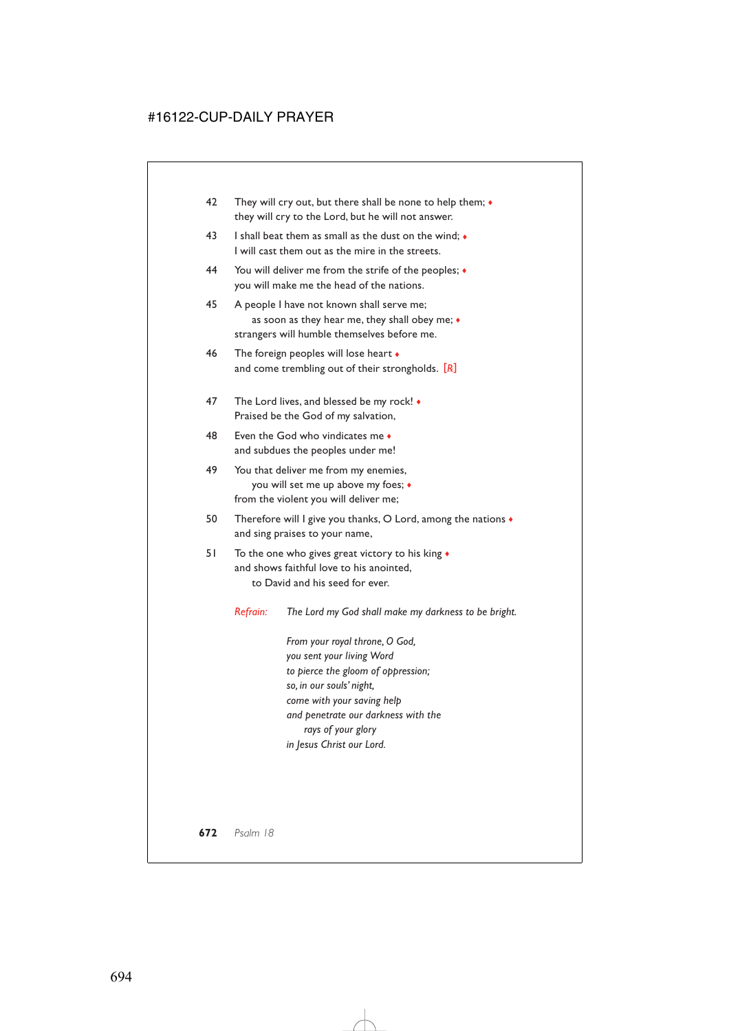42 They will cry out, but there shall be none to help them; ♦
they will cry to the Lord, but he will not answer.

43 I shall beat them as small as the dust on the wind; ♦
I will cast them out as the mire in the streets.

44 You will deliver me from the strife of the peoples; ♦
you will make me the head of the nations.

45 A people I have not known shall serve me;
as soon as they hear me, they shall obey me; ♦
strangers will humble themselves before me.

46 The foreign peoples will lose heart ♦
and come trembling out of their strongholds. [R]

47 The Lord lives, and blessed be my rock! ♦
Praised be the God of my salvation,

48 Even the God who vindicates me ♦
and subdues the peoples under me!

49 You that deliver me from my enemies,
you will set me up above my foes; ♦
from the violent you will deliver me;

50 Therefore will I give you thanks, O Lord, among the nations ♦
and sing praises to your name,

51 To the one who gives great victory to his king ♦
and shows faithful love to his anointed,
to David and his seed for ever.

*Refrain:* *The Lord my God shall make my darkness to be bright.*

*From your royal throne, O God,*
*you sent your living Word*
*to pierce the gloom of oppression;*
*so, in our souls' night,*
*come with your saving help*
*and penetrate our darkness with the*
*rays of your glory*
*in Jesus Christ our Lord.*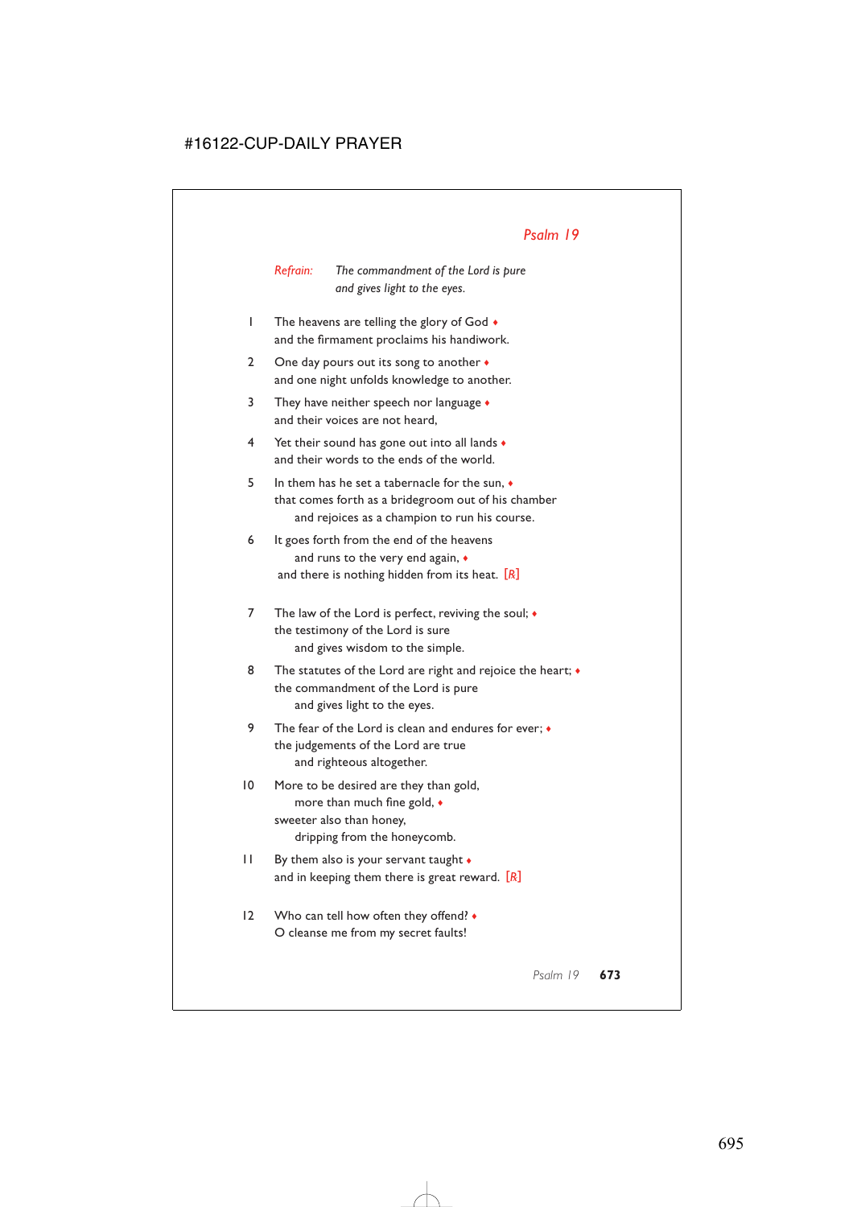## *Psalm 19*

*Refrain:* *The commandment of the Lord is pure*
*and gives light to the eyes.*

1 The heavens are telling the glory of God ♦
and the firmament proclaims his handiwork.

2 One day pours out its song to another ♦
and one night unfolds knowledge to another.

3 They have neither speech nor language ♦
and their voices are not heard,

4 Yet their sound has gone out into all lands ♦
and their words to the ends of the world.

5 In them has he set a tabernacle for the sun, ♦
that comes forth as a bridegroom out of his chamber
and rejoices as a champion to run his course.

6 It goes forth from the end of the heavens
and runs to the very end again, ♦
and there is nothing hidden from its heat. [℟]

7 The law of the Lord is perfect, reviving the soul; ♦
the testimony of the Lord is sure
and gives wisdom to the simple.

8 The statutes of the Lord are right and rejoice the heart; ♦
the commandment of the Lord is pure
and gives light to the eyes.

9 The fear of the Lord is clean and endures for ever; ♦
the judgements of the Lord are true
and righteous altogether.

10 More to be desired are they than gold,
more than much fine gold, ♦
sweeter also than honey,
dripping from the honeycomb.

11 By them also is your servant taught ♦
and in keeping them there is great reward. [℟]

12 Who can tell how often they offend? ♦
O cleanse me from my secret faults!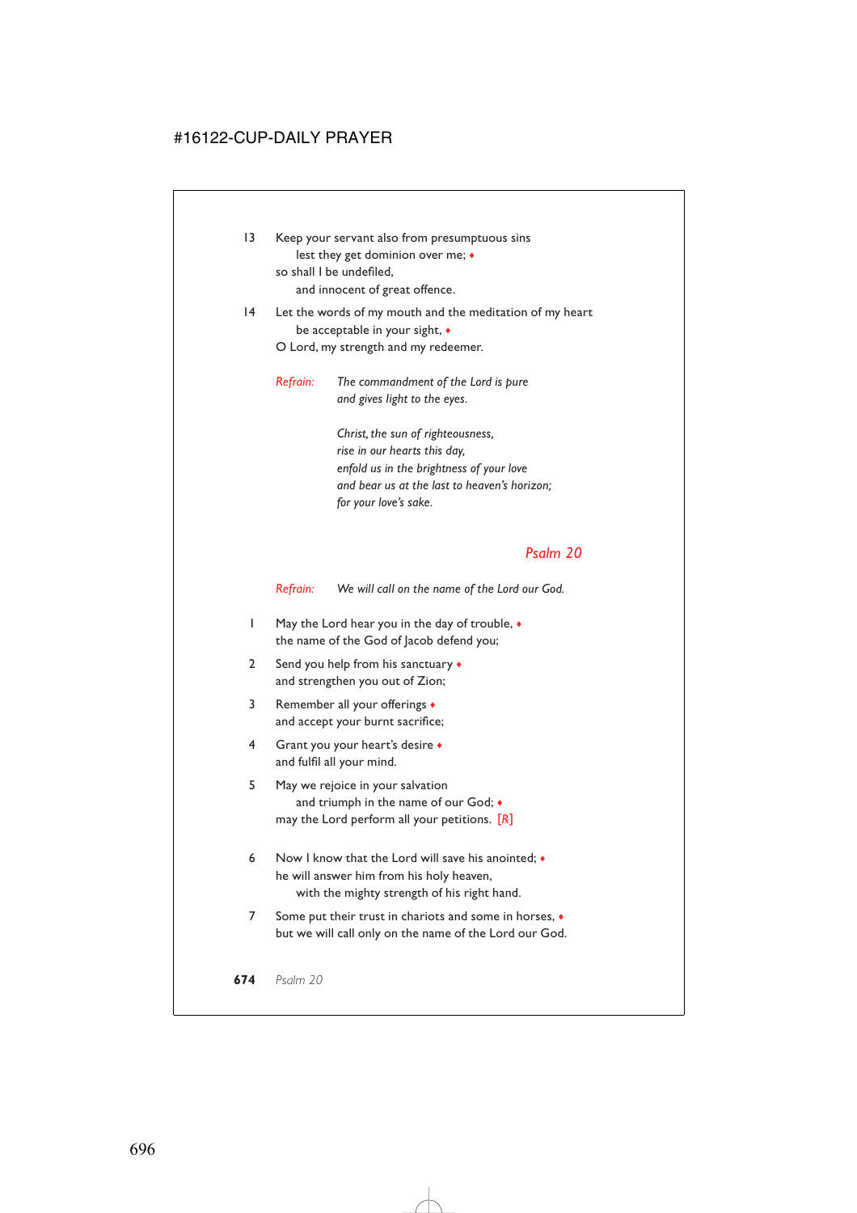13 Keep your servant also from presumptuous sins
  lest they get dominion over me; ♦
so shall I be undefiled,
  and innocent of great offence.

14 Let the words of my mouth and the meditation of my heart
  be acceptable in your sight, ♦
O Lord, my strength and my redeemer.

*Refrain:* *The commandment of the Lord is pure*
*and gives light to the eyes.*

*Christ, the sun of righteousness,*
*rise in our hearts this day,*
*enfold us in the brightness of your love*
*and bear us at the last to heaven's horizon;*
*for your love's sake.*

## Psalm 20

*Refrain:* *We will call on the name of the Lord our God.*

1 May the Lord hear you in the day of trouble, ♦
the name of the God of Jacob defend you;

2 Send you help from his sanctuary ♦
and strengthen you out of Zion;

3 Remember all your offerings ♦
and accept your burnt sacrifice;

4 Grant you your heart's desire ♦
and fulfil all your mind.

5 May we rejoice in your salvation
  and triumph in the name of our God; ♦
may the Lord perform all your petitions. [R]

6 Now I know that the Lord will save his anointed; ♦
he will answer him from his holy heaven,
  with the mighty strength of his right hand.

7 Some put their trust in chariots and some in horses, ♦
but we will call only on the name of the Lord our God.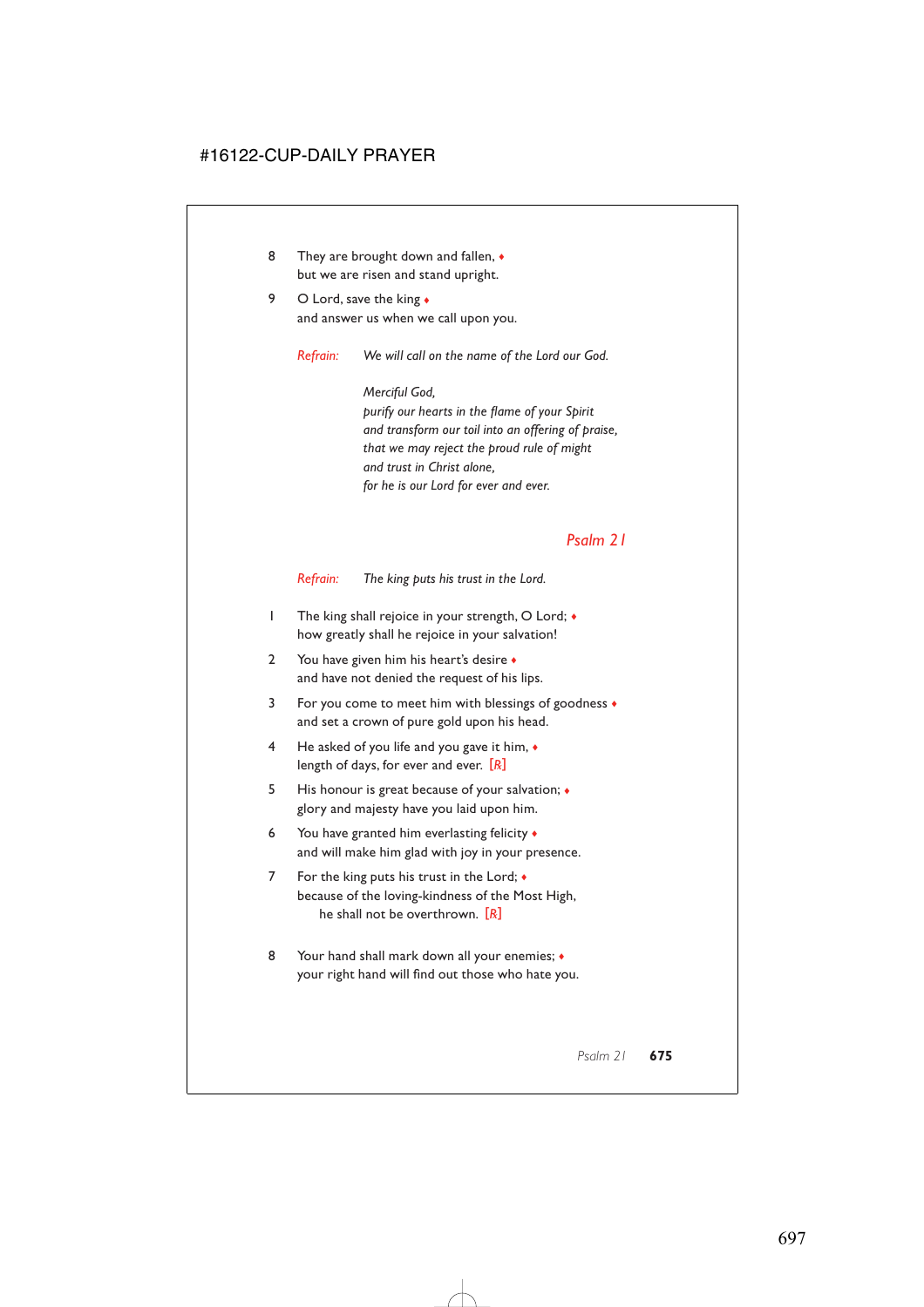8 They are brought down and fallen, ♦
but we are risen and stand upright.

9 O Lord, save the king ♦
and answer us when we call upon you.

*Refrain:* *We will call on the name of the Lord our God.*

*Merciful God,*
*purify our hearts in the flame of your Spirit*
*and transform our toil into an offering of praise,*
*that we may reject the proud rule of might*
*and trust in Christ alone,*
*for he is our Lord for ever and ever.*

## *Psalm 21*

*Refrain:* *The king puts his trust in the Lord.*

1 The king shall rejoice in your strength, O Lord; ♦
how greatly shall he rejoice in your salvation!

2 You have given him his heart's desire ♦
and have not denied the request of his lips.

3 For you come to meet him with blessings of goodness ♦
and set a crown of pure gold upon his head.

4 He asked of you life and you gave it him, ♦
length of days, for ever and ever. [℟]

5 His honour is great because of your salvation; ♦
glory and majesty have you laid upon him.

6 You have granted him everlasting felicity ♦
and will make him glad with joy in your presence.

7 For the king puts his trust in the Lord; ♦
because of the loving-kindness of the Most High,
he shall not be overthrown. [℟]

8 Your hand shall mark down all your enemies; ♦
your right hand will find out those who hate you.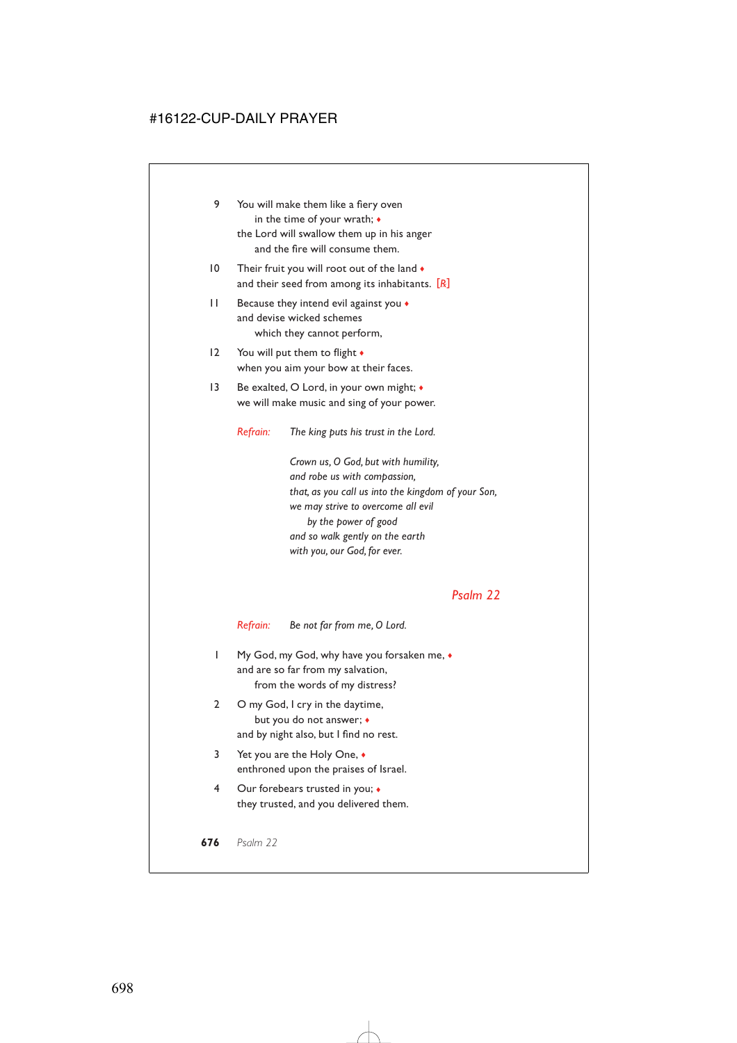9 You will make them like a fiery oven
  in the time of your wrath; ♦
the Lord will swallow them up in his anger
  and the fire will consume them.

10 Their fruit you will root out of the land ♦
and their seed from among its inhabitants. [R]

11 Because they intend evil against you ♦
and devise wicked schemes
  which they cannot perform,

12 You will put them to flight ♦
when you aim your bow at their faces.

13 Be exalted, O Lord, in your own might; ♦
we will make music and sing of your power.

*Refrain:* *The king puts his trust in the Lord.*

*Crown us, O God, but with humility,*
*and robe us with compassion,*
*that, as you call us into the kingdom of your Son,*
*we may strive to overcome all evil*
  *by the power of good*
*and so walk gently on the earth*
*with you, our God, for ever.*

## *Psalm 22*

*Refrain:* *Be not far from me, O Lord.*

1 My God, my God, why have you forsaken me, ♦
and are so far from my salvation,
  from the words of my distress?

2 O my God, I cry in the daytime,
  but you do not answer; ♦
and by night also, but I find no rest.

3 Yet you are the Holy One, ♦
enthroned upon the praises of Israel.

4 Our forebears trusted in you; ♦
they trusted, and you delivered them.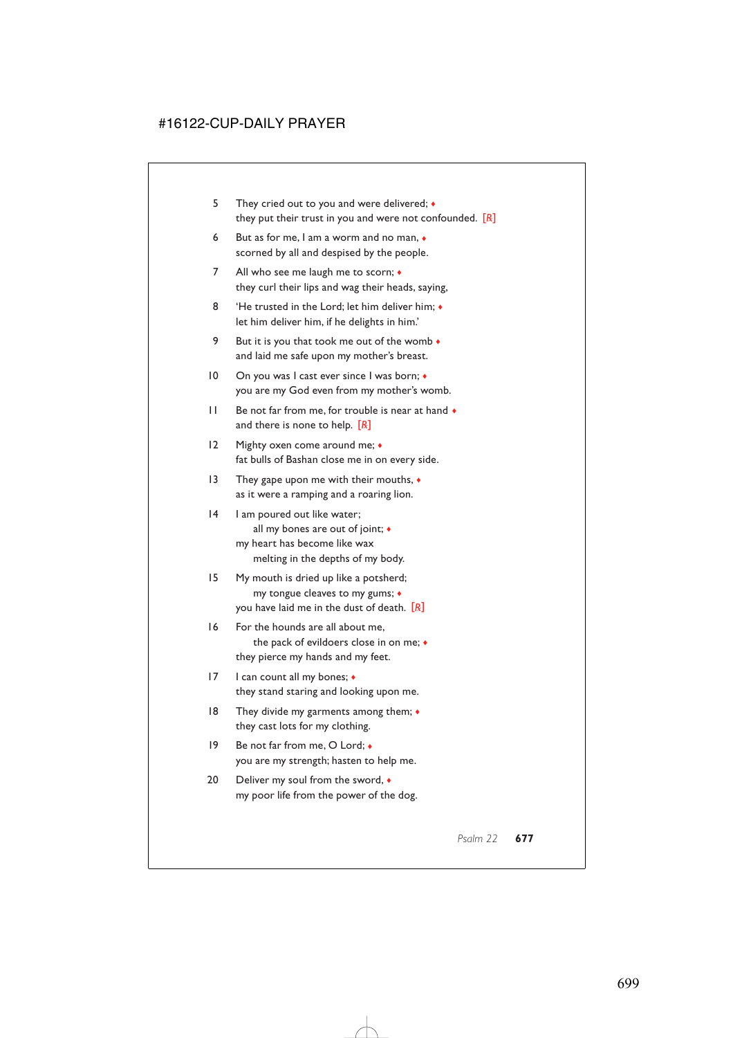5 They cried out to you and were delivered; ♦  
they put their trust in you and were not confounded. [R]

6 But as for me, I am a worm and no man, ♦  
scorned by all and despised by the people.

7 All who see me laugh me to scorn; ♦  
they curl their lips and wag their heads, saying,

8 'He trusted in the Lord; let him deliver him; ♦  
let him deliver him, if he delights in him.'

9 But it is you that took me out of the womb ♦  
and laid me safe upon my mother's breast.

10 On you was I cast ever since I was born; ♦  
you are my God even from my mother's womb.

11 Be not far from me, for trouble is near at hand ♦  
and there is none to help. [R]

12 Mighty oxen come around me; ♦  
fat bulls of Bashan close me in on every side.

13 They gape upon me with their mouths, ♦  
as it were a ramping and a roaring lion.

14 I am poured out like water;  
all my bones are out of joint; ♦  
my heart has become like wax  
melting in the depths of my body.

15 My mouth is dried up like a potsherd;  
my tongue cleaves to my gums; ♦  
you have laid me in the dust of death. [R]

16 For the hounds are all about me,  
the pack of evildoers close in on me; ♦  
they pierce my hands and my feet.

17 I can count all my bones; ♦  
they stand staring and looking upon me.

18 They divide my garments among them; ♦  
they cast lots for my clothing.

19 Be not far from me, O Lord; ♦  
you are my strength; hasten to help me.

20 Deliver my soul from the sword, ♦  
my poor life from the power of the dog.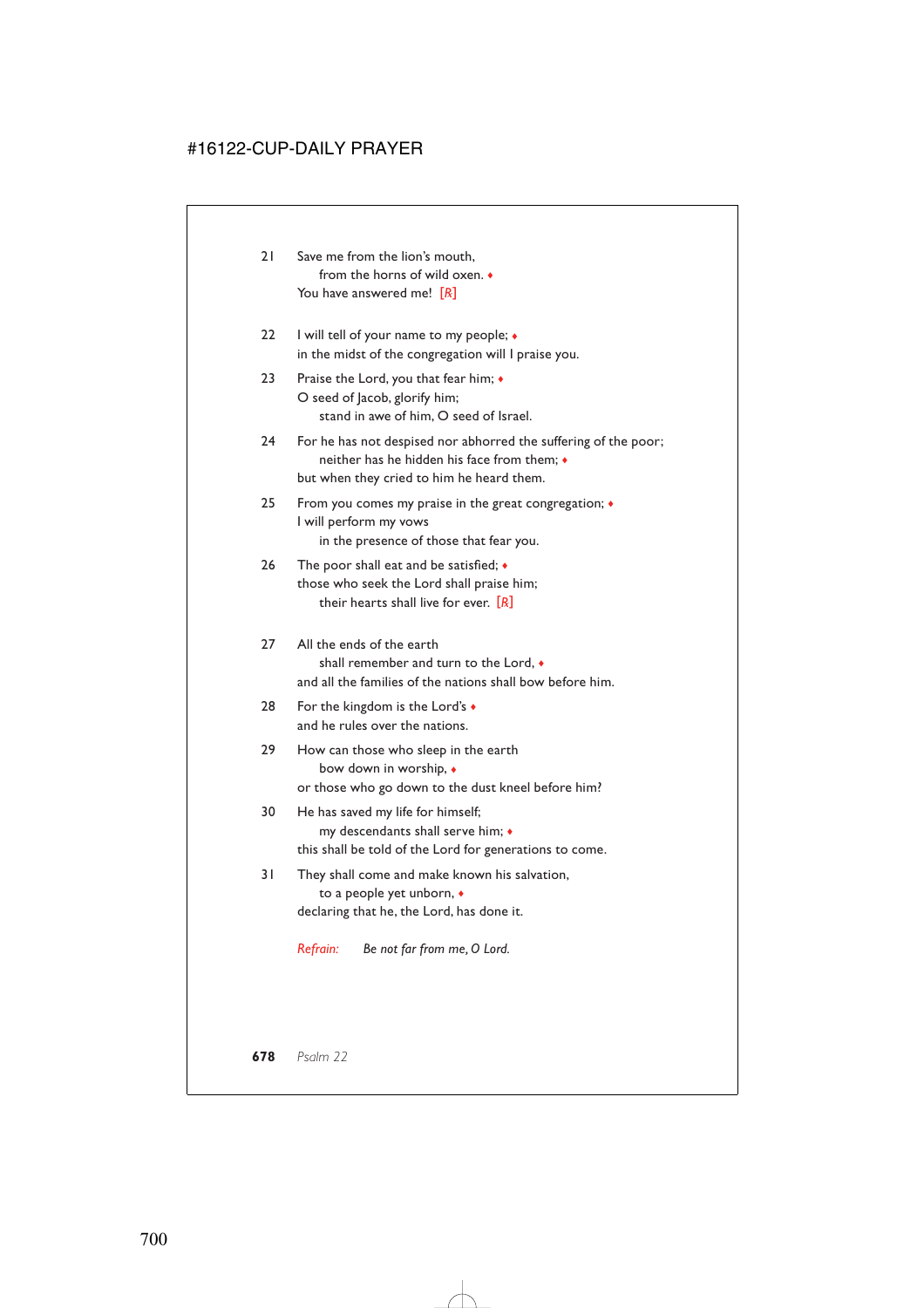21 Save me from the lion's mouth,
  from the horns of wild oxen. ♦
You have answered me! [R]

22 I will tell of your name to my people; ♦
in the midst of the congregation will I praise you.

23 Praise the Lord, you that fear him; ♦
O seed of Jacob, glorify him;
  stand in awe of him, O seed of Israel.

24 For he has not despised nor abhorred the suffering of the poor;
  neither has he hidden his face from them; ♦
but when they cried to him he heard them.

25 From you comes my praise in the great congregation; ♦
I will perform my vows
  in the presence of those that fear you.

26 The poor shall eat and be satisfied; ♦
those who seek the Lord shall praise him;
  their hearts shall live for ever. [R]

27 All the ends of the earth
  shall remember and turn to the Lord, ♦
and all the families of the nations shall bow before him.

28 For the kingdom is the Lord's ♦
and he rules over the nations.

29 How can those who sleep in the earth
  bow down in worship, ♦
or those who go down to the dust kneel before him?

30 He has saved my life for himself;
  my descendants shall serve him; ♦
this shall be told of the Lord for generations to come.

31 They shall come and make known his salvation,
  to a people yet unborn, ♦
declaring that he, the Lord, has done it.

*Refrain:* *Be not far from me, O Lord.*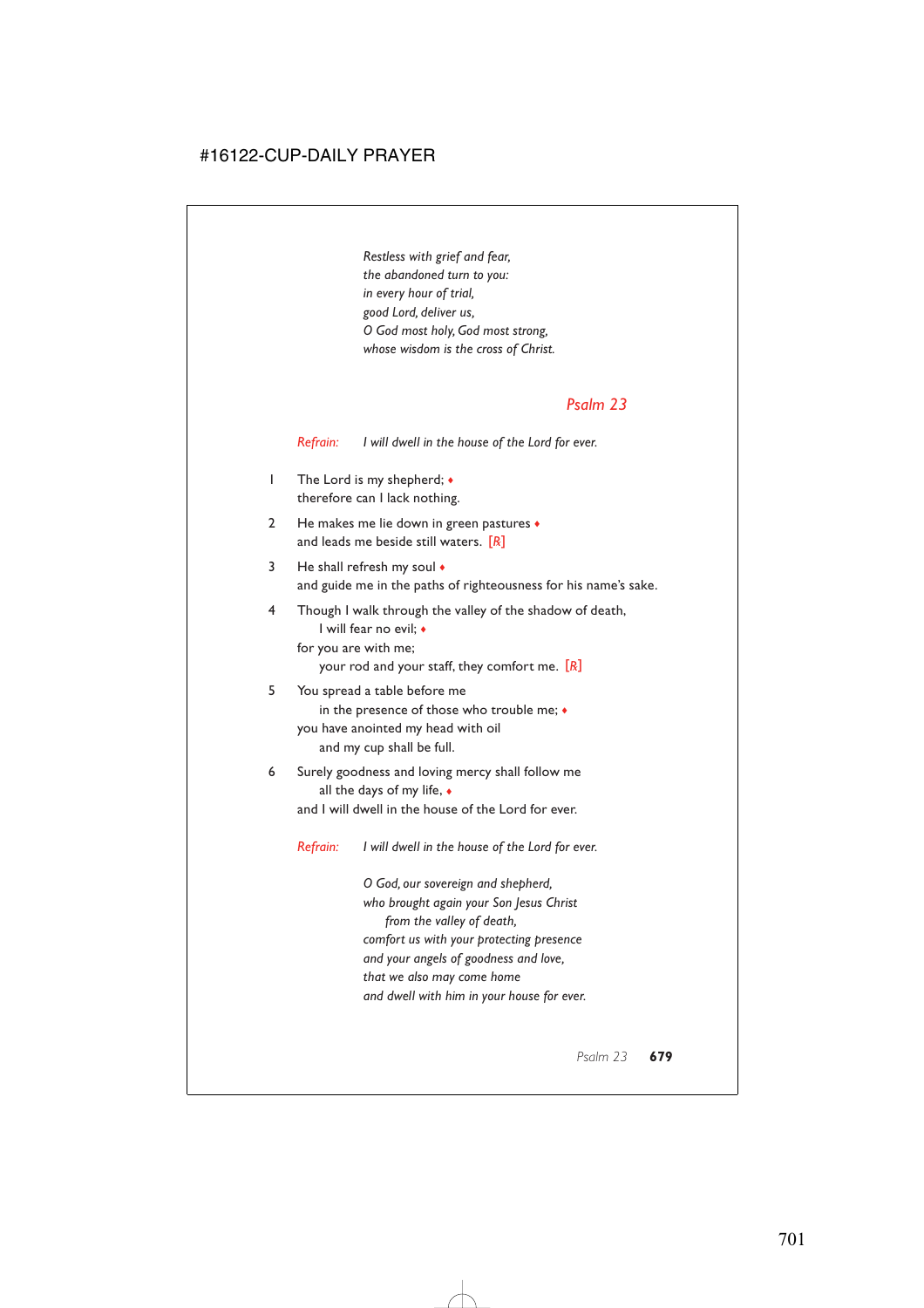*Restless with grief and fear,*
*the abandoned turn to you:*
*in every hour of trial,*
*good Lord, deliver us,*
*O God most holy, God most strong,*
*whose wisdom is the cross of Christ.*

## *Psalm 23*

*Refrain:* *I will dwell in the house of the Lord for ever.*

1 The Lord is my shepherd; ♦
therefore can I lack nothing.

2 He makes me lie down in green pastures ♦
and leads me beside still waters. [R]

3 He shall refresh my soul ♦
and guide me in the paths of righteousness for his name's sake.

4 Though I walk through the valley of the shadow of death,
    I will fear no evil; ♦
for you are with me;
    your rod and your staff, they comfort me. [R]

5 You spread a table before me
    in the presence of those who trouble me; ♦
you have anointed my head with oil
    and my cup shall be full.

6 Surely goodness and loving mercy shall follow me
    all the days of my life, ♦
and I will dwell in the house of the Lord for ever.

*Refrain:* *I will dwell in the house of the Lord for ever.*

*O God, our sovereign and shepherd,*
*who brought again your Son Jesus Christ*
    *from the valley of death,*
*comfort us with your protecting presence*
*and your angels of goodness and love,*
*that we also may come home*
*and dwell with him in your house for ever.*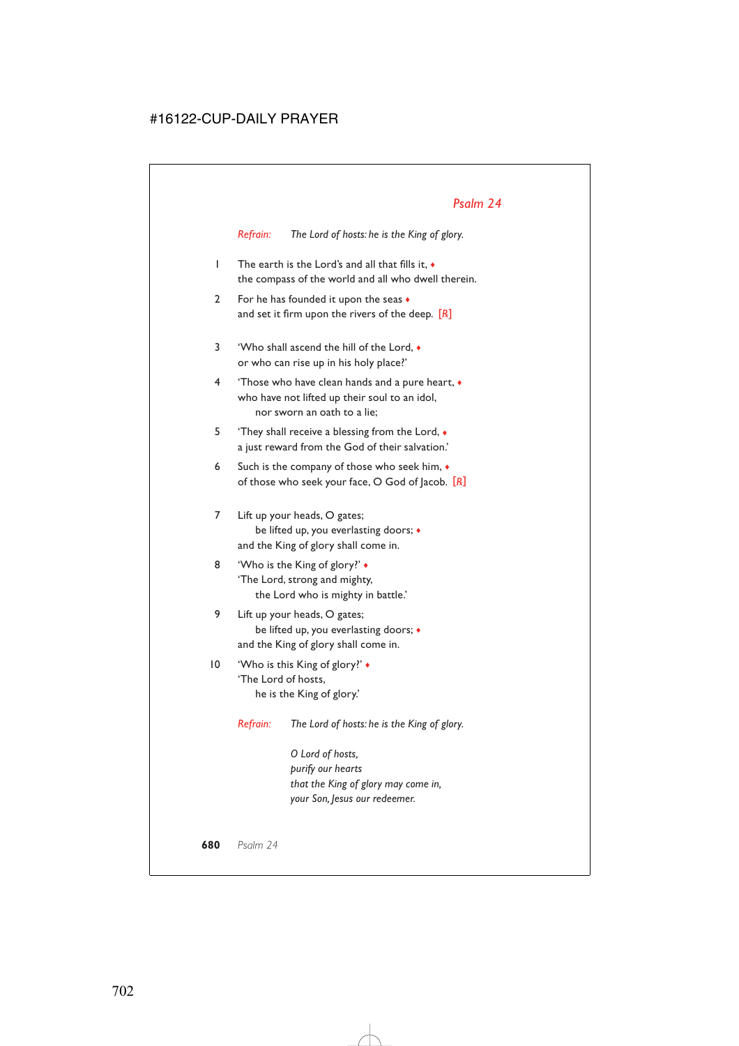## *Psalm 24*

*Refrain:* *The Lord of hosts: he is the King of glory.*

1 The earth is the Lord's and all that fills it, ♦
the compass of the world and all who dwell therein.

2 For he has founded it upon the seas ♦
and set it firm upon the rivers of the deep. [R]

3 'Who shall ascend the hill of the Lord, ♦
or who can rise up in his holy place?'

4 'Those who have clean hands and a pure heart, ♦
who have not lifted up their soul to an idol,
nor sworn an oath to a lie;

5 'They shall receive a blessing from the Lord, ♦
a just reward from the God of their salvation.'

6 Such is the company of those who seek him, ♦
of those who seek your face, O God of Jacob. [R]

7 Lift up your heads, O gates;
be lifted up, you everlasting doors; ♦
and the King of glory shall come in.

8 'Who is the King of glory?' ♦
'The Lord, strong and mighty,
the Lord who is mighty in battle.'

9 Lift up your heads, O gates;
be lifted up, you everlasting doors; ♦
and the King of glory shall come in.

10 'Who is this King of glory?' ♦
'The Lord of hosts,
he is the King of glory.'

*Refrain:* *The Lord of hosts: he is the King of glory.*

*O Lord of hosts,*
*purify our hearts*
*that the King of glory may come in,*
*your Son, Jesus our redeemer.*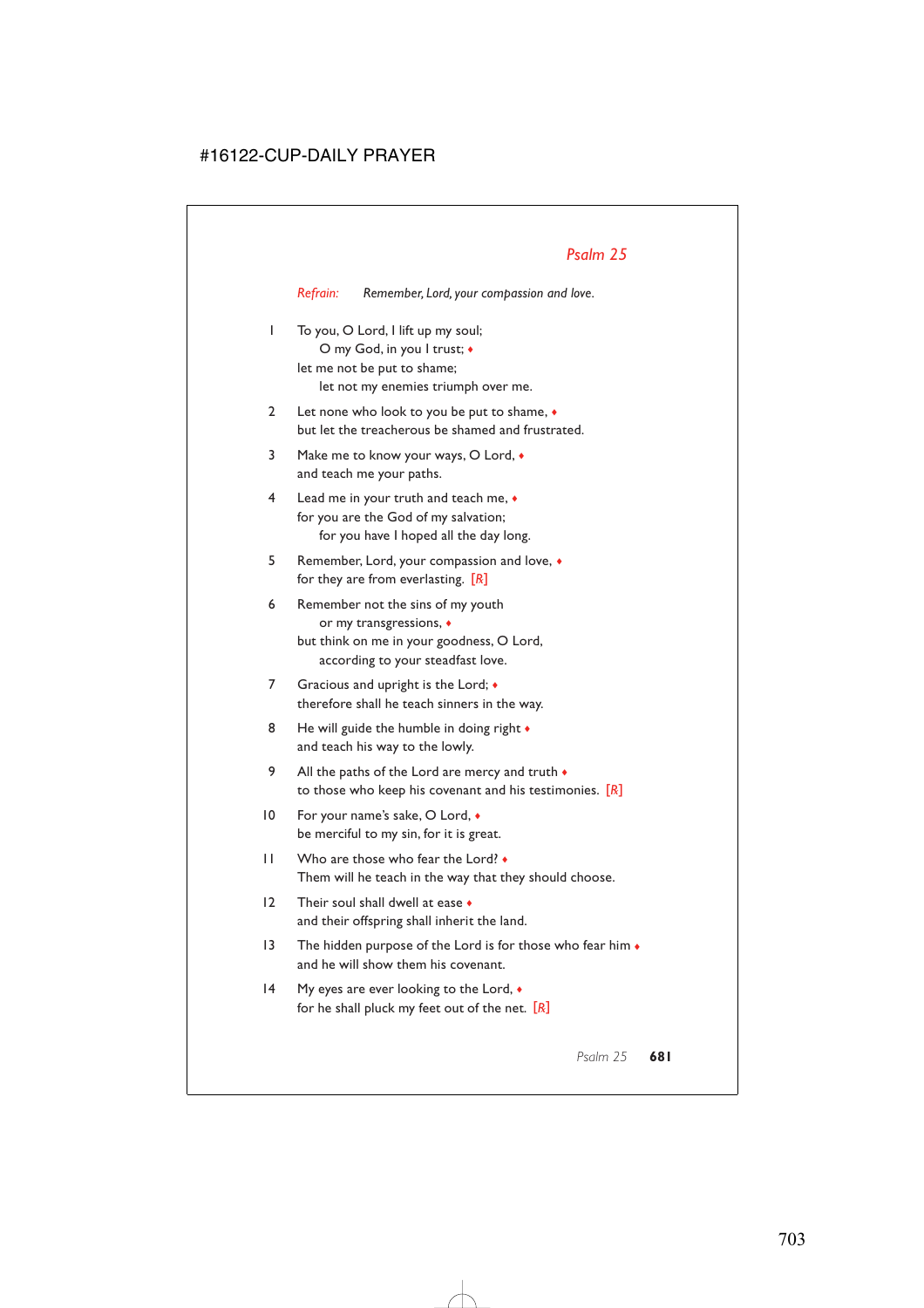## *Psalm 25*

*Refrain:* *Remember, Lord, your compassion and love.*

1 To you, O Lord, I lift up my soul;
  O my God, in you I trust; ♦
let me not be put to shame;
  let not my enemies triumph over me.

2 Let none who look to you be put to shame, ♦
but let the treacherous be shamed and frustrated.

3 Make me to know your ways, O Lord, ♦
and teach me your paths.

4 Lead me in your truth and teach me, ♦
for you are the God of my salvation;
  for you have I hoped all the day long.

5 Remember, Lord, your compassion and love, ♦
for they are from everlasting. [*R*]

6 Remember not the sins of my youth
  or my transgressions, ♦
but think on me in your goodness, O Lord,
  according to your steadfast love.

7 Gracious and upright is the Lord; ♦
therefore shall he teach sinners in the way.

8 He will guide the humble in doing right ♦
and teach his way to the lowly.

9 All the paths of the Lord are mercy and truth ♦
to those who keep his covenant and his testimonies. [*R*]

10 For your name's sake, O Lord, ♦
be merciful to my sin, for it is great.

11 Who are those who fear the Lord? ♦
Them will he teach in the way that they should choose.

12 Their soul shall dwell at ease ♦
and their offspring shall inherit the land.

13 The hidden purpose of the Lord is for those who fear him ♦
and he will show them his covenant.

14 My eyes are ever looking to the Lord, ♦
for he shall pluck my feet out of the net. [*R*]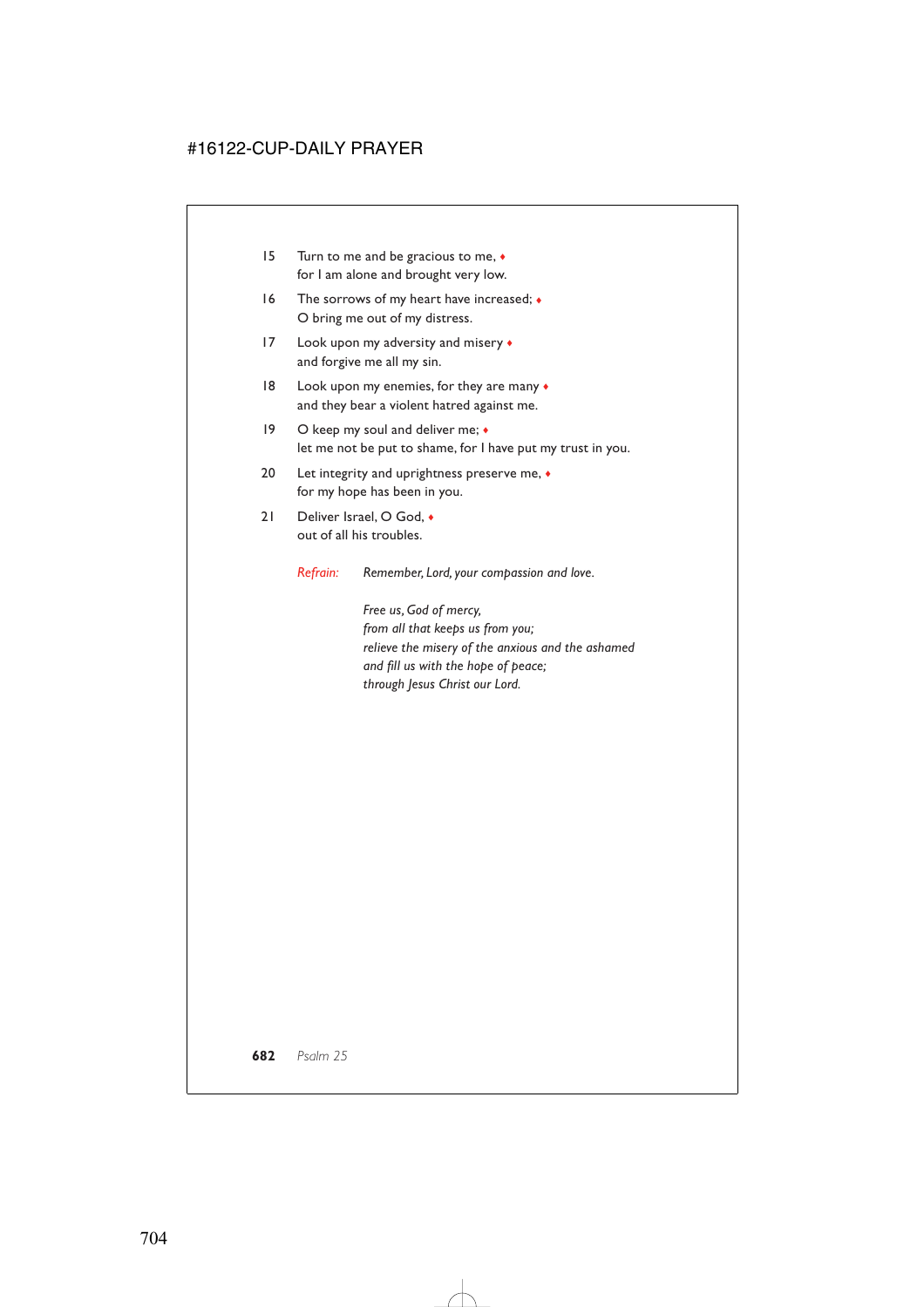15 Turn to me and be gracious to me, ♦
for I am alone and brought very low.

16 The sorrows of my heart have increased; ♦
O bring me out of my distress.

17 Look upon my adversity and misery ♦
and forgive me all my sin.

18 Look upon my enemies, for they are many ♦
and they bear a violent hatred against me.

19 O keep my soul and deliver me; ♦
let me not be put to shame, for I have put my trust in you.

20 Let integrity and uprightness preserve me, ♦
for my hope has been in you.

21 Deliver Israel, O God, ♦
out of all his troubles.

*Refrain:* *Remember, Lord, your compassion and love.*

*Free us, God of mercy,*
*from all that keeps us from you;*
*relieve the misery of the anxious and the ashamed*
*and fill us with the hope of peace;*
*through Jesus Christ our Lord.*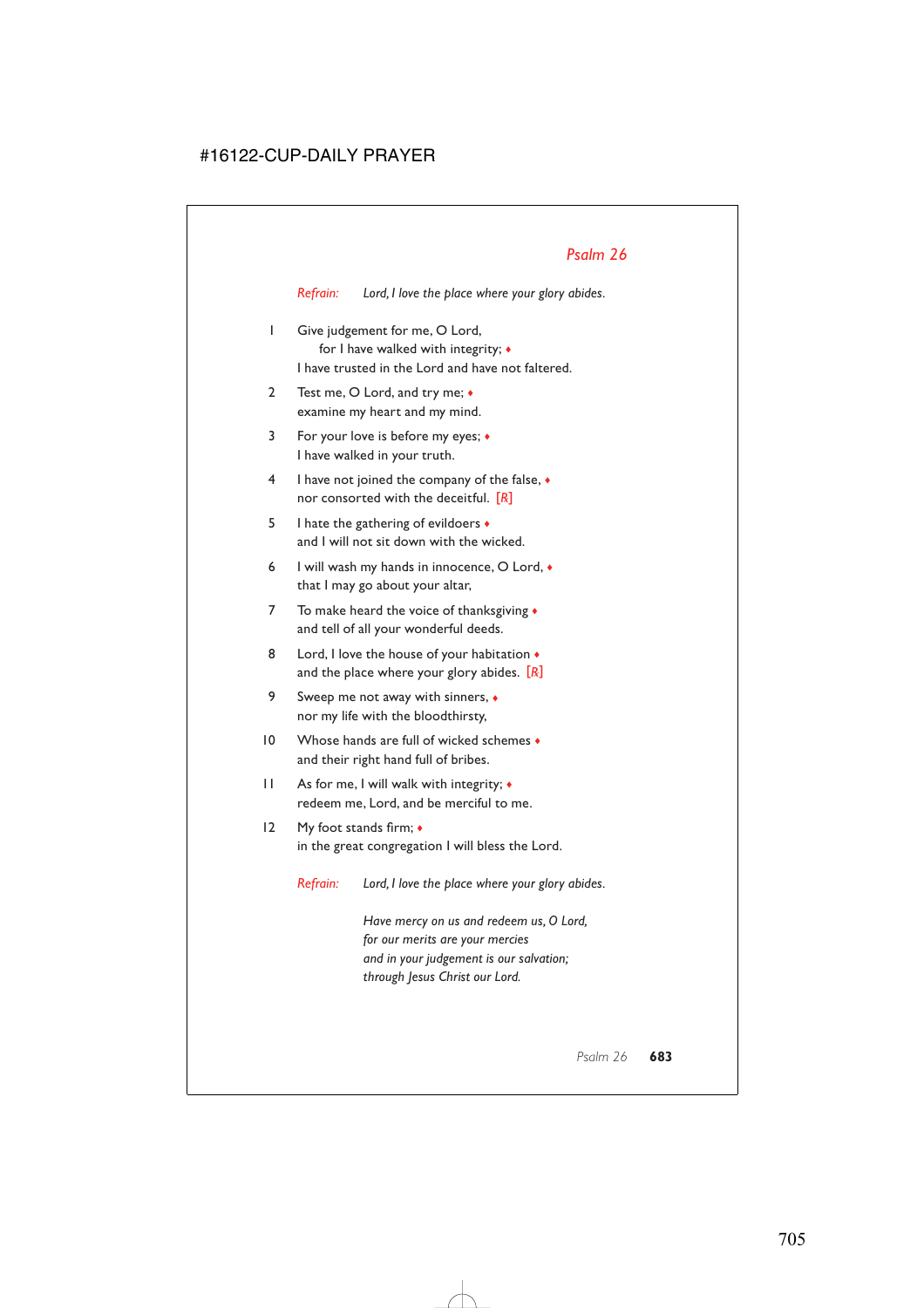## *Psalm 26*

*Refrain:* *Lord, I love the place where your glory abides.*

1 Give judgement for me, O Lord,
  for I have walked with integrity; ♦
 I have trusted in the Lord and have not faltered.

2 Test me, O Lord, and try me; ♦
 examine my heart and my mind.

3 For your love is before my eyes; ♦
 I have walked in your truth.

4 I have not joined the company of the false, ♦
 nor consorted with the deceitful. *[R]*

5 I hate the gathering of evildoers ♦
 and I will not sit down with the wicked.

6 I will wash my hands in innocence, O Lord, ♦
 that I may go about your altar,

7 To make heard the voice of thanksgiving ♦
 and tell of all your wonderful deeds.

8 Lord, I love the house of your habitation ♦
 and the place where your glory abides. *[R]*

9 Sweep me not away with sinners, ♦
 nor my life with the bloodthirsty,

10 Whose hands are full of wicked schemes ♦
 and their right hand full of bribes.

11 As for me, I will walk with integrity; ♦
 redeem me, Lord, and be merciful to me.

12 My foot stands firm; ♦
 in the great congregation I will bless the Lord.

*Refrain:* *Lord, I love the place where your glory abides.*

*Have mercy on us and redeem us, O Lord,*
*for our merits are your mercies*
*and in your judgement is our salvation;*
*through Jesus Christ our Lord.*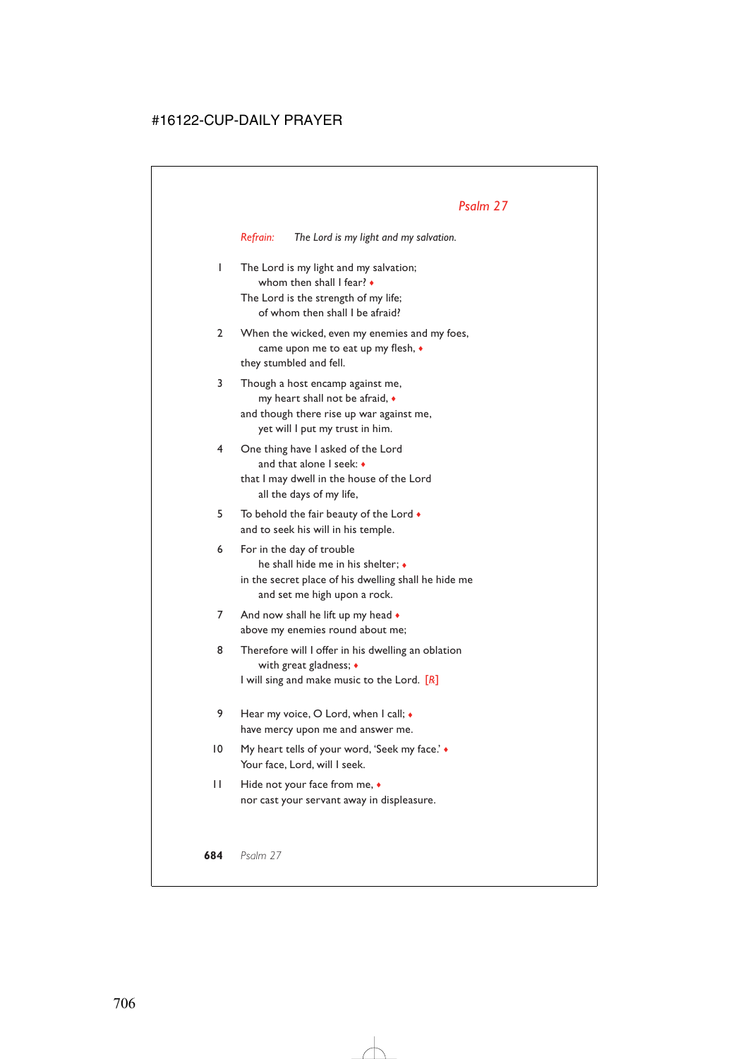## *Psalm 27*

*Refrain:* *The Lord is my light and my salvation.*

1 The Lord is my light and my salvation;
   whom then shall I fear? ♦
The Lord is the strength of my life;
   of whom then shall I be afraid?

2 When the wicked, even my enemies and my foes,
   came upon me to eat up my flesh, ♦
they stumbled and fell.

3 Though a host encamp against me,
   my heart shall not be afraid, ♦
and though there rise up war against me,
   yet will I put my trust in him.

4 One thing have I asked of the Lord
   and that alone I seek: ♦
that I may dwell in the house of the Lord
   all the days of my life,

5 To behold the fair beauty of the Lord ♦
and to seek his will in his temple.

6 For in the day of trouble
   he shall hide me in his shelter; ♦
in the secret place of his dwelling shall he hide me
   and set me high upon a rock.

7 And now shall he lift up my head ♦
above my enemies round about me;

8 Therefore will I offer in his dwelling an oblation
   with great gladness; ♦
I will sing and make music to the Lord. [℟]

9 Hear my voice, O Lord, when I call; ♦
have mercy upon me and answer me.

10 My heart tells of your word, 'Seek my face.' ♦
Your face, Lord, will I seek.

11 Hide not your face from me, ♦
nor cast your servant away in displeasure.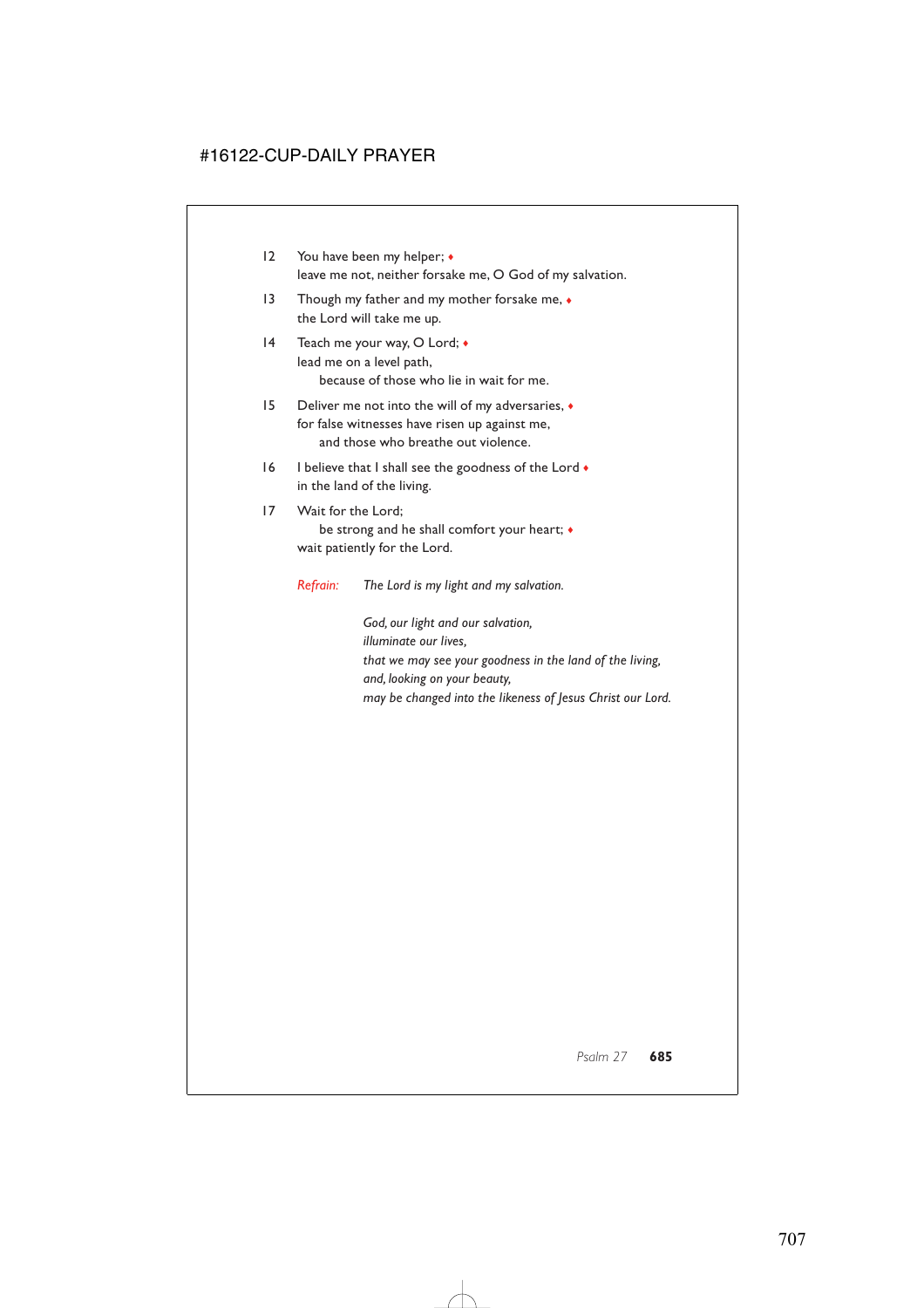12 You have been my helper; ♦
leave me not, neither forsake me, O God of my salvation.

13 Though my father and my mother forsake me, ♦
the Lord will take me up.

14 Teach me your way, O Lord; ♦
lead me on a level path,
  because of those who lie in wait for me.

15 Deliver me not into the will of my adversaries, ♦
for false witnesses have risen up against me,
  and those who breathe out violence.

16 I believe that I shall see the goodness of the Lord ♦
in the land of the living.

17 Wait for the Lord;
  be strong and he shall comfort your heart; ♦
wait patiently for the Lord.

*Refrain:* *The Lord is my light and my salvation.*

*God, our light and our salvation,*
*illuminate our lives,*
*that we may see your goodness in the land of the living,*
*and, looking on your beauty,*
*may be changed into the likeness of Jesus Christ our Lord.*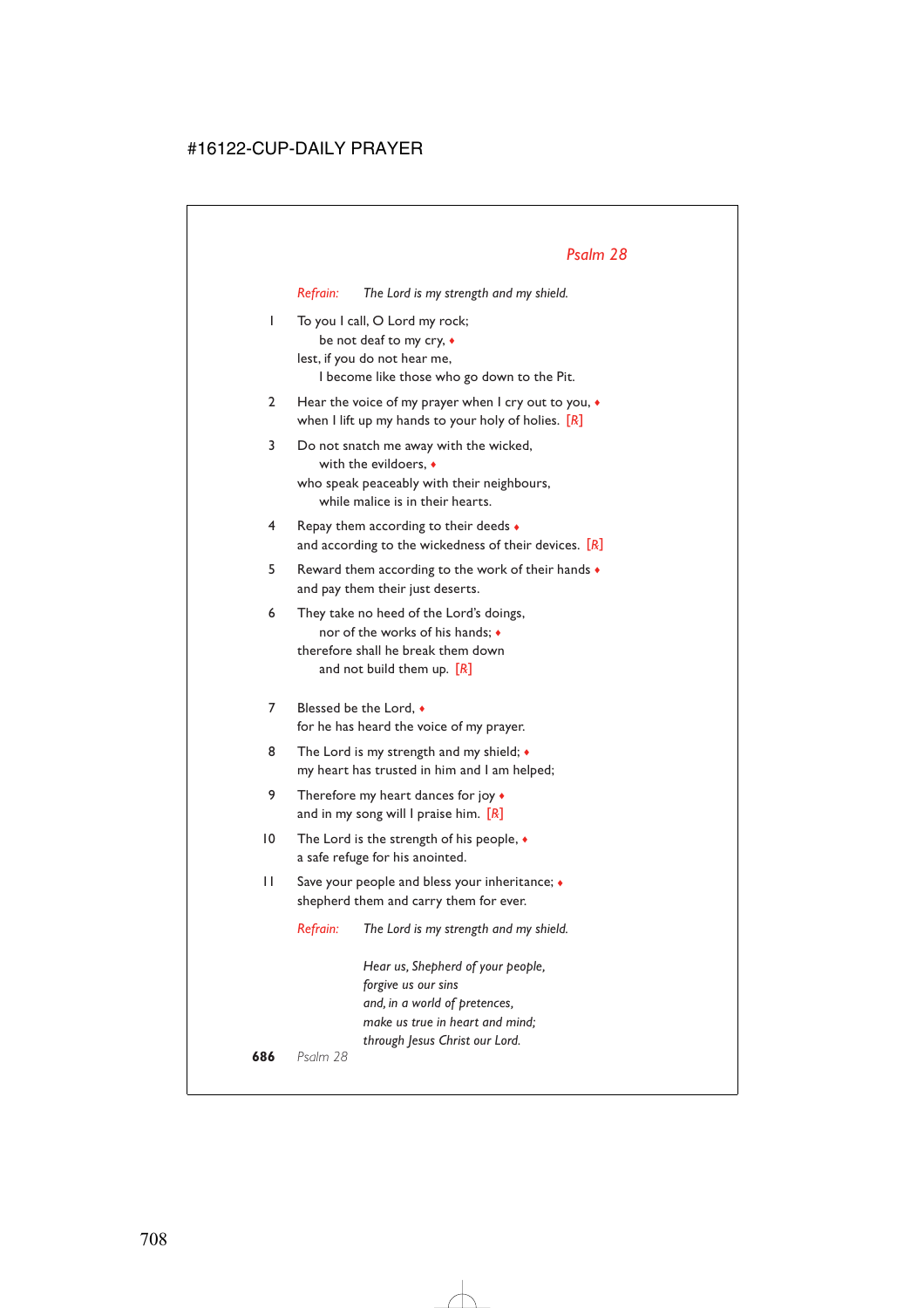## Psalm 28

*Refrain:* *The Lord is my strength and my shield.*

1 To you I call, O Lord my rock;
  be not deaf to my cry, ♦
lest, if you do not hear me,
  I become like those who go down to the Pit.

2 Hear the voice of my prayer when I cry out to you, ♦
when I lift up my hands to your holy of holies. [R]

3 Do not snatch me away with the wicked,
  with the evildoers, ♦
who speak peaceably with their neighbours,
  while malice is in their hearts.

4 Repay them according to their deeds ♦
and according to the wickedness of their devices. [R]

5 Reward them according to the work of their hands ♦
and pay them their just deserts.

6 They take no heed of the Lord's doings,
  nor of the works of his hands; ♦
therefore shall he break them down
  and not build them up. [R]

7 Blessed be the Lord, ♦
for he has heard the voice of my prayer.

8 The Lord is my strength and my shield; ♦
my heart has trusted in him and I am helped;

9 Therefore my heart dances for joy ♦
and in my song will I praise him. [R]

10 The Lord is the strength of his people, ♦
a safe refuge for his anointed.

11 Save your people and bless your inheritance; ♦
shepherd them and carry them for ever.

*Refrain:* *The Lord is my strength and my shield.*

*Hear us, Shepherd of your people,*
*forgive us our sins*
*and, in a world of pretences,*
*make us true in heart and mind;*
*through Jesus Christ our Lord.*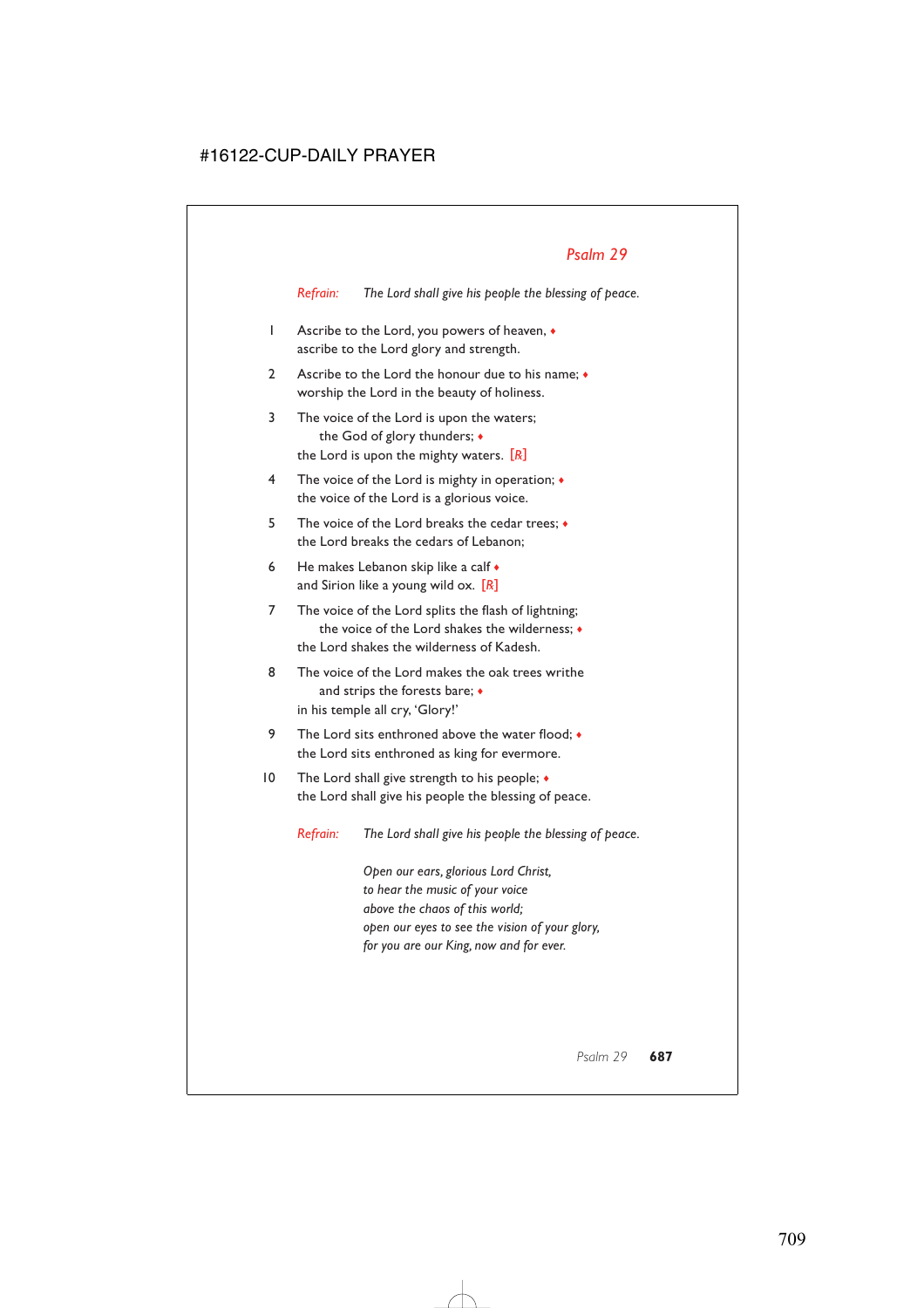## Psalm 29

*Refrain:* *The Lord shall give his people the blessing of peace.*

1 Ascribe to the Lord, you powers of heaven, ♦
ascribe to the Lord glory and strength.

2 Ascribe to the Lord the honour due to his name; ♦
worship the Lord in the beauty of holiness.

3 The voice of the Lord is upon the waters;
  the God of glory thunders; ♦
the Lord is upon the mighty waters. [℟]

4 The voice of the Lord is mighty in operation; ♦
the voice of the Lord is a glorious voice.

5 The voice of the Lord breaks the cedar trees; ♦
the Lord breaks the cedars of Lebanon;

6 He makes Lebanon skip like a calf ♦
and Sirion like a young wild ox. [℟]

7 The voice of the Lord splits the flash of lightning;
  the voice of the Lord shakes the wilderness; ♦
the Lord shakes the wilderness of Kadesh.

8 The voice of the Lord makes the oak trees writhe
  and strips the forests bare; ♦
in his temple all cry, 'Glory!'

9 The Lord sits enthroned above the water flood; ♦
the Lord sits enthroned as king for evermore.

10 The Lord shall give strength to his people; ♦
the Lord shall give his people the blessing of peace.

*Refrain:* *The Lord shall give his people the blessing of peace.*

*Open our ears, glorious Lord Christ,*
*to hear the music of your voice*
*above the chaos of this world;*
*open our eyes to see the vision of your glory,*
*for you are our King, now and for ever.*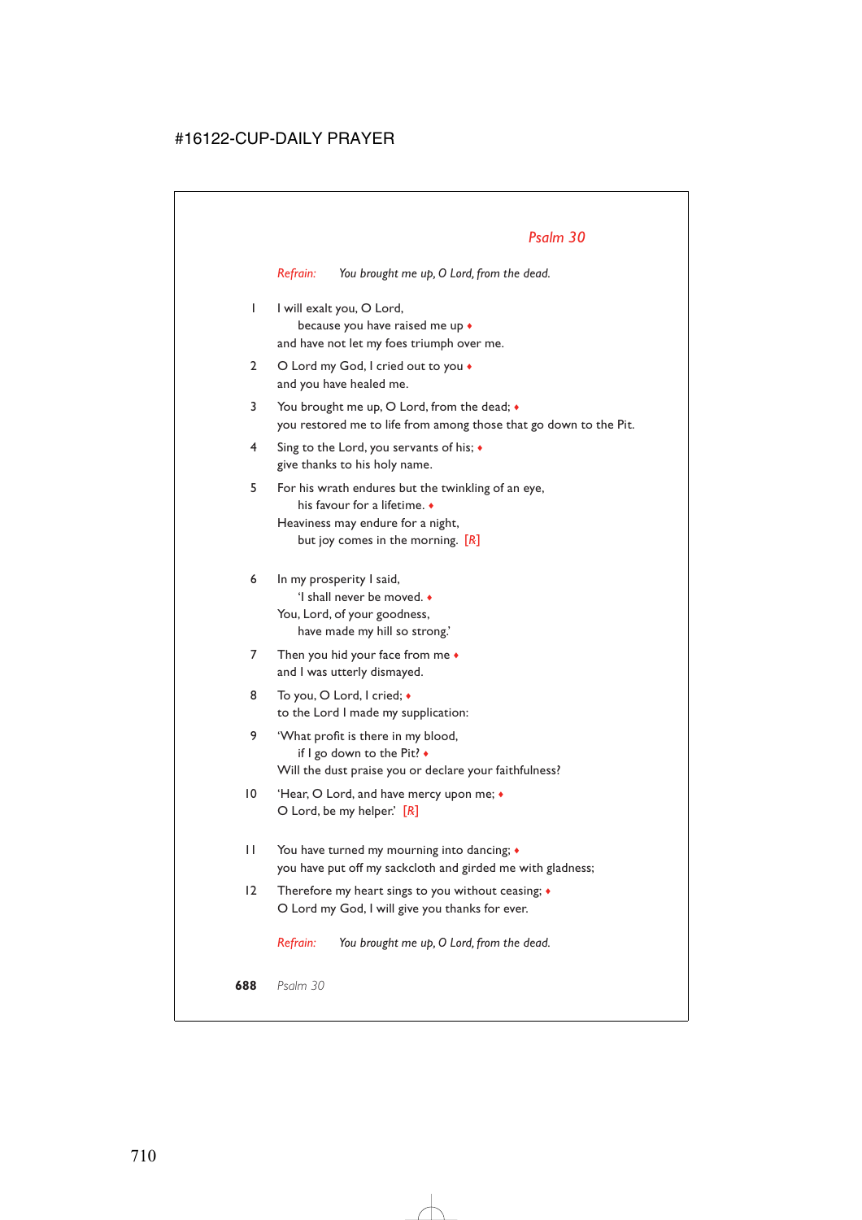## *Psalm 30*

*Refrain:* *You brought me up, O Lord, from the dead.*

1 I will exalt you, O Lord,
  because you have raised me up ♦
 and have not let my foes triumph over me.

2 O Lord my God, I cried out to you ♦
 and you have healed me.

3 You brought me up, O Lord, from the dead; ♦
 you restored me to life from among those that go down to the Pit.

4 Sing to the Lord, you servants of his; ♦
 give thanks to his holy name.

5 For his wrath endures but the twinkling of an eye,
  his favour for a lifetime. ♦
 Heaviness may endure for a night,
  but joy comes in the morning. [℟]

6 In my prosperity I said,
  'I shall never be moved. ♦
 You, Lord, of your goodness,
  have made my hill so strong.'

7 Then you hid your face from me ♦
 and I was utterly dismayed.

8 To you, O Lord, I cried; ♦
 to the Lord I made my supplication:

9 'What profit is there in my blood,
  if I go down to the Pit? ♦
 Will the dust praise you or declare your faithfulness?

10 'Hear, O Lord, and have mercy upon me; ♦
 O Lord, be my helper.' [℟]

11 You have turned my mourning into dancing; ♦
 you have put off my sackcloth and girded me with gladness;

12 Therefore my heart sings to you without ceasing; ♦
 O Lord my God, I will give you thanks for ever.

*Refrain:* *You brought me up, O Lord, from the dead.*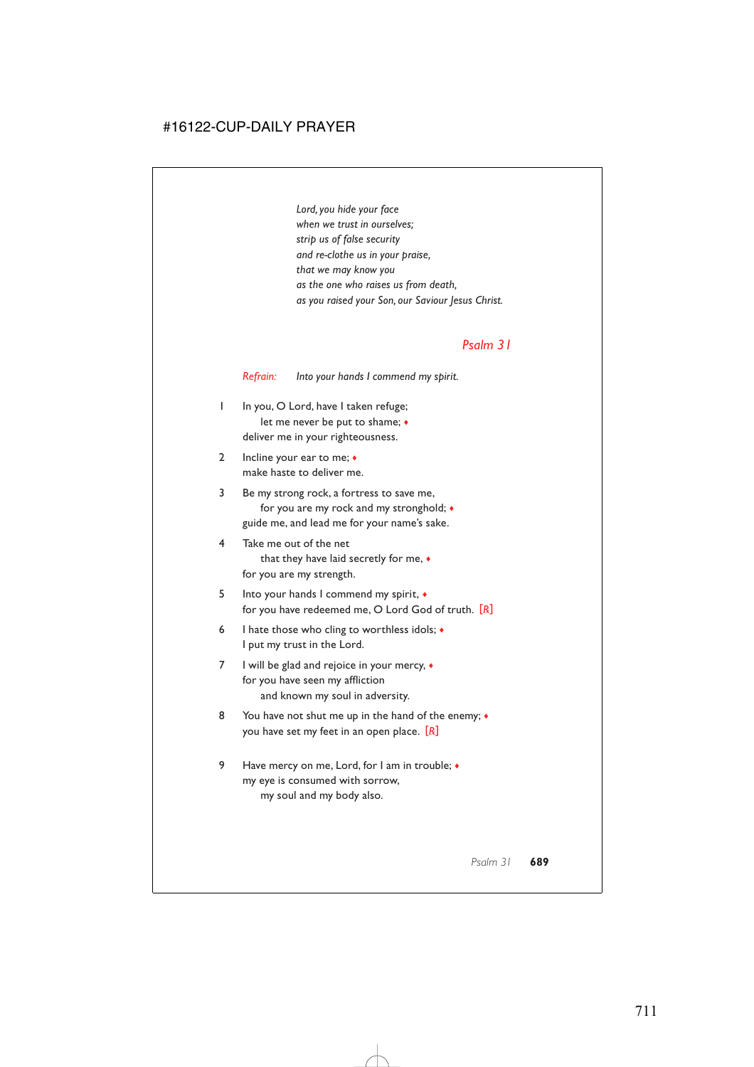*Lord, you hide your face*
*when we trust in ourselves;*
*strip us of false security*
*and re-clothe us in your praise,*
*that we may know you*
*as the one who raises us from death,*
*as you raised your Son, our Saviour Jesus Christ.*

## Psalm 31

*Refrain:* *Into your hands I commend my spirit.*

1 In you, O Lord, have I taken refuge;
  let me never be put to shame; ♦
deliver me in your righteousness.

2 Incline your ear to me; ♦
make haste to deliver me.

3 Be my strong rock, a fortress to save me,
  for you are my rock and my stronghold; ♦
guide me, and lead me for your name's sake.

4 Take me out of the net
  that they have laid secretly for me, ♦
for you are my strength.

5 Into your hands I commend my spirit, ♦
for you have redeemed me, O Lord God of truth. [*R*]

6 I hate those who cling to worthless idols; ♦
I put my trust in the Lord.

7 I will be glad and rejoice in your mercy, ♦
for you have seen my affliction
  and known my soul in adversity.

8 You have not shut me up in the hand of the enemy; ♦
you have set my feet in an open place. [*R*]

9 Have mercy on me, Lord, for I am in trouble; ♦
my eye is consumed with sorrow,
  my soul and my body also.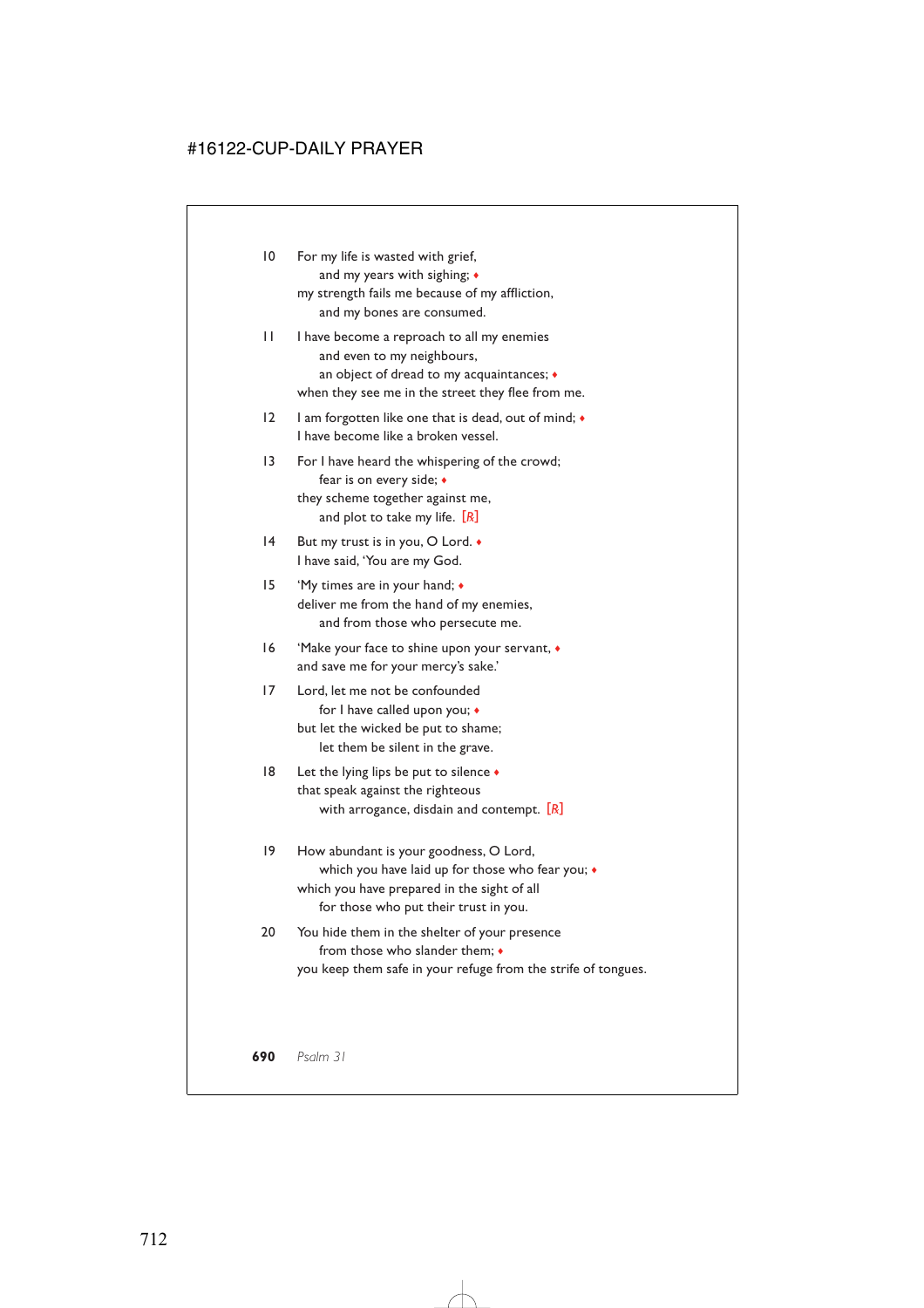10 For my life is wasted with grief,
  and my years with sighing; ♦
my strength fails me because of my affliction,
  and my bones are consumed.

11 I have become a reproach to all my enemies
  and even to my neighbours,
  an object of dread to my acquaintances; ♦
when they see me in the street they flee from me.

12 I am forgotten like one that is dead, out of mind; ♦
I have become like a broken vessel.

13 For I have heard the whispering of the crowd;
  fear is on every side; ♦
they scheme together against me,
  and plot to take my life. [℟]

14 But my trust is in you, O Lord. ♦
I have said, 'You are my God.

15 'My times are in your hand; ♦
deliver me from the hand of my enemies,
  and from those who persecute me.

16 'Make your face to shine upon your servant, ♦
and save me for your mercy's sake.'

17 Lord, let me not be confounded
  for I have called upon you; ♦
but let the wicked be put to shame;
  let them be silent in the grave.

18 Let the lying lips be put to silence ♦
that speak against the righteous
  with arrogance, disdain and contempt. [℟]

19 How abundant is your goodness, O Lord,
  which you have laid up for those who fear you; ♦
which you have prepared in the sight of all
  for those who put their trust in you.

20 You hide them in the shelter of your presence
  from those who slander them; ♦
you keep them safe in your refuge from the strife of tongues.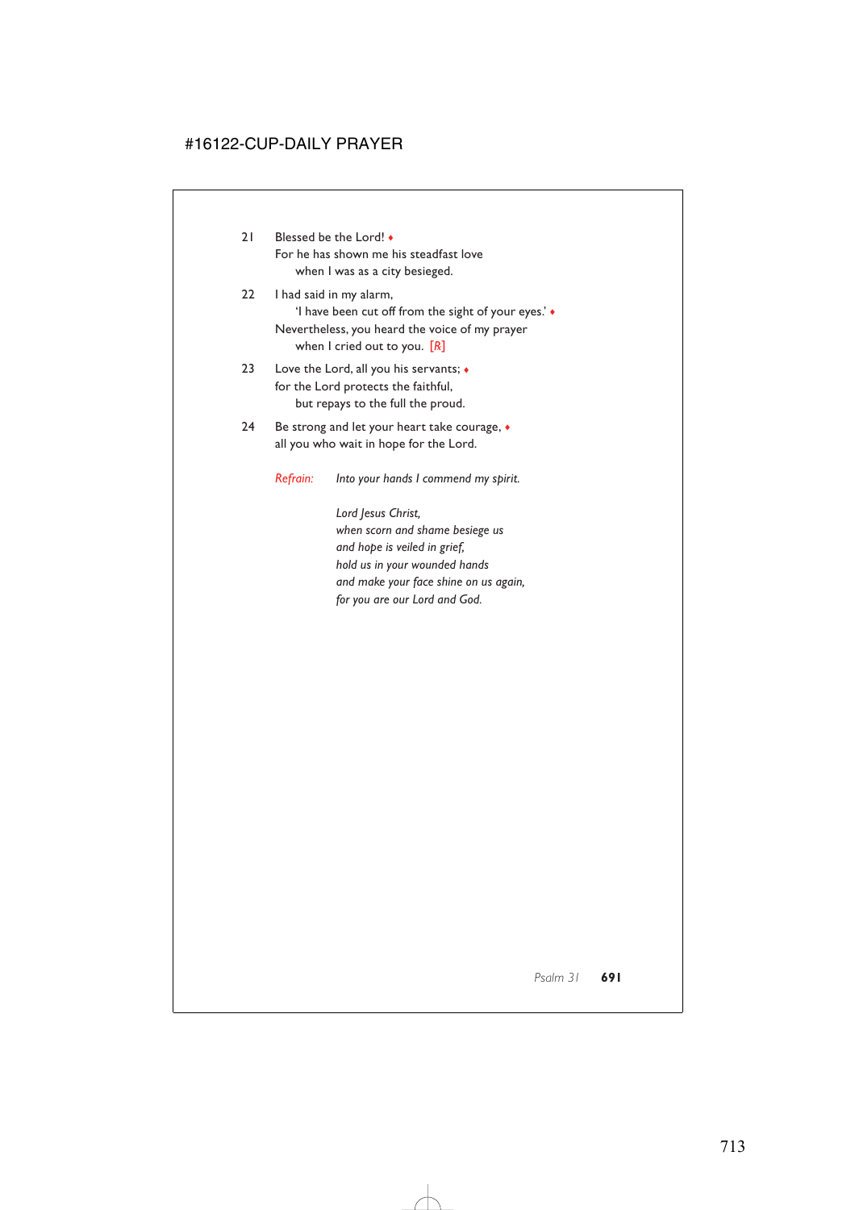21 Blessed be the Lord! ♦
For he has shown me his steadfast love
    when I was as a city besieged.

22 I had said in my alarm,
    'I have been cut off from the sight of your eyes.' ♦
Nevertheless, you heard the voice of my prayer
    when I cried out to you. [R]

23 Love the Lord, all you his servants; ♦
for the Lord protects the faithful,
    but repays to the full the proud.

24 Be strong and let your heart take courage, ♦
all you who wait in hope for the Lord.

*Refrain:* *Into your hands I commend my spirit.*

*Lord Jesus Christ,*
*when scorn and shame besiege us*
*and hope is veiled in grief,*
*hold us in your wounded hands*
*and make your face shine on us again,*
*for you are our Lord and God.*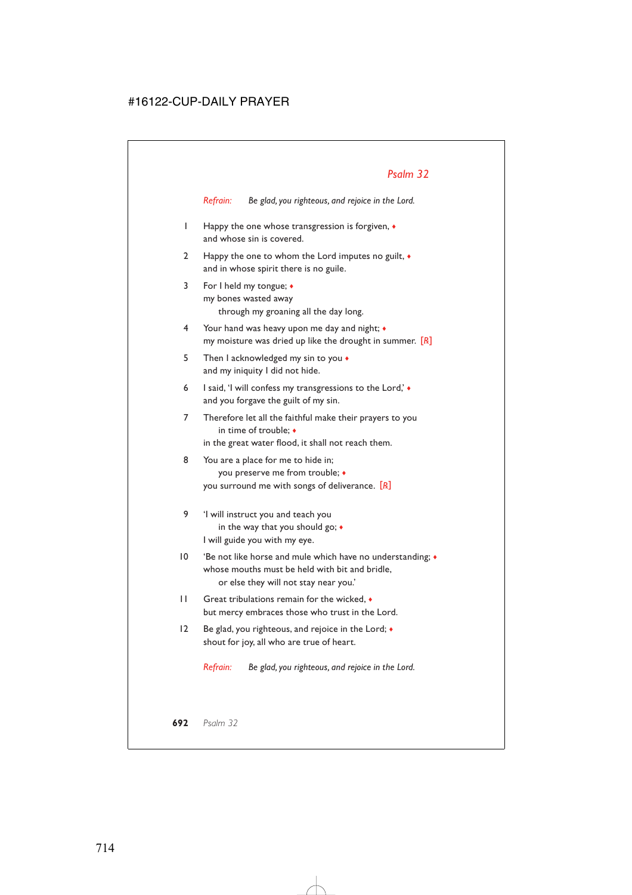## *Psalm 32*

*Refrain:* *Be glad, you righteous, and rejoice in the Lord.*

1 Happy the one whose transgression is forgiven, ♦
and whose sin is covered.

2 Happy the one to whom the Lord imputes no guilt, ♦
and in whose spirit there is no guile.

3 For I held my tongue; ♦
my bones wasted away
  through my groaning all the day long.

4 Your hand was heavy upon me day and night; ♦
my moisture was dried up like the drought in summer. *[R]*

5 Then I acknowledged my sin to you ♦
and my iniquity I did not hide.

6 I said, 'I will confess my transgressions to the Lord,' ♦
and you forgave the guilt of my sin.

7 Therefore let all the faithful make their prayers to you
  in time of trouble; ♦
in the great water flood, it shall not reach them.

8 You are a place for me to hide in;
  you preserve me from trouble; ♦
you surround me with songs of deliverance. *[R]*

9 'I will instruct you and teach you
  in the way that you should go; ♦
I will guide you with my eye.

10 'Be not like horse and mule which have no understanding; ♦
whose mouths must be held with bit and bridle,
  or else they will not stay near you.'

11 Great tribulations remain for the wicked, ♦
but mercy embraces those who trust in the Lord.

12 Be glad, you righteous, and rejoice in the Lord; ♦
shout for joy, all who are true of heart.

*Refrain:* *Be glad, you righteous, and rejoice in the Lord.*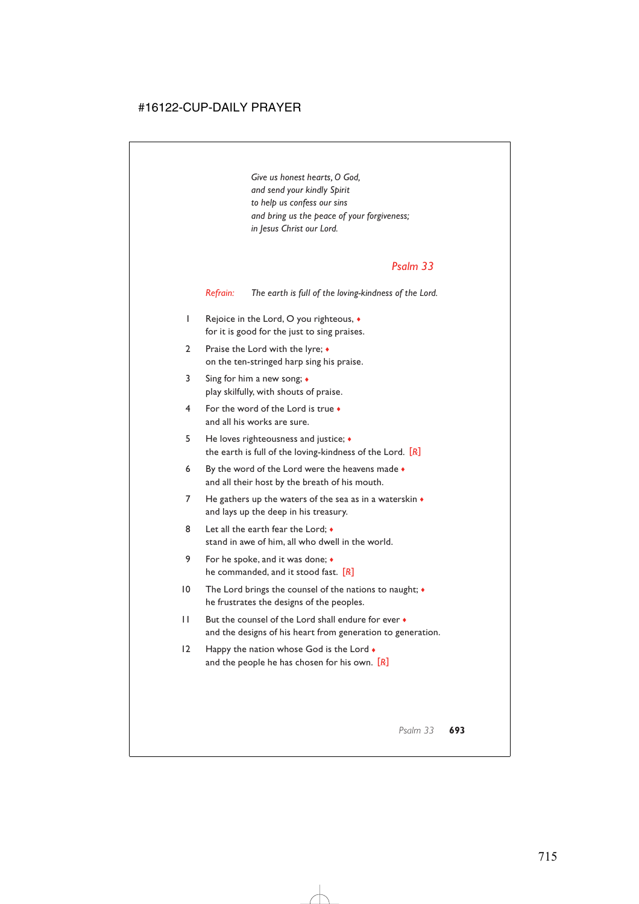*Give us honest hearts, O God,*
*and send your kindly Spirit*
*to help us confess our sins*
*and bring us the peace of your forgiveness;*
*in Jesus Christ our Lord.*

## Psalm 33

*Refrain:* *The earth is full of the loving-kindness of the Lord.*

1 Rejoice in the Lord, O you righteous, ♦
for it is good for the just to sing praises.

2 Praise the Lord with the lyre; ♦
on the ten-stringed harp sing his praise.

3 Sing for him a new song; ♦
play skilfully, with shouts of praise.

4 For the word of the Lord is true ♦
and all his works are sure.

5 He loves righteousness and justice; ♦
the earth is full of the loving-kindness of the Lord. [R]

6 By the word of the Lord were the heavens made ♦
and all their host by the breath of his mouth.

7 He gathers up the waters of the sea as in a waterskin ♦
and lays up the deep in his treasury.

8 Let all the earth fear the Lord; ♦
stand in awe of him, all who dwell in the world.

9 For he spoke, and it was done; ♦
he commanded, and it stood fast. [R]

10 The Lord brings the counsel of the nations to naught; ♦
he frustrates the designs of the peoples.

11 But the counsel of the Lord shall endure for ever ♦
and the designs of his heart from generation to generation.

12 Happy the nation whose God is the Lord ♦
and the people he has chosen for his own. [R]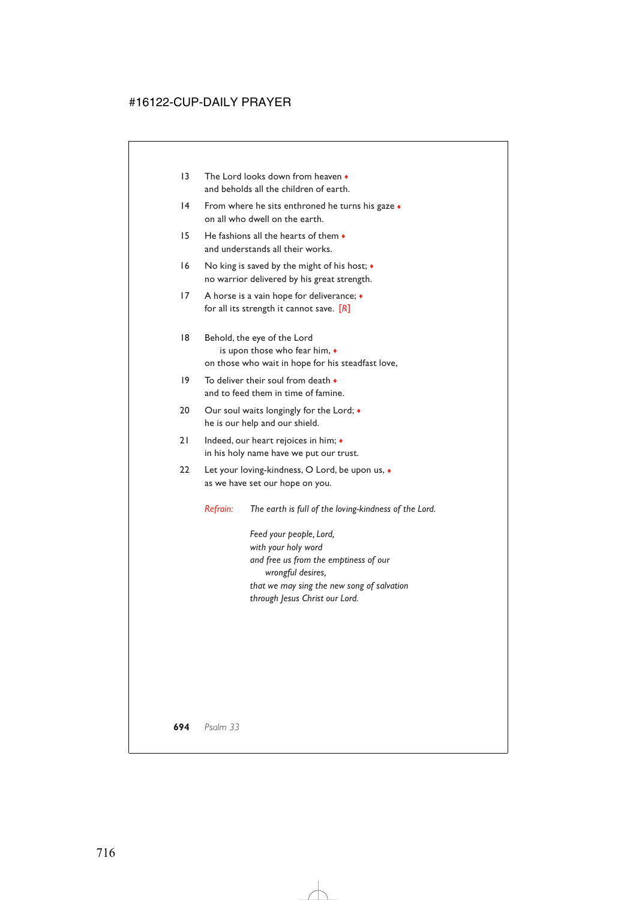13 The Lord looks down from heaven ♦
and beholds all the children of earth.

14 From where he sits enthroned he turns his gaze ♦
on all who dwell on the earth.

15 He fashions all the hearts of them ♦
and understands all their works.

16 No king is saved by the might of his host; ♦
no warrior delivered by his great strength.

17 A horse is a vain hope for deliverance; ♦
for all its strength it cannot save. [R]

18 Behold, the eye of the Lord
is upon those who fear him, ♦
on those who wait in hope for his steadfast love,

19 To deliver their soul from death ♦
and to feed them in time of famine.

20 Our soul waits longingly for the Lord; ♦
he is our help and our shield.

21 Indeed, our heart rejoices in him; ♦
in his holy name have we put our trust.

22 Let your loving-kindness, O Lord, be upon us, ♦
as we have set our hope on you.

*Refrain:* *The earth is full of the loving-kindness of the Lord.*

*Feed your people, Lord,*
*with your holy word*
*and free us from the emptiness of our*
*wrongful desires,*
*that we may sing the new song of salvation*
*through Jesus Christ our Lord.*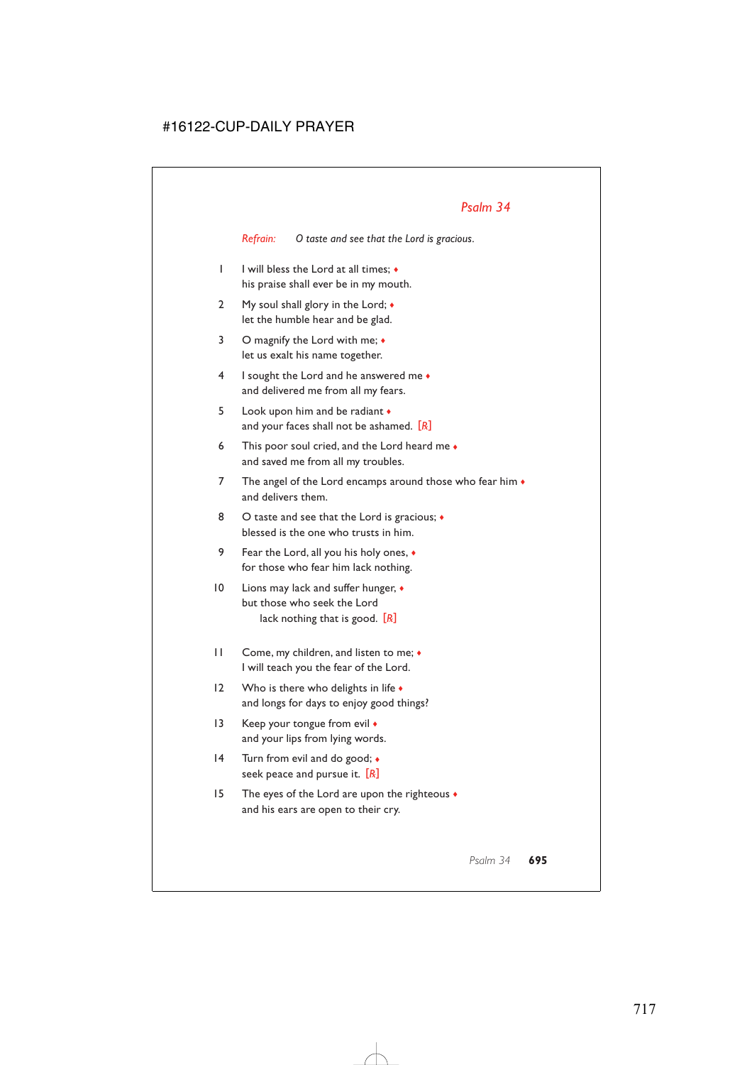## *Psalm 34*

*Refrain:* *O taste and see that the Lord is gracious.*

1 I will bless the Lord at all times; ♦
his praise shall ever be in my mouth.

2 My soul shall glory in the Lord; ♦
let the humble hear and be glad.

3 O magnify the Lord with me; ♦
let us exalt his name together.

4 I sought the Lord and he answered me ♦
and delivered me from all my fears.

5 Look upon him and be radiant ♦
and your faces shall not be ashamed. [℟]

6 This poor soul cried, and the Lord heard me ♦
and saved me from all my troubles.

7 The angel of the Lord encamps around those who fear him ♦
and delivers them.

8 O taste and see that the Lord is gracious; ♦
blessed is the one who trusts in him.

9 Fear the Lord, all you his holy ones, ♦
for those who fear him lack nothing.

10 Lions may lack and suffer hunger, ♦
but those who seek the Lord
lack nothing that is good. [℟]

11 Come, my children, and listen to me; ♦
I will teach you the fear of the Lord.

12 Who is there who delights in life ♦
and longs for days to enjoy good things?

13 Keep your tongue from evil ♦
and your lips from lying words.

14 Turn from evil and do good; ♦
seek peace and pursue it. [℟]

15 The eyes of the Lord are upon the righteous ♦
and his ears are open to their cry.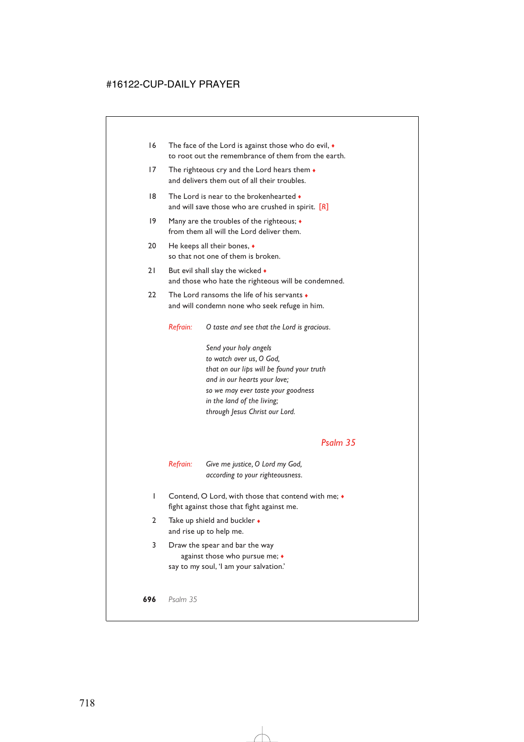16 The face of the Lord is against those who do evil, ♦
to root out the remembrance of them from the earth.

17 The righteous cry and the Lord hears them ♦
and delivers them out of all their troubles.

18 The Lord is near to the brokenhearted ♦
and will save those who are crushed in spirit. [℟]

19 Many are the troubles of the righteous; ♦
from them all will the Lord deliver them.

20 He keeps all their bones, ♦
so that not one of them is broken.

21 But evil shall slay the wicked ♦
and those who hate the righteous will be condemned.

22 The Lord ransoms the life of his servants ♦
and will condemn none who seek refuge in him.

*Refrain:* *O taste and see that the Lord is gracious.*

*Send your holy angels*
*to watch over us, O God,*
*that on our lips will be found your truth*
*and in our hearts your love;*
*so we may ever taste your goodness*
*in the land of the living;*
*through Jesus Christ our Lord.*

## *Psalm 35*

*Refrain:* *Give me justice, O Lord my God,*
*according to your righteousness.*

1 Contend, O Lord, with those that contend with me; ♦
fight against those that fight against me.

2 Take up shield and buckler ♦
and rise up to help me.

3 Draw the spear and bar the way
against those who pursue me; ♦
say to my soul, 'I am your salvation.'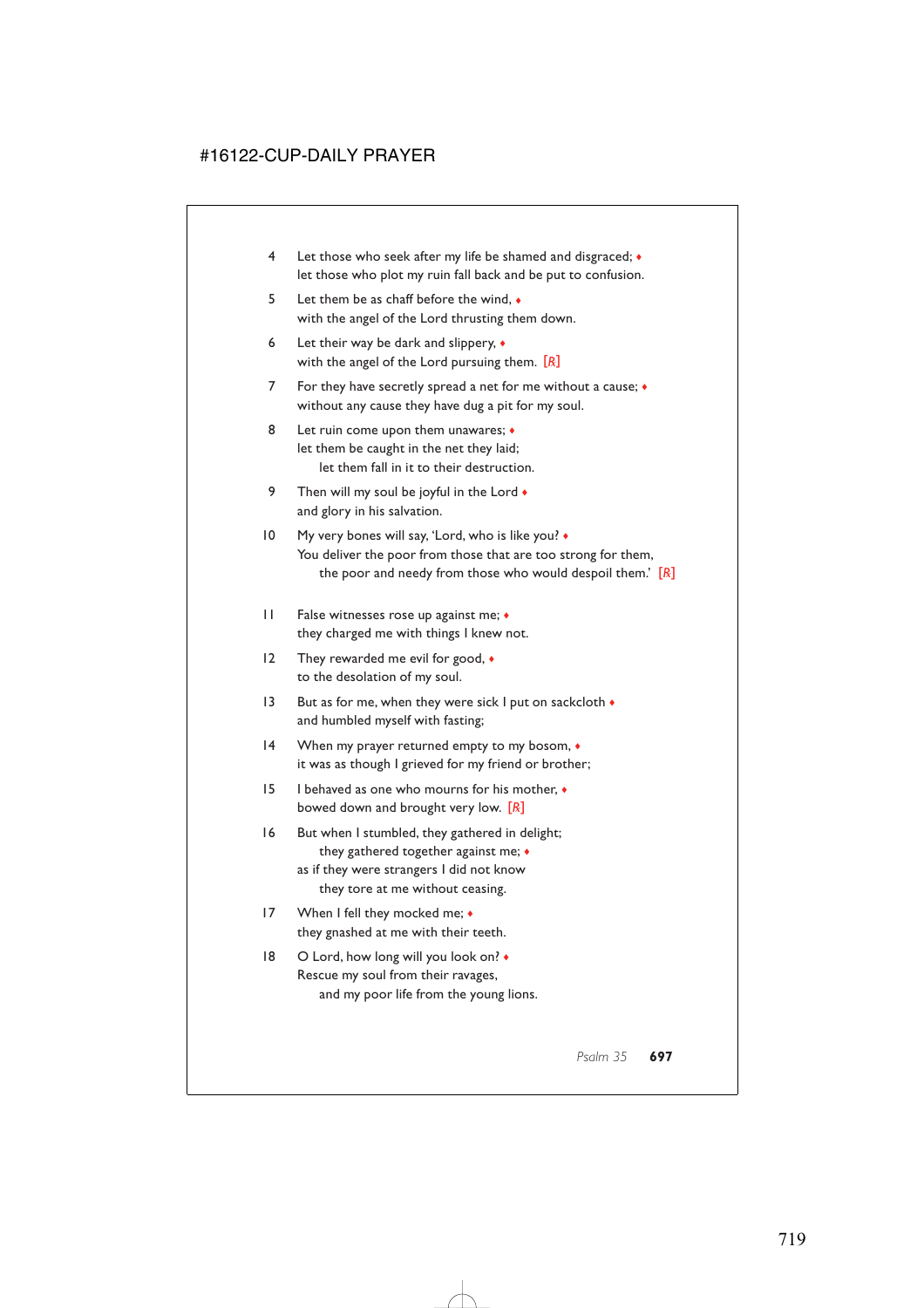4 Let those who seek after my life be shamed and disgraced; ♦
let those who plot my ruin fall back and be put to confusion.

5 Let them be as chaff before the wind, ♦
with the angel of the Lord thrusting them down.

6 Let their way be dark and slippery, ♦
with the angel of the Lord pursuing them. [R]

7 For they have secretly spread a net for me without a cause; ♦
without any cause they have dug a pit for my soul.

8 Let ruin come upon them unawares; ♦
let them be caught in the net they laid;
  let them fall in it to their destruction.

9 Then will my soul be joyful in the Lord ♦
and glory in his salvation.

10 My very bones will say, 'Lord, who is like you? ♦
You deliver the poor from those that are too strong for them,
  the poor and needy from those who would despoil them.' [R]

11 False witnesses rose up against me; ♦
they charged me with things I knew not.

12 They rewarded me evil for good, ♦
to the desolation of my soul.

13 But as for me, when they were sick I put on sackcloth ♦
and humbled myself with fasting;

14 When my prayer returned empty to my bosom, ♦
it was as though I grieved for my friend or brother;

15 I behaved as one who mourns for his mother, ♦
bowed down and brought very low. [R]

16 But when I stumbled, they gathered in delight;
  they gathered together against me; ♦
as if they were strangers I did not know
  they tore at me without ceasing.

17 When I fell they mocked me; ♦
they gnashed at me with their teeth.

18 O Lord, how long will you look on? ♦
Rescue my soul from their ravages,
  and my poor life from the young lions.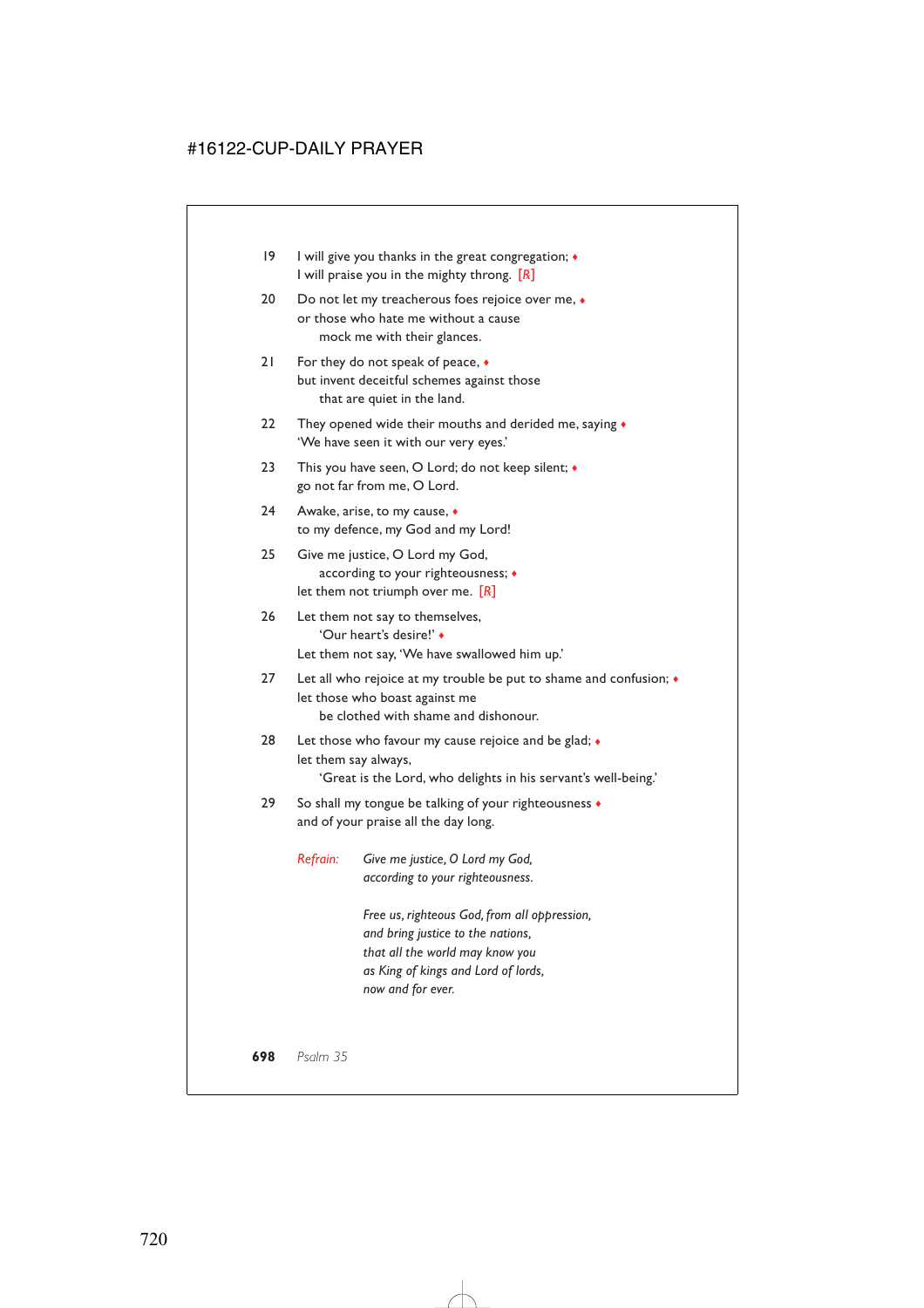19 I will give you thanks in the great congregation; ♦
I will praise you in the mighty throng. [R]

20 Do not let my treacherous foes rejoice over me, ♦
or those who hate me without a cause
mock me with their glances.

21 For they do not speak of peace, ♦
but invent deceitful schemes against those
that are quiet in the land.

22 They opened wide their mouths and derided me, saying ♦
'We have seen it with our very eyes.'

23 This you have seen, O Lord; do not keep silent; ♦
go not far from me, O Lord.

24 Awake, arise, to my cause, ♦
to my defence, my God and my Lord!

25 Give me justice, O Lord my God,
according to your righteousness; ♦
let them not triumph over me. [R]

26 Let them not say to themselves,
'Our heart's desire!' ♦
Let them not say, 'We have swallowed him up.'

27 Let all who rejoice at my trouble be put to shame and confusion; ♦
let those who boast against me
be clothed with shame and dishonour.

28 Let those who favour my cause rejoice and be glad; ♦
let them say always,
'Great is the Lord, who delights in his servant's well-being.'

29 So shall my tongue be talking of your righteousness ♦
and of your praise all the day long.

*Refrain:* *Give me justice, O Lord my God,*
*according to your righteousness.*

*Free us, righteous God, from all oppression,*
*and bring justice to the nations,*
*that all the world may know you*
*as King of kings and Lord of lords,*
*now and for ever.*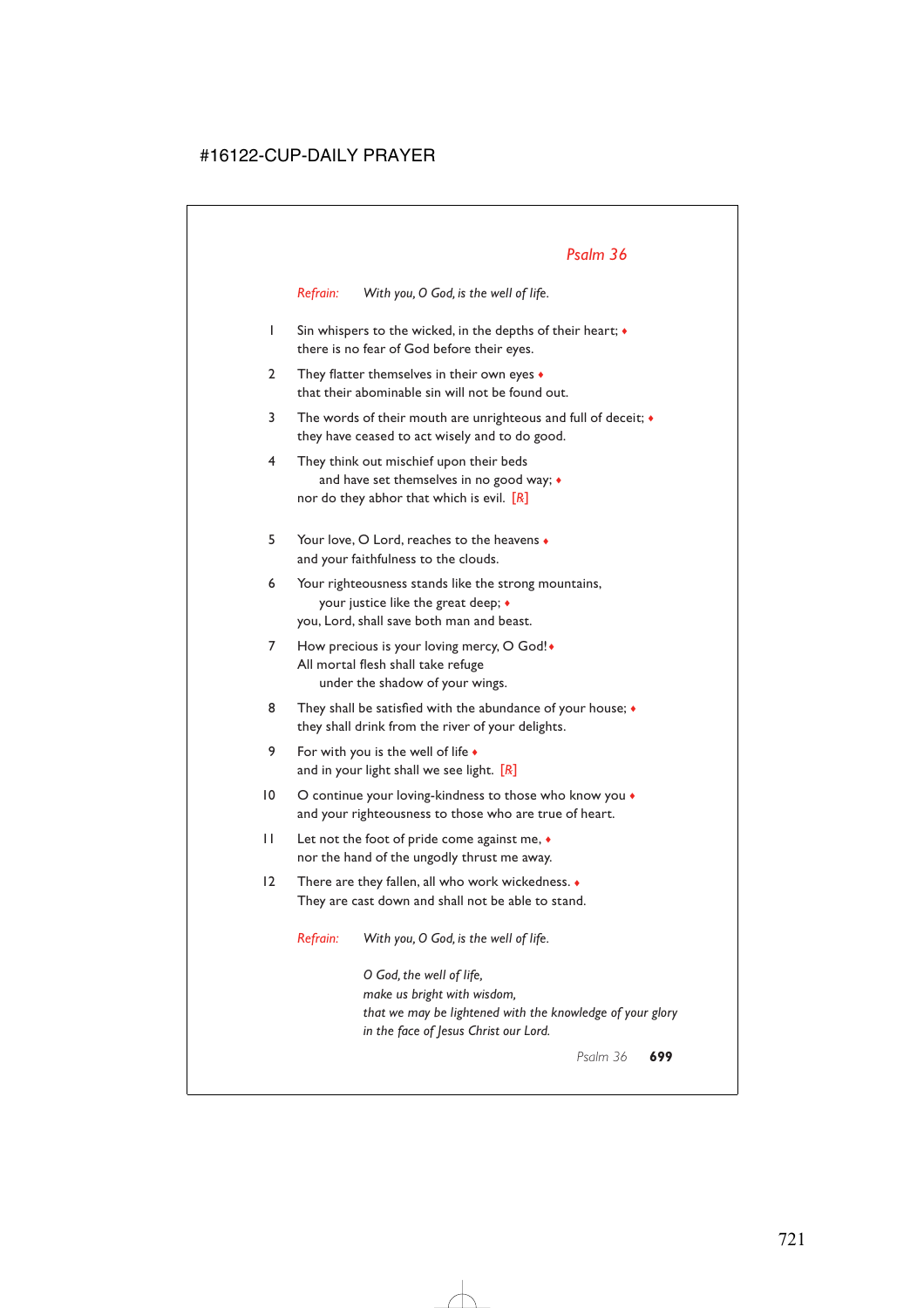## *Psalm 36*

*Refrain:* *With you, O God, is the well of life.*

1 Sin whispers to the wicked, in the depths of their heart; ♦
there is no fear of God before their eyes.

2 They flatter themselves in their own eyes ♦
that their abominable sin will not be found out.

3 The words of their mouth are unrighteous and full of deceit; ♦
they have ceased to act wisely and to do good.

4 They think out mischief upon their beds
  and have set themselves in no good way; ♦
nor do they abhor that which is evil. [℟]

5 Your love, O Lord, reaches to the heavens ♦
and your faithfulness to the clouds.

6 Your righteousness stands like the strong mountains,
  your justice like the great deep; ♦
you, Lord, shall save both man and beast.

7 How precious is your loving mercy, O God! ♦
All mortal flesh shall take refuge
  under the shadow of your wings.

8 They shall be satisfied with the abundance of your house; ♦
they shall drink from the river of your delights.

9 For with you is the well of life ♦
and in your light shall we see light. [℟]

10 O continue your loving-kindness to those who know you ♦
and your righteousness to those who are true of heart.

11 Let not the foot of pride come against me, ♦
nor the hand of the ungodly thrust me away.

12 There are they fallen, all who work wickedness. ♦
They are cast down and shall not be able to stand.

*Refrain:* *With you, O God, is the well of life.*

*O God, the well of life,*
*make us bright with wisdom,*
*that we may be lightened with the knowledge of your glory*
*in the face of Jesus Christ our Lord.*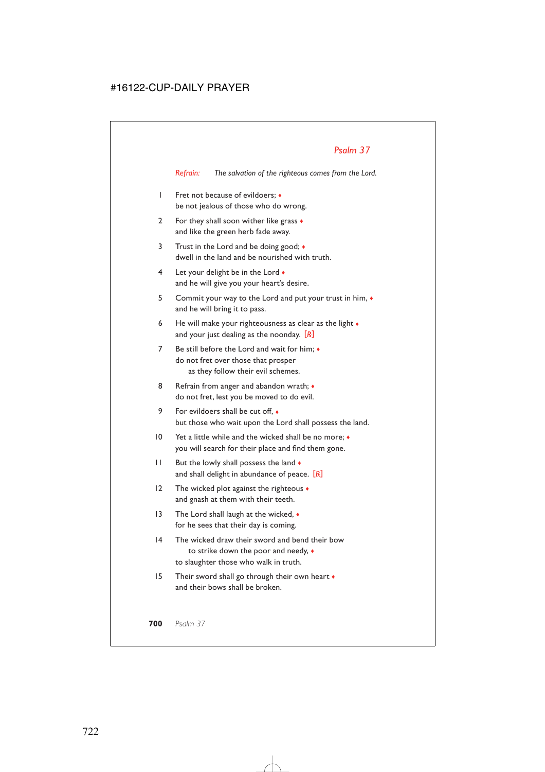## *Psalm 37*

*Refrain:* *The salvation of the righteous comes from the Lord.*

1 Fret not because of evildoers; ♦
be not jealous of those who do wrong.

2 For they shall soon wither like grass ♦
and like the green herb fade away.

3 Trust in the Lord and be doing good; ♦
dwell in the land and be nourished with truth.

4 Let your delight be in the Lord ♦
and he will give you your heart's desire.

5 Commit your way to the Lord and put your trust in him, ♦
and he will bring it to pass.

6 He will make your righteousness as clear as the light ♦
and your just dealing as the noonday. [R]

7 Be still before the Lord and wait for him; ♦
do not fret over those that prosper
as they follow their evil schemes.

8 Refrain from anger and abandon wrath; ♦
do not fret, lest you be moved to do evil.

9 For evildoers shall be cut off, ♦
but those who wait upon the Lord shall possess the land.

10 Yet a little while and the wicked shall be no more; ♦
you will search for their place and find them gone.

11 But the lowly shall possess the land ♦
and shall delight in abundance of peace. [R]

12 The wicked plot against the righteous ♦
and gnash at them with their teeth.

13 The Lord shall laugh at the wicked, ♦
for he sees that their day is coming.

14 The wicked draw their sword and bend their bow
to strike down the poor and needy, ♦
to slaughter those who walk in truth.

15 Their sword shall go through their own heart ♦
and their bows shall be broken.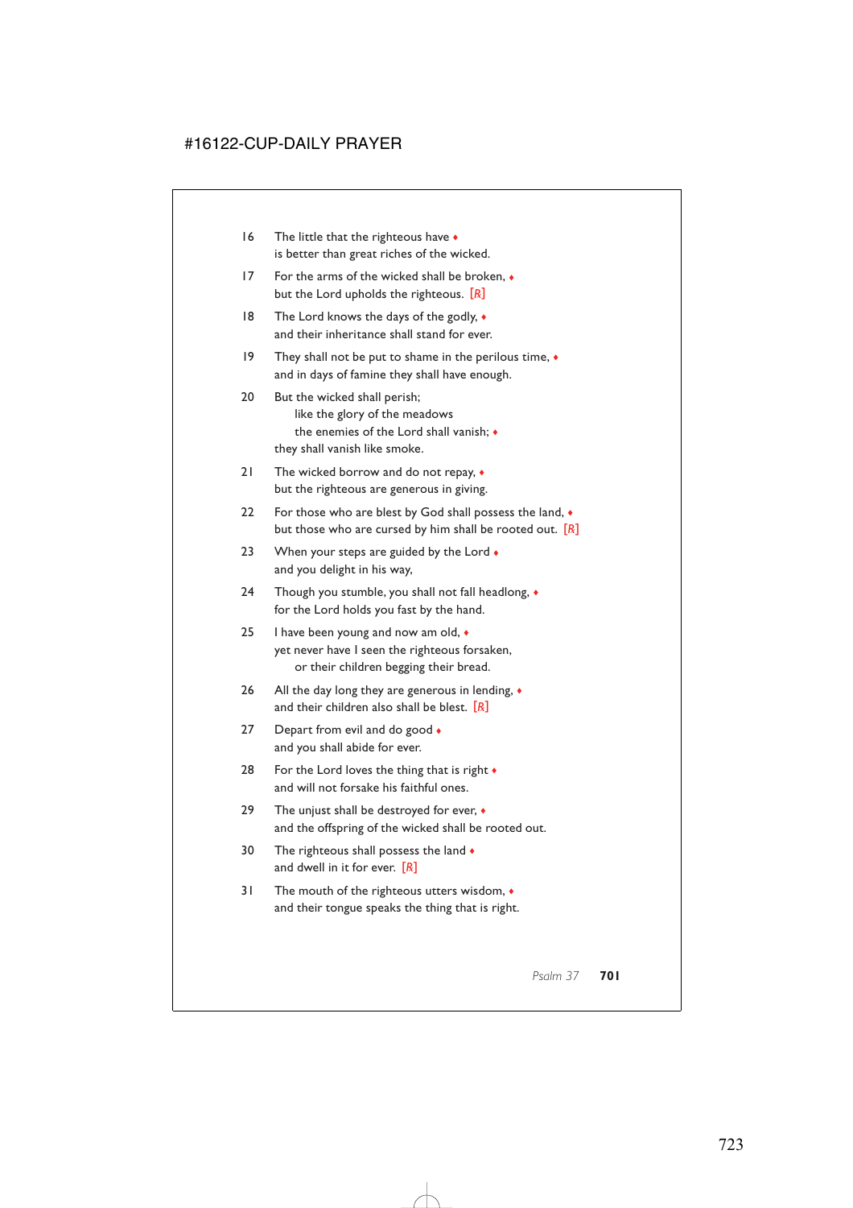16 The little that the righteous have ♦
is better than great riches of the wicked.

17 For the arms of the wicked shall be broken, ♦
but the Lord upholds the righteous. [R]

18 The Lord knows the days of the godly, ♦
and their inheritance shall stand for ever.

19 They shall not be put to shame in the perilous time, ♦
and in days of famine they shall have enough.

20 But the wicked shall perish;
like the glory of the meadows
the enemies of the Lord shall vanish; ♦
they shall vanish like smoke.

21 The wicked borrow and do not repay, ♦
but the righteous are generous in giving.

22 For those who are blest by God shall possess the land, ♦
but those who are cursed by him shall be rooted out. [R]

23 When your steps are guided by the Lord ♦
and you delight in his way,

24 Though you stumble, you shall not fall headlong, ♦
for the Lord holds you fast by the hand.

25 I have been young and now am old, ♦
yet never have I seen the righteous forsaken,
or their children begging their bread.

26 All the day long they are generous in lending, ♦
and their children also shall be blest. [R]

27 Depart from evil and do good ♦
and you shall abide for ever.

28 For the Lord loves the thing that is right ♦
and will not forsake his faithful ones.

29 The unjust shall be destroyed for ever, ♦
and the offspring of the wicked shall be rooted out.

30 The righteous shall possess the land ♦
and dwell in it for ever. [R]

31 The mouth of the righteous utters wisdom, ♦
and their tongue speaks the thing that is right.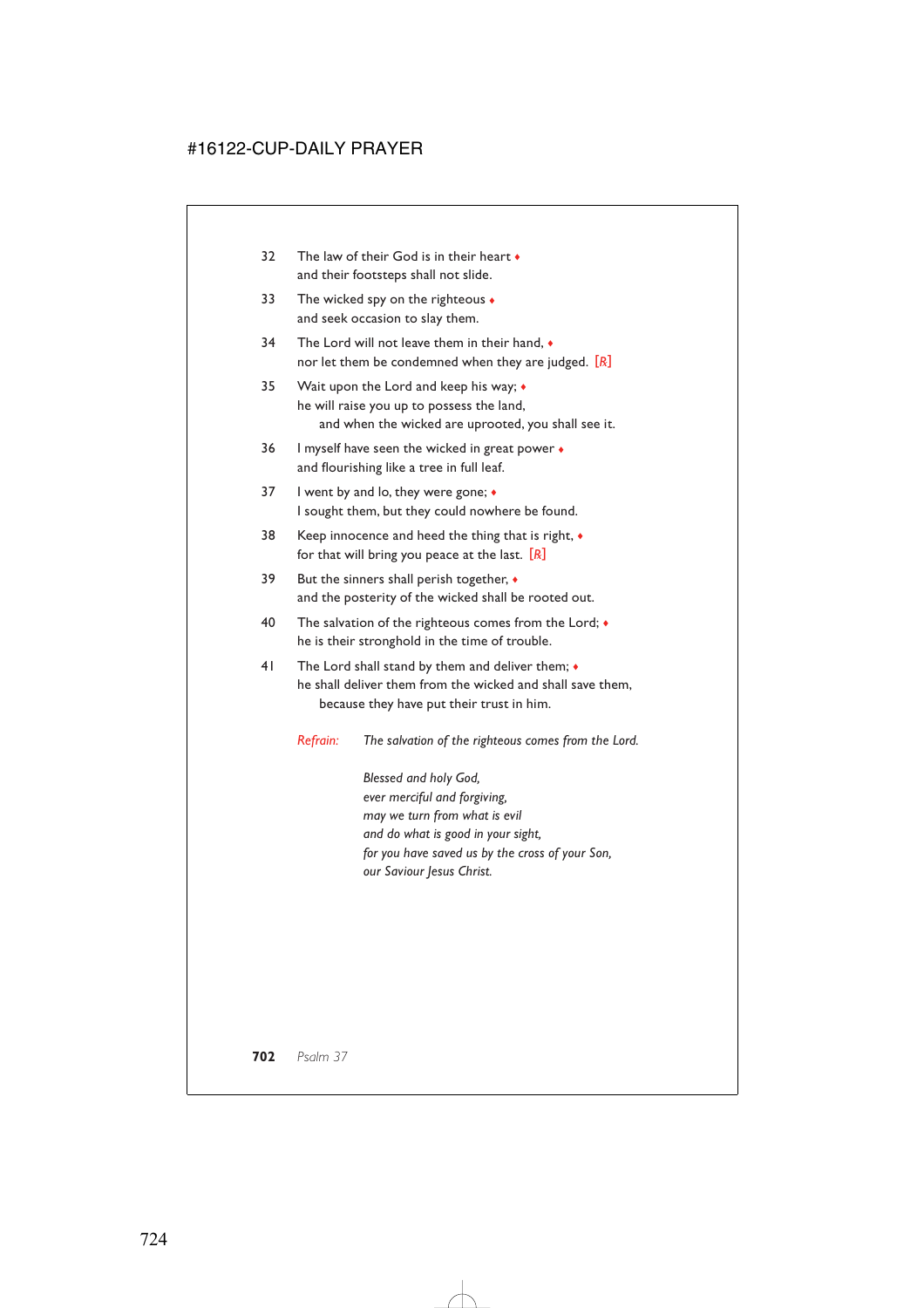32 The law of their God is in their heart ♦
and their footsteps shall not slide.

33 The wicked spy on the righteous ♦
and seek occasion to slay them.

34 The Lord will not leave them in their hand, ♦
nor let them be condemned when they are judged. [*R*]

35 Wait upon the Lord and keep his way; ♦
he will raise you up to possess the land,
 and when the wicked are uprooted, you shall see it.

36 I myself have seen the wicked in great power ♦
and flourishing like a tree in full leaf.

37 I went by and lo, they were gone; ♦
I sought them, but they could nowhere be found.

38 Keep innocence and heed the thing that is right, ♦
for that will bring you peace at the last. [*R*]

39 But the sinners shall perish together, ♦
and the posterity of the wicked shall be rooted out.

40 The salvation of the righteous comes from the Lord; ♦
he is their stronghold in the time of trouble.

41 The Lord shall stand by them and deliver them; ♦
he shall deliver them from the wicked and shall save them,
 because they have put their trust in him.

*Refrain:* *The salvation of the righteous comes from the Lord.*

*Blessed and holy God,*
*ever merciful and forgiving,*
*may we turn from what is evil*
*and do what is good in your sight,*
*for you have saved us by the cross of your Son,*
*our Saviour Jesus Christ.*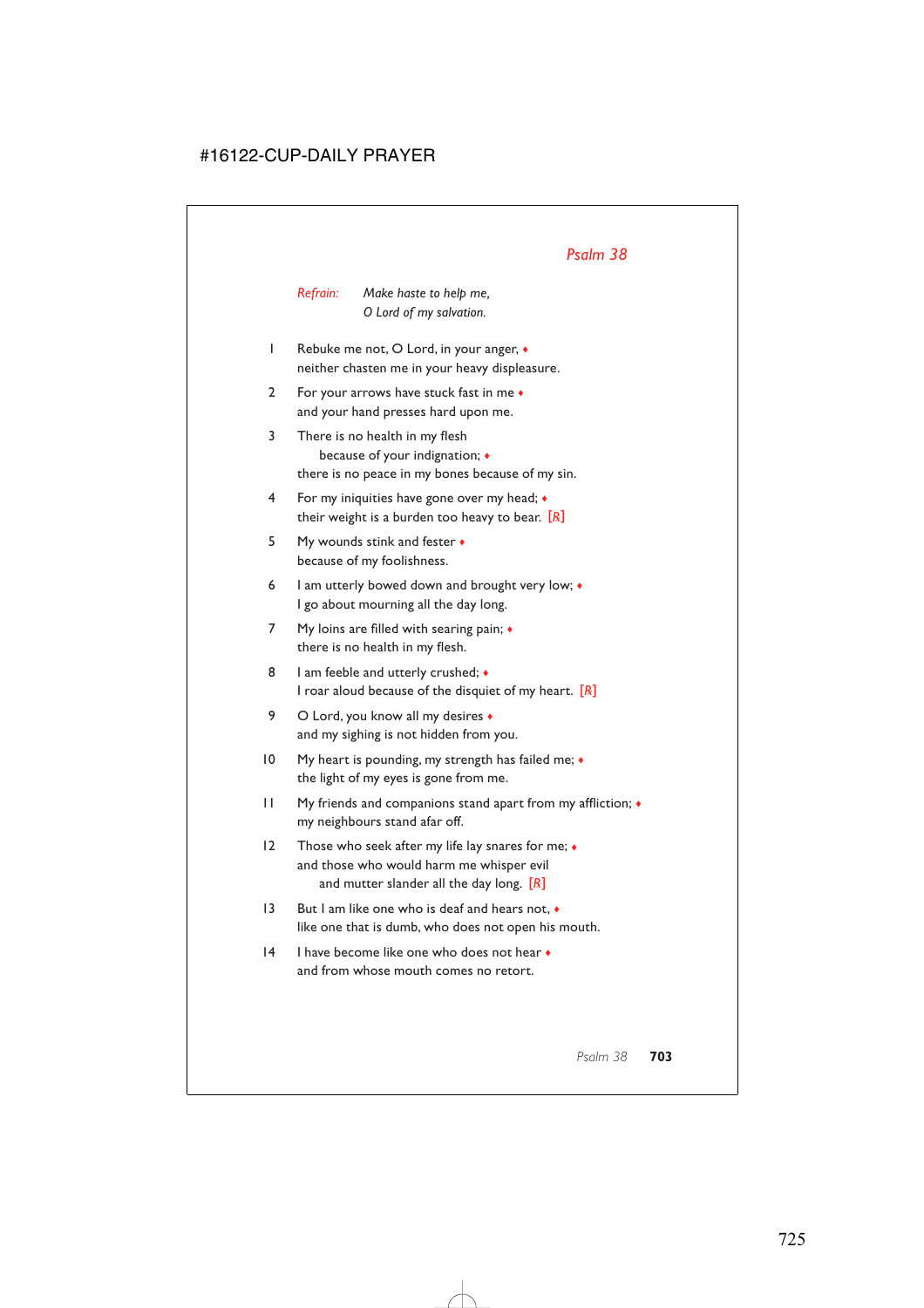## *Psalm 38*

*Refrain:* *Make haste to help me,*
*O Lord of my salvation.*

1 Rebuke me not, O Lord, in your anger, ♦
neither chasten me in your heavy displeasure.

2 For your arrows have stuck fast in me ♦
and your hand presses hard upon me.

3 There is no health in my flesh
because of your indignation; ♦
there is no peace in my bones because of my sin.

4 For my iniquities have gone over my head; ♦
their weight is a burden too heavy to bear. [*R*]

5 My wounds stink and fester ♦
because of my foolishness.

6 I am utterly bowed down and brought very low; ♦
I go about mourning all the day long.

7 My loins are filled with searing pain; ♦
there is no health in my flesh.

8 I am feeble and utterly crushed; ♦
I roar aloud because of the disquiet of my heart. [*R*]

9 O Lord, you know all my desires ♦
and my sighing is not hidden from you.

10 My heart is pounding, my strength has failed me; ♦
the light of my eyes is gone from me.

11 My friends and companions stand apart from my affliction; ♦
my neighbours stand afar off.

12 Those who seek after my life lay snares for me; ♦
and those who would harm me whisper evil
and mutter slander all the day long. [*R*]

13 But I am like one who is deaf and hears not, ♦
like one that is dumb, who does not open his mouth.

14 I have become like one who does not hear ♦
and from whose mouth comes no retort.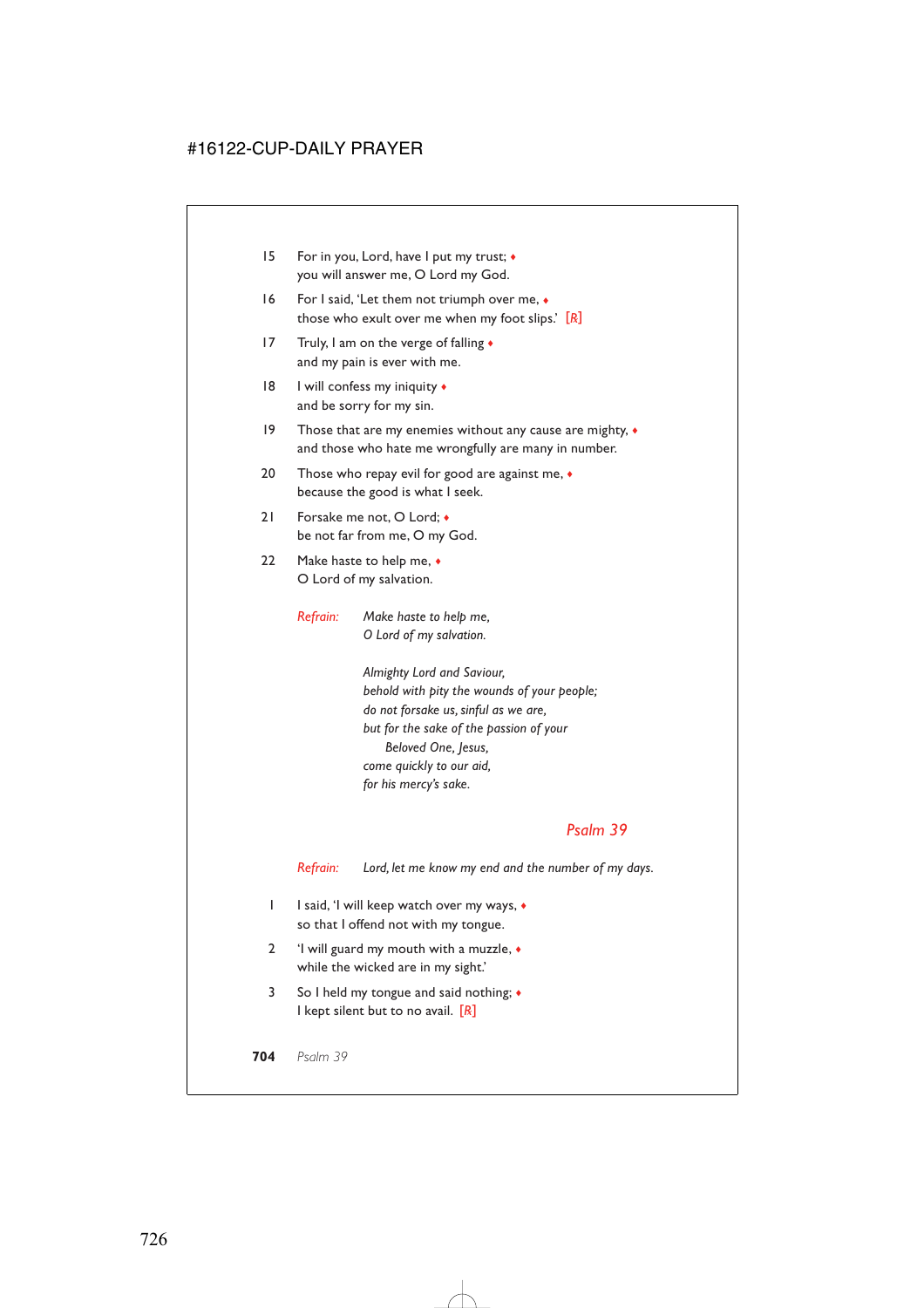15 For in you, Lord, have I put my trust; ♦
you will answer me, O Lord my God.

16 For I said, 'Let them not triumph over me, ♦
those who exult over me when my foot slips.' [R]

17 Truly, I am on the verge of falling ♦
and my pain is ever with me.

18 I will confess my iniquity ♦
and be sorry for my sin.

19 Those that are my enemies without any cause are mighty, ♦
and those who hate me wrongfully are many in number.

20 Those who repay evil for good are against me, ♦
because the good is what I seek.

21 Forsake me not, O Lord; ♦
be not far from me, O my God.

22 Make haste to help me, ♦
O Lord of my salvation.

*Refrain:* *Make haste to help me,*
*O Lord of my salvation.*

*Almighty Lord and Saviour,*
*behold with pity the wounds of your people;*
*do not forsake us, sinful as we are,*
*but for the sake of the passion of your*
*Beloved One, Jesus,*
*come quickly to our aid,*
*for his mercy's sake.*

## Psalm 39

*Refrain:* *Lord, let me know my end and the number of my days.*

1 I said, 'I will keep watch over my ways, ♦
so that I offend not with my tongue.

2 'I will guard my mouth with a muzzle, ♦
while the wicked are in my sight.'

3 So I held my tongue and said nothing; ♦
I kept silent but to no avail. [R]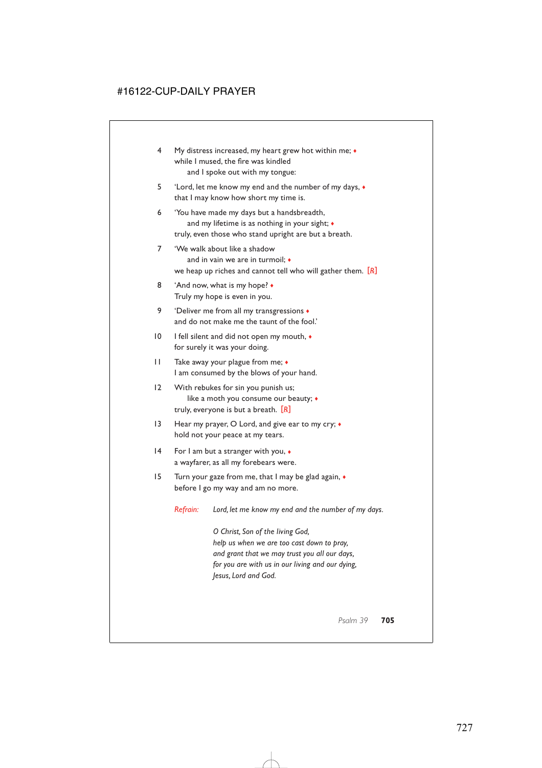4 My distress increased, my heart grew hot within me; ♦
while I mused, the fire was kindled
  and I spoke out with my tongue:

5 'Lord, let me know my end and the number of my days, ♦
that I may know how short my time is.

6 'You have made my days but a handsbreadth,
  and my lifetime is as nothing in your sight; ♦
truly, even those who stand upright are but a breath.

7 'We walk about like a shadow
  and in vain we are in turmoil; ♦
we heap up riches and cannot tell who will gather them. [R]

8 'And now, what is my hope? ♦
Truly my hope is even in you.

9 'Deliver me from all my transgressions ♦
and do not make me the taunt of the fool.'

10 I fell silent and did not open my mouth, ♦
for surely it was your doing.

11 Take away your plague from me; ♦
I am consumed by the blows of your hand.

12 With rebukes for sin you punish us;
  like a moth you consume our beauty; ♦
truly, everyone is but a breath. [R]

13 Hear my prayer, O Lord, and give ear to my cry; ♦
hold not your peace at my tears.

14 For I am but a stranger with you, ♦
a wayfarer, as all my forebears were.

15 Turn your gaze from me, that I may be glad again, ♦
before I go my way and am no more.

*Refrain:* *Lord, let me know my end and the number of my days.*

*O Christ, Son of the living God,*
*help us when we are too cast down to pray,*
*and grant that we may trust you all our days,*
*for you are with us in our living and our dying,*
*Jesus, Lord and God.*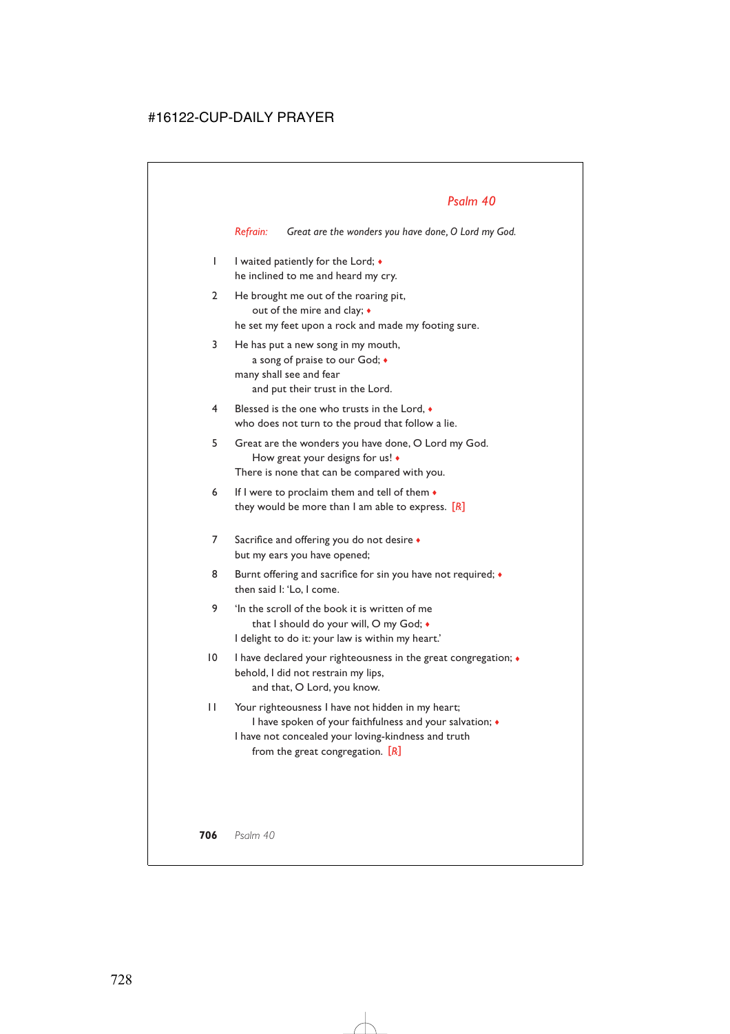## *Psalm 40*

*Refrain:* *Great are the wonders you have done, O Lord my God.*

1 I waited patiently for the Lord; ♦
he inclined to me and heard my cry.

2 He brought me out of the roaring pit,
  out of the mire and clay; ♦
he set my feet upon a rock and made my footing sure.

3 He has put a new song in my mouth,
  a song of praise to our God; ♦
many shall see and fear
  and put their trust in the Lord.

4 Blessed is the one who trusts in the Lord, ♦
who does not turn to the proud that follow a lie.

5 Great are the wonders you have done, O Lord my God.
  How great your designs for us! ♦
There is none that can be compared with you.

6 If I were to proclaim them and tell of them ♦
they would be more than I am able to express. [R]

7 Sacrifice and offering you do not desire ♦
but my ears you have opened;

8 Burnt offering and sacrifice for sin you have not required; ♦
then said I: 'Lo, I come.

9 'In the scroll of the book it is written of me
  that I should do your will, O my God; ♦
I delight to do it: your law is within my heart.'

10 I have declared your righteousness in the great congregation; ♦
behold, I did not restrain my lips,
  and that, O Lord, you know.

11 Your righteousness I have not hidden in my heart;
  I have spoken of your faithfulness and your salvation; ♦
I have not concealed your loving-kindness and truth
  from the great congregation. [R]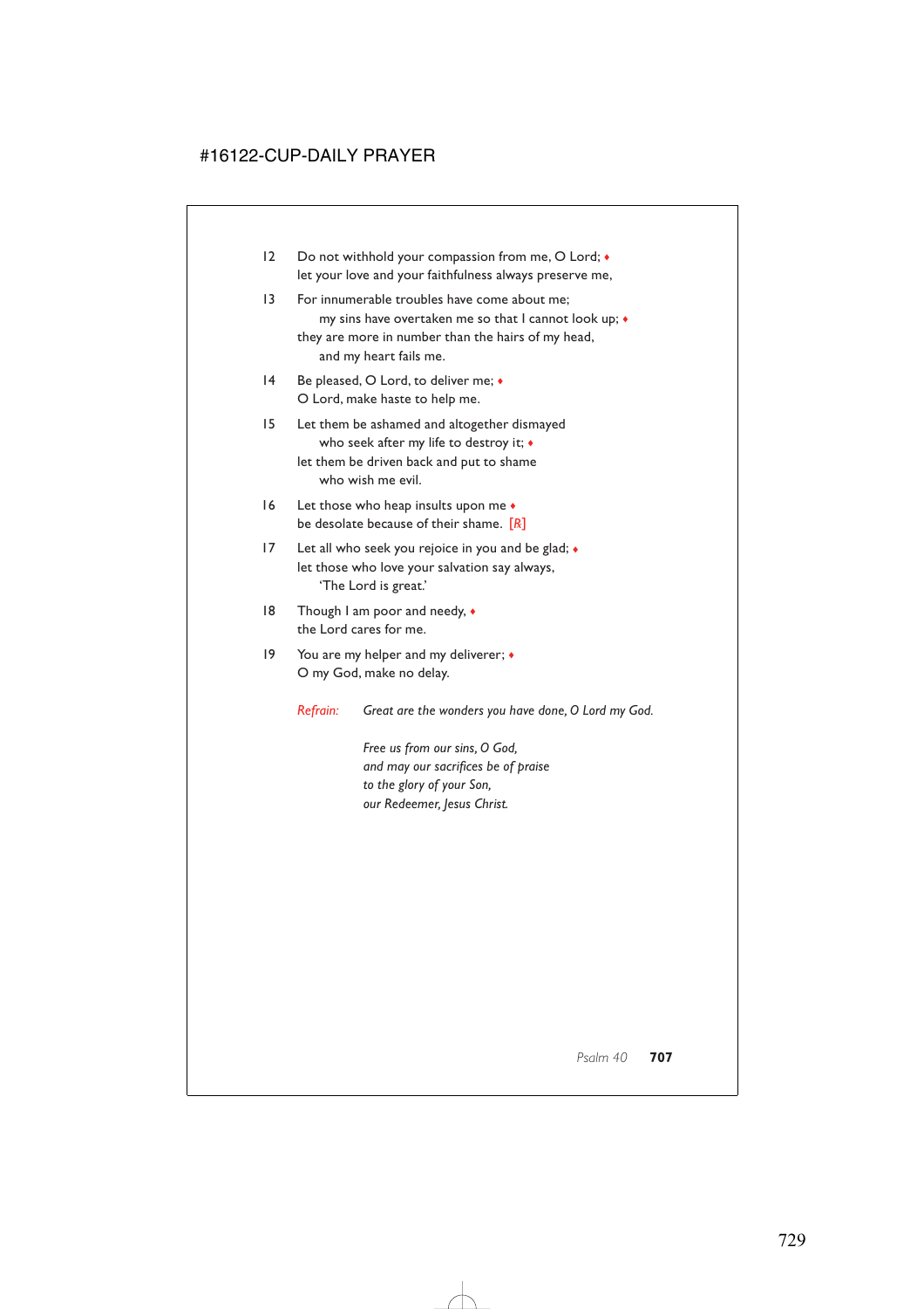12 Do not withhold your compassion from me, O Lord; ♦
let your love and your faithfulness always preserve me,

13 For innumerable troubles have come about me;
    my sins have overtaken me so that I cannot look up; ♦
they are more in number than the hairs of my head,
    and my heart fails me.

14 Be pleased, O Lord, to deliver me; ♦
O Lord, make haste to help me.

15 Let them be ashamed and altogether dismayed
    who seek after my life to destroy it; ♦
let them be driven back and put to shame
    who wish me evil.

16 Let those who heap insults upon me ♦
be desolate because of their shame. [℟]

17 Let all who seek you rejoice in you and be glad; ♦
let those who love your salvation say always,
    'The Lord is great.'

18 Though I am poor and needy, ♦
the Lord cares for me.

19 You are my helper and my deliverer; ♦
O my God, make no delay.

*Refrain:* *Great are the wonders you have done, O Lord my God.*

*Free us from our sins, O God,*
*and may our sacrifices be of praise*
*to the glory of your Son,*
*our Redeemer, Jesus Christ.*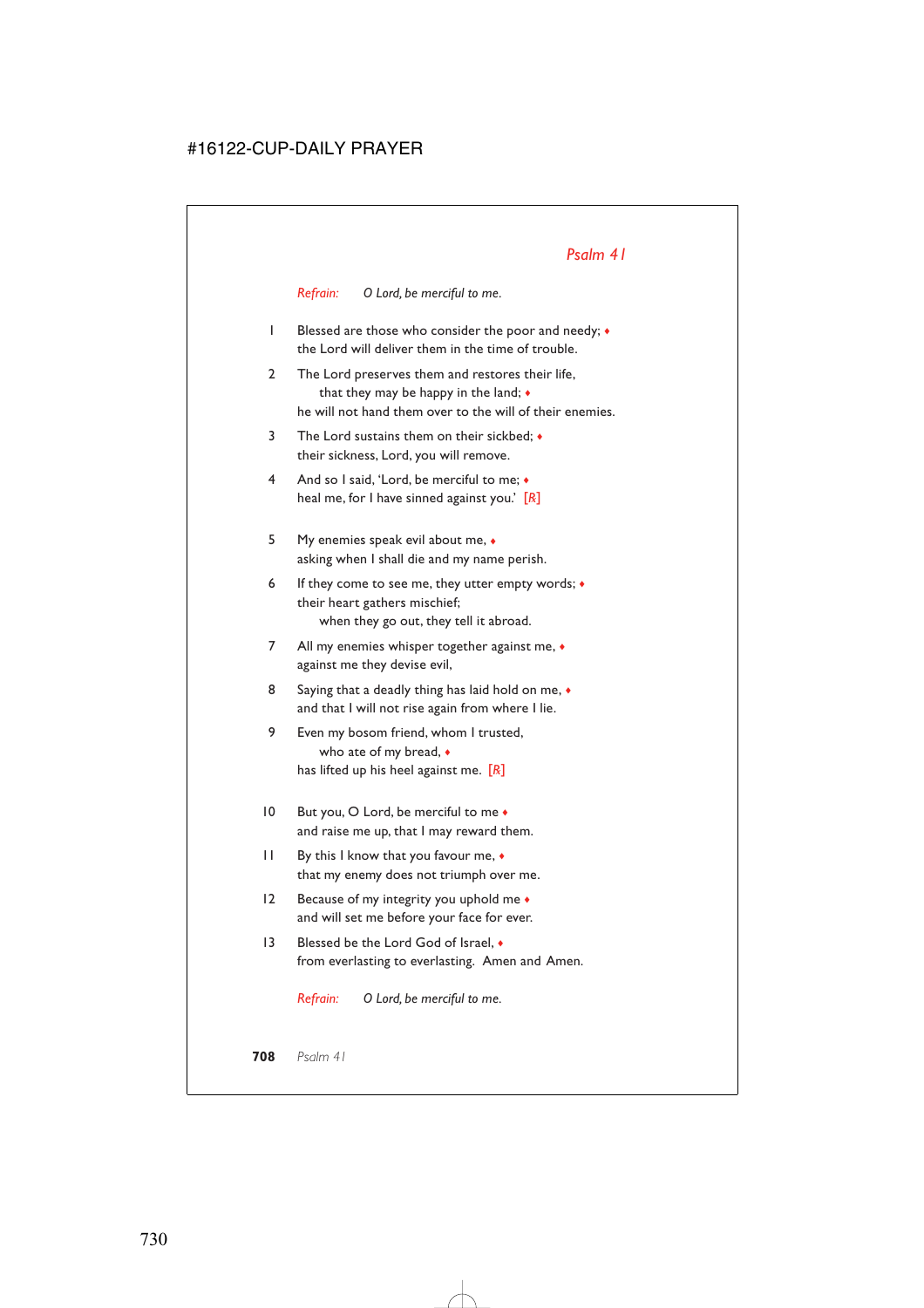## *Psalm 41*

*Refrain:* *O Lord, be merciful to me.*

1 Blessed are those who consider the poor and needy; ♦
the Lord will deliver them in the time of trouble.

2 The Lord preserves them and restores their life,
  that they may be happy in the land; ♦
he will not hand them over to the will of their enemies.

3 The Lord sustains them on their sickbed; ♦
their sickness, Lord, you will remove.

4 And so I said, 'Lord, be merciful to me; ♦
heal me, for I have sinned against you.' [℟]

5 My enemies speak evil about me, ♦
asking when I shall die and my name perish.

6 If they come to see me, they utter empty words; ♦
their heart gathers mischief;
  when they go out, they tell it abroad.

7 All my enemies whisper together against me, ♦
against me they devise evil,

8 Saying that a deadly thing has laid hold on me, ♦
and that I will not rise again from where I lie.

9 Even my bosom friend, whom I trusted,
  who ate of my bread, ♦
has lifted up his heel against me. [℟]

10 But you, O Lord, be merciful to me ♦
and raise me up, that I may reward them.

11 By this I know that you favour me, ♦
that my enemy does not triumph over me.

12 Because of my integrity you uphold me ♦
and will set me before your face for ever.

13 Blessed be the Lord God of Israel, ♦
from everlasting to everlasting. Amen and Amen.

*Refrain:* *O Lord, be merciful to me.*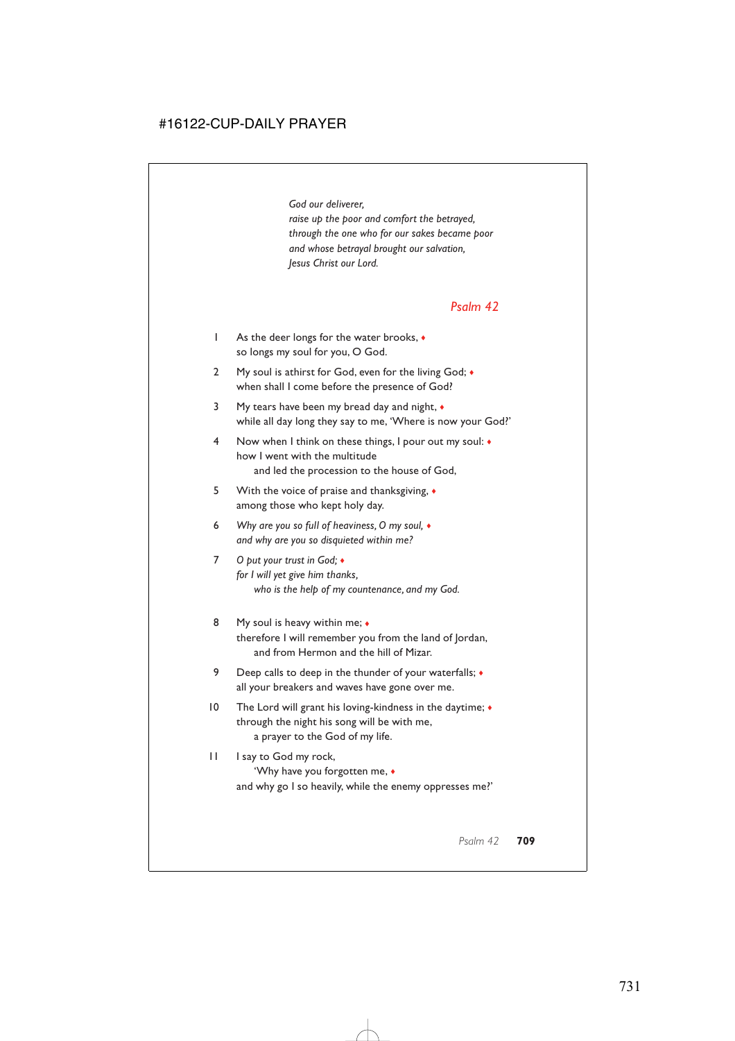*God our deliverer,*
*raise up the poor and comfort the betrayed,*
*through the one who for our sakes became poor*
*and whose betrayal brought our salvation,*
*Jesus Christ our Lord.*

## Psalm 42

1 As the deer longs for the water brooks, ♦
so longs my soul for you, O God.

2 My soul is athirst for God, even for the living God; ♦
when shall I come before the presence of God?

3 My tears have been my bread day and night, ♦
while all day long they say to me, 'Where is now your God?'

4 Now when I think on these things, I pour out my soul: ♦
how I went with the multitude
and led the procession to the house of God,

5 With the voice of praise and thanksgiving, ♦
among those who kept holy day.

6 *Why are you so full of heaviness, O my soul,* ♦
*and why are you so disquieted within me?*

7 *O put your trust in God;* ♦
*for I will yet give him thanks,*
*who is the help of my countenance, and my God.*

8 My soul is heavy within me; ♦
therefore I will remember you from the land of Jordan,
and from Hermon and the hill of Mizar.

9 Deep calls to deep in the thunder of your waterfalls; ♦
all your breakers and waves have gone over me.

10 The Lord will grant his loving-kindness in the daytime; ♦
through the night his song will be with me,
a prayer to the God of my life.

11 I say to God my rock,
'Why have you forgotten me, ♦
and why go I so heavily, while the enemy oppresses me?'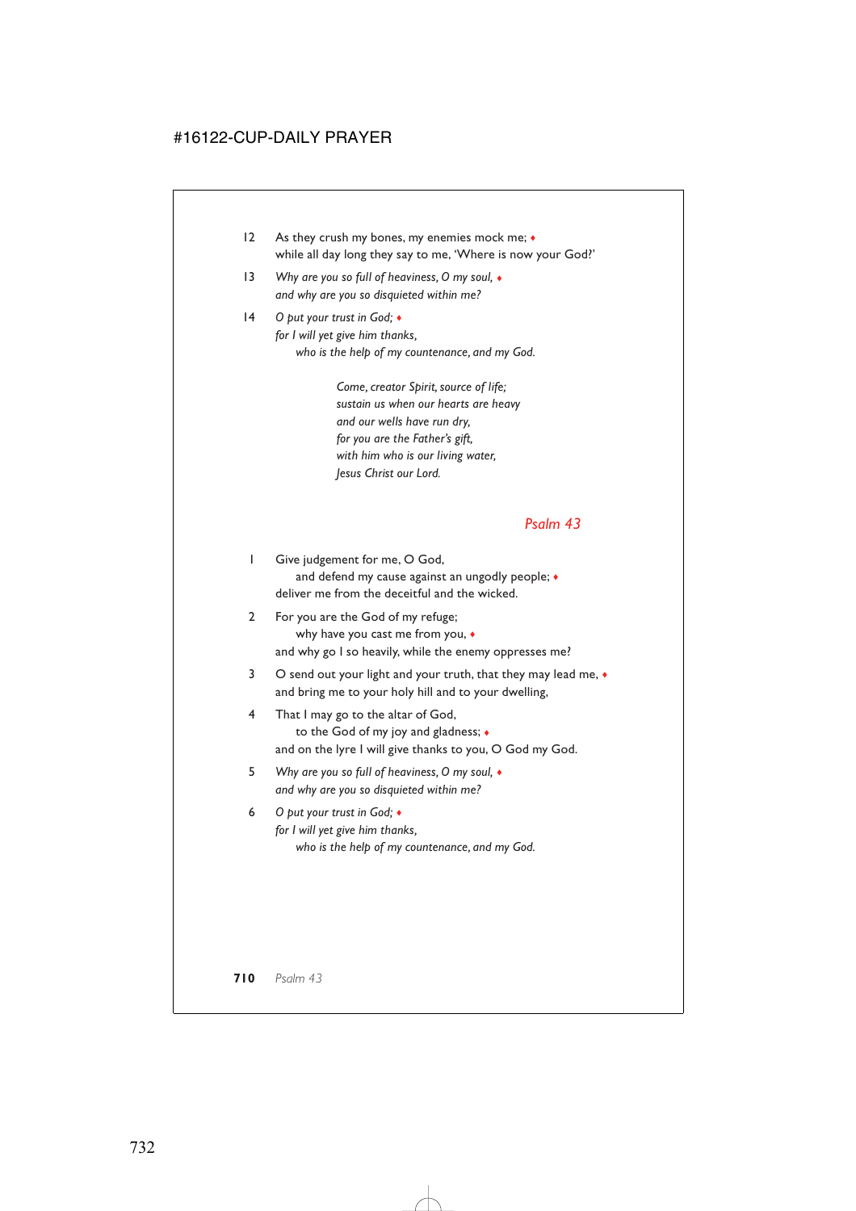12 As they crush my bones, my enemies mock me; ♦
while all day long they say to me, 'Where is now your God?'

13 *Why are you so full of heaviness, O my soul,* ♦
*and why are you so disquieted within me?*

14 *O put your trust in God;* ♦
*for I will yet give him thanks,*
*who is the help of my countenance, and my God.*

> *Come, creator Spirit, source of life;*
> *sustain us when our hearts are heavy*
> *and our wells have run dry,*
> *for you are the Father's gift,*
> *with him who is our living water,*
> *Jesus Christ our Lord.*

## Psalm 43

1 Give judgement for me, O God,
and defend my cause against an ungodly people; ♦
deliver me from the deceitful and the wicked.

2 For you are the God of my refuge;
why have you cast me from you, ♦
and why go I so heavily, while the enemy oppresses me?

3 O send out your light and your truth, that they may lead me, ♦
and bring me to your holy hill and to your dwelling,

4 That I may go to the altar of God,
to the God of my joy and gladness; ♦
and on the lyre I will give thanks to you, O God my God.

5 *Why are you so full of heaviness, O my soul,* ♦
*and why are you so disquieted within me?*

6 *O put your trust in God;* ♦
*for I will yet give him thanks,*
*who is the help of my countenance, and my God.*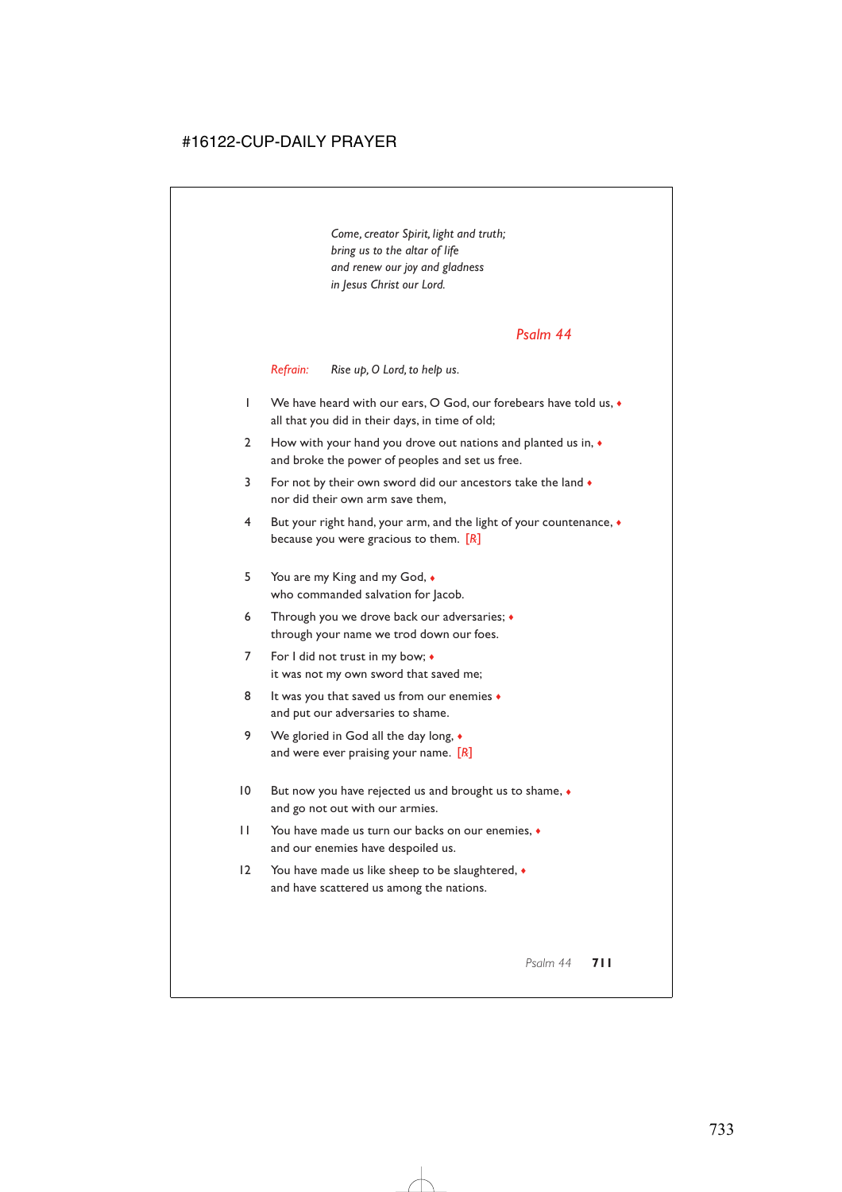*Come, creator Spirit, light and truth;*
*bring us to the altar of life*
*and renew our joy and gladness*
*in Jesus Christ our Lord.*

## Psalm 44

*Refrain:* *Rise up, O Lord, to help us.*

1 We have heard with our ears, O God, our forebears have told us, ♦
all that you did in their days, in time of old;

2 How with your hand you drove out nations and planted us in, ♦
and broke the power of peoples and set us free.

3 For not by their own sword did our ancestors take the land ♦
nor did their own arm save them,

4 But your right hand, your arm, and the light of your countenance, ♦
because you were gracious to them. [*R*]

5 You are my King and my God, ♦
who commanded salvation for Jacob.

6 Through you we drove back our adversaries; ♦
through your name we trod down our foes.

7 For I did not trust in my bow; ♦
it was not my own sword that saved me;

8 It was you that saved us from our enemies ♦
and put our adversaries to shame.

9 We gloried in God all the day long, ♦
and were ever praising your name. [*R*]

10 But now you have rejected us and brought us to shame, ♦
and go not out with our armies.

11 You have made us turn our backs on our enemies, ♦
and our enemies have despoiled us.

12 You have made us like sheep to be slaughtered, ♦
and have scattered us among the nations.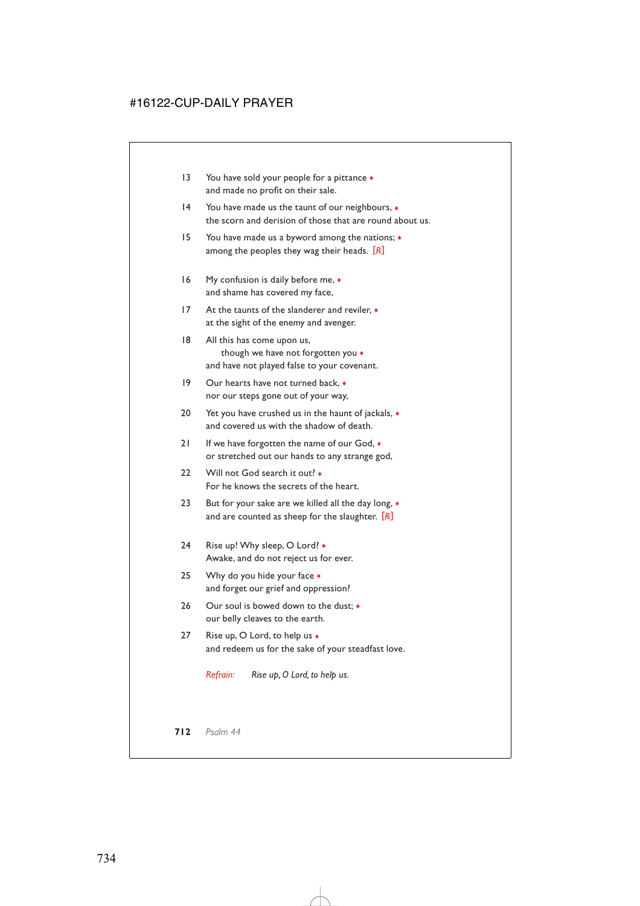13 You have sold your people for a pittance ♦
and made no profit on their sale.

14 You have made us the taunt of our neighbours, ♦
the scorn and derision of those that are round about us.

15 You have made us a byword among the nations; ♦
among the peoples they wag their heads. [R]

16 My confusion is daily before me, ♦
and shame has covered my face,

17 At the taunts of the slanderer and reviler, ♦
at the sight of the enemy and avenger.

18 All this has come upon us,
though we have not forgotten you ♦
and have not played false to your covenant.

19 Our hearts have not turned back, ♦
nor our steps gone out of your way,

20 Yet you have crushed us in the haunt of jackals, ♦
and covered us with the shadow of death.

21 If we have forgotten the name of our God, ♦
or stretched out our hands to any strange god,

22 Will not God search it out? ♦
For he knows the secrets of the heart.

23 But for your sake are we killed all the day long, ♦
and are counted as sheep for the slaughter. [R]

24 Rise up! Why sleep, O Lord? ♦
Awake, and do not reject us for ever.

25 Why do you hide your face ♦
and forget our grief and oppression?

26 Our soul is bowed down to the dust; ♦
our belly cleaves to the earth.

27 Rise up, O Lord, to help us ♦
and redeem us for the sake of your steadfast love.

*Refrain:* *Rise up, O Lord, to help us.*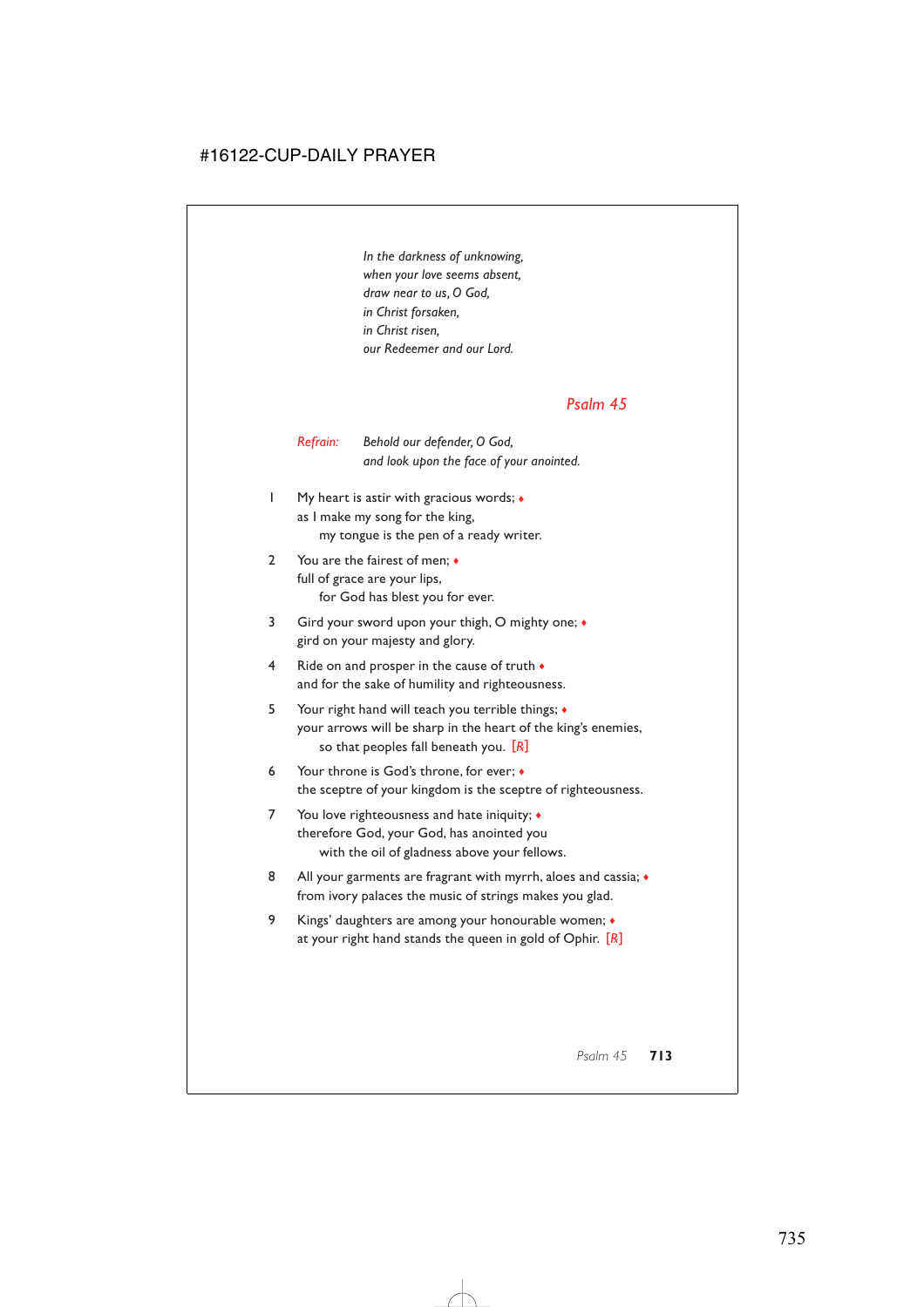*In the darkness of unknowing,*
*when your love seems absent,*
*draw near to us, O God,*
*in Christ forsaken,*
*in Christ risen,*
*our Redeemer and our Lord.*

## *Psalm 45*

*Refrain:* *Behold our defender, O God,*
*and look upon the face of your anointed.*

1 My heart is astir with gracious words; ♦
as I make my song for the king,
  my tongue is the pen of a ready writer.

2 You are the fairest of men; ♦
full of grace are your lips,
  for God has blest you for ever.

3 Gird your sword upon your thigh, O mighty one; ♦
gird on your majesty and glory.

4 Ride on and prosper in the cause of truth ♦
and for the sake of humility and righteousness.

5 Your right hand will teach you terrible things; ♦
your arrows will be sharp in the heart of the king's enemies,
  so that peoples fall beneath you. [R]

6 Your throne is God's throne, for ever; ♦
the sceptre of your kingdom is the sceptre of righteousness.

7 You love righteousness and hate iniquity; ♦
therefore God, your God, has anointed you
  with the oil of gladness above your fellows.

8 All your garments are fragrant with myrrh, aloes and cassia; ♦
from ivory palaces the music of strings makes you glad.

9 Kings' daughters are among your honourable women; ♦
at your right hand stands the queen in gold of Ophir. [R]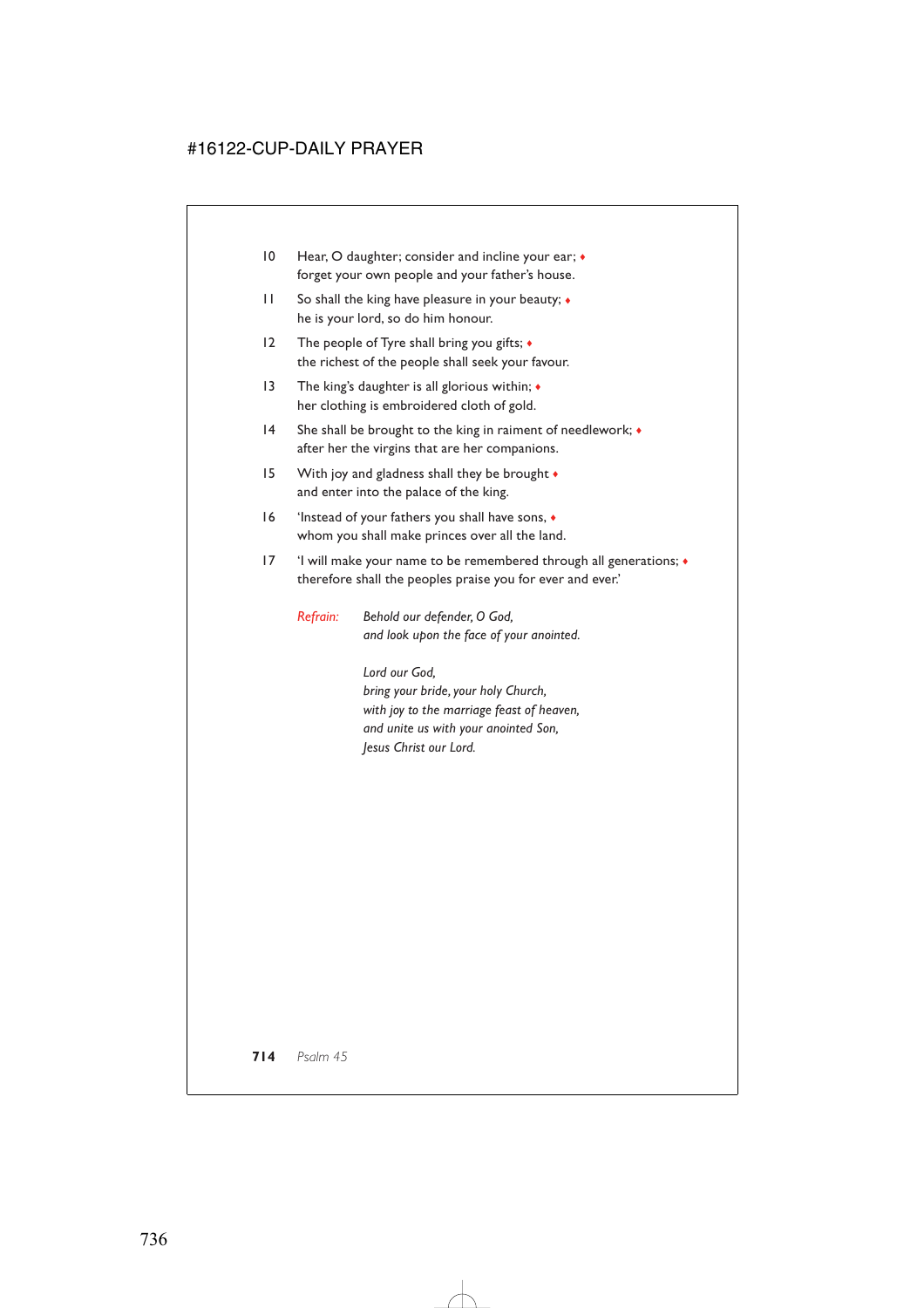10 Hear, O daughter; consider and incline your ear; ♦
forget your own people and your father's house.

11 So shall the king have pleasure in your beauty; ♦
he is your lord, so do him honour.

12 The people of Tyre shall bring you gifts; ♦
the richest of the people shall seek your favour.

13 The king's daughter is all glorious within; ♦
her clothing is embroidered cloth of gold.

14 She shall be brought to the king in raiment of needlework; ♦
after her the virgins that are her companions.

15 With joy and gladness shall they be brought ♦
and enter into the palace of the king.

16 'Instead of your fathers you shall have sons, ♦
whom you shall make princes over all the land.

17 'I will make your name to be remembered through all generations; ♦
therefore shall the peoples praise you for ever and ever.'

*Refrain:* *Behold our defender, O God,*
*and look upon the face of your anointed.*

*Lord our God,*
*bring your bride, your holy Church,*
*with joy to the marriage feast of heaven,*
*and unite us with your anointed Son,*
*Jesus Christ our Lord.*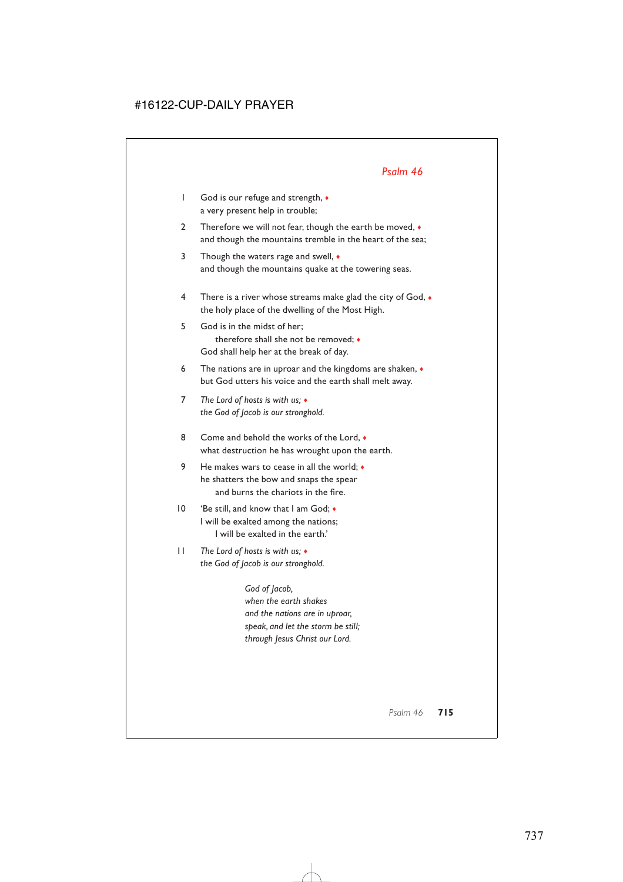## *Psalm 46*

1 God is our refuge and strength, ♦
a very present help in trouble;

2 Therefore we will not fear, though the earth be moved, ♦
and though the mountains tremble in the heart of the sea;

3 Though the waters rage and swell, ♦
and though the mountains quake at the towering seas.

4 There is a river whose streams make glad the city of God, ♦
the holy place of the dwelling of the Most High.

5 God is in the midst of her;
therefore shall she not be removed; ♦
God shall help her at the break of day.

6 The nations are in uproar and the kingdoms are shaken, ♦
but God utters his voice and the earth shall melt away.

7 *The Lord of hosts is with us;* ♦
*the God of Jacob is our stronghold.*

8 Come and behold the works of the Lord, ♦
what destruction he has wrought upon the earth.

9 He makes wars to cease in all the world; ♦
he shatters the bow and snaps the spear
and burns the chariots in the fire.

10 'Be still, and know that I am God; ♦
I will be exalted among the nations;
I will be exalted in the earth.'

11 *The Lord of hosts is with us;* ♦
*the God of Jacob is our stronghold.*

*God of Jacob,*
*when the earth shakes*
*and the nations are in uproar,*
*speak, and let the storm be still;*
*through Jesus Christ our Lord.*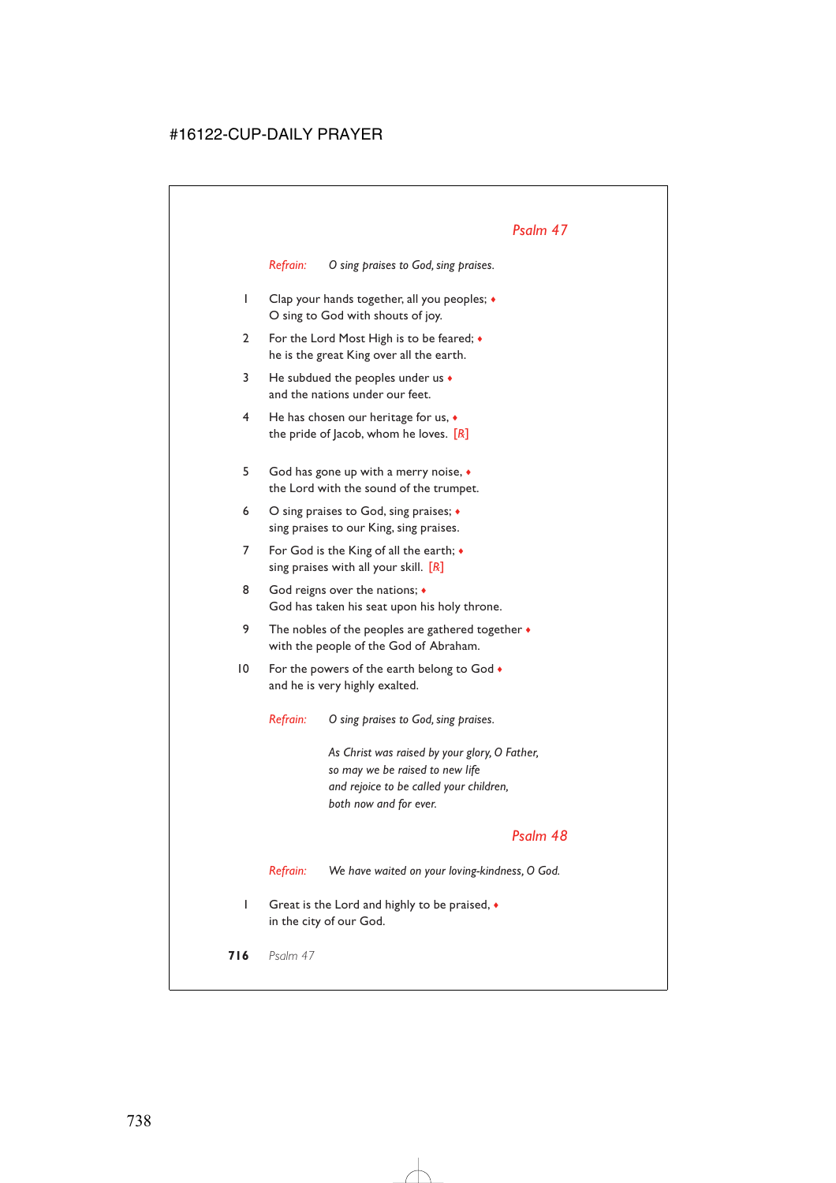## Psalm 47

*Refrain:* *O sing praises to God, sing praises.*

1 Clap your hands together, all you peoples; ♦
O sing to God with shouts of joy.

2 For the Lord Most High is to be feared; ♦
he is the great King over all the earth.

3 He subdued the peoples under us ♦
and the nations under our feet.

4 He has chosen our heritage for us, ♦
the pride of Jacob, whom he loves. [R]

5 God has gone up with a merry noise, ♦
the Lord with the sound of the trumpet.

6 O sing praises to God, sing praises; ♦
sing praises to our King, sing praises.

7 For God is the King of all the earth; ♦
sing praises with all your skill. [R]

8 God reigns over the nations; ♦
God has taken his seat upon his holy throne.

9 The nobles of the peoples are gathered together ♦
with the people of the God of Abraham.

10 For the powers of the earth belong to God ♦
and he is very highly exalted.

*Refrain:* *O sing praises to God, sing praises.*

*As Christ was raised by your glory, O Father,*
*so may we be raised to new life*
*and rejoice to be called your children,*
*both now and for ever.*

## Psalm 48

*Refrain:* *We have waited on your loving-kindness, O God.*

1 Great is the Lord and highly to be praised, ♦
in the city of our God.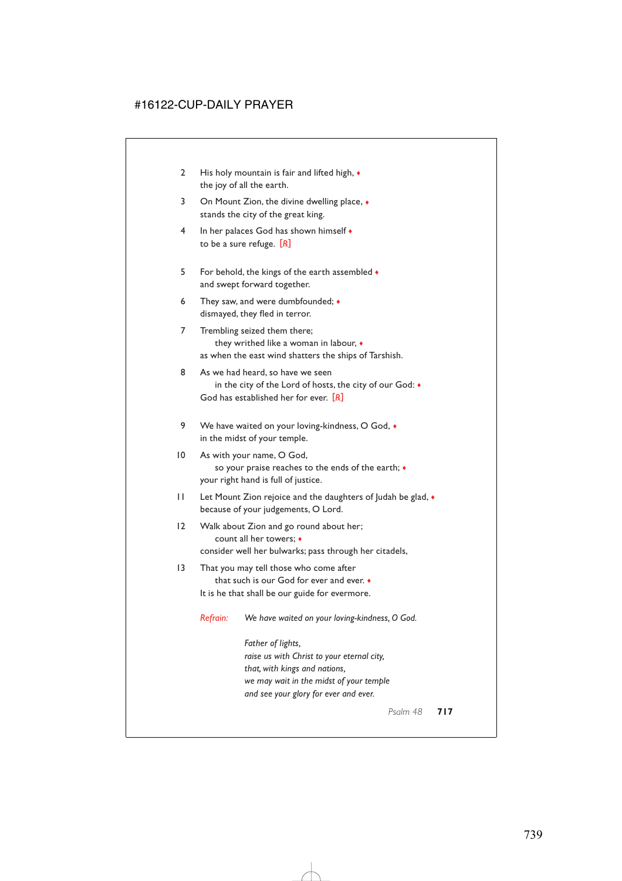2 His holy mountain is fair and lifted high, ♦
the joy of all the earth.

3 On Mount Zion, the divine dwelling place, ♦
stands the city of the great king.

4 In her palaces God has shown himself ♦
to be a sure refuge. *[R]*

5 For behold, the kings of the earth assembled ♦
and swept forward together.

6 They saw, and were dumbfounded; ♦
dismayed, they fled in terror.

7 Trembling seized them there;
  they writhed like a woman in labour, ♦
as when the east wind shatters the ships of Tarshish.

8 As we had heard, so have we seen
  in the city of the Lord of hosts, the city of our God: ♦
God has established her for ever. *[R]*

9 We have waited on your loving-kindness, O God, ♦
in the midst of your temple.

10 As with your name, O God,
  so your praise reaches to the ends of the earth; ♦
your right hand is full of justice.

11 Let Mount Zion rejoice and the daughters of Judah be glad, ♦
because of your judgements, O Lord.

12 Walk about Zion and go round about her;
  count all her towers; ♦
consider well her bulwarks; pass through her citadels,

13 That you may tell those who come after
  that such is our God for ever and ever. ♦
It is he that shall be our guide for evermore.

*Refrain:* *We have waited on your loving-kindness, O God.*

*Father of lights,*
*raise us with Christ to your eternal city,*
*that, with kings and nations,*
*we may wait in the midst of your temple*
*and see your glory for ever and ever.*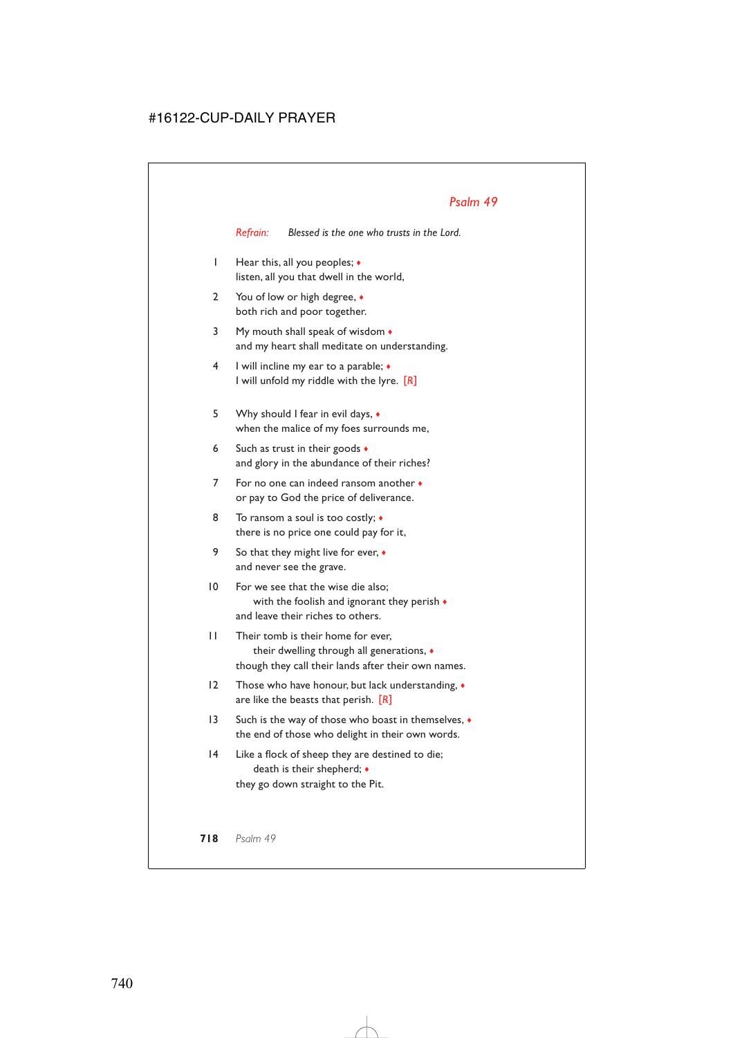## *Psalm 49*

*Refrain:* *Blessed is the one who trusts in the Lord.*

1 Hear this, all you peoples; ♦
listen, all you that dwell in the world,

2 You of low or high degree, ♦
both rich and poor together.

3 My mouth shall speak of wisdom ♦
and my heart shall meditate on understanding.

4 I will incline my ear to a parable; ♦
I will unfold my riddle with the lyre. [*R*]

5 Why should I fear in evil days, ♦
when the malice of my foes surrounds me,

6 Such as trust in their goods ♦
and glory in the abundance of their riches?

7 For no one can indeed ransom another ♦
or pay to God the price of deliverance.

8 To ransom a soul is too costly; ♦
there is no price one could pay for it,

9 So that they might live for ever, ♦
and never see the grave.

10 For we see that the wise die also;
with the foolish and ignorant they perish ♦
and leave their riches to others.

11 Their tomb is their home for ever,
their dwelling through all generations, ♦
though they call their lands after their own names.

12 Those who have honour, but lack understanding, ♦
are like the beasts that perish. [*R*]

13 Such is the way of those who boast in themselves, ♦
the end of those who delight in their own words.

14 Like a flock of sheep they are destined to die;
death is their shepherd; ♦
they go down straight to the Pit.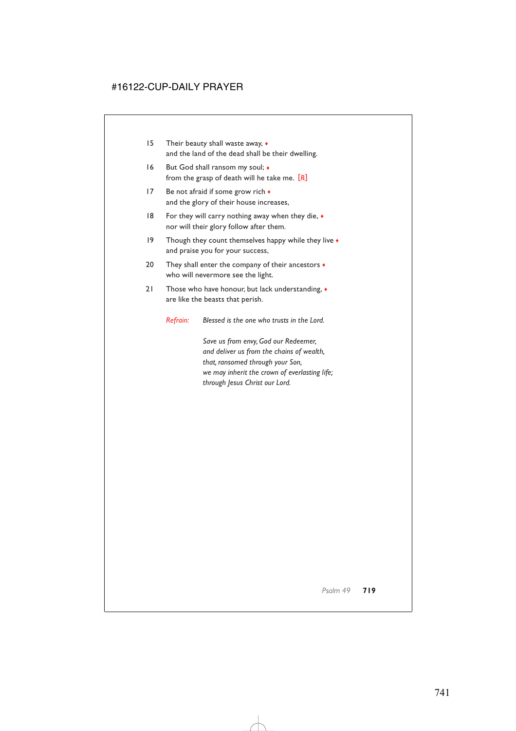15 Their beauty shall waste away, ♦
and the land of the dead shall be their dwelling.

16 But God shall ransom my soul; ♦
from the grasp of death will he take me. *[R]*

17 Be not afraid if some grow rich ♦
and the glory of their house increases,

18 For they will carry nothing away when they die, ♦
nor will their glory follow after them.

19 Though they count themselves happy while they live ♦
and praise you for your success,

20 They shall enter the company of their ancestors ♦
who will nevermore see the light.

21 Those who have honour, but lack understanding, ♦
are like the beasts that perish.

*Refrain:* *Blessed is the one who trusts in the Lord.*

*Save us from envy, God our Redeemer,*
*and deliver us from the chains of wealth,*
*that, ransomed through your Son,*
*we may inherit the crown of everlasting life;*
*through Jesus Christ our Lord.*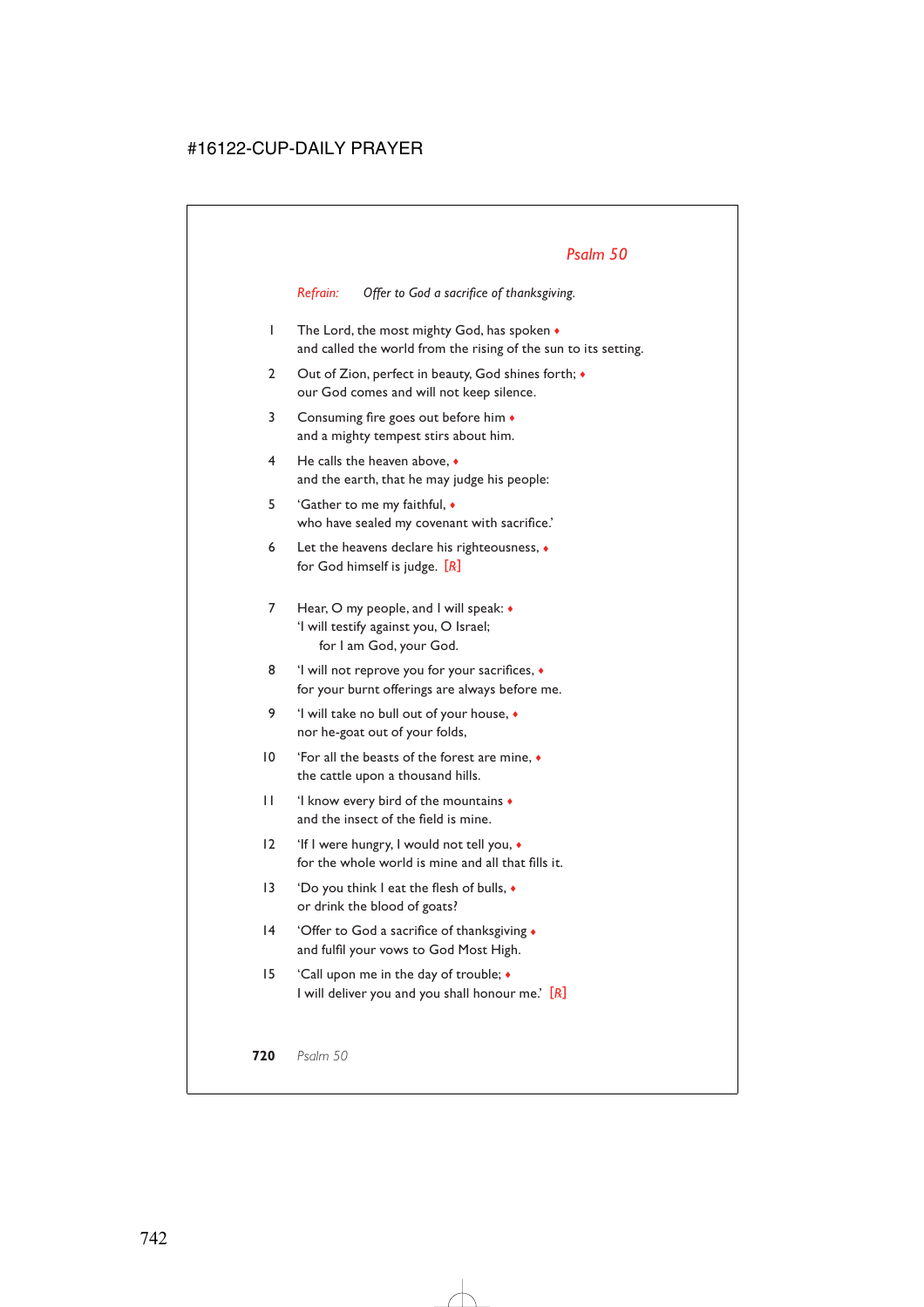## Psalm 50

*Refrain:* *Offer to God a sacrifice of thanksgiving.*

1 The Lord, the most mighty God, has spoken ♦
and called the world from the rising of the sun to its setting.

2 Out of Zion, perfect in beauty, God shines forth; ♦
our God comes and will not keep silence.

3 Consuming fire goes out before him ♦
and a mighty tempest stirs about him.

4 He calls the heaven above, ♦
and the earth, that he may judge his people:

5 'Gather to me my faithful, ♦
who have sealed my covenant with sacrifice.'

6 Let the heavens declare his righteousness, ♦
for God himself is judge. [R]

7 Hear, O my people, and I will speak: ♦
'I will testify against you, O Israel;
for I am God, your God.

8 'I will not reprove you for your sacrifices, ♦
for your burnt offerings are always before me.

9 'I will take no bull out of your house, ♦
nor he-goat out of your folds,

10 'For all the beasts of the forest are mine, ♦
the cattle upon a thousand hills.

11 'I know every bird of the mountains ♦
and the insect of the field is mine.

12 'If I were hungry, I would not tell you, ♦
for the whole world is mine and all that fills it.

13 'Do you think I eat the flesh of bulls, ♦
or drink the blood of goats?

14 'Offer to God a sacrifice of thanksgiving ♦
and fulfil your vows to God Most High.

15 'Call upon me in the day of trouble; ♦
I will deliver you and you shall honour me.' [R]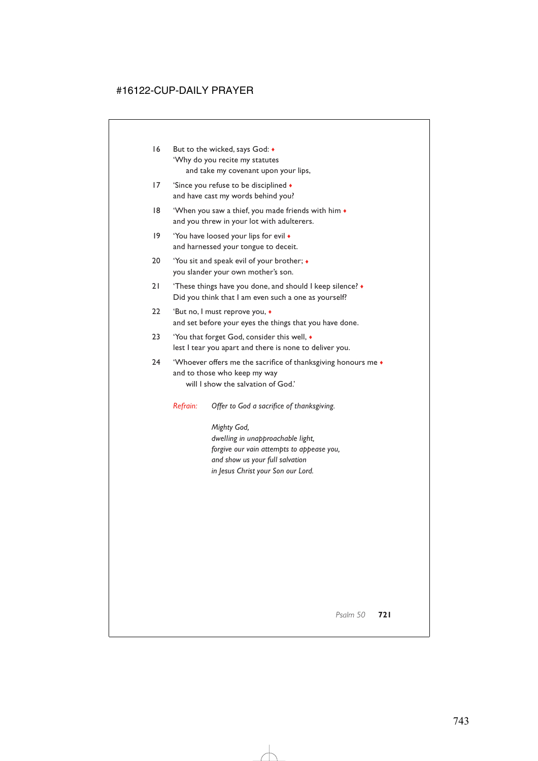16 But to the wicked, says God: ♦
'Why do you recite my statutes
  and take my covenant upon your lips,

17 'Since you refuse to be disciplined ♦
and have cast my words behind you?

18 'When you saw a thief, you made friends with him ♦
and you threw in your lot with adulterers.

19 'You have loosed your lips for evil ♦
and harnessed your tongue to deceit.

20 'You sit and speak evil of your brother; ♦
you slander your own mother's son.

21 'These things have you done, and should I keep silence? ♦
Did you think that I am even such a one as yourself?

22 'But no, I must reprove you, ♦
and set before your eyes the things that you have done.

23 'You that forget God, consider this well, ♦
lest I tear you apart and there is none to deliver you.

24 'Whoever offers me the sacrifice of thanksgiving honours me ♦
and to those who keep my way
  will I show the salvation of God.'

*Refrain:* *Offer to God a sacrifice of thanksgiving.*

*Mighty God,*
*dwelling in unapproachable light,*
*forgive our vain attempts to appease you,*
*and show us your full salvation*
*in Jesus Christ your Son our Lord.*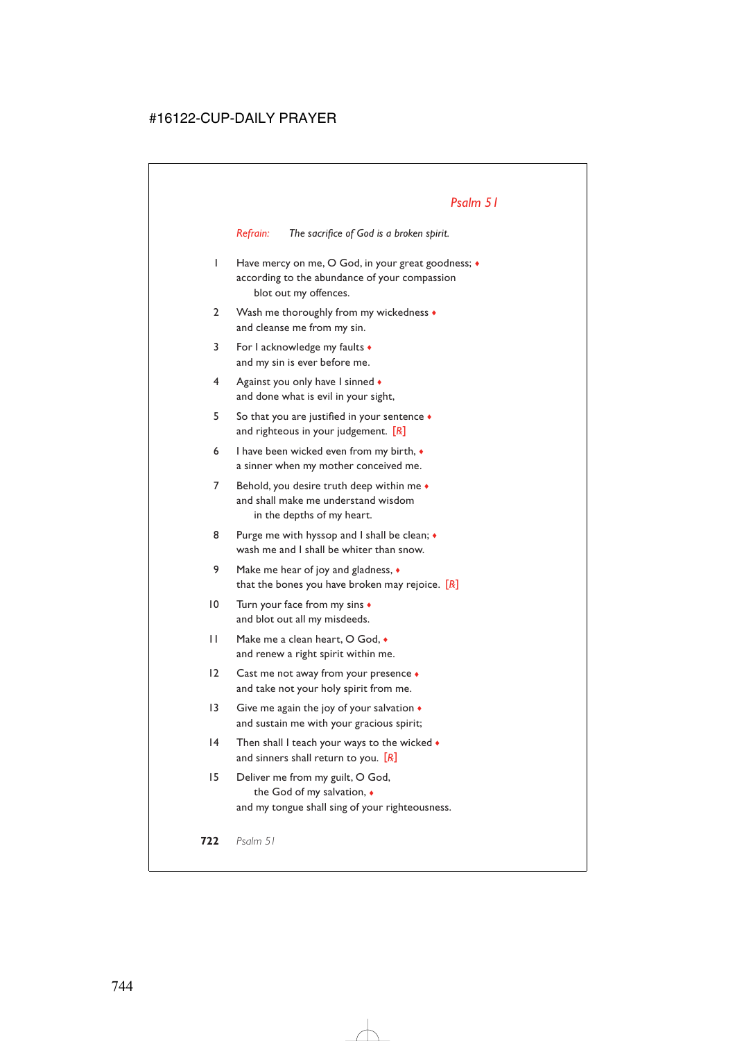## *Psalm 51*

*Refrain:* *The sacrifice of God is a broken spirit.*

1 Have mercy on me, O God, in your great goodness; ♦
according to the abundance of your compassion
  blot out my offences.

2 Wash me thoroughly from my wickedness ♦
and cleanse me from my sin.

3 For I acknowledge my faults ♦
and my sin is ever before me.

4 Against you only have I sinned ♦
and done what is evil in your sight,

5 So that you are justified in your sentence ♦
and righteous in your judgement. *[R]*

6 I have been wicked even from my birth, ♦
a sinner when my mother conceived me.

7 Behold, you desire truth deep within me ♦
and shall make me understand wisdom
  in the depths of my heart.

8 Purge me with hyssop and I shall be clean; ♦
wash me and I shall be whiter than snow.

9 Make me hear of joy and gladness, ♦
that the bones you have broken may rejoice. *[R]*

10 Turn your face from my sins ♦
and blot out all my misdeeds.

11 Make me a clean heart, O God, ♦
and renew a right spirit within me.

12 Cast me not away from your presence ♦
and take not your holy spirit from me.

13 Give me again the joy of your salvation ♦
and sustain me with your gracious spirit;

14 Then shall I teach your ways to the wicked ♦
and sinners shall return to you. *[R]*

15 Deliver me from my guilt, O God,
  the God of my salvation, ♦
and my tongue shall sing of your righteousness.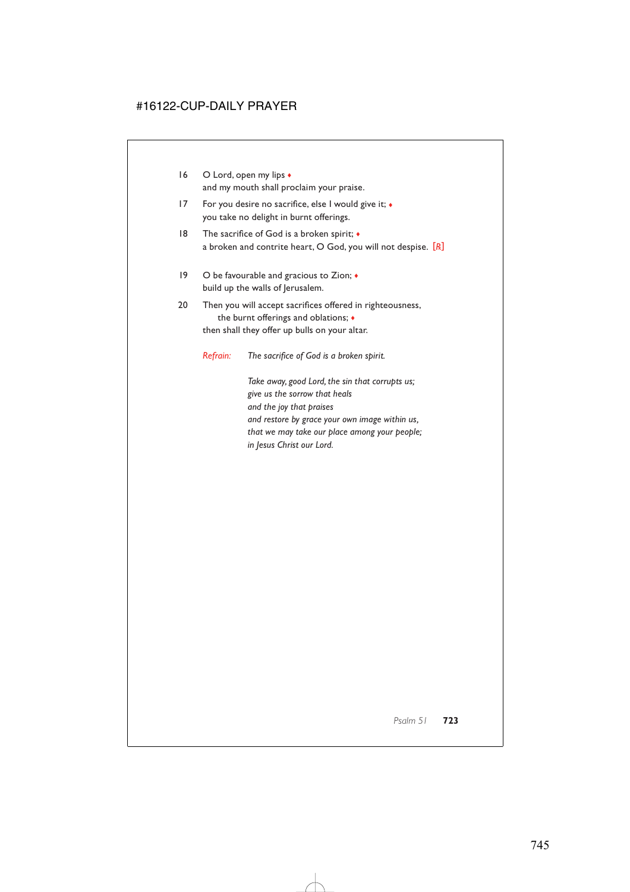16 O Lord, open my lips ♦
and my mouth shall proclaim your praise.

17 For you desire no sacrifice, else I would give it; ♦
you take no delight in burnt offerings.

18 The sacrifice of God is a broken spirit; ♦
a broken and contrite heart, O God, you will not despise. [*R*]

19 O be favourable and gracious to Zion; ♦
build up the walls of Jerusalem.

20 Then you will accept sacrifices offered in righteousness,
the burnt offerings and oblations; ♦
then shall they offer up bulls on your altar.

*Refrain:* *The sacrifice of God is a broken spirit.*

*Take away, good Lord, the sin that corrupts us;*
*give us the sorrow that heals*
*and the joy that praises*
*and restore by grace your own image within us,*
*that we may take our place among your people;*
*in Jesus Christ our Lord.*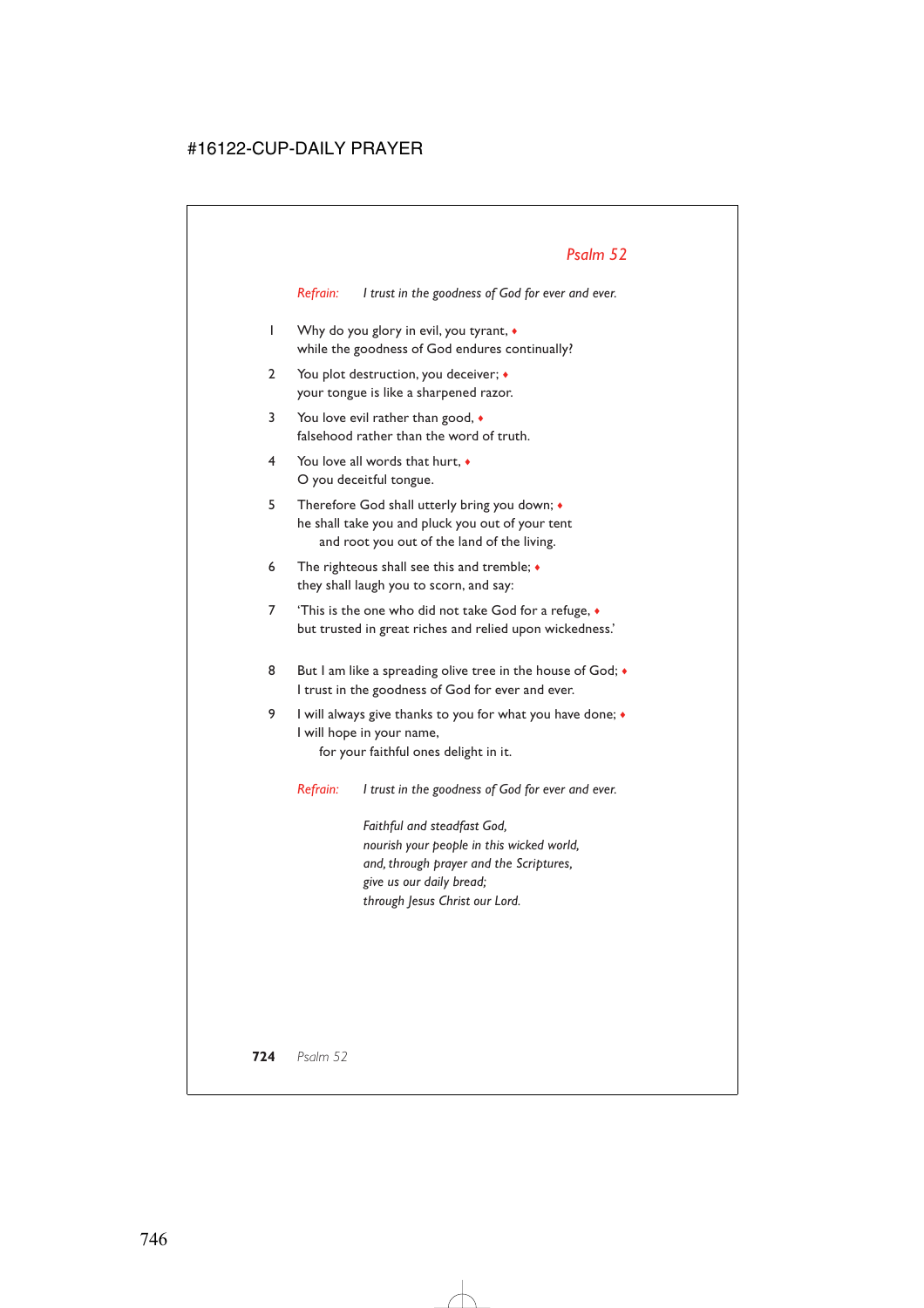## *Psalm 52*

*Refrain:* *I trust in the goodness of God for ever and ever.*

1 Why do you glory in evil, you tyrant, ♦
while the goodness of God endures continually?

2 You plot destruction, you deceiver; ♦
your tongue is like a sharpened razor.

3 You love evil rather than good, ♦
falsehood rather than the word of truth.

4 You love all words that hurt, ♦
O you deceitful tongue.

5 Therefore God shall utterly bring you down; ♦
he shall take you and pluck you out of your tent
  and root you out of the land of the living.

6 The righteous shall see this and tremble; ♦
they shall laugh you to scorn, and say:

7 'This is the one who did not take God for a refuge, ♦
but trusted in great riches and relied upon wickedness.'

8 But I am like a spreading olive tree in the house of God; ♦
I trust in the goodness of God for ever and ever.

9 I will always give thanks to you for what you have done; ♦
I will hope in your name,
  for your faithful ones delight in it.

*Refrain:* *I trust in the goodness of God for ever and ever.*

*Faithful and steadfast God,*
*nourish your people in this wicked world,*
*and, through prayer and the Scriptures,*
*give us our daily bread;*
*through Jesus Christ our Lord.*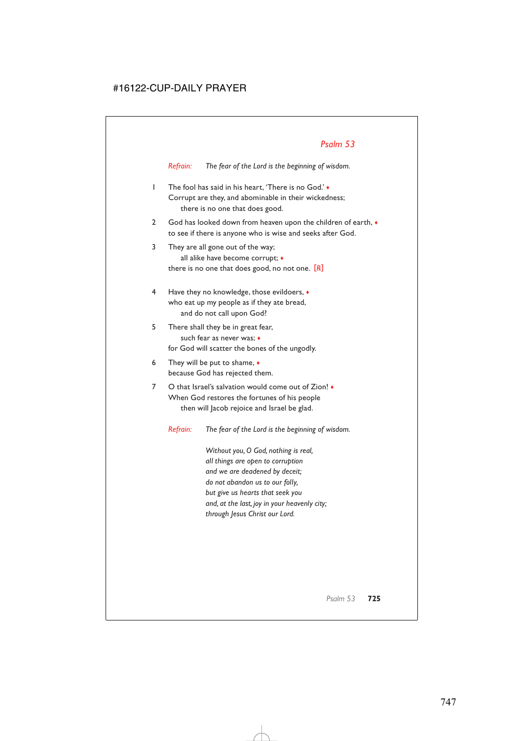## Psalm 53

*Refrain:* *The fear of the Lord is the beginning of wisdom.*

1 The fool has said in his heart, 'There is no God.' ♦
Corrupt are they, and abominable in their wickedness;
  there is no one that does good.

2 God has looked down from heaven upon the children of earth, ♦
to see if there is anyone who is wise and seeks after God.

3 They are all gone out of the way;
  all alike have become corrupt; ♦
there is no one that does good, no not one. [R]

4 Have they no knowledge, those evildoers, ♦
who eat up my people as if they ate bread,
  and do not call upon God?

5 There shall they be in great fear,
  such fear as never was; ♦
for God will scatter the bones of the ungodly.

6 They will be put to shame, ♦
because God has rejected them.

7 O that Israel's salvation would come out of Zion! ♦
When God restores the fortunes of his people
  then will Jacob rejoice and Israel be glad.

*Refrain:* *The fear of the Lord is the beginning of wisdom.*

*Without you, O God, nothing is real,*
*all things are open to corruption*
*and we are deadened by deceit;*
*do not abandon us to our folly,*
*but give us hearts that seek you*
*and, at the last, joy in your heavenly city;*
*through Jesus Christ our Lord.*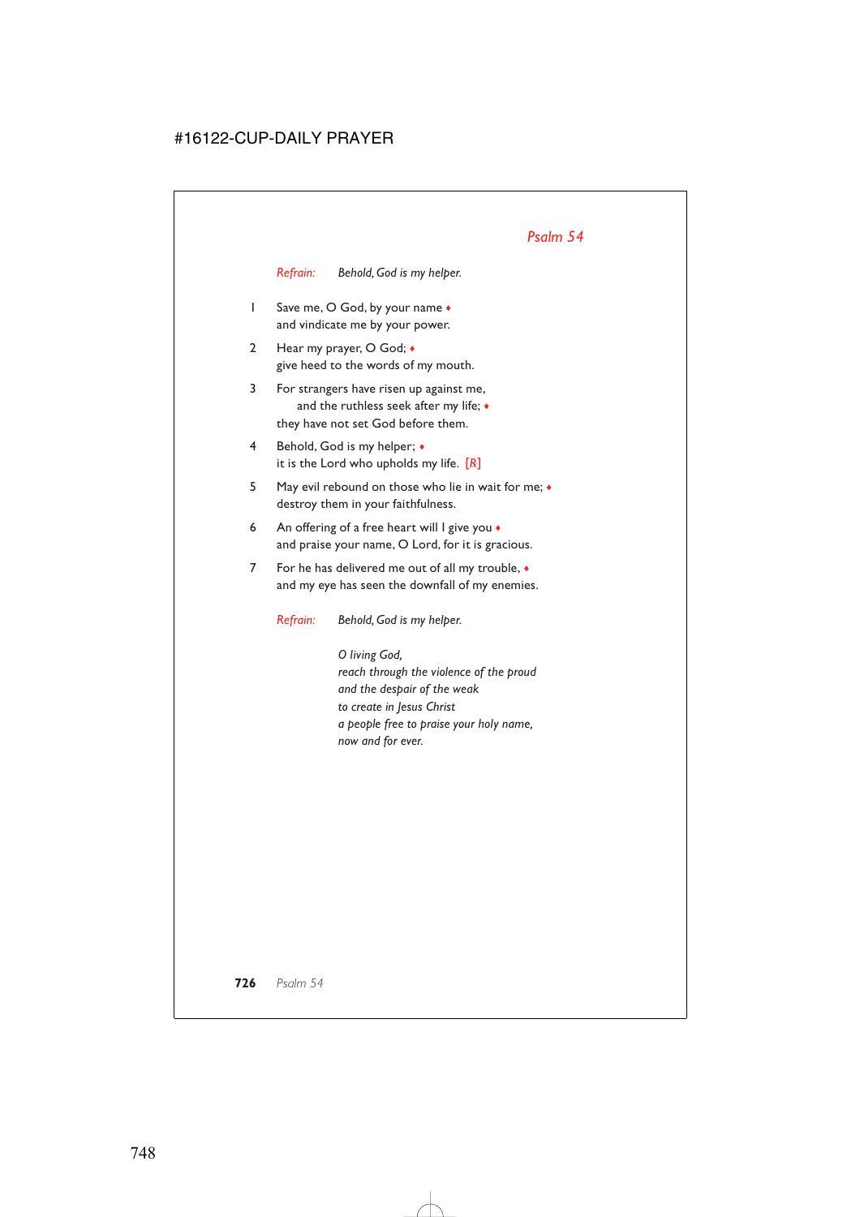## Psalm 54

*Refrain:* *Behold, God is my helper.*

1 Save me, O God, by your name ♦
and vindicate me by your power.

2 Hear my prayer, O God; ♦
give heed to the words of my mouth.

3 For strangers have risen up against me,
and the ruthless seek after my life; ♦
they have not set God before them.

4 Behold, God is my helper; ♦
it is the Lord who upholds my life. [℟]

5 May evil rebound on those who lie in wait for me; ♦
destroy them in your faithfulness.

6 An offering of a free heart will I give you ♦
and praise your name, O Lord, for it is gracious.

7 For he has delivered me out of all my trouble, ♦
and my eye has seen the downfall of my enemies.

*Refrain:* *Behold, God is my helper.*

*O living God,*
*reach through the violence of the proud*
*and the despair of the weak*
*to create in Jesus Christ*
*a people free to praise your holy name,*
*now and for ever.*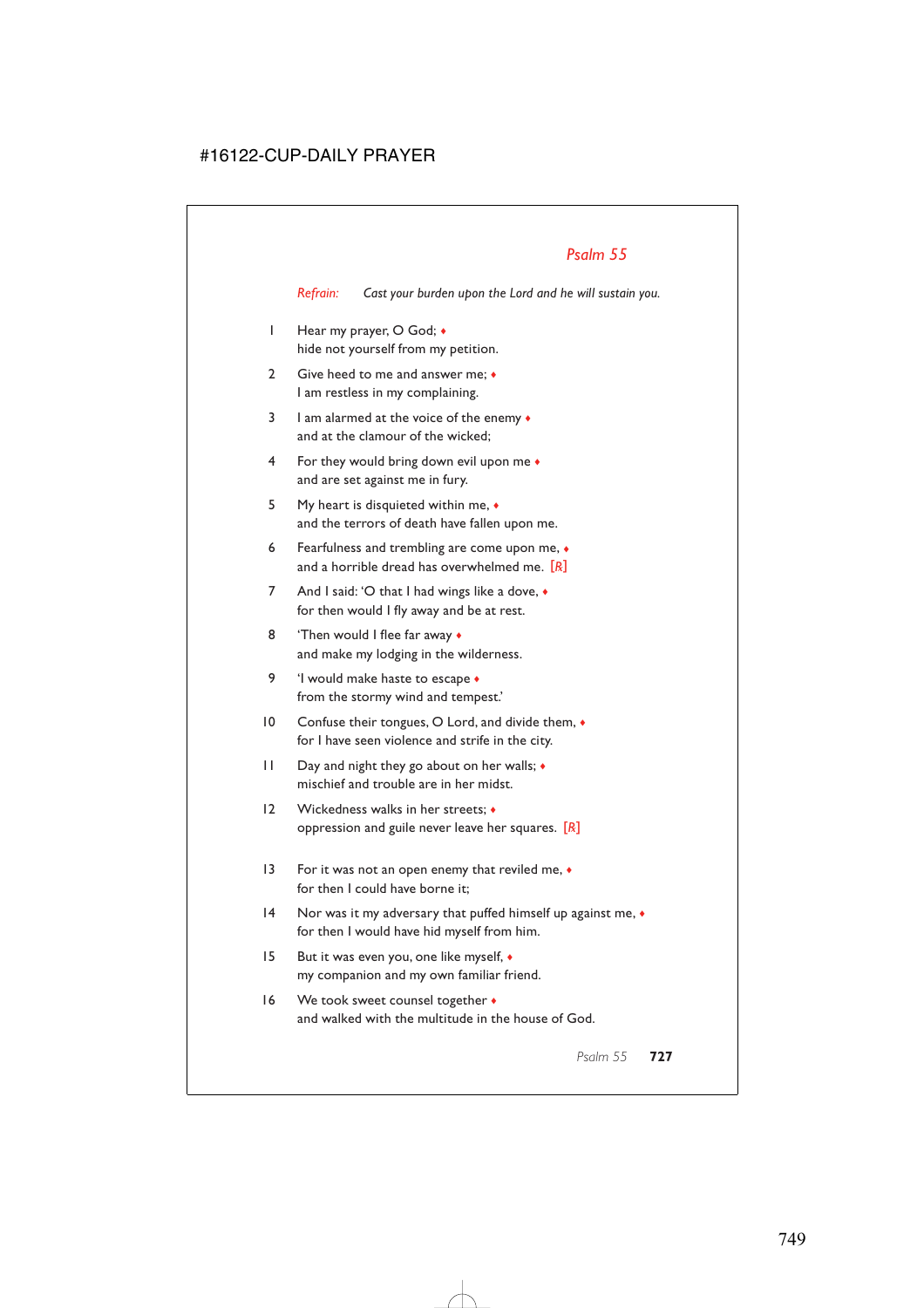## Psalm 55

*Refrain:* *Cast your burden upon the Lord and he will sustain you.*

1 Hear my prayer, O God; ♦
hide not yourself from my petition.

2 Give heed to me and answer me; ♦
I am restless in my complaining.

3 I am alarmed at the voice of the enemy ♦
and at the clamour of the wicked;

4 For they would bring down evil upon me ♦
and are set against me in fury.

5 My heart is disquieted within me, ♦
and the terrors of death have fallen upon me.

6 Fearfulness and trembling are come upon me, ♦
and a horrible dread has overwhelmed me. [R]

7 And I said: 'O that I had wings like a dove, ♦
for then would I fly away and be at rest.

8 'Then would I flee far away ♦
and make my lodging in the wilderness.

9 'I would make haste to escape ♦
from the stormy wind and tempest.'

10 Confuse their tongues, O Lord, and divide them, ♦
for I have seen violence and strife in the city.

11 Day and night they go about on her walls; ♦
mischief and trouble are in her midst.

12 Wickedness walks in her streets; ♦
oppression and guile never leave her squares. [R]

13 For it was not an open enemy that reviled me, ♦
for then I could have borne it;

14 Nor was it my adversary that puffed himself up against me, ♦
for then I would have hid myself from him.

15 But it was even you, one like myself, ♦
my companion and my own familiar friend.

16 We took sweet counsel together ♦
and walked with the multitude in the house of God.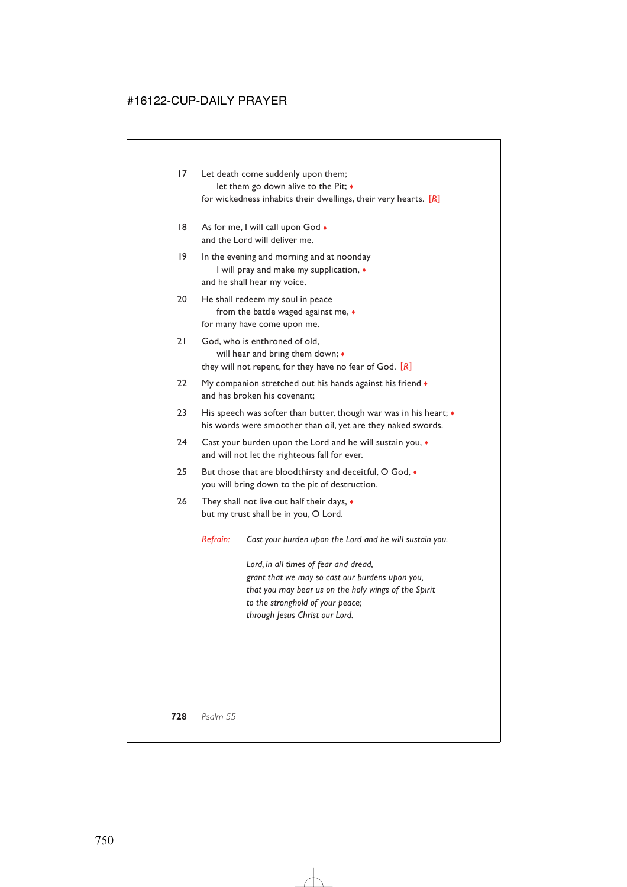17 Let death come suddenly upon them;
  let them go down alive to the Pit; ♦
for wickedness inhabits their dwellings, their very hearts. [℟]

18 As for me, I will call upon God ♦
and the Lord will deliver me.

19 In the evening and morning and at noonday
  I will pray and make my supplication, ♦
and he shall hear my voice.

20 He shall redeem my soul in peace
  from the battle waged against me, ♦
for many have come upon me.

21 God, who is enthroned of old,
  will hear and bring them down; ♦
they will not repent, for they have no fear of God. [℟]

22 My companion stretched out his hands against his friend ♦
and has broken his covenant;

23 His speech was softer than butter, though war was in his heart; ♦
his words were smoother than oil, yet are they naked swords.

24 Cast your burden upon the Lord and he will sustain you, ♦
and will not let the righteous fall for ever.

25 But those that are bloodthirsty and deceitful, O God, ♦
you will bring down to the pit of destruction.

26 They shall not live out half their days, ♦
but my trust shall be in you, O Lord.

*Refrain:* *Cast your burden upon the Lord and he will sustain you.*

*Lord, in all times of fear and dread,*
*grant that we may so cast our burdens upon you,*
*that you may bear us on the holy wings of the Spirit*
*to the stronghold of your peace;*
*through Jesus Christ our Lord.*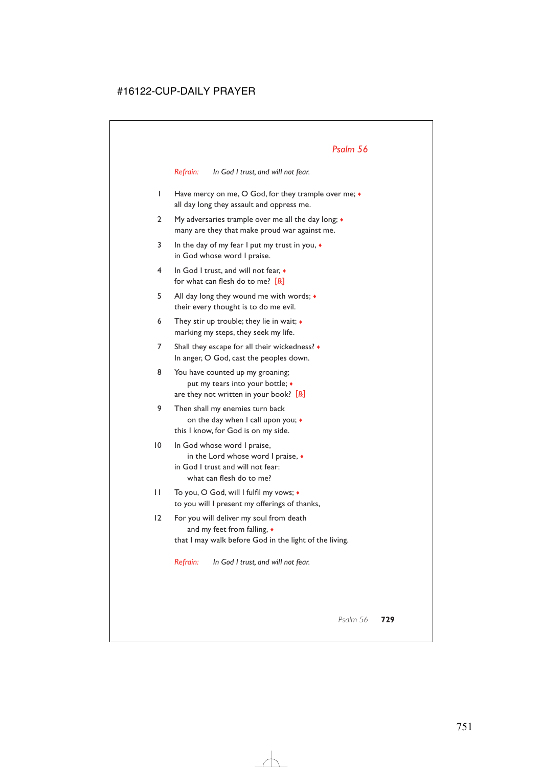## *Psalm 56*

*Refrain:* *In God I trust, and will not fear.*

1 Have mercy on me, O God, for they trample over me; ♦
all day long they assault and oppress me.

2 My adversaries trample over me all the day long; ♦
many are they that make proud war against me.

3 In the day of my fear I put my trust in you, ♦
in God whose word I praise.

4 In God I trust, and will not fear, ♦
for what can flesh do to me? [*R*]

5 All day long they wound me with words; ♦
their every thought is to do me evil.

6 They stir up trouble; they lie in wait; ♦
marking my steps, they seek my life.

7 Shall they escape for all their wickedness? ♦
In anger, O God, cast the peoples down.

8 You have counted up my groaning;
  put my tears into your bottle; ♦
are they not written in your book? [*R*]

9 Then shall my enemies turn back
  on the day when I call upon you; ♦
this I know, for God is on my side.

10 In God whose word I praise,
  in the Lord whose word I praise, ♦
in God I trust and will not fear:
  what can flesh do to me?

11 To you, O God, will I fulfil my vows; ♦
to you will I present my offerings of thanks,

12 For you will deliver my soul from death
  and my feet from falling, ♦
that I may walk before God in the light of the living.

*Refrain:* *In God I trust, and will not fear.*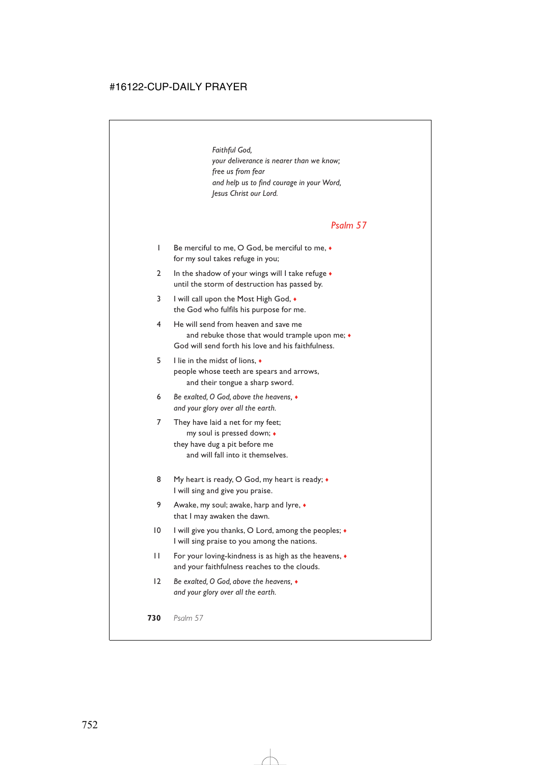*Faithful God,*
*your deliverance is nearer than we know;*
*free us from fear*
*and help us to find courage in your Word,*
*Jesus Christ our Lord.*

## Psalm 57

1 Be merciful to me, O God, be merciful to me, ♦
for my soul takes refuge in you;

2 In the shadow of your wings will I take refuge ♦
until the storm of destruction has passed by.

3 I will call upon the Most High God, ♦
the God who fulfils his purpose for me.

4 He will send from heaven and save me
    and rebuke those that would trample upon me; ♦
God will send forth his love and his faithfulness.

5 I lie in the midst of lions, ♦
people whose teeth are spears and arrows,
    and their tongue a sharp sword.

6 *Be exalted, O God, above the heavens,* ♦
*and your glory over all the earth.*

7 They have laid a net for my feet;
    my soul is pressed down; ♦
they have dug a pit before me
    and will fall into it themselves.

8 My heart is ready, O God, my heart is ready; ♦
I will sing and give you praise.

9 Awake, my soul; awake, harp and lyre, ♦
that I may awaken the dawn.

10 I will give you thanks, O Lord, among the peoples; ♦
I will sing praise to you among the nations.

11 For your loving-kindness is as high as the heavens, ♦
and your faithfulness reaches to the clouds.

12 *Be exalted, O God, above the heavens,* ♦
*and your glory over all the earth.*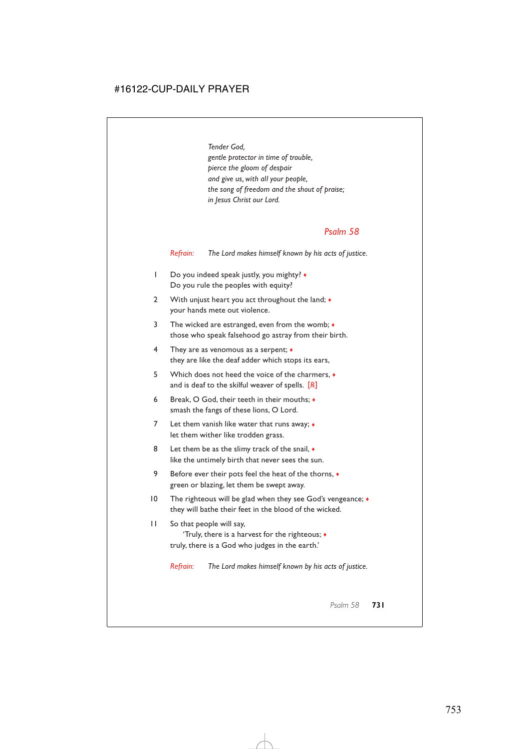*Tender God,*
*gentle protector in time of trouble,*
*pierce the gloom of despair*
*and give us, with all your people,*
*the song of freedom and the shout of praise;*
*in Jesus Christ our Lord.*

## Psalm 58

*Refrain:* *The Lord makes himself known by his acts of justice.*

1 Do you indeed speak justly, you mighty? ♦
Do you rule the peoples with equity?

2 With unjust heart you act throughout the land; ♦
your hands mete out violence.

3 The wicked are estranged, even from the womb; ♦
those who speak falsehood go astray from their birth.

4 They are as venomous as a serpent; ♦
they are like the deaf adder which stops its ears,

5 Which does not heed the voice of the charmers, ♦
and is deaf to the skilful weaver of spells. [*R*]

6 Break, O God, their teeth in their mouths; ♦
smash the fangs of these lions, O Lord.

7 Let them vanish like water that runs away; ♦
let them wither like trodden grass.

8 Let them be as the slimy track of the snail, ♦
like the untimely birth that never sees the sun.

9 Before ever their pots feel the heat of the thorns, ♦
green or blazing, let them be swept away.

10 The righteous will be glad when they see God's vengeance; ♦
they will bathe their feet in the blood of the wicked.

11 So that people will say,
'Truly, there is a harvest for the righteous; ♦
truly, there is a God who judges in the earth.'

*Refrain:* *The Lord makes himself known by his acts of justice.*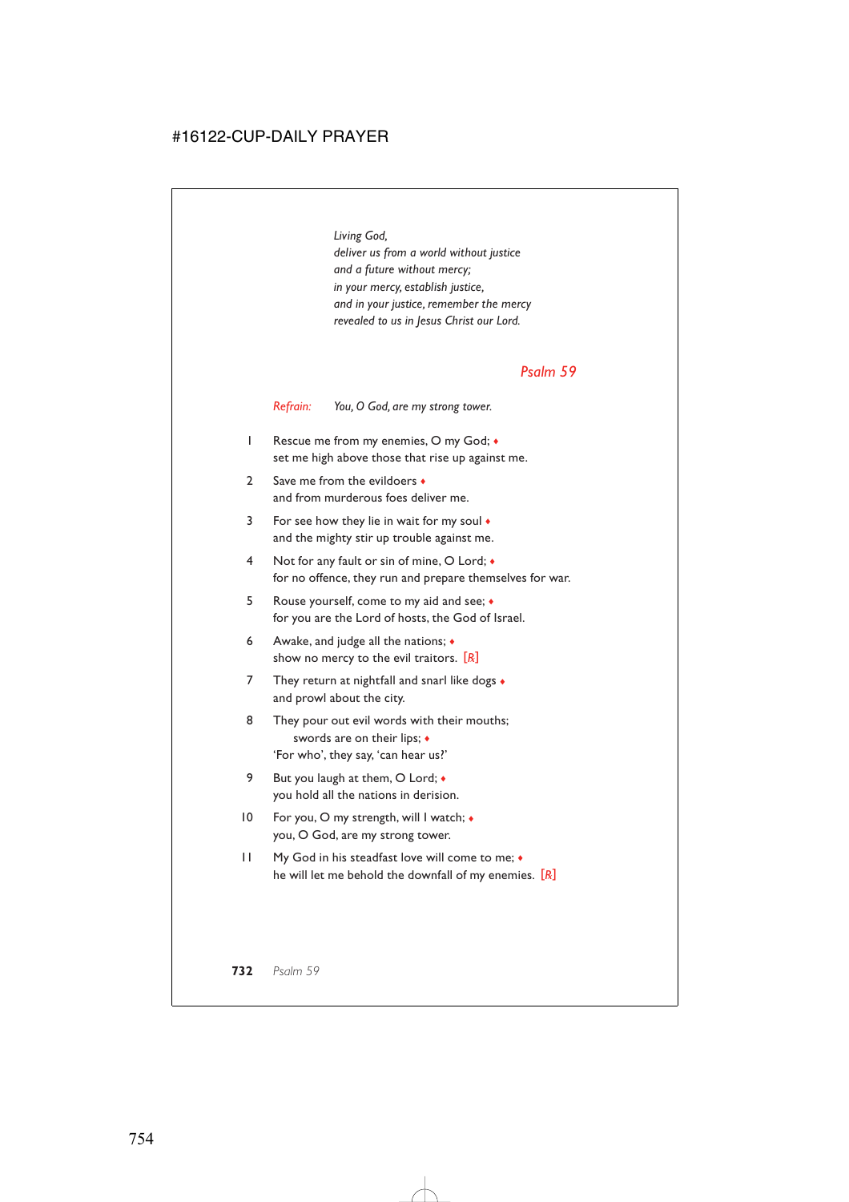*Living God,*
*deliver us from a world without justice*
*and a future without mercy;*
*in your mercy, establish justice,*
*and in your justice, remember the mercy*
*revealed to us in Jesus Christ our Lord.*

## *Psalm 59*

*Refrain:* *You, O God, are my strong tower.*

1 Rescue me from my enemies, O my God; ♦
set me high above those that rise up against me.

2 Save me from the evildoers ♦
and from murderous foes deliver me.

3 For see how they lie in wait for my soul ♦
and the mighty stir up trouble against me.

4 Not for any fault or sin of mine, O Lord; ♦
for no offence, they run and prepare themselves for war.

5 Rouse yourself, come to my aid and see; ♦
for you are the Lord of hosts, the God of Israel.

6 Awake, and judge all the nations; ♦
show no mercy to the evil traitors. [R]

7 They return at nightfall and snarl like dogs ♦
and prowl about the city.

8 They pour out evil words with their mouths;
swords are on their lips; ♦
'For who', they say, 'can hear us?'

9 But you laugh at them, O Lord; ♦
you hold all the nations in derision.

10 For you, O my strength, will I watch; ♦
you, O God, are my strong tower.

11 My God in his steadfast love will come to me; ♦
he will let me behold the downfall of my enemies. [R]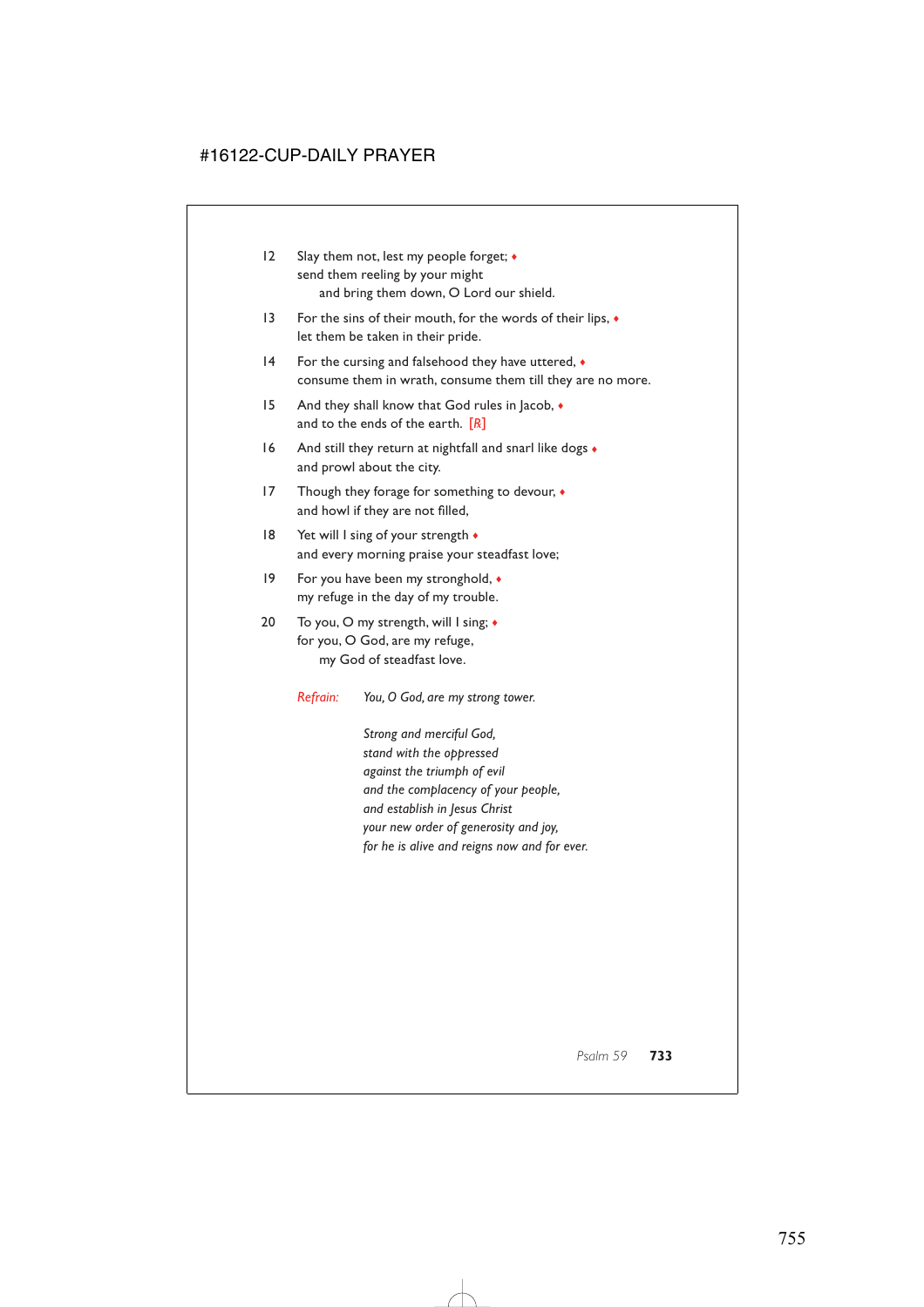12 Slay them not, lest my people forget; ♦
send them reeling by your might
  and bring them down, O Lord our shield.

13 For the sins of their mouth, for the words of their lips, ♦
let them be taken in their pride.

14 For the cursing and falsehood they have uttered, ♦
consume them in wrath, consume them till they are no more.

15 And they shall know that God rules in Jacob, ♦
and to the ends of the earth. *[R]*

16 And still they return at nightfall and snarl like dogs ♦
and prowl about the city.

17 Though they forage for something to devour, ♦
and howl if they are not filled,

18 Yet will I sing of your strength ♦
and every morning praise your steadfast love;

19 For you have been my stronghold, ♦
my refuge in the day of my trouble.

20 To you, O my strength, will I sing; ♦
for you, O God, are my refuge,
  my God of steadfast love.

*Refrain:* *You, O God, are my strong tower.*

*Strong and merciful God,*
*stand with the oppressed*
*against the triumph of evil*
*and the complacency of your people,*
*and establish in Jesus Christ*
*your new order of generosity and joy,*
*for he is alive and reigns now and for ever.*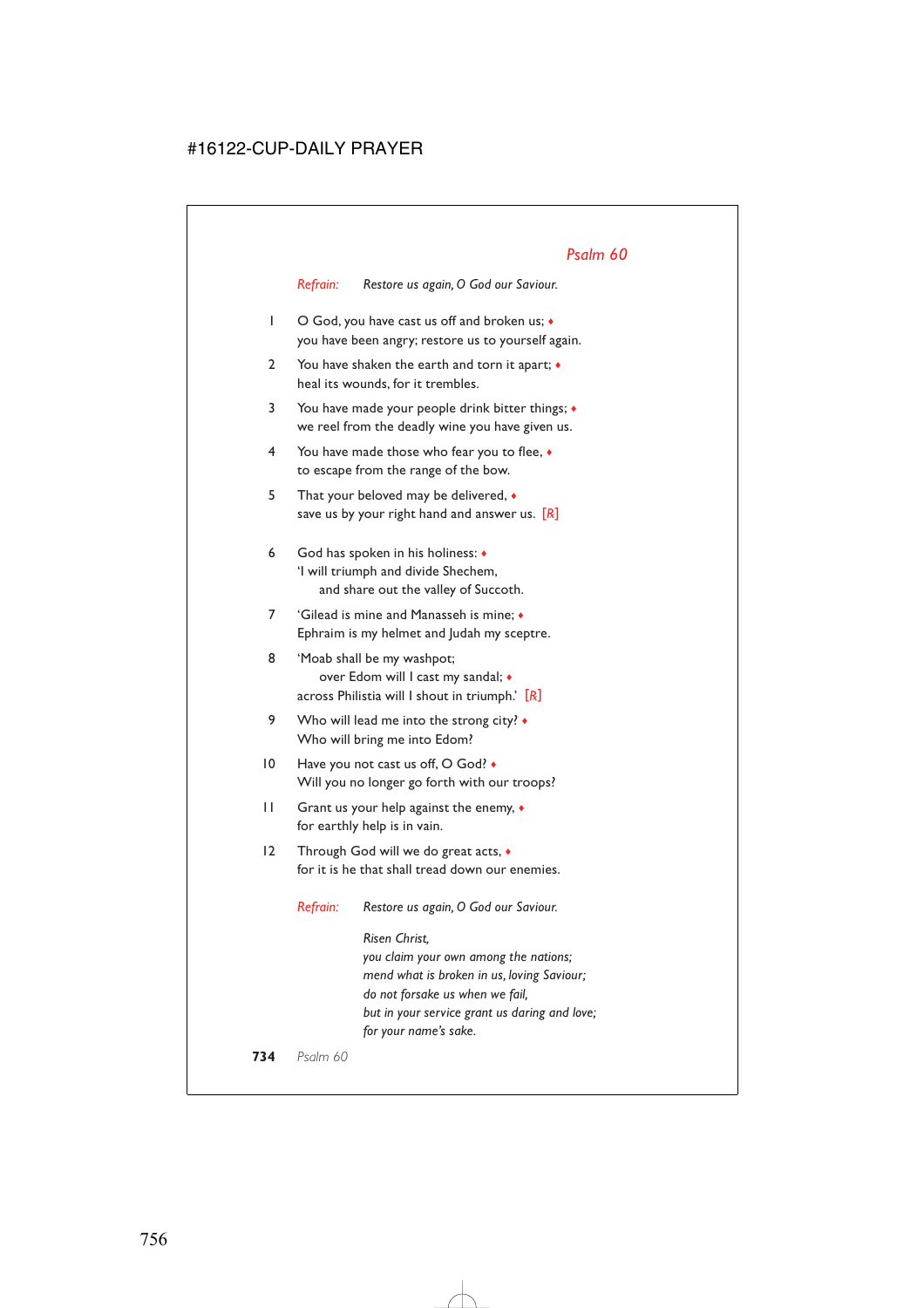## *Psalm 60*

*Refrain:* *Restore us again, O God our Saviour.*

1 O God, you have cast us off and broken us; ♦
you have been angry; restore us to yourself again.

2 You have shaken the earth and torn it apart; ♦
heal its wounds, for it trembles.

3 You have made your people drink bitter things; ♦
we reel from the deadly wine you have given us.

4 You have made those who fear you to flee, ♦
to escape from the range of the bow.

5 That your beloved may be delivered, ♦
save us by your right hand and answer us. [℟]

6 God has spoken in his holiness: ♦
'I will triumph and divide Shechem,
and share out the valley of Succoth.

7 'Gilead is mine and Manasseh is mine; ♦
Ephraim is my helmet and Judah my sceptre.

8 'Moab shall be my washpot;
over Edom will I cast my sandal; ♦
across Philistia will I shout in triumph.' [℟]

9 Who will lead me into the strong city? ♦
Who will bring me into Edom?

10 Have you not cast us off, O God? ♦
Will you no longer go forth with our troops?

11 Grant us your help against the enemy, ♦
for earthly help is in vain.

12 Through God will we do great acts, ♦
for it is he that shall tread down our enemies.

*Refrain:* *Restore us again, O God our Saviour.*

*Risen Christ,*
*you claim your own among the nations;*
*mend what is broken in us, loving Saviour;*
*do not forsake us when we fail,*
*but in your service grant us daring and love;*
*for your name's sake.*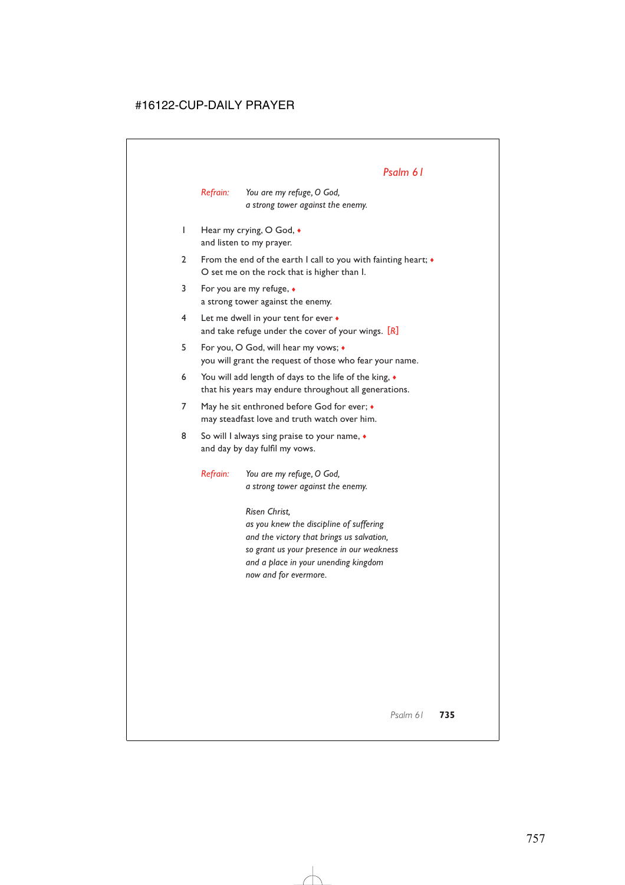## *Psalm 61*

*Refrain:* *You are my refuge, O God,*
*a strong tower against the enemy.*

1 Hear my crying, O God, ♦
and listen to my prayer.

2 From the end of the earth I call to you with fainting heart; ♦
O set me on the rock that is higher than I.

3 For you are my refuge, ♦
a strong tower against the enemy.

4 Let me dwell in your tent for ever ♦
and take refuge under the cover of your wings. [R]

5 For you, O God, will hear my vows; ♦
you will grant the request of those who fear your name.

6 You will add length of days to the life of the king, ♦
that his years may endure throughout all generations.

7 May he sit enthroned before God for ever; ♦
may steadfast love and truth watch over him.

8 So will I always sing praise to your name, ♦
and day by day fulfil my vows.

*Refrain:* *You are my refuge, O God,*
*a strong tower against the enemy.*

*Risen Christ,*
*as you knew the discipline of suffering*
*and the victory that brings us salvation,*
*so grant us your presence in our weakness*
*and a place in your unending kingdom*
*now and for evermore.*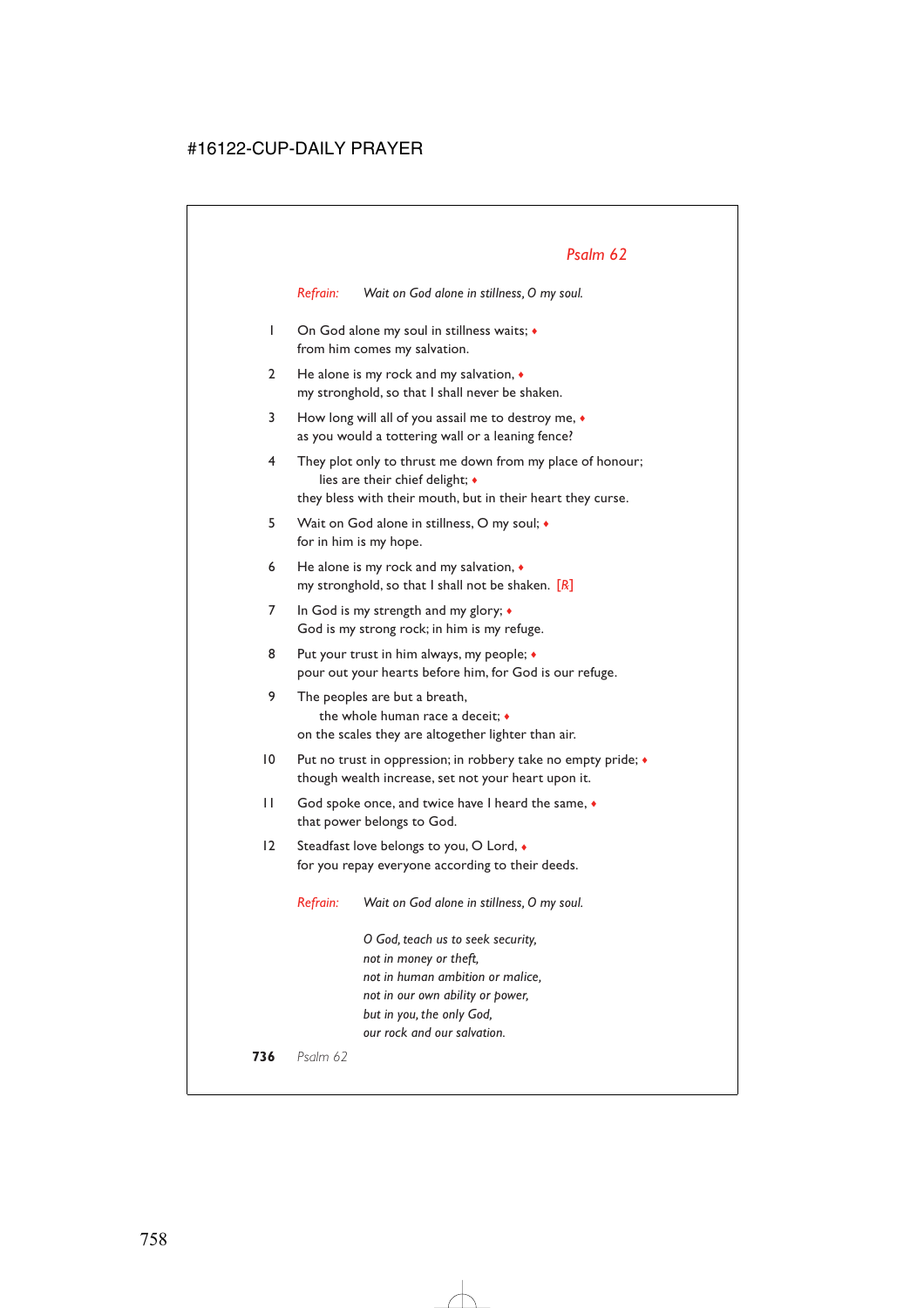## *Psalm 62*

*Refrain:* *Wait on God alone in stillness, O my soul.*

1 On God alone my soul in stillness waits; ♦
from him comes my salvation.

2 He alone is my rock and my salvation, ♦
my stronghold, so that I shall never be shaken.

3 How long will all of you assail me to destroy me, ♦
as you would a tottering wall or a leaning fence?

4 They plot only to thrust me down from my place of honour;
lies are their chief delight; ♦
they bless with their mouth, but in their heart they curse.

5 Wait on God alone in stillness, O my soul; ♦
for in him is my hope.

6 He alone is my rock and my salvation, ♦
my stronghold, so that I shall not be shaken. *[R]*

7 In God is my strength and my glory; ♦
God is my strong rock; in him is my refuge.

8 Put your trust in him always, my people; ♦
pour out your hearts before him, for God is our refuge.

9 The peoples are but a breath,
the whole human race a deceit; ♦
on the scales they are altogether lighter than air.

10 Put no trust in oppression; in robbery take no empty pride; ♦
though wealth increase, set not your heart upon it.

11 God spoke once, and twice have I heard the same, ♦
that power belongs to God.

12 Steadfast love belongs to you, O Lord, ♦
for you repay everyone according to their deeds.

*Refrain:* *Wait on God alone in stillness, O my soul.*

*O God, teach us to seek security,*
*not in money or theft,*
*not in human ambition or malice,*
*not in our own ability or power,*
*but in you, the only God,*
*our rock and our salvation.*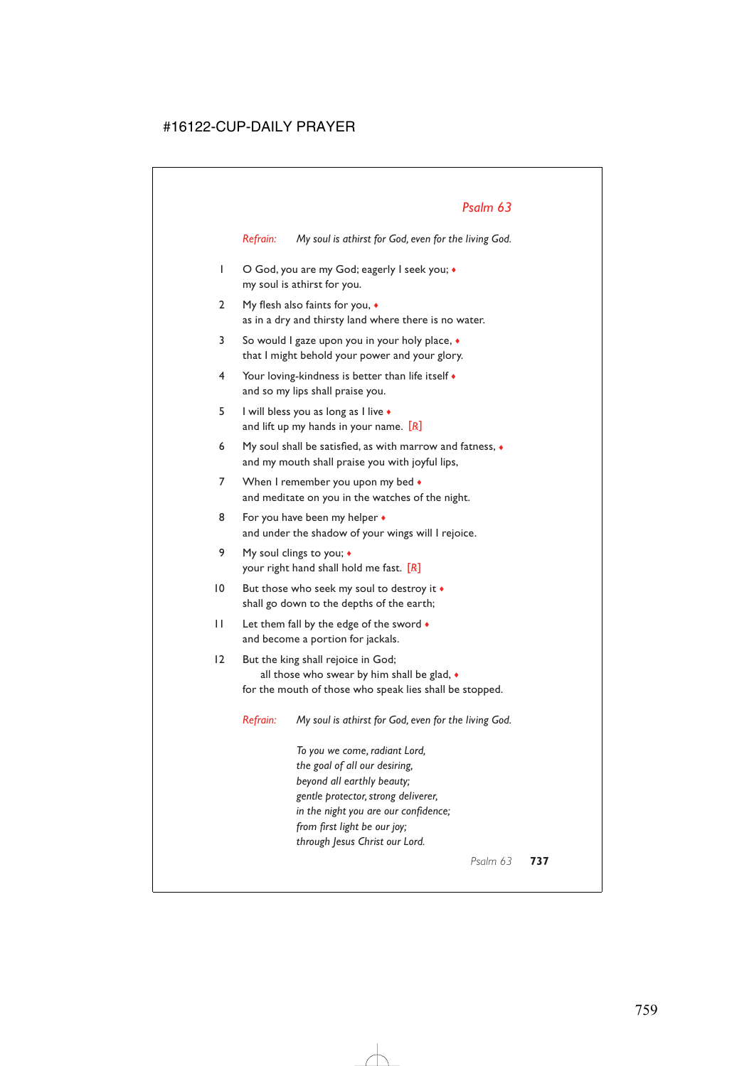## *Psalm 63*

*Refrain:* *My soul is athirst for God, even for the living God.*

1 O God, you are my God; eagerly I seek you; ♦
my soul is athirst for you.

2 My flesh also faints for you, ♦
as in a dry and thirsty land where there is no water.

3 So would I gaze upon you in your holy place, ♦
that I might behold your power and your glory.

4 Your loving-kindness is better than life itself ♦
and so my lips shall praise you.

5 I will bless you as long as I live ♦
and lift up my hands in your name. [℟]

6 My soul shall be satisfied, as with marrow and fatness, ♦
and my mouth shall praise you with joyful lips,

7 When I remember you upon my bed ♦
and meditate on you in the watches of the night.

8 For you have been my helper ♦
and under the shadow of your wings will I rejoice.

9 My soul clings to you; ♦
your right hand shall hold me fast. [℟]

10 But those who seek my soul to destroy it ♦
shall go down to the depths of the earth;

11 Let them fall by the edge of the sword ♦
and become a portion for jackals.

12 But the king shall rejoice in God;
all those who swear by him shall be glad, ♦
for the mouth of those who speak lies shall be stopped.

*Refrain:* *My soul is athirst for God, even for the living God.*

*To you we come, radiant Lord,*
*the goal of all our desiring,*
*beyond all earthly beauty;*
*gentle protector, strong deliverer,*
*in the night you are our confidence;*
*from first light be our joy;*
*through Jesus Christ our Lord.*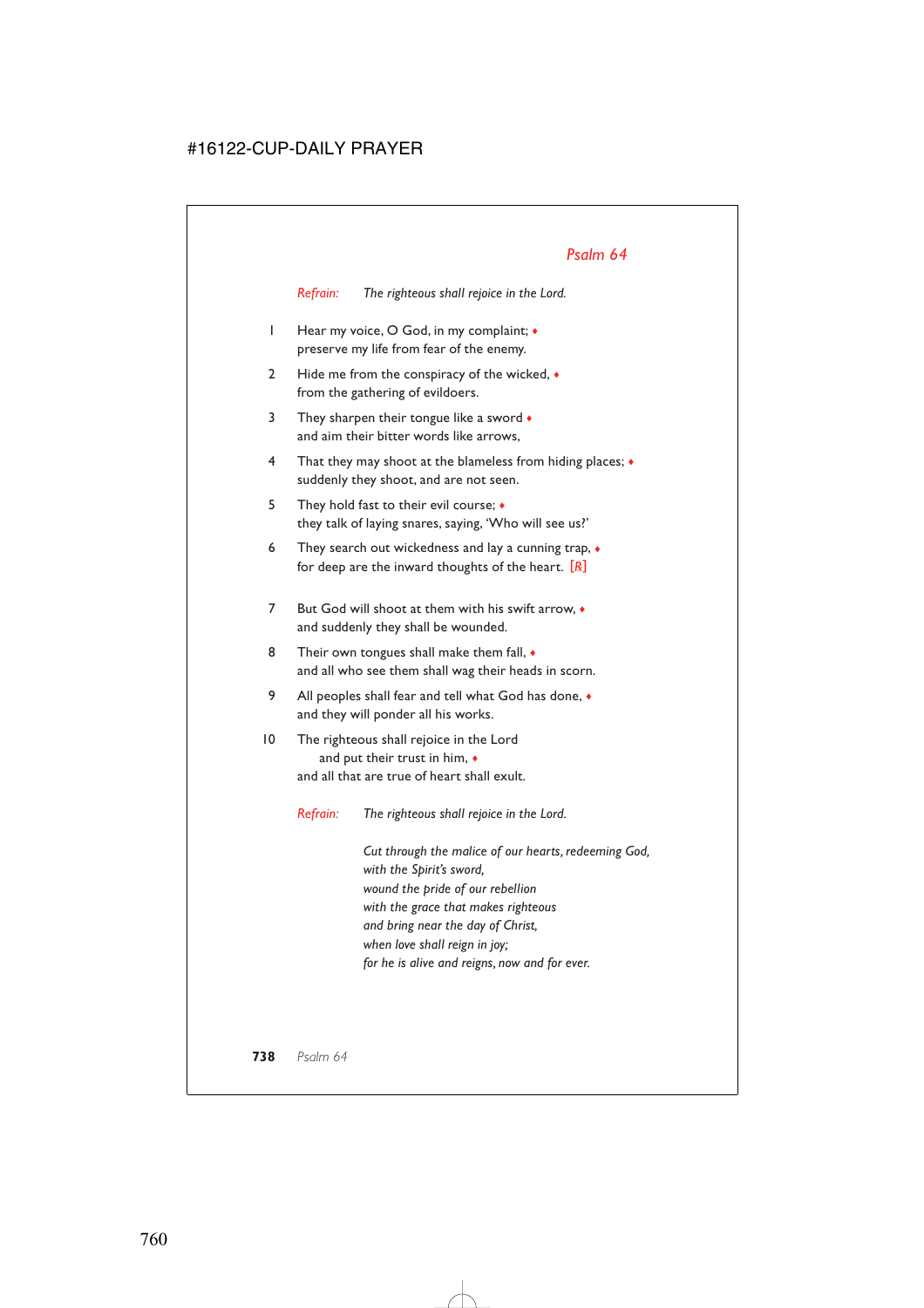## *Psalm 64*

*Refrain:* *The righteous shall rejoice in the Lord.*

1 Hear my voice, O God, in my complaint; ♦
preserve my life from fear of the enemy.

2 Hide me from the conspiracy of the wicked, ♦
from the gathering of evildoers.

3 They sharpen their tongue like a sword ♦
and aim their bitter words like arrows,

4 That they may shoot at the blameless from hiding places; ♦
suddenly they shoot, and are not seen.

5 They hold fast to their evil course; ♦
they talk of laying snares, saying, 'Who will see us?'

6 They search out wickedness and lay a cunning trap, ♦
for deep are the inward thoughts of the heart. [*R*]

7 But God will shoot at them with his swift arrow, ♦
and suddenly they shall be wounded.

8 Their own tongues shall make them fall, ♦
and all who see them shall wag their heads in scorn.

9 All peoples shall fear and tell what God has done, ♦
and they will ponder all his works.

10 The righteous shall rejoice in the Lord
and put their trust in him, ♦
and all that are true of heart shall exult.

*Refrain:* *The righteous shall rejoice in the Lord.*

*Cut through the malice of our hearts, redeeming God,*
*with the Spirit's sword,*
*wound the pride of our rebellion*
*with the grace that makes righteous*
*and bring near the day of Christ,*
*when love shall reign in joy;*
*for he is alive and reigns, now and for ever.*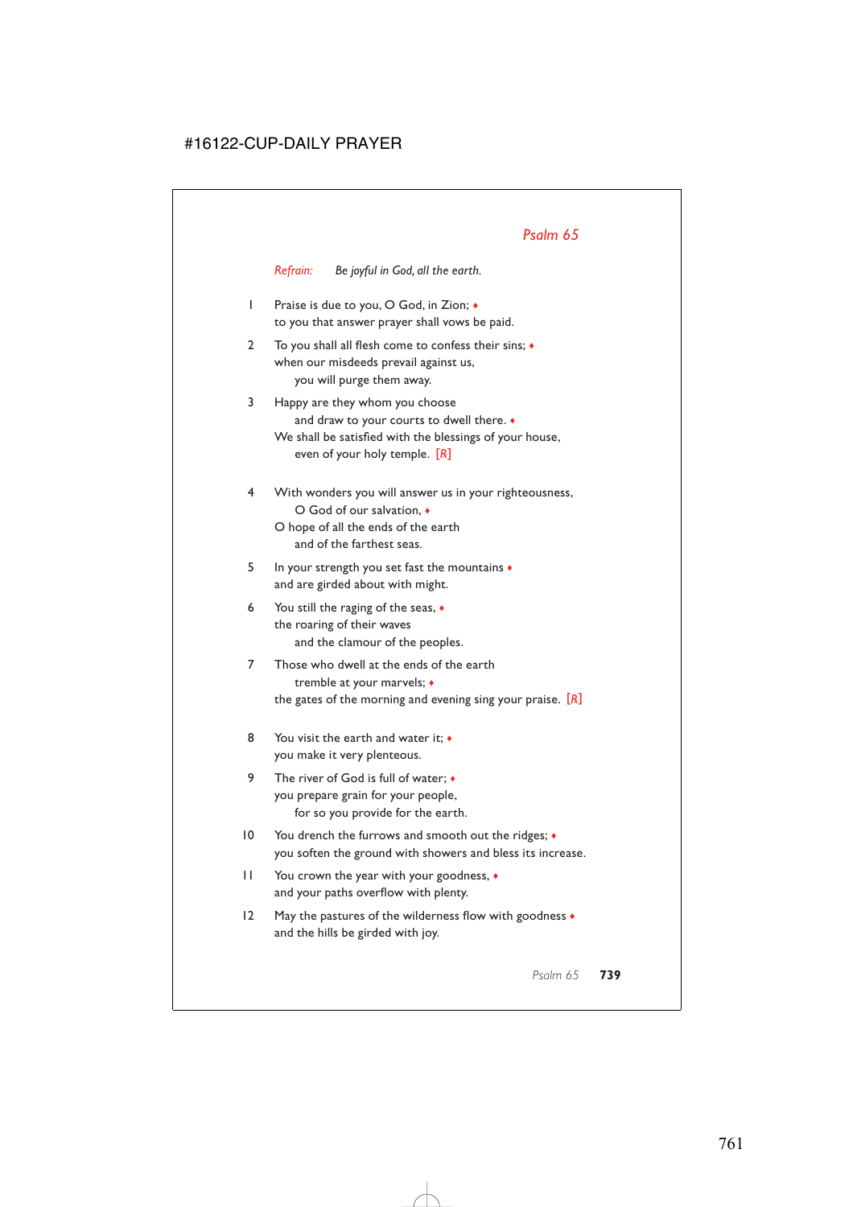## *Psalm 65*

*Refrain:* *Be joyful in God, all the earth.*

1 Praise is due to you, O God, in Zion; ♦
to you that answer prayer shall vows be paid.

2 To you shall all flesh come to confess their sins; ♦
when our misdeeds prevail against us,
  you will purge them away.

3 Happy are they whom you choose
  and draw to your courts to dwell there. ♦
We shall be satisfied with the blessings of your house,
  even of your holy temple. [R]

4 With wonders you will answer us in your righteousness,
  O God of our salvation, ♦
O hope of all the ends of the earth
  and of the farthest seas.

5 In your strength you set fast the mountains ♦
and are girded about with might.

6 You still the raging of the seas, ♦
the roaring of their waves
  and the clamour of the peoples.

7 Those who dwell at the ends of the earth
  tremble at your marvels; ♦
the gates of the morning and evening sing your praise. [R]

8 You visit the earth and water it; ♦
you make it very plenteous.

9 The river of God is full of water; ♦
you prepare grain for your people,
  for so you provide for the earth.

10 You drench the furrows and smooth out the ridges; ♦
you soften the ground with showers and bless its increase.

11 You crown the year with your goodness, ♦
and your paths overflow with plenty.

12 May the pastures of the wilderness flow with goodness ♦
and the hills be girded with joy.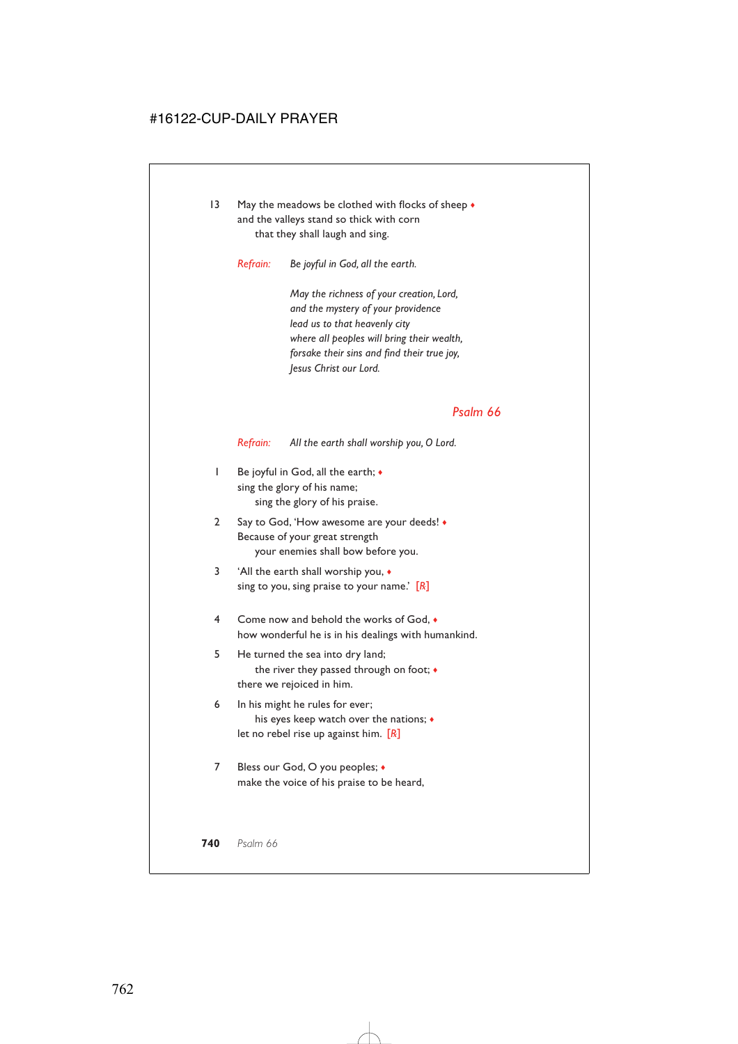13 May the meadows be clothed with flocks of sheep ♦
and the valleys stand so thick with corn
    that they shall laugh and sing.

*Refrain:* *Be joyful in God, all the earth.*

*May the richness of your creation, Lord,*
*and the mystery of your providence*
*lead us to that heavenly city*
*where all peoples will bring their wealth,*
*forsake their sins and find their true joy,*
*Jesus Christ our Lord.*

## Psalm 66

*Refrain:* *All the earth shall worship you, O Lord.*

1 Be joyful in God, all the earth; ♦
sing the glory of his name;
    sing the glory of his praise.

2 Say to God, 'How awesome are your deeds! ♦
Because of your great strength
    your enemies shall bow before you.

3 'All the earth shall worship you, ♦
sing to you, sing praise to your name.' [R]

4 Come now and behold the works of God, ♦
how wonderful he is in his dealings with humankind.

5 He turned the sea into dry land;
    the river they passed through on foot; ♦
there we rejoiced in him.

6 In his might he rules for ever;
    his eyes keep watch over the nations; ♦
let no rebel rise up against him. [R]

7 Bless our God, O you peoples; ♦
make the voice of his praise to be heard,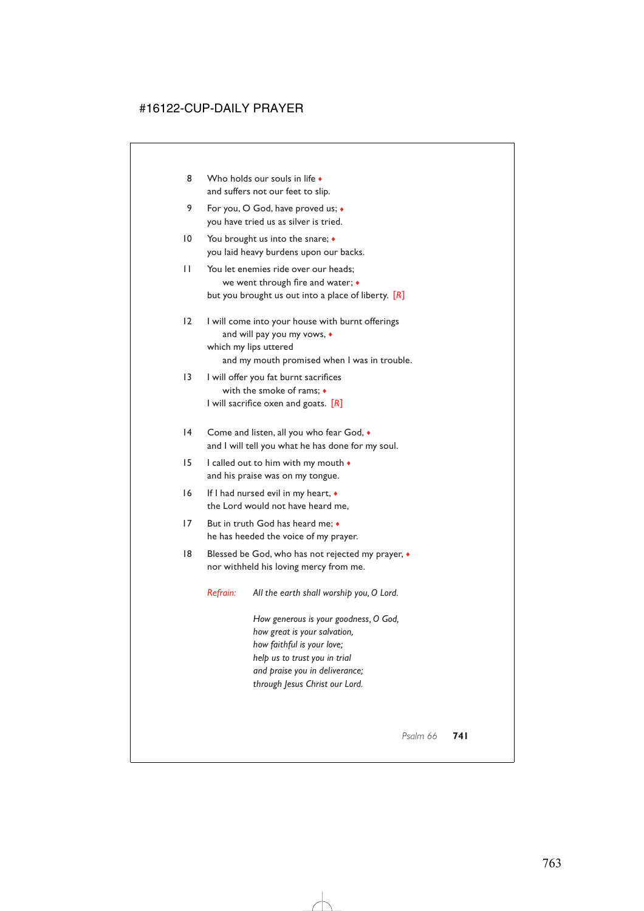8 Who holds our souls in life ♦
and suffers not our feet to slip.

9 For you, O God, have proved us; ♦
you have tried us as silver is tried.

10 You brought us into the snare; ♦
you laid heavy burdens upon our backs.

11 You let enemies ride over our heads;
we went through fire and water; ♦
but you brought us out into a place of liberty. [R]

12 I will come into your house with burnt offerings
and will pay you my vows, ♦
which my lips uttered
and my mouth promised when I was in trouble.

13 I will offer you fat burnt sacrifices
with the smoke of rams; ♦
I will sacrifice oxen and goats. [R]

14 Come and listen, all you who fear God, ♦
and I will tell you what he has done for my soul.

15 I called out to him with my mouth ♦
and his praise was on my tongue.

16 If I had nursed evil in my heart, ♦
the Lord would not have heard me,

17 But in truth God has heard me; ♦
he has heeded the voice of my prayer.

18 Blessed be God, who has not rejected my prayer, ♦
nor withheld his loving mercy from me.

*Refrain:* *All the earth shall worship you, O Lord.*

*How generous is your goodness, O God,*
*how great is your salvation,*
*how faithful is your love;*
*help us to trust you in trial*
*and praise you in deliverance;*
*through Jesus Christ our Lord.*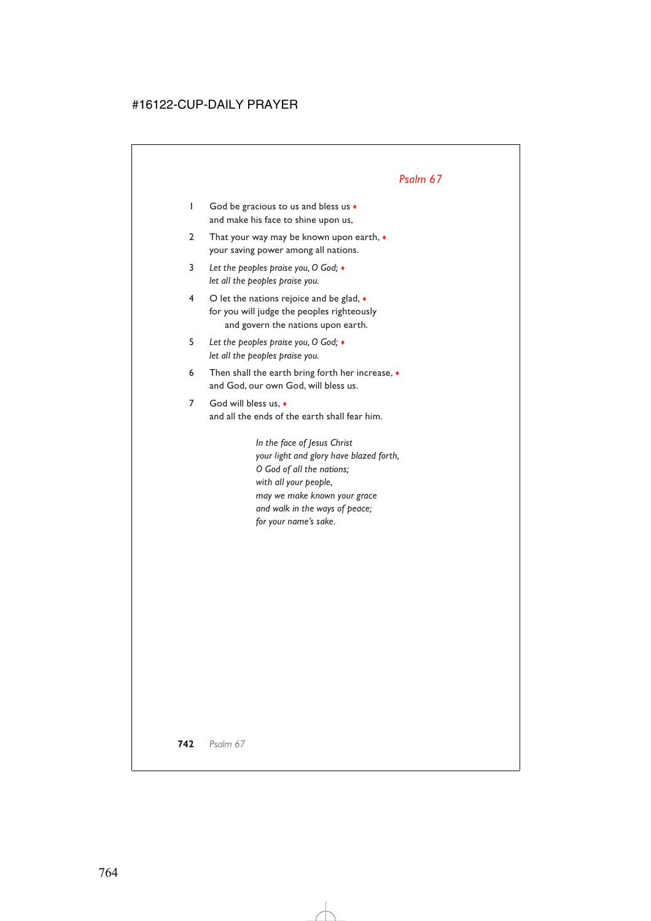## *Psalm 67*

1 God be gracious to us and bless us ♦
and make his face to shine upon us,

2 That your way may be known upon earth, ♦
your saving power among all nations.

3 *Let the peoples praise you, O God;* ♦
*let all the peoples praise you.*

4 O let the nations rejoice and be glad, ♦
for you will judge the peoples righteously
  and govern the nations upon earth.

5 *Let the peoples praise you, O God;* ♦
*let all the peoples praise you.*

6 Then shall the earth bring forth her increase, ♦
and God, our own God, will bless us.

7 God will bless us, ♦
and all the ends of the earth shall fear him.

*In the face of Jesus Christ*
*your light and glory have blazed forth,*
*O God of all the nations;*
*with all your people,*
*may we make known your grace*
*and walk in the ways of peace;*
*for your name's sake.*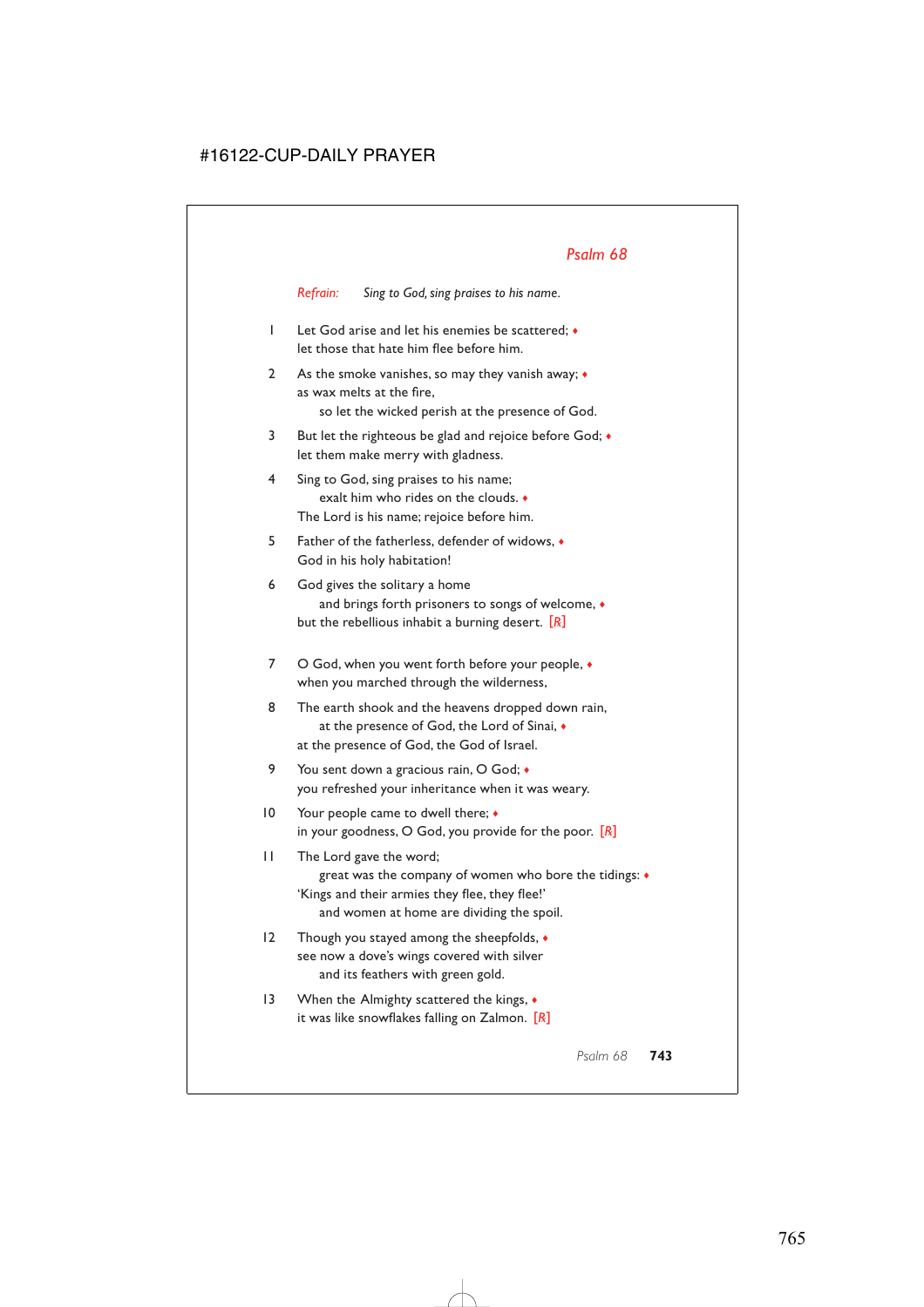## *Psalm 68*

*Refrain:* *Sing to God, sing praises to his name.*

1 Let God arise and let his enemies be scattered; ♦
let those that hate him flee before him.

2 As the smoke vanishes, so may they vanish away; ♦
as wax melts at the fire,
so let the wicked perish at the presence of God.

3 But let the righteous be glad and rejoice before God; ♦
let them make merry with gladness.

4 Sing to God, sing praises to his name;
exalt him who rides on the clouds. ♦
The Lord is his name; rejoice before him.

5 Father of the fatherless, defender of widows, ♦
God in his holy habitation!

6 God gives the solitary a home
and brings forth prisoners to songs of welcome, ♦
but the rebellious inhabit a burning desert. [℟]

7 O God, when you went forth before your people, ♦
when you marched through the wilderness,

8 The earth shook and the heavens dropped down rain,
at the presence of God, the Lord of Sinai, ♦
at the presence of God, the God of Israel.

9 You sent down a gracious rain, O God; ♦
you refreshed your inheritance when it was weary.

10 Your people came to dwell there; ♦
in your goodness, O God, you provide for the poor. [℟]

11 The Lord gave the word;
great was the company of women who bore the tidings: ♦
'Kings and their armies they flee, they flee!'
and women at home are dividing the spoil.

12 Though you stayed among the sheepfolds, ♦
see now a dove's wings covered with silver
and its feathers with green gold.

13 When the Almighty scattered the kings, ♦
it was like snowflakes falling on Zalmon. [℟]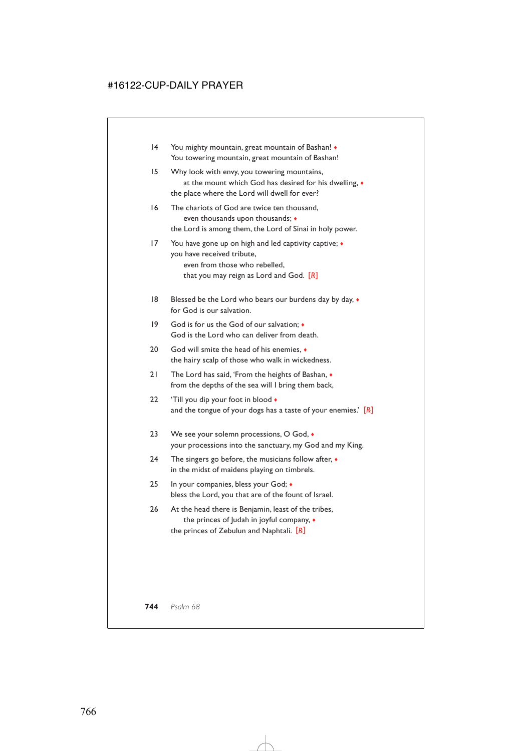14 You mighty mountain, great mountain of Bashan! ♦
You towering mountain, great mountain of Bashan!

15 Why look with envy, you towering mountains,
  at the mount which God has desired for his dwelling, ♦
the place where the Lord will dwell for ever?

16 The chariots of God are twice ten thousand,
  even thousands upon thousands; ♦
the Lord is among them, the Lord of Sinai in holy power.

17 You have gone up on high and led captivity captive; ♦
you have received tribute,
  even from those who rebelled,
  that you may reign as Lord and God. [R]

18 Blessed be the Lord who bears our burdens day by day, ♦
for God is our salvation.

19 God is for us the God of our salvation; ♦
God is the Lord who can deliver from death.

20 God will smite the head of his enemies, ♦
the hairy scalp of those who walk in wickedness.

21 The Lord has said, 'From the heights of Bashan, ♦
from the depths of the sea will I bring them back,

22 'Till you dip your foot in blood ♦
and the tongue of your dogs has a taste of your enemies.' [R]

23 We see your solemn processions, O God, ♦
your processions into the sanctuary, my God and my King.

24 The singers go before, the musicians follow after, ♦
in the midst of maidens playing on timbrels.

25 In your companies, bless your God; ♦
bless the Lord, you that are of the fount of Israel.

26 At the head there is Benjamin, least of the tribes,
  the princes of Judah in joyful company, ♦
the princes of Zebulun and Naphtali. [R]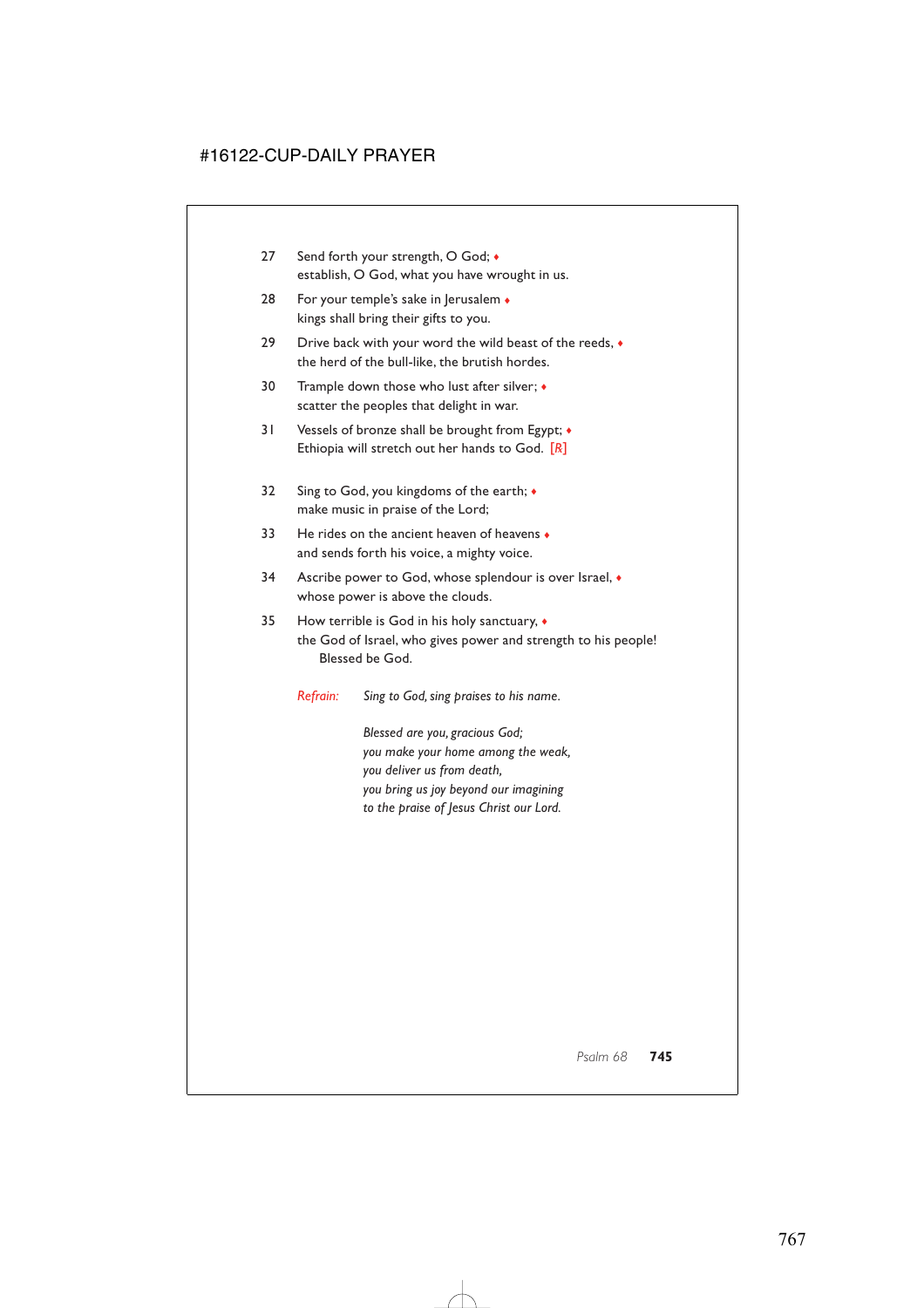27 Send forth your strength, O God; ♦
establish, O God, what you have wrought in us.

28 For your temple's sake in Jerusalem ♦
kings shall bring their gifts to you.

29 Drive back with your word the wild beast of the reeds, ♦
the herd of the bull-like, the brutish hordes.

30 Trample down those who lust after silver; ♦
scatter the peoples that delight in war.

31 Vessels of bronze shall be brought from Egypt; ♦
Ethiopia will stretch out her hands to God. [R]

32 Sing to God, you kingdoms of the earth; ♦
make music in praise of the Lord;

33 He rides on the ancient heaven of heavens ♦
and sends forth his voice, a mighty voice.

34 Ascribe power to God, whose splendour is over Israel, ♦
whose power is above the clouds.

35 How terrible is God in his holy sanctuary, ♦
the God of Israel, who gives power and strength to his people!
Blessed be God.

*Refrain:* *Sing to God, sing praises to his name.*

*Blessed are you, gracious God;*
*you make your home among the weak,*
*you deliver us from death,*
*you bring us joy beyond our imagining*
*to the praise of Jesus Christ our Lord.*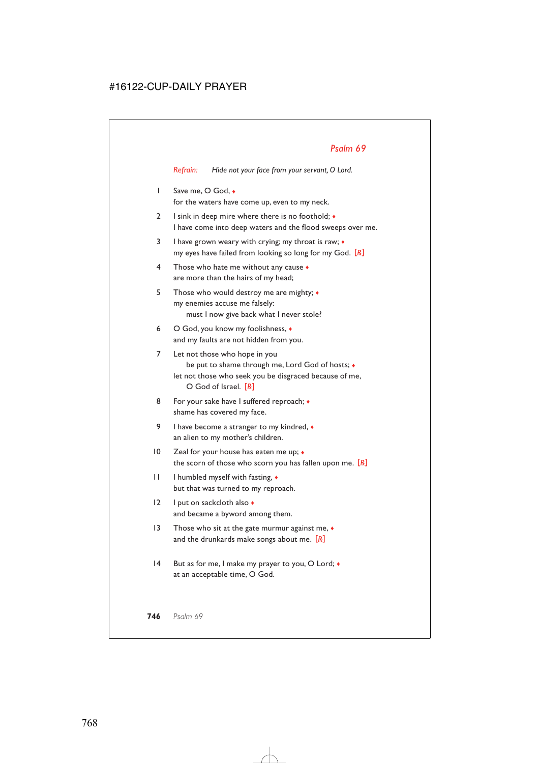## *Psalm 69*

*Refrain:* *Hide not your face from your servant, O Lord.*

1 Save me, O God, ♦
for the waters have come up, even to my neck.

2 I sink in deep mire where there is no foothold; ♦
I have come into deep waters and the flood sweeps over me.

3 I have grown weary with crying; my throat is raw; ♦
my eyes have failed from looking so long for my God. [R]

4 Those who hate me without any cause ♦
are more than the hairs of my head;

5 Those who would destroy me are mighty; ♦
my enemies accuse me falsely:
  must I now give back what I never stole?

6 O God, you know my foolishness, ♦
and my faults are not hidden from you.

7 Let not those who hope in you
  be put to shame through me, Lord God of hosts; ♦
let not those who seek you be disgraced because of me,
  O God of Israel. [R]

8 For your sake have I suffered reproach; ♦
shame has covered my face.

9 I have become a stranger to my kindred, ♦
an alien to my mother's children.

10 Zeal for your house has eaten me up; ♦
the scorn of those who scorn you has fallen upon me. [R]

11 I humbled myself with fasting, ♦
but that was turned to my reproach.

12 I put on sackcloth also ♦
and became a byword among them.

13 Those who sit at the gate murmur against me, ♦
and the drunkards make songs about me. [R]

14 But as for me, I make my prayer to you, O Lord; ♦
at an acceptable time, O God.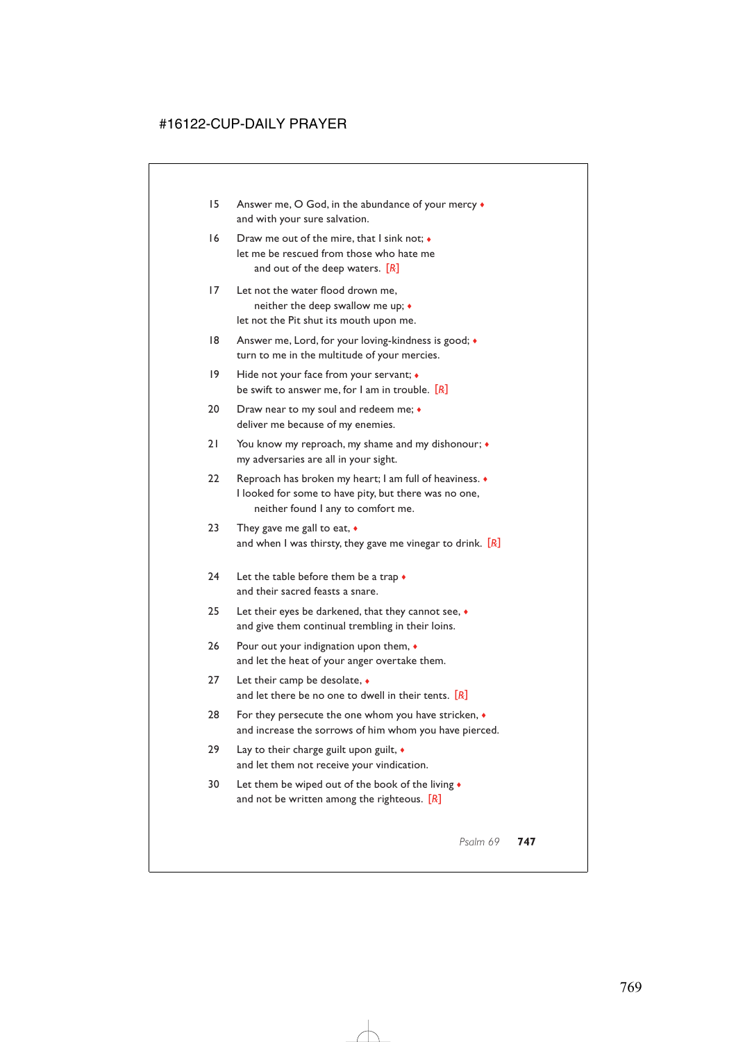15 Answer me, O God, in the abundance of your mercy ♦
and with your sure salvation.

16 Draw me out of the mire, that I sink not; ♦
let me be rescued from those who hate me
 and out of the deep waters. [R]

17 Let not the water flood drown me,
 neither the deep swallow me up; ♦
let not the Pit shut its mouth upon me.

18 Answer me, Lord, for your loving-kindness is good; ♦
turn to me in the multitude of your mercies.

19 Hide not your face from your servant; ♦
be swift to answer me, for I am in trouble. [R]

20 Draw near to my soul and redeem me; ♦
deliver me because of my enemies.

21 You know my reproach, my shame and my dishonour; ♦
my adversaries are all in your sight.

22 Reproach has broken my heart; I am full of heaviness. ♦
I looked for some to have pity, but there was no one,
 neither found I any to comfort me.

23 They gave me gall to eat, ♦
and when I was thirsty, they gave me vinegar to drink. [R]

24 Let the table before them be a trap ♦
and their sacred feasts a snare.

25 Let their eyes be darkened, that they cannot see, ♦
and give them continual trembling in their loins.

26 Pour out your indignation upon them, ♦
and let the heat of your anger overtake them.

27 Let their camp be desolate, ♦
and let there be no one to dwell in their tents. [R]

28 For they persecute the one whom you have stricken, ♦
and increase the sorrows of him whom you have pierced.

29 Lay to their charge guilt upon guilt, ♦
and let them not receive your vindication.

30 Let them be wiped out of the book of the living ♦
and not be written among the righteous. [R]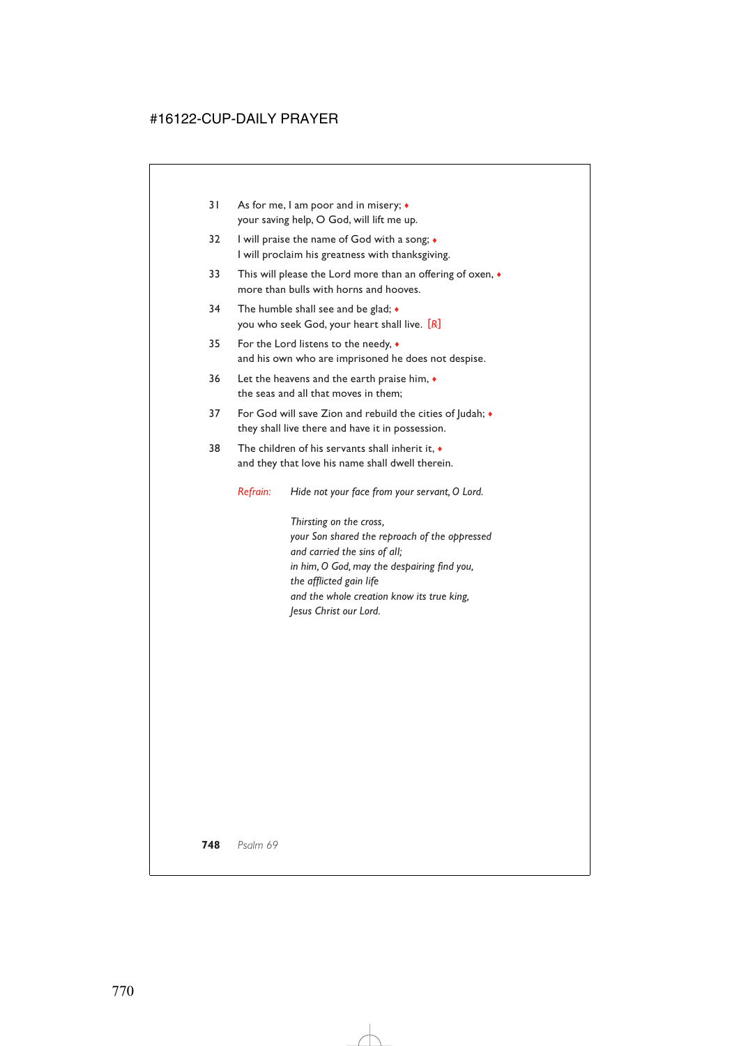31 As for me, I am poor and in misery; ♦
your saving help, O God, will lift me up.

32 I will praise the name of God with a song; ♦
I will proclaim his greatness with thanksgiving.

33 This will please the Lord more than an offering of oxen, ♦
more than bulls with horns and hooves.

34 The humble shall see and be glad; ♦
you who seek God, your heart shall live. [R]

35 For the Lord listens to the needy, ♦
and his own who are imprisoned he does not despise.

36 Let the heavens and the earth praise him, ♦
the seas and all that moves in them;

37 For God will save Zion and rebuild the cities of Judah; ♦
they shall live there and have it in possession.

38 The children of his servants shall inherit it, ♦
and they that love his name shall dwell therein.

*Refrain:* *Hide not your face from your servant, O Lord.*

*Thirsting on the cross,*
*your Son shared the reproach of the oppressed*
*and carried the sins of all;*
*in him, O God, may the despairing find you,*
*the afflicted gain life*
*and the whole creation know its true king,*
*Jesus Christ our Lord.*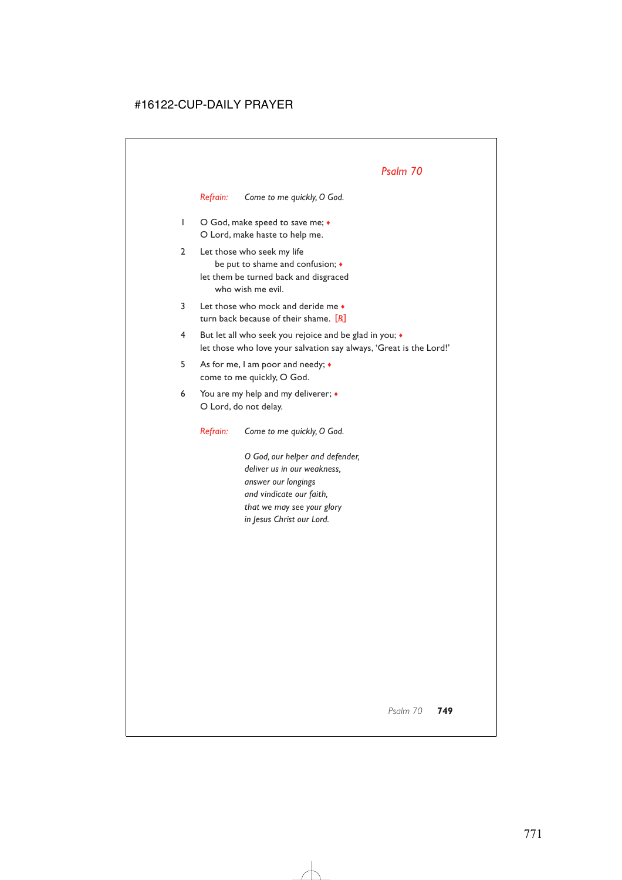## *Psalm 70*

*Refrain:* *Come to me quickly, O God.*

1 O God, make speed to save me; ♦
O Lord, make haste to help me.

2 Let those who seek my life
be put to shame and confusion; ♦
let them be turned back and disgraced
who wish me evil.

3 Let those who mock and deride me ♦
turn back because of their shame. [℟]

4 But let all who seek you rejoice and be glad in you; ♦
let those who love your salvation say always, 'Great is the Lord!'

5 As for me, I am poor and needy; ♦
come to me quickly, O God.

6 You are my help and my deliverer; ♦
O Lord, do not delay.

*Refrain:* *Come to me quickly, O God.*

*O God, our helper and defender,*
*deliver us in our weakness,*
*answer our longings*
*and vindicate our faith,*
*that we may see your glory*
*in Jesus Christ our Lord.*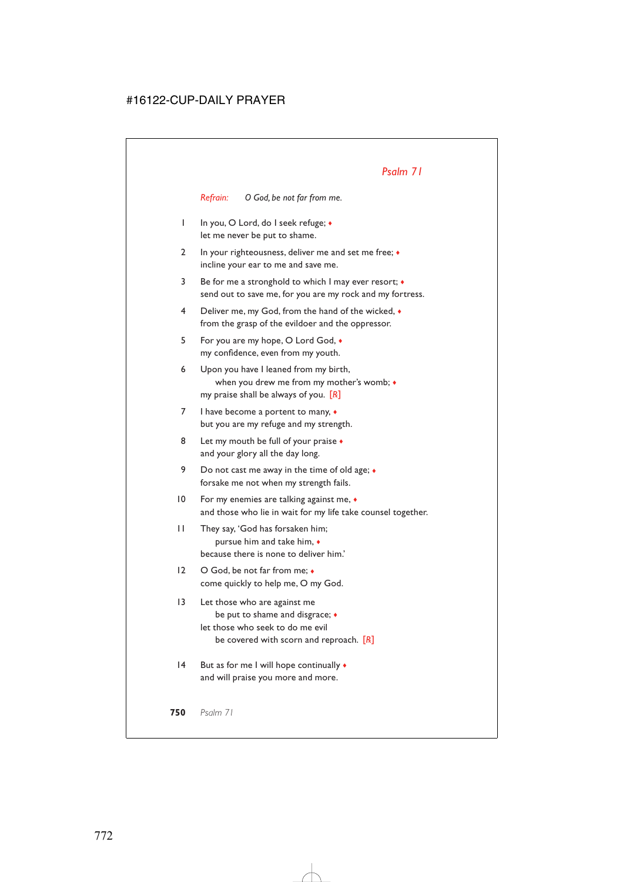## *Psalm 71*

*Refrain:* *O God, be not far from me.*

1 In you, O Lord, do I seek refuge; ♦
let me never be put to shame.

2 In your righteousness, deliver me and set me free; ♦
incline your ear to me and save me.

3 Be for me a stronghold to which I may ever resort; ♦
send out to save me, for you are my rock and my fortress.

4 Deliver me, my God, from the hand of the wicked, ♦
from the grasp of the evildoer and the oppressor.

5 For you are my hope, O Lord God, ♦
my confidence, even from my youth.

6 Upon you have I leaned from my birth,
when you drew me from my mother's womb; ♦
my praise shall be always of you. [R]

7 I have become a portent to many, ♦
but you are my refuge and my strength.

8 Let my mouth be full of your praise ♦
and your glory all the day long.

9 Do not cast me away in the time of old age; ♦
forsake me not when my strength fails.

10 For my enemies are talking against me, ♦
and those who lie in wait for my life take counsel together.

11 They say, 'God has forsaken him;
pursue him and take him, ♦
because there is none to deliver him.'

12 O God, be not far from me; ♦
come quickly to help me, O my God.

13 Let those who are against me
be put to shame and disgrace; ♦
let those who seek to do me evil
be covered with scorn and reproach. [R]

14 But as for me I will hope continually ♦
and will praise you more and more.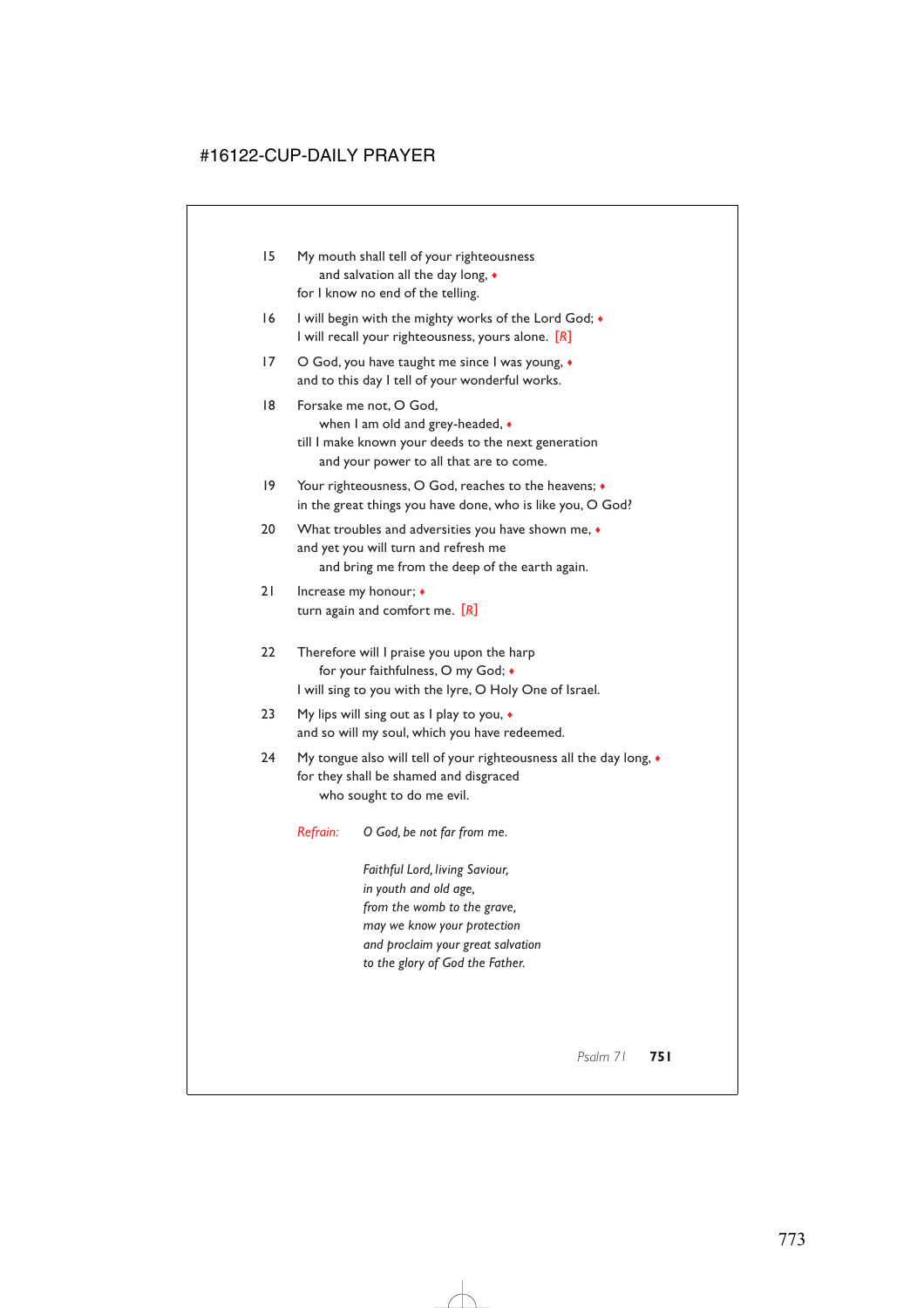15 My mouth shall tell of your righteousness
  and salvation all the day long, ♦
for I know no end of the telling.

16 I will begin with the mighty works of the Lord God; ♦
I will recall your righteousness, yours alone. [℟]

17 O God, you have taught me since I was young, ♦
and to this day I tell of your wonderful works.

18 Forsake me not, O God,
  when I am old and grey-headed, ♦
till I make known your deeds to the next generation
  and your power to all that are to come.

19 Your righteousness, O God, reaches to the heavens; ♦
in the great things you have done, who is like you, O God?

20 What troubles and adversities you have shown me, ♦
and yet you will turn and refresh me
  and bring me from the deep of the earth again.

21 Increase my honour; ♦
turn again and comfort me. [℟]

22 Therefore will I praise you upon the harp
  for your faithfulness, O my God; ♦
I will sing to you with the lyre, O Holy One of Israel.

23 My lips will sing out as I play to you, ♦
and so will my soul, which you have redeemed.

24 My tongue also will tell of your righteousness all the day long, ♦
for they shall be shamed and disgraced
  who sought to do me evil.

*Refrain:* *O God, be not far from me.*

*Faithful Lord, living Saviour,*
*in youth and old age,*
*from the womb to the grave,*
*may we know your protection*
*and proclaim your great salvation*
*to the glory of God the Father.*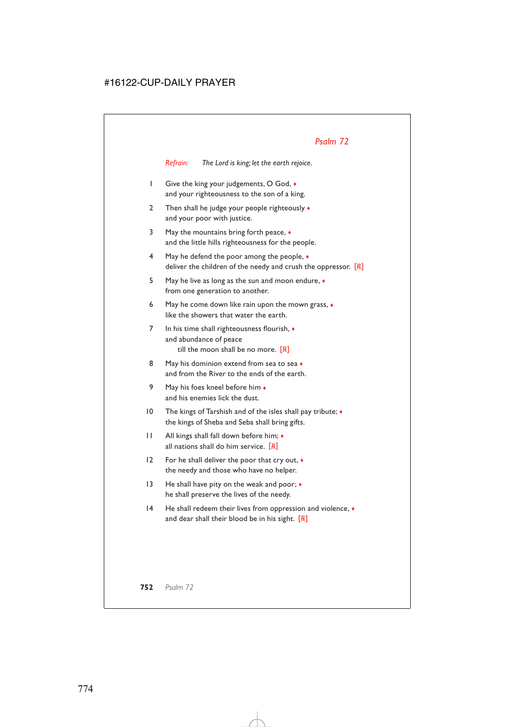## *Psalm 72*

*Refrain:* *The Lord is king; let the earth rejoice.*

1 Give the king your judgements, O God, ♦
and your righteousness to the son of a king.

2 Then shall he judge your people righteously ♦
and your poor with justice.

3 May the mountains bring forth peace, ♦
and the little hills righteousness for the people.

4 May he defend the poor among the people, ♦
deliver the children of the needy and crush the oppressor. [R]

5 May he live as long as the sun and moon endure, ♦
from one generation to another.

6 May he come down like rain upon the mown grass, ♦
like the showers that water the earth.

7 In his time shall righteousness flourish, ♦
and abundance of peace
 till the moon shall be no more. [R]

8 May his dominion extend from sea to sea ♦
and from the River to the ends of the earth.

9 May his foes kneel before him ♦
and his enemies lick the dust.

10 The kings of Tarshish and of the isles shall pay tribute; ♦
the kings of Sheba and Seba shall bring gifts.

11 All kings shall fall down before him; ♦
all nations shall do him service. [R]

12 For he shall deliver the poor that cry out, ♦
the needy and those who have no helper.

13 He shall have pity on the weak and poor; ♦
he shall preserve the lives of the needy.

14 He shall redeem their lives from oppression and violence, ♦
and dear shall their blood be in his sight. [R]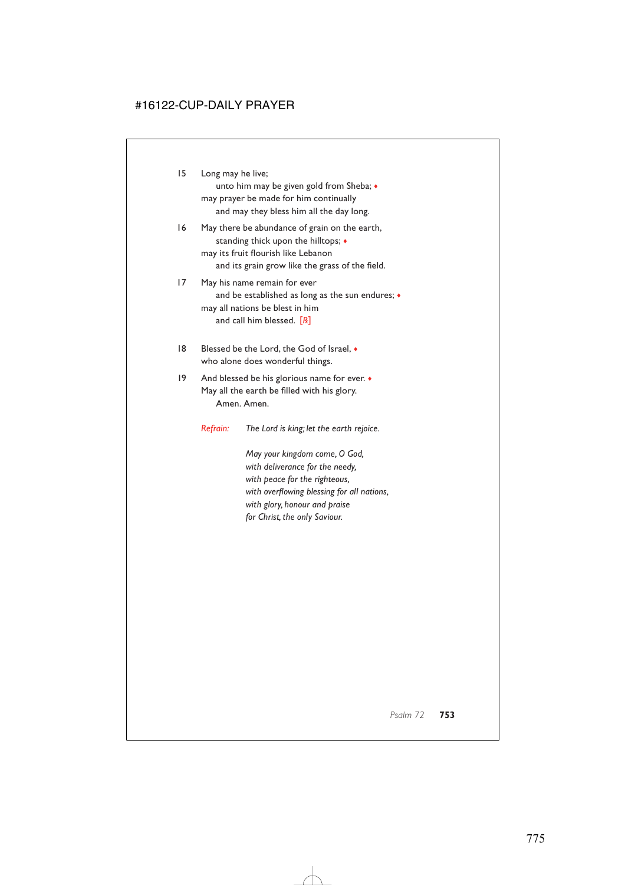15 Long may he live;
    unto him may be given gold from Sheba; ♦
may prayer be made for him continually
    and may they bless him all the day long.

16 May there be abundance of grain on the earth,
    standing thick upon the hilltops; ♦
may its fruit flourish like Lebanon
    and its grain grow like the grass of the field.

17 May his name remain for ever
    and be established as long as the sun endures; ♦
may all nations be blest in him
    and call him blessed. [R]

18 Blessed be the Lord, the God of Israel, ♦
who alone does wonderful things.

19 And blessed be his glorious name for ever. ♦
May all the earth be filled with his glory.
    Amen. Amen.

*Refrain:* *The Lord is king; let the earth rejoice.*

*May your kingdom come, O God,*
*with deliverance for the needy,*
*with peace for the righteous,*
*with overflowing blessing for all nations,*
*with glory, honour and praise*
*for Christ, the only Saviour.*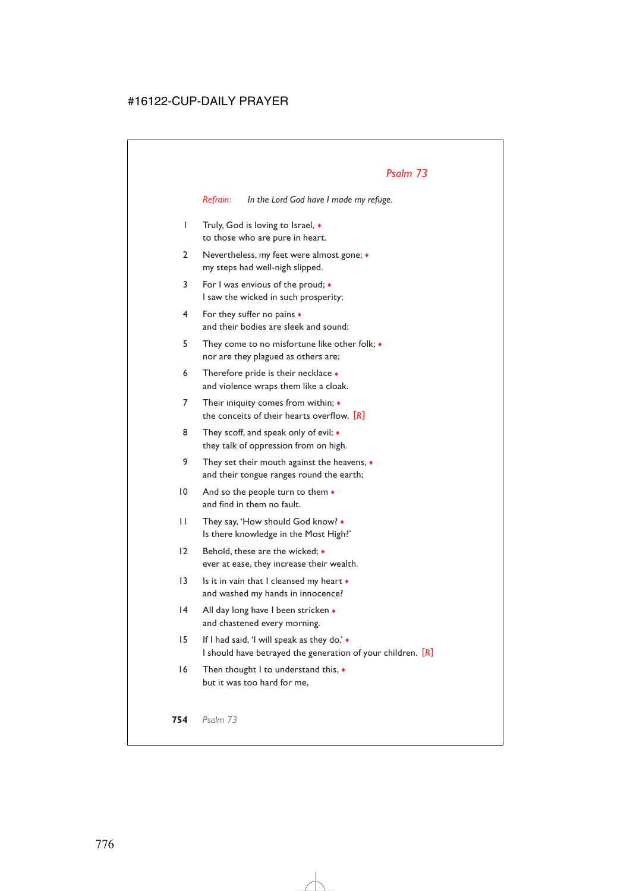## Psalm 73

*Refrain:* *In the Lord God have I made my refuge.*

1 Truly, God is loving to Israel, ♦
to those who are pure in heart.

2 Nevertheless, my feet were almost gone; ♦
my steps had well-nigh slipped.

3 For I was envious of the proud; ♦
I saw the wicked in such prosperity;

4 For they suffer no pains ♦
and their bodies are sleek and sound;

5 They come to no misfortune like other folk; ♦
nor are they plagued as others are;

6 Therefore pride is their necklace ♦
and violence wraps them like a cloak.

7 Their iniquity comes from within; ♦
the conceits of their hearts overflow. [R]

8 They scoff, and speak only of evil; ♦
they talk of oppression from on high.

9 They set their mouth against the heavens, ♦
and their tongue ranges round the earth;

10 And so the people turn to them ♦
and find in them no fault.

11 They say, 'How should God know? ♦
Is there knowledge in the Most High?'

12 Behold, these are the wicked; ♦
ever at ease, they increase their wealth.

13 Is it in vain that I cleansed my heart ♦
and washed my hands in innocence?

14 All day long have I been stricken ♦
and chastened every morning.

15 If I had said, 'I will speak as they do,' ♦
I should have betrayed the generation of your children. [R]

16 Then thought I to understand this, ♦
but it was too hard for me,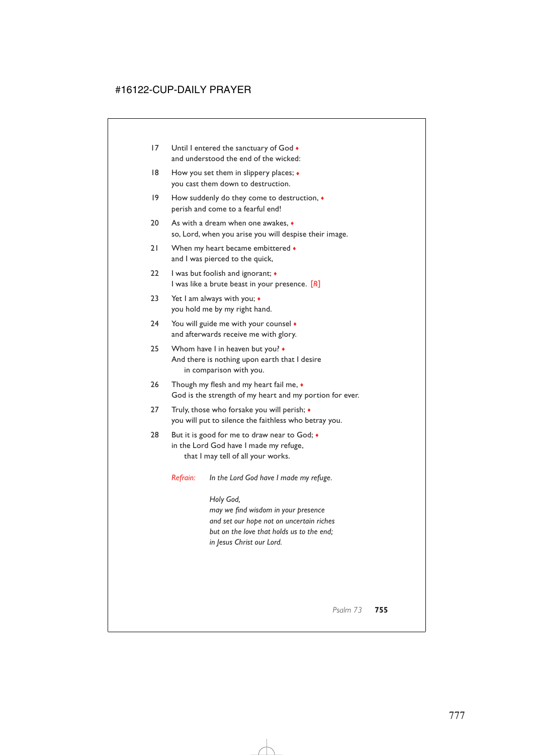17 Until I entered the sanctuary of God ♦
and understood the end of the wicked:

18 How you set them in slippery places; ♦
you cast them down to destruction.

19 How suddenly do they come to destruction, ♦
perish and come to a fearful end!

20 As with a dream when one awakes, ♦
so, Lord, when you arise you will despise their image.

21 When my heart became embittered ♦
and I was pierced to the quick,

22 I was but foolish and ignorant; ♦
I was like a brute beast in your presence. *[R]*

23 Yet I am always with you; ♦
you hold me by my right hand.

24 You will guide me with your counsel ♦
and afterwards receive me with glory.

25 Whom have I in heaven but you? ♦
And there is nothing upon earth that I desire
in comparison with you.

26 Though my flesh and my heart fail me, ♦
God is the strength of my heart and my portion for ever.

27 Truly, those who forsake you will perish; ♦
you will put to silence the faithless who betray you.

28 But it is good for me to draw near to God; ♦
in the Lord God have I made my refuge,
that I may tell of all your works.

*Refrain:* *In the Lord God have I made my refuge.*

*Holy God,*
*may we find wisdom in your presence*
*and set our hope not on uncertain riches*
*but on the love that holds us to the end;*
*in Jesus Christ our Lord.*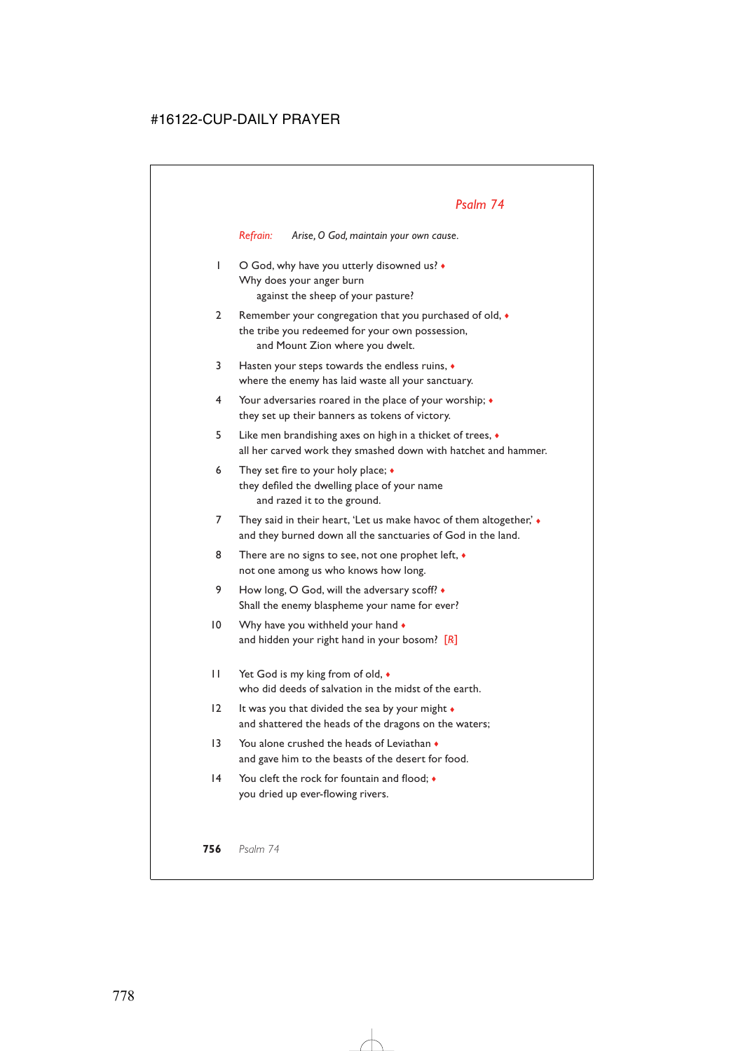## *Psalm 74*

*Refrain:* *Arise, O God, maintain your own cause.*

1 O God, why have you utterly disowned us? ♦
Why does your anger burn
  against the sheep of your pasture?

2 Remember your congregation that you purchased of old, ♦
the tribe you redeemed for your own possession,
  and Mount Zion where you dwelt.

3 Hasten your steps towards the endless ruins, ♦
where the enemy has laid waste all your sanctuary.

4 Your adversaries roared in the place of your worship; ♦
they set up their banners as tokens of victory.

5 Like men brandishing axes on high in a thicket of trees, ♦
all her carved work they smashed down with hatchet and hammer.

6 They set fire to your holy place; ♦
they defiled the dwelling place of your name
  and razed it to the ground.

7 They said in their heart, 'Let us make havoc of them altogether,' ♦
and they burned down all the sanctuaries of God in the land.

8 There are no signs to see, not one prophet left, ♦
not one among us who knows how long.

9 How long, O God, will the adversary scoff? ♦
Shall the enemy blaspheme your name for ever?

10 Why have you withheld your hand ♦
and hidden your right hand in your bosom? *[R]*

11 Yet God is my king from of old, ♦
who did deeds of salvation in the midst of the earth.

12 It was you that divided the sea by your might ♦
and shattered the heads of the dragons on the waters;

13 You alone crushed the heads of Leviathan ♦
and gave him to the beasts of the desert for food.

14 You cleft the rock for fountain and flood; ♦
you dried up ever-flowing rivers.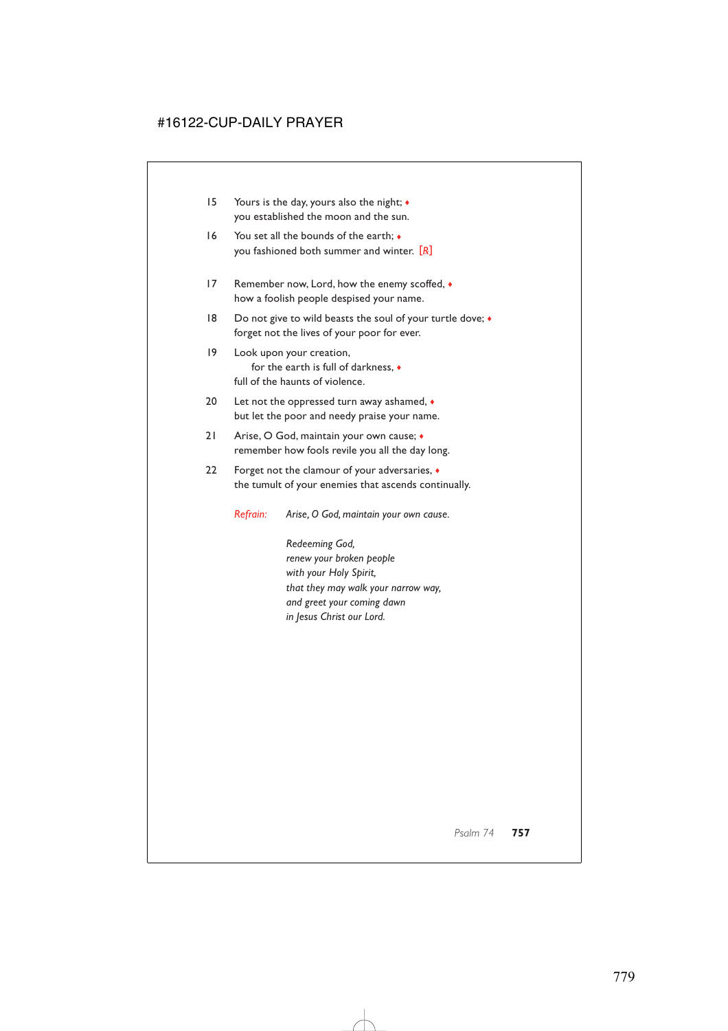15 Yours is the day, yours also the night; ♦
you established the moon and the sun.

16 You set all the bounds of the earth; ♦
you fashioned both summer and winter. [R]

17 Remember now, Lord, how the enemy scoffed, ♦
how a foolish people despised your name.

18 Do not give to wild beasts the soul of your turtle dove; ♦
forget not the lives of your poor for ever.

19 Look upon your creation,
for the earth is full of darkness, ♦
full of the haunts of violence.

20 Let not the oppressed turn away ashamed, ♦
but let the poor and needy praise your name.

21 Arise, O God, maintain your own cause; ♦
remember how fools revile you all the day long.

22 Forget not the clamour of your adversaries, ♦
the tumult of your enemies that ascends continually.

*Refrain:* *Arise, O God, maintain your own cause.*

*Redeeming God,*
*renew your broken people*
*with your Holy Spirit,*
*that they may walk your narrow way,*
*and greet your coming dawn*
*in Jesus Christ our Lord.*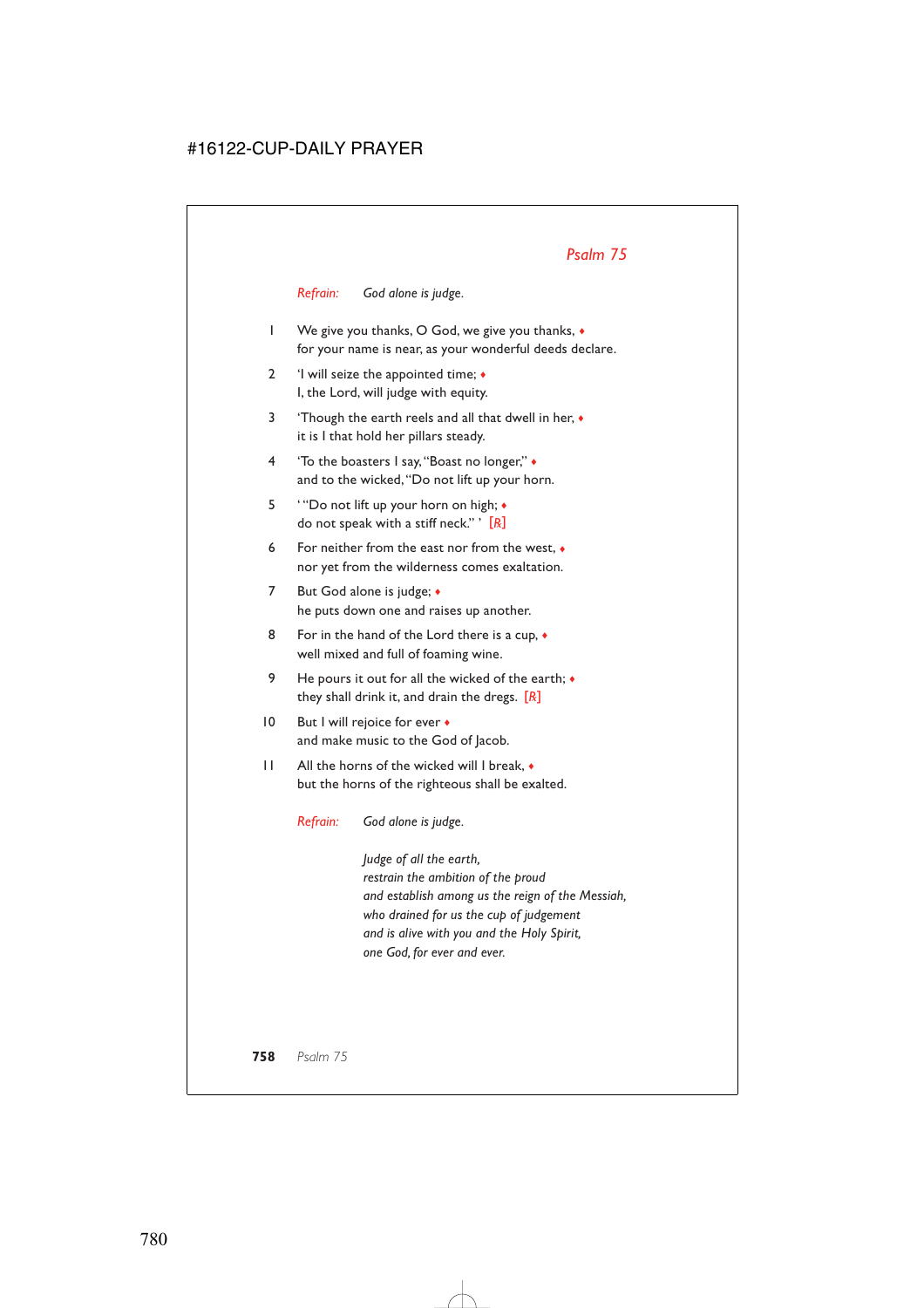## *Psalm 75*

*Refrain:* *God alone is judge.*

1 We give you thanks, O God, we give you thanks, ♦
for your name is near, as your wonderful deeds declare.

2 'I will seize the appointed time; ♦
I, the Lord, will judge with equity.

3 'Though the earth reels and all that dwell in her, ♦
it is I that hold her pillars steady.

4 'To the boasters I say, "Boast no longer," ♦
and to the wicked, "Do not lift up your horn.

5 ' "Do not lift up your horn on high; ♦
do not speak with a stiff neck." ' [℟]

6 For neither from the east nor from the west, ♦
nor yet from the wilderness comes exaltation.

7 But God alone is judge; ♦
he puts down one and raises up another.

8 For in the hand of the Lord there is a cup, ♦
well mixed and full of foaming wine.

9 He pours it out for all the wicked of the earth; ♦
they shall drink it, and drain the dregs. [℟]

10 But I will rejoice for ever ♦
and make music to the God of Jacob.

11 All the horns of the wicked will I break, ♦
but the horns of the righteous shall be exalted.

*Refrain:* *God alone is judge.*

*Judge of all the earth,*
*restrain the ambition of the proud*
*and establish among us the reign of the Messiah,*
*who drained for us the cup of judgement*
*and is alive with you and the Holy Spirit,*
*one God, for ever and ever.*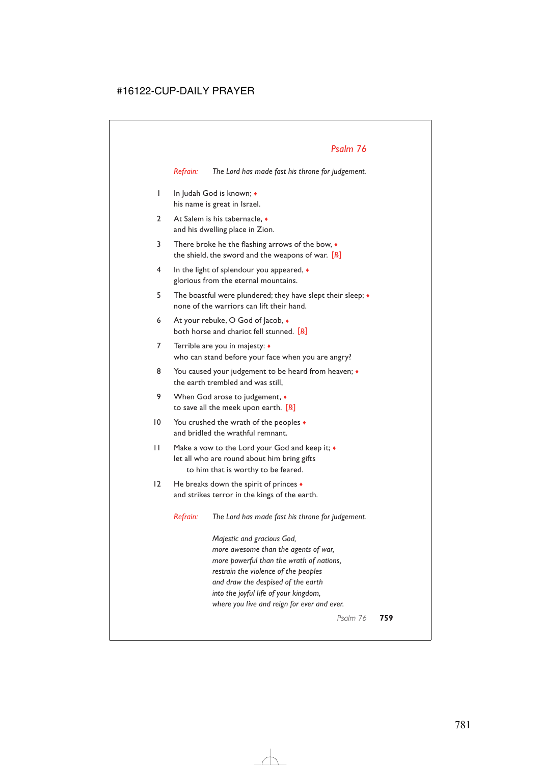## Psalm 76

*Refrain:* *The Lord has made fast his throne for judgement.*

1 In Judah God is known; ♦
his name is great in Israel.

2 At Salem is his tabernacle, ♦
and his dwelling place in Zion.

3 There broke he the flashing arrows of the bow, ♦
the shield, the sword and the weapons of war. [R]

4 In the light of splendour you appeared, ♦
glorious from the eternal mountains.

5 The boastful were plundered; they have slept their sleep; ♦
none of the warriors can lift their hand.

6 At your rebuke, O God of Jacob, ♦
both horse and chariot fell stunned. [R]

7 Terrible are you in majesty: ♦
who can stand before your face when you are angry?

8 You caused your judgement to be heard from heaven; ♦
the earth trembled and was still,

9 When God arose to judgement, ♦
to save all the meek upon earth. [R]

10 You crushed the wrath of the peoples ♦
and bridled the wrathful remnant.

11 Make a vow to the Lord your God and keep it; ♦
let all who are round about him bring gifts
to him that is worthy to be feared.

12 He breaks down the spirit of princes ♦
and strikes terror in the kings of the earth.

*Refrain:* *The Lord has made fast his throne for judgement.*

*Majestic and gracious God,*
*more awesome than the agents of war,*
*more powerful than the wrath of nations,*
*restrain the violence of the peoples*
*and draw the despised of the earth*
*into the joyful life of your kingdom,*
*where you live and reign for ever and ever.*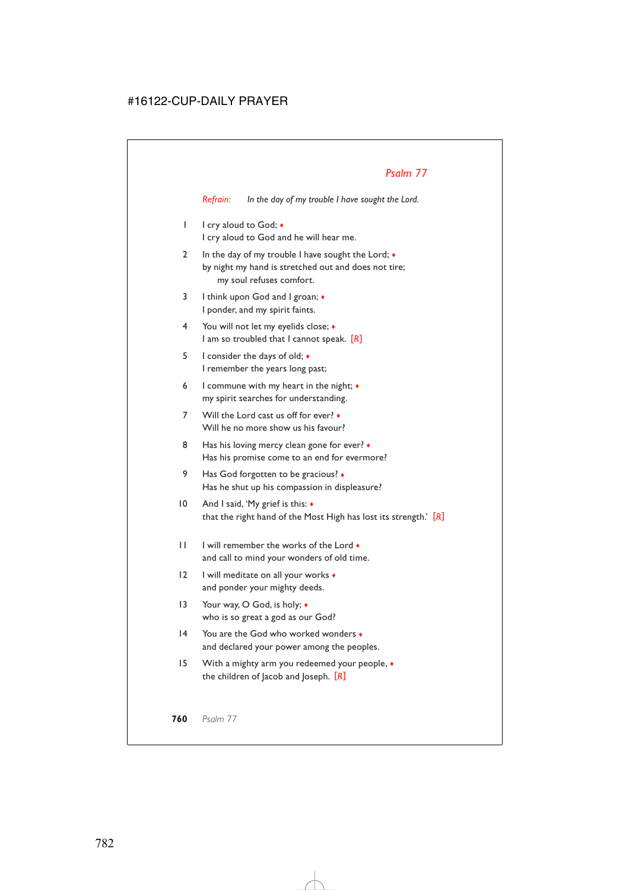## *Psalm 77*

*Refrain:* *In the day of my trouble I have sought the Lord.*

1 I cry aloud to God; ♦
I cry aloud to God and he will hear me.

2 In the day of my trouble I have sought the Lord; ♦
by night my hand is stretched out and does not tire;
my soul refuses comfort.

3 I think upon God and I groan; ♦
I ponder, and my spirit faints.

4 You will not let my eyelids close; ♦
I am so troubled that I cannot speak. [R]

5 I consider the days of old; ♦
I remember the years long past;

6 I commune with my heart in the night; ♦
my spirit searches for understanding.

7 Will the Lord cast us off for ever? ♦
Will he no more show us his favour?

8 Has his loving mercy clean gone for ever? ♦
Has his promise come to an end for evermore?

9 Has God forgotten to be gracious? ♦
Has he shut up his compassion in displeasure?

10 And I said, 'My grief is this: ♦
that the right hand of the Most High has lost its strength.' [R]

11 I will remember the works of the Lord ♦
and call to mind your wonders of old time.

12 I will meditate on all your works ♦
and ponder your mighty deeds.

13 Your way, O God, is holy; ♦
who is so great a god as our God?

14 You are the God who worked wonders ♦
and declared your power among the peoples.

15 With a mighty arm you redeemed your people, ♦
the children of Jacob and Joseph. [R]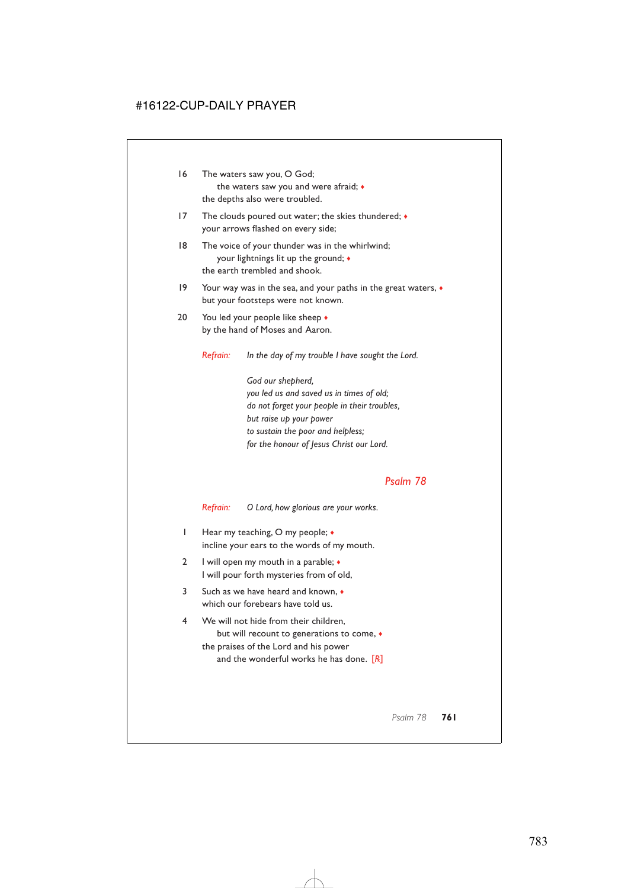16 The waters saw you, O God;
  the waters saw you and were afraid; ♦
 the depths also were troubled.

17 The clouds poured out water; the skies thundered; ♦
 your arrows flashed on every side;

18 The voice of your thunder was in the whirlwind;
  your lightnings lit up the ground; ♦
 the earth trembled and shook.

19 Your way was in the sea, and your paths in the great waters, ♦
 but your footsteps were not known.

20 You led your people like sheep ♦
 by the hand of Moses and Aaron.

*Refrain:* *In the day of my trouble I have sought the Lord.*

*God our shepherd,*
*you led us and saved us in times of old;*
*do not forget your people in their troubles,*
*but raise up your power*
*to sustain the poor and helpless;*
*for the honour of Jesus Christ our Lord.*

## Psalm 78

*Refrain:* *O Lord, how glorious are your works.*

1 Hear my teaching, O my people; ♦
 incline your ears to the words of my mouth.

2 I will open my mouth in a parable; ♦
 I will pour forth mysteries from of old,

3 Such as we have heard and known, ♦
 which our forebears have told us.

4 We will not hide from their children,
  but will recount to generations to come, ♦
 the praises of the Lord and his power
  and the wonderful works he has done. [℟]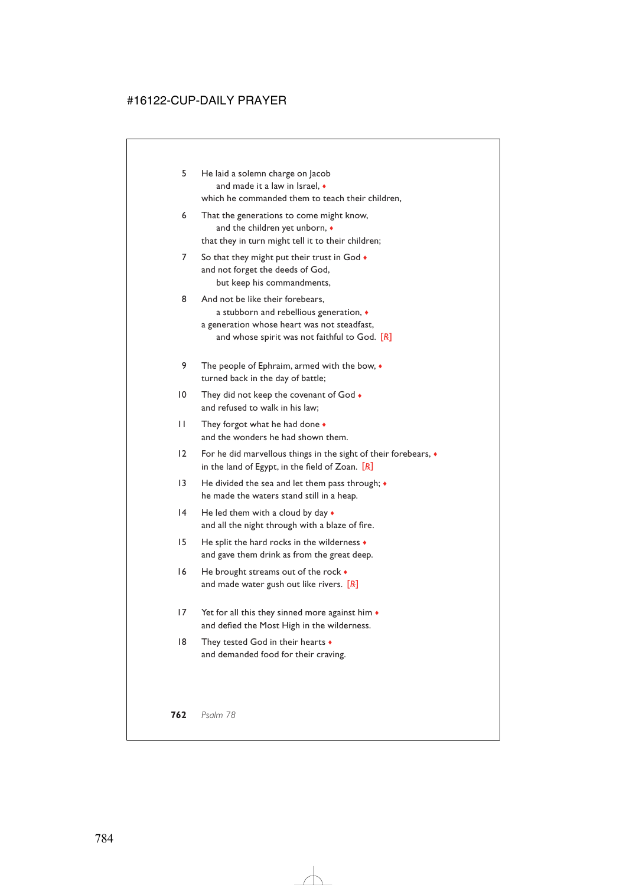5 He laid a solemn charge on Jacob
   and made it a law in Israel, ♦
which he commanded them to teach their children,

6 That the generations to come might know,
   and the children yet unborn, ♦
that they in turn might tell it to their children;

7 So that they might put their trust in God ♦
and not forget the deeds of God,
   but keep his commandments,

8 And not be like their forebears,
   a stubborn and rebellious generation, ♦
a generation whose heart was not steadfast,
   and whose spirit was not faithful to God. [R]

9 The people of Ephraim, armed with the bow, ♦
turned back in the day of battle;

10 They did not keep the covenant of God ♦
and refused to walk in his law;

11 They forgot what he had done ♦
and the wonders he had shown them.

12 For he did marvellous things in the sight of their forebears, ♦
in the land of Egypt, in the field of Zoan. [R]

13 He divided the sea and let them pass through; ♦
he made the waters stand still in a heap.

14 He led them with a cloud by day ♦
and all the night through with a blaze of fire.

15 He split the hard rocks in the wilderness ♦
and gave them drink as from the great deep.

16 He brought streams out of the rock ♦
and made water gush out like rivers. [R]

17 Yet for all this they sinned more against him ♦
and defied the Most High in the wilderness.

18 They tested God in their hearts ♦
and demanded food for their craving.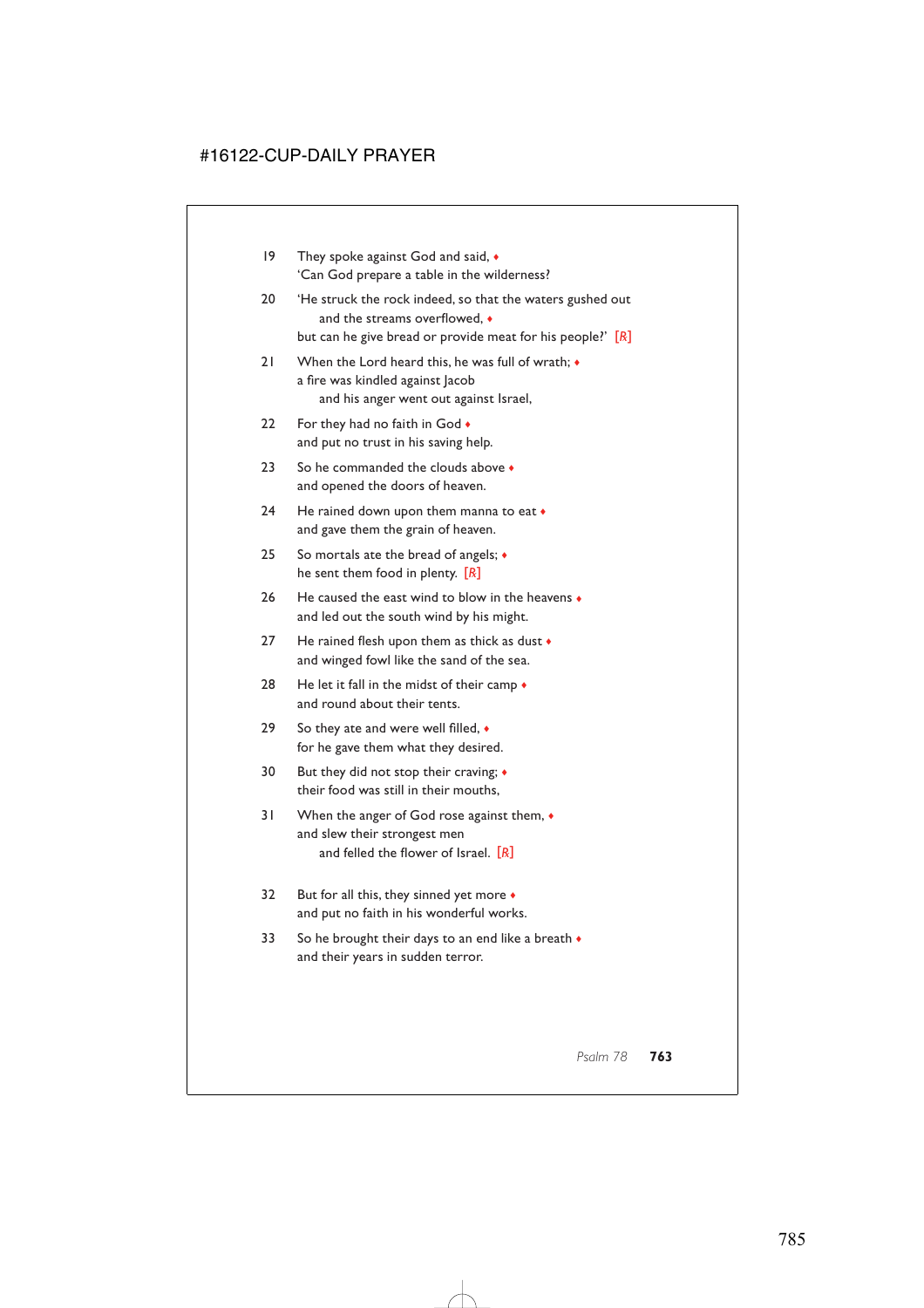19 They spoke against God and said, ♦
'Can God prepare a table in the wilderness?

20 'He struck the rock indeed, so that the waters gushed out
    and the streams overflowed, ♦
but can he give bread or provide meat for his people?' [R]

21 When the Lord heard this, he was full of wrath; ♦
a fire was kindled against Jacob
    and his anger went out against Israel,

22 For they had no faith in God ♦
and put no trust in his saving help.

23 So he commanded the clouds above ♦
and opened the doors of heaven.

24 He rained down upon them manna to eat ♦
and gave them the grain of heaven.

25 So mortals ate the bread of angels; ♦
he sent them food in plenty. [R]

26 He caused the east wind to blow in the heavens ♦
and led out the south wind by his might.

27 He rained flesh upon them as thick as dust ♦
and winged fowl like the sand of the sea.

28 He let it fall in the midst of their camp ♦
and round about their tents.

29 So they ate and were well filled, ♦
for he gave them what they desired.

30 But they did not stop their craving; ♦
their food was still in their mouths,

31 When the anger of God rose against them, ♦
and slew their strongest men
    and felled the flower of Israel. [R]

32 But for all this, they sinned yet more ♦
and put no faith in his wonderful works.

33 So he brought their days to an end like a breath ♦
and their years in sudden terror.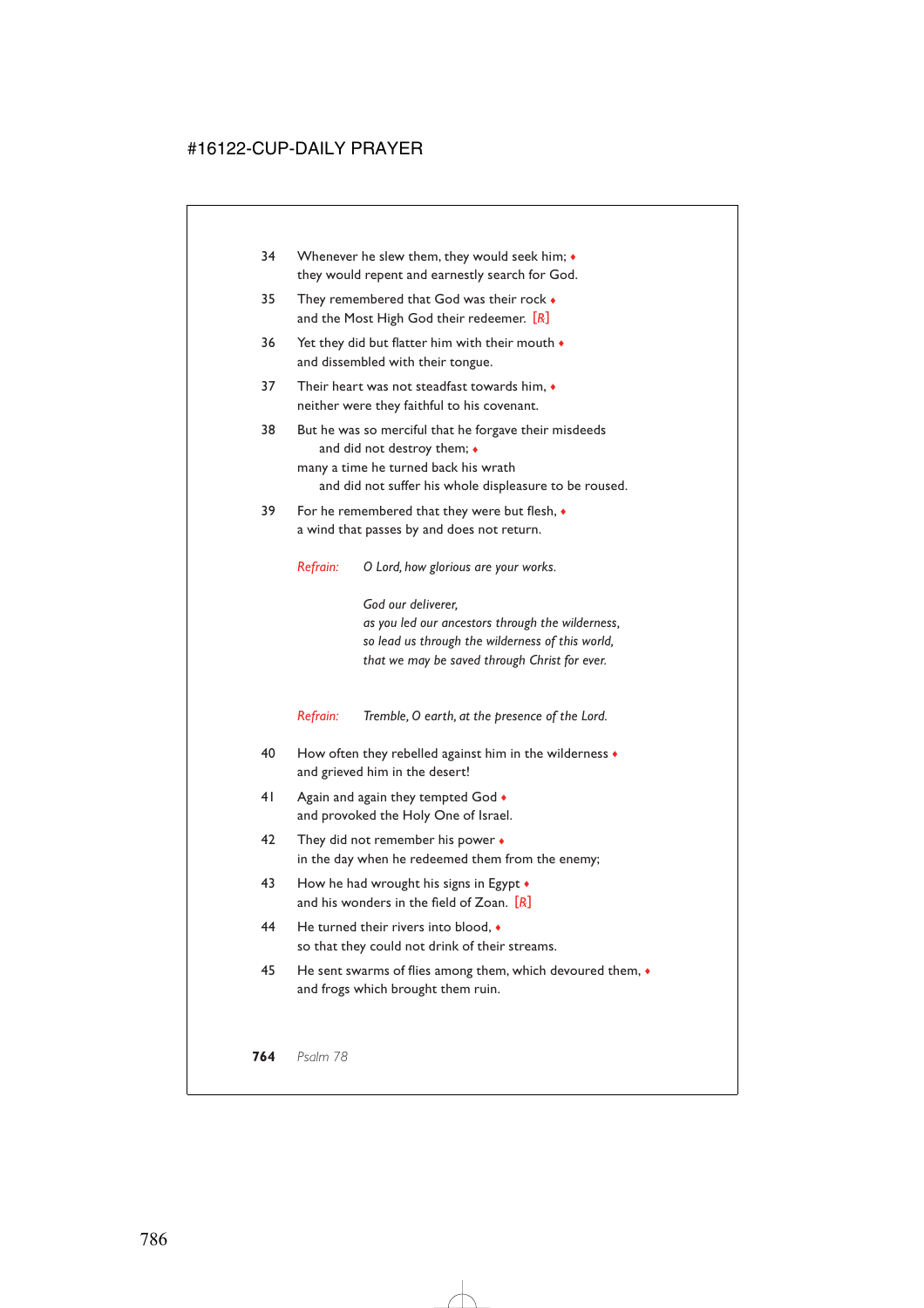34 Whenever he slew them, they would seek him; ♦
they would repent and earnestly search for God.

35 They remembered that God was their rock ♦
and the Most High God their redeemer. [℟]

36 Yet they did but flatter him with their mouth ♦
and dissembled with their tongue.

37 Their heart was not steadfast towards him, ♦
neither were they faithful to his covenant.

38 But he was so merciful that he forgave their misdeeds
 and did not destroy them; ♦
many a time he turned back his wrath
 and did not suffer his whole displeasure to be roused.

39 For he remembered that they were but flesh, ♦
a wind that passes by and does not return.

*Refrain:* *O Lord, how glorious are your works.*

*God our deliverer,*
*as you led our ancestors through the wilderness,*
*so lead us through the wilderness of this world,*
*that we may be saved through Christ for ever.*

*Refrain:* *Tremble, O earth, at the presence of the Lord.*

40 How often they rebelled against him in the wilderness ♦
and grieved him in the desert!

41 Again and again they tempted God ♦
and provoked the Holy One of Israel.

42 They did not remember his power ♦
in the day when he redeemed them from the enemy;

43 How he had wrought his signs in Egypt ♦
and his wonders in the field of Zoan. [℟]

44 He turned their rivers into blood, ♦
so that they could not drink of their streams.

45 He sent swarms of flies among them, which devoured them, ♦
and frogs which brought them ruin.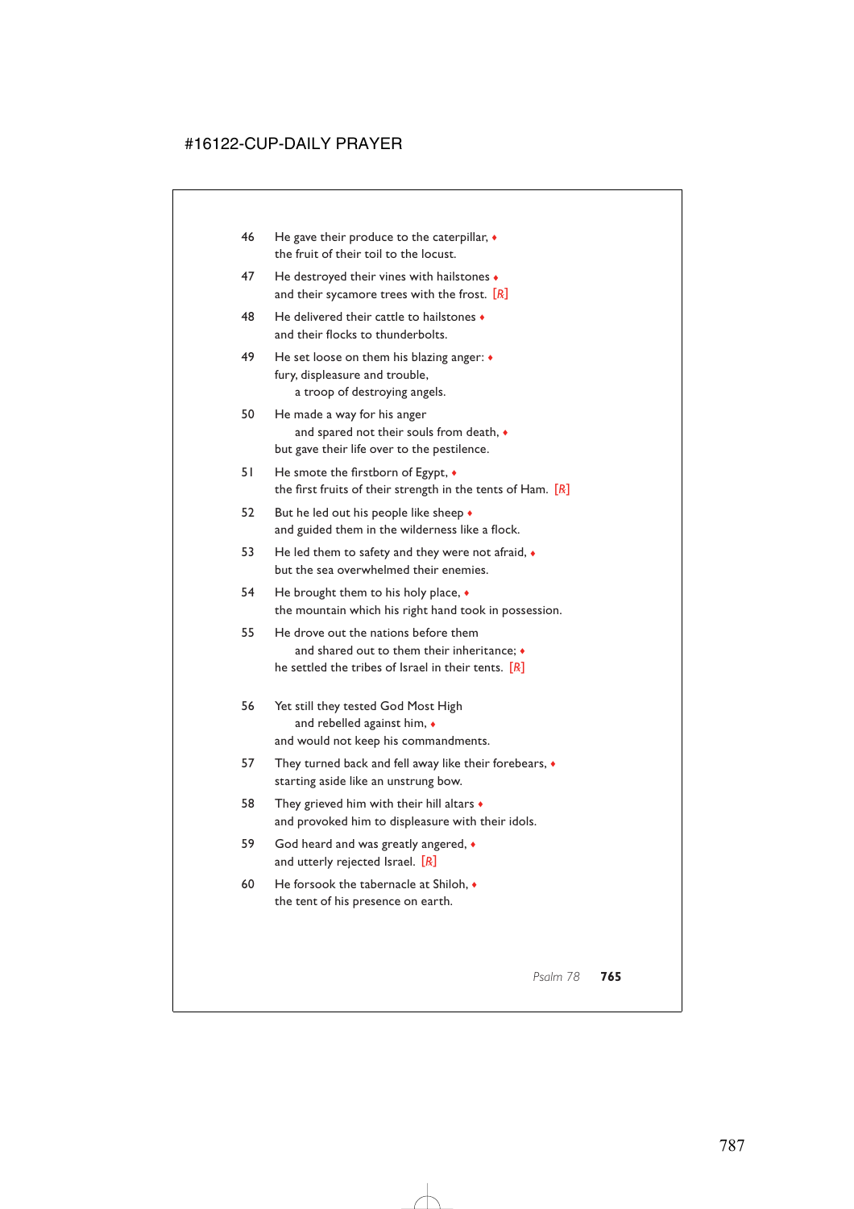46 He gave their produce to the caterpillar, ♦
the fruit of their toil to the locust.

47 He destroyed their vines with hailstones ♦
and their sycamore trees with the frost. [R]

48 He delivered their cattle to hailstones ♦
and their flocks to thunderbolts.

49 He set loose on them his blazing anger: ♦
fury, displeasure and trouble,
  a troop of destroying angels.

50 He made a way for his anger
  and spared not their souls from death, ♦
but gave their life over to the pestilence.

51 He smote the firstborn of Egypt, ♦
the first fruits of their strength in the tents of Ham. [R]

52 But he led out his people like sheep ♦
and guided them in the wilderness like a flock.

53 He led them to safety and they were not afraid, ♦
but the sea overwhelmed their enemies.

54 He brought them to his holy place, ♦
the mountain which his right hand took in possession.

55 He drove out the nations before them
  and shared out to them their inheritance; ♦
he settled the tribes of Israel in their tents. [R]

56 Yet still they tested God Most High
  and rebelled against him, ♦
and would not keep his commandments.

57 They turned back and fell away like their forebears, ♦
starting aside like an unstrung bow.

58 They grieved him with their hill altars ♦
and provoked him to displeasure with their idols.

59 God heard and was greatly angered, ♦
and utterly rejected Israel. [R]

60 He forsook the tabernacle at Shiloh, ♦
the tent of his presence on earth.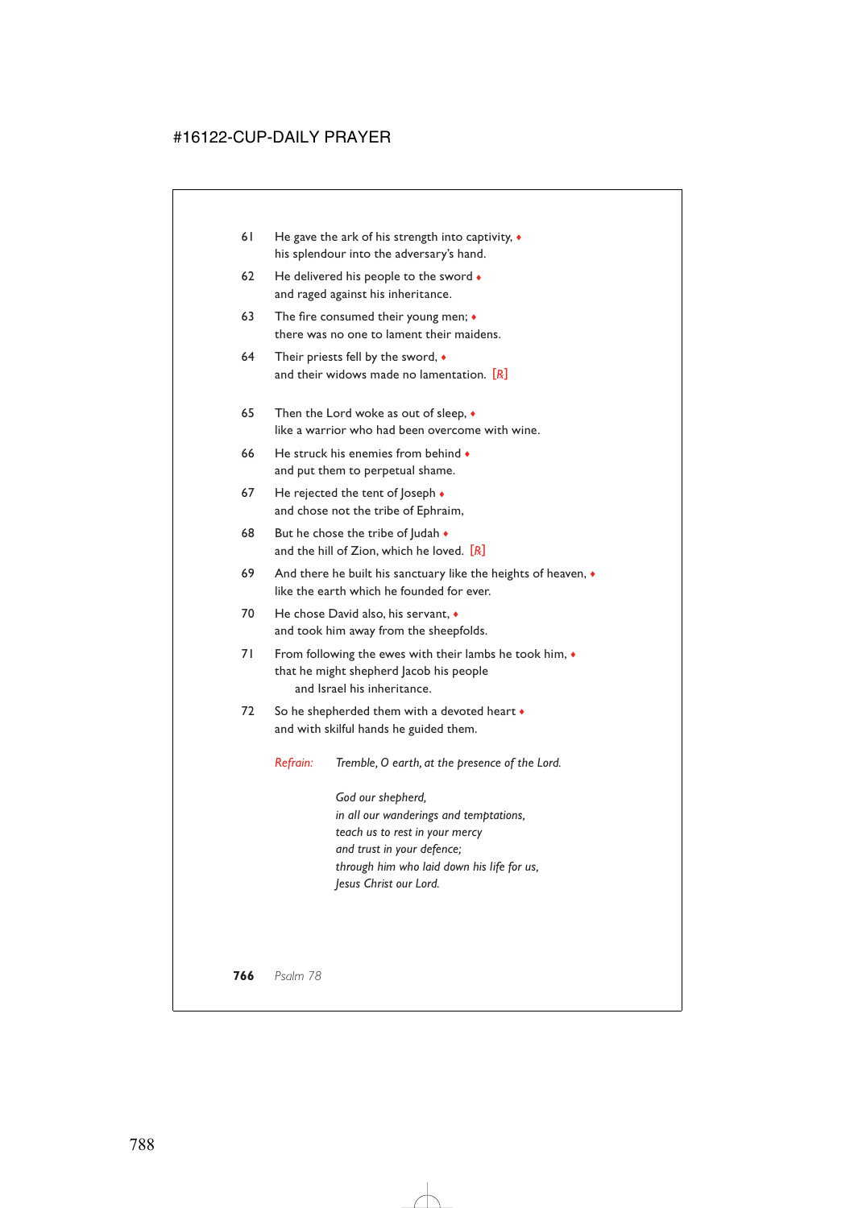61 He gave the ark of his strength into captivity, ♦
his splendour into the adversary's hand.

62 He delivered his people to the sword ♦
and raged against his inheritance.

63 The fire consumed their young men; ♦
there was no one to lament their maidens.

64 Their priests fell by the sword, ♦
and their widows made no lamentation. *[R]*

65 Then the Lord woke as out of sleep, ♦
like a warrior who had been overcome with wine.

66 He struck his enemies from behind ♦
and put them to perpetual shame.

67 He rejected the tent of Joseph ♦
and chose not the tribe of Ephraim,

68 But he chose the tribe of Judah ♦
and the hill of Zion, which he loved. *[R]*

69 And there he built his sanctuary like the heights of heaven, ♦
like the earth which he founded for ever.

70 He chose David also, his servant, ♦
and took him away from the sheepfolds.

71 From following the ewes with their lambs he took him, ♦
that he might shepherd Jacob his people
and Israel his inheritance.

72 So he shepherded them with a devoted heart ♦
and with skilful hands he guided them.

*Refrain:* *Tremble, O earth, at the presence of the Lord.*

*God our shepherd,*
*in all our wanderings and temptations,*
*teach us to rest in your mercy*
*and trust in your defence;*
*through him who laid down his life for us,*
*Jesus Christ our Lord.*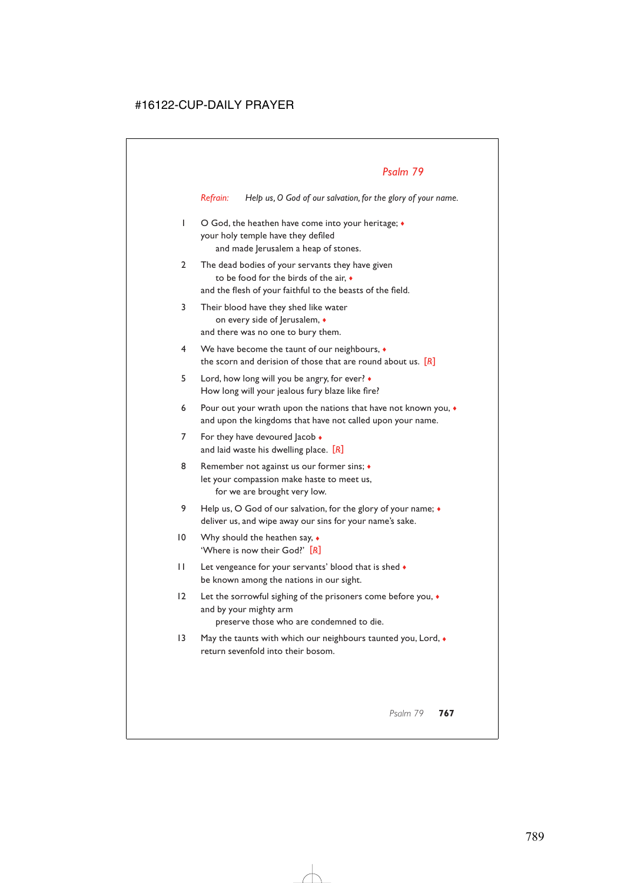## Psalm 79

*Refrain:* *Help us, O God of our salvation, for the glory of your name.*

1 O God, the heathen have come into your heritage; ♦
your holy temple have they defiled
  and made Jerusalem a heap of stones.

2 The dead bodies of your servants they have given
  to be food for the birds of the air, ♦
and the flesh of your faithful to the beasts of the field.

3 Their blood have they shed like water
  on every side of Jerusalem, ♦
and there was no one to bury them.

4 We have become the taunt of our neighbours, ♦
the scorn and derision of those that are round about us. *[R]*

5 Lord, how long will you be angry, for ever? ♦
How long will your jealous fury blaze like fire?

6 Pour out your wrath upon the nations that have not known you, ♦
and upon the kingdoms that have not called upon your name.

7 For they have devoured Jacob ♦
and laid waste his dwelling place. *[R]*

8 Remember not against us our former sins; ♦
let your compassion make haste to meet us,
  for we are brought very low.

9 Help us, O God of our salvation, for the glory of your name; ♦
deliver us, and wipe away our sins for your name's sake.

10 Why should the heathen say, ♦
'Where is now their God?' *[R]*

11 Let vengeance for your servants' blood that is shed ♦
be known among the nations in our sight.

12 Let the sorrowful sighing of the prisoners come before you, ♦
and by your mighty arm
  preserve those who are condemned to die.

13 May the taunts with which our neighbours taunted you, Lord, ♦
return sevenfold into their bosom.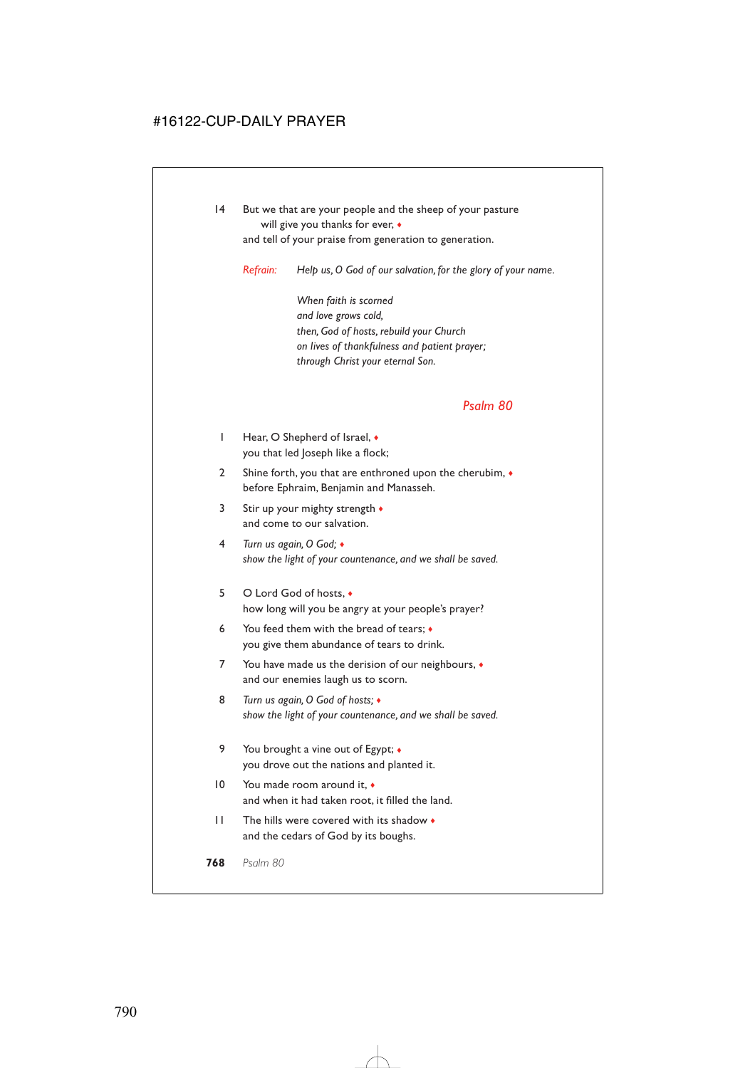14 But we that are your people and the sheep of your pasture
   will give you thanks for ever, ♦
   and tell of your praise from generation to generation.

*Refrain:* *Help us, O God of our salvation, for the glory of your name.*

*When faith is scorned*
*and love grows cold,*
*then, God of hosts, rebuild your Church*
*on lives of thankfulness and patient prayer;*
*through Christ your eternal Son.*

## Psalm 80

1 Hear, O Shepherd of Israel, ♦
  you that led Joseph like a flock;

2 Shine forth, you that are enthroned upon the cherubim, ♦
  before Ephraim, Benjamin and Manasseh.

3 Stir up your mighty strength ♦
  and come to our salvation.

4 *Turn us again, O God;* ♦
  *show the light of your countenance, and we shall be saved.*

5 O Lord God of hosts, ♦
  how long will you be angry at your people's prayer?

6 You feed them with the bread of tears; ♦
  you give them abundance of tears to drink.

7 You have made us the derision of our neighbours, ♦
  and our enemies laugh us to scorn.

8 *Turn us again, O God of hosts;* ♦
  *show the light of your countenance, and we shall be saved.*

9 You brought a vine out of Egypt; ♦
  you drove out the nations and planted it.

10 You made room around it, ♦
   and when it had taken root, it filled the land.

11 The hills were covered with its shadow ♦
   and the cedars of God by its boughs.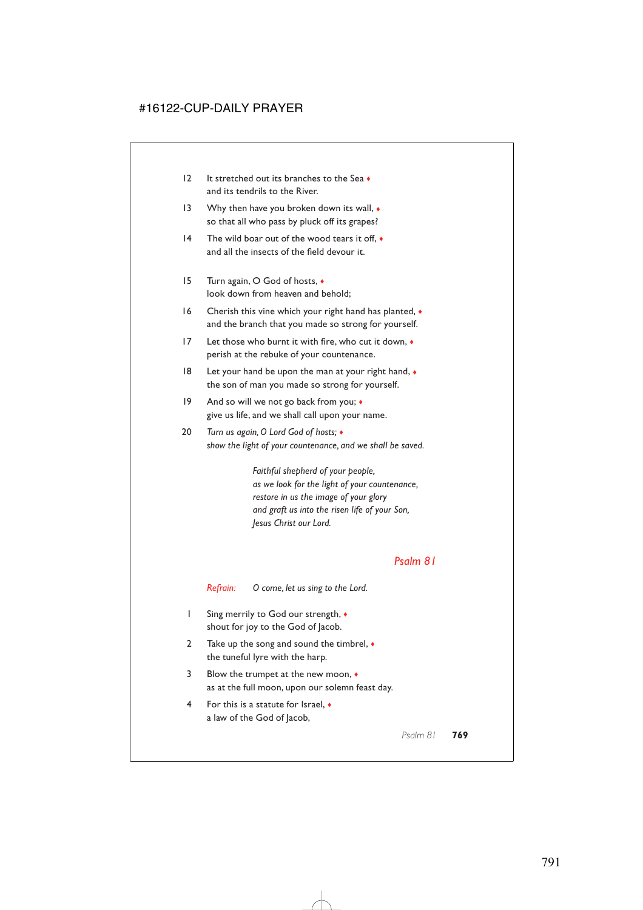12 It stretched out its branches to the Sea ♦
and its tendrils to the River.

13 Why then have you broken down its wall, ♦
so that all who pass by pluck off its grapes?

14 The wild boar out of the wood tears it off, ♦
and all the insects of the field devour it.

15 Turn again, O God of hosts, ♦
look down from heaven and behold;

16 Cherish this vine which your right hand has planted, ♦
and the branch that you made so strong for yourself.

17 Let those who burnt it with fire, who cut it down, ♦
perish at the rebuke of your countenance.

18 Let your hand be upon the man at your right hand, ♦
the son of man you made so strong for yourself.

19 And so will we not go back from you; ♦
give us life, and we shall call upon your name.

20 *Turn us again, O Lord God of hosts;* ♦
*show the light of your countenance, and we shall be saved.*

*Faithful shepherd of your people,*
*as we look for the light of your countenance,*
*restore in us the image of your glory*
*and graft us into the risen life of your Son,*
*Jesus Christ our Lord.*

## Psalm 81

*Refrain:* *O come, let us sing to the Lord.*

1 Sing merrily to God our strength, ♦
shout for joy to the God of Jacob.

2 Take up the song and sound the timbrel, ♦
the tuneful lyre with the harp.

3 Blow the trumpet at the new moon, ♦
as at the full moon, upon our solemn feast day.

4 For this is a statute for Israel, ♦
a law of the God of Jacob,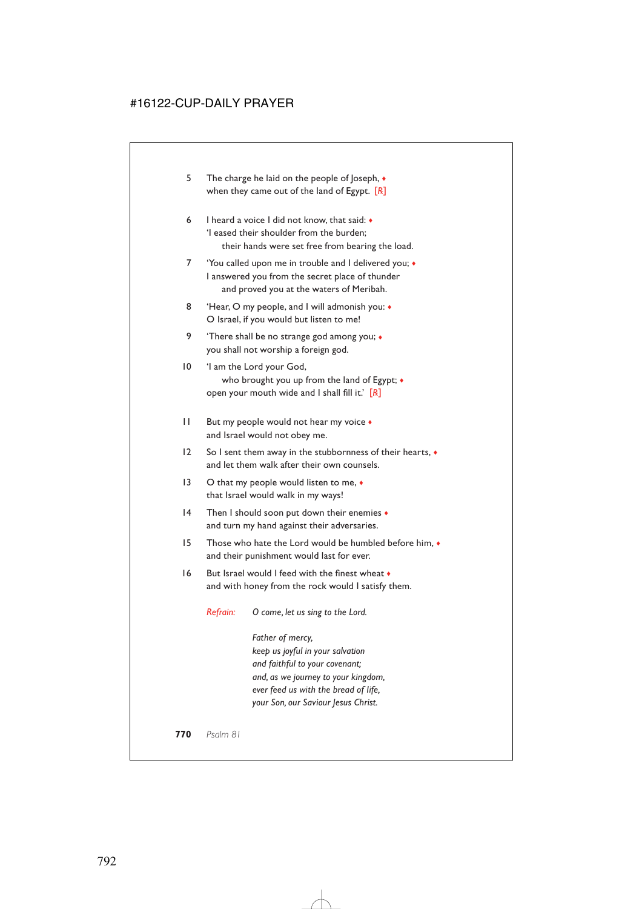5 The charge he laid on the people of Joseph, ♦
when they came out of the land of Egypt. [R]

6 I heard a voice I did not know, that said: ♦
'I eased their shoulder from the burden;
  their hands were set free from bearing the load.

7 'You called upon me in trouble and I delivered you; ♦
I answered you from the secret place of thunder
  and proved you at the waters of Meribah.

8 'Hear, O my people, and I will admonish you: ♦
O Israel, if you would but listen to me!

9 'There shall be no strange god among you; ♦
you shall not worship a foreign god.

10 'I am the Lord your God,
  who brought you up from the land of Egypt; ♦
open your mouth wide and I shall fill it.' [R]

11 But my people would not hear my voice ♦
and Israel would not obey me.

12 So I sent them away in the stubbornness of their hearts, ♦
and let them walk after their own counsels.

13 O that my people would listen to me, ♦
that Israel would walk in my ways!

14 Then I should soon put down their enemies ♦
and turn my hand against their adversaries.

15 Those who hate the Lord would be humbled before him, ♦
and their punishment would last for ever.

16 But Israel would I feed with the finest wheat ♦
and with honey from the rock would I satisfy them.

*Refrain:* *O come, let us sing to the Lord.*

*Father of mercy,*
*keep us joyful in your salvation*
*and faithful to your covenant;*
*and, as we journey to your kingdom,*
*ever feed us with the bread of life,*
*your Son, our Saviour Jesus Christ.*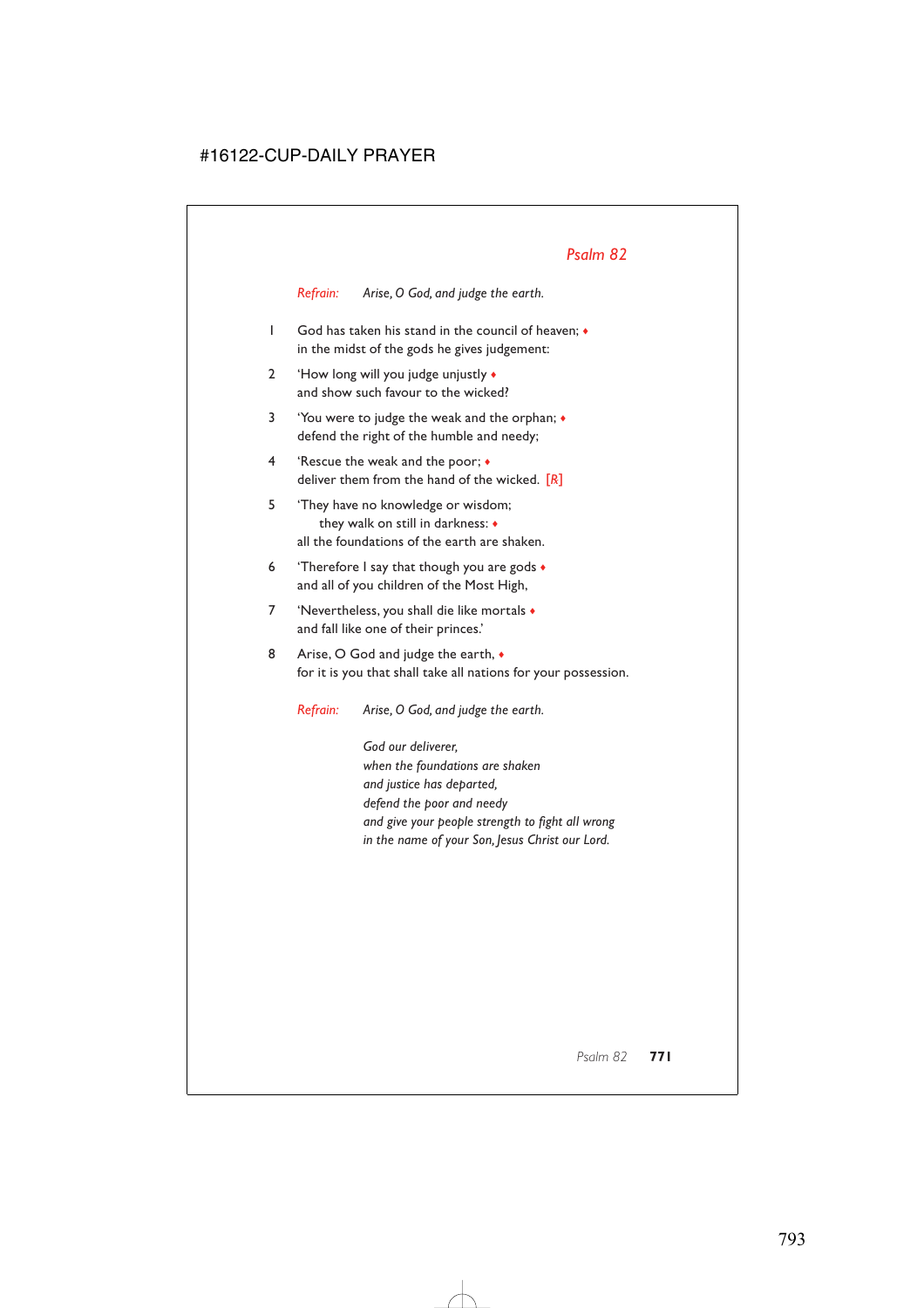## *Psalm 82*

*Refrain:* *Arise, O God, and judge the earth.*

1 God has taken his stand in the council of heaven; ♦
in the midst of the gods he gives judgement:

2 'How long will you judge unjustly ♦
and show such favour to the wicked?

3 'You were to judge the weak and the orphan; ♦
defend the right of the humble and needy;

4 'Rescue the weak and the poor; ♦
deliver them from the hand of the wicked. [R]

5 'They have no knowledge or wisdom;
they walk on still in darkness: ♦
all the foundations of the earth are shaken.

6 'Therefore I say that though you are gods ♦
and all of you children of the Most High,

7 'Nevertheless, you shall die like mortals ♦
and fall like one of their princes.'

8 Arise, O God and judge the earth, ♦
for it is you that shall take all nations for your possession.

*Refrain:* *Arise, O God, and judge the earth.*

*God our deliverer,*
*when the foundations are shaken*
*and justice has departed,*
*defend the poor and needy*
*and give your people strength to fight all wrong*
*in the name of your Son, Jesus Christ our Lord.*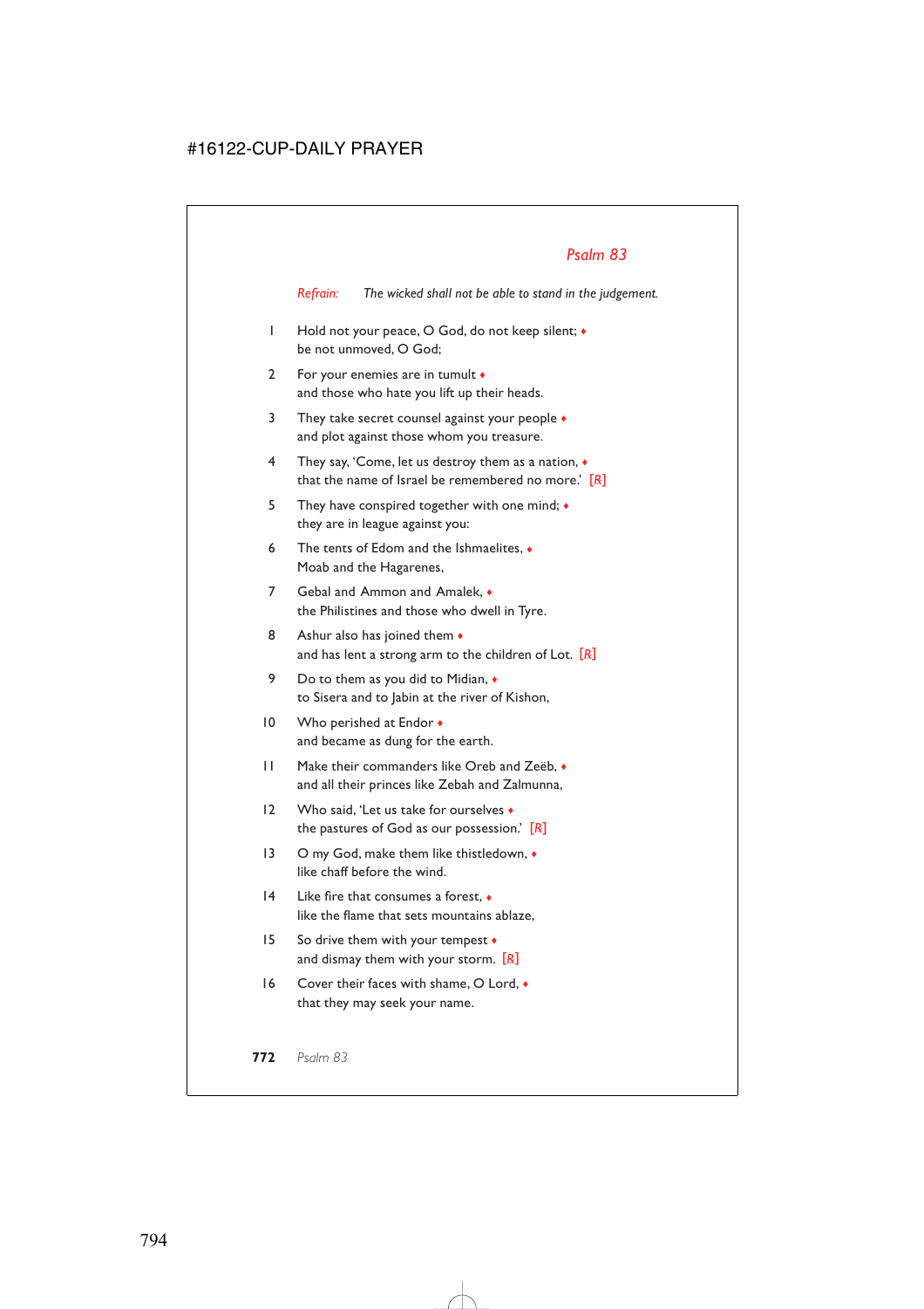## *Psalm 83*

*Refrain:* *The wicked shall not be able to stand in the judgement.*

1 Hold not your peace, O God, do not keep silent; ♦
be not unmoved, O God;

2 For your enemies are in tumult ♦
and those who hate you lift up their heads.

3 They take secret counsel against your people ♦
and plot against those whom you treasure.

4 They say, 'Come, let us destroy them as a nation, ♦
that the name of Israel be remembered no more.' [R]

5 They have conspired together with one mind; ♦
they are in league against you:

6 The tents of Edom and the Ishmaelites, ♦
Moab and the Hagarenes,

7 Gebal and Ammon and Amalek, ♦
the Philistines and those who dwell in Tyre.

8 Ashur also has joined them ♦
and has lent a strong arm to the children of Lot. [R]

9 Do to them as you did to Midian, ♦
to Sisera and to Jabin at the river of Kishon,

10 Who perished at Endor ♦
and became as dung for the earth.

11 Make their commanders like Oreb and Zeëb, ♦
and all their princes like Zebah and Zalmunna,

12 Who said, 'Let us take for ourselves ♦
the pastures of God as our possession.' [R]

13 O my God, make them like thistledown, ♦
like chaff before the wind.

14 Like fire that consumes a forest, ♦
like the flame that sets mountains ablaze,

15 So drive them with your tempest ♦
and dismay them with your storm. [R]

16 Cover their faces with shame, O Lord, ♦
that they may seek your name.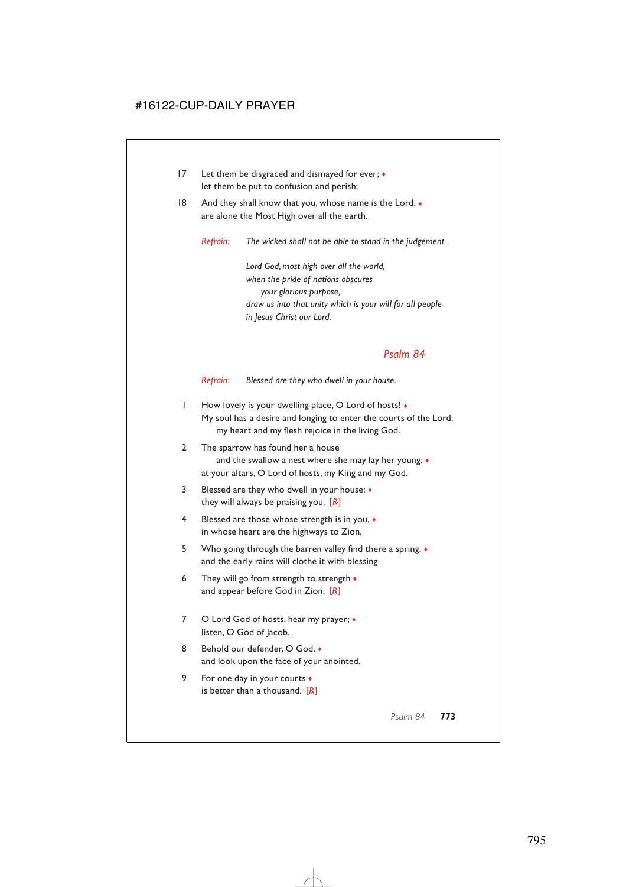17 Let them be disgraced and dismayed for ever; ♦
let them be put to confusion and perish;

18 And they shall know that you, whose name is the Lord, ♦
are alone the Most High over all the earth.

*Refrain:* *The wicked shall not be able to stand in the judgement.*

*Lord God, most high over all the world,*
*when the pride of nations obscures*
*your glorious purpose,*
*draw us into that unity which is your will for all people*
*in Jesus Christ our Lord.*

## Psalm 84

*Refrain:* *Blessed are they who dwell in your house.*

1 How lovely is your dwelling place, O Lord of hosts! ♦
My soul has a desire and longing to enter the courts of the Lord;
my heart and my flesh rejoice in the living God.

2 The sparrow has found her a house
and the swallow a nest where she may lay her young: ♦
at your altars, O Lord of hosts, my King and my God.

3 Blessed are they who dwell in your house: ♦
they will always be praising you. [R]

4 Blessed are those whose strength is in you, ♦
in whose heart are the highways to Zion,

5 Who going through the barren valley find there a spring, ♦
and the early rains will clothe it with blessing.

6 They will go from strength to strength ♦
and appear before God in Zion. [R]

7 O Lord God of hosts, hear my prayer; ♦
listen, O God of Jacob.

8 Behold our defender, O God, ♦
and look upon the face of your anointed.

9 For one day in your courts ♦
is better than a thousand. [R]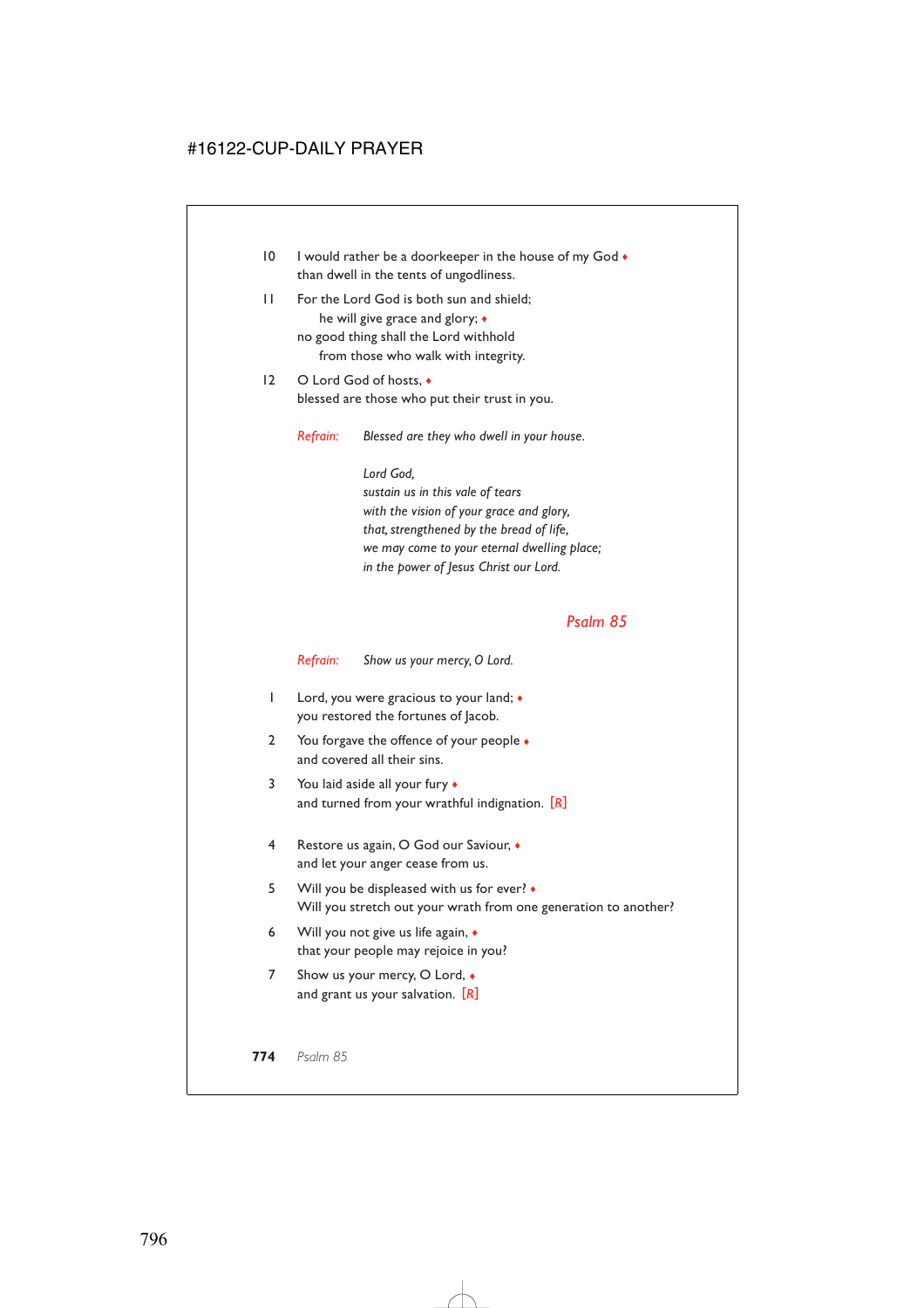10 I would rather be a doorkeeper in the house of my God ♦
than dwell in the tents of ungodliness.

11 For the Lord God is both sun and shield;
he will give grace and glory; ♦
no good thing shall the Lord withhold
from those who walk with integrity.

12 O Lord God of hosts, ♦
blessed are those who put their trust in you.

*Refrain:* *Blessed are they who dwell in your house.*

*Lord God,*
*sustain us in this vale of tears*
*with the vision of your grace and glory,*
*that, strengthened by the bread of life,*
*we may come to your eternal dwelling place;*
*in the power of Jesus Christ our Lord.*

## Psalm 85

*Refrain:* *Show us your mercy, O Lord.*

1 Lord, you were gracious to your land; ♦
you restored the fortunes of Jacob.

2 You forgave the offence of your people ♦
and covered all their sins.

3 You laid aside all your fury ♦
and turned from your wrathful indignation. [℟]

4 Restore us again, O God our Saviour, ♦
and let your anger cease from us.

5 Will you be displeased with us for ever? ♦
Will you stretch out your wrath from one generation to another?

6 Will you not give us life again, ♦
that your people may rejoice in you?

7 Show us your mercy, O Lord, ♦
and grant us your salvation. [℟]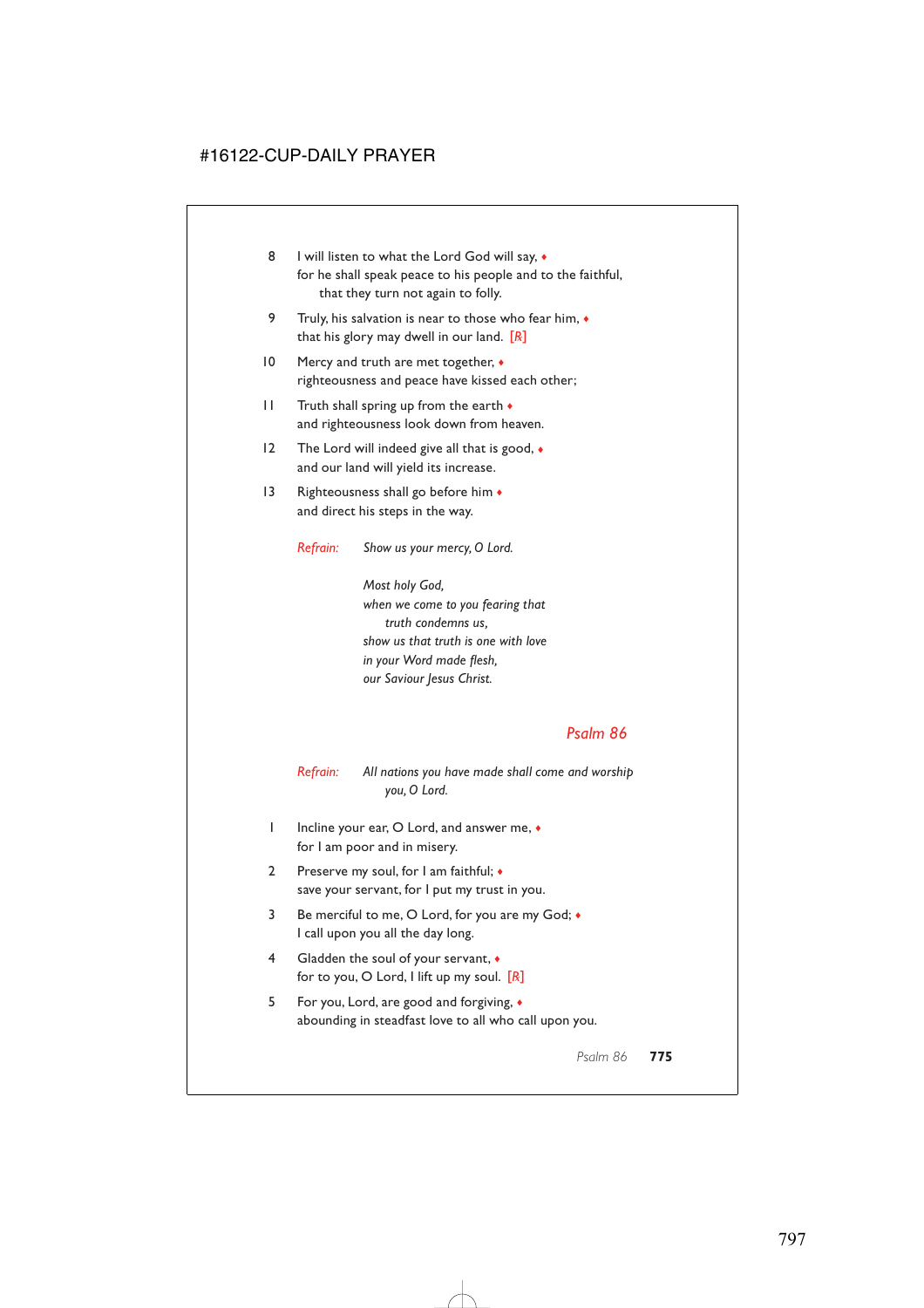8 I will listen to what the Lord God will say, ♦
for he shall speak peace to his people and to the faithful,
that they turn not again to folly.

9 Truly, his salvation is near to those who fear him, ♦
that his glory may dwell in our land. [R]

10 Mercy and truth are met together, ♦
righteousness and peace have kissed each other;

11 Truth shall spring up from the earth ♦
and righteousness look down from heaven.

12 The Lord will indeed give all that is good, ♦
and our land will yield its increase.

13 Righteousness shall go before him ♦
and direct his steps in the way.

*Refrain:* *Show us your mercy, O Lord.*

*Most holy God,*
*when we come to you fearing that*
*truth condemns us,*
*show us that truth is one with love*
*in your Word made flesh,*
*our Saviour Jesus Christ.*

## Psalm 86

*Refrain:* *All nations you have made shall come and worship you, O Lord.*

1 Incline your ear, O Lord, and answer me, ♦
for I am poor and in misery.

2 Preserve my soul, for I am faithful; ♦
save your servant, for I put my trust in you.

3 Be merciful to me, O Lord, for you are my God; ♦
I call upon you all the day long.

4 Gladden the soul of your servant, ♦
for to you, O Lord, I lift up my soul. [R]

5 For you, Lord, are good and forgiving, ♦
abounding in steadfast love to all who call upon you.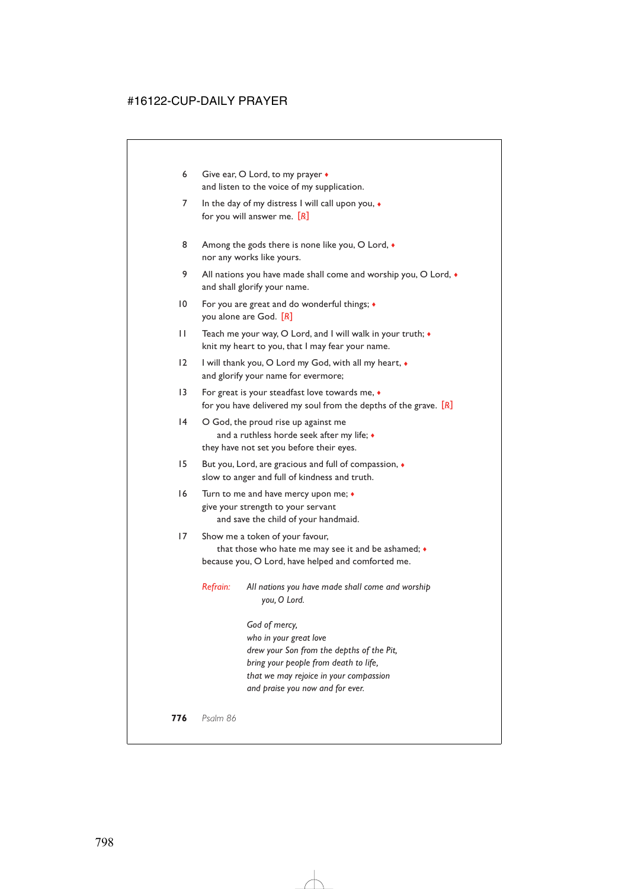6 Give ear, O Lord, to my prayer ♦
and listen to the voice of my supplication.

7 In the day of my distress I will call upon you, ♦
for you will answer me. [R]

8 Among the gods there is none like you, O Lord, ♦
nor any works like yours.

9 All nations you have made shall come and worship you, O Lord, ♦
and shall glorify your name.

10 For you are great and do wonderful things; ♦
you alone are God. [R]

11 Teach me your way, O Lord, and I will walk in your truth; ♦
knit my heart to you, that I may fear your name.

12 I will thank you, O Lord my God, with all my heart, ♦
and glorify your name for evermore;

13 For great is your steadfast love towards me, ♦
for you have delivered my soul from the depths of the grave. [R]

14 O God, the proud rise up against me
and a ruthless horde seek after my life; ♦
they have not set you before their eyes.

15 But you, Lord, are gracious and full of compassion, ♦
slow to anger and full of kindness and truth.

16 Turn to me and have mercy upon me; ♦
give your strength to your servant
and save the child of your handmaid.

17 Show me a token of your favour,
that those who hate me may see it and be ashamed; ♦
because you, O Lord, have helped and comforted me.

*Refrain:* *All nations you have made shall come and worship you, O Lord.*

*God of mercy,*
*who in your great love*
*drew your Son from the depths of the Pit,*
*bring your people from death to life,*
*that we may rejoice in your compassion*
*and praise you now and for ever.*

*Psalm 86*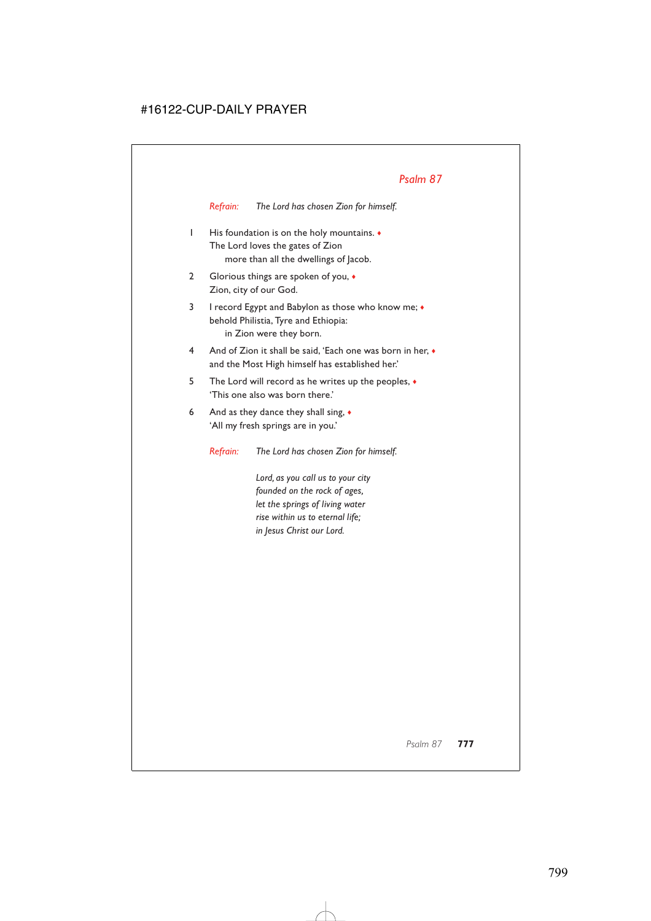## *Psalm 87*

*Refrain:* *The Lord has chosen Zion for himself.*

1 His foundation is on the holy mountains. ♦
The Lord loves the gates of Zion
  more than all the dwellings of Jacob.

2 Glorious things are spoken of you, ♦
Zion, city of our God.

3 I record Egypt and Babylon as those who know me; ♦
behold Philistia, Tyre and Ethiopia:
  in Zion were they born.

4 And of Zion it shall be said, 'Each one was born in her, ♦
and the Most High himself has established her.'

5 The Lord will record as he writes up the peoples, ♦
'This one also was born there.'

6 And as they dance they shall sing, ♦
'All my fresh springs are in you.'

*Refrain:* *The Lord has chosen Zion for himself.*

*Lord, as you call us to your city*
*founded on the rock of ages,*
*let the springs of living water*
*rise within us to eternal life;*
*in Jesus Christ our Lord.*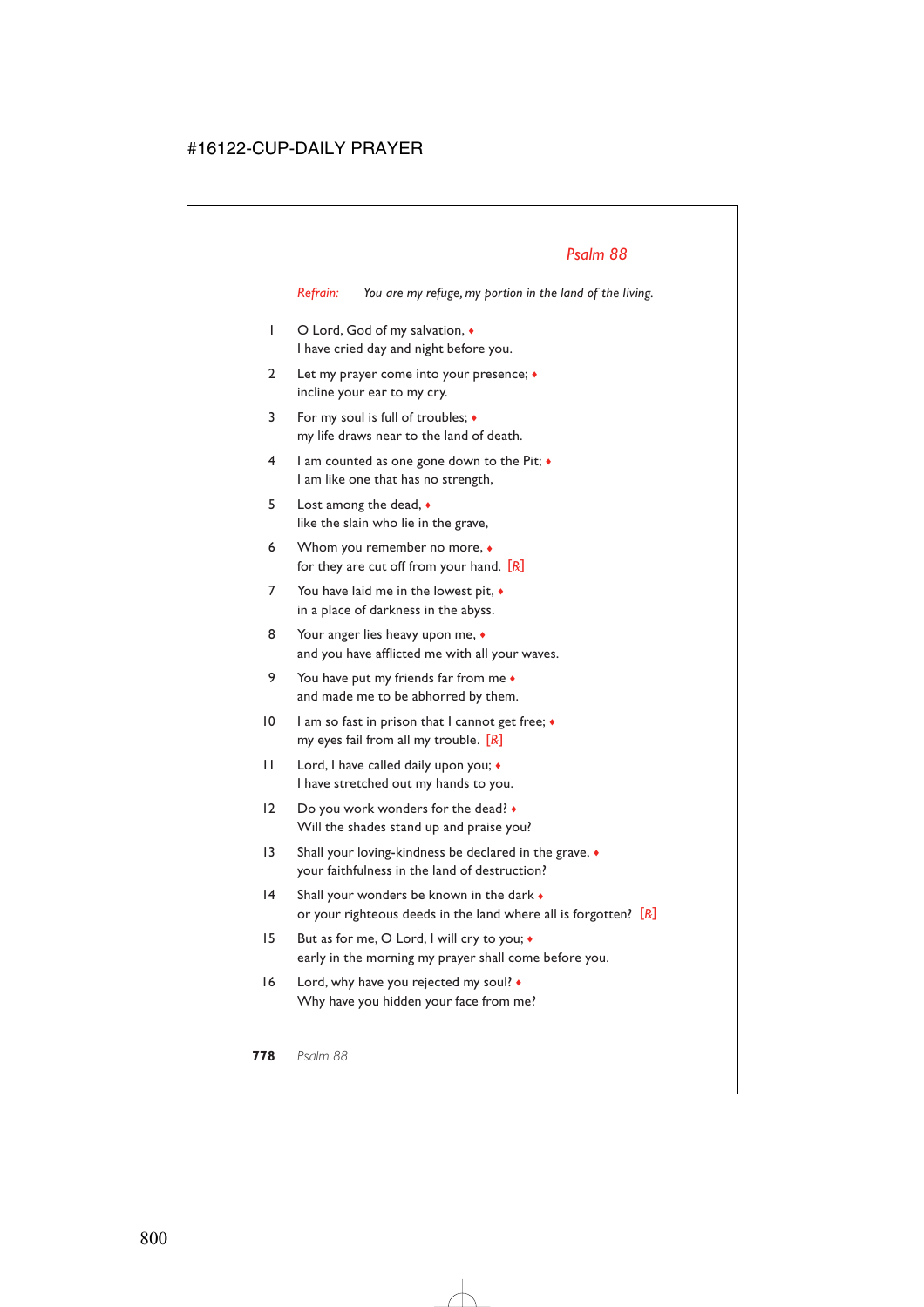## *Psalm 88*

*Refrain:* *You are my refuge, my portion in the land of the living.*

1 O Lord, God of my salvation, ♦
I have cried day and night before you.

2 Let my prayer come into your presence; ♦
incline your ear to my cry.

3 For my soul is full of troubles; ♦
my life draws near to the land of death.

4 I am counted as one gone down to the Pit; ♦
I am like one that has no strength,

5 Lost among the dead, ♦
like the slain who lie in the grave,

6 Whom you remember no more, ♦
for they are cut off from your hand. [R]

7 You have laid me in the lowest pit, ♦
in a place of darkness in the abyss.

8 Your anger lies heavy upon me, ♦
and you have afflicted me with all your waves.

9 You have put my friends far from me ♦
and made me to be abhorred by them.

10 I am so fast in prison that I cannot get free; ♦
my eyes fail from all my trouble. [R]

11 Lord, I have called daily upon you; ♦
I have stretched out my hands to you.

12 Do you work wonders for the dead? ♦
Will the shades stand up and praise you?

13 Shall your loving-kindness be declared in the grave, ♦
your faithfulness in the land of destruction?

14 Shall your wonders be known in the dark ♦
or your righteous deeds in the land where all is forgotten? [R]

15 But as for me, O Lord, I will cry to you; ♦
early in the morning my prayer shall come before you.

16 Lord, why have you rejected my soul? ♦
Why have you hidden your face from me?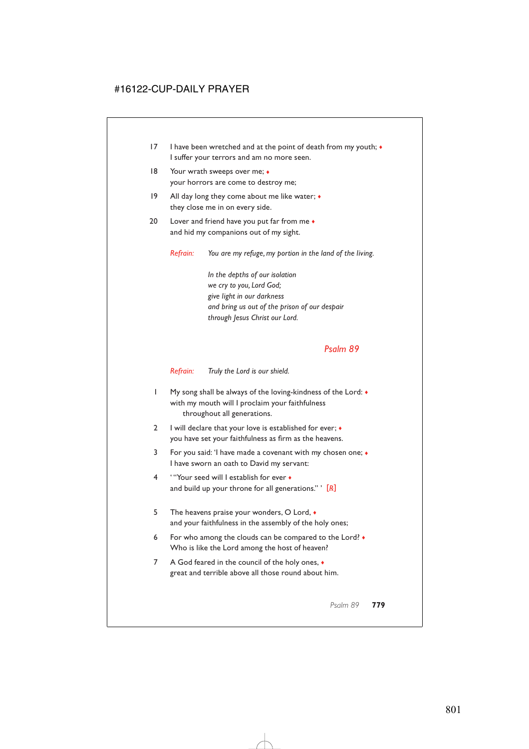17 I have been wretched and at the point of death from my youth; ♦
I suffer your terrors and am no more seen.

18 Your wrath sweeps over me; ♦
your horrors are come to destroy me;

19 All day long they come about me like water; ♦
they close me in on every side.

20 Lover and friend have you put far from me ♦
and hid my companions out of my sight.

*Refrain:* *You are my refuge, my portion in the land of the living.*

*In the depths of our isolation*
*we cry to you, Lord God;*
*give light in our darkness*
*and bring us out of the prison of our despair*
*through Jesus Christ our Lord.*

## Psalm 89

*Refrain:* *Truly the Lord is our shield.*

1 My song shall be always of the loving-kindness of the Lord: ♦
with my mouth will I proclaim your faithfulness
throughout all generations.

2 I will declare that your love is established for ever; ♦
you have set your faithfulness as firm as the heavens.

3 For you said: 'I have made a covenant with my chosen one; ♦
I have sworn an oath to David my servant:

4 ' "Your seed will I establish for ever ♦
and build up your throne for all generations." ' [℟]

5 The heavens praise your wonders, O Lord, ♦
and your faithfulness in the assembly of the holy ones;

6 For who among the clouds can be compared to the Lord? ♦
Who is like the Lord among the host of heaven?

7 A God feared in the council of the holy ones, ♦
great and terrible above all those round about him.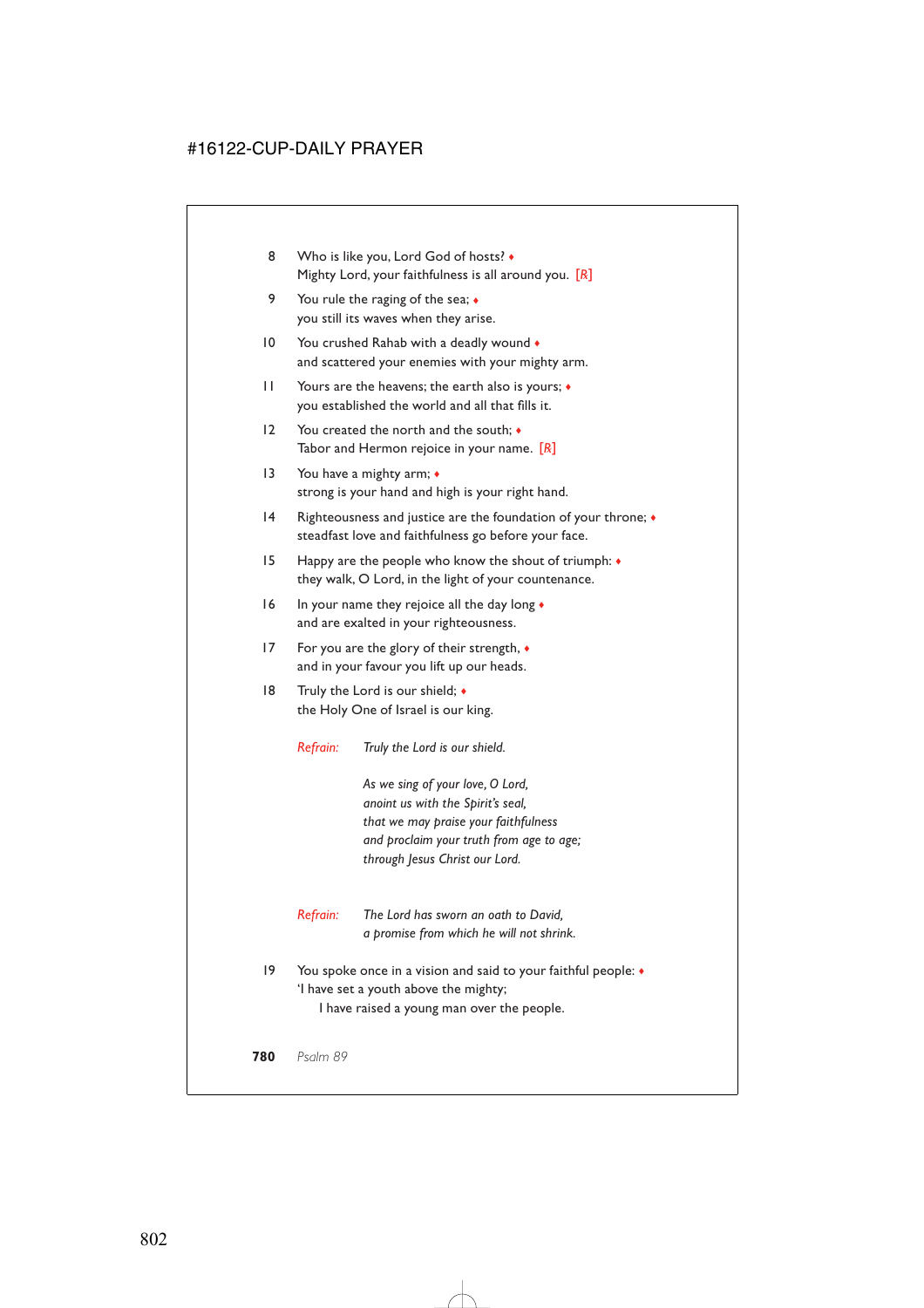8 Who is like you, Lord God of hosts? ♦
Mighty Lord, your faithfulness is all around you. [R]

9 You rule the raging of the sea; ♦
you still its waves when they arise.

10 You crushed Rahab with a deadly wound ♦
and scattered your enemies with your mighty arm.

11 Yours are the heavens; the earth also is yours; ♦
you established the world and all that fills it.

12 You created the north and the south; ♦
Tabor and Hermon rejoice in your name. [R]

13 You have a mighty arm; ♦
strong is your hand and high is your right hand.

14 Righteousness and justice are the foundation of your throne; ♦
steadfast love and faithfulness go before your face.

15 Happy are the people who know the shout of triumph: ♦
they walk, O Lord, in the light of your countenance.

16 In your name they rejoice all the day long ♦
and are exalted in your righteousness.

17 For you are the glory of their strength, ♦
and in your favour you lift up our heads.

18 Truly the Lord is our shield; ♦
the Holy One of Israel is our king.

*Refrain:* *Truly the Lord is our shield.*

*As we sing of your love, O Lord,*
*anoint us with the Spirit's seal,*
*that we may praise your faithfulness*
*and proclaim your truth from age to age;*
*through Jesus Christ our Lord.*

*Refrain:* *The Lord has sworn an oath to David,*
*a promise from which he will not shrink.*

19 You spoke once in a vision and said to your faithful people: ♦
'I have set a youth above the mighty;
I have raised a young man over the people.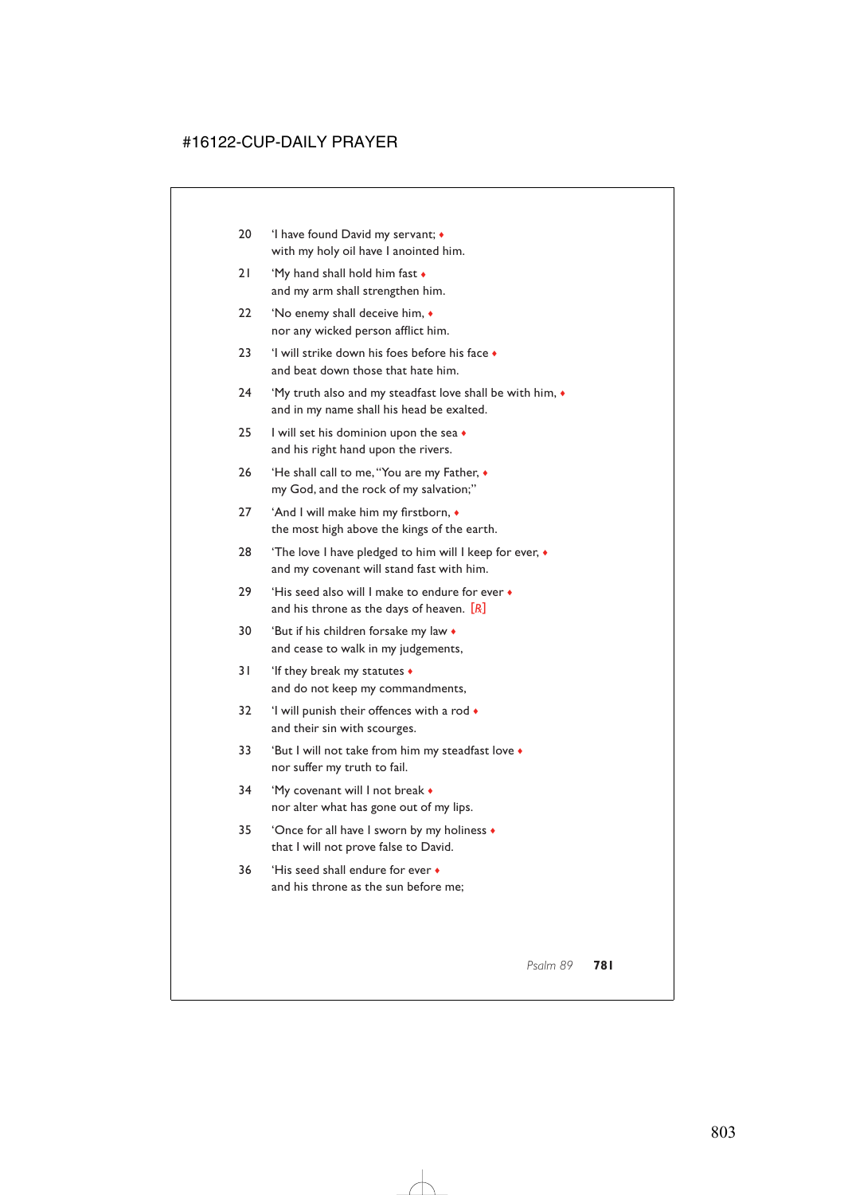20 'I have found David my servant; ♦
with my holy oil have I anointed him.

21 'My hand shall hold him fast ♦
and my arm shall strengthen him.

22 'No enemy shall deceive him, ♦
nor any wicked person afflict him.

23 'I will strike down his foes before his face ♦
and beat down those that hate him.

24 'My truth also and my steadfast love shall be with him, ♦
and in my name shall his head be exalted.

25 I will set his dominion upon the sea ♦
and his right hand upon the rivers.

26 'He shall call to me, "You are my Father, ♦
my God, and the rock of my salvation;"

27 'And I will make him my firstborn, ♦
the most high above the kings of the earth.

28 'The love I have pledged to him will I keep for ever, ♦
and my covenant will stand fast with him.

29 'His seed also will I make to endure for ever ♦
and his throne as the days of heaven. [R]

30 'But if his children forsake my law ♦
and cease to walk in my judgements,

31 'If they break my statutes ♦
and do not keep my commandments,

32 'I will punish their offences with a rod ♦
and their sin with scourges.

33 'But I will not take from him my steadfast love ♦
nor suffer my truth to fail.

34 'My covenant will I not break ♦
nor alter what has gone out of my lips.

35 'Once for all have I sworn by my holiness ♦
that I will not prove false to David.

36 'His seed shall endure for ever ♦
and his throne as the sun before me;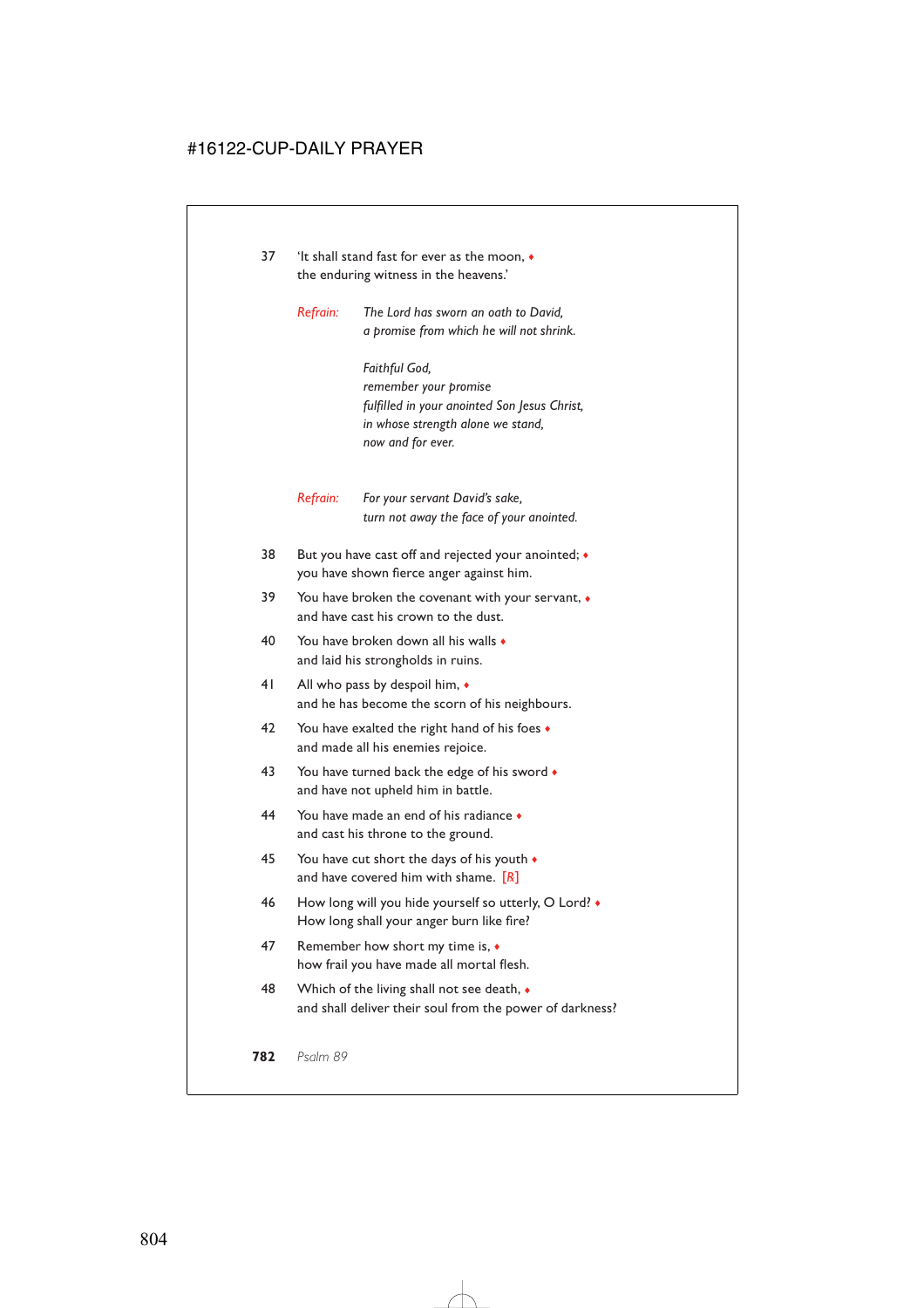37 ‘It shall stand fast for ever as the moon, ♦
the enduring witness in the heavens.’

*Refrain:* *The Lord has sworn an oath to David,*
*a promise from which he will not shrink.*

*Faithful God,*
*remember your promise*
*fulfilled in your anointed Son Jesus Christ,*
*in whose strength alone we stand,*
*now and for ever.*

*Refrain:* *For your servant David’s sake,*
*turn not away the face of your anointed.*

38 But you have cast off and rejected your anointed; ♦
you have shown fierce anger against him.

39 You have broken the covenant with your servant, ♦
and have cast his crown to the dust.

40 You have broken down all his walls ♦
and laid his strongholds in ruins.

41 All who pass by despoil him, ♦
and he has become the scorn of his neighbours.

42 You have exalted the right hand of his foes ♦
and made all his enemies rejoice.

43 You have turned back the edge of his sword ♦
and have not upheld him in battle.

44 You have made an end of his radiance ♦
and cast his throne to the ground.

45 You have cut short the days of his youth ♦
and have covered him with shame. [*R*]

46 How long will you hide yourself so utterly, O Lord? ♦
How long shall your anger burn like fire?

47 Remember how short my time is, ♦
how frail you have made all mortal flesh.

48 Which of the living shall not see death, ♦
and shall deliver their soul from the power of darkness?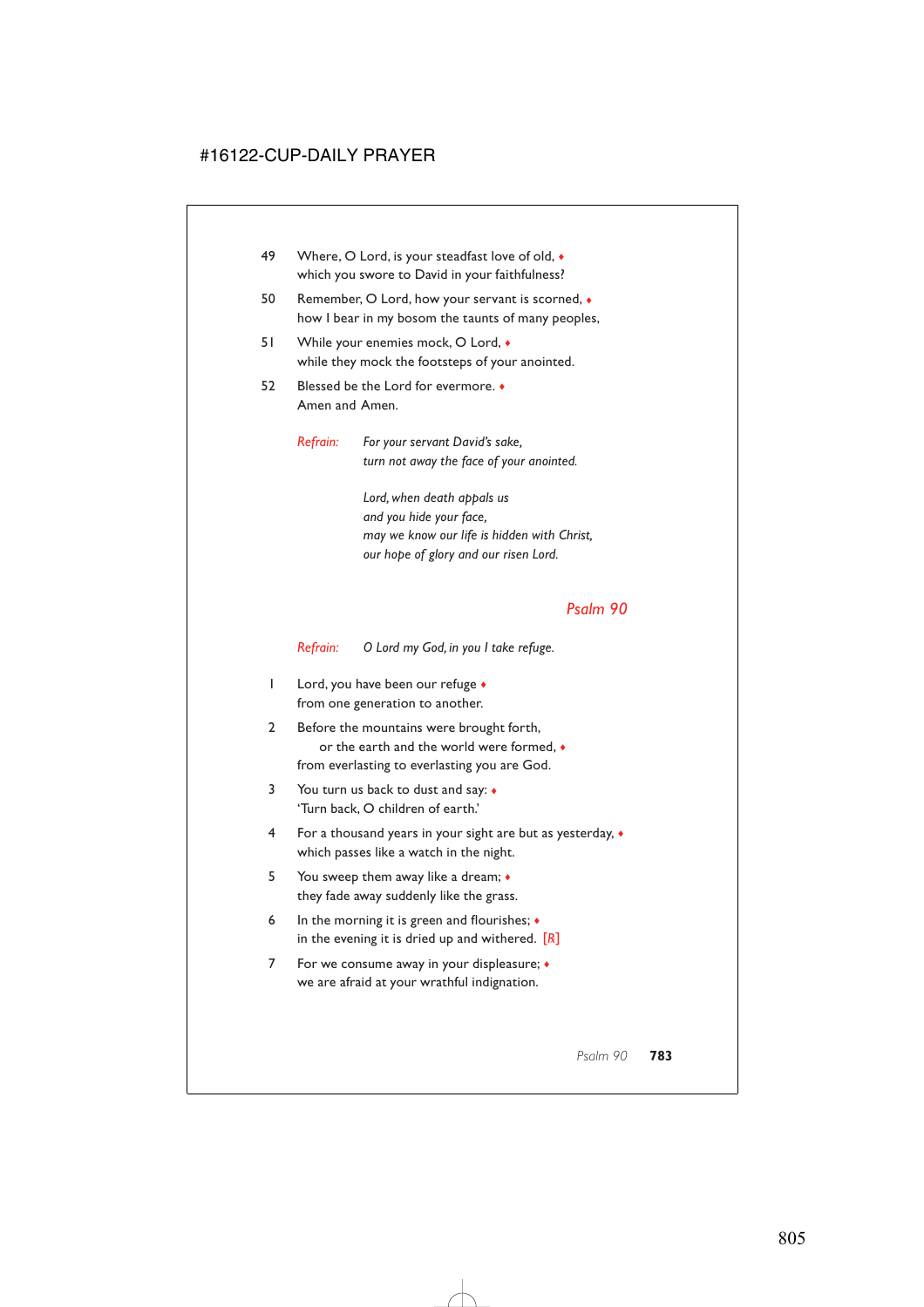49 Where, O Lord, is your steadfast love of old, ♦
which you swore to David in your faithfulness?

50 Remember, O Lord, how your servant is scorned, ♦
how I bear in my bosom the taunts of many peoples,

51 While your enemies mock, O Lord, ♦
while they mock the footsteps of your anointed.

52 Blessed be the Lord for evermore. ♦
Amen and Amen.

*Refrain:* *For your servant David's sake,*
*turn not away the face of your anointed.*

*Lord, when death appals us*
*and you hide your face,*
*may we know our life is hidden with Christ,*
*our hope of glory and our risen Lord.*

## *Psalm 90*

*Refrain:* *O Lord my God, in you I take refuge.*

1 Lord, you have been our refuge ♦
from one generation to another.

2 Before the mountains were brought forth,
or the earth and the world were formed, ♦
from everlasting to everlasting you are God.

3 You turn us back to dust and say: ♦
'Turn back, O children of earth.'

4 For a thousand years in your sight are but as yesterday, ♦
which passes like a watch in the night.

5 You sweep them away like a dream; ♦
they fade away suddenly like the grass.

6 In the morning it is green and flourishes; ♦
in the evening it is dried up and withered. [*R*]

7 For we consume away in your displeasure; ♦
we are afraid at your wrathful indignation.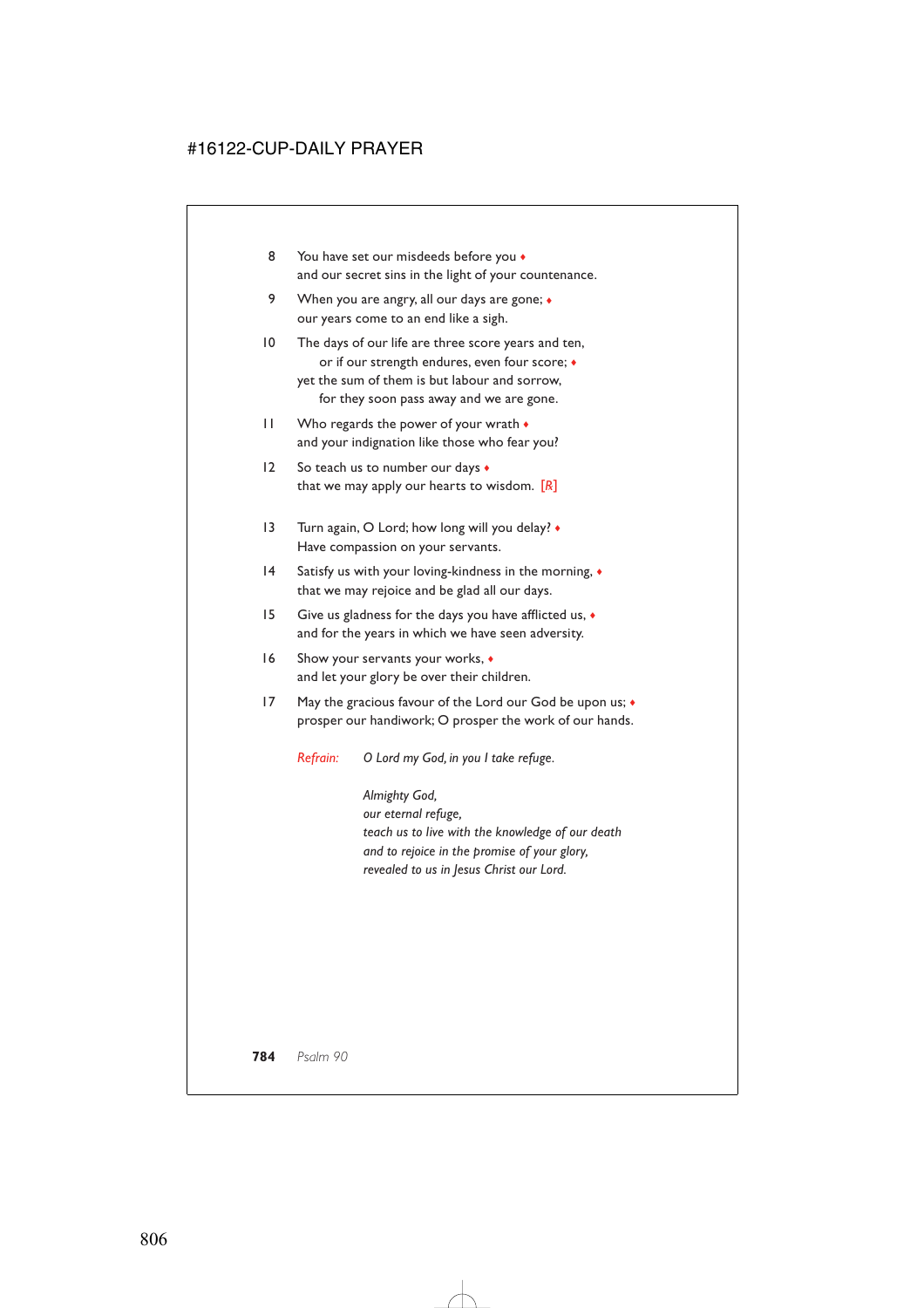8 You have set our misdeeds before you ♦
and our secret sins in the light of your countenance.

9 When you are angry, all our days are gone; ♦
our years come to an end like a sigh.

10 The days of our life are three score years and ten,
or if our strength endures, even four score; ♦
yet the sum of them is but labour and sorrow,
for they soon pass away and we are gone.

11 Who regards the power of your wrath ♦
and your indignation like those who fear you?

12 So teach us to number our days ♦
that we may apply our hearts to wisdom. *[R]*

13 Turn again, O Lord; how long will you delay? ♦
Have compassion on your servants.

14 Satisfy us with your loving-kindness in the morning, ♦
that we may rejoice and be glad all our days.

15 Give us gladness for the days you have afflicted us, ♦
and for the years in which we have seen adversity.

16 Show your servants your works, ♦
and let your glory be over their children.

17 May the gracious favour of the Lord our God be upon us; ♦
prosper our handiwork; O prosper the work of our hands.

*Refrain:* *O Lord my God, in you I take refuge.*

*Almighty God,*
*our eternal refuge,*
*teach us to live with the knowledge of our death*
*and to rejoice in the promise of your glory,*
*revealed to us in Jesus Christ our Lord.*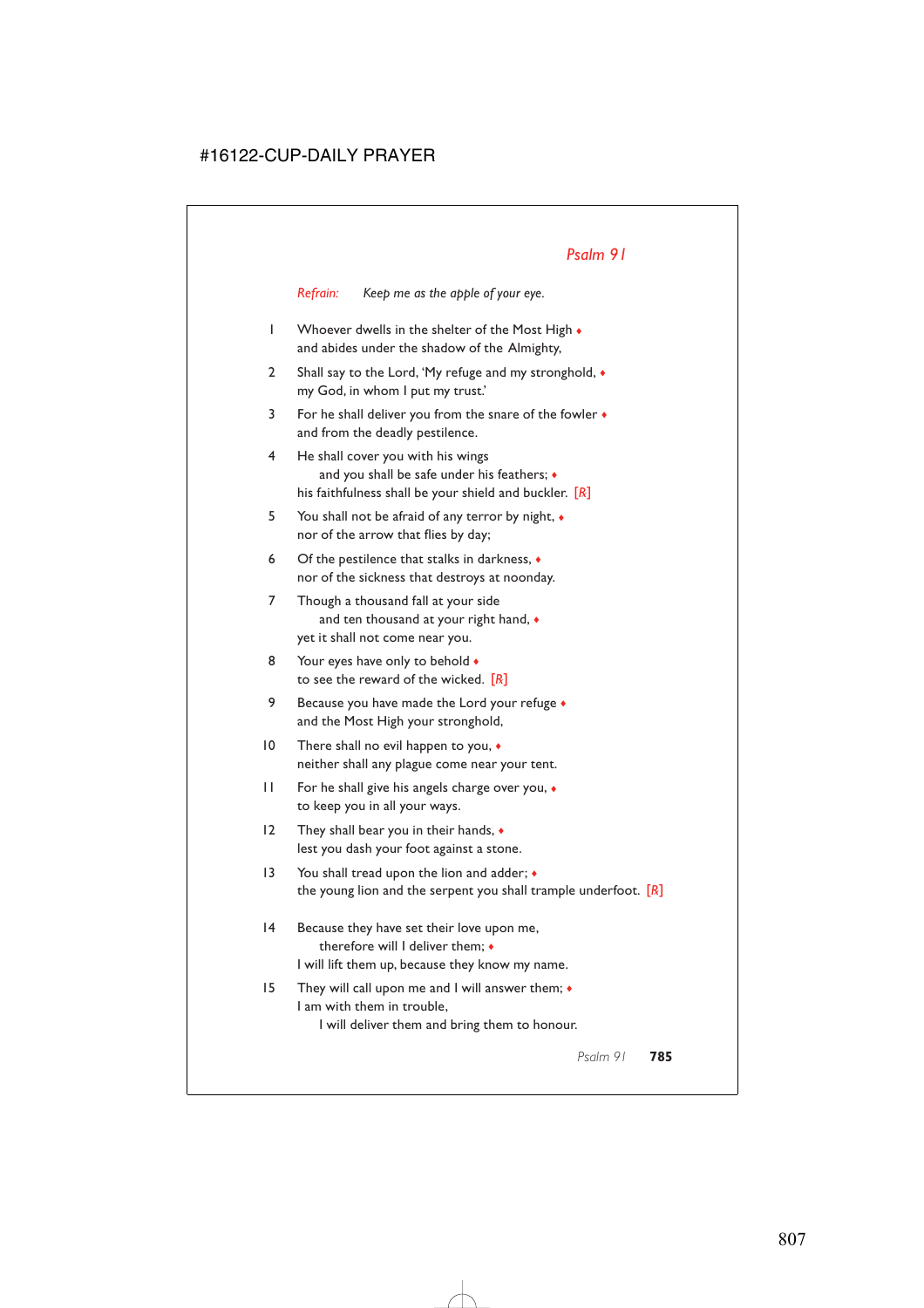## *Psalm 91*

*Refrain:* *Keep me as the apple of your eye.*

1 Whoever dwells in the shelter of the Most High ♦
and abides under the shadow of the Almighty,

2 Shall say to the Lord, 'My refuge and my stronghold, ♦
my God, in whom I put my trust.'

3 For he shall deliver you from the snare of the fowler ♦
and from the deadly pestilence.

4 He shall cover you with his wings
  and you shall be safe under his feathers; ♦
his faithfulness shall be your shield and buckler. [R]

5 You shall not be afraid of any terror by night, ♦
nor of the arrow that flies by day;

6 Of the pestilence that stalks in darkness, ♦
nor of the sickness that destroys at noonday.

7 Though a thousand fall at your side
  and ten thousand at your right hand, ♦
yet it shall not come near you.

8 Your eyes have only to behold ♦
to see the reward of the wicked. [R]

9 Because you have made the Lord your refuge ♦
and the Most High your stronghold,

10 There shall no evil happen to you, ♦
neither shall any plague come near your tent.

11 For he shall give his angels charge over you, ♦
to keep you in all your ways.

12 They shall bear you in their hands, ♦
lest you dash your foot against a stone.

13 You shall tread upon the lion and adder; ♦
the young lion and the serpent you shall trample underfoot. [R]

14 Because they have set their love upon me,
  therefore will I deliver them; ♦
I will lift them up, because they know my name.

15 They will call upon me and I will answer them; ♦
I am with them in trouble,
  I will deliver them and bring them to honour.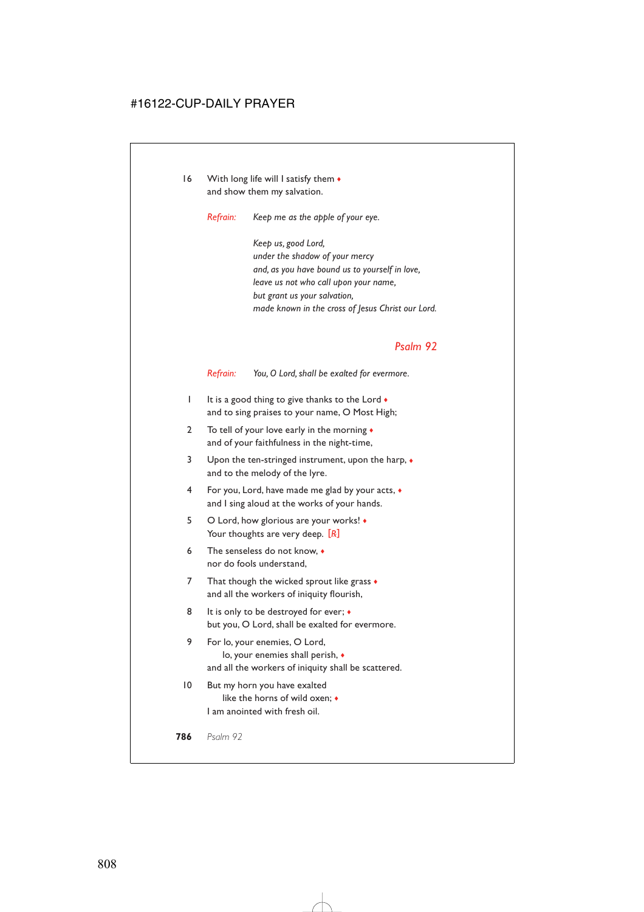16 With long life will I satisfy them ♦
and show them my salvation.

*Refrain:* *Keep me as the apple of your eye.*

*Keep us, good Lord,*
*under the shadow of your mercy*
*and, as you have bound us to yourself in love,*
*leave us not who call upon your name,*
*but grant us your salvation,*
*made known in the cross of Jesus Christ our Lord.*

## Psalm 92

*Refrain:* *You, O Lord, shall be exalted for evermore.*

1 It is a good thing to give thanks to the Lord ♦
and to sing praises to your name, O Most High;

2 To tell of your love early in the morning ♦
and of your faithfulness in the night-time,

3 Upon the ten-stringed instrument, upon the harp, ♦
and to the melody of the lyre.

4 For you, Lord, have made me glad by your acts, ♦
and I sing aloud at the works of your hands.

5 O Lord, how glorious are your works! ♦
Your thoughts are very deep. [R]

6 The senseless do not know, ♦
nor do fools understand,

7 That though the wicked sprout like grass ♦
and all the workers of iniquity flourish,

8 It is only to be destroyed for ever; ♦
but you, O Lord, shall be exalted for evermore.

9 For lo, your enemies, O Lord,
lo, your enemies shall perish, ♦
and all the workers of iniquity shall be scattered.

10 But my horn you have exalted
like the horns of wild oxen; ♦
I am anointed with fresh oil.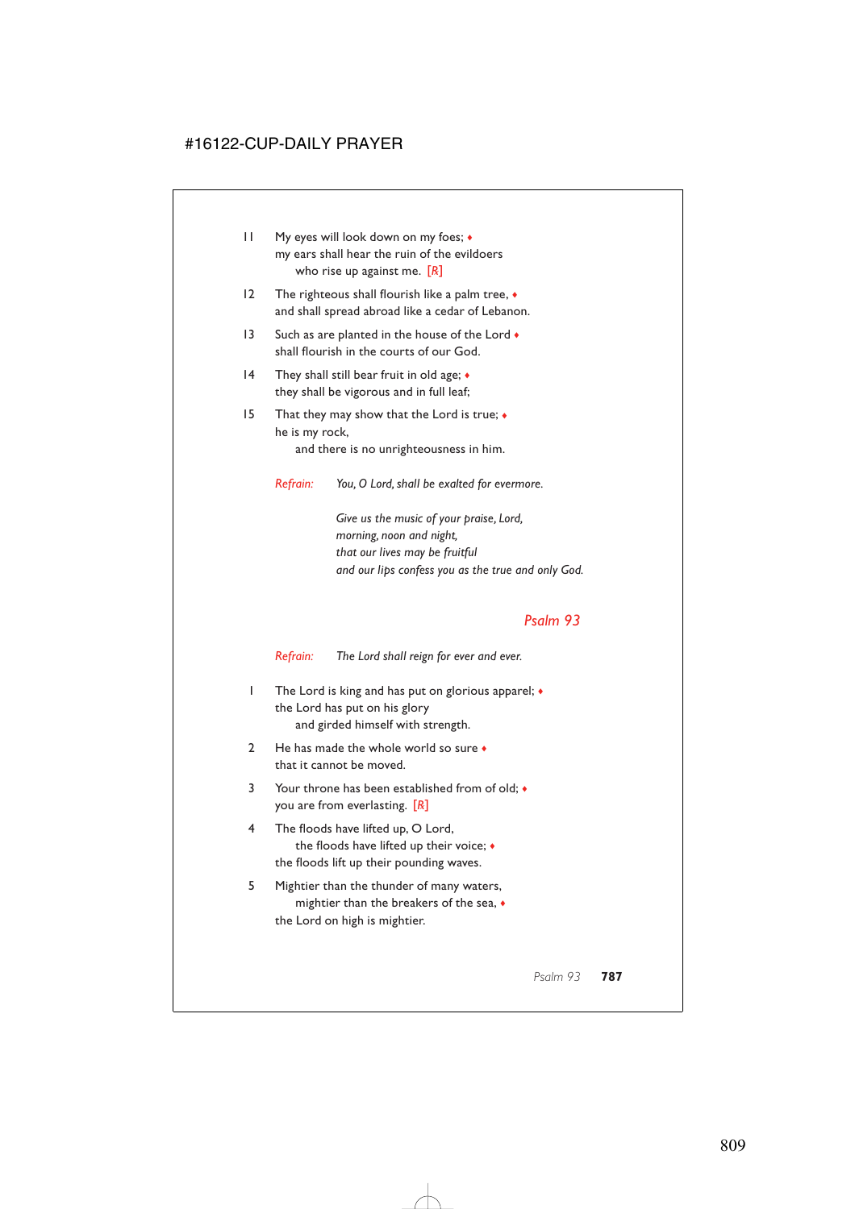11 My eyes will look down on my foes; ♦
my ears shall hear the ruin of the evildoers
who rise up against me. [R]

12 The righteous shall flourish like a palm tree, ♦
and shall spread abroad like a cedar of Lebanon.

13 Such as are planted in the house of the Lord ♦
shall flourish in the courts of our God.

14 They shall still bear fruit in old age; ♦
they shall be vigorous and in full leaf;

15 That they may show that the Lord is true; ♦
he is my rock,
and there is no unrighteousness in him.

*Refrain:* *You, O Lord, shall be exalted for evermore.*

*Give us the music of your praise, Lord,*
*morning, noon and night,*
*that our lives may be fruitful*
*and our lips confess you as the true and only God.*

## *Psalm 93*

*Refrain:* *The Lord shall reign for ever and ever.*

1 The Lord is king and has put on glorious apparel; ♦
the Lord has put on his glory
and girded himself with strength.

2 He has made the whole world so sure ♦
that it cannot be moved.

3 Your throne has been established from of old; ♦
you are from everlasting. [R]

4 The floods have lifted up, O Lord,
the floods have lifted up their voice; ♦
the floods lift up their pounding waves.

5 Mightier than the thunder of many waters,
mightier than the breakers of the sea, ♦
the Lord on high is mightier.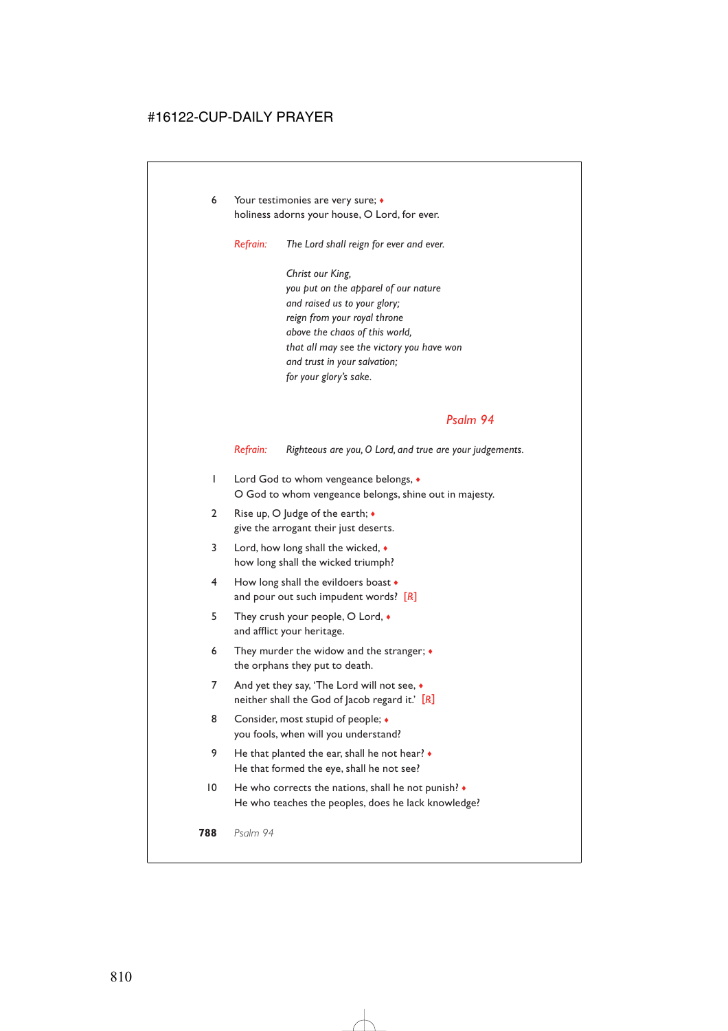6 Your testimonies are very sure; ♦
holiness adorns your house, O Lord, for ever.

*Refrain:* *The Lord shall reign for ever and ever.*

*Christ our King,*
*you put on the apparel of our nature*
*and raised us to your glory;*
*reign from your royal throne*
*above the chaos of this world,*
*that all may see the victory you have won*
*and trust in your salvation;*
*for your glory's sake.*

## *Psalm 94*

*Refrain:* *Righteous are you, O Lord, and true are your judgements.*

1 Lord God to whom vengeance belongs, ♦
O God to whom vengeance belongs, shine out in majesty.

2 Rise up, O Judge of the earth; ♦
give the arrogant their just deserts.

3 Lord, how long shall the wicked, ♦
how long shall the wicked triumph?

4 How long shall the evildoers boast ♦
and pour out such impudent words? [R]

5 They crush your people, O Lord, ♦
and afflict your heritage.

6 They murder the widow and the stranger; ♦
the orphans they put to death.

7 And yet they say, 'The Lord will not see, ♦
neither shall the God of Jacob regard it.' [R]

8 Consider, most stupid of people; ♦
you fools, when will you understand?

9 He that planted the ear, shall he not hear? ♦
He that formed the eye, shall he not see?

10 He who corrects the nations, shall he not punish? ♦
He who teaches the peoples, does he lack knowledge?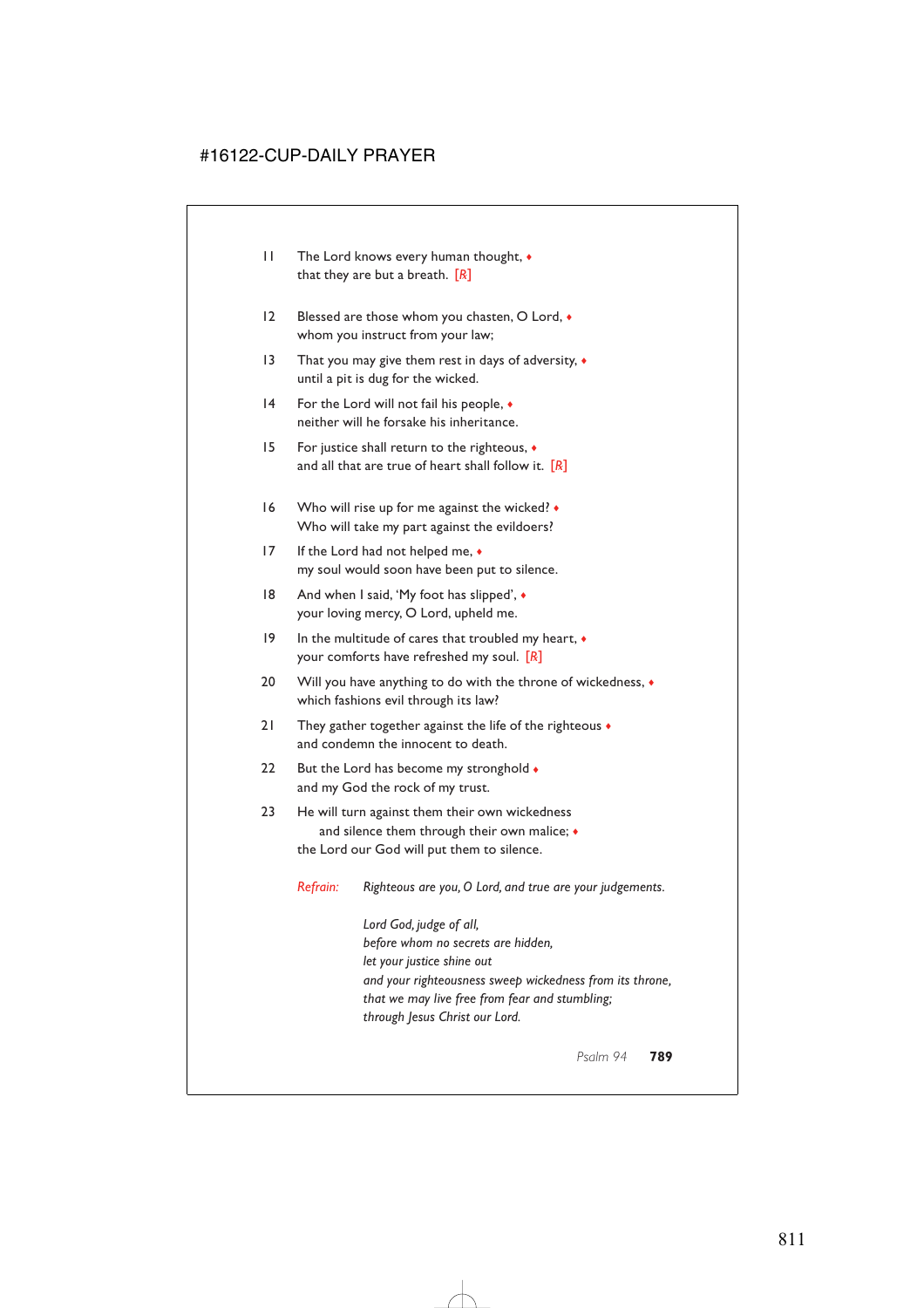11 The Lord knows every human thought, ♦
that they are but a breath. [R]

12 Blessed are those whom you chasten, O Lord, ♦
whom you instruct from your law;

13 That you may give them rest in days of adversity, ♦
until a pit is dug for the wicked.

14 For the Lord will not fail his people, ♦
neither will he forsake his inheritance.

15 For justice shall return to the righteous, ♦
and all that are true of heart shall follow it. [R]

16 Who will rise up for me against the wicked? ♦
Who will take my part against the evildoers?

17 If the Lord had not helped me, ♦
my soul would soon have been put to silence.

18 And when I said, 'My foot has slipped', ♦
your loving mercy, O Lord, upheld me.

19 In the multitude of cares that troubled my heart, ♦
your comforts have refreshed my soul. [R]

20 Will you have anything to do with the throne of wickedness, ♦
which fashions evil through its law?

21 They gather together against the life of the righteous ♦
and condemn the innocent to death.

22 But the Lord has become my stronghold ♦
and my God the rock of my trust.

23 He will turn against them their own wickedness
and silence them through their own malice; ♦
the Lord our God will put them to silence.

*Refrain:* *Righteous are you, O Lord, and true are your judgements.*

*Lord God, judge of all,*
*before whom no secrets are hidden,*
*let your justice shine out*
*and your righteousness sweep wickedness from its throne,*
*that we may live free from fear and stumbling;*
*through Jesus Christ our Lord.*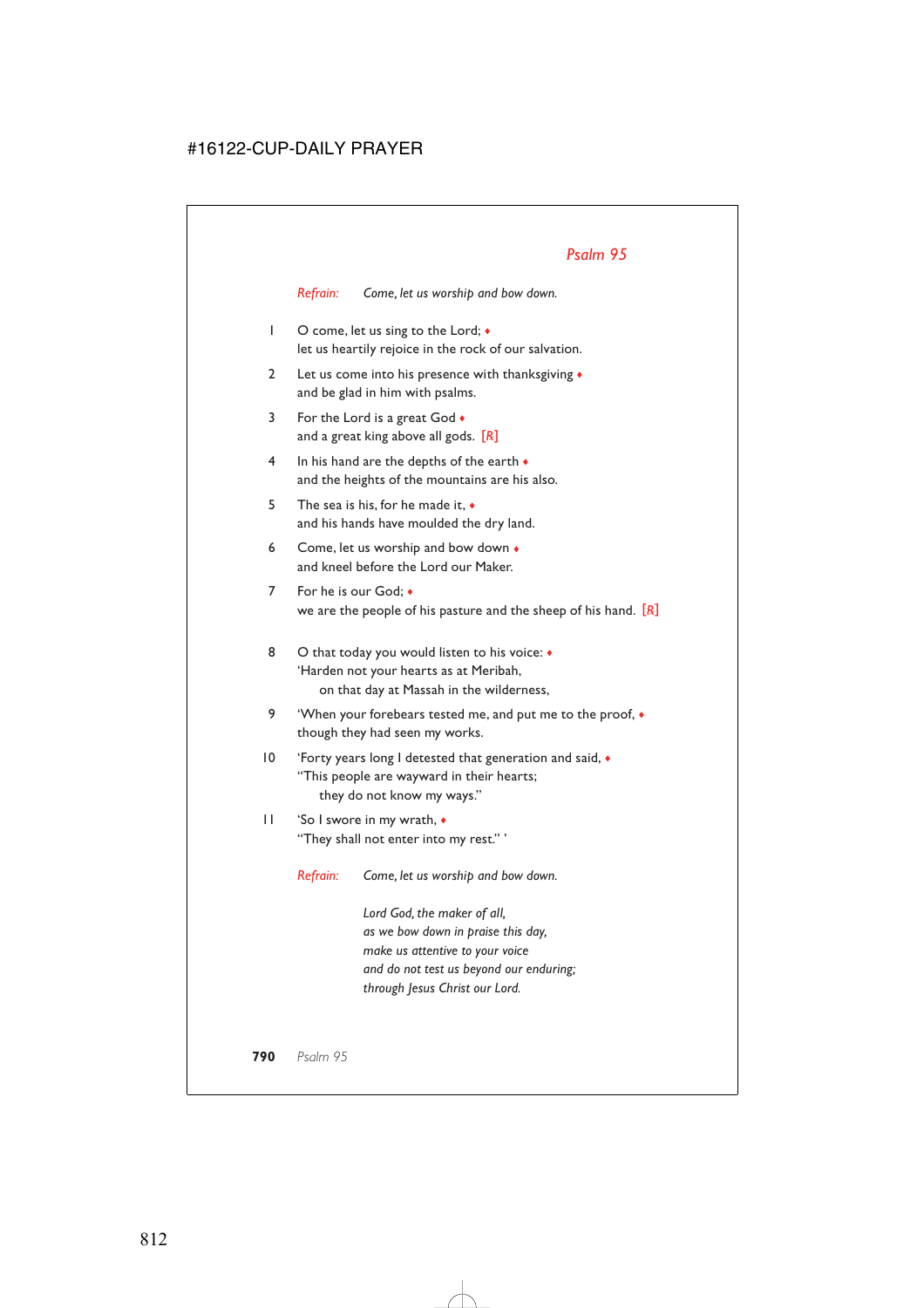## *Psalm 95*

*Refrain:* *Come, let us worship and bow down.*

1 O come, let us sing to the Lord; ♦
let us heartily rejoice in the rock of our salvation.

2 Let us come into his presence with thanksgiving ♦
and be glad in him with psalms.

3 For the Lord is a great God ♦
and a great king above all gods. *[R]*

4 In his hand are the depths of the earth ♦
and the heights of the mountains are his also.

5 The sea is his, for he made it, ♦
and his hands have moulded the dry land.

6 Come, let us worship and bow down ♦
and kneel before the Lord our Maker.

7 For he is our God; ♦
we are the people of his pasture and the sheep of his hand. *[R]*

8 O that today you would listen to his voice: ♦
'Harden not your hearts as at Meribah,
on that day at Massah in the wilderness,

9 'When your forebears tested me, and put me to the proof, ♦
though they had seen my works.

10 'Forty years long I detested that generation and said, ♦
"This people are wayward in their hearts;
they do not know my ways."

11 'So I swore in my wrath, ♦
"They shall not enter into my rest." '

*Refrain:* *Come, let us worship and bow down.*

*Lord God, the maker of all,*
*as we bow down in praise this day,*
*make us attentive to your voice*
*and do not test us beyond our enduring;*
*through Jesus Christ our Lord.*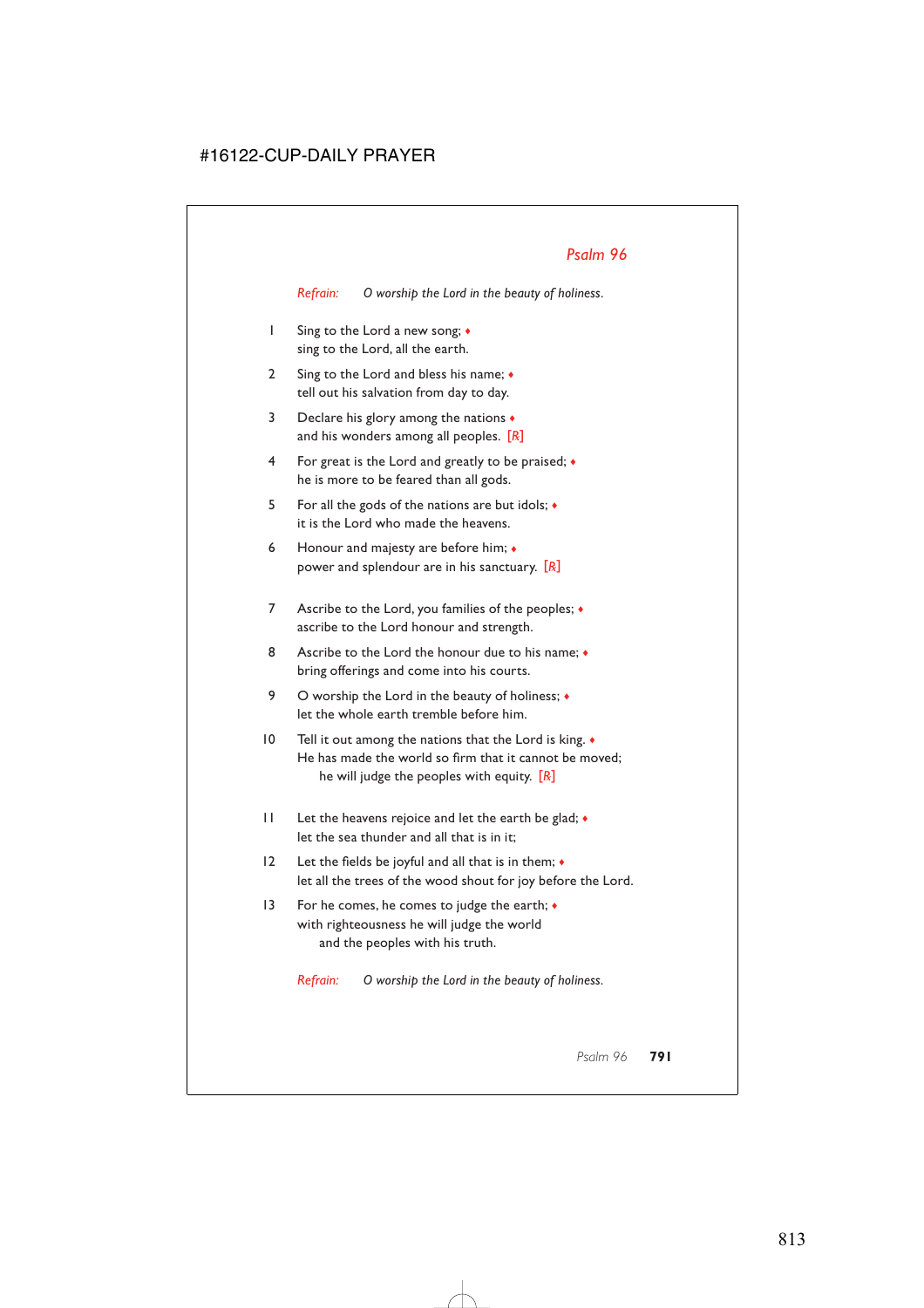## Psalm 96

*Refrain:* *O worship the Lord in the beauty of holiness.*

1 Sing to the Lord a new song; ♦
sing to the Lord, all the earth.

2 Sing to the Lord and bless his name; ♦
tell out his salvation from day to day.

3 Declare his glory among the nations ♦
and his wonders among all peoples. [R]

4 For great is the Lord and greatly to be praised; ♦
he is more to be feared than all gods.

5 For all the gods of the nations are but idols; ♦
it is the Lord who made the heavens.

6 Honour and majesty are before him; ♦
power and splendour are in his sanctuary. [R]

7 Ascribe to the Lord, you families of the peoples; ♦
ascribe to the Lord honour and strength.

8 Ascribe to the Lord the honour due to his name; ♦
bring offerings and come into his courts.

9 O worship the Lord in the beauty of holiness; ♦
let the whole earth tremble before him.

10 Tell it out among the nations that the Lord is king. ♦
He has made the world so firm that it cannot be moved;
he will judge the peoples with equity. [R]

11 Let the heavens rejoice and let the earth be glad; ♦
let the sea thunder and all that is in it;

12 Let the fields be joyful and all that is in them; ♦
let all the trees of the wood shout for joy before the Lord.

13 For he comes, he comes to judge the earth; ♦
with righteousness he will judge the world
and the peoples with his truth.

*Refrain:* *O worship the Lord in the beauty of holiness.*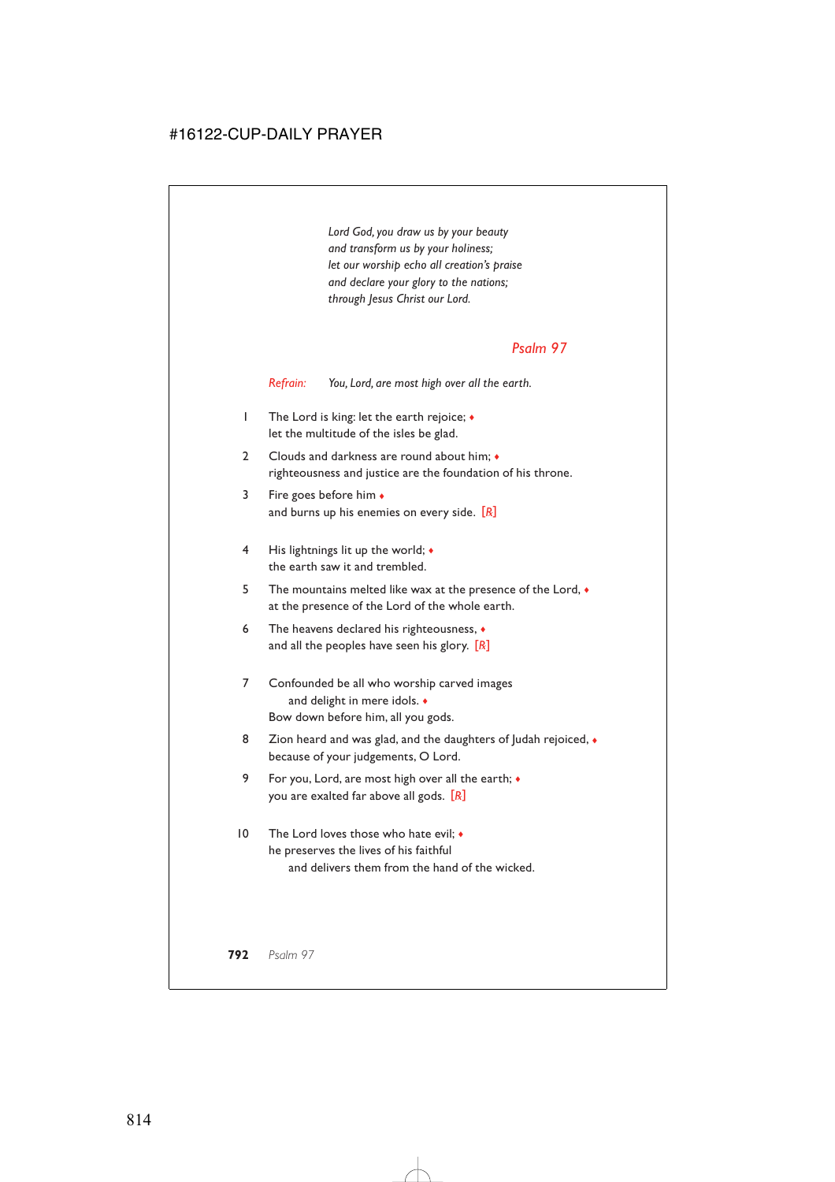*Lord God, you draw us by your beauty*
*and transform us by your holiness;*
*let our worship echo all creation's praise*
*and declare your glory to the nations;*
*through Jesus Christ our Lord.*

## *Psalm 97*

*Refrain:* *You, Lord, are most high over all the earth.*

1 The Lord is king: let the earth rejoice; ♦
let the multitude of the isles be glad.

2 Clouds and darkness are round about him; ♦
righteousness and justice are the foundation of his throne.

3 Fire goes before him ♦
and burns up his enemies on every side. [R]

4 His lightnings lit up the world; ♦
the earth saw it and trembled.

5 The mountains melted like wax at the presence of the Lord, ♦
at the presence of the Lord of the whole earth.

6 The heavens declared his righteousness, ♦
and all the peoples have seen his glory. [R]

7 Confounded be all who worship carved images
  and delight in mere idols. ♦
Bow down before him, all you gods.

8 Zion heard and was glad, and the daughters of Judah rejoiced, ♦
because of your judgements, O Lord.

9 For you, Lord, are most high over all the earth; ♦
you are exalted far above all gods. [R]

10 The Lord loves those who hate evil; ♦
he preserves the lives of his faithful
  and delivers them from the hand of the wicked.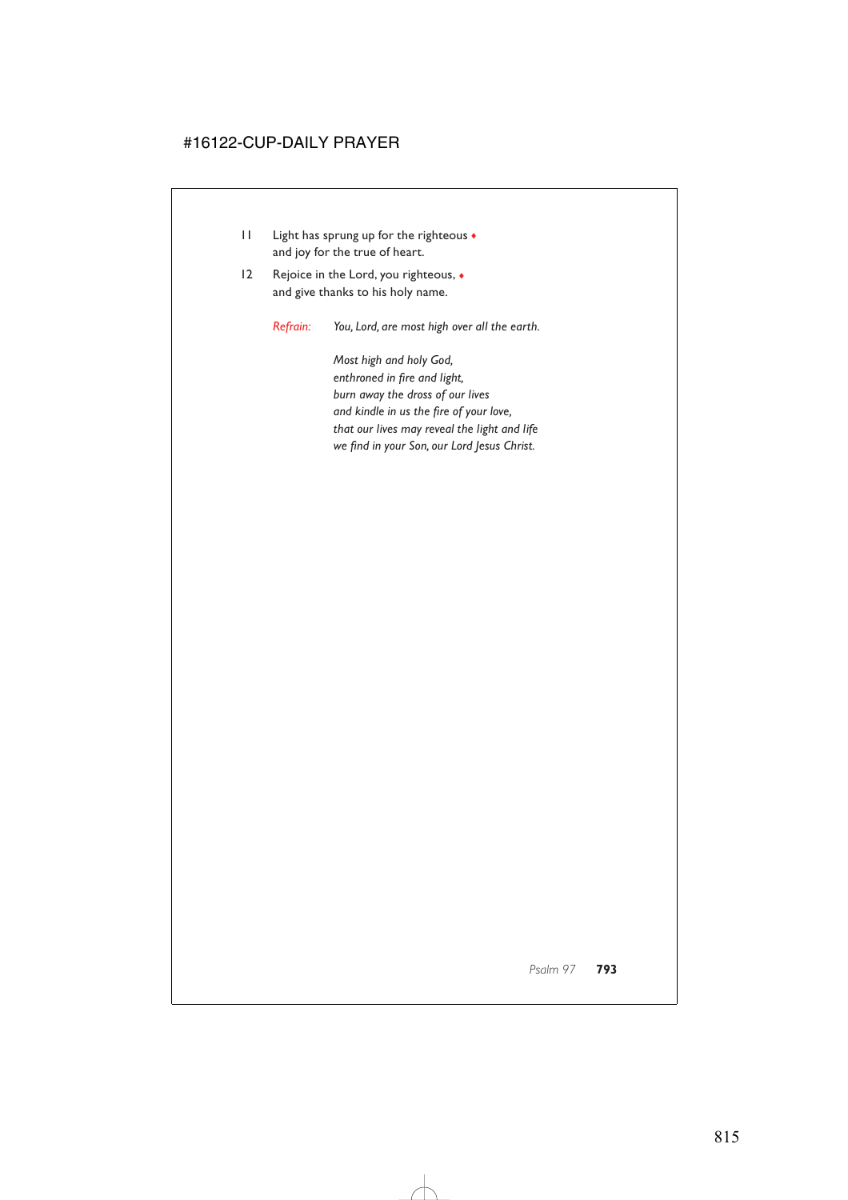11 Light has sprung up for the righteous ♦
and joy for the true of heart.

12 Rejoice in the Lord, you righteous, ♦
and give thanks to his holy name.

*Refrain:* *You, Lord, are most high over all the earth.*

*Most high and holy God,*
*enthroned in fire and light,*
*burn away the dross of our lives*
*and kindle in us the fire of your love,*
*that our lives may reveal the light and life*
*we find in your Son, our Lord Jesus Christ.*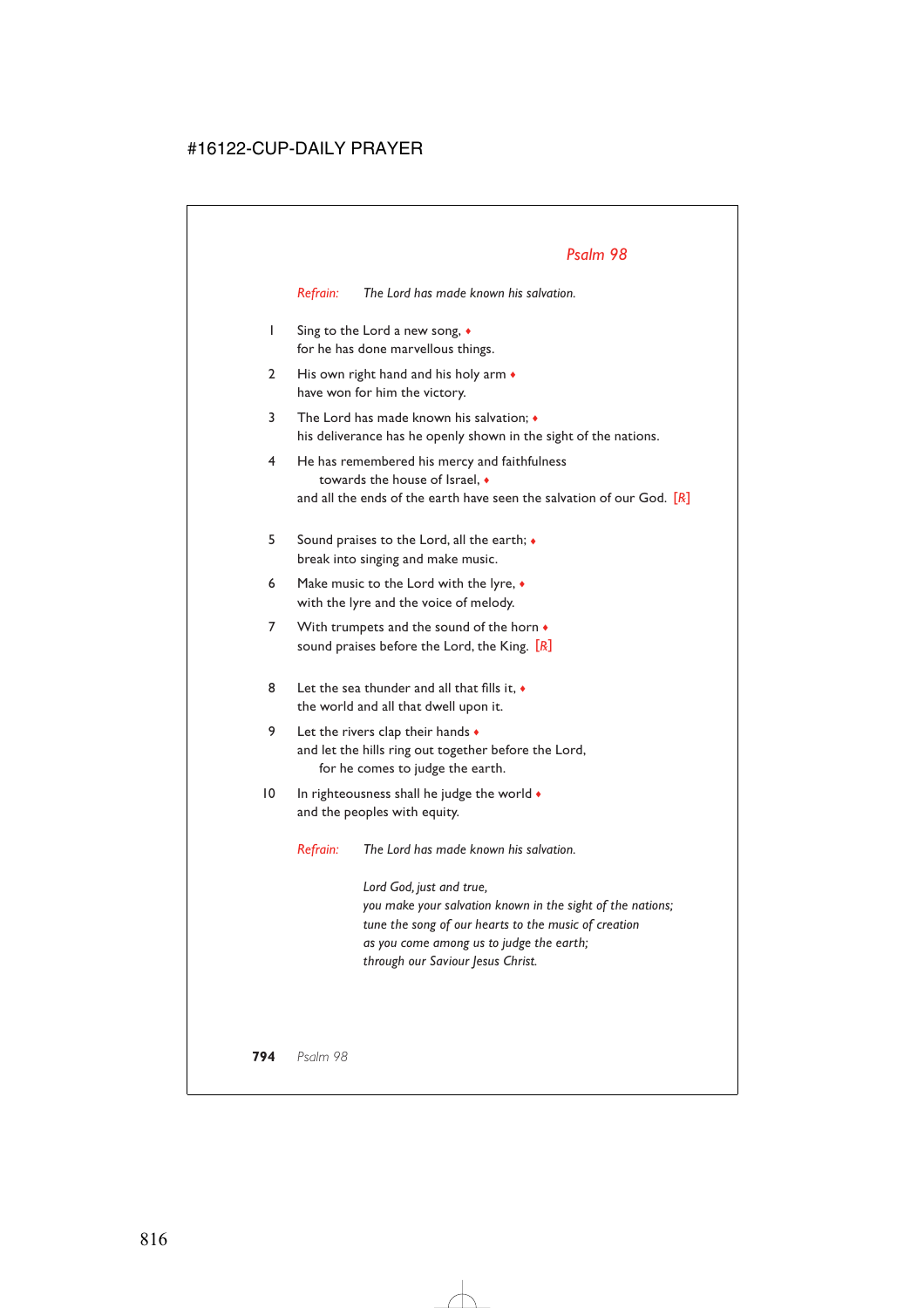## *Psalm 98*

*Refrain:* *The Lord has made known his salvation.*

1 Sing to the Lord a new song, ♦
for he has done marvellous things.

2 His own right hand and his holy arm ♦
have won for him the victory.

3 The Lord has made known his salvation; ♦
his deliverance has he openly shown in the sight of the nations.

4 He has remembered his mercy and faithfulness
towards the house of Israel, ♦
and all the ends of the earth have seen the salvation of our God. [℟]

5 Sound praises to the Lord, all the earth; ♦
break into singing and make music.

6 Make music to the Lord with the lyre, ♦
with the lyre and the voice of melody.

7 With trumpets and the sound of the horn ♦
sound praises before the Lord, the King. [℟]

8 Let the sea thunder and all that fills it, ♦
the world and all that dwell upon it.

9 Let the rivers clap their hands ♦
and let the hills ring out together before the Lord,
for he comes to judge the earth.

10 In righteousness shall he judge the world ♦
and the peoples with equity.

*Refrain:* *The Lord has made known his salvation.*

*Lord God, just and true,*
*you make your salvation known in the sight of the nations;*
*tune the song of our hearts to the music of creation*
*as you come among us to judge the earth;*
*through our Saviour Jesus Christ.*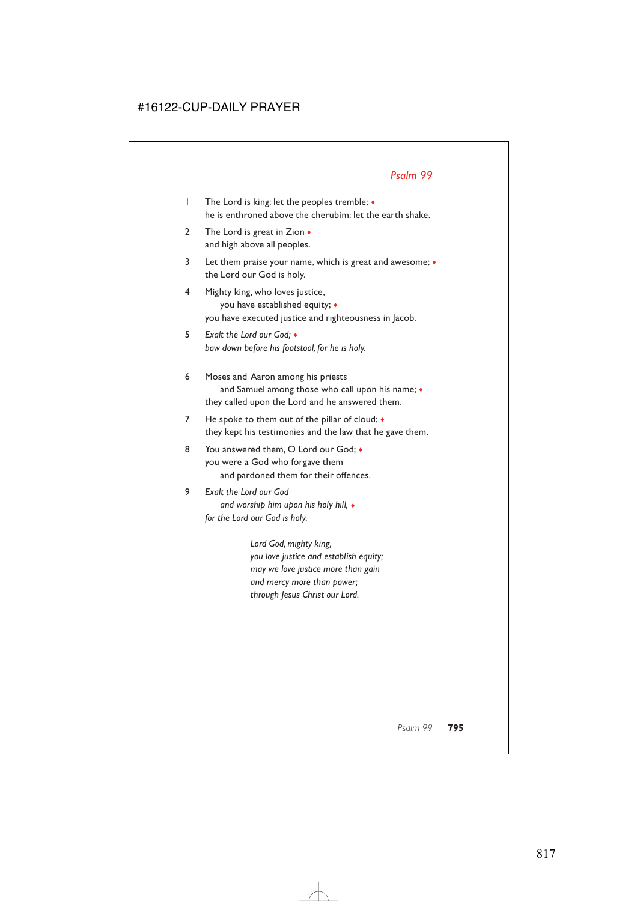## *Psalm 99*

1 The Lord is king: let the peoples tremble; ♦
he is enthroned above the cherubim: let the earth shake.

2 The Lord is great in Zion ♦
and high above all peoples.

3 Let them praise your name, which is great and awesome; ♦
the Lord our God is holy.

4 Mighty king, who loves justice,
  you have established equity; ♦
you have executed justice and righteousness in Jacob.

5 *Exalt the Lord our God;* ♦
*bow down before his footstool, for he is holy.*

6 Moses and Aaron among his priests
  and Samuel among those who call upon his name; ♦
they called upon the Lord and he answered them.

7 He spoke to them out of the pillar of cloud; ♦
they kept his testimonies and the law that he gave them.

8 You answered them, O Lord our God; ♦
you were a God who forgave them
  and pardoned them for their offences.

9 *Exalt the Lord our God*
  *and worship him upon his holy hill,* ♦
*for the Lord our God is holy.*

*Lord God, mighty king,*
*you love justice and establish equity;*
*may we love justice more than gain*
*and mercy more than power;*
*through Jesus Christ our Lord.*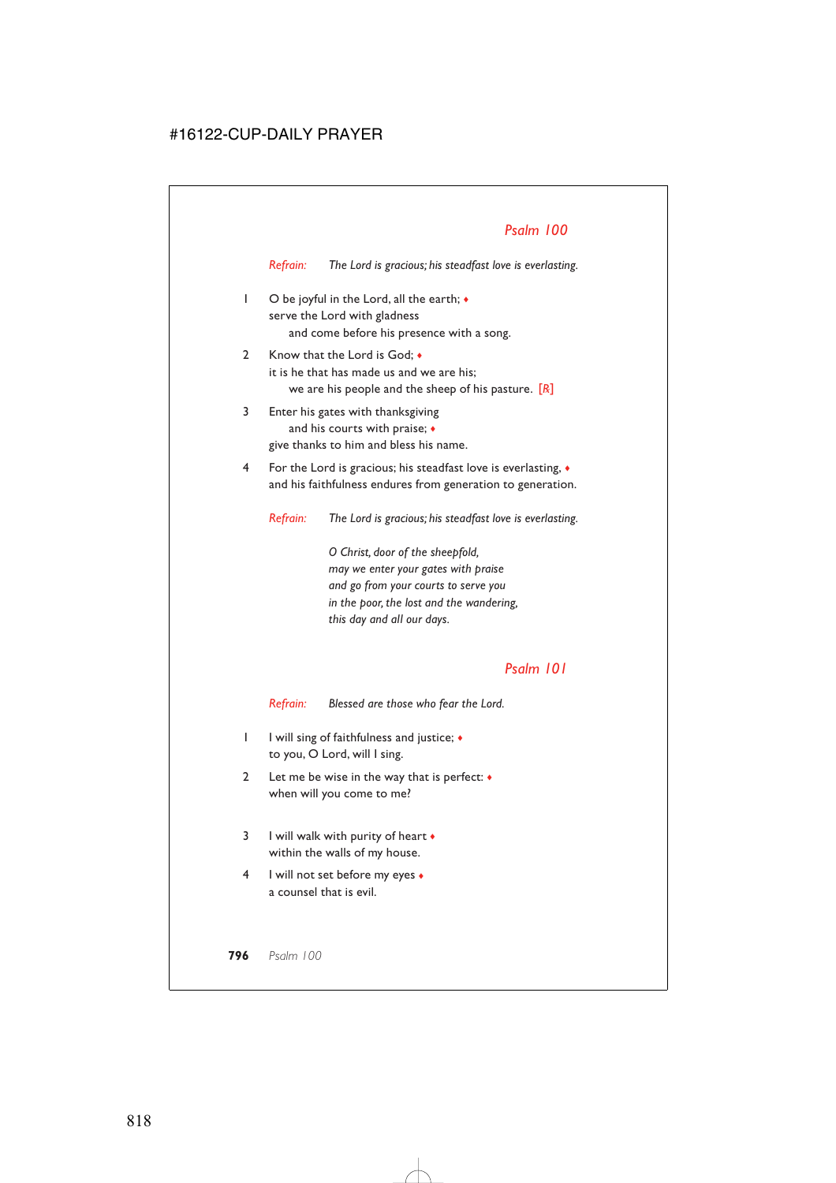## *Psalm 100*

*Refrain:* *The Lord is gracious; his steadfast love is everlasting.*

1 O be joyful in the Lord, all the earth; ♦
serve the Lord with gladness
 and come before his presence with a song.

2 Know that the Lord is God; ♦
it is he that has made us and we are his;
 we are his people and the sheep of his pasture. [R]

3 Enter his gates with thanksgiving
 and his courts with praise; ♦
give thanks to him and bless his name.

4 For the Lord is gracious; his steadfast love is everlasting, ♦
and his faithfulness endures from generation to generation.

*Refrain:* *The Lord is gracious; his steadfast love is everlasting.*

*O Christ, door of the sheepfold,*
*may we enter your gates with praise*
*and go from your courts to serve you*
*in the poor, the lost and the wandering,*
*this day and all our days.*

## *Psalm 101*

*Refrain:* *Blessed are those who fear the Lord.*

1 I will sing of faithfulness and justice; ♦
to you, O Lord, will I sing.

2 Let me be wise in the way that is perfect: ♦
when will you come to me?

3 I will walk with purity of heart ♦
within the walls of my house.

4 I will not set before my eyes ♦
a counsel that is evil.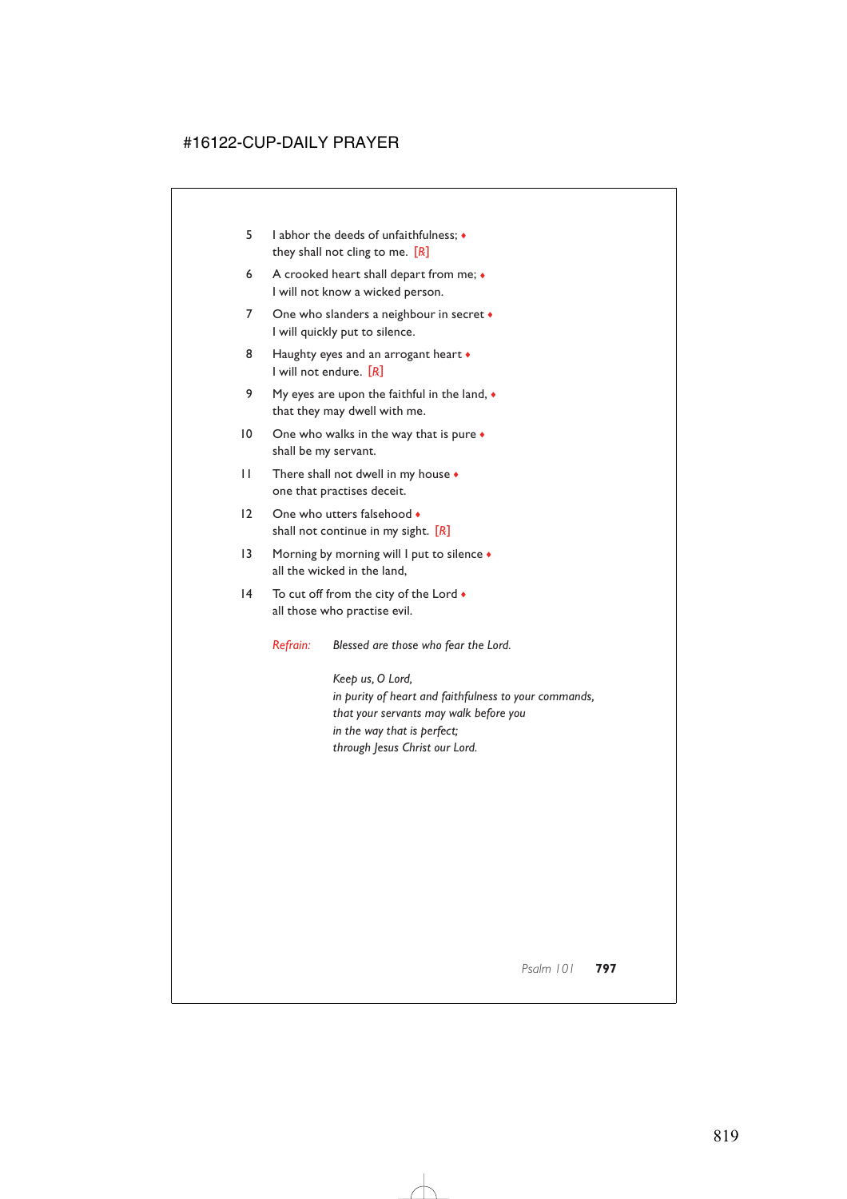5 I abhor the deeds of unfaithfulness; ♦
they shall not cling to me. [℟]

6 A crooked heart shall depart from me; ♦
I will not know a wicked person.

7 One who slanders a neighbour in secret ♦
I will quickly put to silence.

8 Haughty eyes and an arrogant heart ♦
I will not endure. [℟]

9 My eyes are upon the faithful in the land, ♦
that they may dwell with me.

10 One who walks in the way that is pure ♦
shall be my servant.

11 There shall not dwell in my house ♦
one that practises deceit.

12 One who utters falsehood ♦
shall not continue in my sight. [℟]

13 Morning by morning will I put to silence ♦
all the wicked in the land,

14 To cut off from the city of the Lord ♦
all those who practise evil.

*Refrain:* *Blessed are those who fear the Lord.*

*Keep us, O Lord,*
*in purity of heart and faithfulness to your commands,*
*that your servants may walk before you*
*in the way that is perfect;*
*through Jesus Christ our Lord.*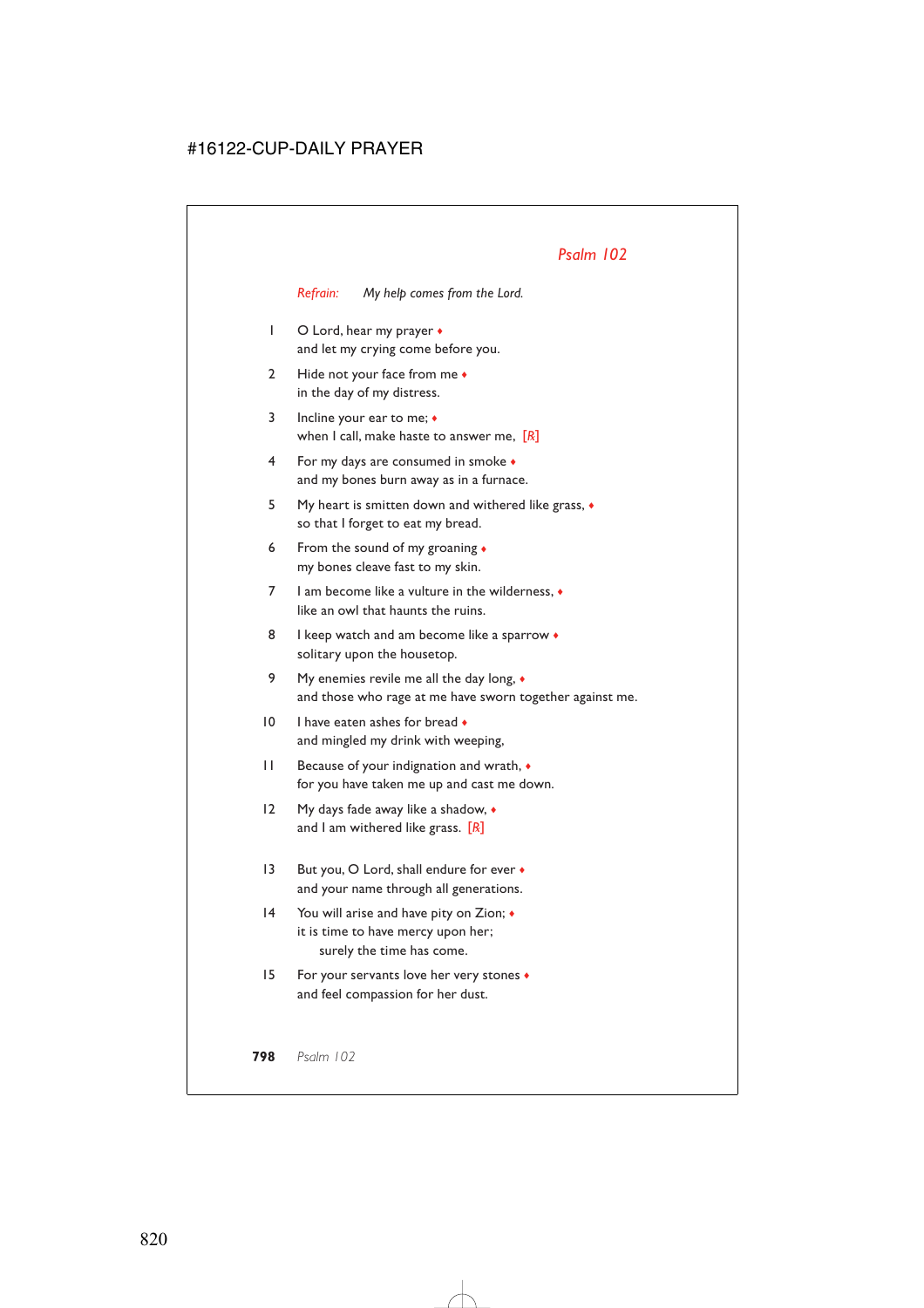## *Psalm 102*

*Refrain:* *My help comes from the Lord.*

1 O Lord, hear my prayer ♦
and let my crying come before you.

2 Hide not your face from me ♦
in the day of my distress.

3 Incline your ear to me; ♦
when I call, make haste to answer me, [*R*]

4 For my days are consumed in smoke ♦
and my bones burn away as in a furnace.

5 My heart is smitten down and withered like grass, ♦
so that I forget to eat my bread.

6 From the sound of my groaning ♦
my bones cleave fast to my skin.

7 I am become like a vulture in the wilderness, ♦
like an owl that haunts the ruins.

8 I keep watch and am become like a sparrow ♦
solitary upon the housetop.

9 My enemies revile me all the day long, ♦
and those who rage at me have sworn together against me.

10 I have eaten ashes for bread ♦
and mingled my drink with weeping,

11 Because of your indignation and wrath, ♦
for you have taken me up and cast me down.

12 My days fade away like a shadow, ♦
and I am withered like grass. [*R*]

13 But you, O Lord, shall endure for ever ♦
and your name through all generations.

14 You will arise and have pity on Zion; ♦
it is time to have mercy upon her;
surely the time has come.

15 For your servants love her very stones ♦
and feel compassion for her dust.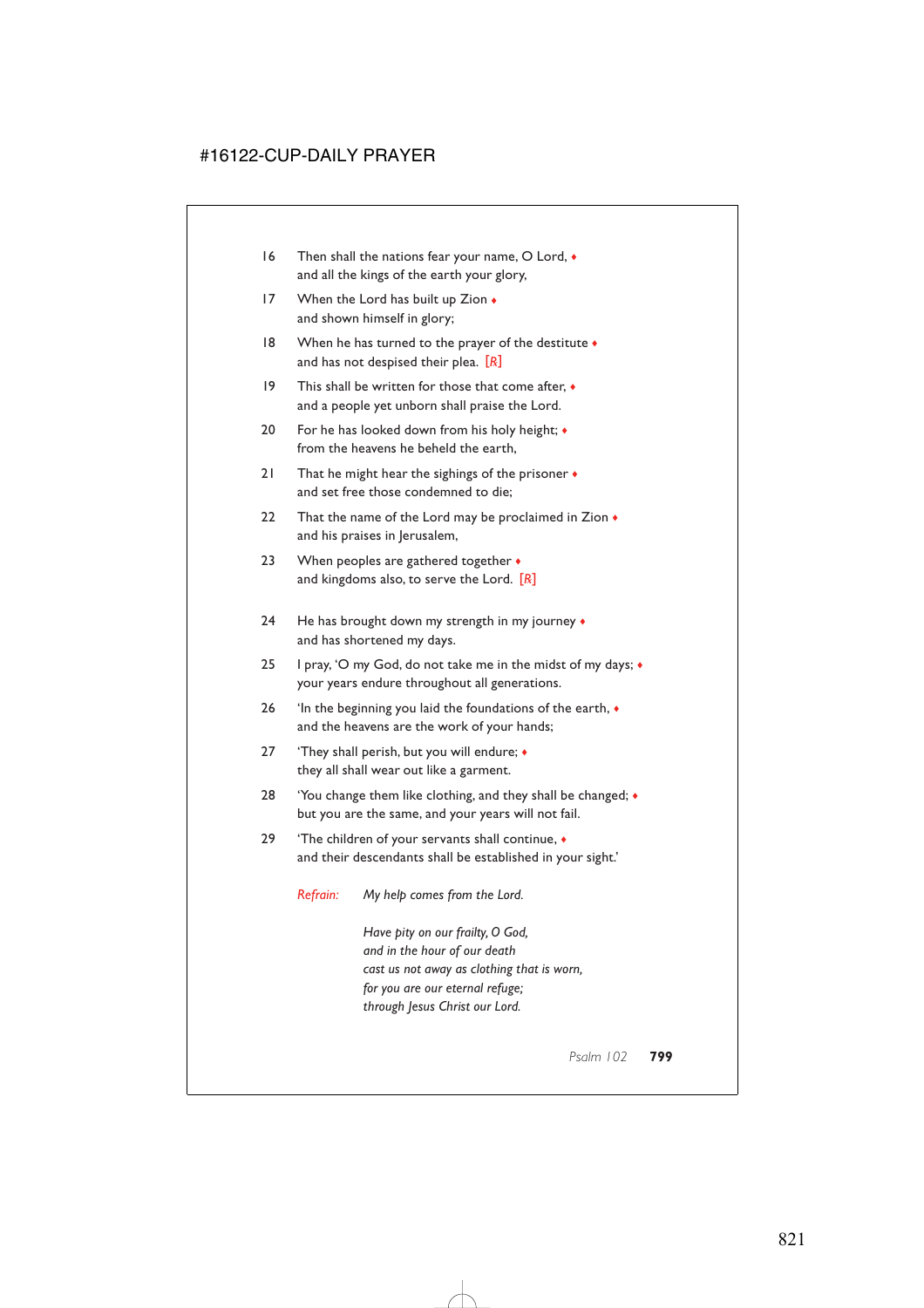16 Then shall the nations fear your name, O Lord, ♦
and all the kings of the earth your glory,

17 When the Lord has built up Zion ♦
and shown himself in glory;

18 When he has turned to the prayer of the destitute ♦
and has not despised their plea. [R]

19 This shall be written for those that come after, ♦
and a people yet unborn shall praise the Lord.

20 For he has looked down from his holy height; ♦
from the heavens he beheld the earth,

21 That he might hear the sighings of the prisoner ♦
and set free those condemned to die;

22 That the name of the Lord may be proclaimed in Zion ♦
and his praises in Jerusalem,

23 When peoples are gathered together ♦
and kingdoms also, to serve the Lord. [R]

24 He has brought down my strength in my journey ♦
and has shortened my days.

25 I pray, 'O my God, do not take me in the midst of my days; ♦
your years endure throughout all generations.

26 'In the beginning you laid the foundations of the earth, ♦
and the heavens are the work of your hands;

27 'They shall perish, but you will endure; ♦
they all shall wear out like a garment.

28 'You change them like clothing, and they shall be changed; ♦
but you are the same, and your years will not fail.

29 'The children of your servants shall continue, ♦
and their descendants shall be established in your sight.'

*Refrain:* *My help comes from the Lord.*

*Have pity on our frailty, O God,*
*and in the hour of our death*
*cast us not away as clothing that is worn,*
*for you are our eternal refuge;*
*through Jesus Christ our Lord.*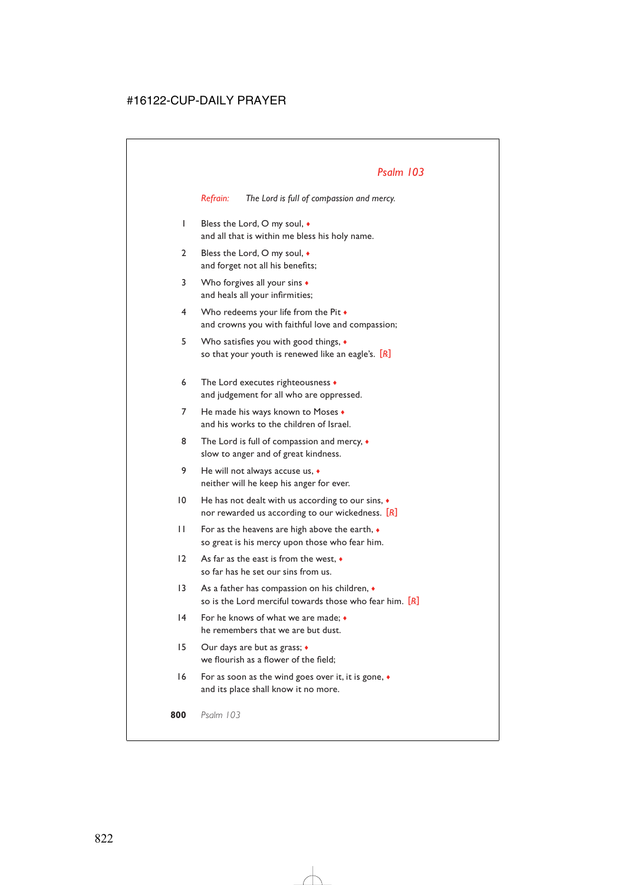## *Psalm 103*

*Refrain:* *The Lord is full of compassion and mercy.*

1 Bless the Lord, O my soul, ♦
and all that is within me bless his holy name.

2 Bless the Lord, O my soul, ♦
and forget not all his benefits;

3 Who forgives all your sins ♦
and heals all your infirmities;

4 Who redeems your life from the Pit ♦
and crowns you with faithful love and compassion;

5 Who satisfies you with good things, ♦
so that your youth is renewed like an eagle's. [*R*]

6 The Lord executes righteousness ♦
and judgement for all who are oppressed.

7 He made his ways known to Moses ♦
and his works to the children of Israel.

8 The Lord is full of compassion and mercy, ♦
slow to anger and of great kindness.

9 He will not always accuse us, ♦
neither will he keep his anger for ever.

10 He has not dealt with us according to our sins, ♦
nor rewarded us according to our wickedness. [*R*]

11 For as the heavens are high above the earth, ♦
so great is his mercy upon those who fear him.

12 As far as the east is from the west, ♦
so far has he set our sins from us.

13 As a father has compassion on his children, ♦
so is the Lord merciful towards those who fear him. [*R*]

14 For he knows of what we are made; ♦
he remembers that we are but dust.

15 Our days are but as grass; ♦
we flourish as a flower of the field;

16 For as soon as the wind goes over it, it is gone, ♦
and its place shall know it no more.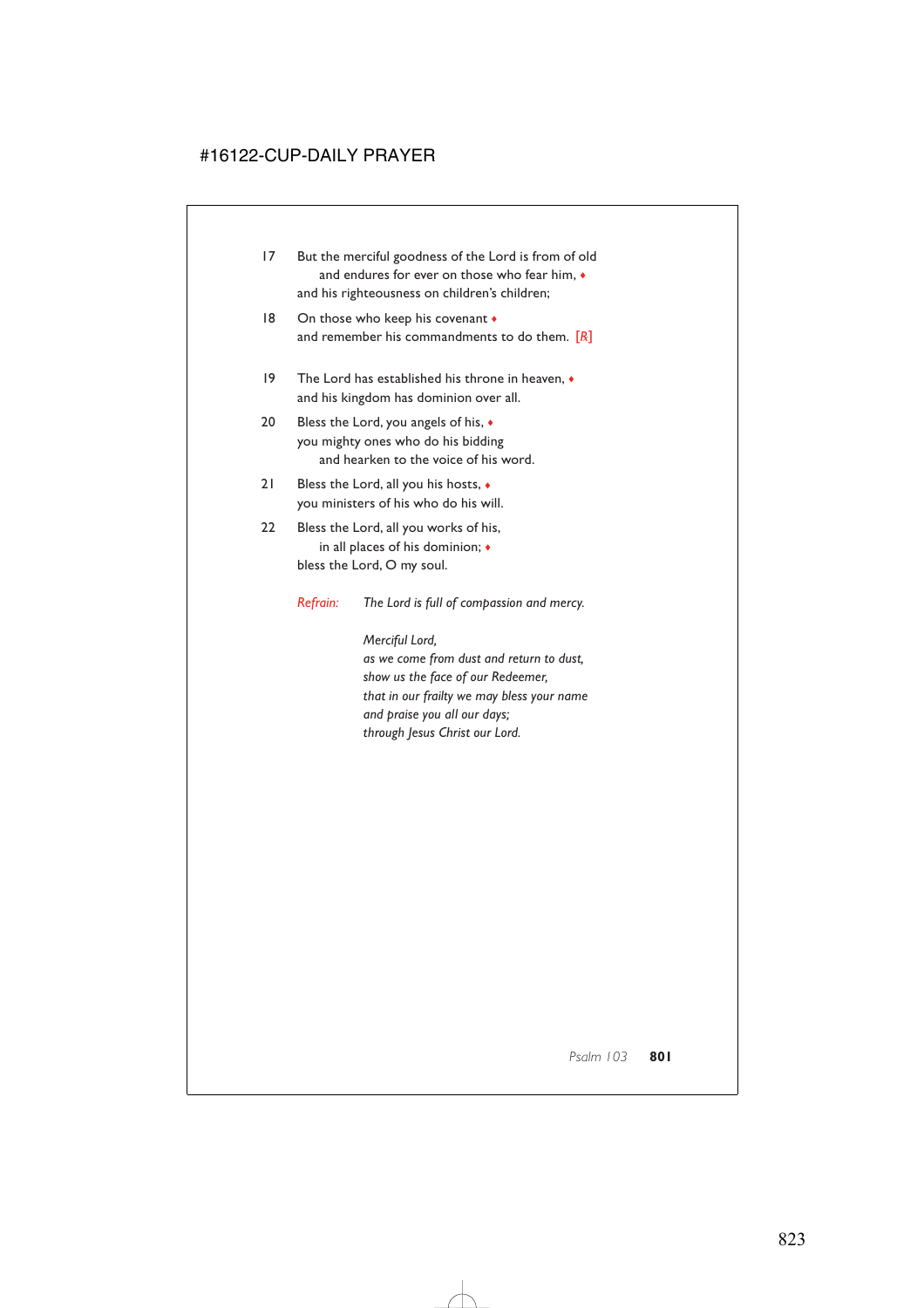17 But the merciful goodness of the Lord is from of old
    and endures for ever on those who fear him, ♦
and his righteousness on children's children;

18 On those who keep his covenant ♦
and remember his commandments to do them. [R]

19 The Lord has established his throne in heaven, ♦
and his kingdom has dominion over all.

20 Bless the Lord, you angels of his, ♦
you mighty ones who do his bidding
    and hearken to the voice of his word.

21 Bless the Lord, all you his hosts, ♦
you ministers of his who do his will.

22 Bless the Lord, all you works of his,
    in all places of his dominion; ♦
bless the Lord, O my soul.

*Refrain:* *The Lord is full of compassion and mercy.*

*Merciful Lord,*
*as we come from dust and return to dust,*
*show us the face of our Redeemer,*
*that in our frailty we may bless your name*
*and praise you all our days;*
*through Jesus Christ our Lord.*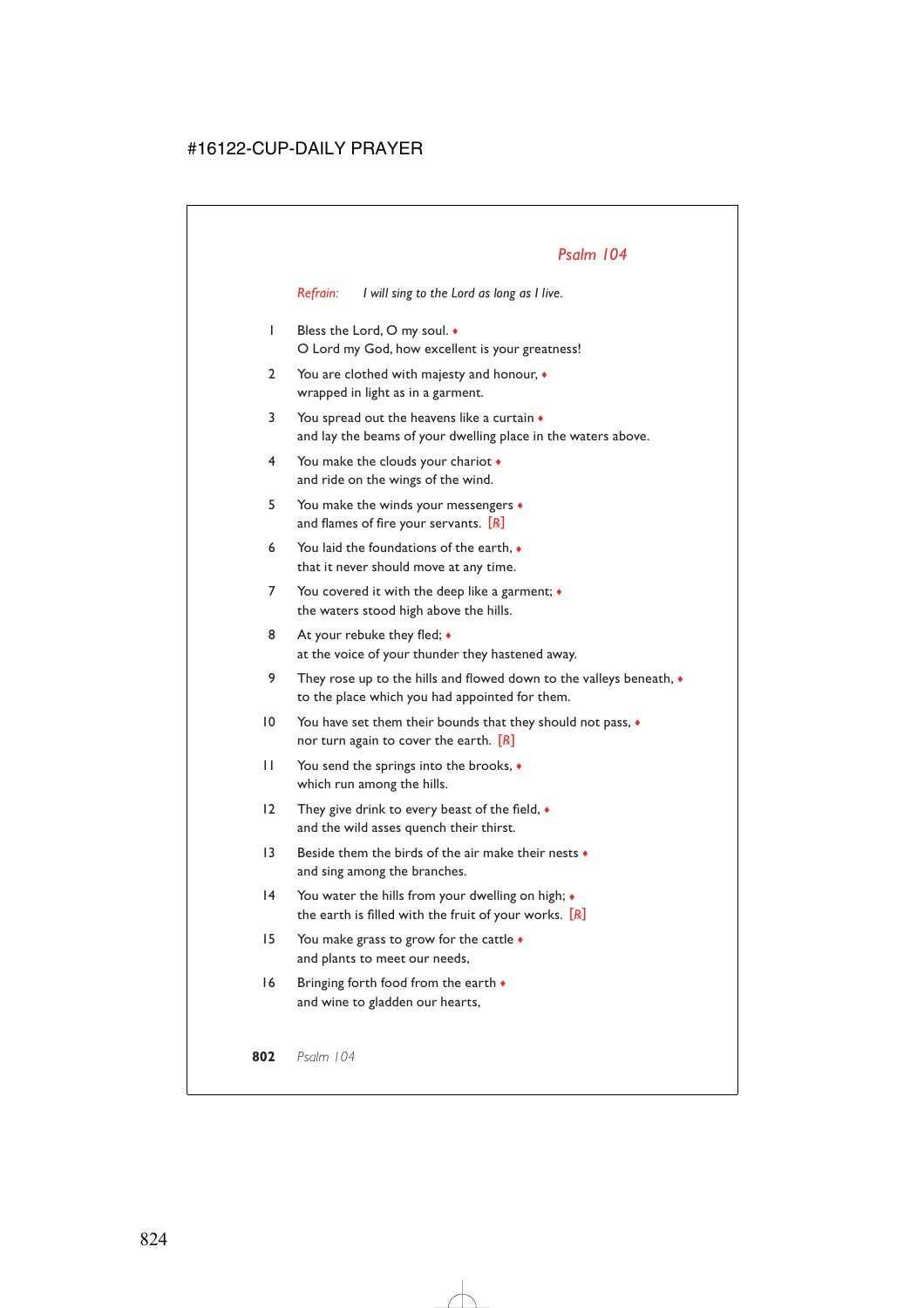## *Psalm 104*

*Refrain:* *I will sing to the Lord as long as I live.*

1 Bless the Lord, O my soul. ♦
O Lord my God, how excellent is your greatness!

2 You are clothed with majesty and honour, ♦
wrapped in light as in a garment.

3 You spread out the heavens like a curtain ♦
and lay the beams of your dwelling place in the waters above.

4 You make the clouds your chariot ♦
and ride on the wings of the wind.

5 You make the winds your messengers ♦
and flames of fire your servants. [R]

6 You laid the foundations of the earth, ♦
that it never should move at any time.

7 You covered it with the deep like a garment; ♦
the waters stood high above the hills.

8 At your rebuke they fled; ♦
at the voice of your thunder they hastened away.

9 They rose up to the hills and flowed down to the valleys beneath, ♦
to the place which you had appointed for them.

10 You have set them their bounds that they should not pass, ♦
nor turn again to cover the earth. [R]

11 You send the springs into the brooks, ♦
which run among the hills.

12 They give drink to every beast of the field, ♦
and the wild asses quench their thirst.

13 Beside them the birds of the air make their nests ♦
and sing among the branches.

14 You water the hills from your dwelling on high; ♦
the earth is filled with the fruit of your works. [R]

15 You make grass to grow for the cattle ♦
and plants to meet our needs,

16 Bringing forth food from the earth ♦
and wine to gladden our hearts,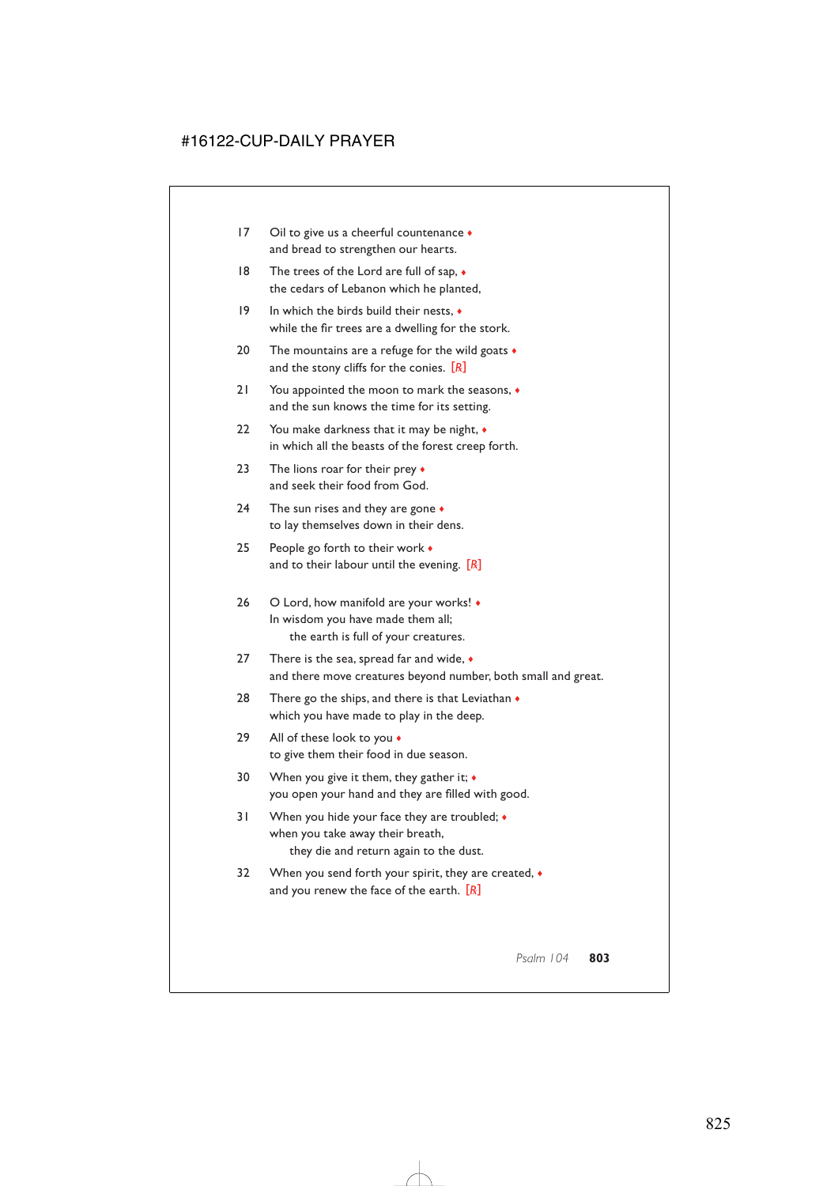17 Oil to give us a cheerful countenance ♦
and bread to strengthen our hearts.

18 The trees of the Lord are full of sap, ♦
the cedars of Lebanon which he planted,

19 In which the birds build their nests, ♦
while the fir trees are a dwelling for the stork.

20 The mountains are a refuge for the wild goats ♦
and the stony cliffs for the conies. [R]

21 You appointed the moon to mark the seasons, ♦
and the sun knows the time for its setting.

22 You make darkness that it may be night, ♦
in which all the beasts of the forest creep forth.

23 The lions roar for their prey ♦
and seek their food from God.

24 The sun rises and they are gone ♦
to lay themselves down in their dens.

25 People go forth to their work ♦
and to their labour until the evening. [R]

26 O Lord, how manifold are your works! ♦
In wisdom you have made them all;
the earth is full of your creatures.

27 There is the sea, spread far and wide, ♦
and there move creatures beyond number, both small and great.

28 There go the ships, and there is that Leviathan ♦
which you have made to play in the deep.

29 All of these look to you ♦
to give them their food in due season.

30 When you give it them, they gather it; ♦
you open your hand and they are filled with good.

31 When you hide your face they are troubled; ♦
when you take away their breath,
they die and return again to the dust.

32 When you send forth your spirit, they are created, ♦
and you renew the face of the earth. [R]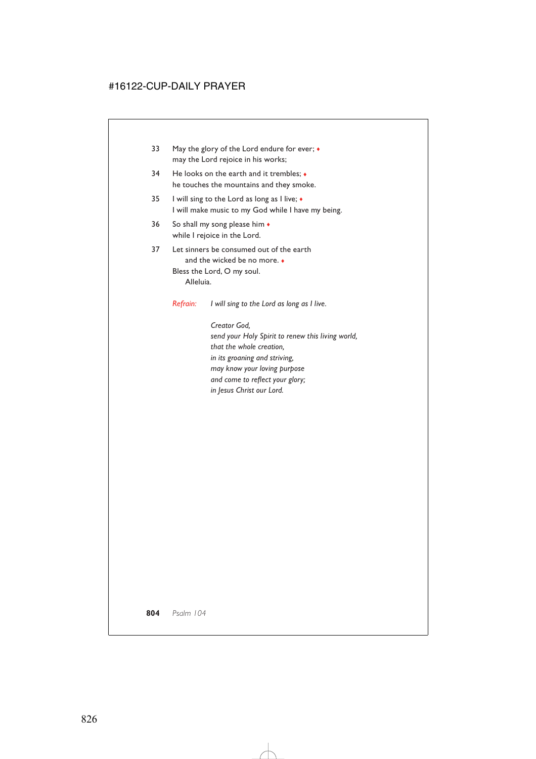33 May the glory of the Lord endure for ever; ♦
may the Lord rejoice in his works;

34 He looks on the earth and it trembles; ♦
he touches the mountains and they smoke.

35 I will sing to the Lord as long as I live; ♦
I will make music to my God while I have my being.

36 So shall my song please him ♦
while I rejoice in the Lord.

37 Let sinners be consumed out of the earth
and the wicked be no more. ♦
Bless the Lord, O my soul.
Alleluia.

*Refrain:* *I will sing to the Lord as long as I live.*

*Creator God,*
*send your Holy Spirit to renew this living world,*
*that the whole creation,*
*in its groaning and striving,*
*may know your loving purpose*
*and come to reflect your glory;*
*in Jesus Christ our Lord.*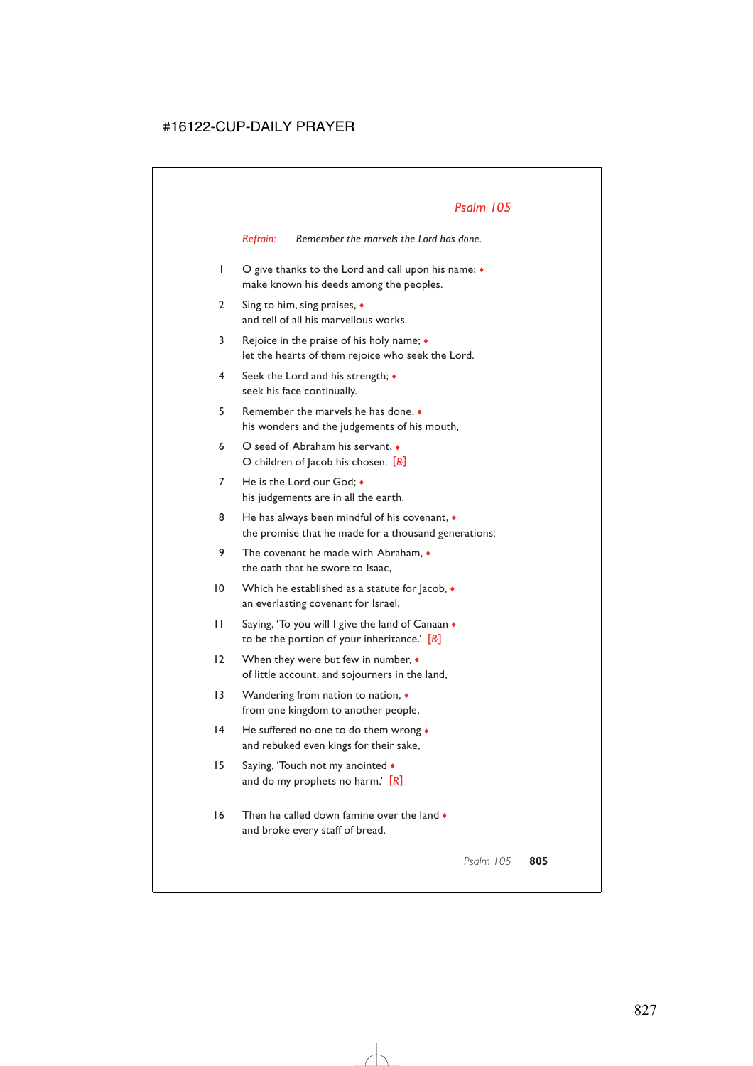## *Psalm 105*

*Refrain:* *Remember the marvels the Lord has done.*

1 O give thanks to the Lord and call upon his name; ♦
make known his deeds among the peoples.

2 Sing to him, sing praises, ♦
and tell of all his marvellous works.

3 Rejoice in the praise of his holy name; ♦
let the hearts of them rejoice who seek the Lord.

4 Seek the Lord and his strength; ♦
seek his face continually.

5 Remember the marvels he has done, ♦
his wonders and the judgements of his mouth,

6 O seed of Abraham his servant, ♦
O children of Jacob his chosen. *[R]*

7 He is the Lord our God; ♦
his judgements are in all the earth.

8 He has always been mindful of his covenant, ♦
the promise that he made for a thousand generations:

9 The covenant he made with Abraham, ♦
the oath that he swore to Isaac,

10 Which he established as a statute for Jacob, ♦
an everlasting covenant for Israel,

11 Saying, 'To you will I give the land of Canaan ♦
to be the portion of your inheritance.' *[R]*

12 When they were but few in number, ♦
of little account, and sojourners in the land,

13 Wandering from nation to nation, ♦
from one kingdom to another people,

14 He suffered no one to do them wrong ♦
and rebuked even kings for their sake,

15 Saying, 'Touch not my anointed ♦
and do my prophets no harm.' *[R]*

16 Then he called down famine over the land ♦
and broke every staff of bread.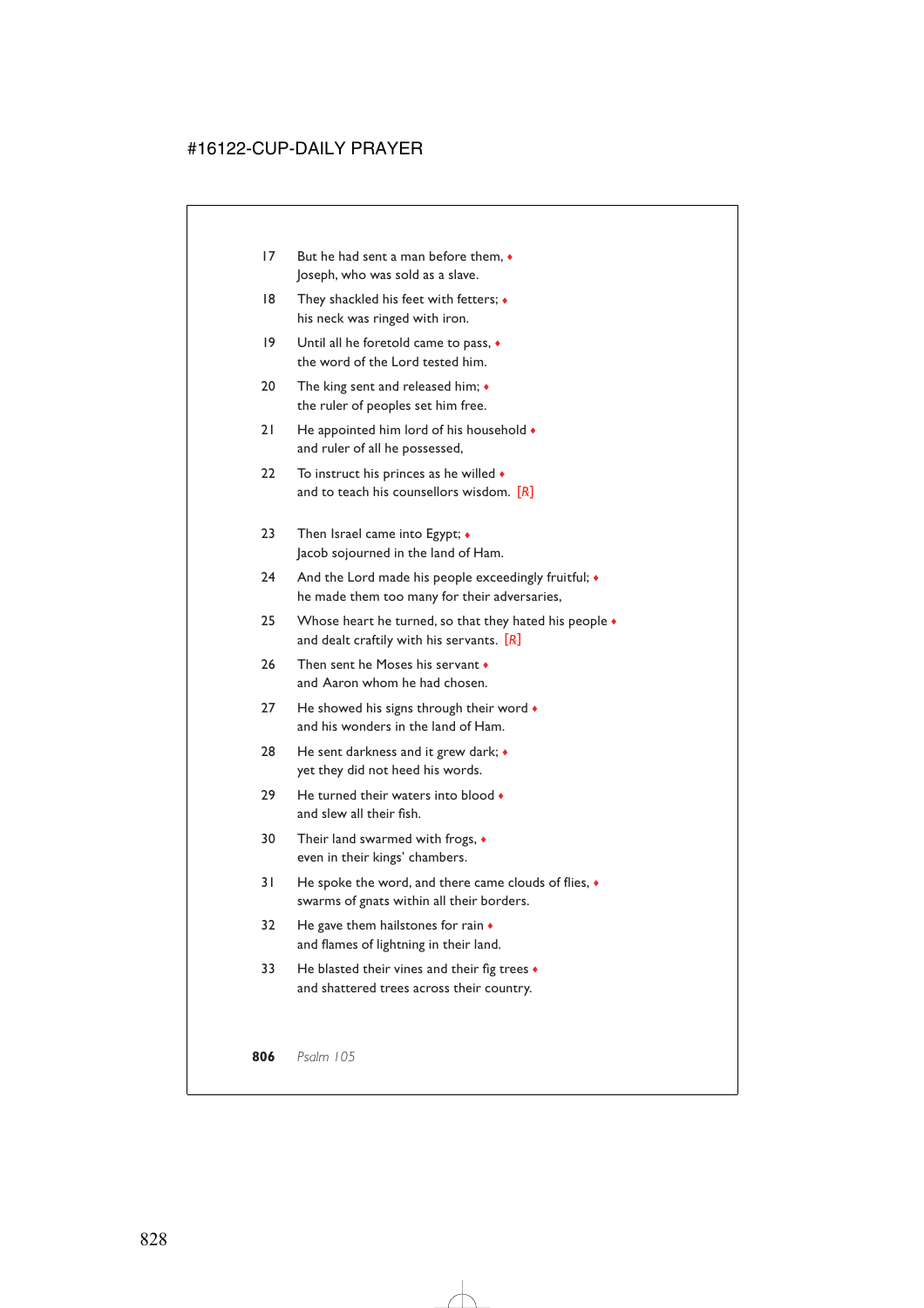17 But he had sent a man before them, ♦
Joseph, who was sold as a slave.

18 They shackled his feet with fetters; ♦
his neck was ringed with iron.

19 Until all he foretold came to pass, ♦
the word of the Lord tested him.

20 The king sent and released him; ♦
the ruler of peoples set him free.

21 He appointed him lord of his household ♦
and ruler of all he possessed,

22 To instruct his princes as he willed ♦
and to teach his counsellors wisdom. [*R*]

23 Then Israel came into Egypt; ♦
Jacob sojourned in the land of Ham.

24 And the Lord made his people exceedingly fruitful; ♦
he made them too many for their adversaries,

25 Whose heart he turned, so that they hated his people ♦
and dealt craftily with his servants. [*R*]

26 Then sent he Moses his servant ♦
and Aaron whom he had chosen.

27 He showed his signs through their word ♦
and his wonders in the land of Ham.

28 He sent darkness and it grew dark; ♦
yet they did not heed his words.

29 He turned their waters into blood ♦
and slew all their fish.

30 Their land swarmed with frogs, ♦
even in their kings' chambers.

31 He spoke the word, and there came clouds of flies, ♦
swarms of gnats within all their borders.

32 He gave them hailstones for rain ♦
and flames of lightning in their land.

33 He blasted their vines and their fig trees ♦
and shattered trees across their country.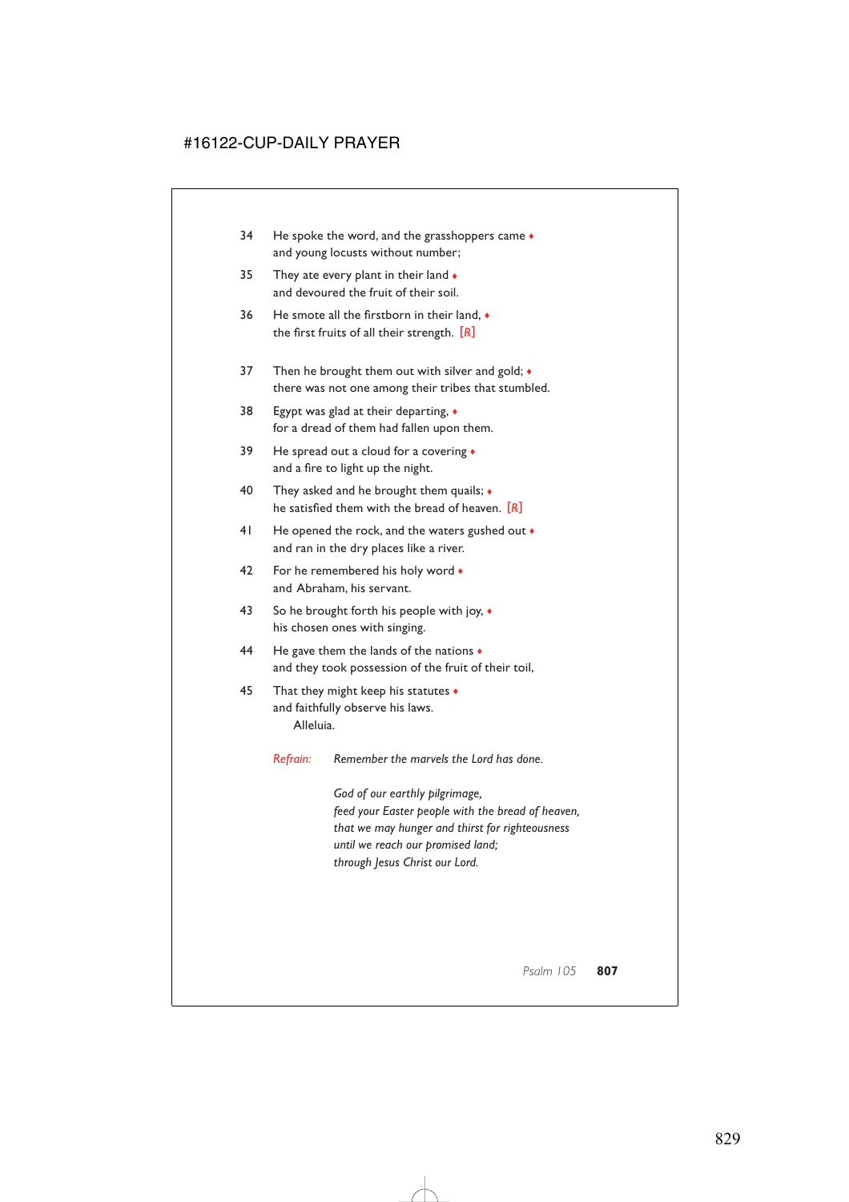34 He spoke the word, and the grasshoppers came ♦
and young locusts without number;

35 They ate every plant in their land ♦
and devoured the fruit of their soil.

36 He smote all the firstborn in their land, ♦
the first fruits of all their strength. [R]

37 Then he brought them out with silver and gold; ♦
there was not one among their tribes that stumbled.

38 Egypt was glad at their departing, ♦
for a dread of them had fallen upon them.

39 He spread out a cloud for a covering ♦
and a fire to light up the night.

40 They asked and he brought them quails; ♦
he satisfied them with the bread of heaven. [R]

41 He opened the rock, and the waters gushed out ♦
and ran in the dry places like a river.

42 For he remembered his holy word ♦
and Abraham, his servant.

43 So he brought forth his people with joy, ♦
his chosen ones with singing.

44 He gave them the lands of the nations ♦
and they took possession of the fruit of their toil,

45 That they might keep his statutes ♦
and faithfully observe his laws.
Alleluia.

*Refrain:* *Remember the marvels the Lord has done.*

*God of our earthly pilgrimage,*
*feed your Easter people with the bread of heaven,*
*that we may hunger and thirst for righteousness*
*until we reach our promised land;*
*through Jesus Christ our Lord.*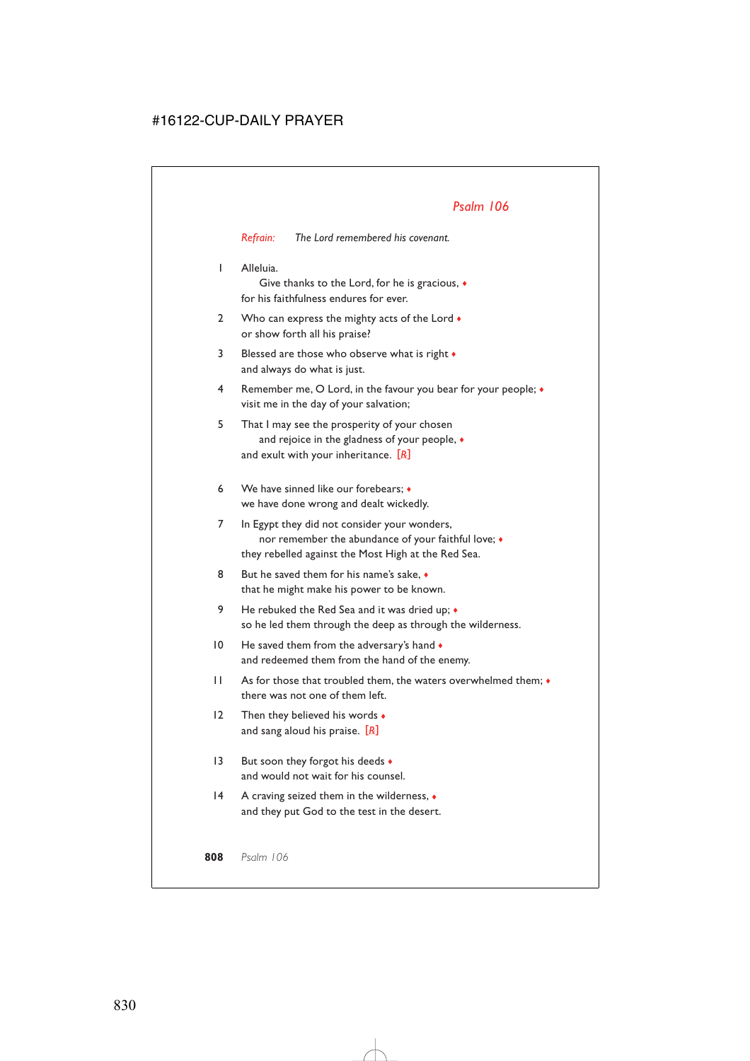## *Psalm 106*

*Refrain:* *The Lord remembered his covenant.*

1 Alleluia.
  Give thanks to the Lord, for he is gracious, ♦
for his faithfulness endures for ever.

2 Who can express the mighty acts of the Lord ♦
or show forth all his praise?

3 Blessed are those who observe what is right ♦
and always do what is just.

4 Remember me, O Lord, in the favour you bear for your people; ♦
visit me in the day of your salvation;

5 That I may see the prosperity of your chosen
  and rejoice in the gladness of your people, ♦
and exult with your inheritance. [R]

6 We have sinned like our forebears; ♦
we have done wrong and dealt wickedly.

7 In Egypt they did not consider your wonders,
  nor remember the abundance of your faithful love; ♦
they rebelled against the Most High at the Red Sea.

8 But he saved them for his name's sake, ♦
that he might make his power to be known.

9 He rebuked the Red Sea and it was dried up; ♦
so he led them through the deep as through the wilderness.

10 He saved them from the adversary's hand ♦
and redeemed them from the hand of the enemy.

11 As for those that troubled them, the waters overwhelmed them; ♦
there was not one of them left.

12 Then they believed his words ♦
and sang aloud his praise. [R]

13 But soon they forgot his deeds ♦
and would not wait for his counsel.

14 A craving seized them in the wilderness, ♦
and they put God to the test in the desert.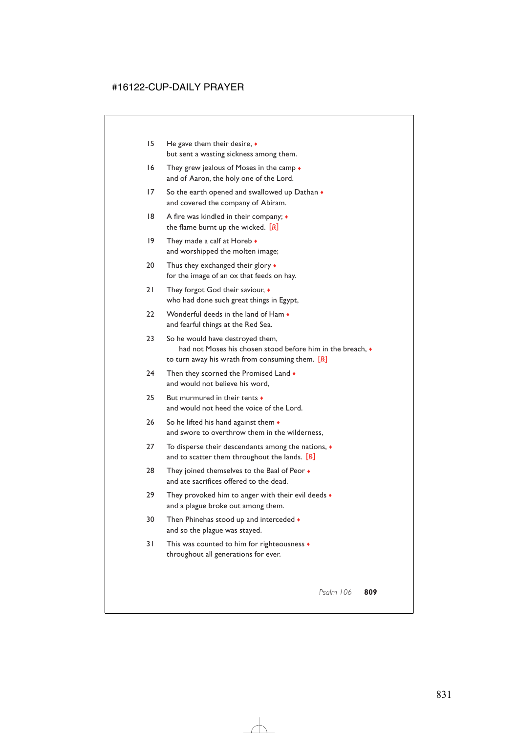15 He gave them their desire, ♦
but sent a wasting sickness among them.

16 They grew jealous of Moses in the camp ♦
and of Aaron, the holy one of the Lord.

17 So the earth opened and swallowed up Dathan ♦
and covered the company of Abiram.

18 A fire was kindled in their company; ♦
the flame burnt up the wicked. *[R]*

19 They made a calf at Horeb ♦
and worshipped the molten image;

20 Thus they exchanged their glory ♦
for the image of an ox that feeds on hay.

21 They forgot God their saviour, ♦
who had done such great things in Egypt,

22 Wonderful deeds in the land of Ham ♦
and fearful things at the Red Sea.

23 So he would have destroyed them,
had not Moses his chosen stood before him in the breach, ♦
to turn away his wrath from consuming them. *[R]*

24 Then they scorned the Promised Land ♦
and would not believe his word,

25 But murmured in their tents ♦
and would not heed the voice of the Lord.

26 So he lifted his hand against them ♦
and swore to overthrow them in the wilderness,

27 To disperse their descendants among the nations, ♦
and to scatter them throughout the lands. *[R]*

28 They joined themselves to the Baal of Peor ♦
and ate sacrifices offered to the dead.

29 They provoked him to anger with their evil deeds ♦
and a plague broke out among them.

30 Then Phinehas stood up and interceded ♦
and so the plague was stayed.

31 This was counted to him for righteousness ♦
throughout all generations for ever.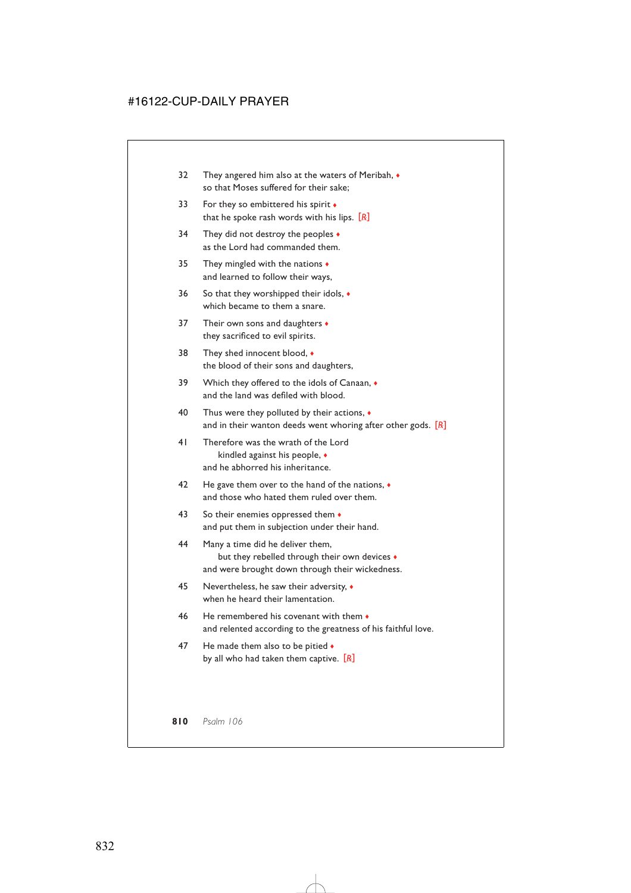32 They angered him also at the waters of Meribah, ♦
so that Moses suffered for their sake;

33 For they so embittered his spirit ♦
that he spoke rash words with his lips. [℟]

34 They did not destroy the peoples ♦
as the Lord had commanded them.

35 They mingled with the nations ♦
and learned to follow their ways,

36 So that they worshipped their idols, ♦
which became to them a snare.

37 Their own sons and daughters ♦
they sacrificed to evil spirits.

38 They shed innocent blood, ♦
the blood of their sons and daughters,

39 Which they offered to the idols of Canaan, ♦
and the land was defiled with blood.

40 Thus were they polluted by their actions, ♦
and in their wanton deeds went whoring after other gods. [℟]

41 Therefore was the wrath of the Lord
kindled against his people, ♦
and he abhorred his inheritance.

42 He gave them over to the hand of the nations, ♦
and those who hated them ruled over them.

43 So their enemies oppressed them ♦
and put them in subjection under their hand.

44 Many a time did he deliver them,
but they rebelled through their own devices ♦
and were brought down through their wickedness.

45 Nevertheless, he saw their adversity, ♦
when he heard their lamentation.

46 He remembered his covenant with them ♦
and relented according to the greatness of his faithful love.

47 He made them also to be pitied ♦
by all who had taken them captive. [℟]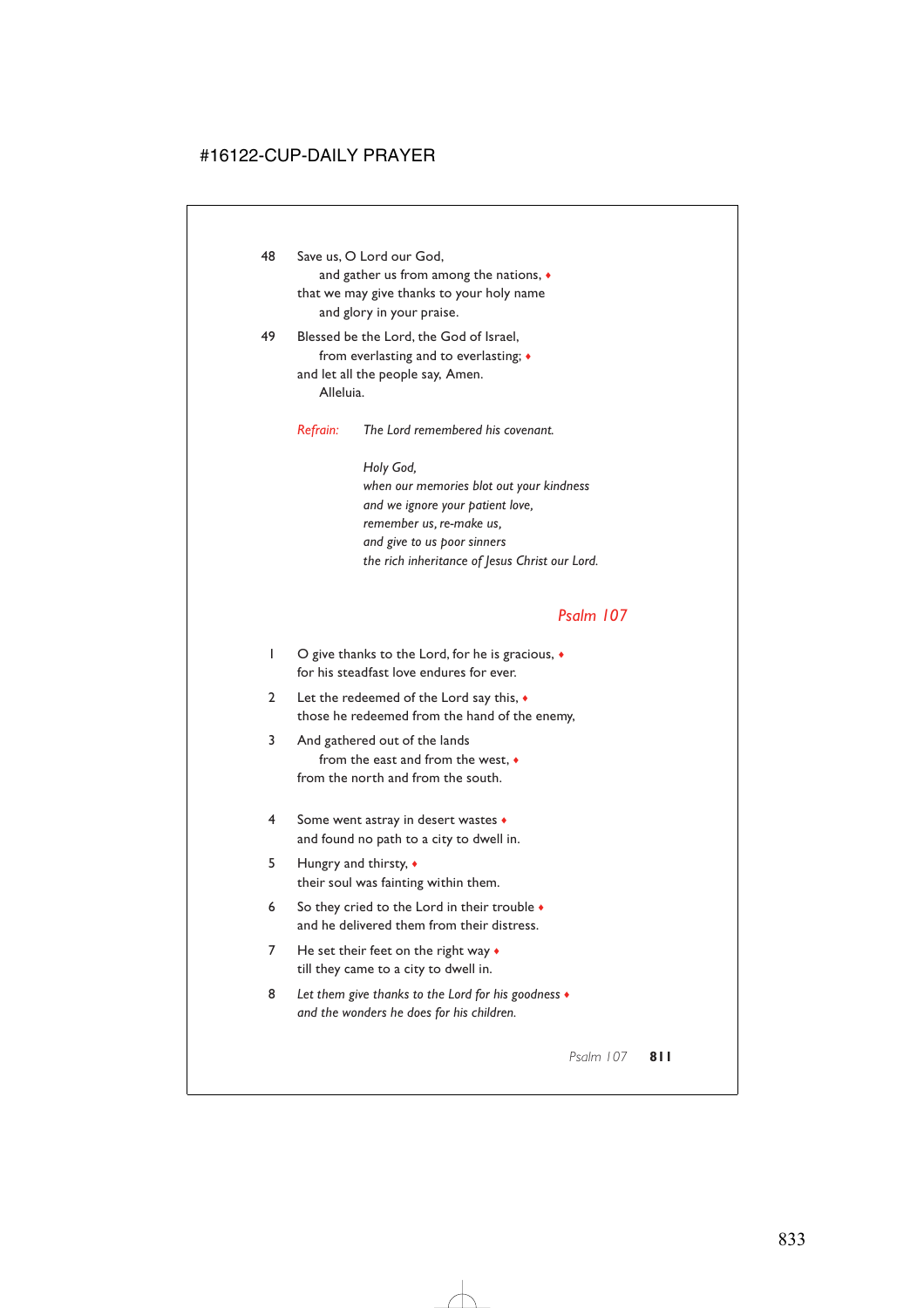48 Save us, O Lord our God,
   and gather us from among the nations, ♦
that we may give thanks to your holy name
   and glory in your praise.

49 Blessed be the Lord, the God of Israel,
   from everlasting and to everlasting; ♦
and let all the people say, Amen.
   Alleluia.

*Refrain:* *The Lord remembered his covenant.*

*Holy God,*
*when our memories blot out your kindness*
*and we ignore your patient love,*
*remember us, re-make us,*
*and give to us poor sinners*
*the rich inheritance of Jesus Christ our Lord.*

## Psalm 107

1 O give thanks to the Lord, for he is gracious, ♦
for his steadfast love endures for ever.

2 Let the redeemed of the Lord say this, ♦
those he redeemed from the hand of the enemy,

3 And gathered out of the lands
   from the east and from the west, ♦
from the north and from the south.

4 Some went astray in desert wastes ♦
and found no path to a city to dwell in.

5 Hungry and thirsty, ♦
their soul was fainting within them.

6 So they cried to the Lord in their trouble ♦
and he delivered them from their distress.

7 He set their feet on the right way ♦
till they came to a city to dwell in.

8 *Let them give thanks to the Lord for his goodness* ♦
*and the wonders he does for his children.*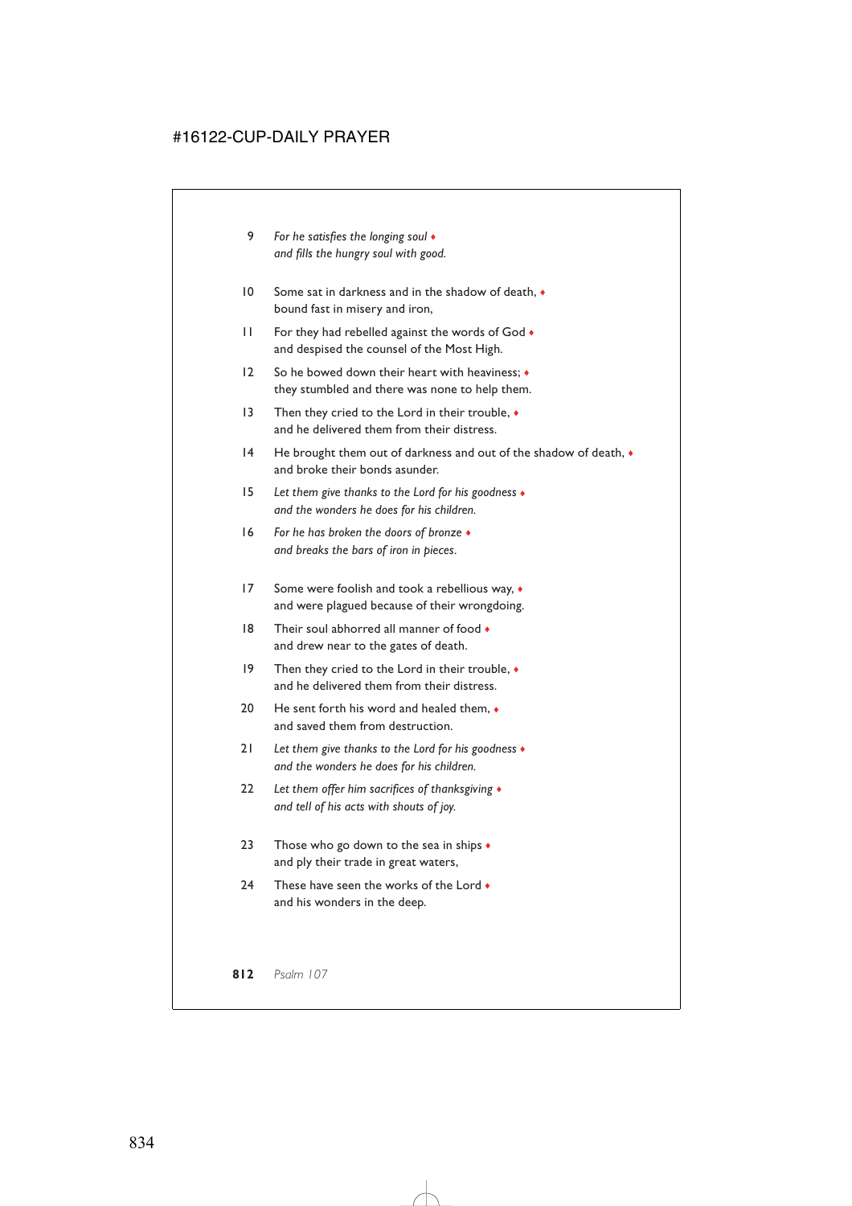9 *For he satisfies the longing soul* ♦
*and fills the hungry soul with good.*

10 Some sat in darkness and in the shadow of death, ♦
bound fast in misery and iron,

11 For they had rebelled against the words of God ♦
and despised the counsel of the Most High.

12 So he bowed down their heart with heaviness; ♦
they stumbled and there was none to help them.

13 Then they cried to the Lord in their trouble, ♦
and he delivered them from their distress.

14 He brought them out of darkness and out of the shadow of death, ♦
and broke their bonds asunder.

15 *Let them give thanks to the Lord for his goodness* ♦
*and the wonders he does for his children.*

16 *For he has broken the doors of bronze* ♦
*and breaks the bars of iron in pieces.*

17 Some were foolish and took a rebellious way, ♦
and were plagued because of their wrongdoing.

18 Their soul abhorred all manner of food ♦
and drew near to the gates of death.

19 Then they cried to the Lord in their trouble, ♦
and he delivered them from their distress.

20 He sent forth his word and healed them, ♦
and saved them from destruction.

21 *Let them give thanks to the Lord for his goodness* ♦
*and the wonders he does for his children.*

22 *Let them offer him sacrifices of thanksgiving* ♦
*and tell of his acts with shouts of joy.*

23 Those who go down to the sea in ships ♦
and ply their trade in great waters,

24 These have seen the works of the Lord ♦
and his wonders in the deep.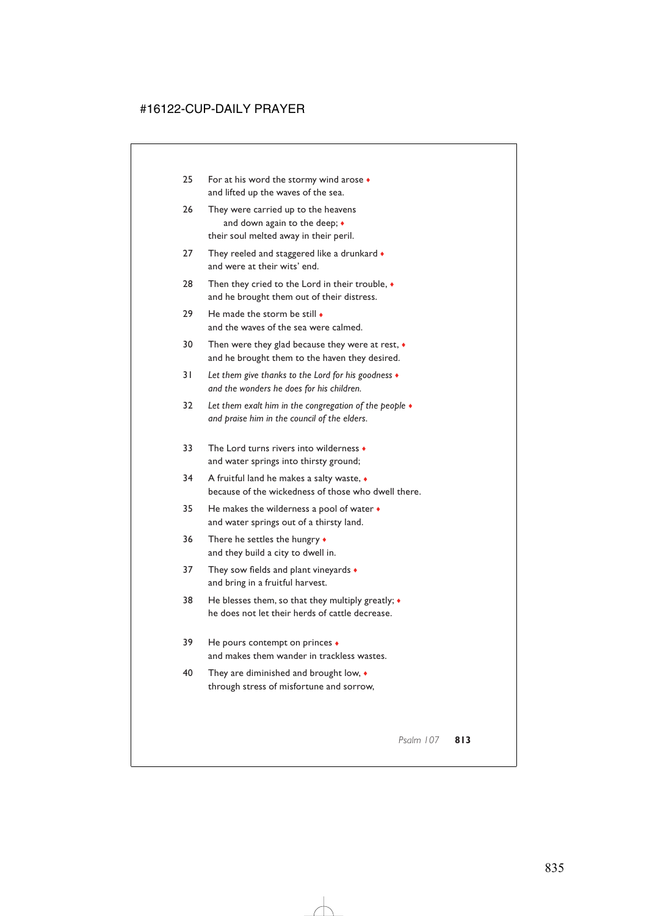25 For at his word the stormy wind arose ♦
and lifted up the waves of the sea.

26 They were carried up to the heavens
  and down again to the deep; ♦
their soul melted away in their peril.

27 They reeled and staggered like a drunkard ♦
and were at their wits' end.

28 Then they cried to the Lord in their trouble, ♦
and he brought them out of their distress.

29 He made the storm be still ♦
and the waves of the sea were calmed.

30 Then were they glad because they were at rest, ♦
and he brought them to the haven they desired.

31 *Let them give thanks to the Lord for his goodness* ♦
*and the wonders he does for his children.*

32 *Let them exalt him in the congregation of the people* ♦
*and praise him in the council of the elders.*

33 The Lord turns rivers into wilderness ♦
and water springs into thirsty ground;

34 A fruitful land he makes a salty waste, ♦
because of the wickedness of those who dwell there.

35 He makes the wilderness a pool of water ♦
and water springs out of a thirsty land.

36 There he settles the hungry ♦
and they build a city to dwell in.

37 They sow fields and plant vineyards ♦
and bring in a fruitful harvest.

38 He blesses them, so that they multiply greatly; ♦
he does not let their herds of cattle decrease.

39 He pours contempt on princes ♦
and makes them wander in trackless wastes.

40 They are diminished and brought low, ♦
through stress of misfortune and sorrow,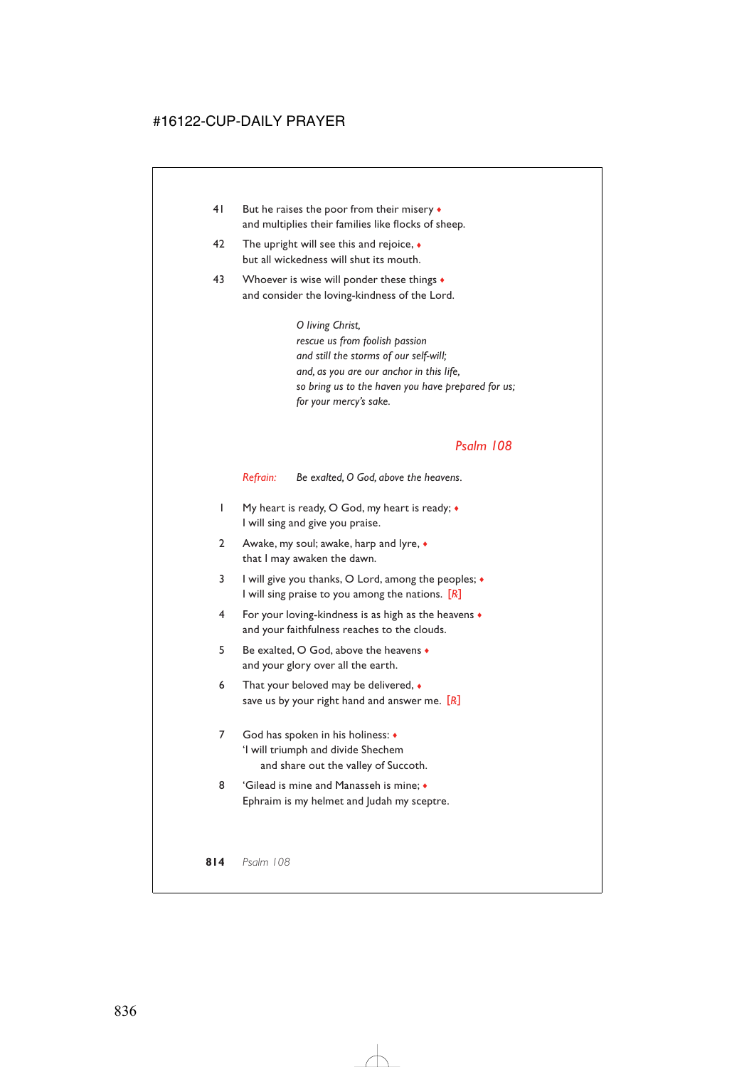41 But he raises the poor from their misery ♦
and multiplies their families like flocks of sheep.

42 The upright will see this and rejoice, ♦
but all wickedness will shut its mouth.

43 Whoever is wise will ponder these things ♦
and consider the loving-kindness of the Lord.

*O living Christ,*
*rescue us from foolish passion*
*and still the storms of our self-will;*
*and, as you are our anchor in this life,*
*so bring us to the haven you have prepared for us;*
*for your mercy's sake.*

## Psalm 108

Refrain: *Be exalted, O God, above the heavens.*

1 My heart is ready, O God, my heart is ready; ♦
I will sing and give you praise.

2 Awake, my soul; awake, harp and lyre, ♦
that I may awaken the dawn.

3 I will give you thanks, O Lord, among the peoples; ♦
I will sing praise to you among the nations. [℟]

4 For your loving-kindness is as high as the heavens ♦
and your faithfulness reaches to the clouds.

5 Be exalted, O God, above the heavens ♦
and your glory over all the earth.

6 That your beloved may be delivered, ♦
save us by your right hand and answer me. [℟]

7 God has spoken in his holiness: ♦
'I will triumph and divide Shechem
and share out the valley of Succoth.

8 'Gilead is mine and Manasseh is mine; ♦
Ephraim is my helmet and Judah my sceptre.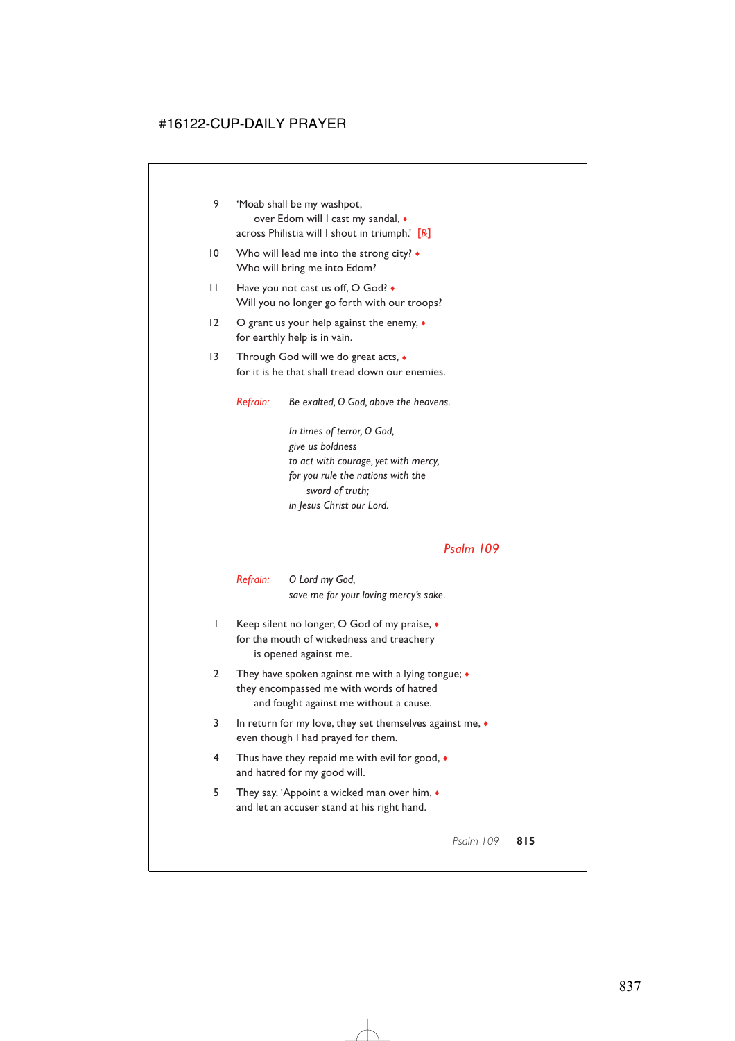9 'Moab shall be my washpot,
  over Edom will I cast my sandal, ♦
across Philistia will I shout in triumph.' [R]

10 Who will lead me into the strong city? ♦
Who will bring me into Edom?

11 Have you not cast us off, O God? ♦
Will you no longer go forth with our troops?

12 O grant us your help against the enemy, ♦
for earthly help is in vain.

13 Through God will we do great acts, ♦
for it is he that shall tread down our enemies.

*Refrain:* *Be exalted, O God, above the heavens.*

*In times of terror, O God,*
*give us boldness*
*to act with courage, yet with mercy,*
*for you rule the nations with the*
  *sword of truth;*
*in Jesus Christ our Lord.*

## Psalm 109

*Refrain:* *O Lord my God,*
*save me for your loving mercy's sake.*

1 Keep silent no longer, O God of my praise, ♦
for the mouth of wickedness and treachery
  is opened against me.

2 They have spoken against me with a lying tongue; ♦
they encompassed me with words of hatred
  and fought against me without a cause.

3 In return for my love, they set themselves against me, ♦
even though I had prayed for them.

4 Thus have they repaid me with evil for good, ♦
and hatred for my good will.

5 They say, 'Appoint a wicked man over him, ♦
and let an accuser stand at his right hand.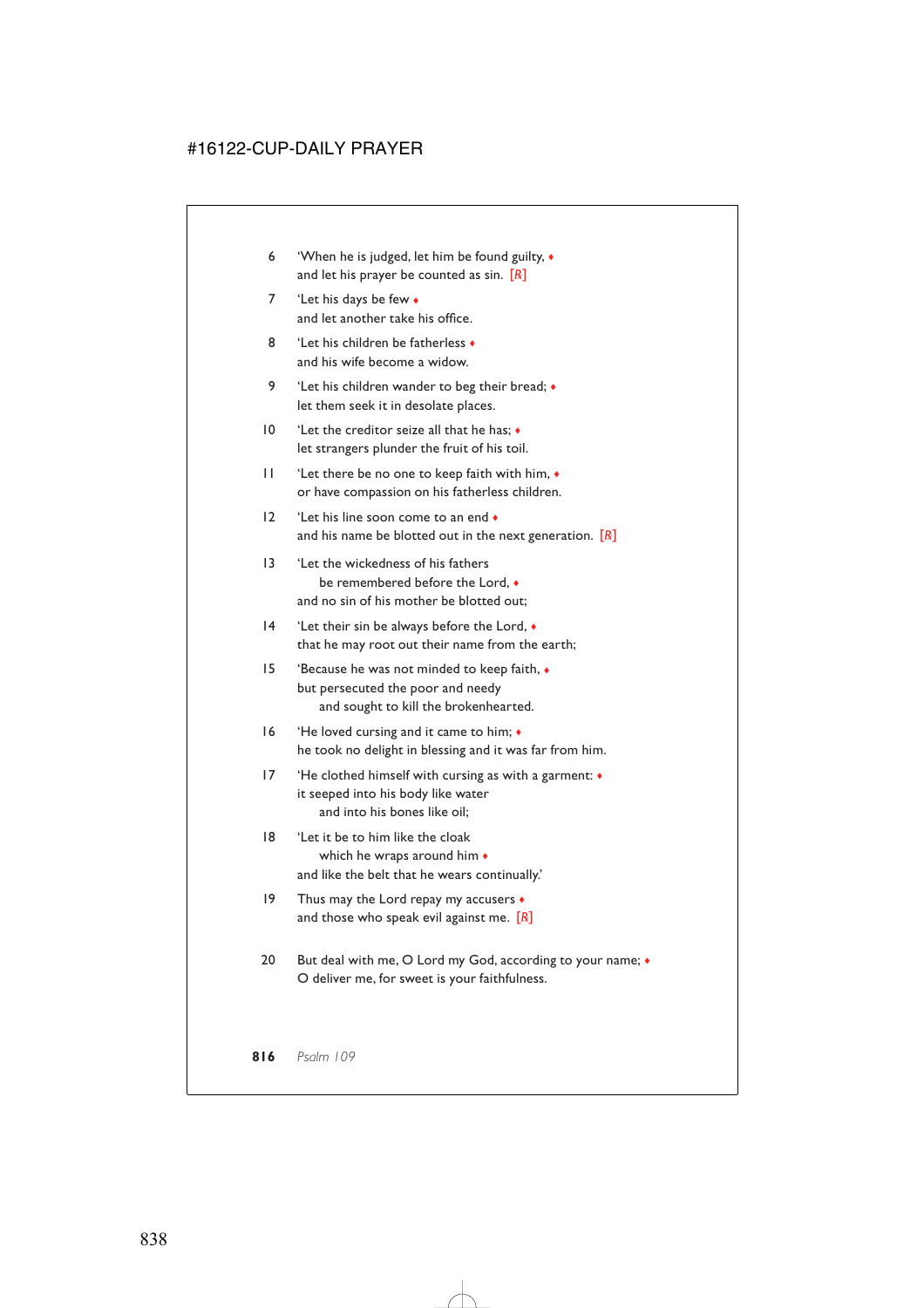6 'When he is judged, let him be found guilty, ♦
and let his prayer be counted as sin. [R]

7 'Let his days be few ♦
and let another take his office.

8 'Let his children be fatherless ♦
and his wife become a widow.

9 'Let his children wander to beg their bread; ♦
let them seek it in desolate places.

10 'Let the creditor seize all that he has; ♦
let strangers plunder the fruit of his toil.

11 'Let there be no one to keep faith with him, ♦
or have compassion on his fatherless children.

12 'Let his line soon come to an end ♦
and his name be blotted out in the next generation. [R]

13 'Let the wickedness of his fathers
be remembered before the Lord, ♦
and no sin of his mother be blotted out;

14 'Let their sin be always before the Lord, ♦
that he may root out their name from the earth;

15 'Because he was not minded to keep faith, ♦
but persecuted the poor and needy
and sought to kill the brokenhearted.

16 'He loved cursing and it came to him; ♦
he took no delight in blessing and it was far from him.

17 'He clothed himself with cursing as with a garment: ♦
it seeped into his body like water
and into his bones like oil;

18 'Let it be to him like the cloak
which he wraps around him ♦
and like the belt that he wears continually.'

19 Thus may the Lord repay my accusers ♦
and those who speak evil against me. [R]

20 But deal with me, O Lord my God, according to your name; ♦
O deliver me, for sweet is your faithfulness.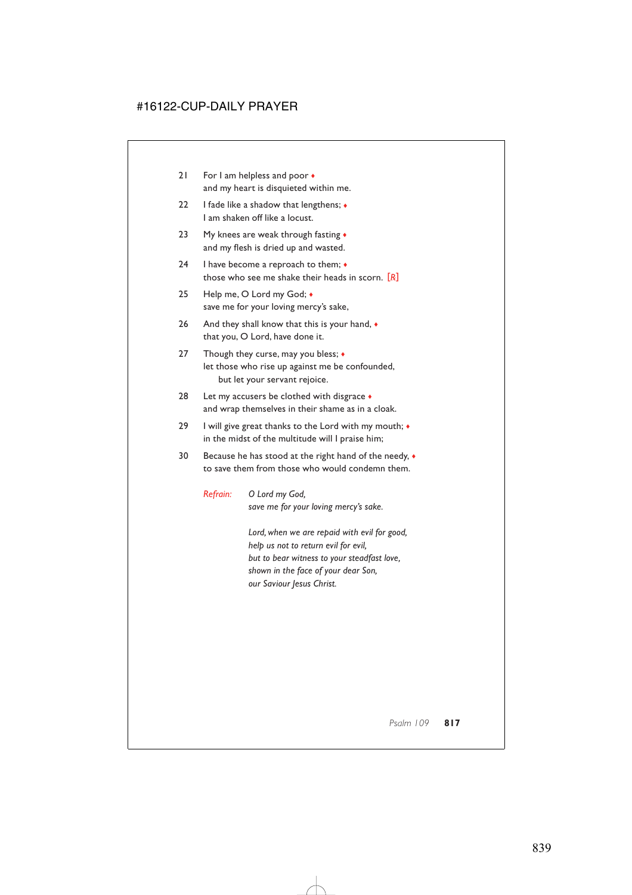21 For I am helpless and poor ♦
and my heart is disquieted within me.

22 I fade like a shadow that lengthens; ♦
I am shaken off like a locust.

23 My knees are weak through fasting ♦
and my flesh is dried up and wasted.

24 I have become a reproach to them; ♦
those who see me shake their heads in scorn. [*R*]

25 Help me, O Lord my God; ♦
save me for your loving mercy's sake,

26 And they shall know that this is your hand, ♦
that you, O Lord, have done it.

27 Though they curse, may you bless; ♦
let those who rise up against me be confounded,
but let your servant rejoice.

28 Let my accusers be clothed with disgrace ♦
and wrap themselves in their shame as in a cloak.

29 I will give great thanks to the Lord with my mouth; ♦
in the midst of the multitude will I praise him;

30 Because he has stood at the right hand of the needy, ♦
to save them from those who would condemn them.

*Refrain:* *O Lord my God,*
*save me for your loving mercy's sake.*

*Lord, when we are repaid with evil for good,*
*help us not to return evil for evil,*
*but to bear witness to your steadfast love,*
*shown in the face of your dear Son,*
*our Saviour Jesus Christ.*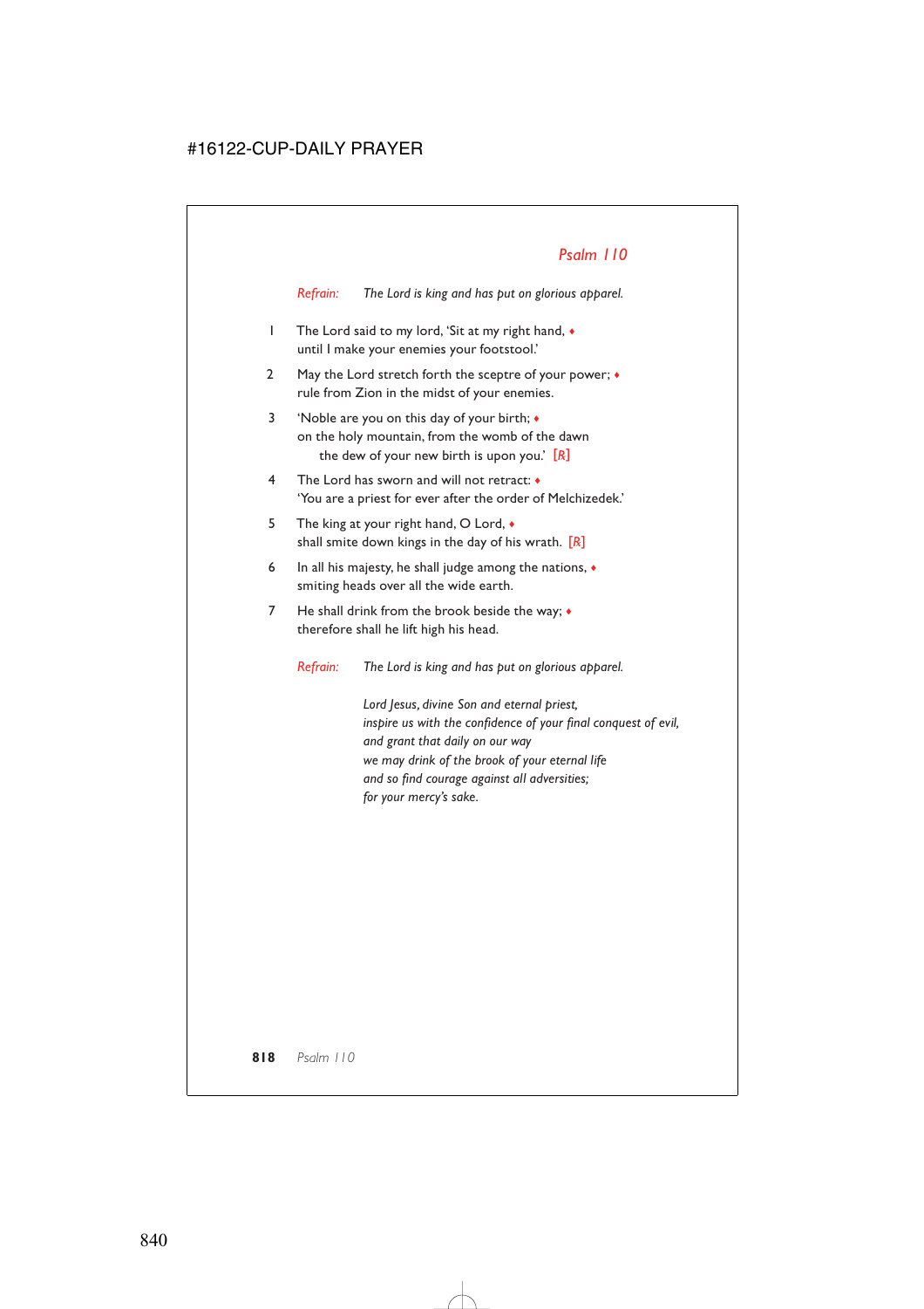## Psalm 110

*Refrain:* *The Lord is king and has put on glorious apparel.*

1 The Lord said to my lord, 'Sit at my right hand, ♦
until I make your enemies your footstool.'

2 May the Lord stretch forth the sceptre of your power; ♦
rule from Zion in the midst of your enemies.

3 'Noble are you on this day of your birth; ♦
on the holy mountain, from the womb of the dawn
the dew of your new birth is upon you.' [R]

4 The Lord has sworn and will not retract: ♦
'You are a priest for ever after the order of Melchizedek.'

5 The king at your right hand, O Lord, ♦
shall smite down kings in the day of his wrath. [R]

6 In all his majesty, he shall judge among the nations, ♦
smiting heads over all the wide earth.

7 He shall drink from the brook beside the way; ♦
therefore shall he lift high his head.

*Refrain:* *The Lord is king and has put on glorious apparel.*

*Lord Jesus, divine Son and eternal priest,*
*inspire us with the confidence of your final conquest of evil,*
*and grant that daily on our way*
*we may drink of the brook of your eternal life*
*and so find courage against all adversities;*
*for your mercy's sake.*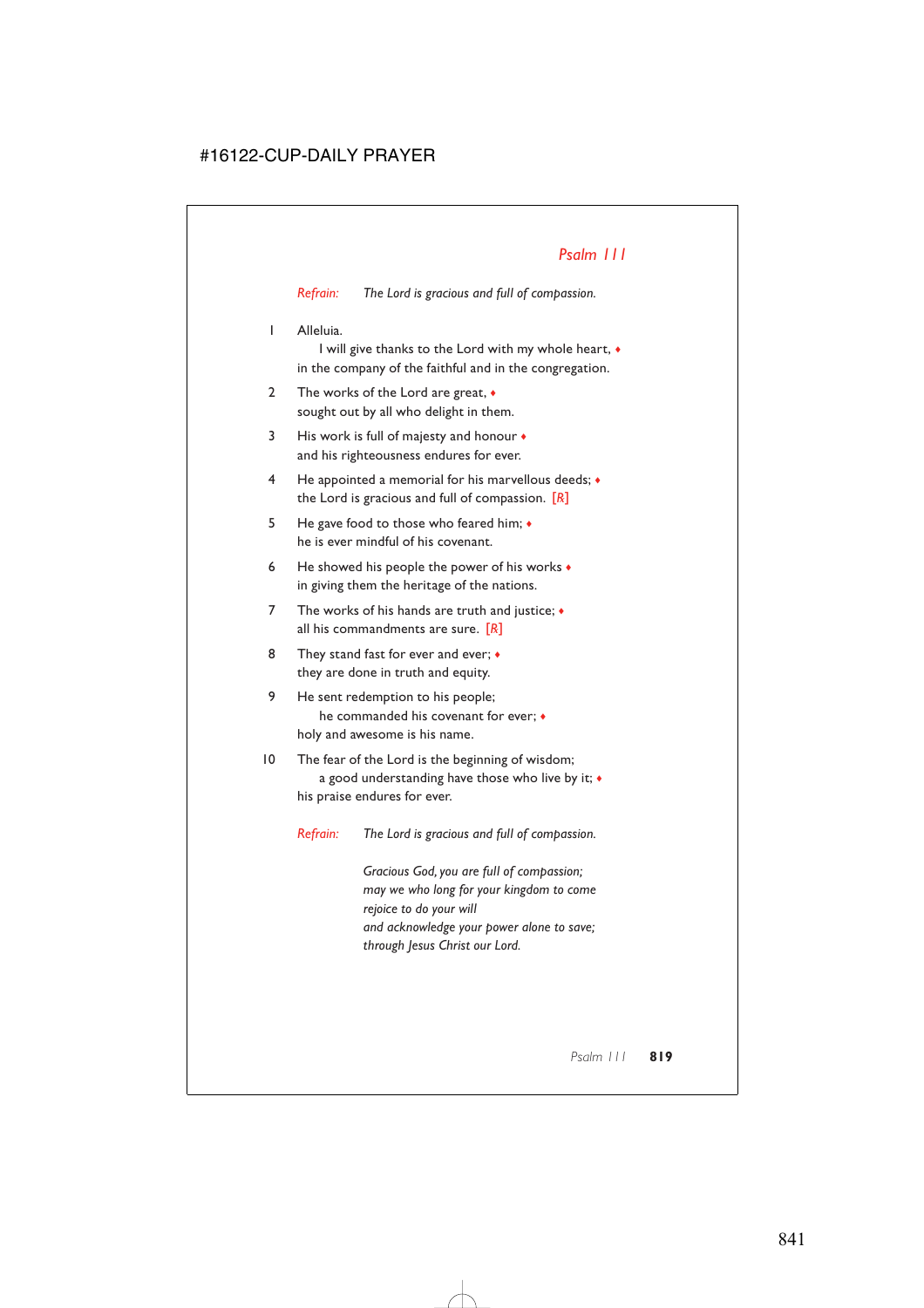## *Psalm 111*

*Refrain:* *The Lord is gracious and full of compassion.*

1 Alleluia.
  I will give thanks to the Lord with my whole heart, ♦
in the company of the faithful and in the congregation.

2 The works of the Lord are great, ♦
sought out by all who delight in them.

3 His work is full of majesty and honour ♦
and his righteousness endures for ever.

4 He appointed a memorial for his marvellous deeds; ♦
the Lord is gracious and full of compassion. [℟]

5 He gave food to those who feared him; ♦
he is ever mindful of his covenant.

6 He showed his people the power of his works ♦
in giving them the heritage of the nations.

7 The works of his hands are truth and justice; ♦
all his commandments are sure. [℟]

8 They stand fast for ever and ever; ♦
they are done in truth and equity.

9 He sent redemption to his people;
  he commanded his covenant for ever; ♦
holy and awesome is his name.

10 The fear of the Lord is the beginning of wisdom;
  a good understanding have those who live by it; ♦
his praise endures for ever.

*Refrain:* *The Lord is gracious and full of compassion.*

*Gracious God, you are full of compassion;*
*may we who long for your kingdom to come*
*rejoice to do your will*
*and acknowledge your power alone to save;*
*through Jesus Christ our Lord.*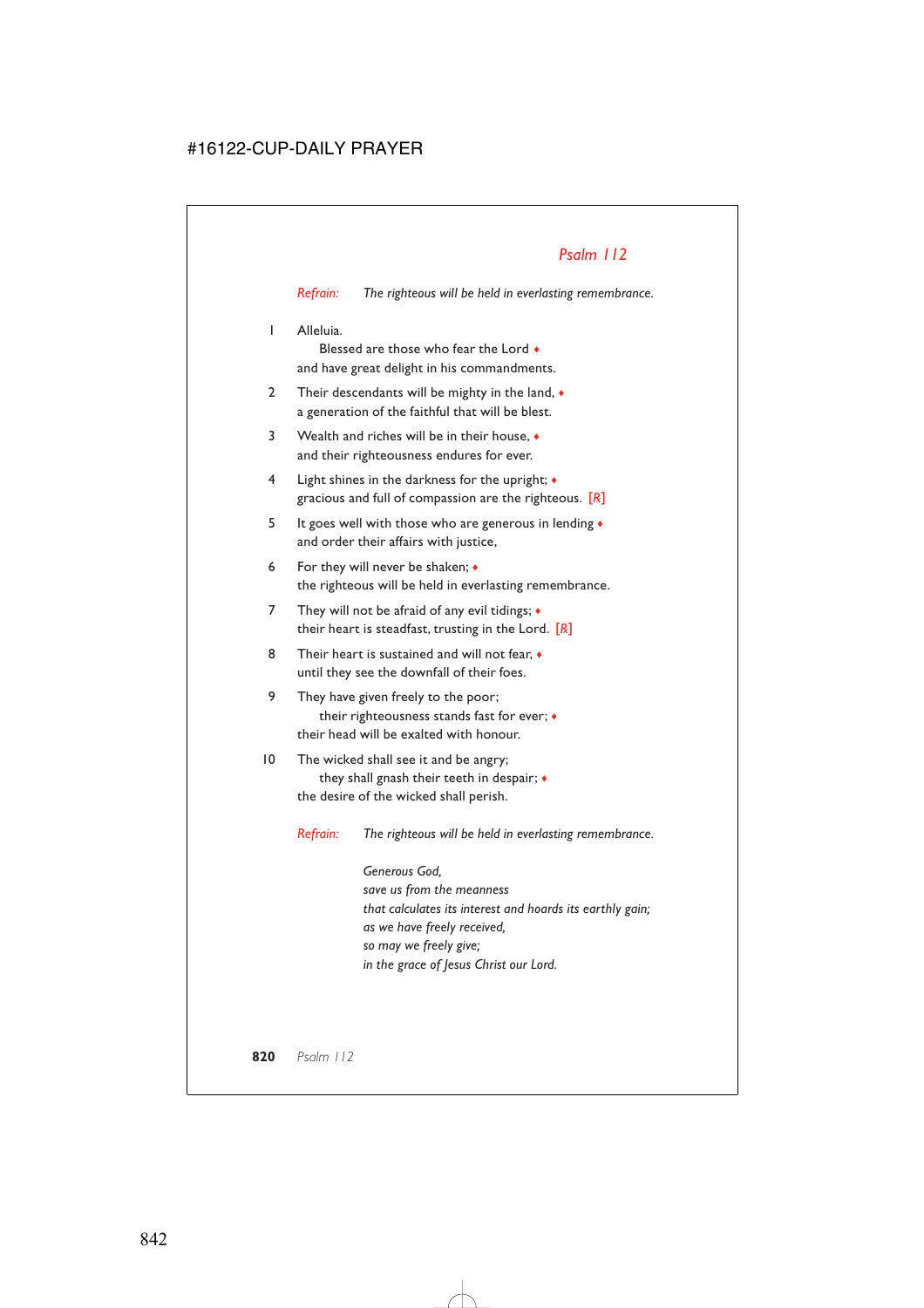## *Psalm 112*

*Refrain:* *The righteous will be held in everlasting remembrance.*

1 Alleluia.
  Blessed are those who fear the Lord ♦
and have great delight in his commandments.

2 Their descendants will be mighty in the land, ♦
a generation of the faithful that will be blest.

3 Wealth and riches will be in their house, ♦
and their righteousness endures for ever.

4 Light shines in the darkness for the upright; ♦
gracious and full of compassion are the righteous. [R]

5 It goes well with those who are generous in lending ♦
and order their affairs with justice,

6 For they will never be shaken; ♦
the righteous will be held in everlasting remembrance.

7 They will not be afraid of any evil tidings; ♦
their heart is steadfast, trusting in the Lord. [R]

8 Their heart is sustained and will not fear, ♦
until they see the downfall of their foes.

9 They have given freely to the poor;
  their righteousness stands fast for ever; ♦
their head will be exalted with honour.

10 The wicked shall see it and be angry;
  they shall gnash their teeth in despair; ♦
the desire of the wicked shall perish.

*Refrain:* *The righteous will be held in everlasting remembrance.*

*Generous God,*
*save us from the meanness*
*that calculates its interest and hoards its earthly gain;*
*as we have freely received,*
*so may we freely give;*
*in the grace of Jesus Christ our Lord.*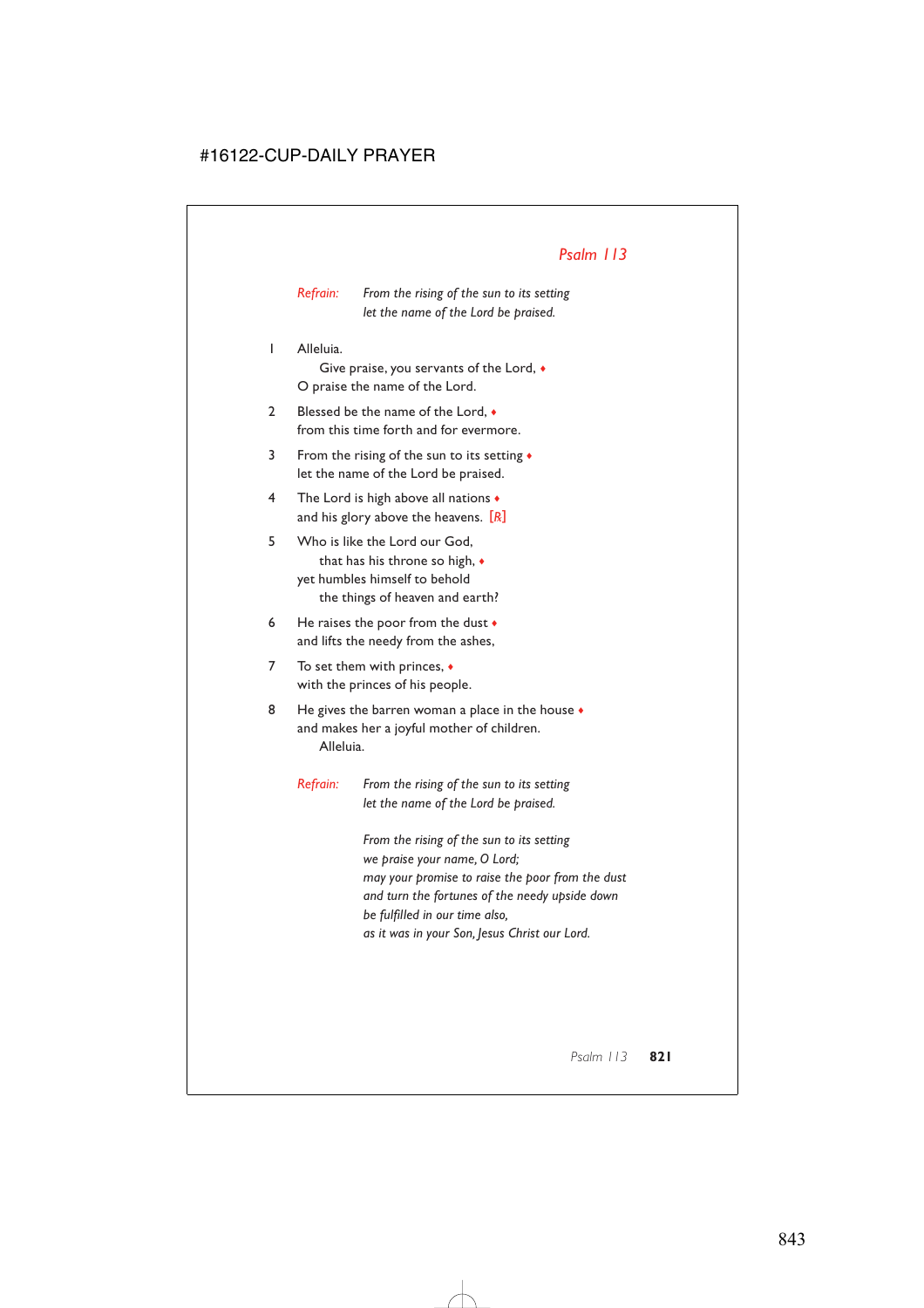## *Psalm 113*

*Refrain:* *From the rising of the sun to its setting*
*let the name of the Lord be praised.*

1 Alleluia.
  Give praise, you servants of the Lord, ♦
 O praise the name of the Lord.

2 Blessed be the name of the Lord, ♦
 from this time forth and for evermore.

3 From the rising of the sun to its setting ♦
 let the name of the Lord be praised.

4 The Lord is high above all nations ♦
 and his glory above the heavens. [℟]

5 Who is like the Lord our God,
  that has his throne so high, ♦
 yet humbles himself to behold
  the things of heaven and earth?

6 He raises the poor from the dust ♦
 and lifts the needy from the ashes,

7 To set them with princes, ♦
 with the princes of his people.

8 He gives the barren woman a place in the house ♦
 and makes her a joyful mother of children.
  Alleluia.

*Refrain:* *From the rising of the sun to its setting*
*let the name of the Lord be praised.*

*From the rising of the sun to its setting*
*we praise your name, O Lord;*
*may your promise to raise the poor from the dust*
*and turn the fortunes of the needy upside down*
*be fulfilled in our time also,*
*as it was in your Son, Jesus Christ our Lord.*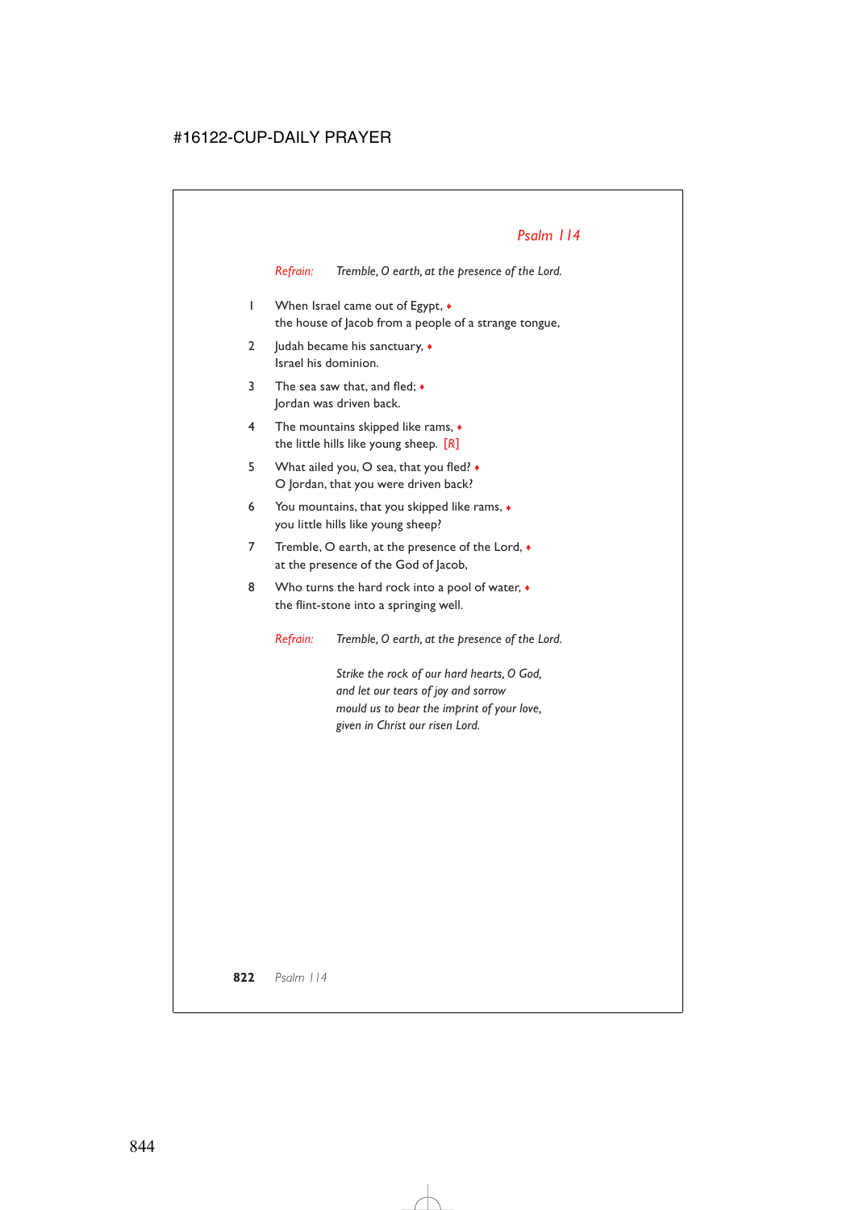## *Psalm 114*

*Refrain:* *Tremble, O earth, at the presence of the Lord.*

1 When Israel came out of Egypt, ♦
the house of Jacob from a people of a strange tongue,

2 Judah became his sanctuary, ♦
Israel his dominion.

3 The sea saw that, and fled; ♦
Jordan was driven back.

4 The mountains skipped like rams, ♦
the little hills like young sheep. [*R*]

5 What ailed you, O sea, that you fled? ♦
O Jordan, that you were driven back?

6 You mountains, that you skipped like rams, ♦
you little hills like young sheep?

7 Tremble, O earth, at the presence of the Lord, ♦
at the presence of the God of Jacob,

8 Who turns the hard rock into a pool of water, ♦
the flint-stone into a springing well.

*Refrain:* *Tremble, O earth, at the presence of the Lord.*

*Strike the rock of our hard hearts, O God,*
*and let our tears of joy and sorrow*
*mould us to bear the imprint of your love,*
*given in Christ our risen Lord.*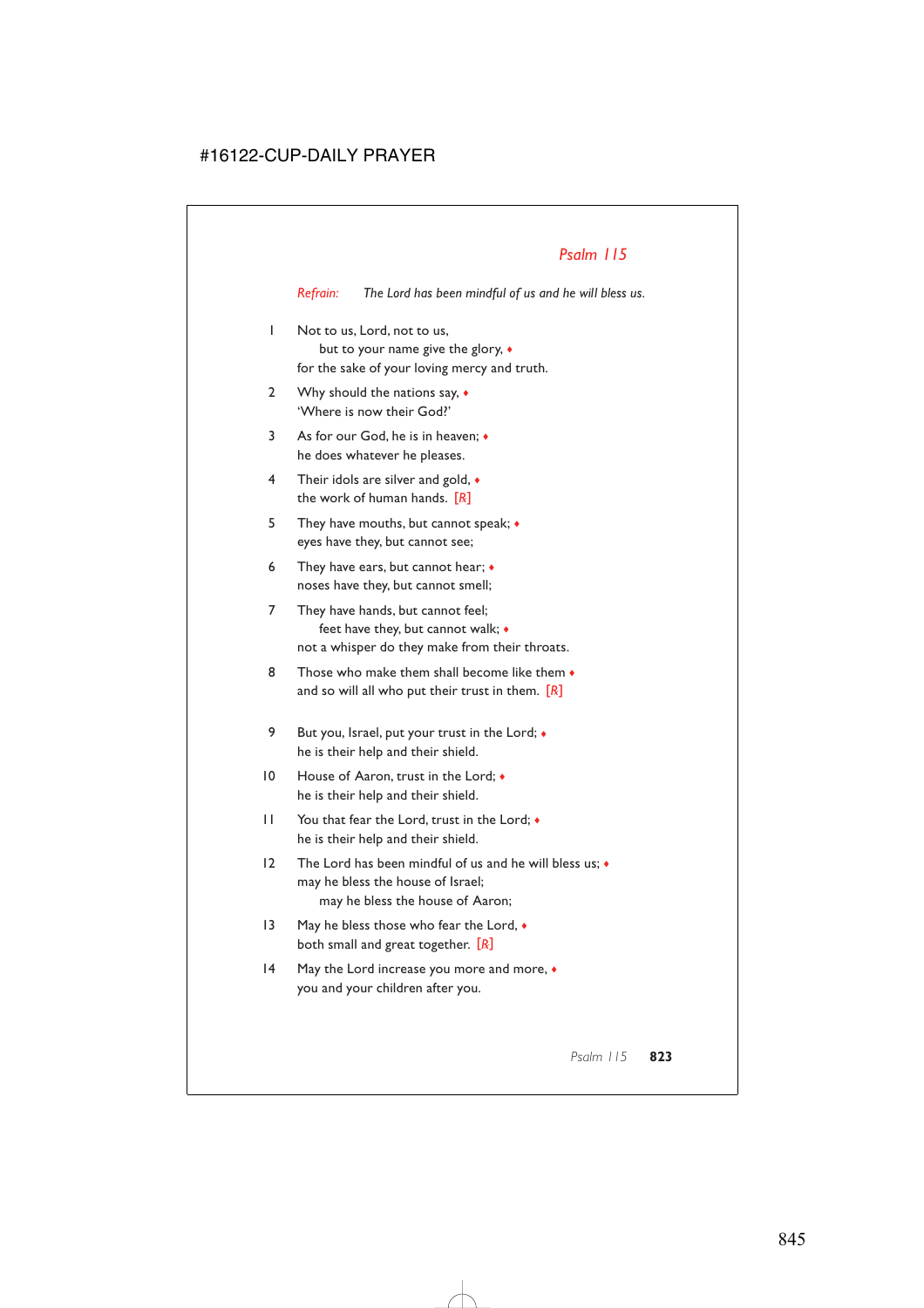## *Psalm 115*

*Refrain:* *The Lord has been mindful of us and he will bless us.*

1 Not to us, Lord, not to us,
 but to your name give the glory, ♦
for the sake of your loving mercy and truth.

2 Why should the nations say, ♦
'Where is now their God?'

3 As for our God, he is in heaven; ♦
he does whatever he pleases.

4 Their idols are silver and gold, ♦
the work of human hands. [*R*]

5 They have mouths, but cannot speak; ♦
eyes have they, but cannot see;

6 They have ears, but cannot hear; ♦
noses have they, but cannot smell;

7 They have hands, but cannot feel;
 feet have they, but cannot walk; ♦
not a whisper do they make from their throats.

8 Those who make them shall become like them ♦
and so will all who put their trust in them. [*R*]

9 But you, Israel, put your trust in the Lord; ♦
he is their help and their shield.

10 House of Aaron, trust in the Lord; ♦
he is their help and their shield.

11 You that fear the Lord, trust in the Lord; ♦
he is their help and their shield.

12 The Lord has been mindful of us and he will bless us; ♦
may he bless the house of Israel;
 may he bless the house of Aaron;

13 May he bless those who fear the Lord, ♦
both small and great together. [*R*]

14 May the Lord increase you more and more, ♦
you and your children after you.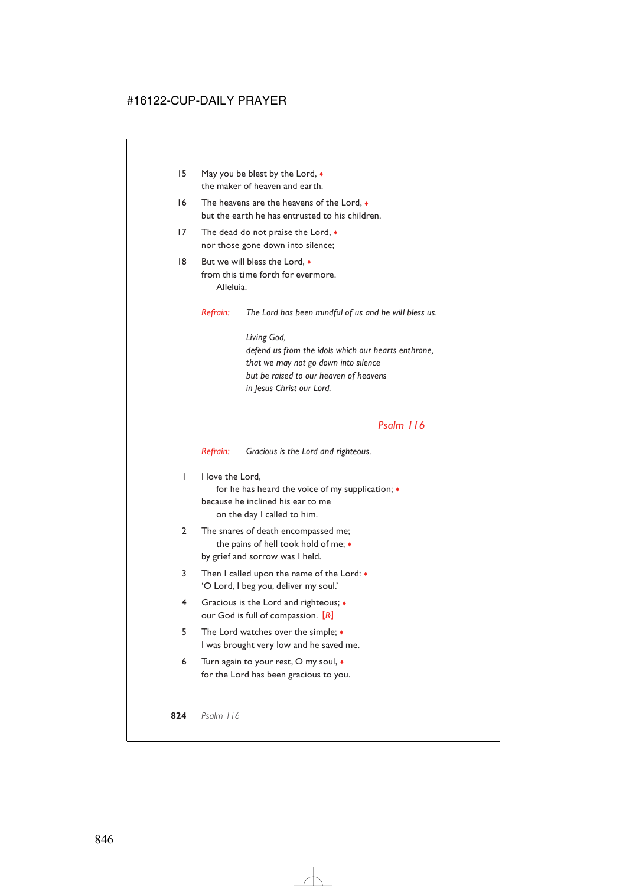15 May you be blest by the Lord, ♦
the maker of heaven and earth.

16 The heavens are the heavens of the Lord, ♦
but the earth he has entrusted to his children.

17 The dead do not praise the Lord, ♦
nor those gone down into silence;

18 But we will bless the Lord, ♦
from this time forth for evermore.
  Alleluia.

*Refrain:* *The Lord has been mindful of us and he will bless us.*

*Living God,*
*defend us from the idols which our hearts enthrone,*
*that we may not go down into silence*
*but be raised to our heaven of heavens*
*in Jesus Christ our Lord.*

## *Psalm 116*

*Refrain:* *Gracious is the Lord and righteous.*

1 I love the Lord,
  for he has heard the voice of my supplication; ♦
because he inclined his ear to me
  on the day I called to him.

2 The snares of death encompassed me;
  the pains of hell took hold of me; ♦
by grief and sorrow was I held.

3 Then I called upon the name of the Lord: ♦
'O Lord, I beg you, deliver my soul.'

4 Gracious is the Lord and righteous; ♦
our God is full of compassion. [R]

5 The Lord watches over the simple; ♦
I was brought very low and he saved me.

6 Turn again to your rest, O my soul, ♦
for the Lord has been gracious to you.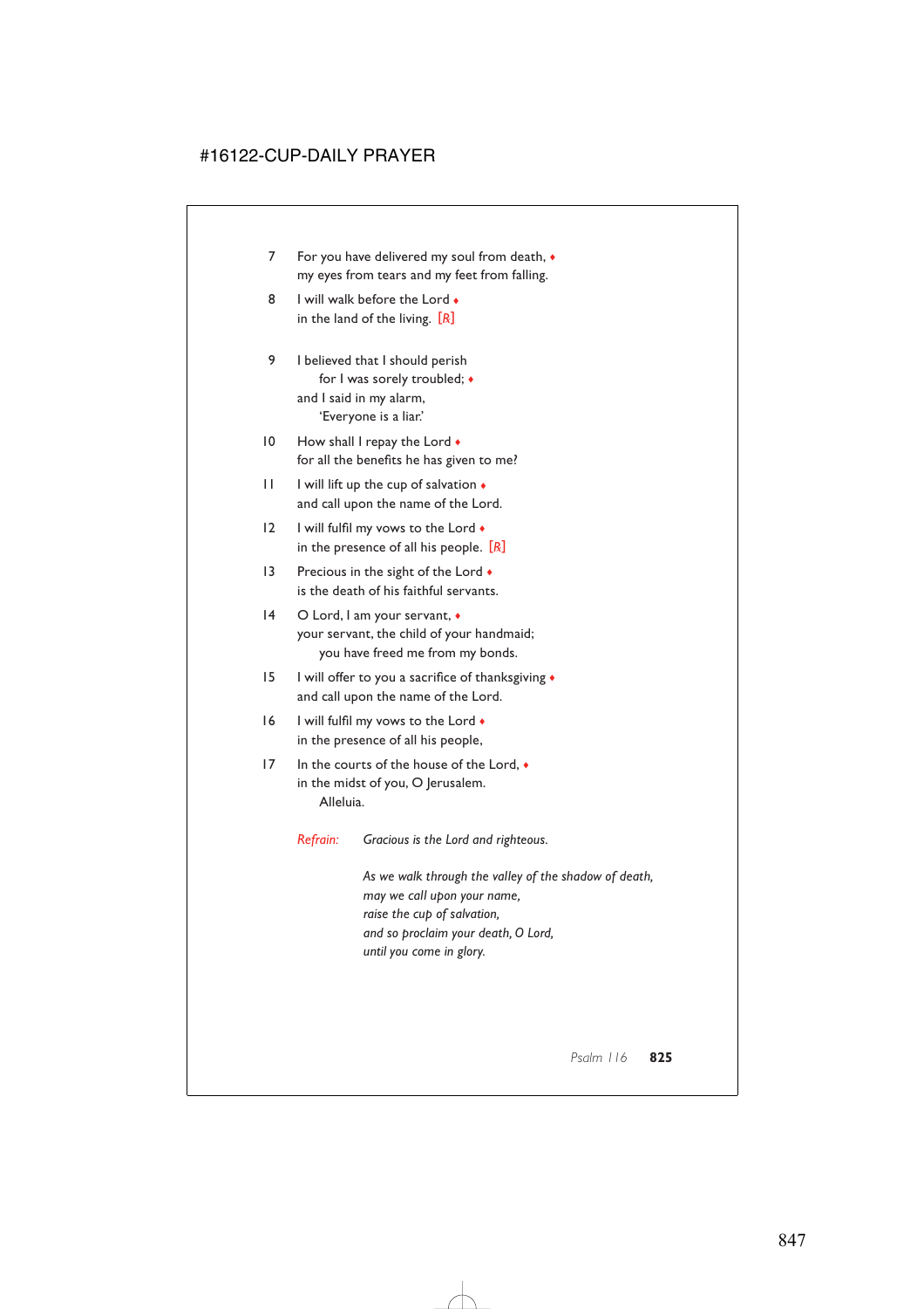7 For you have delivered my soul from death, ♦
my eyes from tears and my feet from falling.

8 I will walk before the Lord ♦
in the land of the living. [℞]

9 I believed that I should perish
  for I was sorely troubled; ♦
and I said in my alarm,
  'Everyone is a liar.'

10 How shall I repay the Lord ♦
for all the benefits he has given to me?

11 I will lift up the cup of salvation ♦
and call upon the name of the Lord.

12 I will fulfil my vows to the Lord ♦
in the presence of all his people. [℞]

13 Precious in the sight of the Lord ♦
is the death of his faithful servants.

14 O Lord, I am your servant, ♦
your servant, the child of your handmaid;
  you have freed me from my bonds.

15 I will offer to you a sacrifice of thanksgiving ♦
and call upon the name of the Lord.

16 I will fulfil my vows to the Lord ♦
in the presence of all his people,

17 In the courts of the house of the Lord, ♦
in the midst of you, O Jerusalem.
  Alleluia.

*Refrain:* *Gracious is the Lord and righteous.*

*As we walk through the valley of the shadow of death,*
*may we call upon your name,*
*raise the cup of salvation,*
*and so proclaim your death, O Lord,*
*until you come in glory.*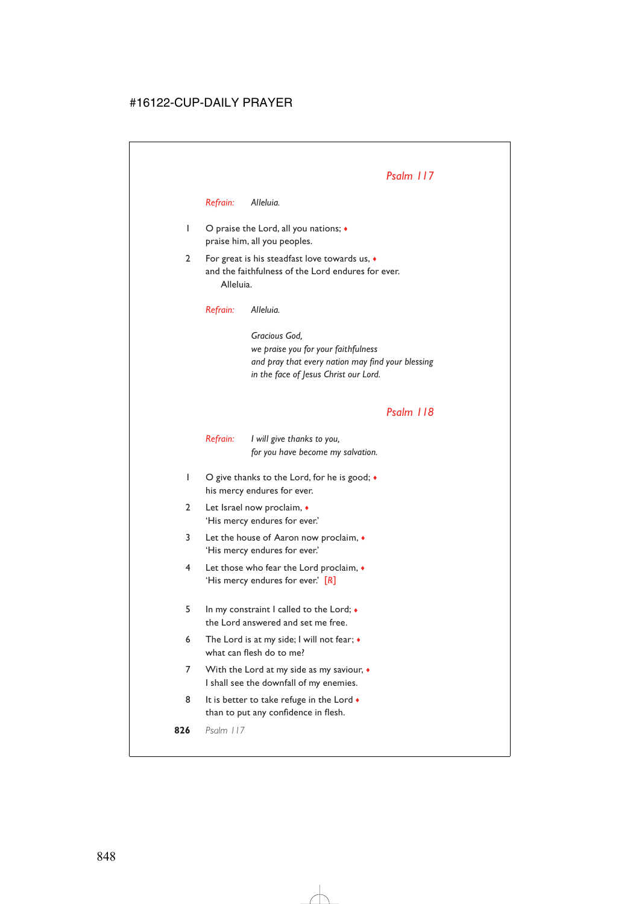## Psalm 117

*Refrain:* *Alleluia.*

1 O praise the Lord, all you nations; ♦
praise him, all you peoples.

2 For great is his steadfast love towards us, ♦
and the faithfulness of the Lord endures for ever.
Alleluia.

*Refrain:* *Alleluia.*

*Gracious God,*
*we praise you for your faithfulness*
*and pray that every nation may find your blessing*
*in the face of Jesus Christ our Lord.*

## Psalm 118

*Refrain:* *I will give thanks to you,*
*for you have become my salvation.*

1 O give thanks to the Lord, for he is good; ♦
his mercy endures for ever.

2 Let Israel now proclaim, ♦
'His mercy endures for ever.'

3 Let the house of Aaron now proclaim, ♦
'His mercy endures for ever.'

4 Let those who fear the Lord proclaim, ♦
'His mercy endures for ever.' [R]

5 In my constraint I called to the Lord; ♦
the Lord answered and set me free.

6 The Lord is at my side; I will not fear; ♦
what can flesh do to me?

7 With the Lord at my side as my saviour, ♦
I shall see the downfall of my enemies.

8 It is better to take refuge in the Lord ♦
than to put any confidence in flesh.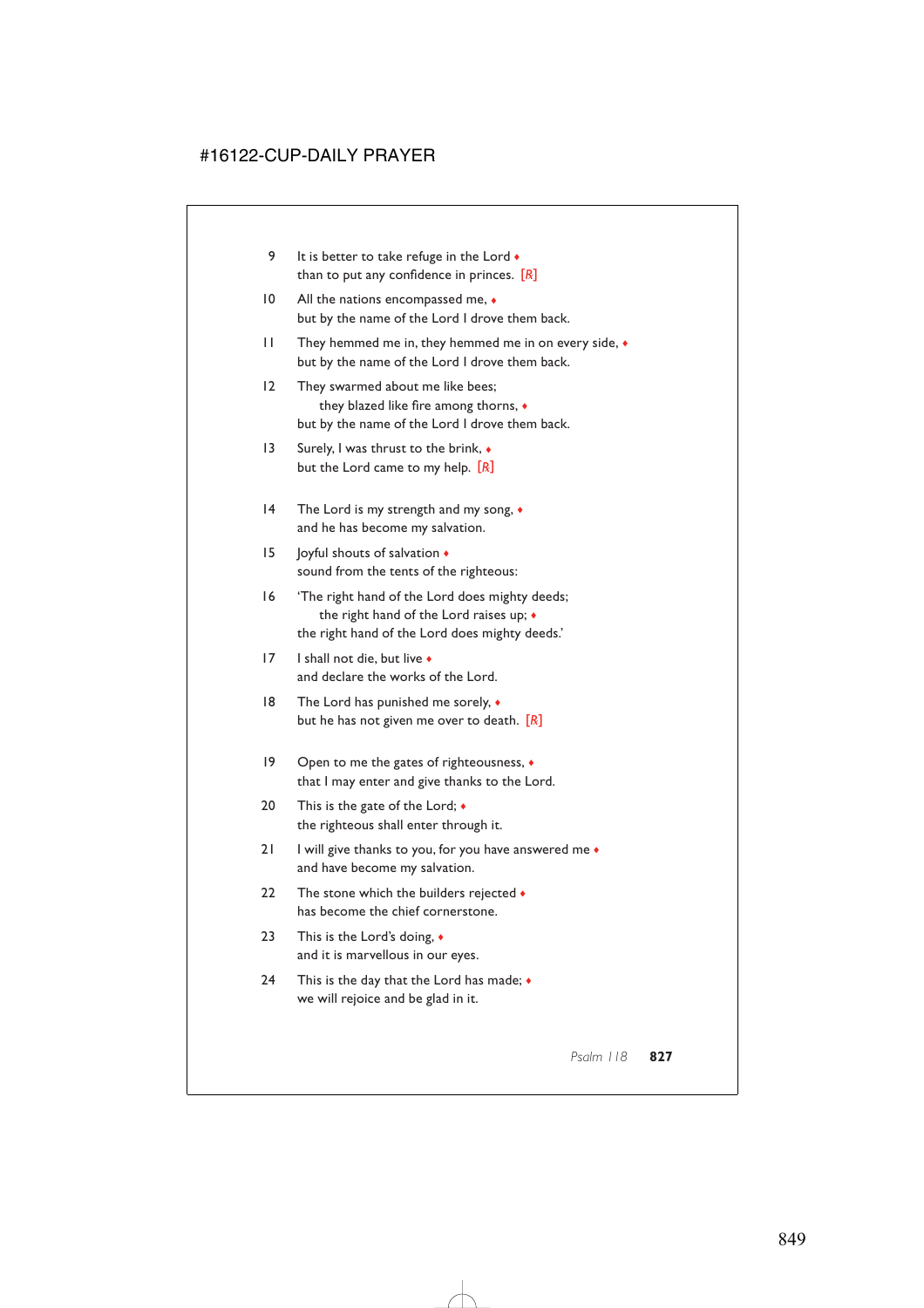9 It is better to take refuge in the Lord ♦
than to put any confidence in princes. [R]

10 All the nations encompassed me, ♦
but by the name of the Lord I drove them back.

11 They hemmed me in, they hemmed me in on every side, ♦
but by the name of the Lord I drove them back.

12 They swarmed about me like bees;
  they blazed like fire among thorns, ♦
but by the name of the Lord I drove them back.

13 Surely, I was thrust to the brink, ♦
but the Lord came to my help. [R]

14 The Lord is my strength and my song, ♦
and he has become my salvation.

15 Joyful shouts of salvation ♦
sound from the tents of the righteous:

16 'The right hand of the Lord does mighty deeds;
  the right hand of the Lord raises up; ♦
the right hand of the Lord does mighty deeds.'

17 I shall not die, but live ♦
and declare the works of the Lord.

18 The Lord has punished me sorely, ♦
but he has not given me over to death. [R]

19 Open to me the gates of righteousness, ♦
that I may enter and give thanks to the Lord.

20 This is the gate of the Lord; ♦
the righteous shall enter through it.

21 I will give thanks to you, for you have answered me ♦
and have become my salvation.

22 The stone which the builders rejected ♦
has become the chief cornerstone.

23 This is the Lord's doing, ♦
and it is marvellous in our eyes.

24 This is the day that the Lord has made; ♦
we will rejoice and be glad in it.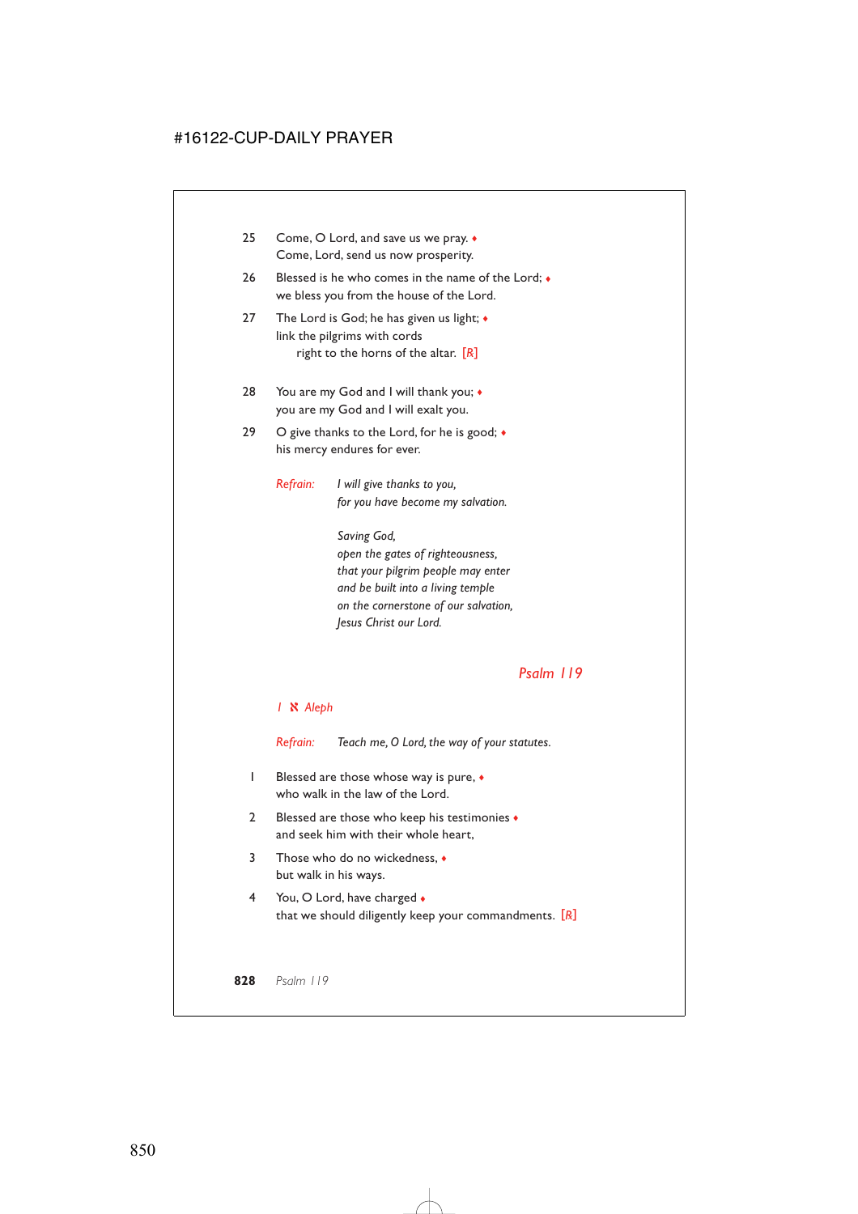25 Come, O Lord, and save us we pray. ♦
Come, Lord, send us now prosperity.

26 Blessed is he who comes in the name of the Lord; ♦
we bless you from the house of the Lord.

27 The Lord is God; he has given us light; ♦
link the pilgrims with cords
right to the horns of the altar. [℟]

28 You are my God and I will thank you; ♦
you are my God and I will exalt you.

29 O give thanks to the Lord, for he is good; ♦
his mercy endures for ever.

*Refrain:* *I will give thanks to you,*
*for you have become my salvation.*

*Saving God,*
*open the gates of righteousness,*
*that your pilgrim people may enter*
*and be built into a living temple*
*on the cornerstone of our salvation,*
*Jesus Christ our Lord.*

## *Psalm 119*

*1 א Aleph*

*Refrain:* *Teach me, O Lord, the way of your statutes.*

1 Blessed are those whose way is pure, ♦
who walk in the law of the Lord.

2 Blessed are those who keep his testimonies ♦
and seek him with their whole heart,

3 Those who do no wickedness, ♦
but walk in his ways.

4 You, O Lord, have charged ♦
that we should diligently keep your commandments. [℟]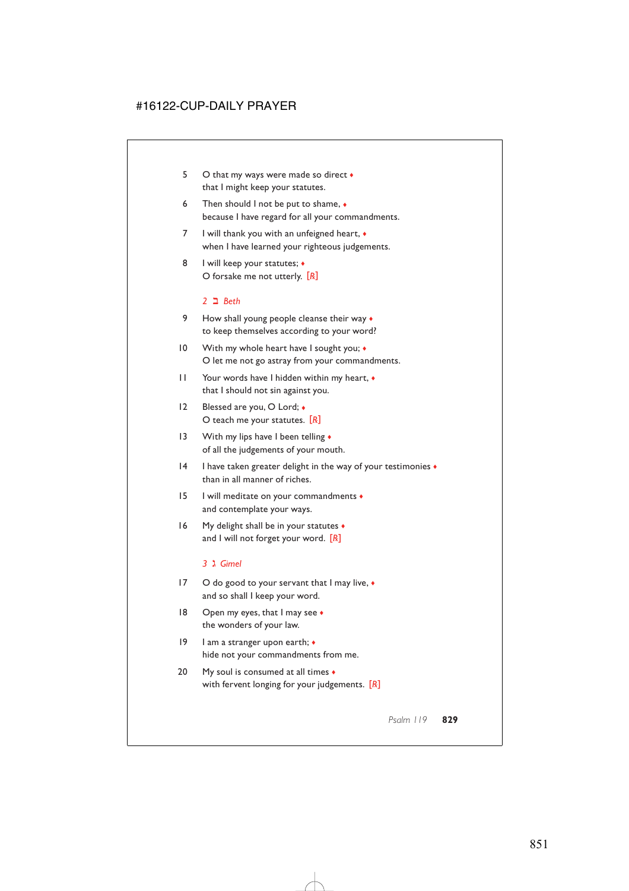5 O that my ways were made so direct ♦
that I might keep your statutes.

6 Then should I not be put to shame, ♦
because I have regard for all your commandments.

7 I will thank you with an unfeigned heart, ♦
when I have learned your righteous judgements.

8 I will keep your statutes; ♦
O forsake me not utterly. [R]

*2 ב Beth*

9 How shall young people cleanse their way ♦
to keep themselves according to your word?

10 With my whole heart have I sought you; ♦
O let me not go astray from your commandments.

11 Your words have I hidden within my heart, ♦
that I should not sin against you.

12 Blessed are you, O Lord; ♦
O teach me your statutes. [R]

13 With my lips have I been telling ♦
of all the judgements of your mouth.

14 I have taken greater delight in the way of your testimonies ♦
than in all manner of riches.

15 I will meditate on your commandments ♦
and contemplate your ways.

16 My delight shall be in your statutes ♦
and I will not forget your word. [R]

*3 ג Gimel*

17 O do good to your servant that I may live, ♦
and so shall I keep your word.

18 Open my eyes, that I may see ♦
the wonders of your law.

19 I am a stranger upon earth; ♦
hide not your commandments from me.

20 My soul is consumed at all times ♦
with fervent longing for your judgements. [R]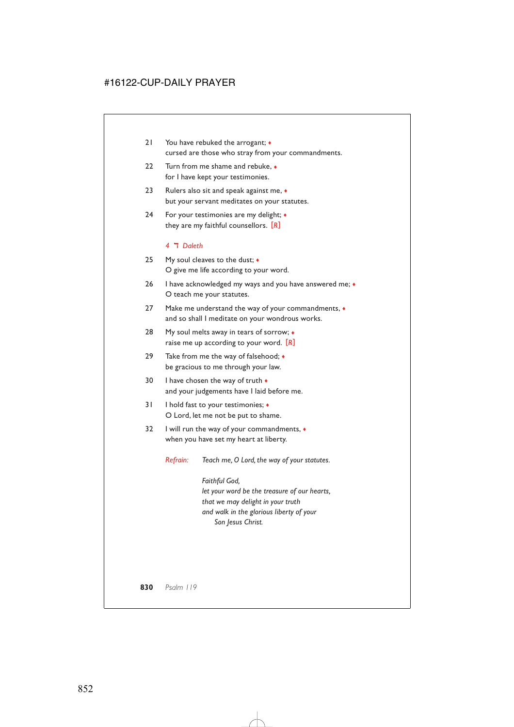21 You have rebuked the arrogant; ♦
cursed are those who stray from your commandments.

22 Turn from me shame and rebuke, ♦
for I have kept your testimonies.

23 Rulers also sit and speak against me, ♦
but your servant meditates on your statutes.

24 For your testimonies are my delight; ♦
they are my faithful counsellors. [R]

*4 ד Daleth*

25 My soul cleaves to the dust; ♦
O give me life according to your word.

26 I have acknowledged my ways and you have answered me; ♦
O teach me your statutes.

27 Make me understand the way of your commandments, ♦
and so shall I meditate on your wondrous works.

28 My soul melts away in tears of sorrow; ♦
raise me up according to your word. [R]

29 Take from me the way of falsehood; ♦
be gracious to me through your law.

30 I have chosen the way of truth ♦
and your judgements have I laid before me.

31 I hold fast to your testimonies; ♦
O Lord, let me not be put to shame.

32 I will run the way of your commandments, ♦
when you have set my heart at liberty.

*Refrain:* *Teach me, O Lord, the way of your statutes.*

*Faithful God,*
*let your word be the treasure of our hearts,*
*that we may delight in your truth*
*and walk in the glorious liberty of your*
*Son Jesus Christ.*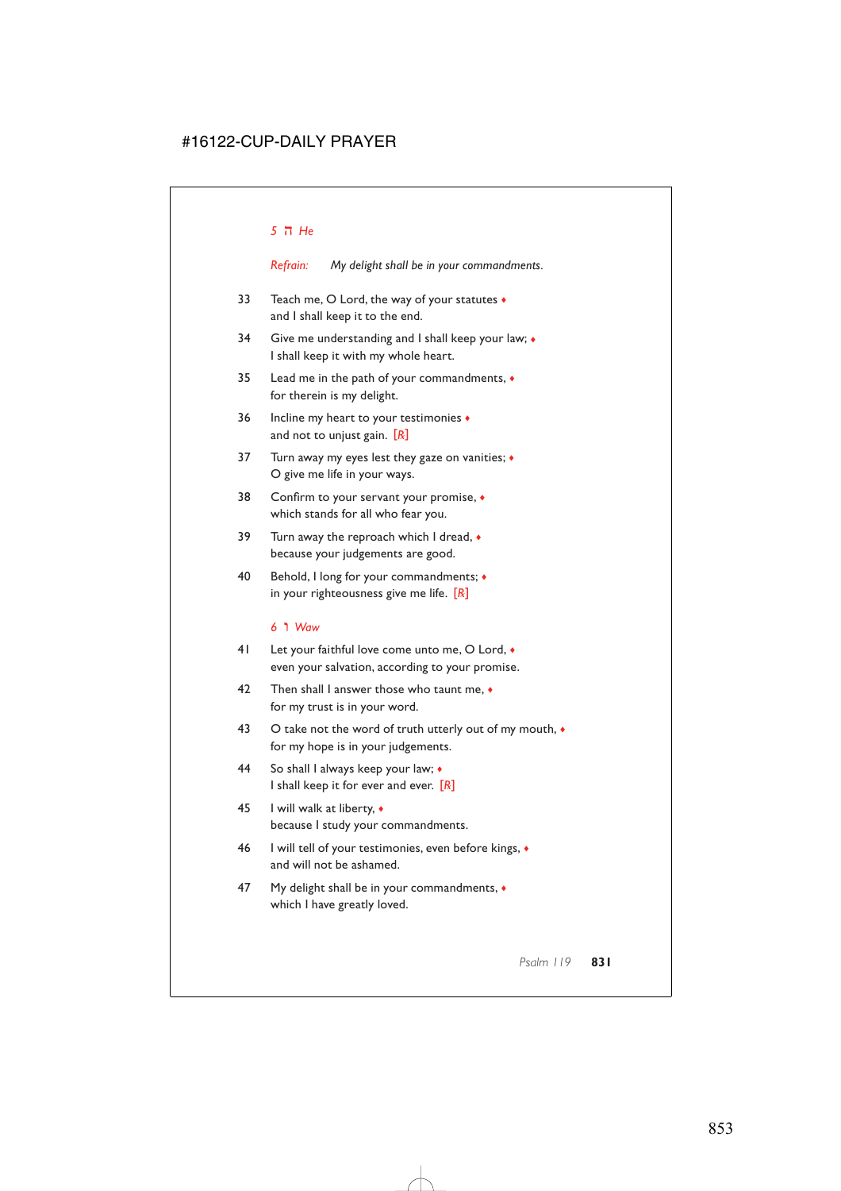*5 ה He*

*Refrain:* *My delight shall be in your commandments.*

33 Teach me, O Lord, the way of your statutes ♦
and I shall keep it to the end.

34 Give me understanding and I shall keep your law; ♦
I shall keep it with my whole heart.

35 Lead me in the path of your commandments, ♦
for therein is my delight.

36 Incline my heart to your testimonies ♦
and not to unjust gain. *[R]*

37 Turn away my eyes lest they gaze on vanities; ♦
O give me life in your ways.

38 Confirm to your servant your promise, ♦
which stands for all who fear you.

39 Turn away the reproach which I dread, ♦
because your judgements are good.

40 Behold, I long for your commandments; ♦
in your righteousness give me life. *[R]*

*6 ו Waw*

41 Let your faithful love come unto me, O Lord, ♦
even your salvation, according to your promise.

42 Then shall I answer those who taunt me, ♦
for my trust is in your word.

43 O take not the word of truth utterly out of my mouth, ♦
for my hope is in your judgements.

44 So shall I always keep your law; ♦
I shall keep it for ever and ever. *[R]*

45 I will walk at liberty, ♦
because I study your commandments.

46 I will tell of your testimonies, even before kings, ♦
and will not be ashamed.

47 My delight shall be in your commandments, ♦
which I have greatly loved.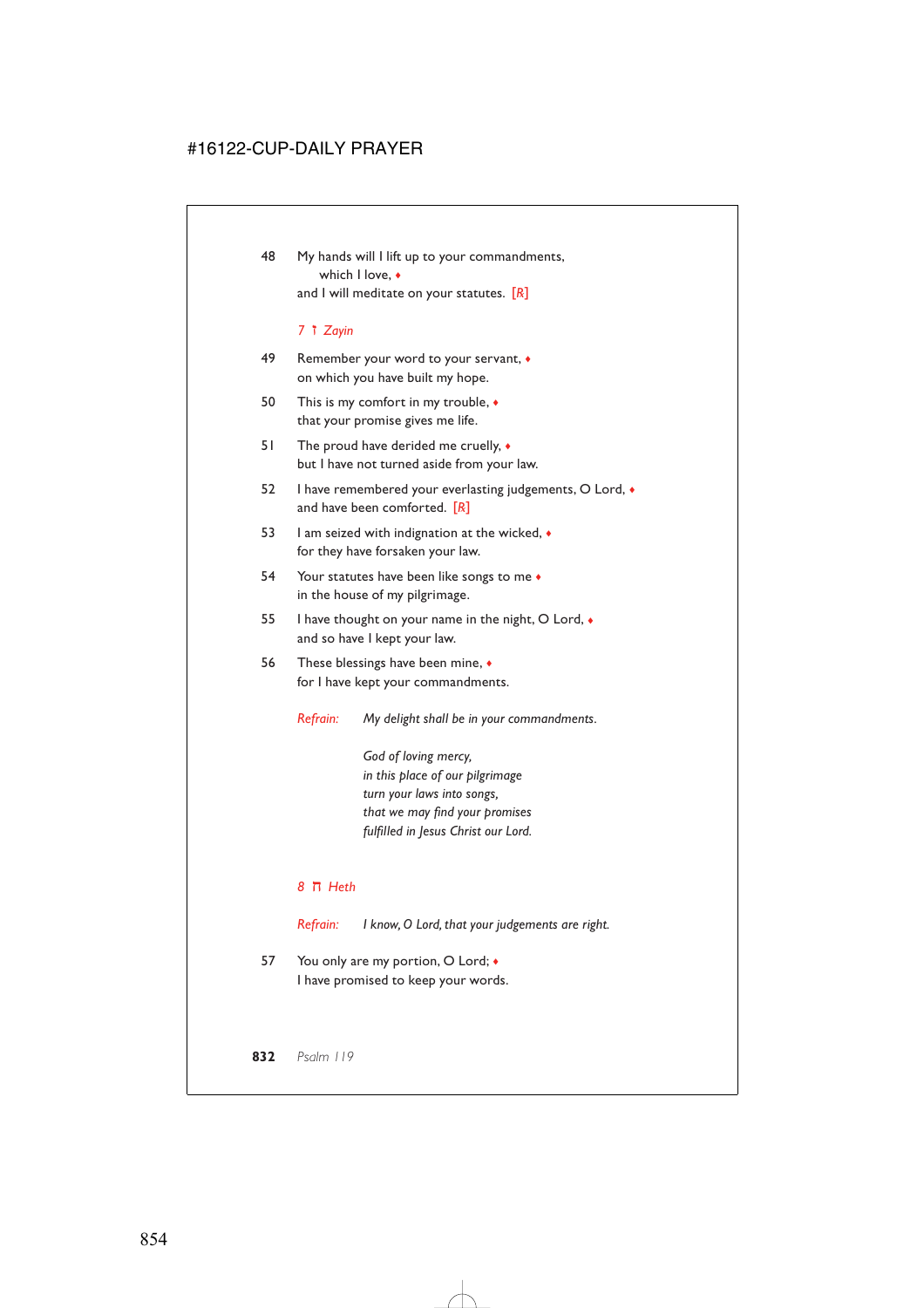48 My hands will I lift up to your commandments,
which I love, ♦
and I will meditate on your statutes. [℟]

*7 ז Zayin*

49 Remember your word to your servant, ♦
on which you have built my hope.

50 This is my comfort in my trouble, ♦
that your promise gives me life.

51 The proud have derided me cruelly, ♦
but I have not turned aside from your law.

52 I have remembered your everlasting judgements, O Lord, ♦
and have been comforted. [℟]

53 I am seized with indignation at the wicked, ♦
for they have forsaken your law.

54 Your statutes have been like songs to me ♦
in the house of my pilgrimage.

55 I have thought on your name in the night, O Lord, ♦
and so have I kept your law.

56 These blessings have been mine, ♦
for I have kept your commandments.

*Refrain:* *My delight shall be in your commandments.*

*God of loving mercy,*
*in this place of our pilgrimage*
*turn your laws into songs,*
*that we may find your promises*
*fulfilled in Jesus Christ our Lord.*

*8 ח Heth*

*Refrain:* *I know, O Lord, that your judgements are right.*

57 You only are my portion, O Lord; ♦
I have promised to keep your words.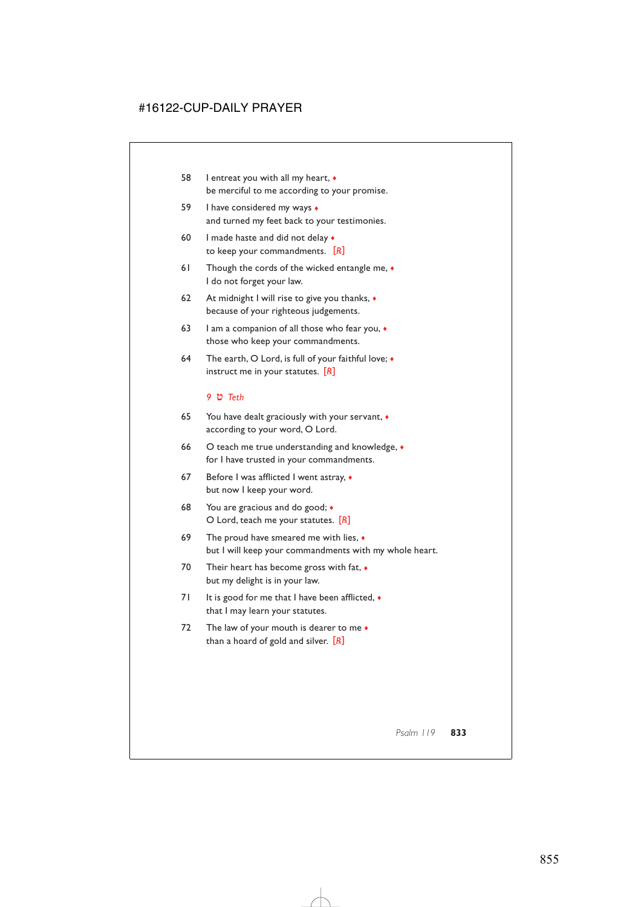58 I entreat you with all my heart, ♦
be merciful to me according to your promise.

59 I have considered my ways ♦
and turned my feet back to your testimonies.

60 I made haste and did not delay ♦
to keep your commandments. [℟]

61 Though the cords of the wicked entangle me, ♦
I do not forget your law.

62 At midnight I will rise to give you thanks, ♦
because of your righteous judgements.

63 I am a companion of all those who fear you, ♦
those who keep your commandments.

64 The earth, O Lord, is full of your faithful love; ♦
instruct me in your statutes. [℟]

*9 ט Teth*

65 You have dealt graciously with your servant, ♦
according to your word, O Lord.

66 O teach me true understanding and knowledge, ♦
for I have trusted in your commandments.

67 Before I was afflicted I went astray, ♦
but now I keep your word.

68 You are gracious and do good; ♦
O Lord, teach me your statutes. [℟]

69 The proud have smeared me with lies, ♦
but I will keep your commandments with my whole heart.

70 Their heart has become gross with fat, ♦
but my delight is in your law.

71 It is good for me that I have been afflicted, ♦
that I may learn your statutes.

72 The law of your mouth is dearer to me ♦
than a hoard of gold and silver. [℟]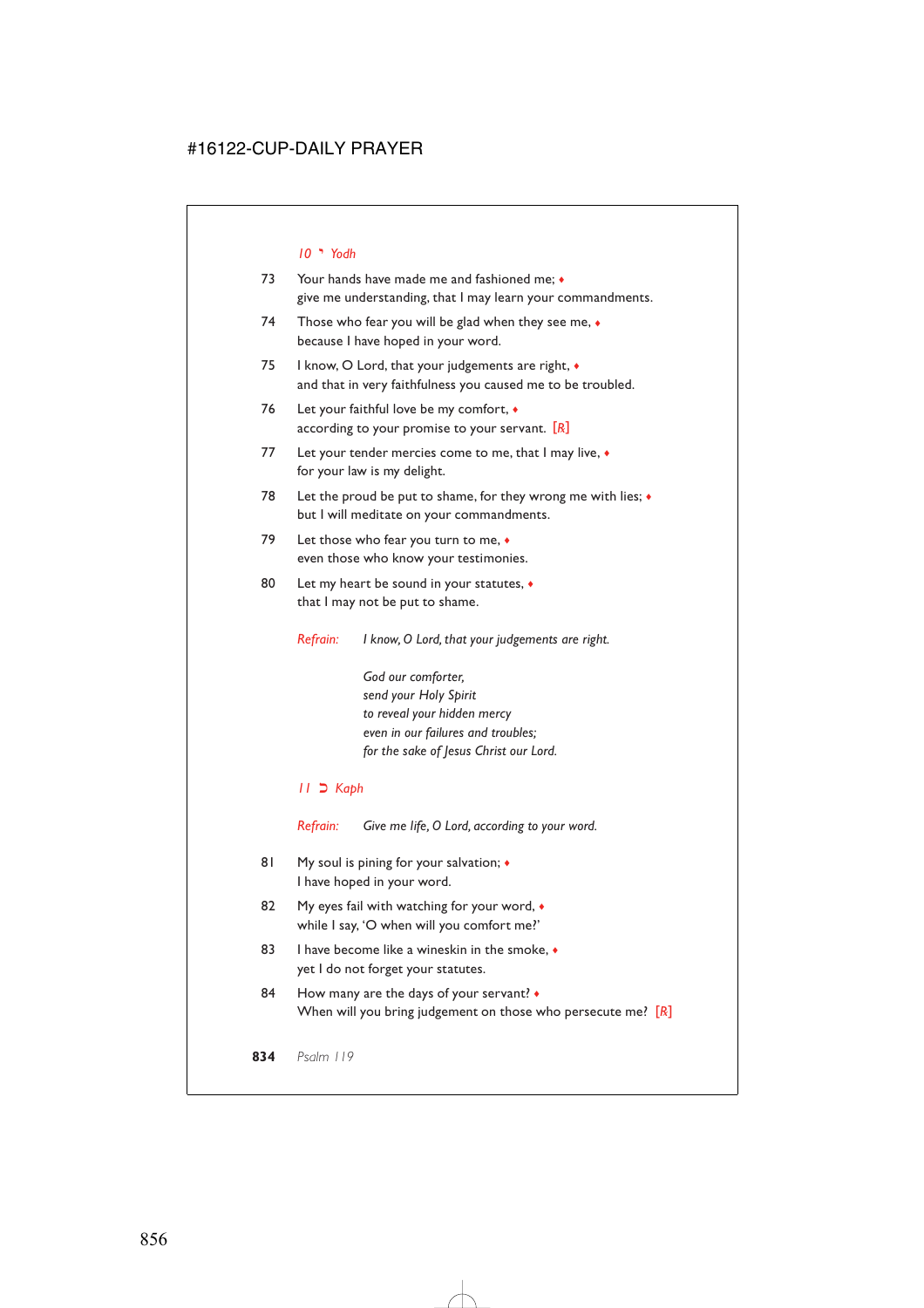*10 י Yodh*

73 Your hands have made me and fashioned me; ♦
give me understanding, that I may learn your commandments.

74 Those who fear you will be glad when they see me, ♦
because I have hoped in your word.

75 I know, O Lord, that your judgements are right, ♦
and that in very faithfulness you caused me to be troubled.

76 Let your faithful love be my comfort, ♦
according to your promise to your servant. [R]

77 Let your tender mercies come to me, that I may live, ♦
for your law is my delight.

78 Let the proud be put to shame, for they wrong me with lies; ♦
but I will meditate on your commandments.

79 Let those who fear you turn to me, ♦
even those who know your testimonies.

80 Let my heart be sound in your statutes, ♦
that I may not be put to shame.

*Refrain:* *I know, O Lord, that your judgements are right.*

*God our comforter,*
*send your Holy Spirit*
*to reveal your hidden mercy*
*even in our failures and troubles;*
*for the sake of Jesus Christ our Lord.*

*11 כ Kaph*

*Refrain:* *Give me life, O Lord, according to your word.*

81 My soul is pining for your salvation; ♦
I have hoped in your word.

82 My eyes fail with watching for your word, ♦
while I say, 'O when will you comfort me?'

83 I have become like a wineskin in the smoke, ♦
yet I do not forget your statutes.

84 How many are the days of your servant? ♦
When will you bring judgement on those who persecute me? [R]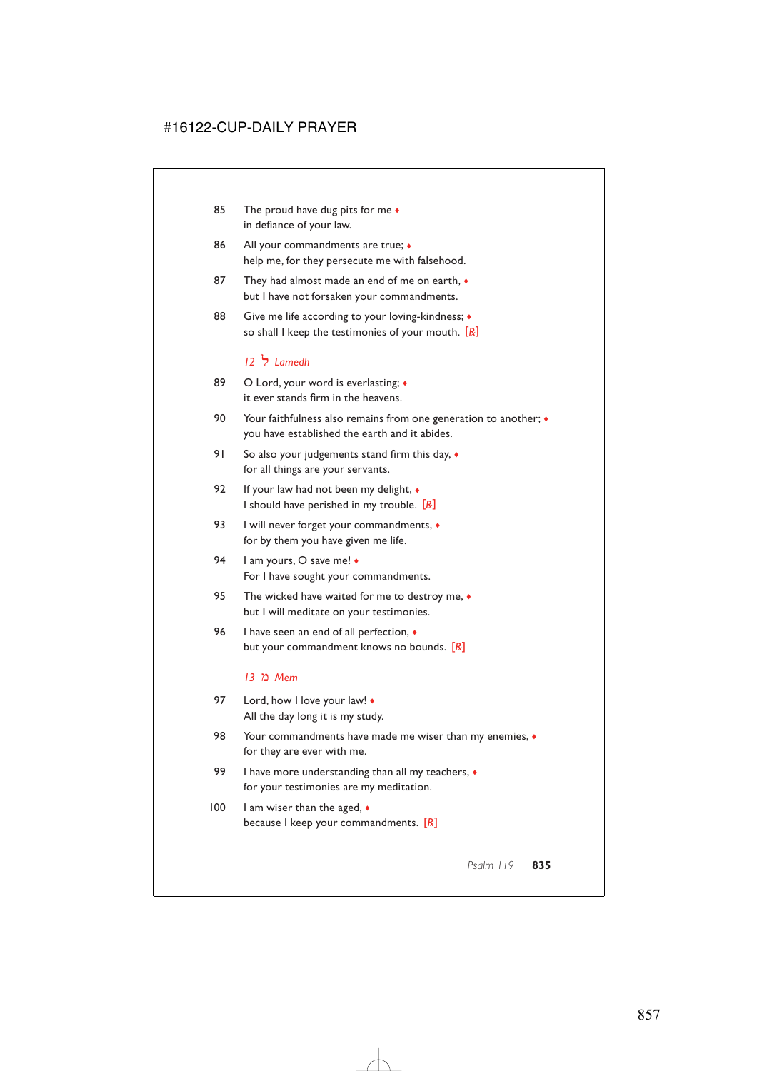85 The proud have dug pits for me ♦
in defiance of your law.

86 All your commandments are true; ♦
help me, for they persecute me with falsehood.

87 They had almost made an end of me on earth, ♦
but I have not forsaken your commandments.

88 Give me life according to your loving-kindness; ♦
so shall I keep the testimonies of your mouth. [℟]

*12 ל Lamedh*

89 O Lord, your word is everlasting; ♦
it ever stands firm in the heavens.

90 Your faithfulness also remains from one generation to another; ♦
you have established the earth and it abides.

91 So also your judgements stand firm this day, ♦
for all things are your servants.

92 If your law had not been my delight, ♦
I should have perished in my trouble. [℟]

93 I will never forget your commandments, ♦
for by them you have given me life.

94 I am yours, O save me! ♦
For I have sought your commandments.

95 The wicked have waited for me to destroy me, ♦
but I will meditate on your testimonies.

96 I have seen an end of all perfection, ♦
but your commandment knows no bounds. [℟]

*13 מ Mem*

97 Lord, how I love your law! ♦
All the day long it is my study.

98 Your commandments have made me wiser than my enemies, ♦
for they are ever with me.

99 I have more understanding than all my teachers, ♦
for your testimonies are my meditation.

100 I am wiser than the aged, ♦
because I keep your commandments. [℟]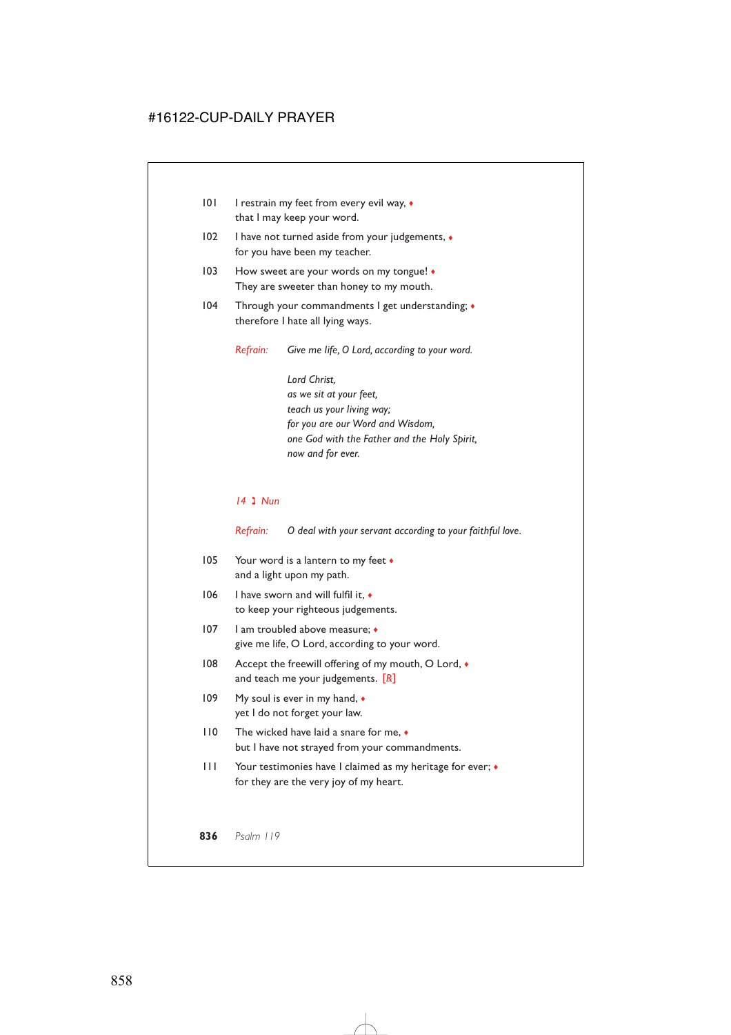101 I restrain my feet from every evil way, ♦
that I may keep your word.

102 I have not turned aside from your judgements, ♦
for you have been my teacher.

103 How sweet are your words on my tongue! ♦
They are sweeter than honey to my mouth.

104 Through your commandments I get understanding; ♦
therefore I hate all lying ways.

*Refrain:* *Give me life, O Lord, according to your word.*

*Lord Christ,*
*as we sit at your feet,*
*teach us your living way;*
*for you are our Word and Wisdom,*
*one God with the Father and the Holy Spirit,*
*now and for ever.*

*14 נ Nun*

*Refrain:* *O deal with your servant according to your faithful love.*

105 Your word is a lantern to my feet ♦
and a light upon my path.

106 I have sworn and will fulfil it, ♦
to keep your righteous judgements.

107 I am troubled above measure; ♦
give me life, O Lord, according to your word.

108 Accept the freewill offering of my mouth, O Lord, ♦
and teach me your judgements. *[R]*

109 My soul is ever in my hand, ♦
yet I do not forget your law.

110 The wicked have laid a snare for me, ♦
but I have not strayed from your commandments.

111 Your testimonies have I claimed as my heritage for ever; ♦
for they are the very joy of my heart.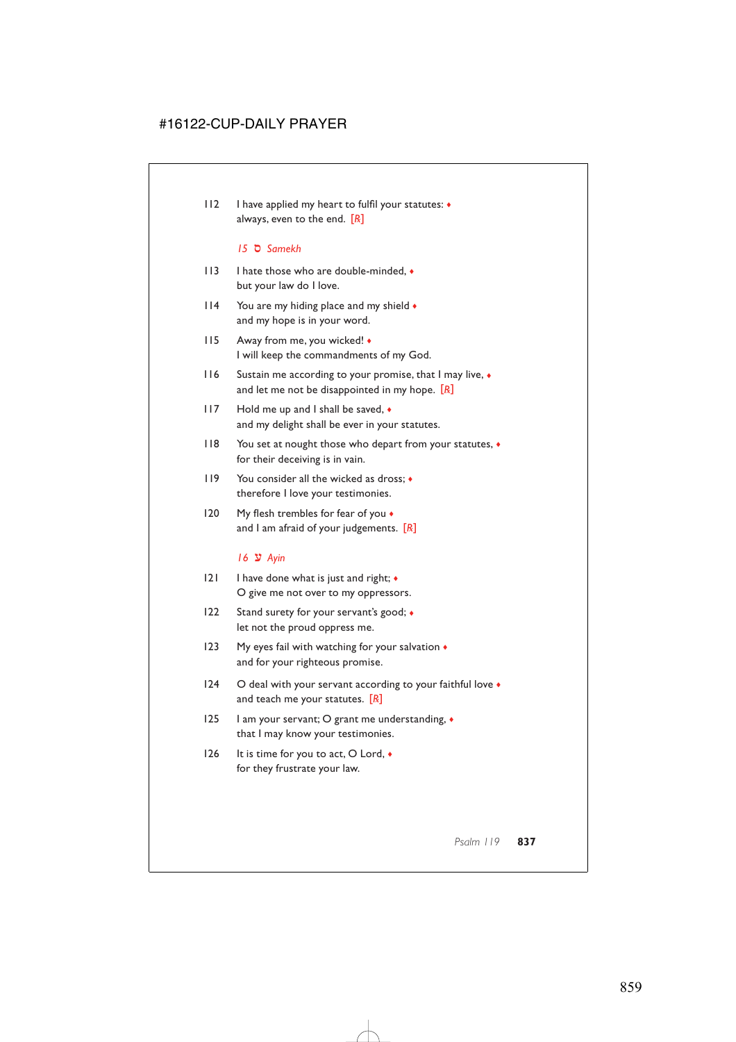112 I have applied my heart to fulfil your statutes: ♦
always, even to the end. [R]

*15 ס Samekh*

113 I hate those who are double-minded, ♦
but your law do I love.

114 You are my hiding place and my shield ♦
and my hope is in your word.

115 Away from me, you wicked! ♦
I will keep the commandments of my God.

116 Sustain me according to your promise, that I may live, ♦
and let me not be disappointed in my hope. [R]

117 Hold me up and I shall be saved, ♦
and my delight shall be ever in your statutes.

118 You set at nought those who depart from your statutes, ♦
for their deceiving is in vain.

119 You consider all the wicked as dross; ♦
therefore I love your testimonies.

120 My flesh trembles for fear of you ♦
and I am afraid of your judgements. [R]

*16 ע Ayin*

121 I have done what is just and right; ♦
O give me not over to my oppressors.

122 Stand surety for your servant's good; ♦
let not the proud oppress me.

123 My eyes fail with watching for your salvation ♦
and for your righteous promise.

124 O deal with your servant according to your faithful love ♦
and teach me your statutes. [R]

125 I am your servant; O grant me understanding, ♦
that I may know your testimonies.

126 It is time for you to act, O Lord, ♦
for they frustrate your law.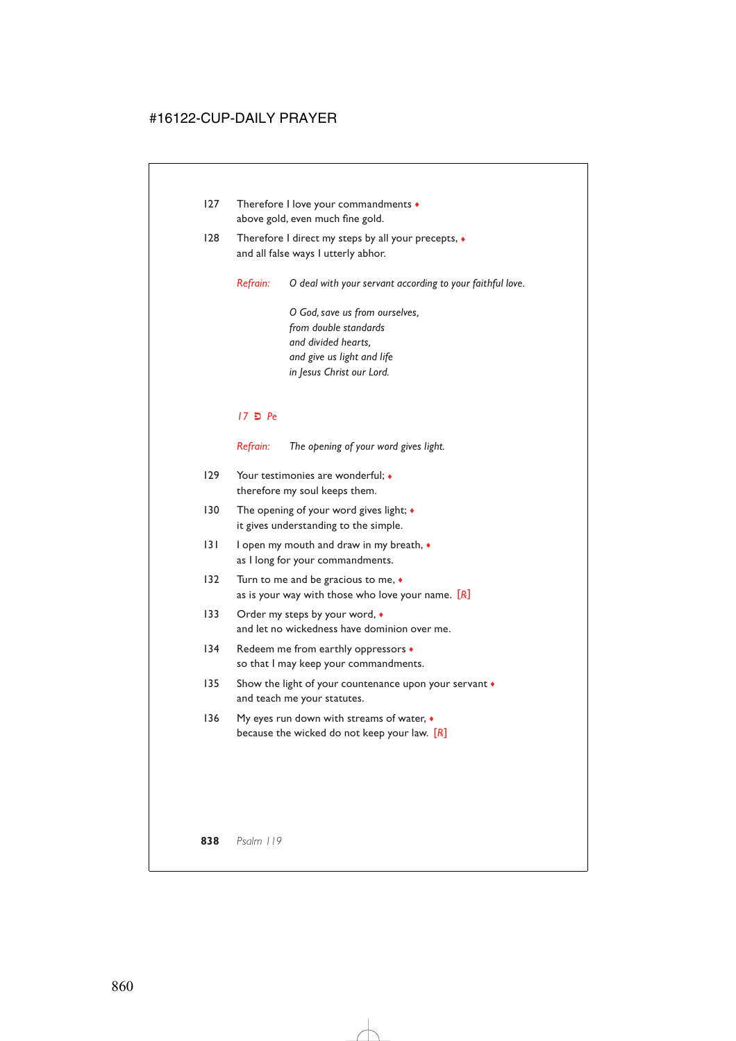127 Therefore I love your commandments ♦
above gold, even much fine gold.

128 Therefore I direct my steps by all your precepts, ♦
and all false ways I utterly abhor.

*Refrain:* *O deal with your servant according to your faithful love.*

*O God, save us from ourselves,*
*from double standards*
*and divided hearts,*
*and give us light and life*
*in Jesus Christ our Lord.*

*17 פ Pe*

*Refrain:* *The opening of your word gives light.*

129 Your testimonies are wonderful; ♦
therefore my soul keeps them.

130 The opening of your word gives light; ♦
it gives understanding to the simple.

131 I open my mouth and draw in my breath, ♦
as I long for your commandments.

132 Turn to me and be gracious to me, ♦
as is your way with those who love your name. [R]

133 Order my steps by your word, ♦
and let no wickedness have dominion over me.

134 Redeem me from earthly oppressors ♦
so that I may keep your commandments.

135 Show the light of your countenance upon your servant ♦
and teach me your statutes.

136 My eyes run down with streams of water, ♦
because the wicked do not keep your law. [R]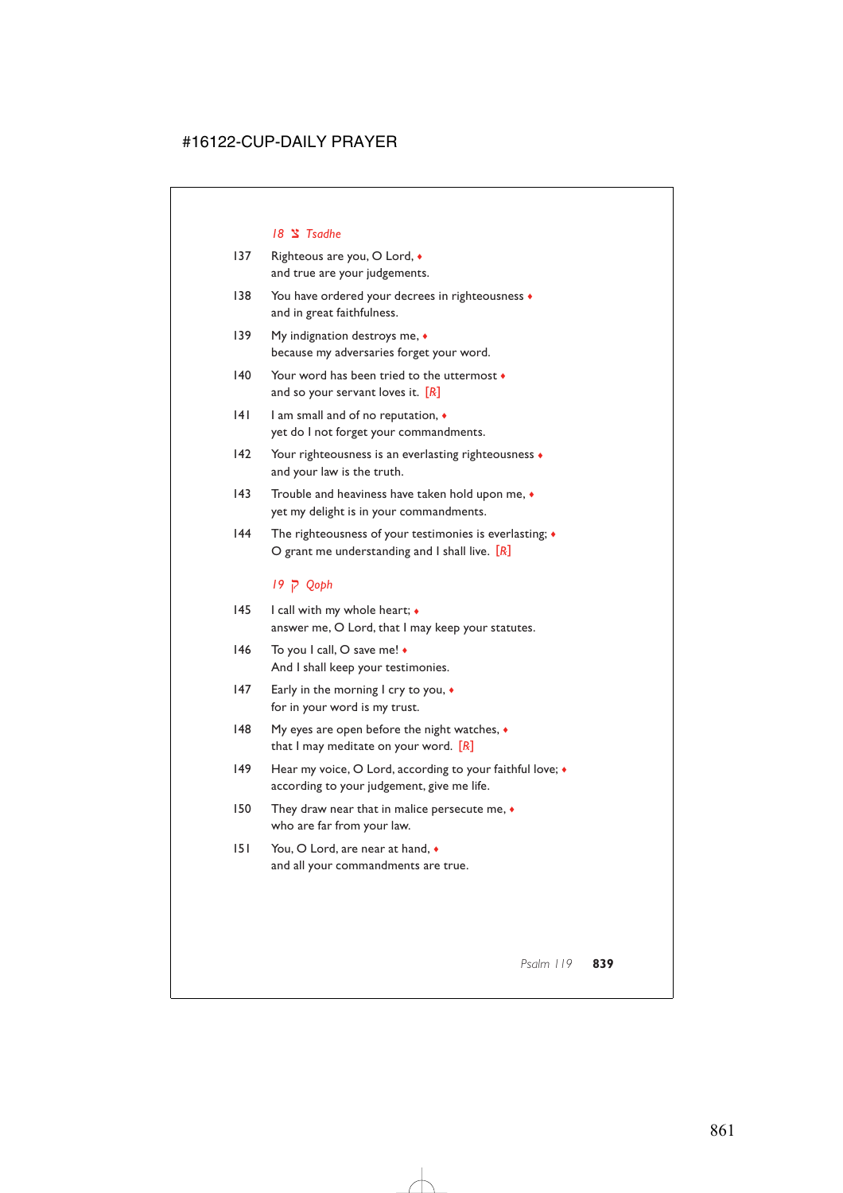*18 צ Tsadhe*

137 Righteous are you, O Lord, ♦
and true are your judgements.

138 You have ordered your decrees in righteousness ♦
and in great faithfulness.

139 My indignation destroys me, ♦
because my adversaries forget your word.

140 Your word has been tried to the uttermost ♦
and so your servant loves it. [*R*]

141 I am small and of no reputation, ♦
yet do I not forget your commandments.

142 Your righteousness is an everlasting righteousness ♦
and your law is the truth.

143 Trouble and heaviness have taken hold upon me, ♦
yet my delight is in your commandments.

144 The righteousness of your testimonies is everlasting; ♦
O grant me understanding and I shall live. [*R*]

*19 ק Qoph*

145 I call with my whole heart; ♦
answer me, O Lord, that I may keep your statutes.

146 To you I call, O save me! ♦
And I shall keep your testimonies.

147 Early in the morning I cry to you, ♦
for in your word is my trust.

148 My eyes are open before the night watches, ♦
that I may meditate on your word. [*R*]

149 Hear my voice, O Lord, according to your faithful love; ♦
according to your judgement, give me life.

150 They draw near that in malice persecute me, ♦
who are far from your law.

151 You, O Lord, are near at hand, ♦
and all your commandments are true.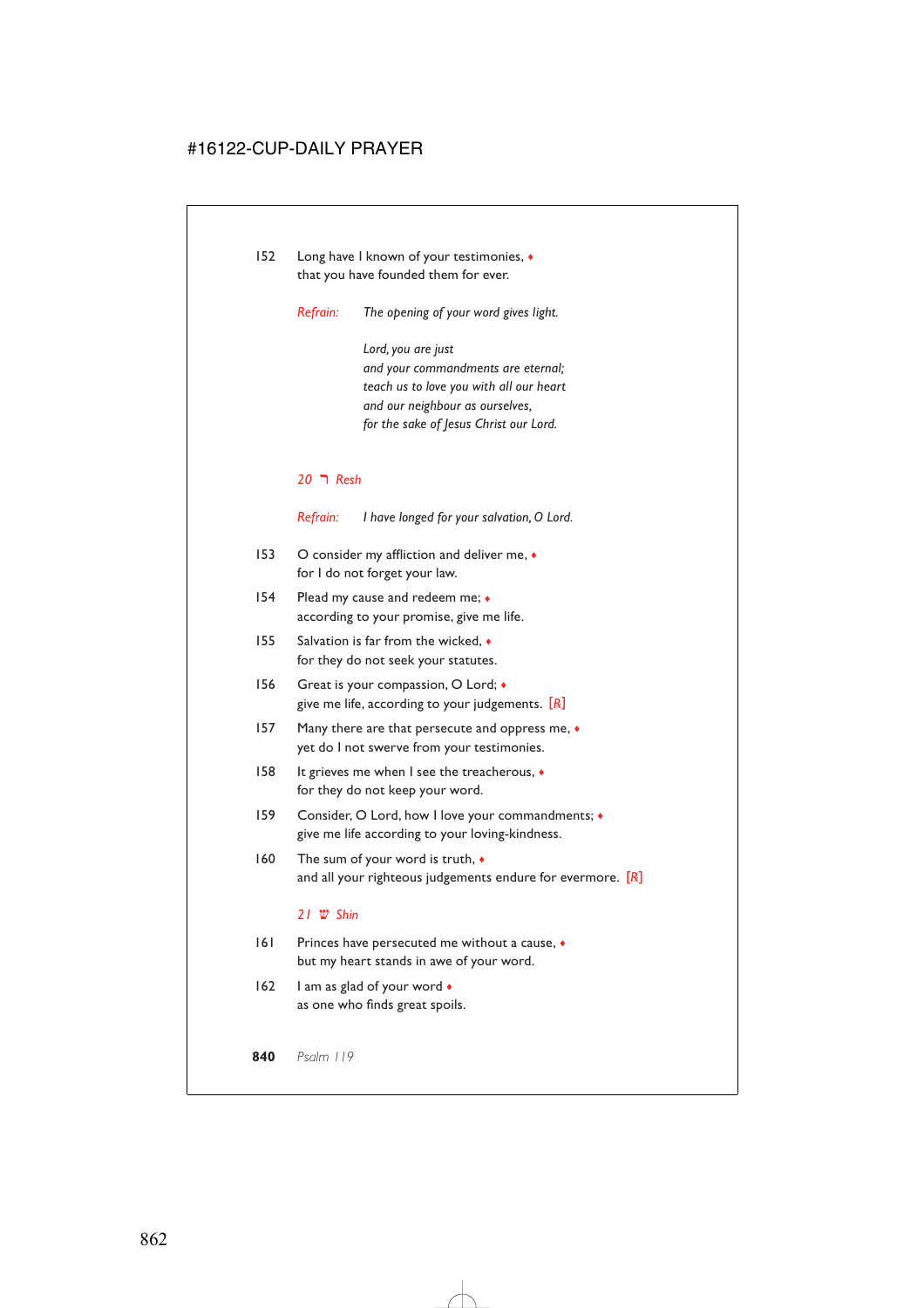152 Long have I known of your testimonies, ♦
that you have founded them for ever.

*Refrain:* *The opening of your word gives light.*

*Lord, you are just*
*and your commandments are eternal;*
*teach us to love you with all our heart*
*and our neighbour as ourselves,*
*for the sake of Jesus Christ our Lord.*

### *20 ר Resh*

*Refrain:* *I have longed for your salvation, O Lord.*

153 O consider my affliction and deliver me, ♦
for I do not forget your law.

154 Plead my cause and redeem me; ♦
according to your promise, give me life.

155 Salvation is far from the wicked, ♦
for they do not seek your statutes.

156 Great is your compassion, O Lord; ♦
give me life, according to your judgements. [R]

157 Many there are that persecute and oppress me, ♦
yet do I not swerve from your testimonies.

158 It grieves me when I see the treacherous, ♦
for they do not keep your word.

159 Consider, O Lord, how I love your commandments; ♦
give me life according to your loving-kindness.

160 The sum of your word is truth, ♦
and all your righteous judgements endure for evermore. [R]

### *21 ש Shin*

161 Princes have persecuted me without a cause, ♦
but my heart stands in awe of your word.

162 I am as glad of your word ♦
as one who finds great spoils.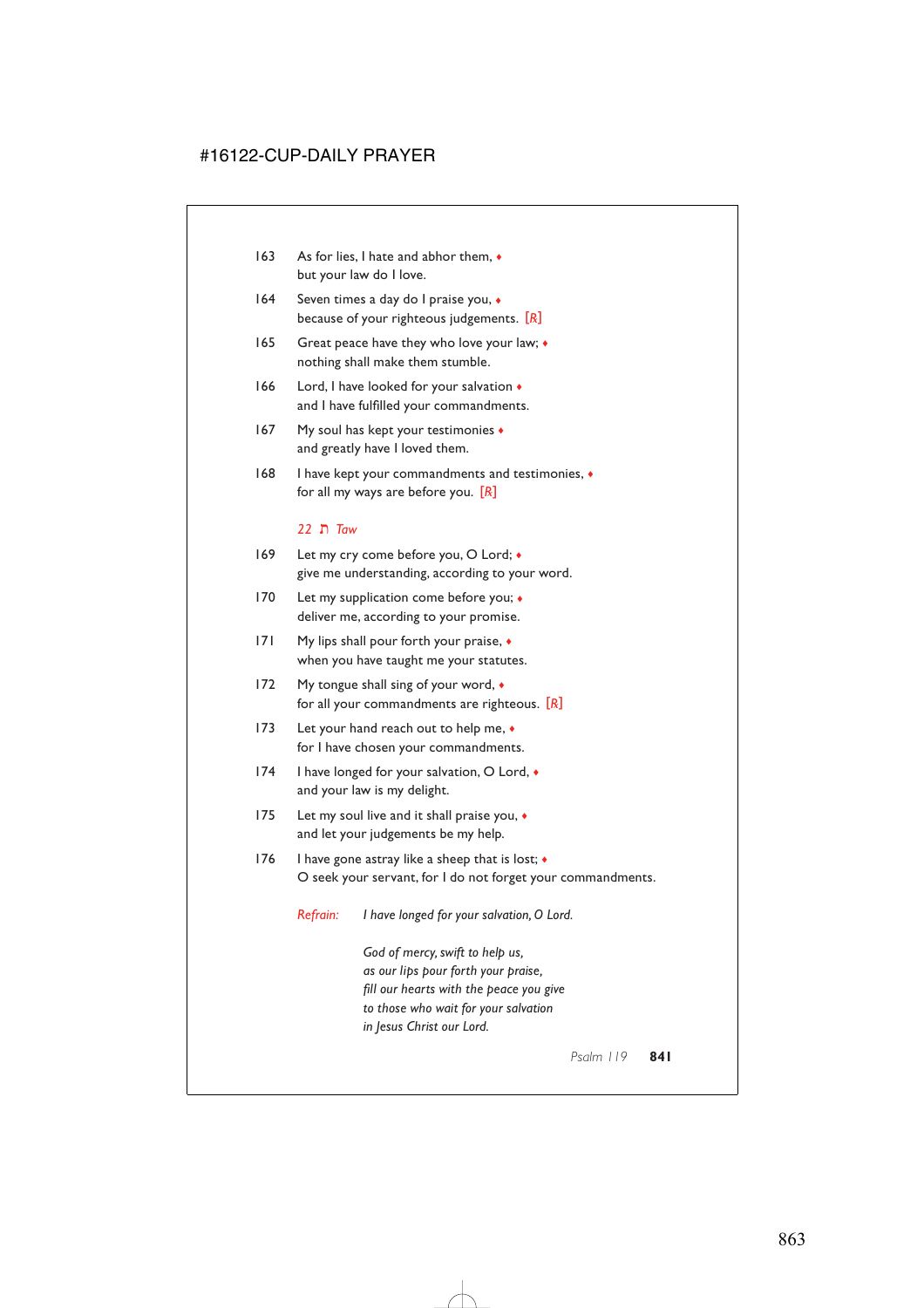163 As for lies, I hate and abhor them, ♦
but your law do I love.

164 Seven times a day do I praise you, ♦
because of your righteous judgements. [R]

165 Great peace have they who love your law; ♦
nothing shall make them stumble.

166 Lord, I have looked for your salvation ♦
and I have fulfilled your commandments.

167 My soul has kept your testimonies ♦
and greatly have I loved them.

168 I have kept your commandments and testimonies, ♦
for all my ways are before you. [R]

*22 ת Taw*

169 Let my cry come before you, O Lord; ♦
give me understanding, according to your word.

170 Let my supplication come before you; ♦
deliver me, according to your promise.

171 My lips shall pour forth your praise, ♦
when you have taught me your statutes.

172 My tongue shall sing of your word, ♦
for all your commandments are righteous. [R]

173 Let your hand reach out to help me, ♦
for I have chosen your commandments.

174 I have longed for your salvation, O Lord, ♦
and your law is my delight.

175 Let my soul live and it shall praise you, ♦
and let your judgements be my help.

176 I have gone astray like a sheep that is lost; ♦
O seek your servant, for I do not forget your commandments.

*Refrain:* *I have longed for your salvation, O Lord.*

*God of mercy, swift to help us,*
*as our lips pour forth your praise,*
*fill our hearts with the peace you give*
*to those who wait for your salvation*
*in Jesus Christ our Lord.*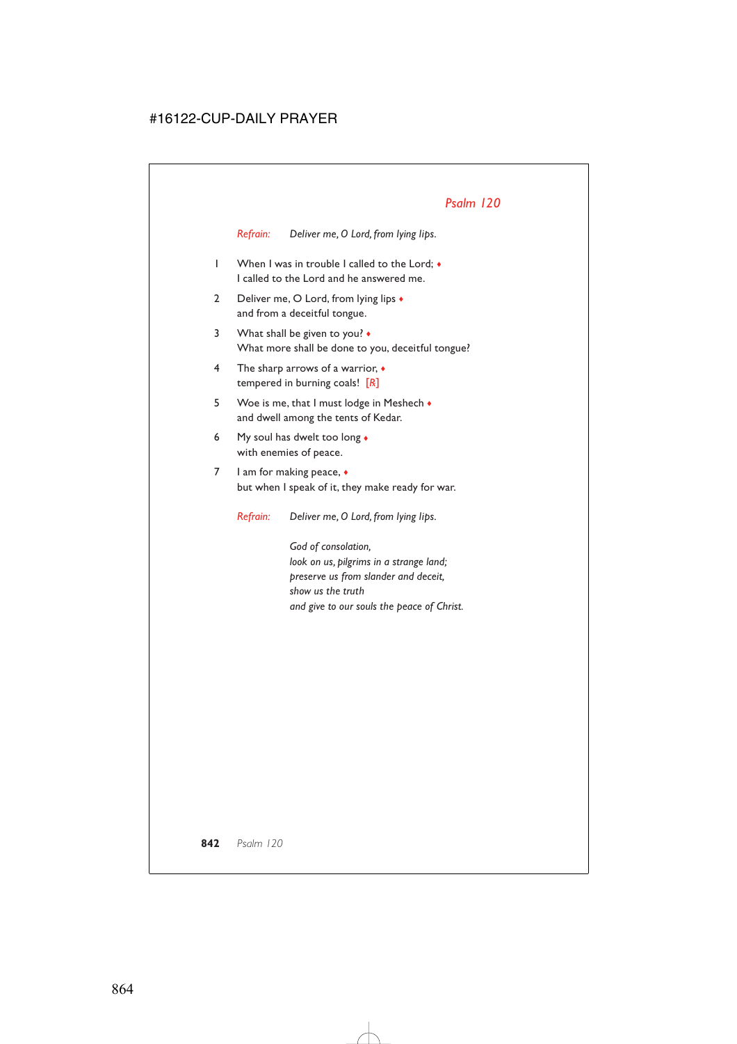## *Psalm 120*

*Refrain:* *Deliver me, O Lord, from lying lips.*

1 When I was in trouble I called to the Lord; ♦
I called to the Lord and he answered me.

2 Deliver me, O Lord, from lying lips ♦
and from a deceitful tongue.

3 What shall be given to you? ♦
What more shall be done to you, deceitful tongue?

4 The sharp arrows of a warrior, ♦
tempered in burning coals! *[R]*

5 Woe is me, that I must lodge in Meshech ♦
and dwell among the tents of Kedar.

6 My soul has dwelt too long ♦
with enemies of peace.

7 I am for making peace, ♦
but when I speak of it, they make ready for war.

*Refrain:* *Deliver me, O Lord, from lying lips.*

*God of consolation,*
*look on us, pilgrims in a strange land;*
*preserve us from slander and deceit,*
*show us the truth*
*and give to our souls the peace of Christ.*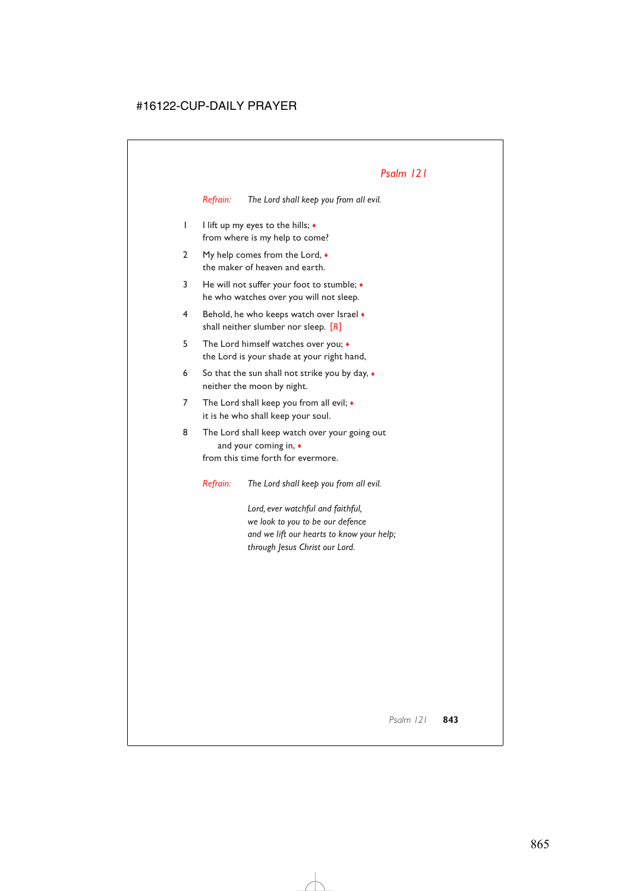## *Psalm 121*

*Refrain:* *The Lord shall keep you from all evil.*

1 I lift up my eyes to the hills; ♦
from where is my help to come?

2 My help comes from the Lord, ♦
the maker of heaven and earth.

3 He will not suffer your foot to stumble; ♦
he who watches over you will not sleep.

4 Behold, he who keeps watch over Israel ♦
shall neither slumber nor sleep. [*R*]

5 The Lord himself watches over you; ♦
the Lord is your shade at your right hand,

6 So that the sun shall not strike you by day, ♦
neither the moon by night.

7 The Lord shall keep you from all evil; ♦
it is he who shall keep your soul.

8 The Lord shall keep watch over your going out
and your coming in, ♦
from this time forth for evermore.

*Refrain:* *The Lord shall keep you from all evil.*

*Lord, ever watchful and faithful,*
*we look to you to be our defence*
*and we lift our hearts to know your help;*
*through Jesus Christ our Lord.*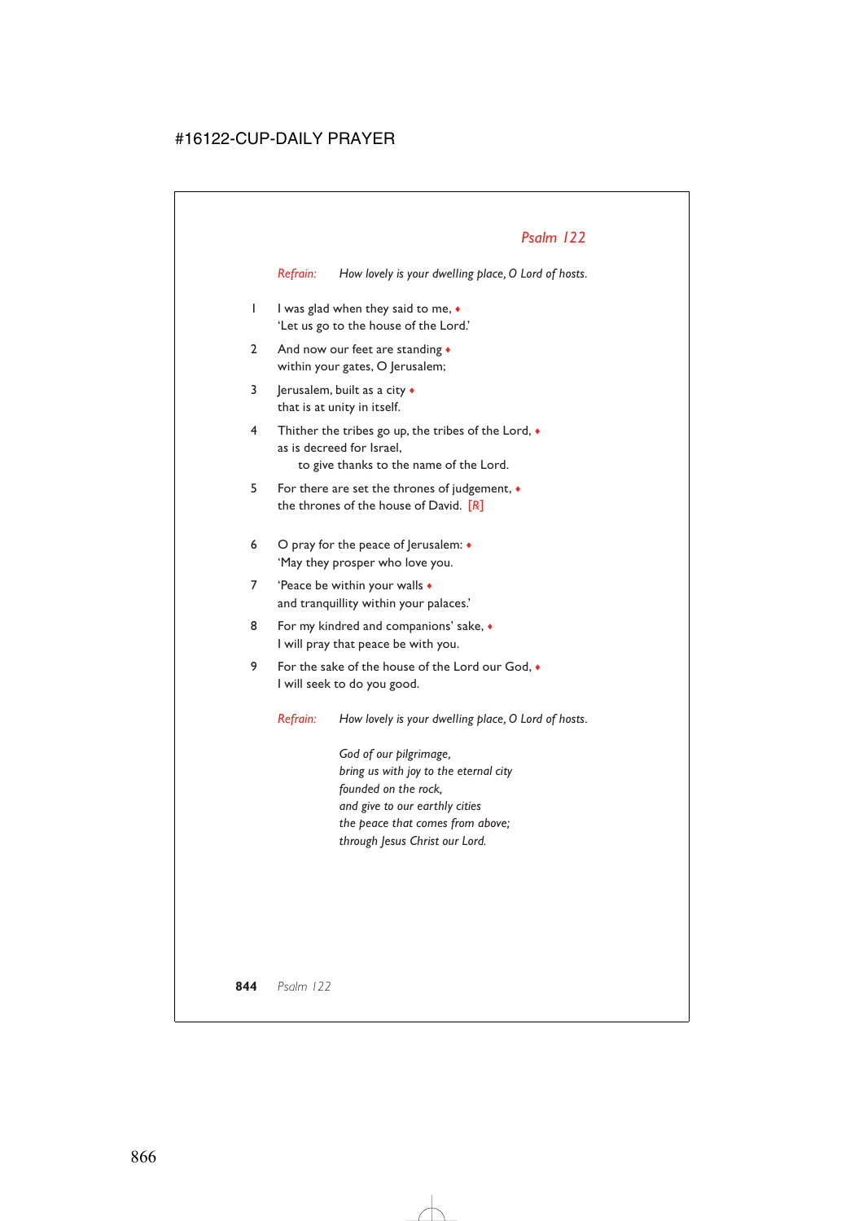## *Psalm 122*

*Refrain:* *How lovely is your dwelling place, O Lord of hosts.*

1 I was glad when they said to me, ♦
'Let us go to the house of the Lord.'

2 And now our feet are standing ♦
within your gates, O Jerusalem;

3 Jerusalem, built as a city ♦
that is at unity in itself.

4 Thither the tribes go up, the tribes of the Lord, ♦
as is decreed for Israel,
to give thanks to the name of the Lord.

5 For there are set the thrones of judgement, ♦
the thrones of the house of David. [R]

6 O pray for the peace of Jerusalem: ♦
'May they prosper who love you.

7 'Peace be within your walls ♦
and tranquillity within your palaces.'

8 For my kindred and companions' sake, ♦
I will pray that peace be with you.

9 For the sake of the house of the Lord our God, ♦
I will seek to do you good.

*Refrain:* *How lovely is your dwelling place, O Lord of hosts.*

*God of our pilgrimage,*
*bring us with joy to the eternal city*
*founded on the rock,*
*and give to our earthly cities*
*the peace that comes from above;*
*through Jesus Christ our Lord.*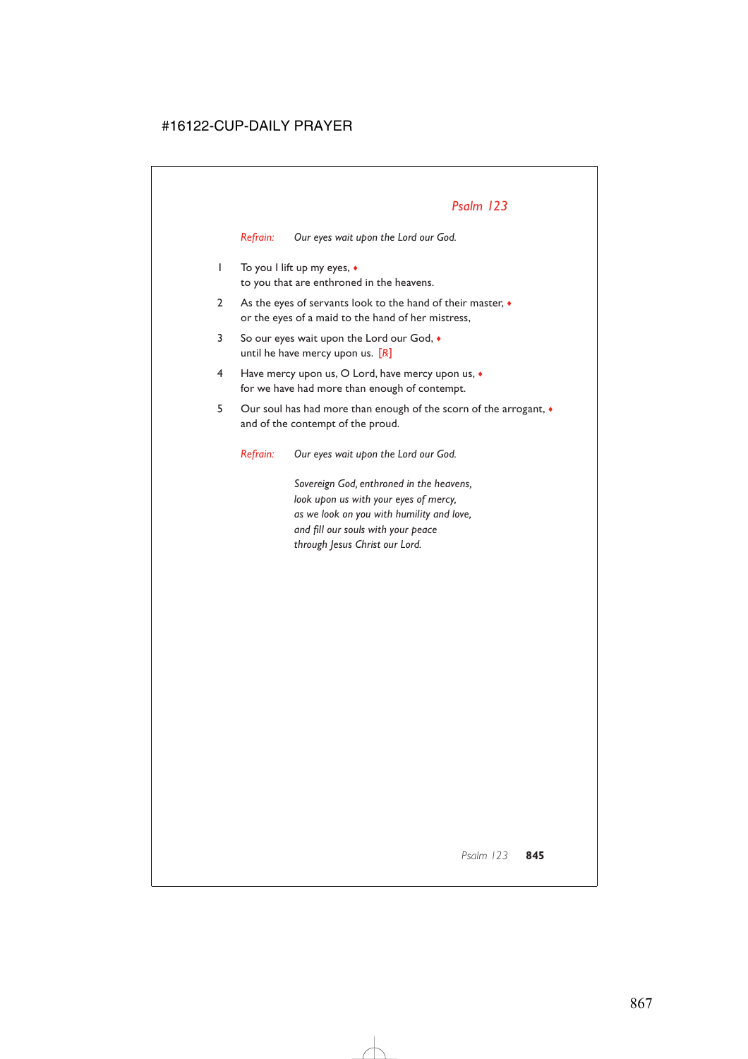## *Psalm 123*

*Refrain:* *Our eyes wait upon the Lord our God.*

1 To you I lift up my eyes, ♦
to you that are enthroned in the heavens.

2 As the eyes of servants look to the hand of their master, ♦
or the eyes of a maid to the hand of her mistress,

3 So our eyes wait upon the Lord our God, ♦
until he have mercy upon us. [*R*]

4 Have mercy upon us, O Lord, have mercy upon us, ♦
for we have had more than enough of contempt.

5 Our soul has had more than enough of the scorn of the arrogant, ♦
and of the contempt of the proud.

*Refrain:* *Our eyes wait upon the Lord our God.*

*Sovereign God, enthroned in the heavens,*
*look upon us with your eyes of mercy,*
*as we look on you with humility and love,*
*and fill our souls with your peace*
*through Jesus Christ our Lord.*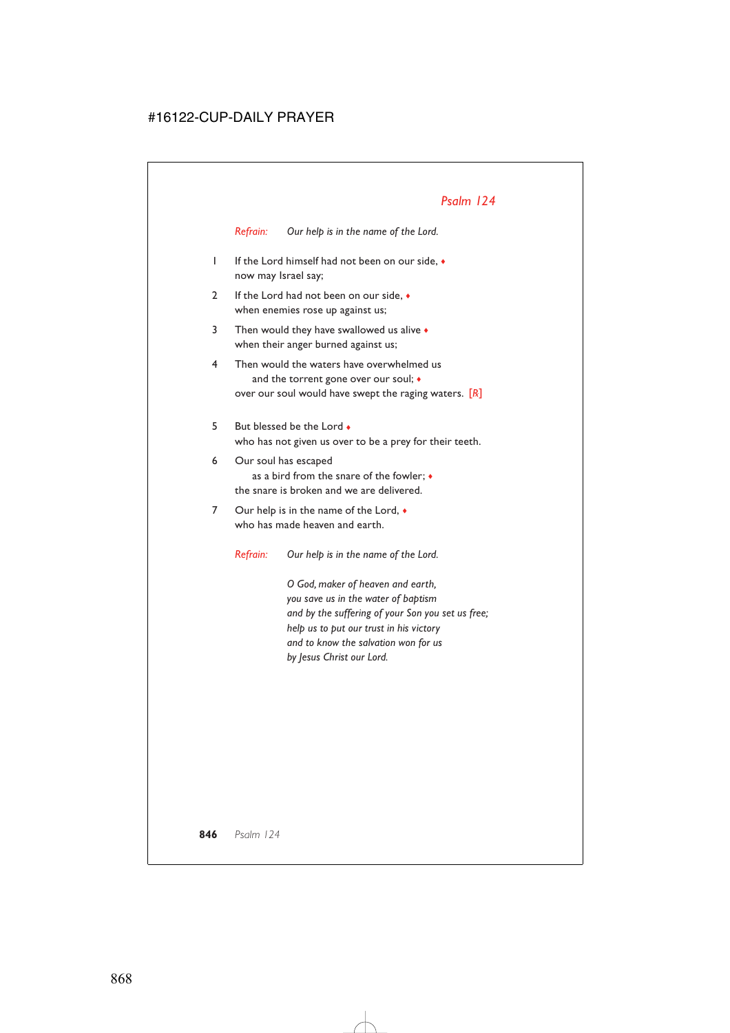## *Psalm 124*

*Refrain:* *Our help is in the name of the Lord.*

1 If the Lord himself had not been on our side, ♦
now may Israel say;

2 If the Lord had not been on our side, ♦
when enemies rose up against us;

3 Then would they have swallowed us alive ♦
when their anger burned against us;

4 Then would the waters have overwhelmed us
and the torrent gone over our soul; ♦
over our soul would have swept the raging waters. [*R*]

5 But blessed be the Lord ♦
who has not given us over to be a prey for their teeth.

6 Our soul has escaped
as a bird from the snare of the fowler; ♦
the snare is broken and we are delivered.

7 Our help is in the name of the Lord, ♦
who has made heaven and earth.

*Refrain:* *Our help is in the name of the Lord.*

*O God, maker of heaven and earth,*
*you save us in the water of baptism*
*and by the suffering of your Son you set us free;*
*help us to put our trust in his victory*
*and to know the salvation won for us*
*by Jesus Christ our Lord.*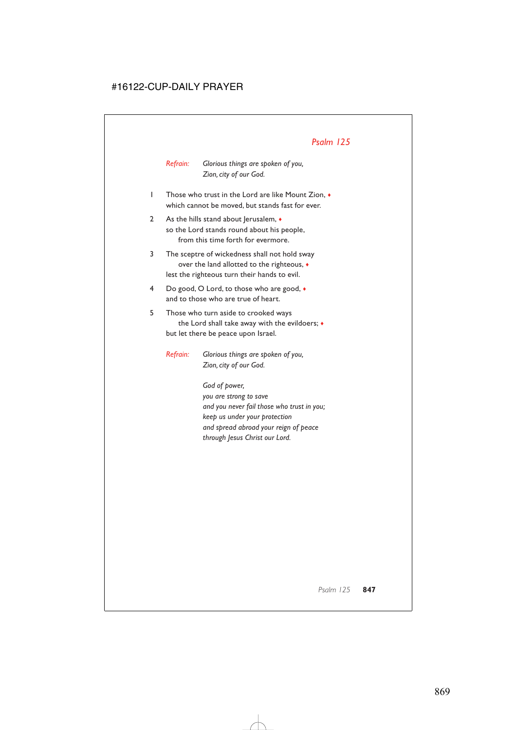## *Psalm 125*

*Refrain:* *Glorious things are spoken of you,*
*Zion, city of our God.*

1 Those who trust in the Lord are like Mount Zion, ♦
which cannot be moved, but stands fast for ever.

2 As the hills stand about Jerusalem, ♦
so the Lord stands round about his people,
from this time forth for evermore.

3 The sceptre of wickedness shall not hold sway
over the land allotted to the righteous, ♦
lest the righteous turn their hands to evil.

4 Do good, O Lord, to those who are good, ♦
and to those who are true of heart.

5 Those who turn aside to crooked ways
the Lord shall take away with the evildoers; ♦
but let there be peace upon Israel.

*Refrain:* *Glorious things are spoken of you,*
*Zion, city of our God.*

*God of power,*
*you are strong to save*
*and you never fail those who trust in you;*
*keep us under your protection*
*and spread abroad your reign of peace*
*through Jesus Christ our Lord.*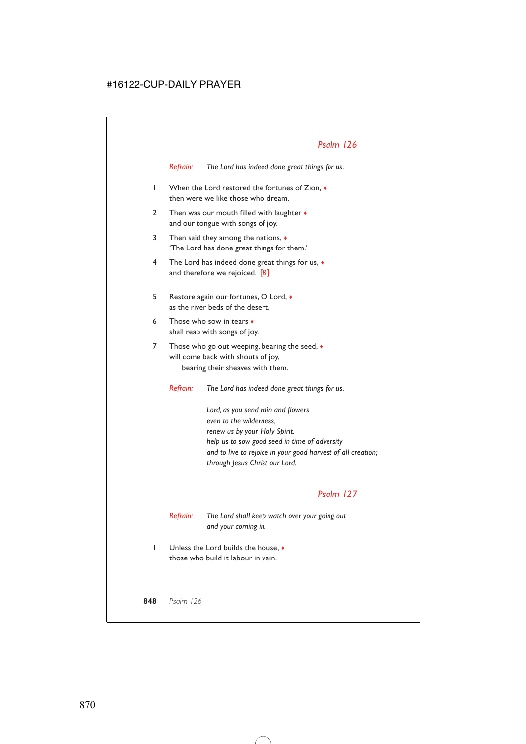## Psalm 126

*Refrain:* *The Lord has indeed done great things for us.*

1 When the Lord restored the fortunes of Zion, ♦
then were we like those who dream.

2 Then was our mouth filled with laughter ♦
and our tongue with songs of joy.

3 Then said they among the nations, ♦
'The Lord has done great things for them.'

4 The Lord has indeed done great things for us, ♦
and therefore we rejoiced. [*R*]

5 Restore again our fortunes, O Lord, ♦
as the river beds of the desert.

6 Those who sow in tears ♦
shall reap with songs of joy.

7 Those who go out weeping, bearing the seed, ♦
will come back with shouts of joy,
bearing their sheaves with them.

*Refrain:* *The Lord has indeed done great things for us.*

*Lord, as you send rain and flowers*
*even to the wilderness,*
*renew us by your Holy Spirit,*
*help us to sow good seed in time of adversity*
*and to live to rejoice in your good harvest of all creation;*
*through Jesus Christ our Lord.*

## Psalm 127

*Refrain:* *The Lord shall keep watch over your going out*
*and your coming in.*

1 Unless the Lord builds the house, ♦
those who build it labour in vain.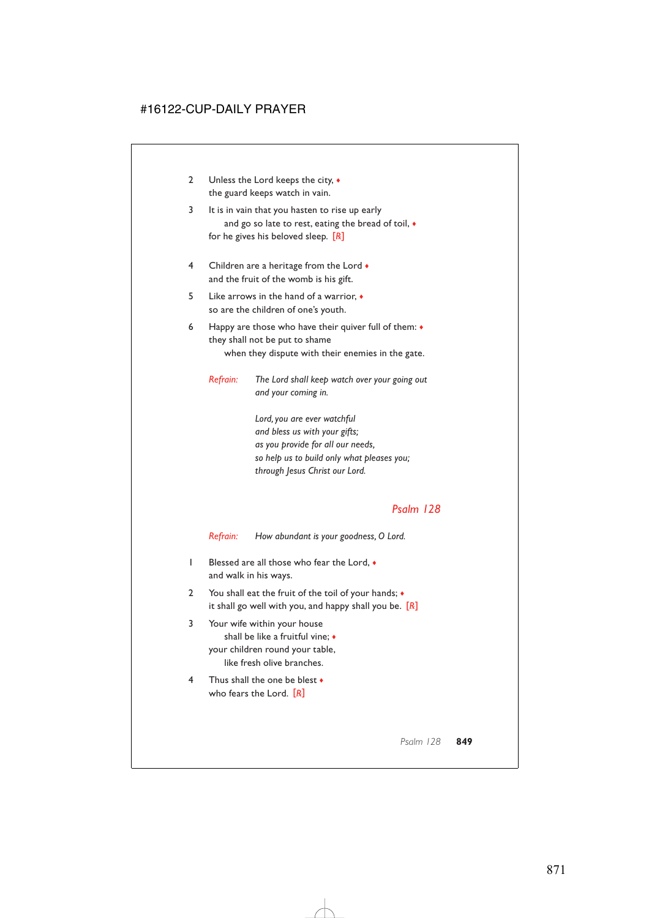2 Unless the Lord keeps the city, ♦
the guard keeps watch in vain.

3 It is in vain that you hasten to rise up early
 and go so late to rest, eating the bread of toil, ♦
for he gives his beloved sleep. [R]

4 Children are a heritage from the Lord ♦
and the fruit of the womb is his gift.

5 Like arrows in the hand of a warrior, ♦
so are the children of one's youth.

6 Happy are those who have their quiver full of them: ♦
they shall not be put to shame
 when they dispute with their enemies in the gate.

*Refrain:* *The Lord shall keep watch over your going out and your coming in.*

*Lord, you are ever watchful*
*and bless us with your gifts;*
*as you provide for all our needs,*
*so help us to build only what pleases you;*
*through Jesus Christ our Lord.*

## Psalm 128

*Refrain:* *How abundant is your goodness, O Lord.*

1 Blessed are all those who fear the Lord, ♦
and walk in his ways.

2 You shall eat the fruit of the toil of your hands; ♦
it shall go well with you, and happy shall you be. [R]

3 Your wife within your house
 shall be like a fruitful vine; ♦
your children round your table,
 like fresh olive branches.

4 Thus shall the one be blest ♦
who fears the Lord. [R]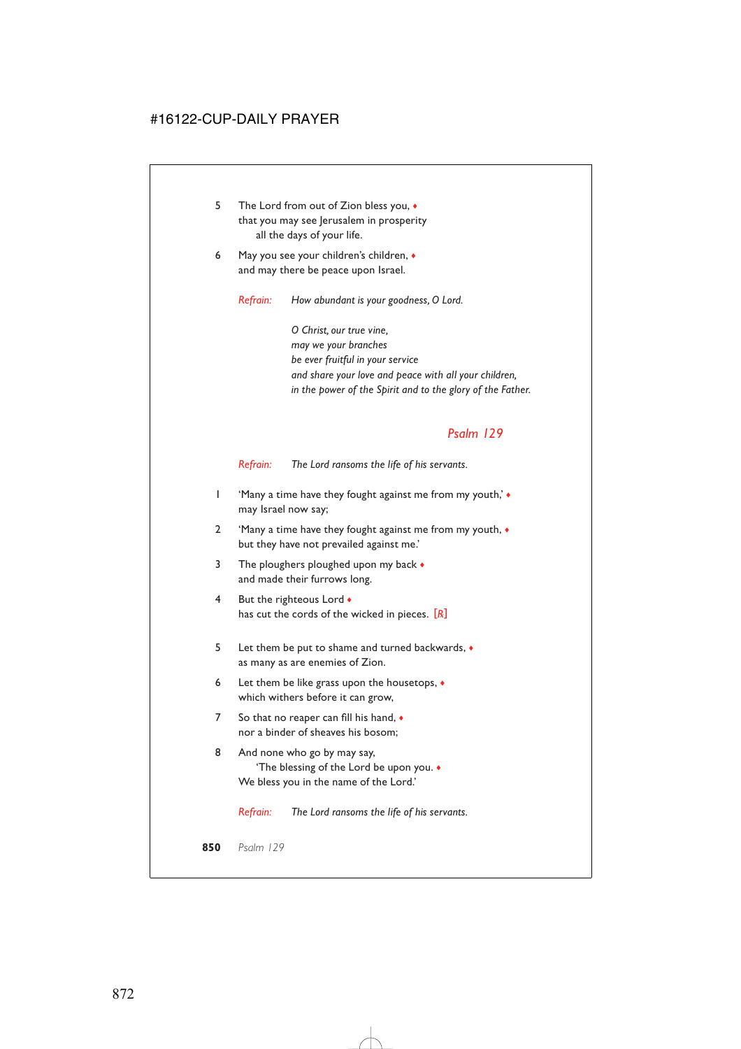5 The Lord from out of Zion bless you, ♦
that you may see Jerusalem in prosperity
all the days of your life.

6 May you see your children's children, ♦
and may there be peace upon Israel.

*Refrain:* *How abundant is your goodness, O Lord.*

*O Christ, our true vine,*
*may we your branches*
*be ever fruitful in your service*
*and share your love and peace with all your children,*
*in the power of the Spirit and to the glory of the Father.*

## *Psalm 129*

*Refrain:* *The Lord ransoms the life of his servants.*

1 'Many a time have they fought against me from my youth,' ♦
may Israel now say;

2 'Many a time have they fought against me from my youth, ♦
but they have not prevailed against me.'

3 The ploughers ploughed upon my back ♦
and made their furrows long.

4 But the righteous Lord ♦
has cut the cords of the wicked in pieces. [*R*]

5 Let them be put to shame and turned backwards, ♦
as many as are enemies of Zion.

6 Let them be like grass upon the housetops, ♦
which withers before it can grow,

7 So that no reaper can fill his hand, ♦
nor a binder of sheaves his bosom;

8 And none who go by may say,
'The blessing of the Lord be upon you. ♦
We bless you in the name of the Lord.'

*Refrain:* *The Lord ransoms the life of his servants.*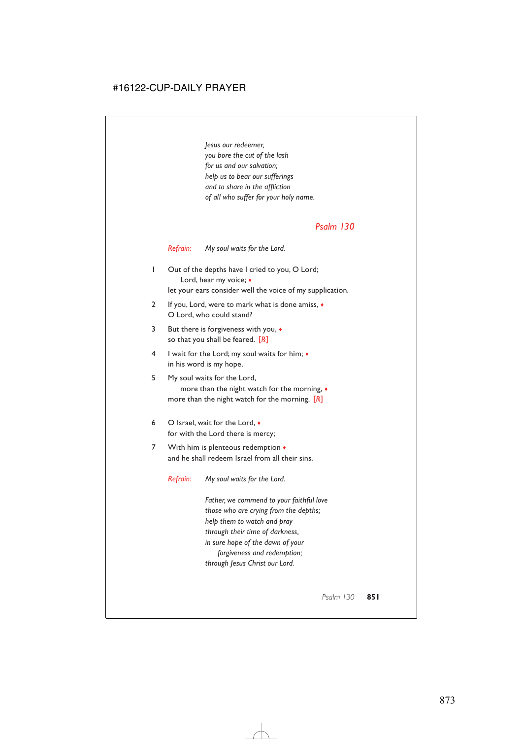*Jesus our redeemer,*
*you bore the cut of the lash*
*for us and our salvation;*
*help us to bear our sufferings*
*and to share in the affliction*
*of all who suffer for your holy name.*

## *Psalm 130*

*Refrain:* *My soul waits for the Lord.*

1 Out of the depths have I cried to you, O Lord;
  Lord, hear my voice; ♦
 let your ears consider well the voice of my supplication.

2 If you, Lord, were to mark what is done amiss, ♦
 O Lord, who could stand?

3 But there is forgiveness with you, ♦
 so that you shall be feared. [R]

4 I wait for the Lord; my soul waits for him; ♦
 in his word is my hope.

5 My soul waits for the Lord,
  more than the night watch for the morning, ♦
 more than the night watch for the morning. [R]

6 O Israel, wait for the Lord, ♦
 for with the Lord there is mercy;

7 With him is plenteous redemption ♦
 and he shall redeem Israel from all their sins.

*Refrain:* *My soul waits for the Lord.*

*Father, we commend to your faithful love*
*those who are crying from the depths;*
*help them to watch and pray*
*through their time of darkness,*
*in sure hope of the dawn of your*
  *forgiveness and redemption;*
*through Jesus Christ our Lord.*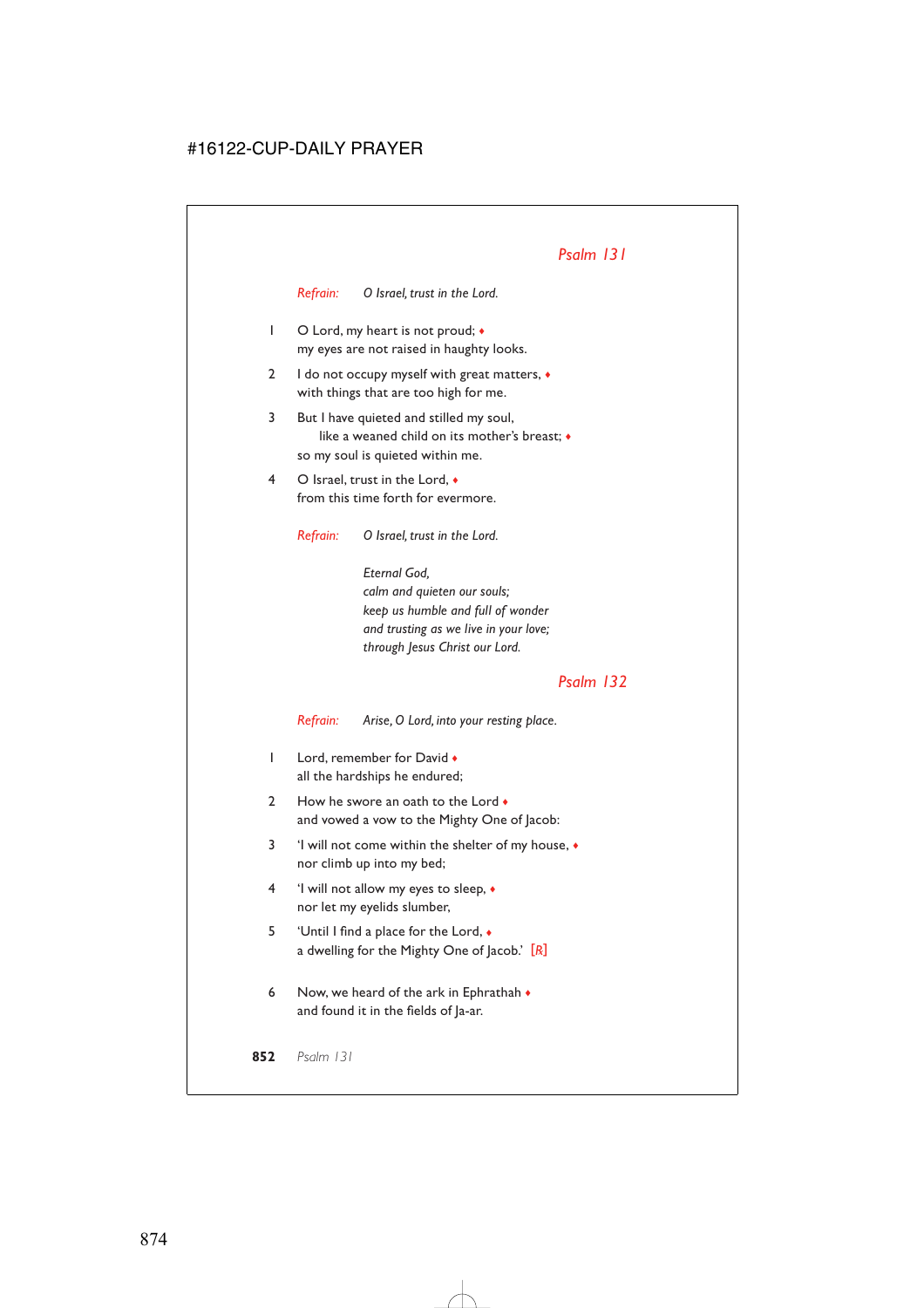## *Psalm 131*

*Refrain:* *O Israel, trust in the Lord.*

1 O Lord, my heart is not proud; ♦
my eyes are not raised in haughty looks.

2 I do not occupy myself with great matters, ♦
with things that are too high for me.

3 But I have quieted and stilled my soul,
like a weaned child on its mother's breast; ♦
so my soul is quieted within me.

4 O Israel, trust in the Lord, ♦
from this time forth for evermore.

*Refrain:* *O Israel, trust in the Lord.*

*Eternal God,*
*calm and quieten our souls;*
*keep us humble and full of wonder*
*and trusting as we live in your love;*
*through Jesus Christ our Lord.*

## *Psalm 132*

*Refrain:* *Arise, O Lord, into your resting place.*

1 Lord, remember for David ♦
all the hardships he endured;

2 How he swore an oath to the Lord ♦
and vowed a vow to the Mighty One of Jacob:

3 'I will not come within the shelter of my house, ♦
nor climb up into my bed;

4 'I will not allow my eyes to sleep, ♦
nor let my eyelids slumber,

5 'Until I find a place for the Lord, ♦
a dwelling for the Mighty One of Jacob.' [*R*]

6 Now, we heard of the ark in Ephrathah ♦
and found it in the fields of Ja-ar.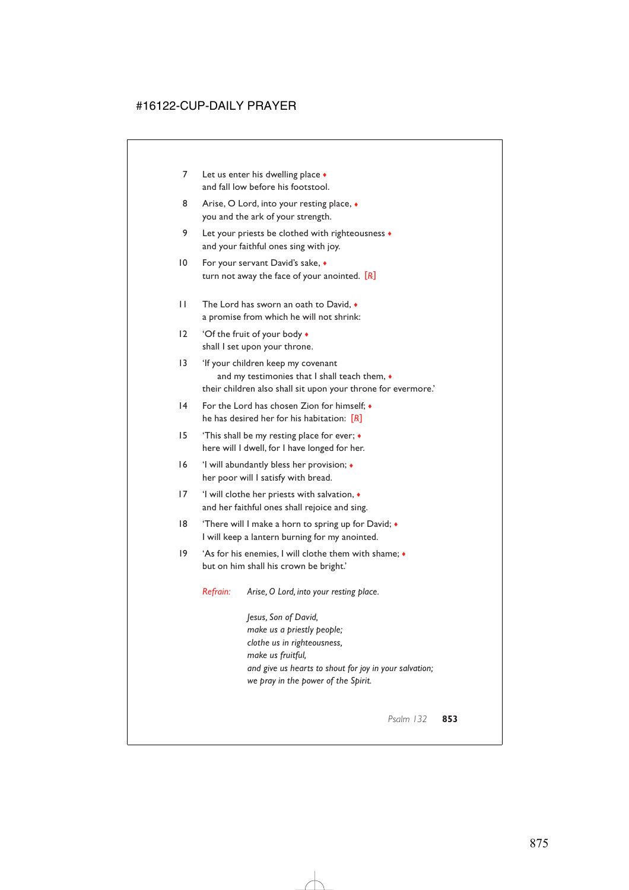7 Let us enter his dwelling place ♦
and fall low before his footstool.

8 Arise, O Lord, into your resting place, ♦
you and the ark of your strength.

9 Let your priests be clothed with righteousness ♦
and your faithful ones sing with joy.

10 For your servant David's sake, ♦
turn not away the face of your anointed. [R]

11 The Lord has sworn an oath to David, ♦
a promise from which he will not shrink:

12 'Of the fruit of your body ♦
shall I set upon your throne.

13 'If your children keep my covenant
and my testimonies that I shall teach them, ♦
their children also shall sit upon your throne for evermore.'

14 For the Lord has chosen Zion for himself; ♦
he has desired her for his habitation: [R]

15 'This shall be my resting place for ever; ♦
here will I dwell, for I have longed for her.

16 'I will abundantly bless her provision; ♦
her poor will I satisfy with bread.

17 'I will clothe her priests with salvation, ♦
and her faithful ones shall rejoice and sing.

18 'There will I make a horn to spring up for David; ♦
I will keep a lantern burning for my anointed.

19 'As for his enemies, I will clothe them with shame; ♦
but on him shall his crown be bright.'

*Refrain:* *Arise, O Lord, into your resting place.*

*Jesus, Son of David,*
*make us a priestly people;*
*clothe us in righteousness,*
*make us fruitful,*
*and give us hearts to shout for joy in your salvation;*
*we pray in the power of the Spirit.*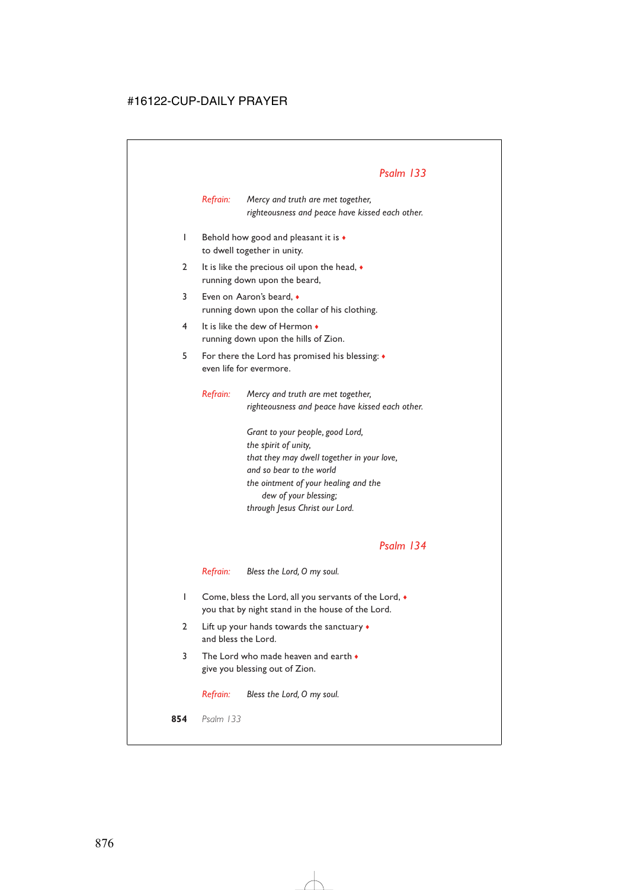## *Psalm 133*

*Refrain:* *Mercy and truth are met together,*
*righteousness and peace have kissed each other.*

1 Behold how good and pleasant it is ♦
to dwell together in unity.

2 It is like the precious oil upon the head, ♦
running down upon the beard,

3 Even on Aaron's beard, ♦
running down upon the collar of his clothing.

4 It is like the dew of Hermon ♦
running down upon the hills of Zion.

5 For there the Lord has promised his blessing: ♦
even life for evermore.

*Refrain:* *Mercy and truth are met together,*
*righteousness and peace have kissed each other.*

*Grant to your people, good Lord,*
*the spirit of unity,*
*that they may dwell together in your love,*
*and so bear to the world*
*the ointment of your healing and the*
*dew of your blessing;*
*through Jesus Christ our Lord.*

## *Psalm 134*

*Refrain:* *Bless the Lord, O my soul.*

1 Come, bless the Lord, all you servants of the Lord, ♦
you that by night stand in the house of the Lord.

2 Lift up your hands towards the sanctuary ♦
and bless the Lord.

3 The Lord who made heaven and earth ♦
give you blessing out of Zion.

*Refrain:* *Bless the Lord, O my soul.*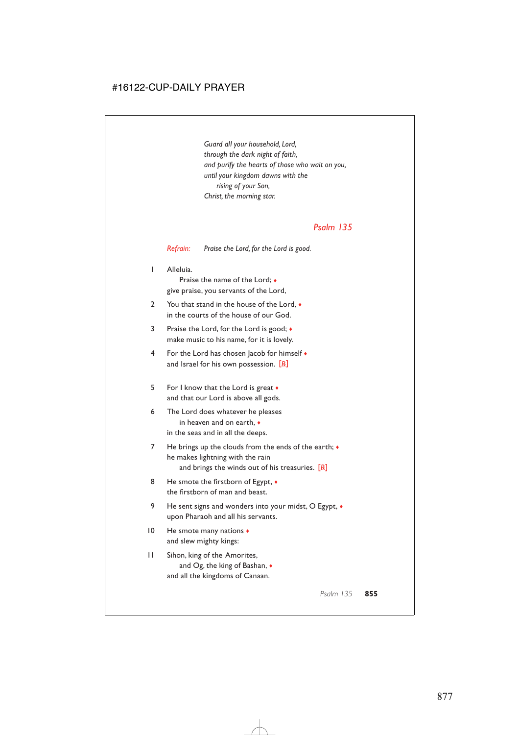*Guard all your household, Lord,*
*through the dark night of faith,*
*and purify the hearts of those who wait on you,*
*until your kingdom dawns with the*
*rising of your Son,*
*Christ, the morning star.*

## Psalm 135

*Refrain:* *Praise the Lord, for the Lord is good.*

1 Alleluia.
Praise the name of the Lord; ♦
give praise, you servants of the Lord,

2 You that stand in the house of the Lord, ♦
in the courts of the house of our God.

3 Praise the Lord, for the Lord is good; ♦
make music to his name, for it is lovely.

4 For the Lord has chosen Jacob for himself ♦
and Israel for his own possession. [R]

5 For I know that the Lord is great ♦
and that our Lord is above all gods.

6 The Lord does whatever he pleases
in heaven and on earth, ♦
in the seas and in all the deeps.

7 He brings up the clouds from the ends of the earth; ♦
he makes lightning with the rain
and brings the winds out of his treasuries. [R]

8 He smote the firstborn of Egypt, ♦
the firstborn of man and beast.

9 He sent signs and wonders into your midst, O Egypt, ♦
upon Pharaoh and all his servants.

10 He smote many nations ♦
and slew mighty kings:

11 Sihon, king of the Amorites,
and Og, the king of Bashan, ♦
and all the kingdoms of Canaan.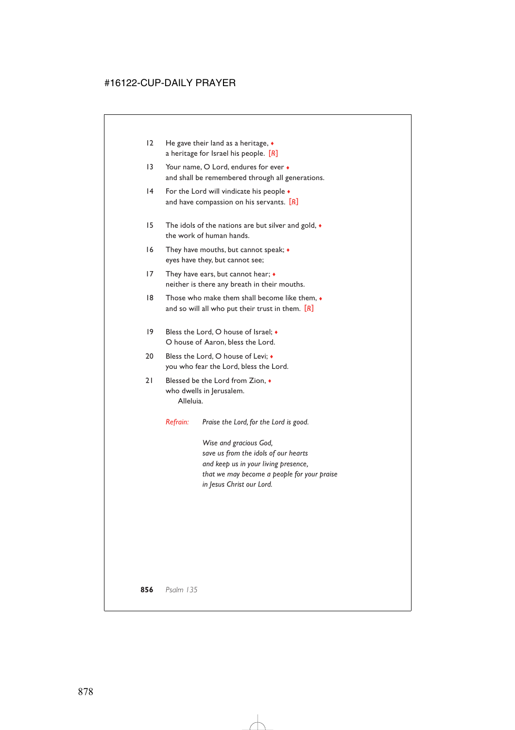12 He gave their land as a heritage, ♦
a heritage for Israel his people. *[R]*

13 Your name, O Lord, endures for ever ♦
and shall be remembered through all generations.

14 For the Lord will vindicate his people ♦
and have compassion on his servants. *[R]*

15 The idols of the nations are but silver and gold, ♦
the work of human hands.

16 They have mouths, but cannot speak; ♦
eyes have they, but cannot see;

17 They have ears, but cannot hear; ♦
neither is there any breath in their mouths.

18 Those who make them shall become like them, ♦
and so will all who put their trust in them. *[R]*

19 Bless the Lord, O house of Israel; ♦
O house of Aaron, bless the Lord.

20 Bless the Lord, O house of Levi; ♦
you who fear the Lord, bless the Lord.

21 Blessed be the Lord from Zion, ♦
who dwells in Jerusalem.
Alleluia.

*Refrain:* *Praise the Lord, for the Lord is good.*

*Wise and gracious God,*
*save us from the idols of our hearts*
*and keep us in your living presence,*
*that we may become a people for your praise*
*in Jesus Christ our Lord.*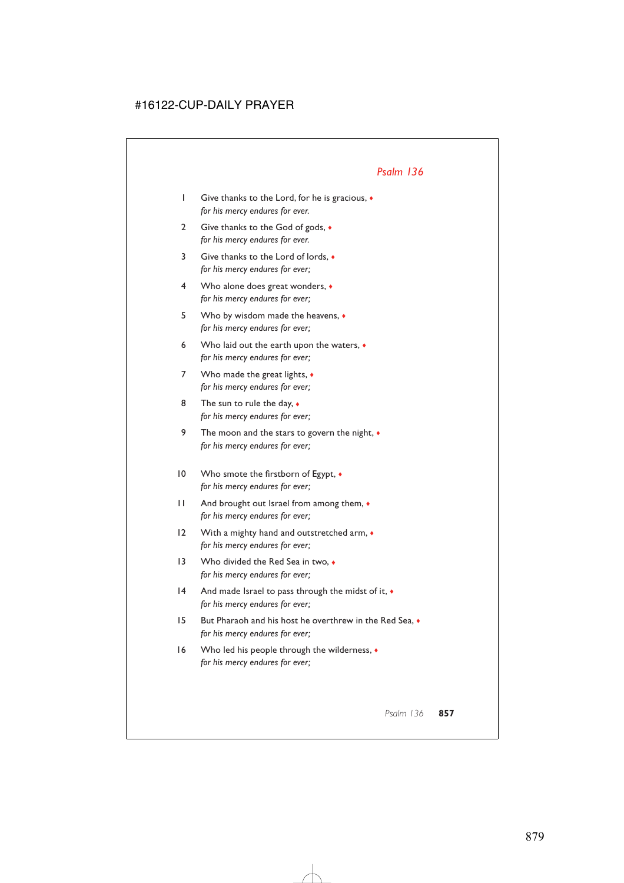## *Psalm 136*

1 Give thanks to the Lord, for he is gracious, ♦
*for his mercy endures for ever.*

2 Give thanks to the God of gods, ♦
*for his mercy endures for ever.*

3 Give thanks to the Lord of lords, ♦
*for his mercy endures for ever;*

4 Who alone does great wonders, ♦
*for his mercy endures for ever;*

5 Who by wisdom made the heavens, ♦
*for his mercy endures for ever;*

6 Who laid out the earth upon the waters, ♦
*for his mercy endures for ever;*

7 Who made the great lights, ♦
*for his mercy endures for ever;*

8 The sun to rule the day, ♦
*for his mercy endures for ever;*

9 The moon and the stars to govern the night, ♦
*for his mercy endures for ever;*

10 Who smote the firstborn of Egypt, ♦
*for his mercy endures for ever;*

11 And brought out Israel from among them, ♦
*for his mercy endures for ever;*

12 With a mighty hand and outstretched arm, ♦
*for his mercy endures for ever;*

13 Who divided the Red Sea in two, ♦
*for his mercy endures for ever;*

14 And made Israel to pass through the midst of it, ♦
*for his mercy endures for ever;*

15 But Pharaoh and his host he overthrew in the Red Sea, ♦
*for his mercy endures for ever;*

16 Who led his people through the wilderness, ♦
*for his mercy endures for ever;*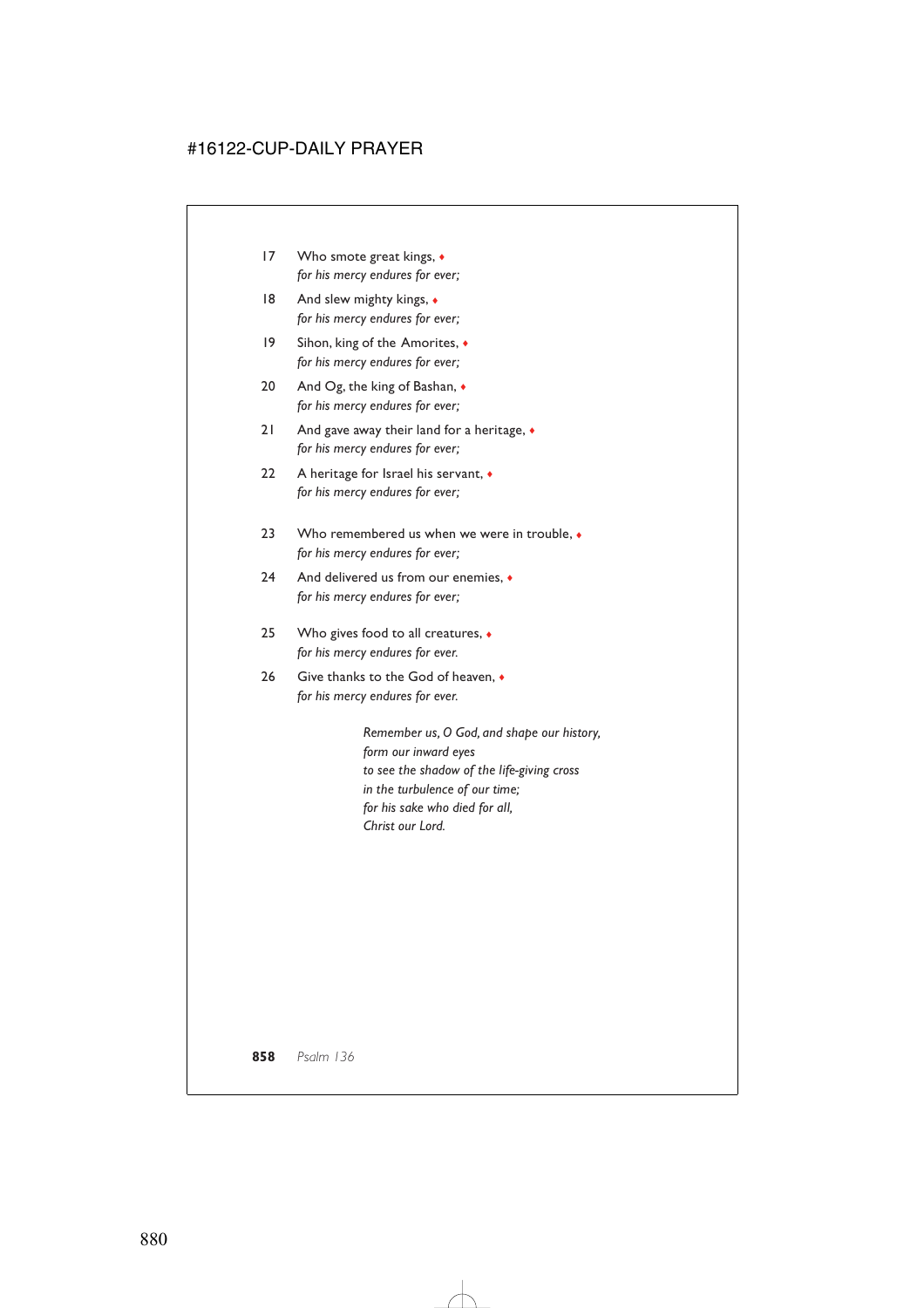17 Who smote great kings, ♦
*for his mercy endures for ever;*

18 And slew mighty kings, ♦
*for his mercy endures for ever;*

19 Sihon, king of the Amorites, ♦
*for his mercy endures for ever;*

20 And Og, the king of Bashan, ♦
*for his mercy endures for ever;*

21 And gave away their land for a heritage, ♦
*for his mercy endures for ever;*

22 A heritage for Israel his servant, ♦
*for his mercy endures for ever;*

23 Who remembered us when we were in trouble, ♦
*for his mercy endures for ever;*

24 And delivered us from our enemies, ♦
*for his mercy endures for ever;*

25 Who gives food to all creatures, ♦
*for his mercy endures for ever.*

26 Give thanks to the God of heaven, ♦
*for his mercy endures for ever.*

*Remember us, O God, and shape our history,*
*form our inward eyes*
*to see the shadow of the life-giving cross*
*in the turbulence of our time;*
*for his sake who died for all,*
*Christ our Lord.*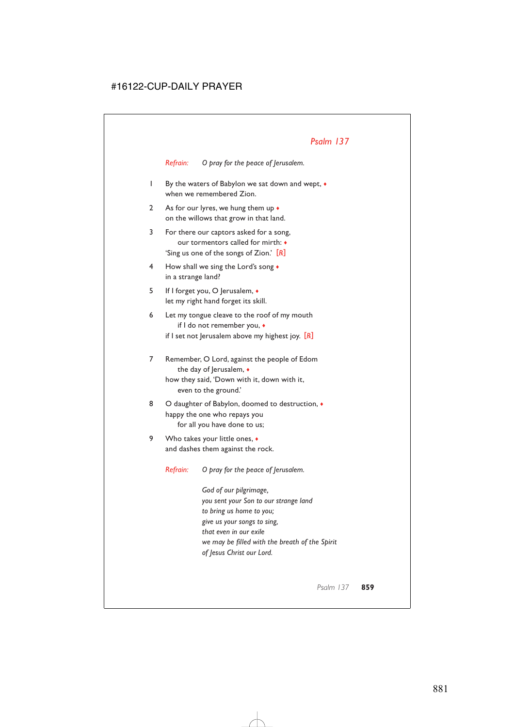## *Psalm 137*

*Refrain:* *O pray for the peace of Jerusalem.*

1 By the waters of Babylon we sat down and wept, ♦
when we remembered Zion.

2 As for our lyres, we hung them up ♦
on the willows that grow in that land.

3 For there our captors asked for a song,
our tormentors called for mirth: ♦
'Sing us one of the songs of Zion.' [R]

4 How shall we sing the Lord's song ♦
in a strange land?

5 If I forget you, O Jerusalem, ♦
let my right hand forget its skill.

6 Let my tongue cleave to the roof of my mouth
if I do not remember you, ♦
if I set not Jerusalem above my highest joy. [R]

7 Remember, O Lord, against the people of Edom
the day of Jerusalem, ♦
how they said, 'Down with it, down with it,
even to the ground.'

8 O daughter of Babylon, doomed to destruction, ♦
happy the one who repays you
for all you have done to us;

9 Who takes your little ones, ♦
and dashes them against the rock.

*Refrain:* *O pray for the peace of Jerusalem.*

*God of our pilgrimage,*
*you sent your Son to our strange land*
*to bring us home to you;*
*give us your songs to sing,*
*that even in our exile*
*we may be filled with the breath of the Spirit*
*of Jesus Christ our Lord.*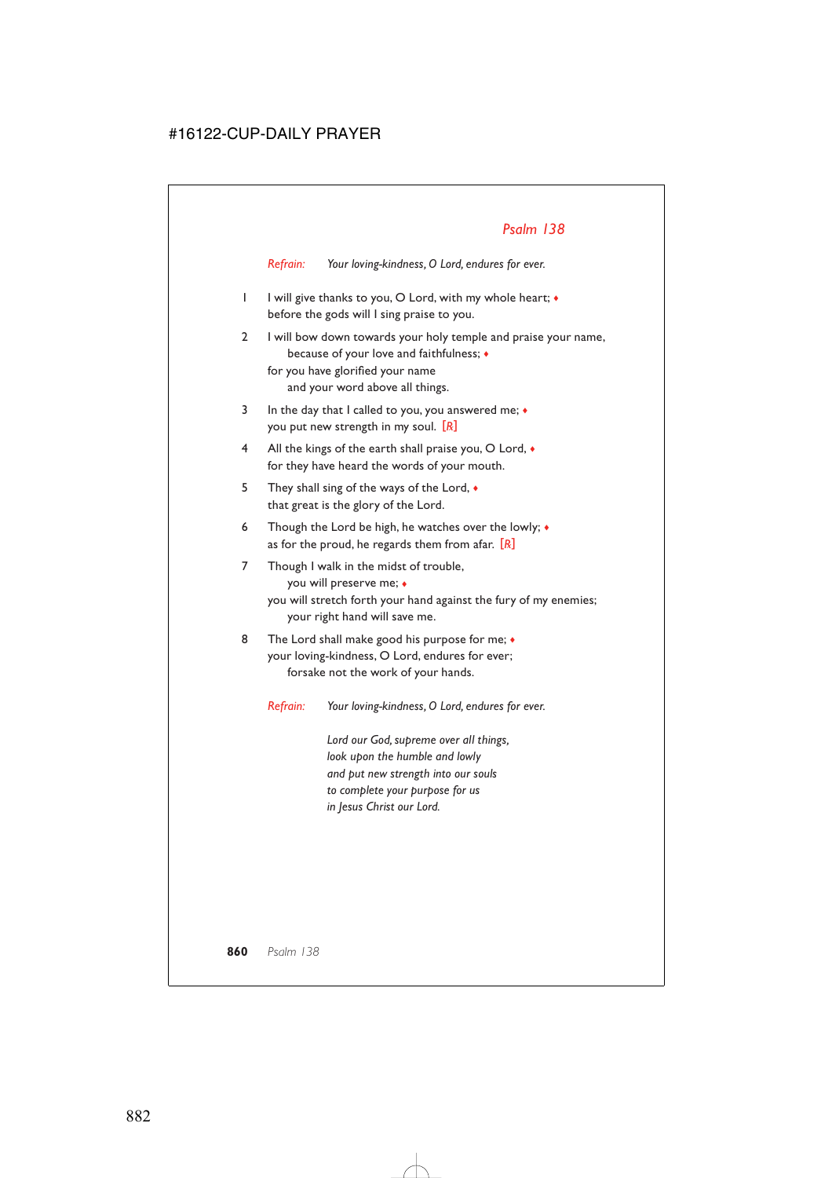## *Psalm 138*

*Refrain:* *Your loving-kindness, O Lord, endures for ever.*

1 I will give thanks to you, O Lord, with my whole heart; ♦
before the gods will I sing praise to you.

2 I will bow down towards your holy temple and praise your name,
    because of your love and faithfulness; ♦
for you have glorified your name
    and your word above all things.

3 In the day that I called to you, you answered me; ♦
you put new strength in my soul. [R]

4 All the kings of the earth shall praise you, O Lord, ♦
for they have heard the words of your mouth.

5 They shall sing of the ways of the Lord, ♦
that great is the glory of the Lord.

6 Though the Lord be high, he watches over the lowly; ♦
as for the proud, he regards them from afar. [R]

7 Though I walk in the midst of trouble,
    you will preserve me; ♦
you will stretch forth your hand against the fury of my enemies;
    your right hand will save me.

8 The Lord shall make good his purpose for me; ♦
your loving-kindness, O Lord, endures for ever;
    forsake not the work of your hands.

*Refrain:* *Your loving-kindness, O Lord, endures for ever.*

*Lord our God, supreme over all things,*
*look upon the humble and lowly*
*and put new strength into our souls*
*to complete your purpose for us*
*in Jesus Christ our Lord.*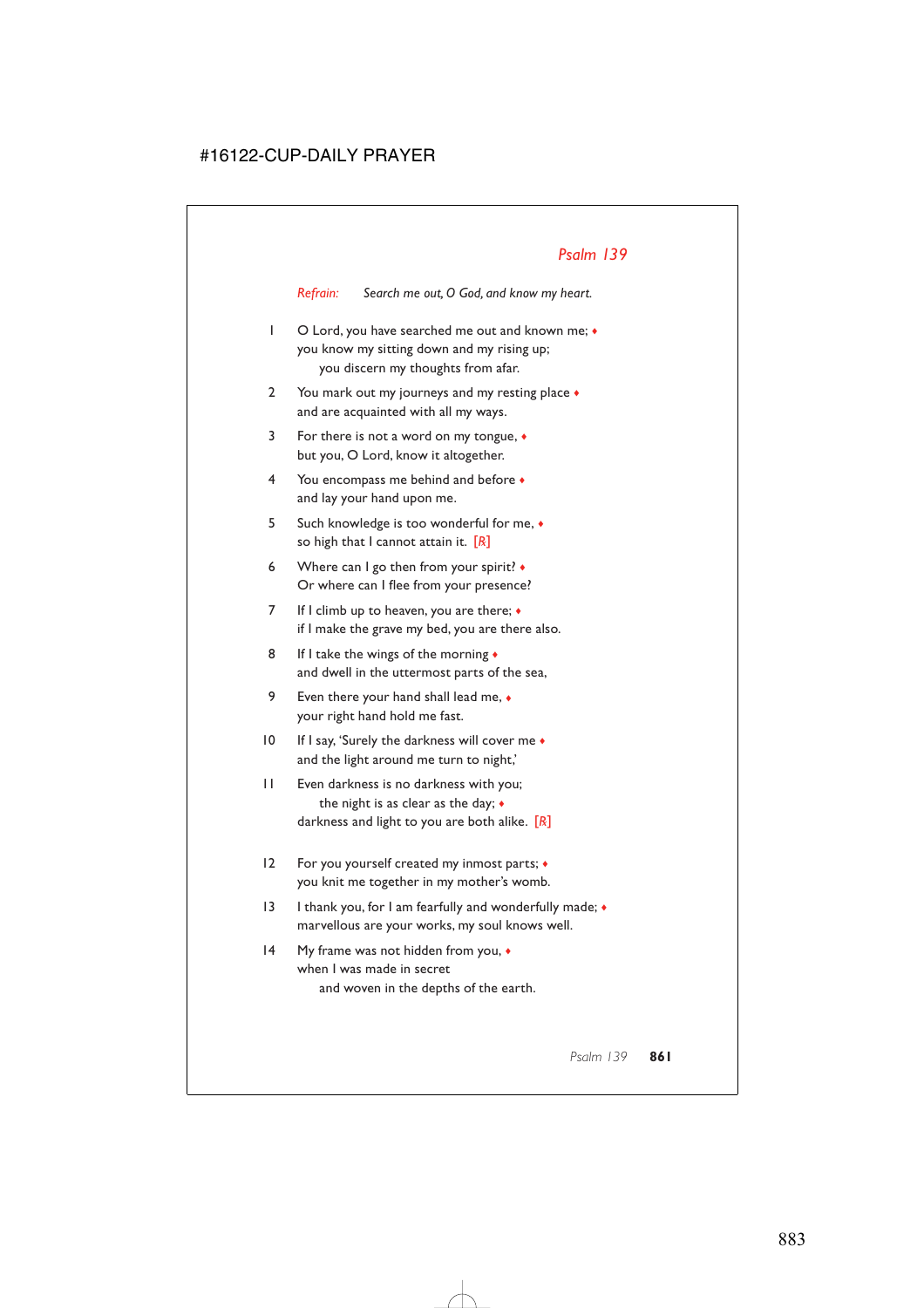## *Psalm 139*

*Refrain:* *Search me out, O God, and know my heart.*

1 O Lord, you have searched me out and known me; ♦
you know my sitting down and my rising up;
  you discern my thoughts from afar.

2 You mark out my journeys and my resting place ♦
and are acquainted with all my ways.

3 For there is not a word on my tongue, ♦
but you, O Lord, know it altogether.

4 You encompass me behind and before ♦
and lay your hand upon me.

5 Such knowledge is too wonderful for me, ♦
so high that I cannot attain it. [*R*]

6 Where can I go then from your spirit? ♦
Or where can I flee from your presence?

7 If I climb up to heaven, you are there; ♦
if I make the grave my bed, you are there also.

8 If I take the wings of the morning ♦
and dwell in the uttermost parts of the sea,

9 Even there your hand shall lead me, ♦
your right hand hold me fast.

10 If I say, 'Surely the darkness will cover me ♦
and the light around me turn to night,'

11 Even darkness is no darkness with you;
  the night is as clear as the day; ♦
darkness and light to you are both alike. [*R*]

12 For you yourself created my inmost parts; ♦
you knit me together in my mother's womb.

13 I thank you, for I am fearfully and wonderfully made; ♦
marvellous are your works, my soul knows well.

14 My frame was not hidden from you, ♦
when I was made in secret
  and woven in the depths of the earth.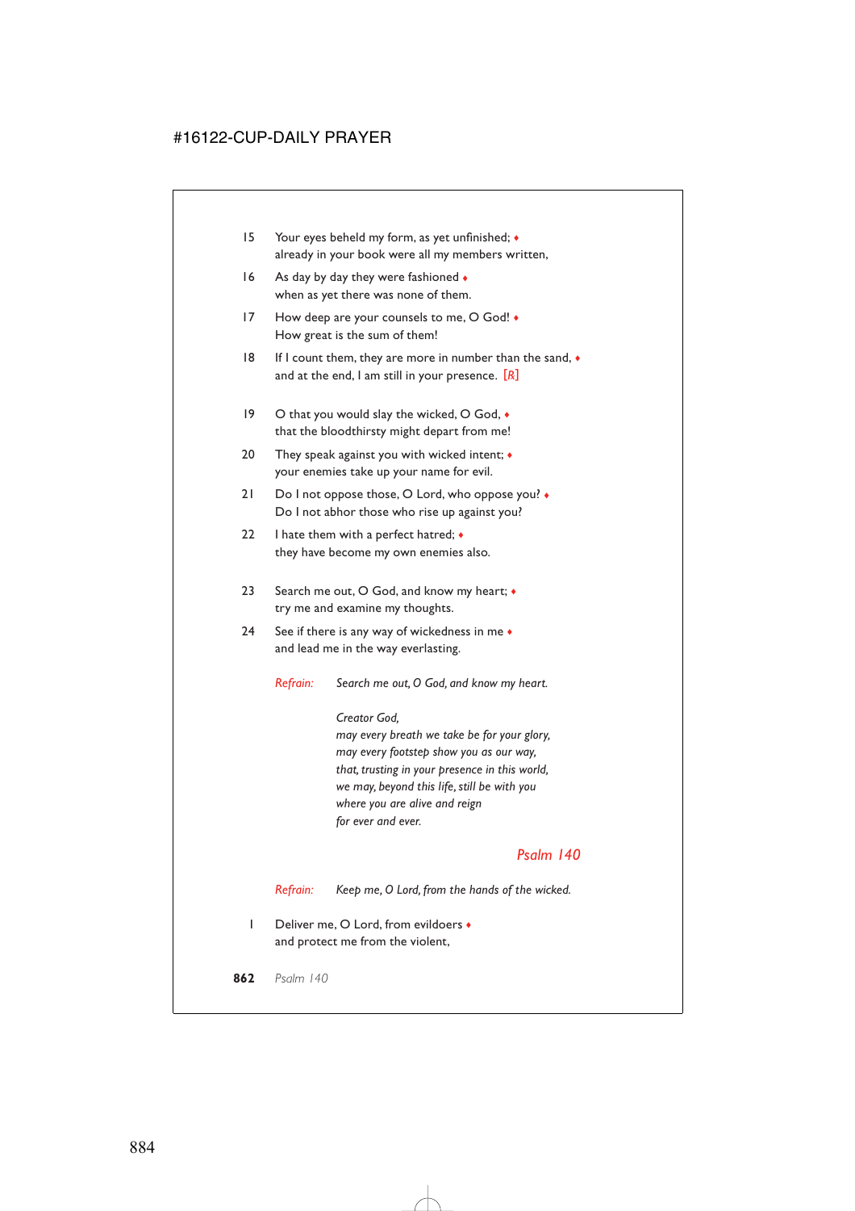15 Your eyes beheld my form, as yet unfinished; ♦
already in your book were all my members written,

16 As day by day they were fashioned ♦
when as yet there was none of them.

17 How deep are your counsels to me, O God! ♦
How great is the sum of them!

18 If I count them, they are more in number than the sand, ♦
and at the end, I am still in your presence. [R]

19 O that you would slay the wicked, O God, ♦
that the bloodthirsty might depart from me!

20 They speak against you with wicked intent; ♦
your enemies take up your name for evil.

21 Do I not oppose those, O Lord, who oppose you? ♦
Do I not abhor those who rise up against you?

22 I hate them with a perfect hatred; ♦
they have become my own enemies also.

23 Search me out, O God, and know my heart; ♦
try me and examine my thoughts.

24 See if there is any way of wickedness in me ♦
and lead me in the way everlasting.

*Refrain:* *Search me out, O God, and know my heart.*

*Creator God,*
*may every breath we take be for your glory,*
*may every footstep show you as our way,*
*that, trusting in your presence in this world,*
*we may, beyond this life, still be with you*
*where you are alive and reign*
*for ever and ever.*

## *Psalm 140*

*Refrain:* *Keep me, O Lord, from the hands of the wicked.*

1 Deliver me, O Lord, from evildoers ♦
and protect me from the violent,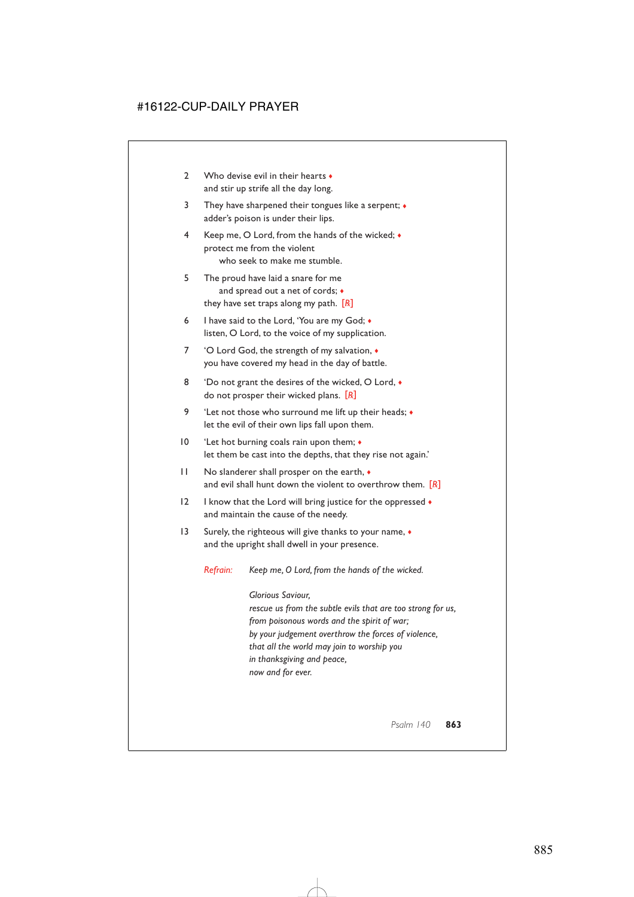2 Who devise evil in their hearts ♦
and stir up strife all the day long.

3 They have sharpened their tongues like a serpent; ♦
adder's poison is under their lips.

4 Keep me, O Lord, from the hands of the wicked; ♦
protect me from the violent
  who seek to make me stumble.

5 The proud have laid a snare for me
  and spread out a net of cords; ♦
they have set traps along my path. [R]

6 I have said to the Lord, 'You are my God; ♦
listen, O Lord, to the voice of my supplication.

7 'O Lord God, the strength of my salvation, ♦
you have covered my head in the day of battle.

8 'Do not grant the desires of the wicked, O Lord, ♦
do not prosper their wicked plans. [R]

9 'Let not those who surround me lift up their heads; ♦
let the evil of their own lips fall upon them.

10 'Let hot burning coals rain upon them; ♦
let them be cast into the depths, that they rise not again.'

11 No slanderer shall prosper on the earth, ♦
and evil shall hunt down the violent to overthrow them. [R]

12 I know that the Lord will bring justice for the oppressed ♦
and maintain the cause of the needy.

13 Surely, the righteous will give thanks to your name, ♦
and the upright shall dwell in your presence.

*Refrain:* *Keep me, O Lord, from the hands of the wicked.*

*Glorious Saviour,*
*rescue us from the subtle evils that are too strong for us,*
*from poisonous words and the spirit of war;*
*by your judgement overthrow the forces of violence,*
*that all the world may join to worship you*
*in thanksgiving and peace,*
*now and for ever.*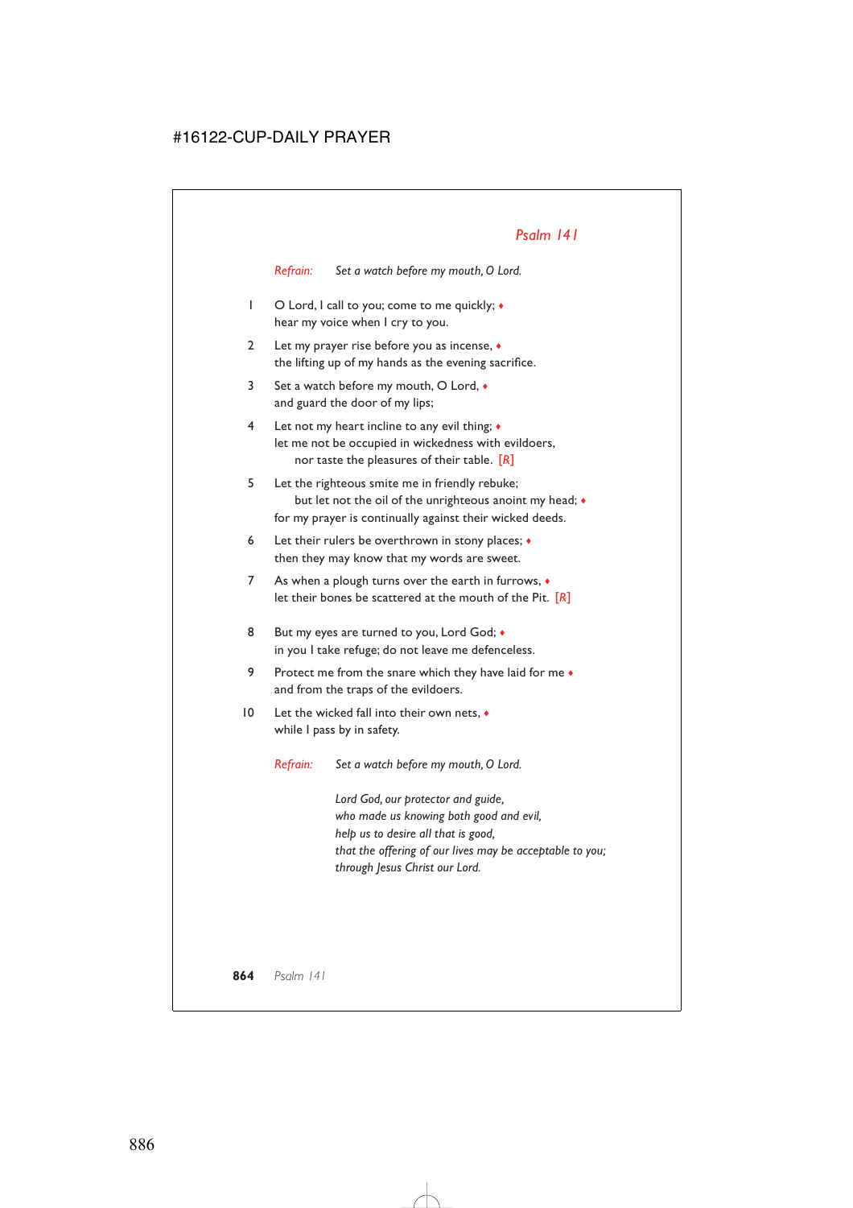## *Psalm 141*

*Refrain:* *Set a watch before my mouth, O Lord.*

1 O Lord, I call to you; come to me quickly; ♦
hear my voice when I cry to you.

2 Let my prayer rise before you as incense, ♦
the lifting up of my hands as the evening sacrifice.

3 Set a watch before my mouth, O Lord, ♦
and guard the door of my lips;

4 Let not my heart incline to any evil thing; ♦
let me not be occupied in wickedness with evildoers,
nor taste the pleasures of their table. [*R*]

5 Let the righteous smite me in friendly rebuke;
but let not the oil of the unrighteous anoint my head; ♦
for my prayer is continually against their wicked deeds.

6 Let their rulers be overthrown in stony places; ♦
then they may know that my words are sweet.

7 As when a plough turns over the earth in furrows, ♦
let their bones be scattered at the mouth of the Pit. [*R*]

8 But my eyes are turned to you, Lord God; ♦
in you I take refuge; do not leave me defenceless.

9 Protect me from the snare which they have laid for me ♦
and from the traps of the evildoers.

10 Let the wicked fall into their own nets, ♦
while I pass by in safety.

*Refrain:* *Set a watch before my mouth, O Lord.*

*Lord God, our protector and guide,*
*who made us knowing both good and evil,*
*help us to desire all that is good,*
*that the offering of our lives may be acceptable to you;*
*through Jesus Christ our Lord.*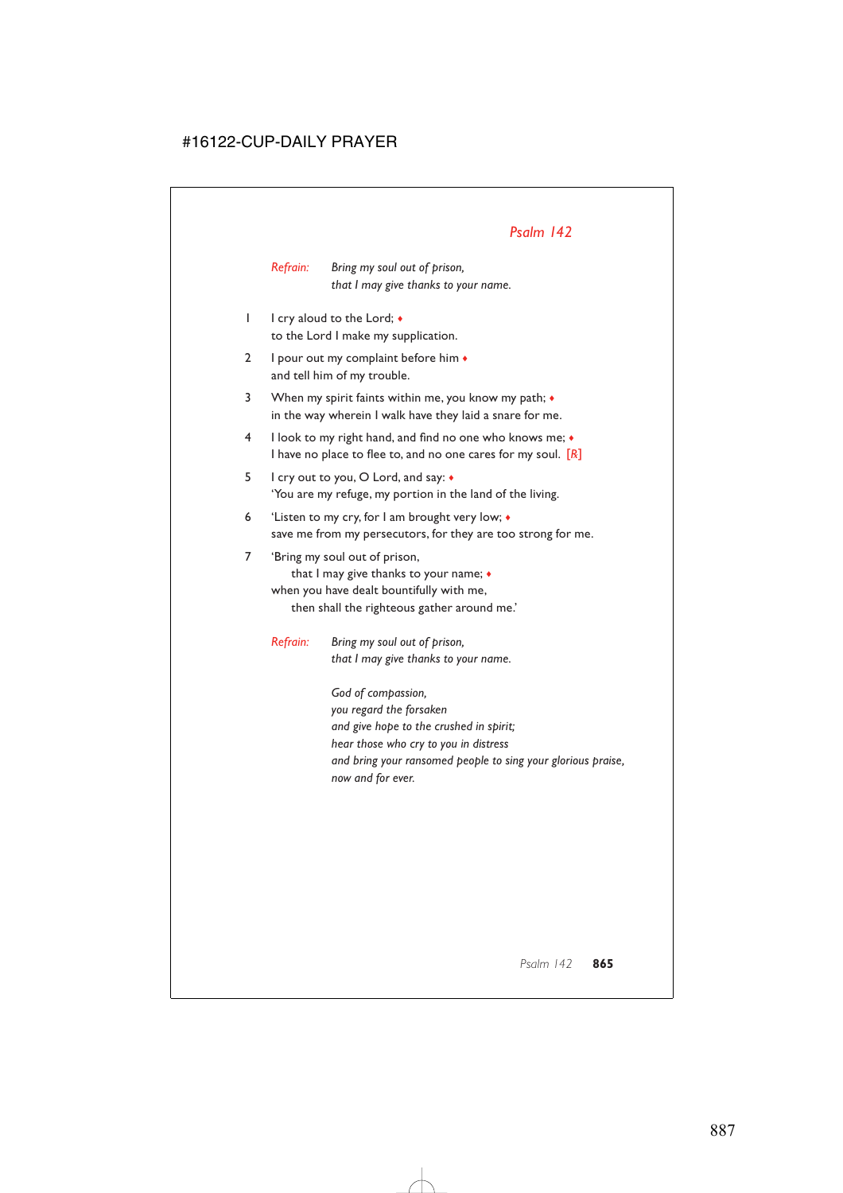## *Psalm 142*

*Refrain:* *Bring my soul out of prison,*
*that I may give thanks to your name.*

1 I cry aloud to the Lord; ♦
to the Lord I make my supplication.

2 I pour out my complaint before him ♦
and tell him of my trouble.

3 When my spirit faints within me, you know my path; ♦
in the way wherein I walk have they laid a snare for me.

4 I look to my right hand, and find no one who knows me; ♦
I have no place to flee to, and no one cares for my soul. [℟]

5 I cry out to you, O Lord, and say: ♦
'You are my refuge, my portion in the land of the living.

6 'Listen to my cry, for I am brought very low; ♦
save me from my persecutors, for they are too strong for me.

7 'Bring my soul out of prison,
that I may give thanks to your name; ♦
when you have dealt bountifully with me,
then shall the righteous gather around me.'

*Refrain:* *Bring my soul out of prison,*
*that I may give thanks to your name.*

*God of compassion,*
*you regard the forsaken*
*and give hope to the crushed in spirit;*
*hear those who cry to you in distress*
*and bring your ransomed people to sing your glorious praise,*
*now and for ever.*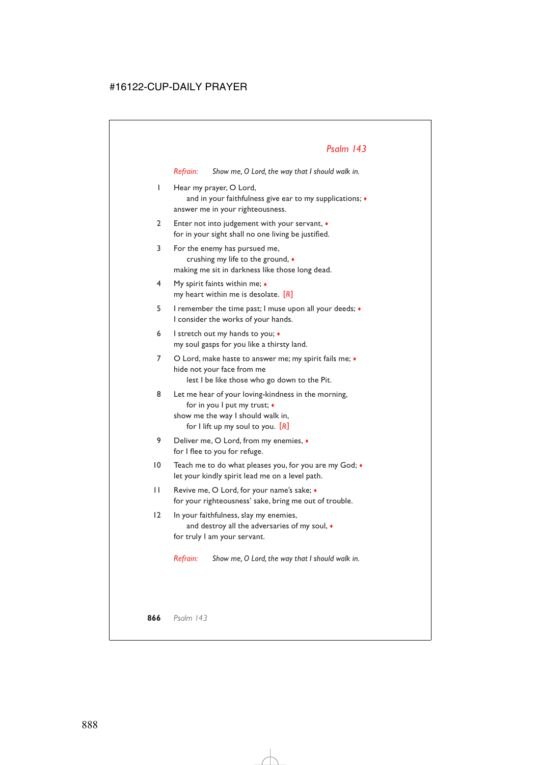## *Psalm 143*

*Refrain:* *Show me, O Lord, the way that I should walk in.*

1 Hear my prayer, O Lord,
  and in your faithfulness give ear to my supplications; ♦
answer me in your righteousness.

2 Enter not into judgement with your servant, ♦
for in your sight shall no one living be justified.

3 For the enemy has pursued me,
  crushing my life to the ground, ♦
making me sit in darkness like those long dead.

4 My spirit faints within me; ♦
my heart within me is desolate. *[R]*

5 I remember the time past; I muse upon all your deeds; ♦
I consider the works of your hands.

6 I stretch out my hands to you; ♦
my soul gasps for you like a thirsty land.

7 O Lord, make haste to answer me; my spirit fails me; ♦
hide not your face from me
  lest I be like those who go down to the Pit.

8 Let me hear of your loving-kindness in the morning,
  for in you I put my trust; ♦
show me the way I should walk in,
  for I lift up my soul to you. *[R]*

9 Deliver me, O Lord, from my enemies, ♦
for I flee to you for refuge.

10 Teach me to do what pleases you, for you are my God; ♦
let your kindly spirit lead me on a level path.

11 Revive me, O Lord, for your name's sake; ♦
for your righteousness' sake, bring me out of trouble.

12 In your faithfulness, slay my enemies,
  and destroy all the adversaries of my soul, ♦
for truly I am your servant.

*Refrain:* *Show me, O Lord, the way that I should walk in.*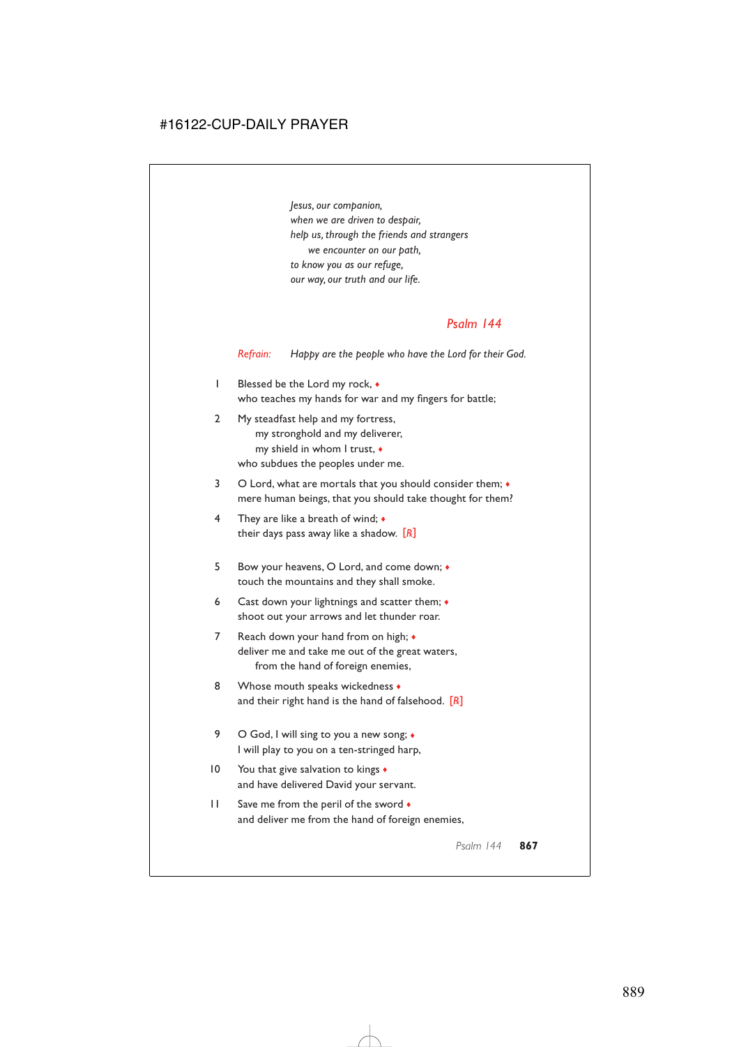*Jesus, our companion,*
*when we are driven to despair,*
*help us, through the friends and strangers*
  *we encounter on our path,*
*to know you as our refuge,*
*our way, our truth and our life.*

## *Psalm 144*

*Refrain:* *Happy are the people who have the Lord for their God.*

1 Blessed be the Lord my rock, ♦
who teaches my hands for war and my fingers for battle;

2 My steadfast help and my fortress,
  my stronghold and my deliverer,
  my shield in whom I trust, ♦
who subdues the peoples under me.

3 O Lord, what are mortals that you should consider them; ♦
mere human beings, that you should take thought for them?

4 They are like a breath of wind; ♦
their days pass away like a shadow. [R]

5 Bow your heavens, O Lord, and come down; ♦
touch the mountains and they shall smoke.

6 Cast down your lightnings and scatter them; ♦
shoot out your arrows and let thunder roar.

7 Reach down your hand from on high; ♦
deliver me and take me out of the great waters,
  from the hand of foreign enemies,

8 Whose mouth speaks wickedness ♦
and their right hand is the hand of falsehood. [R]

9 O God, I will sing to you a new song; ♦
I will play to you on a ten-stringed harp,

10 You that give salvation to kings ♦
and have delivered David your servant.

11 Save me from the peril of the sword ♦
and deliver me from the hand of foreign enemies,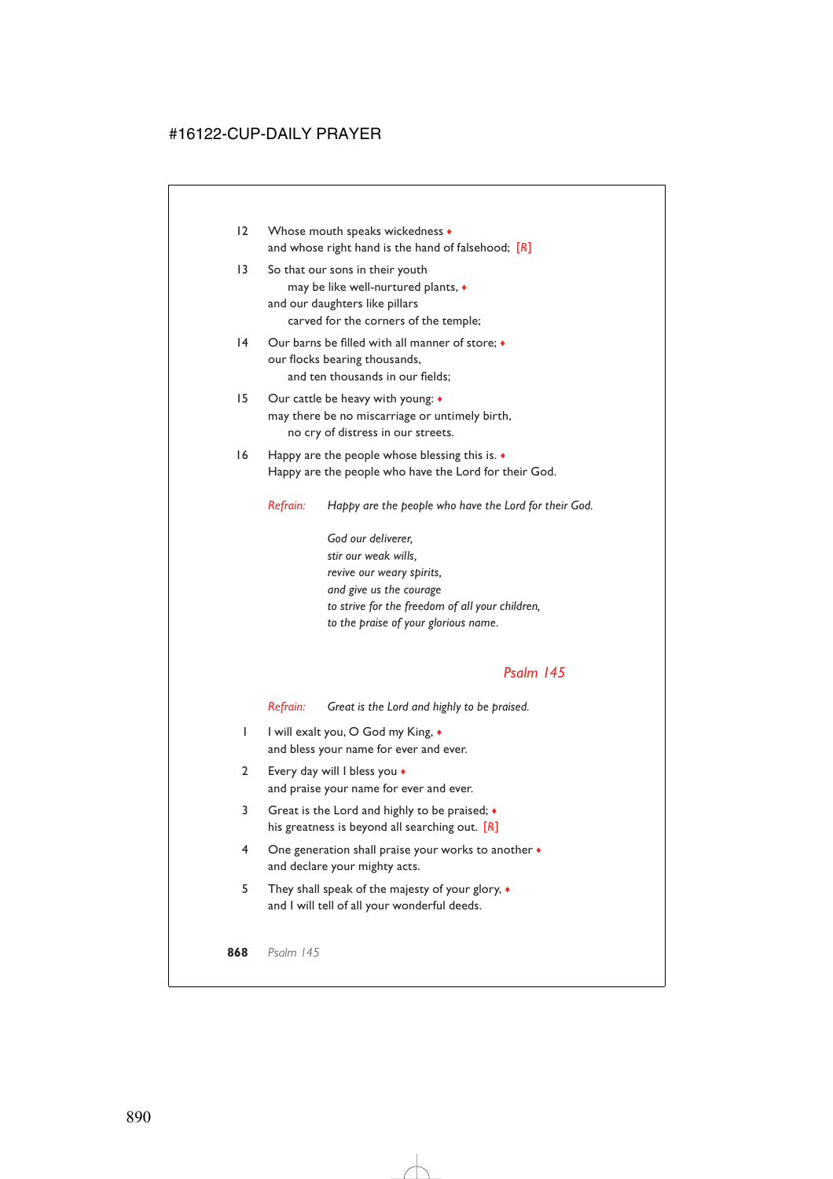12 Whose mouth speaks wickedness ♦
and whose right hand is the hand of falsehood; [℟]

13 So that our sons in their youth
may be like well-nurtured plants, ♦
and our daughters like pillars
carved for the corners of the temple;

14 Our barns be filled with all manner of store; ♦
our flocks bearing thousands,
and ten thousands in our fields;

15 Our cattle be heavy with young: ♦
may there be no miscarriage or untimely birth,
no cry of distress in our streets.

16 Happy are the people whose blessing this is. ♦
Happy are the people who have the Lord for their God.

Refrain: *Happy are the people who have the Lord for their God.*

*God our deliverer,*
*stir our weak wills,*
*revive our weary spirits,*
*and give us the courage*
*to strive for the freedom of all your children,*
*to the praise of your glorious name.*

## *Psalm 145*

Refrain: *Great is the Lord and highly to be praised.*

1 I will exalt you, O God my King, ♦
and bless your name for ever and ever.

2 Every day will I bless you ♦
and praise your name for ever and ever.

3 Great is the Lord and highly to be praised; ♦
his greatness is beyond all searching out. [℟]

4 One generation shall praise your works to another ♦
and declare your mighty acts.

5 They shall speak of the majesty of your glory, ♦
and I will tell of all your wonderful deeds.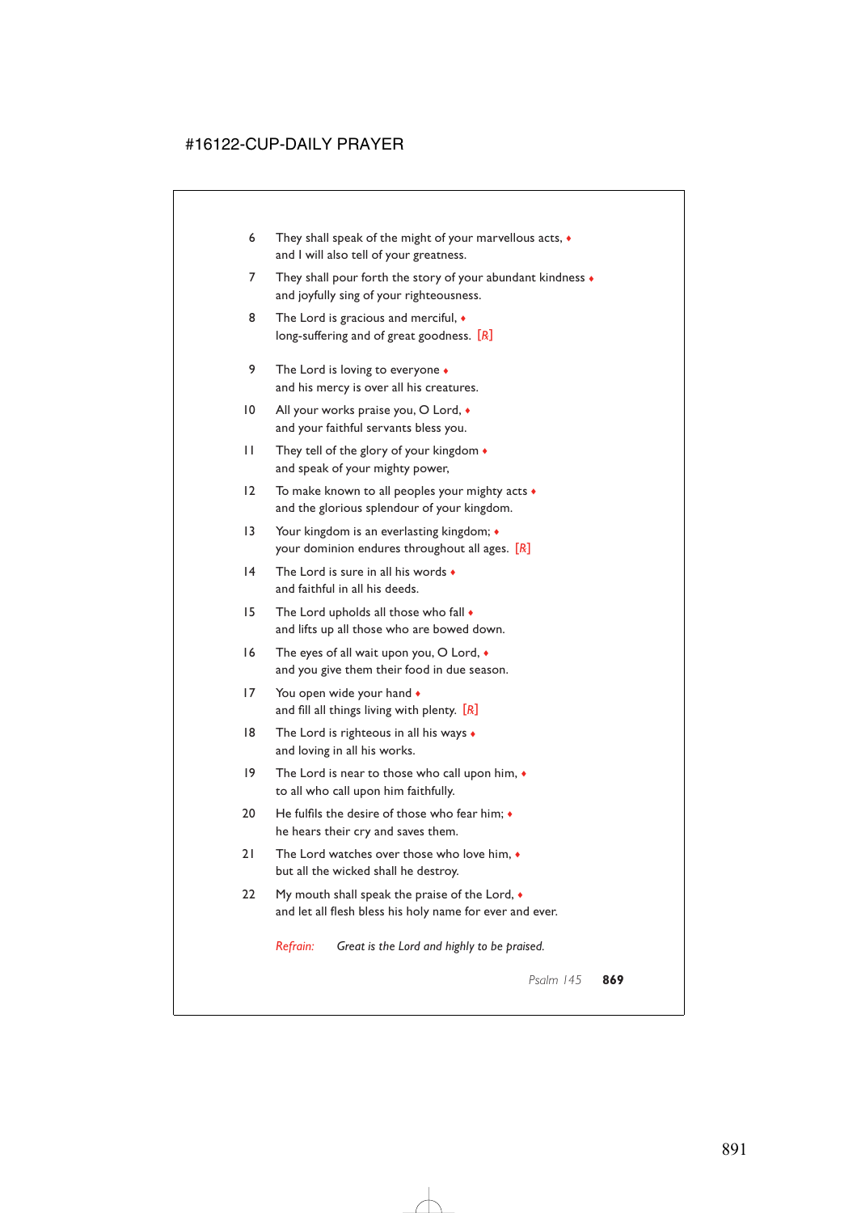6 They shall speak of the might of your marvellous acts, ♦
and I will also tell of your greatness.

7 They shall pour forth the story of your abundant kindness ♦
and joyfully sing of your righteousness.

8 The Lord is gracious and merciful, ♦
long-suffering and of great goodness. [R]

9 The Lord is loving to everyone ♦
and his mercy is over all his creatures.

10 All your works praise you, O Lord, ♦
and your faithful servants bless you.

11 They tell of the glory of your kingdom ♦
and speak of your mighty power,

12 To make known to all peoples your mighty acts ♦
and the glorious splendour of your kingdom.

13 Your kingdom is an everlasting kingdom; ♦
your dominion endures throughout all ages. [R]

14 The Lord is sure in all his words ♦
and faithful in all his deeds.

15 The Lord upholds all those who fall ♦
and lifts up all those who are bowed down.

16 The eyes of all wait upon you, O Lord, ♦
and you give them their food in due season.

17 You open wide your hand ♦
and fill all things living with plenty. [R]

18 The Lord is righteous in all his ways ♦
and loving in all his works.

19 The Lord is near to those who call upon him, ♦
to all who call upon him faithfully.

20 He fulfils the desire of those who fear him; ♦
he hears their cry and saves them.

21 The Lord watches over those who love him, ♦
but all the wicked shall he destroy.

22 My mouth shall speak the praise of the Lord, ♦
and let all flesh bless his holy name for ever and ever.

*Refrain:* *Great is the Lord and highly to be praised.*

Psalm 145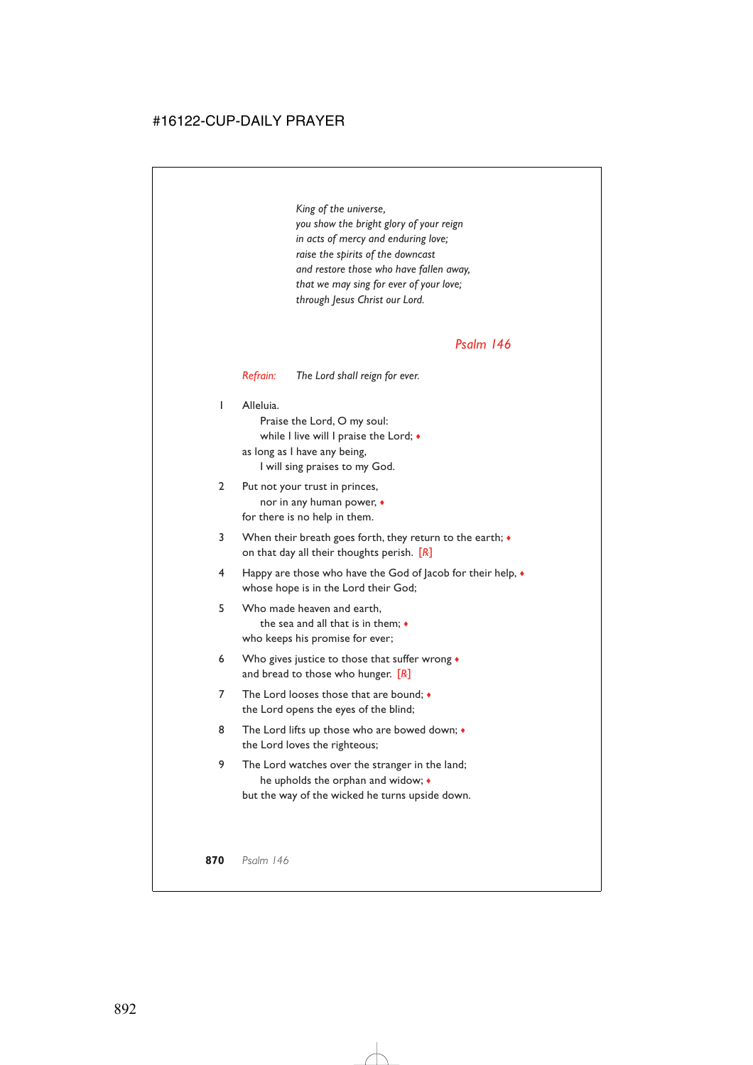*King of the universe,*
*you show the bright glory of your reign*
*in acts of mercy and enduring love;*
*raise the spirits of the downcast*
*and restore those who have fallen away,*
*that we may sing for ever of your love;*
*through Jesus Christ our Lord.*

## *Psalm 146*

*Refrain:* *The Lord shall reign for ever.*

1 Alleluia.
  Praise the Lord, O my soul:
  while I live will I praise the Lord; ♦
as long as I have any being,
  I will sing praises to my God.

2 Put not your trust in princes,
  nor in any human power, ♦
for there is no help in them.

3 When their breath goes forth, they return to the earth; ♦
on that day all their thoughts perish. [℟]

4 Happy are those who have the God of Jacob for their help, ♦
whose hope is in the Lord their God;

5 Who made heaven and earth,
  the sea and all that is in them; ♦
who keeps his promise for ever;

6 Who gives justice to those that suffer wrong ♦
and bread to those who hunger. [℟]

7 The Lord looses those that are bound; ♦
the Lord opens the eyes of the blind;

8 The Lord lifts up those who are bowed down; ♦
the Lord loves the righteous;

9 The Lord watches over the stranger in the land;
  he upholds the orphan and widow; ♦
but the way of the wicked he turns upside down.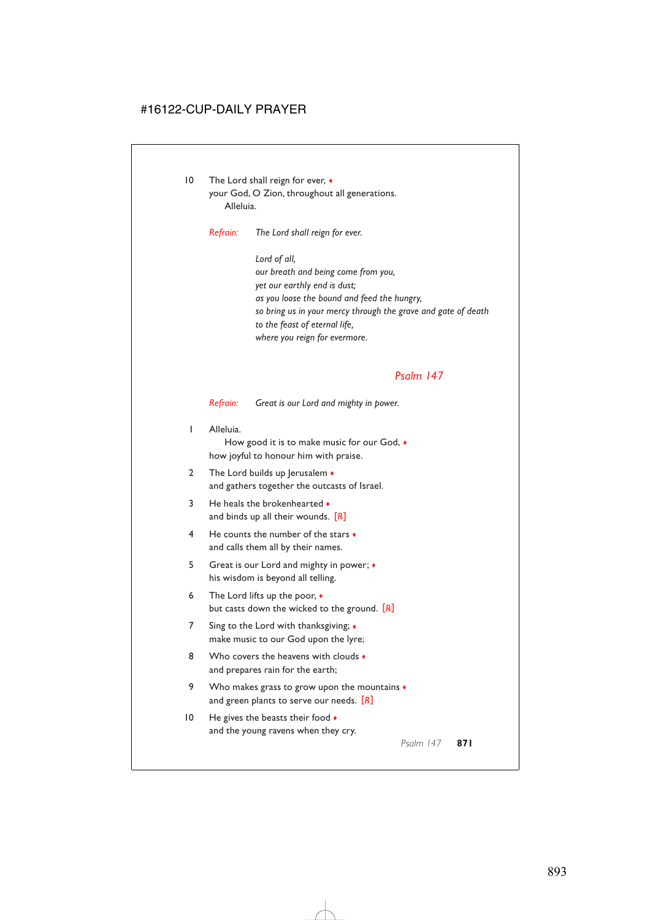10 The Lord shall reign for ever, ♦
your God, O Zion, throughout all generations.
Alleluia.

*Refrain:* *The Lord shall reign for ever.*

*Lord of all,*
*our breath and being come from you,*
*yet our earthly end is dust;*
*as you loose the bound and feed the hungry,*
*so bring us in your mercy through the grave and gate of death*
*to the feast of eternal life,*
*where you reign for evermore.*

## Psalm 147

*Refrain:* *Great is our Lord and mighty in power.*

1 Alleluia.
How good it is to make music for our God, ♦
how joyful to honour him with praise.

2 The Lord builds up Jerusalem ♦
and gathers together the outcasts of Israel.

3 He heals the brokenhearted ♦
and binds up all their wounds. [R]

4 He counts the number of the stars ♦
and calls them all by their names.

5 Great is our Lord and mighty in power; ♦
his wisdom is beyond all telling.

6 The Lord lifts up the poor, ♦
but casts down the wicked to the ground. [R]

7 Sing to the Lord with thanksgiving; ♦
make music to our God upon the lyre;

8 Who covers the heavens with clouds ♦
and prepares rain for the earth;

9 Who makes grass to grow upon the mountains ♦
and green plants to serve our needs. [R]

10 He gives the beasts their food ♦
and the young ravens when they cry.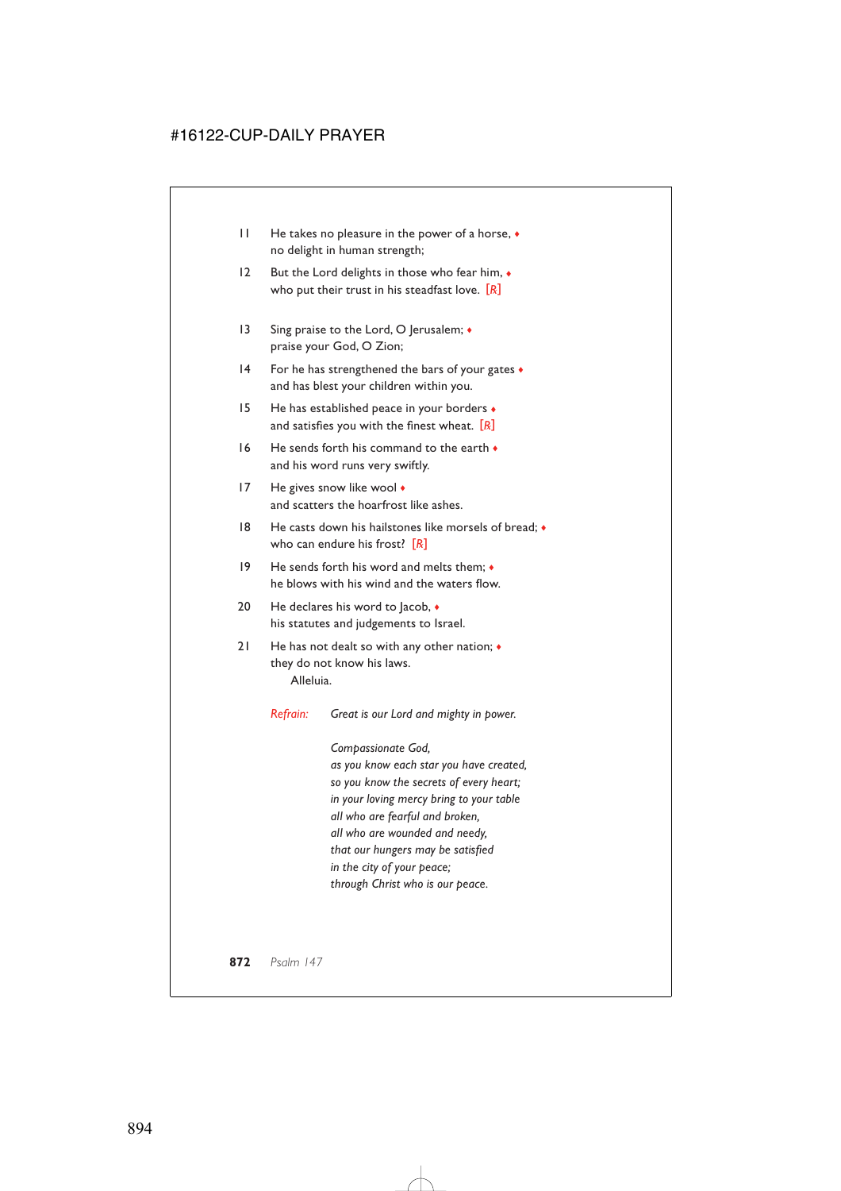11 He takes no pleasure in the power of a horse, ♦
no delight in human strength;

12 But the Lord delights in those who fear him, ♦
who put their trust in his steadfast love. [℟]

13 Sing praise to the Lord, O Jerusalem; ♦
praise your God, O Zion;

14 For he has strengthened the bars of your gates ♦
and has blest your children within you.

15 He has established peace in your borders ♦
and satisfies you with the finest wheat. [℟]

16 He sends forth his command to the earth ♦
and his word runs very swiftly.

17 He gives snow like wool ♦
and scatters the hoarfrost like ashes.

18 He casts down his hailstones like morsels of bread; ♦
who can endure his frost? [℟]

19 He sends forth his word and melts them; ♦
he blows with his wind and the waters flow.

20 He declares his word to Jacob, ♦
his statutes and judgements to Israel.

21 He has not dealt so with any other nation; ♦
they do not know his laws.
Alleluia.

*Refrain:* *Great is our Lord and mighty in power.*

*Compassionate God,*
*as you know each star you have created,*
*so you know the secrets of every heart;*
*in your loving mercy bring to your table*
*all who are fearful and broken,*
*all who are wounded and needy,*
*that our hungers may be satisfied*
*in the city of your peace;*
*through Christ who is our peace.*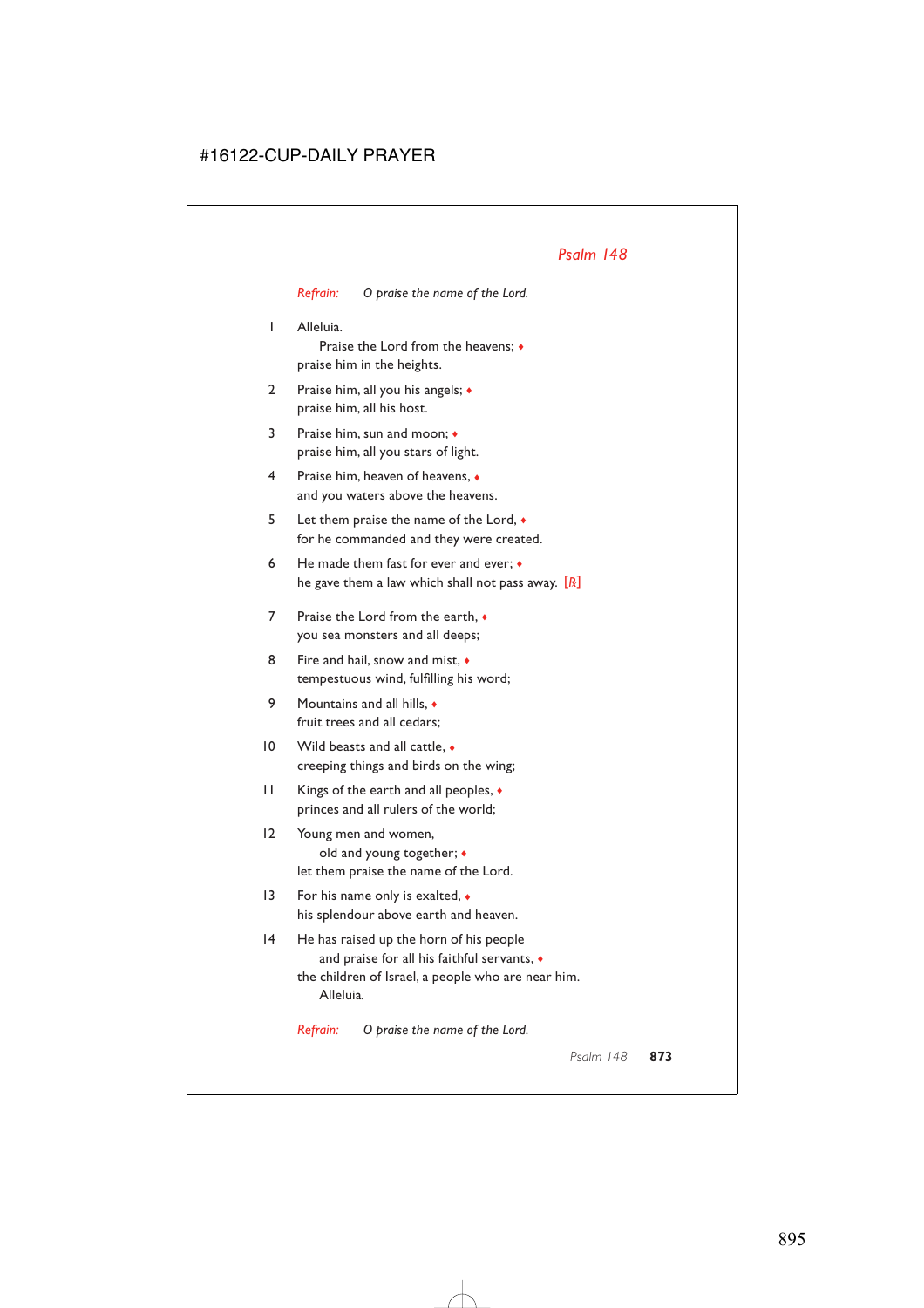## *Psalm 148*

*Refrain:* *O praise the name of the Lord.*

1 Alleluia.
  Praise the Lord from the heavens; ♦
praise him in the heights.

2 Praise him, all you his angels; ♦
praise him, all his host.

3 Praise him, sun and moon; ♦
praise him, all you stars of light.

4 Praise him, heaven of heavens, ♦
and you waters above the heavens.

5 Let them praise the name of the Lord, ♦
for he commanded and they were created.

6 He made them fast for ever and ever; ♦
he gave them a law which shall not pass away. *[R]*

7 Praise the Lord from the earth, ♦
you sea monsters and all deeps;

8 Fire and hail, snow and mist, ♦
tempestuous wind, fulfilling his word;

9 Mountains and all hills, ♦
fruit trees and all cedars;

10 Wild beasts and all cattle, ♦
creeping things and birds on the wing;

11 Kings of the earth and all peoples, ♦
princes and all rulers of the world;

12 Young men and women,
  old and young together; ♦
let them praise the name of the Lord.

13 For his name only is exalted, ♦
his splendour above earth and heaven.

14 He has raised up the horn of his people
  and praise for all his faithful servants, ♦
the children of Israel, a people who are near him.
  Alleluia.

*Refrain:* *O praise the name of the Lord.*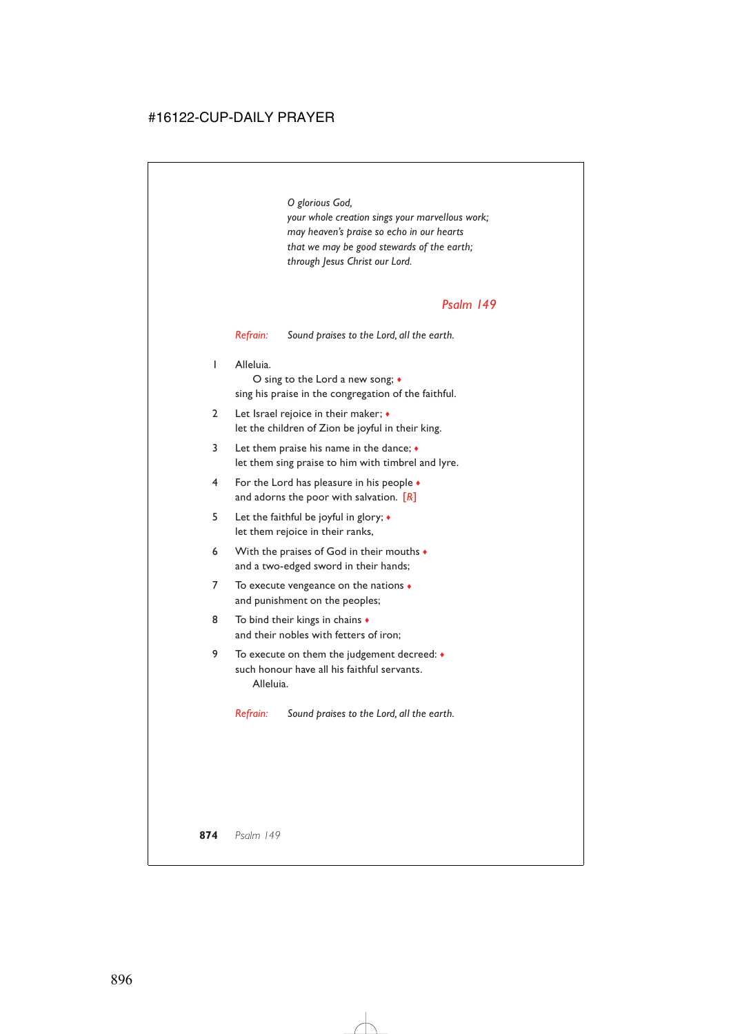*O glorious God,*
*your whole creation sings your marvellous work;*
*may heaven's praise so echo in our hearts*
*that we may be good stewards of the earth;*
*through Jesus Christ our Lord.*

## *Psalm 149*

*Refrain:* *Sound praises to the Lord, all the earth.*

1 Alleluia.
  O sing to the Lord a new song; ♦
sing his praise in the congregation of the faithful.

2 Let Israel rejoice in their maker; ♦
let the children of Zion be joyful in their king.

3 Let them praise his name in the dance; ♦
let them sing praise to him with timbrel and lyre.

4 For the Lord has pleasure in his people ♦
and adorns the poor with salvation. *[R]*

5 Let the faithful be joyful in glory; ♦
let them rejoice in their ranks,

6 With the praises of God in their mouths ♦
and a two-edged sword in their hands;

7 To execute vengeance on the nations ♦
and punishment on the peoples;

8 To bind their kings in chains ♦
and their nobles with fetters of iron;

9 To execute on them the judgement decreed: ♦
such honour have all his faithful servants.
  Alleluia.

*Refrain:* *Sound praises to the Lord, all the earth.*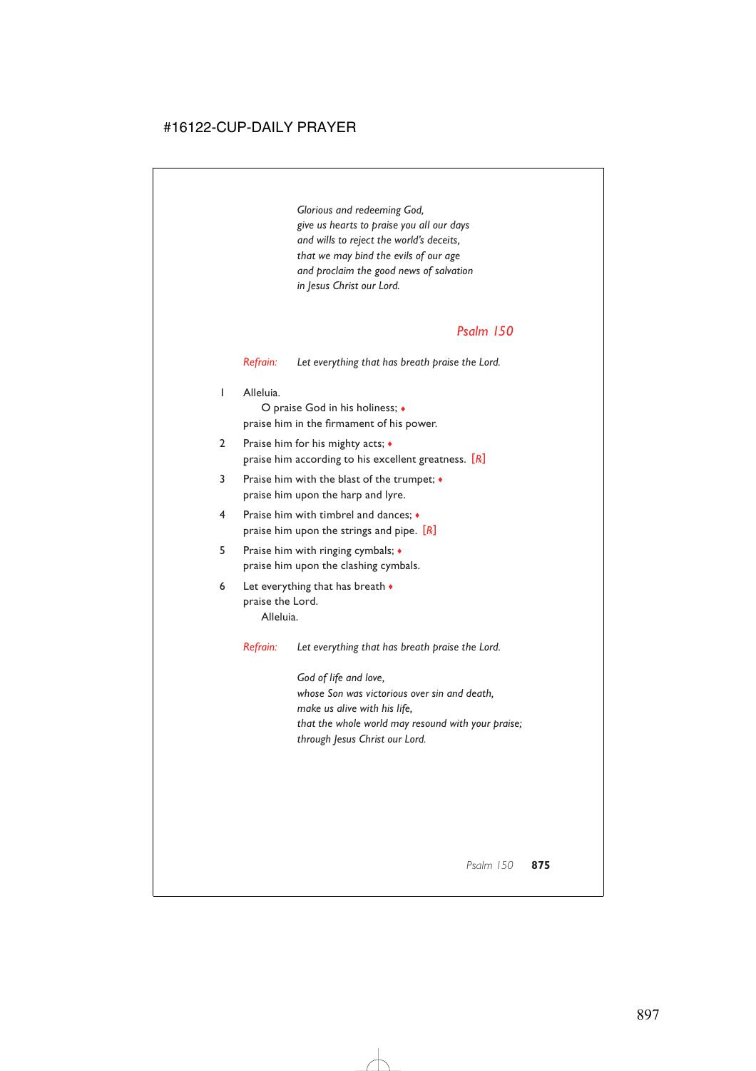*Glorious and redeeming God,*
*give us hearts to praise you all our days*
*and wills to reject the world's deceits,*
*that we may bind the evils of our age*
*and proclaim the good news of salvation*
*in Jesus Christ our Lord.*

## *Psalm 150*

*Refrain:* *Let everything that has breath praise the Lord.*

1 Alleluia.
  O praise God in his holiness; ♦
praise him in the firmament of his power.

2 Praise him for his mighty acts; ♦
praise him according to his excellent greatness. [R]

3 Praise him with the blast of the trumpet; ♦
praise him upon the harp and lyre.

4 Praise him with timbrel and dances; ♦
praise him upon the strings and pipe. [R]

5 Praise him with ringing cymbals; ♦
praise him upon the clashing cymbals.

6 Let everything that has breath ♦
praise the Lord.
  Alleluia.

*Refrain:* *Let everything that has breath praise the Lord.*

*God of life and love,*
*whose Son was victorious over sin and death,*
*make us alive with his life,*
*that the whole world may resound with your praise;*
*through Jesus Christ our Lord.*